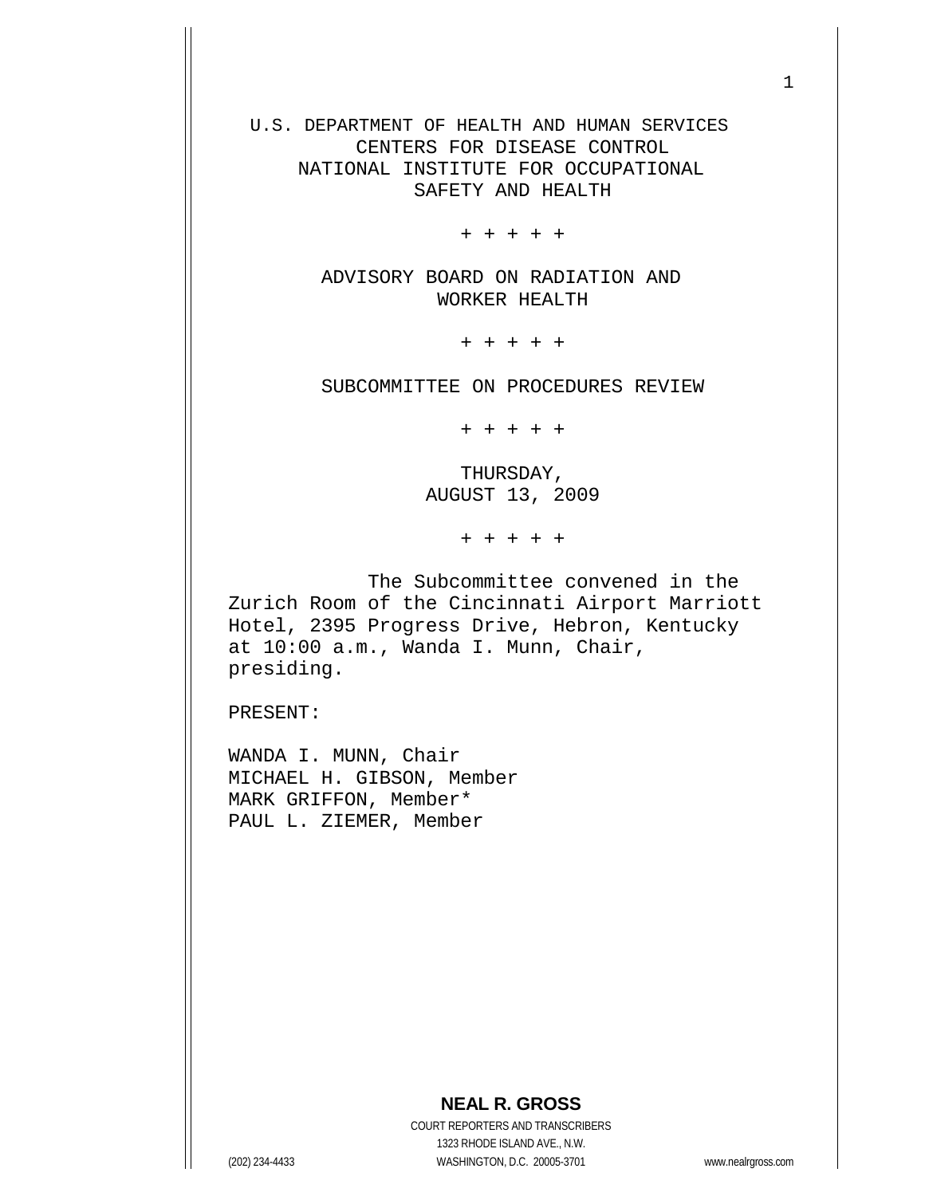U.S. DEPARTMENT OF HEALTH AND HUMAN SERVICES
CENTERS FOR DISEASE CONTROL
NATIONAL INSTITUTE FOR OCCUPATIONAL
SAFETY AND HEALTH

+ + + + +

ADVISORY BOARD ON RADIATION AND
WORKER HEALTH

+ + + + +

SUBCOMMITTEE ON PROCEDURES REVIEW

+ + + + +

THURSDAY,
AUGUST 13, 2009

+ + + + +

The Subcommittee convened in the Zurich Room of the Cincinnati Airport Marriott Hotel, 2395 Progress Drive, Hebron, Kentucky at 10:00 a.m., Wanda I. Munn, Chair, presiding.

PRESENT:

WANDA I. MUNN, Chair
MICHAEL H. GIBSON, Member
MARK GRIFFON, Member*
PAUL L. ZIEMER, Member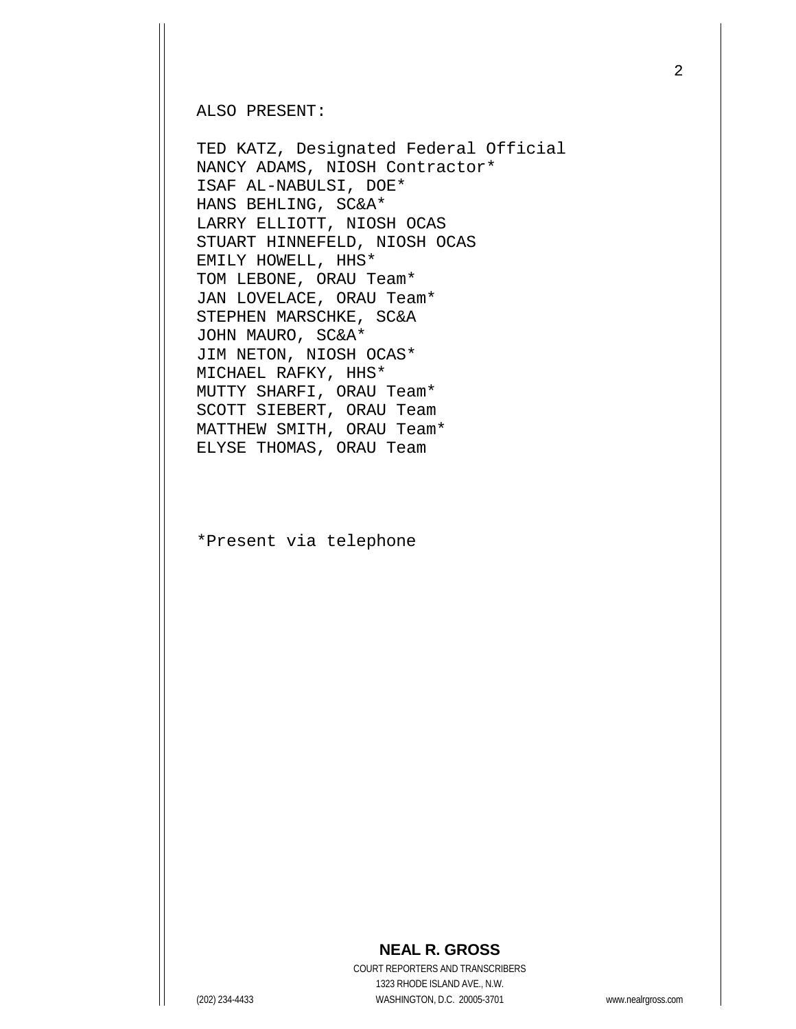ALSO PRESENT:

TED KATZ, Designated Federal Official
NANCY ADAMS, NIOSH Contractor*
ISAF AL-NABULSI, DOE*
HANS BEHLING, SC&A*
LARRY ELLIOTT, NIOSH OCAS
STUART HINNEFELD, NIOSH OCAS
EMILY HOWELL, HHS*
TOM LEBONE, ORAU Team*
JAN LOVELACE, ORAU Team*
STEPHEN MARSCHKE, SC&A
JOHN MAURO, SC&A*
JIM NETON, NIOSH OCAS*
MICHAEL RAFKY, HHS*
MUTTY SHARFI, ORAU Team*
SCOTT SIEBERT, ORAU Team
MATTHEW SMITH, ORAU Team*
ELYSE THOMAS, ORAU Team

*Present via telephone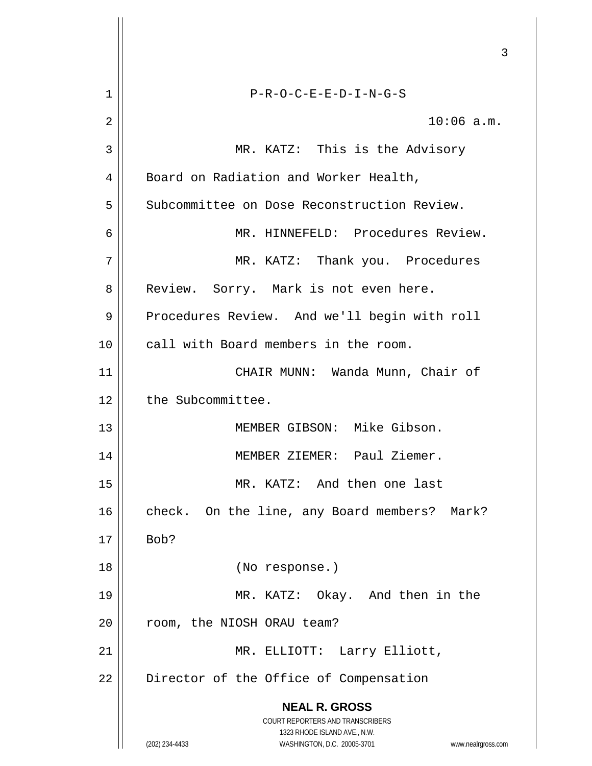P-R-O-C-E-E-D-I-N-G-S

10:06 a.m.

MR. KATZ: This is the Advisory Board on Radiation and Worker Health, Subcommittee on Dose Reconstruction Review.

MR. HINNEFELD: Procedures Review.

MR. KATZ: Thank you. Procedures Review. Sorry. Mark is not even here. Procedures Review. And we'll begin with roll call with Board members in the room.

CHAIR MUNN: Wanda Munn, Chair of the Subcommittee.

MEMBER GIBSON: Mike Gibson.

MEMBER ZIEMER: Paul Ziemer.

MR. KATZ: And then one last check. On the line, any Board members? Mark? Bob?

(No response.)

MR. KATZ: Okay. And then in the room, the NIOSH ORAU team?

MR. ELLIOTT: Larry Elliott, Director of the Office of Compensation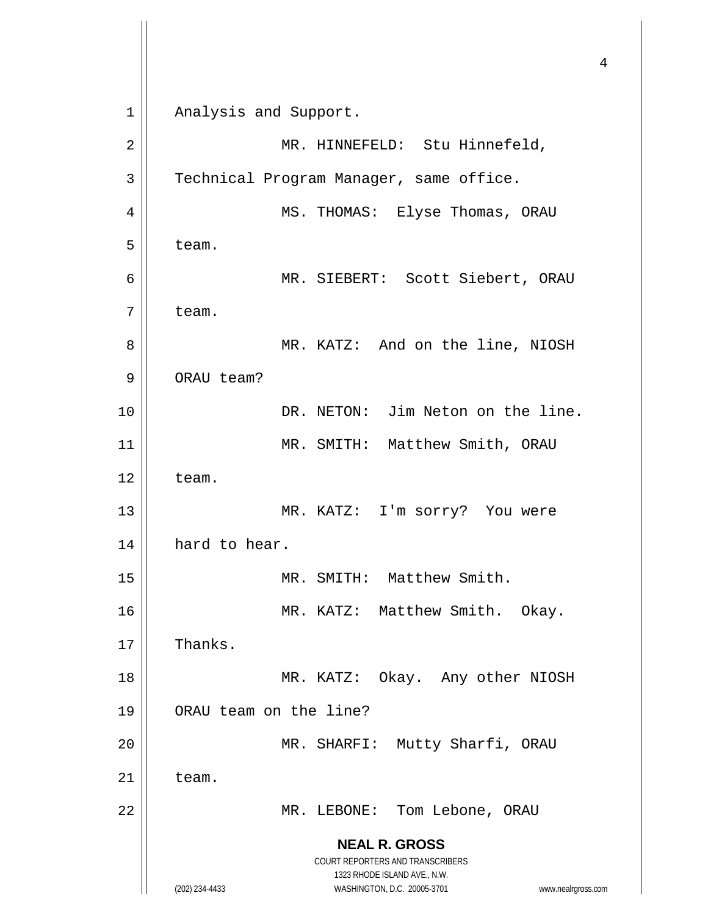Analysis and Support.

MR. HINNEFELD: Stu Hinnefeld, Technical Program Manager, same office.

MS. THOMAS: Elyse Thomas, ORAU team.

MR. SIEBERT: Scott Siebert, ORAU team.

MR. KATZ: And on the line, NIOSH ORAU team?

DR. NETON: Jim Neton on the line.

MR. SMITH: Matthew Smith, ORAU team.

MR. KATZ: I'm sorry? You were hard to hear.

MR. SMITH: Matthew Smith.

MR. KATZ: Matthew Smith. Okay. Thanks.

MR. KATZ: Okay. Any other NIOSH ORAU team on the line?

MR. SHARFI: Mutty Sharfi, ORAU team.

MR. LEBONE: Tom Lebone, ORAU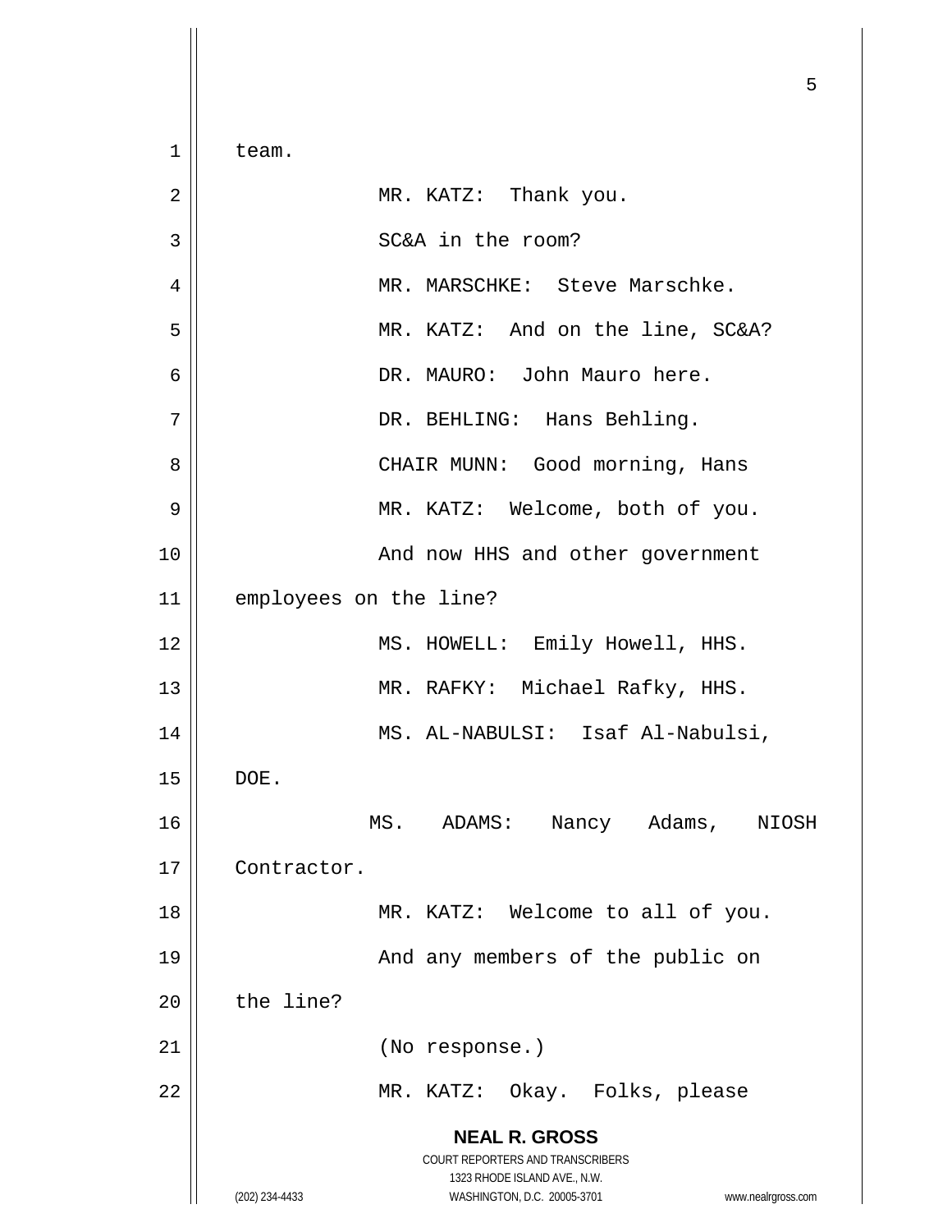team.

MR. KATZ: Thank you.

SC&A in the room?

MR. MARSCHKE: Steve Marschke.

MR. KATZ: And on the line, SC&A?

DR. MAURO: John Mauro here.

DR. BEHLING: Hans Behling.

CHAIR MUNN: Good morning, Hans

MR. KATZ: Welcome, both of you.

And now HHS and other government employees on the line?

MS. HOWELL: Emily Howell, HHS.

MR. RAFKY: Michael Rafky, HHS.

MS. AL-NABULSI: Isaf Al-Nabulsi, DOE.

MS. ADAMS: Nancy Adams, NIOSH Contractor.

MR. KATZ: Welcome to all of you.

And any members of the public on the line?

(No response.)

MR. KATZ: Okay. Folks, please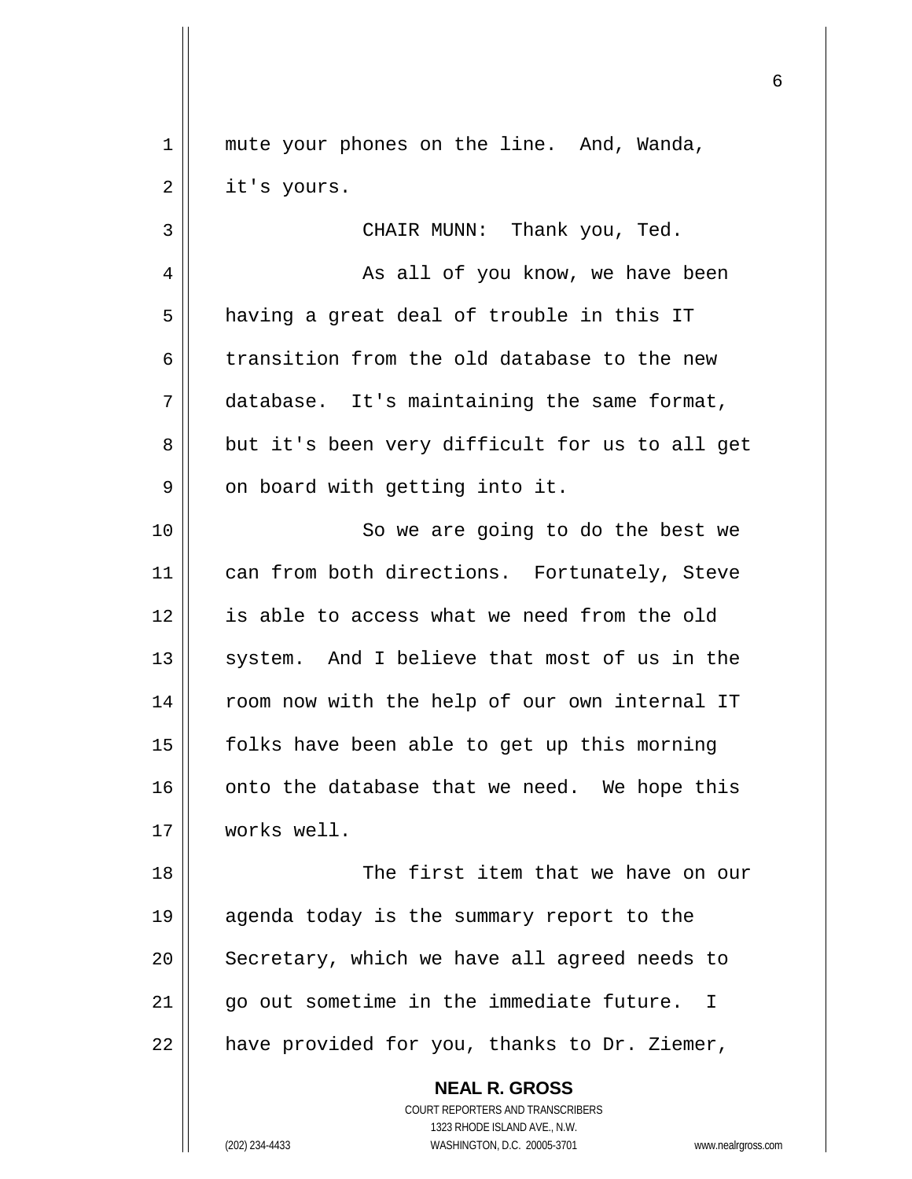mute your phones on the line. And, Wanda, it's yours.

CHAIR MUNN: Thank you, Ted.

As all of you know, we have been having a great deal of trouble in this IT transition from the old database to the new database. It's maintaining the same format, but it's been very difficult for us to all get on board with getting into it.

So we are going to do the best we can from both directions. Fortunately, Steve is able to access what we need from the old system. And I believe that most of us in the room now with the help of our own internal IT folks have been able to get up this morning onto the database that we need. We hope this works well.

The first item that we have on our agenda today is the summary report to the Secretary, which we have all agreed needs to go out sometime in the immediate future. I have provided for you, thanks to Dr. Ziemer,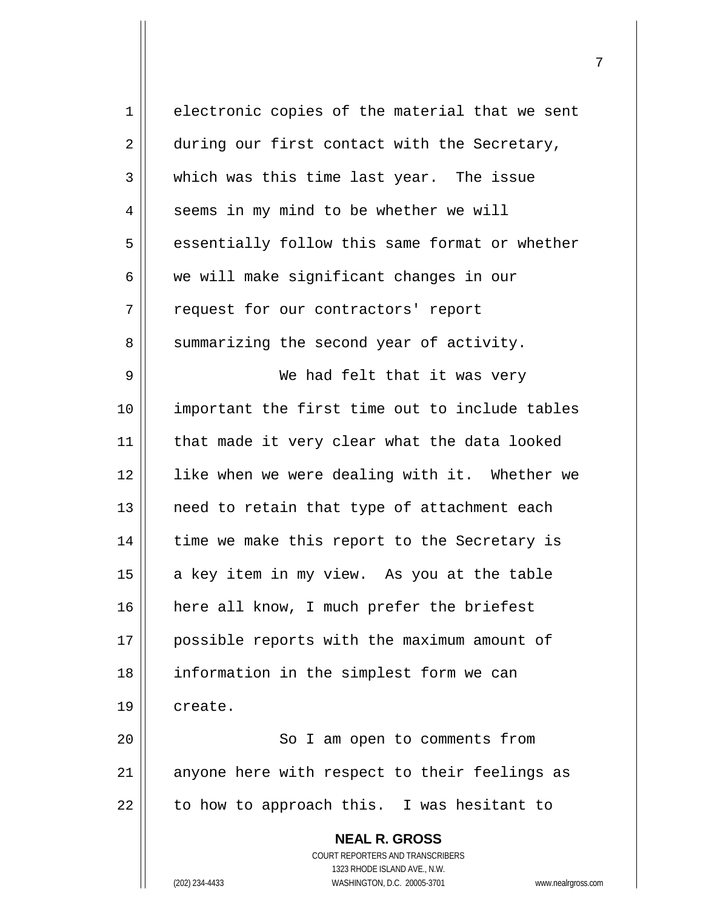electronic copies of the material that we sent during our first contact with the Secretary, which was this time last year. The issue seems in my mind to be whether we will essentially follow this same format or whether we will make significant changes in our request for our contractors' report summarizing the second year of activity.

We had felt that it was very important the first time out to include tables that made it very clear what the data looked like when we were dealing with it. Whether we need to retain that type of attachment each time we make this report to the Secretary is a key item in my view. As you at the table here all know, I much prefer the briefest possible reports with the maximum amount of information in the simplest form we can create.

So I am open to comments from anyone here with respect to their feelings as to how to approach this. I was hesitant to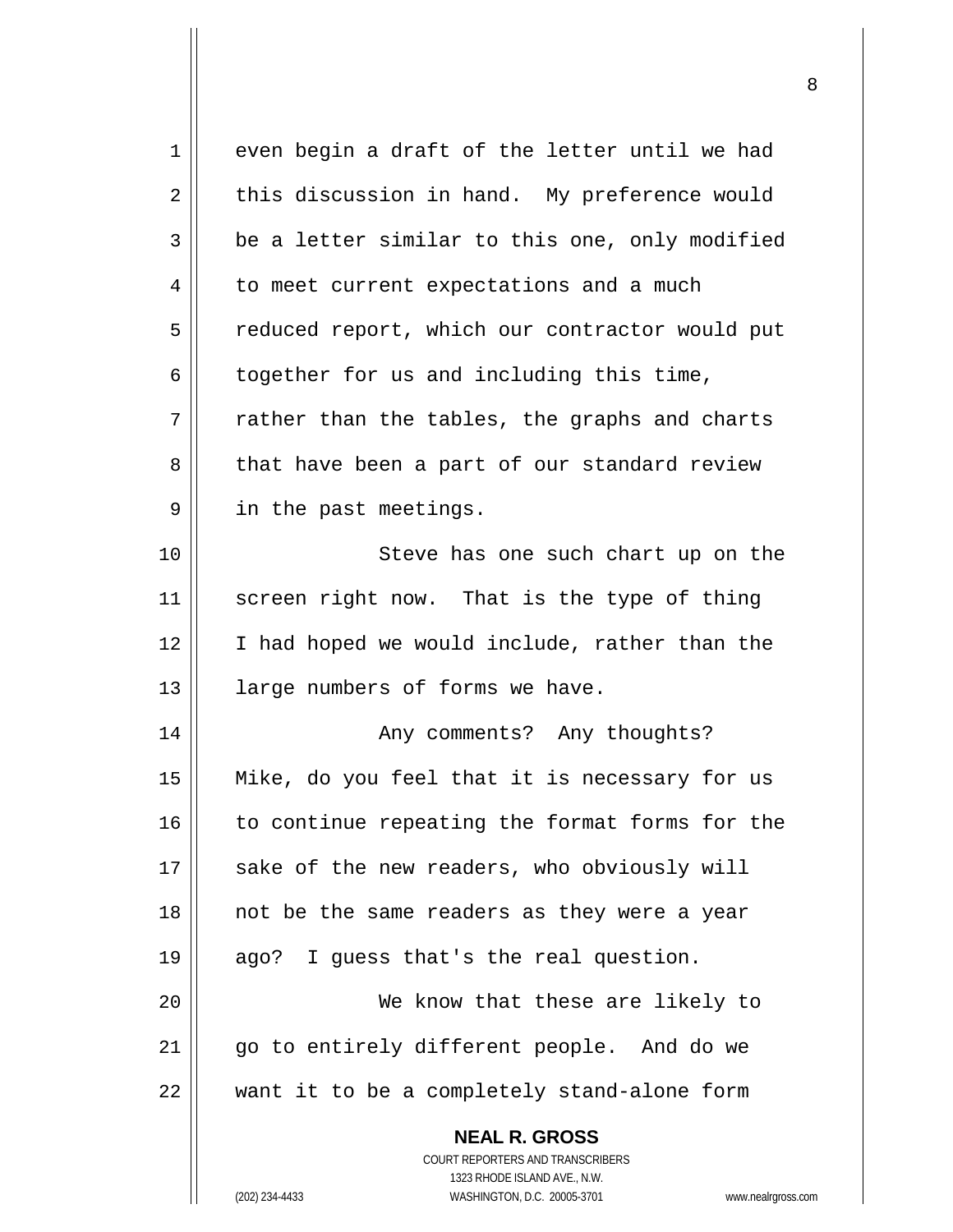even begin a draft of the letter until we had this discussion in hand. My preference would be a letter similar to this one, only modified to meet current expectations and a much reduced report, which our contractor would put together for us and including this time, rather than the tables, the graphs and charts that have been a part of our standard review in the past meetings.

Steve has one such chart up on the screen right now. That is the type of thing I had hoped we would include, rather than the large numbers of forms we have.

Any comments? Any thoughts? Mike, do you feel that it is necessary for us to continue repeating the format forms for the sake of the new readers, who obviously will not be the same readers as they were a year ago? I guess that's the real question.

We know that these are likely to go to entirely different people. And do we want it to be a completely stand-alone form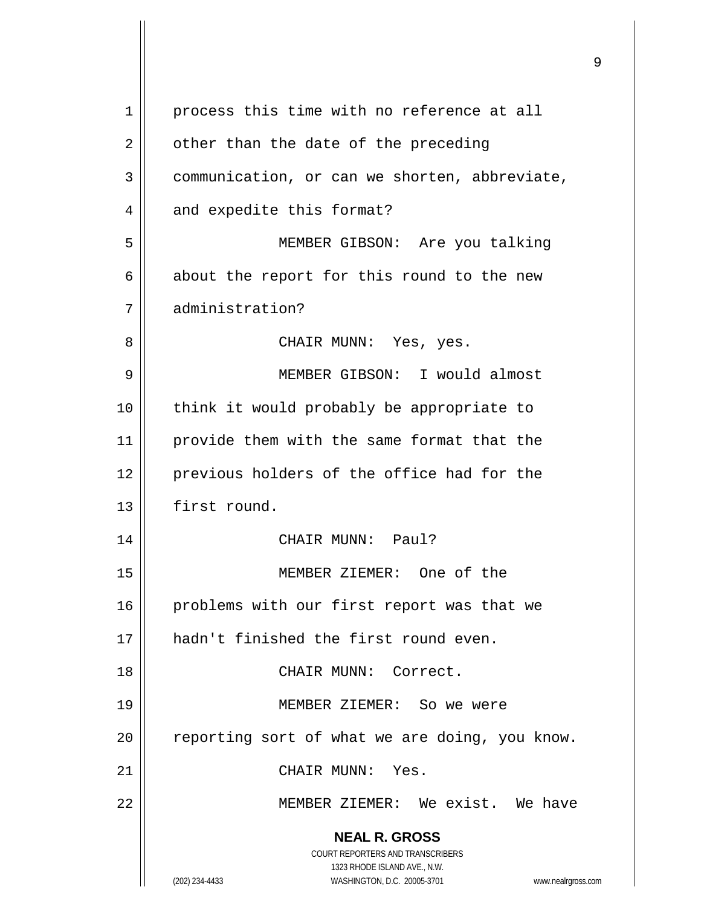process this time with no reference at all other than the date of the preceding communication, or can we shorten, abbreviate, and expedite this format?

MEMBER GIBSON: Are you talking about the report for this round to the new administration?

CHAIR MUNN: Yes, yes.

MEMBER GIBSON: I would almost think it would probably be appropriate to provide them with the same format that the previous holders of the office had for the first round.

CHAIR MUNN: Paul?

MEMBER ZIEMER: One of the problems with our first report was that we hadn't finished the first round even.

CHAIR MUNN: Correct.

MEMBER ZIEMER: So we were reporting sort of what we are doing, you know.

CHAIR MUNN: Yes.

MEMBER ZIEMER: We exist. We have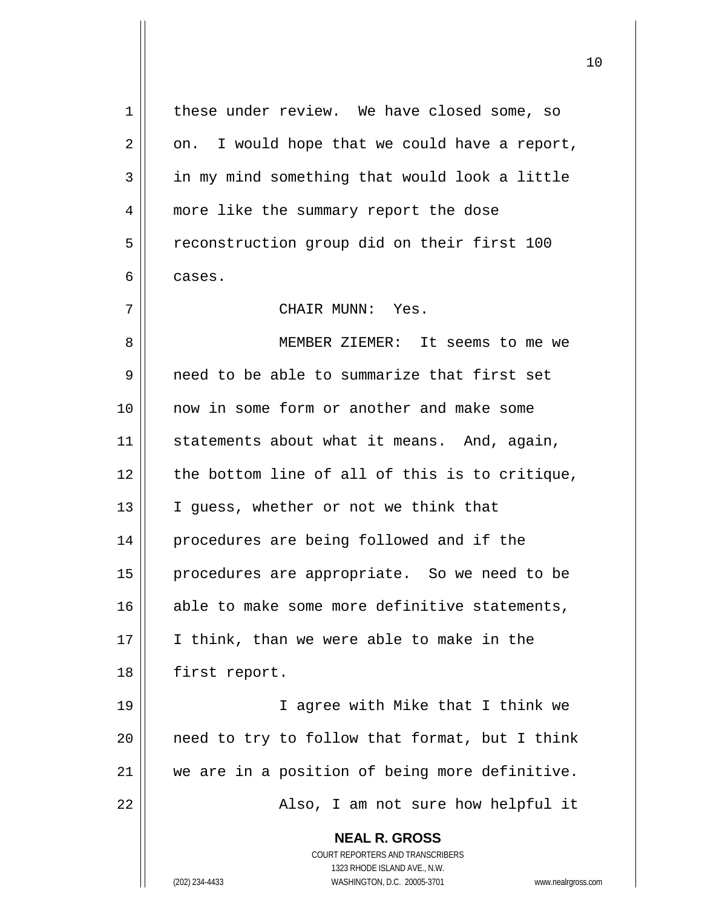these under review. We have closed some, so on. I would hope that we could have a report, in my mind something that would look a little more like the summary report the dose reconstruction group did on their first 100 cases.

CHAIR MUNN: Yes.

MEMBER ZIEMER: It seems to me we need to be able to summarize that first set now in some form or another and make some statements about what it means. And, again, the bottom line of all of this is to critique, I guess, whether or not we think that procedures are being followed and if the procedures are appropriate. So we need to be able to make some more definitive statements, I think, than we were able to make in the first report.

I agree with Mike that I think we need to try to follow that format, but I think we are in a position of being more definitive.

Also, I am not sure how helpful it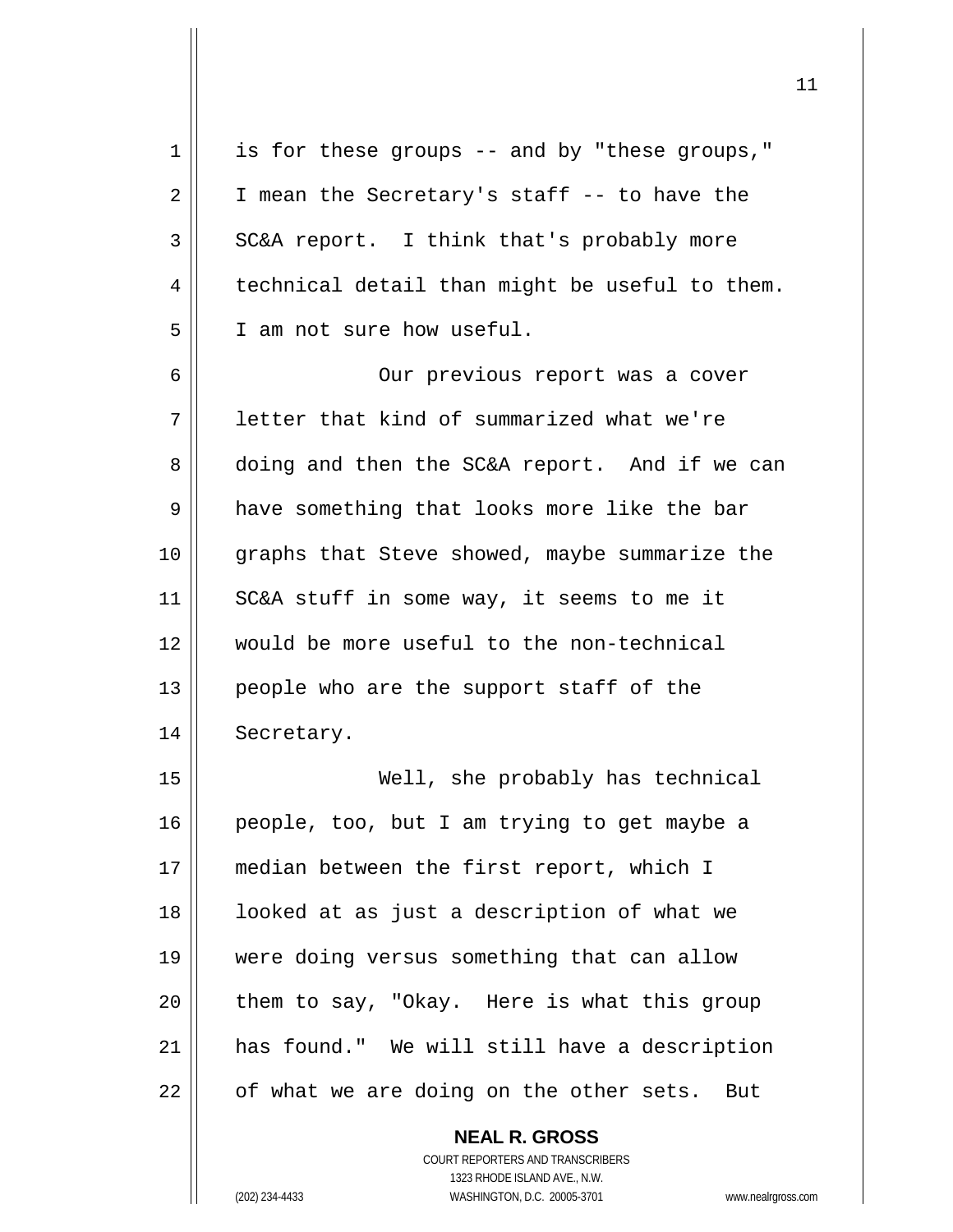is for these groups -- and by "these groups," I mean the Secretary's staff -- to have the SC&A report. I think that's probably more technical detail than might be useful to them. I am not sure how useful.

Our previous report was a cover letter that kind of summarized what we're doing and then the SC&A report. And if we can have something that looks more like the bar graphs that Steve showed, maybe summarize the SC&A stuff in some way, it seems to me it would be more useful to the non-technical people who are the support staff of the Secretary.

Well, she probably has technical people, too, but I am trying to get maybe a median between the first report, which I looked at as just a description of what we were doing versus something that can allow them to say, "Okay. Here is what this group has found." We will still have a description of what we are doing on the other sets. But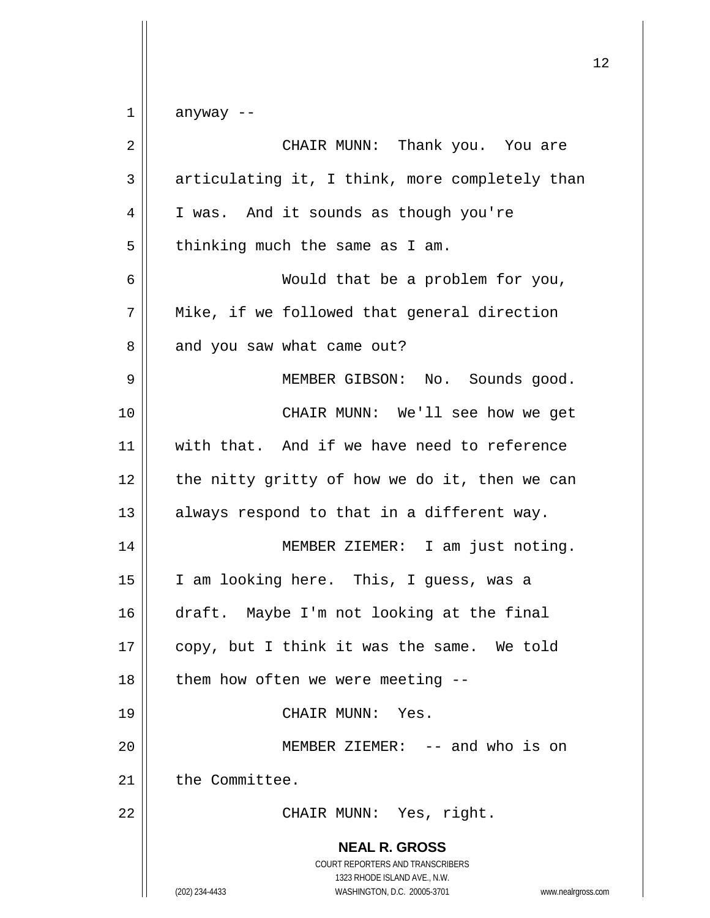anyway --

CHAIR MUNN: Thank you. You are articulating it, I think, more completely than I was. And it sounds as though you're thinking much the same as I am.

Would that be a problem for you, Mike, if we followed that general direction and you saw what came out?

MEMBER GIBSON: No. Sounds good.

CHAIR MUNN: We'll see how we get with that. And if we have need to reference the nitty gritty of how we do it, then we can always respond to that in a different way.

MEMBER ZIEMER: I am just noting. I am looking here. This, I guess, was a draft. Maybe I'm not looking at the final copy, but I think it was the same. We told them how often we were meeting --

CHAIR MUNN: Yes.

MEMBER ZIEMER: -- and who is on the Committee.

CHAIR MUNN: Yes, right.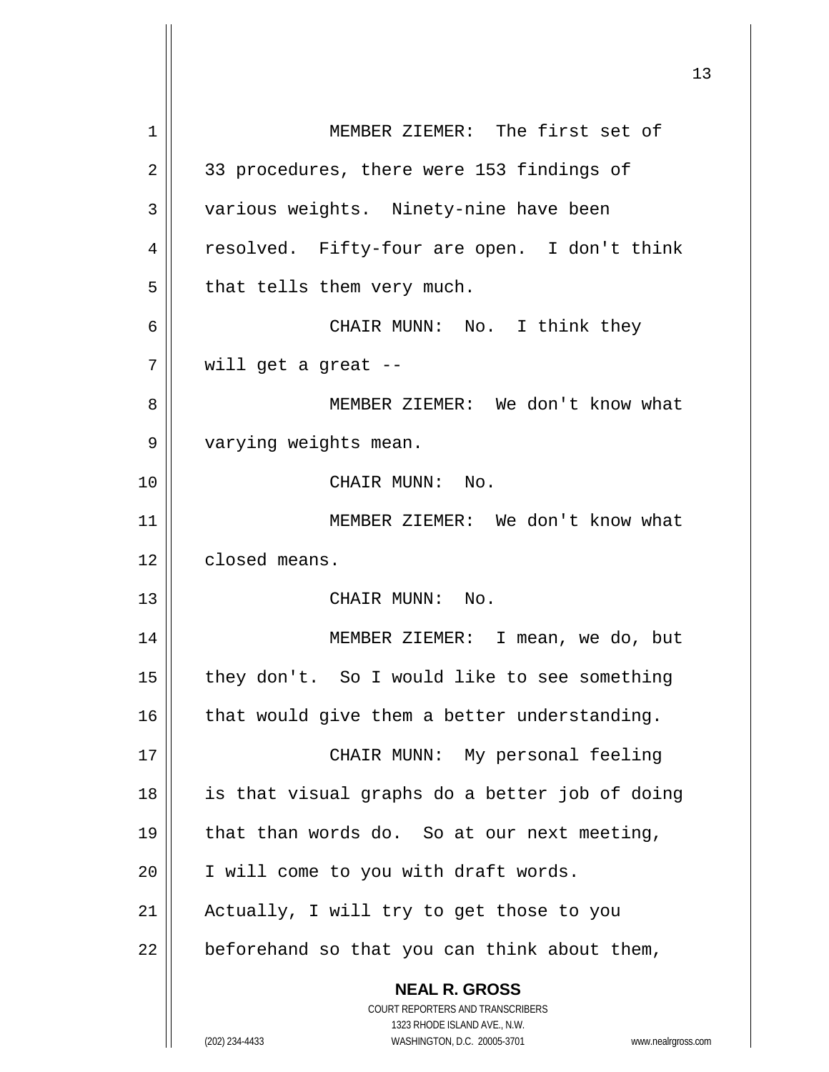MEMBER ZIEMER: The first set of 33 procedures, there were 153 findings of various weights. Ninety-nine have been resolved. Fifty-four are open. I don't think that tells them very much.

CHAIR MUNN: No. I think they will get a great --

MEMBER ZIEMER: We don't know what varying weights mean.

CHAIR MUNN: No.

MEMBER ZIEMER: We don't know what closed means.

CHAIR MUNN: No.

MEMBER ZIEMER: I mean, we do, but they don't. So I would like to see something that would give them a better understanding.

CHAIR MUNN: My personal feeling is that visual graphs do a better job of doing that than words do. So at our next meeting, I will come to you with draft words. Actually, I will try to get those to you beforehand so that you can think about them,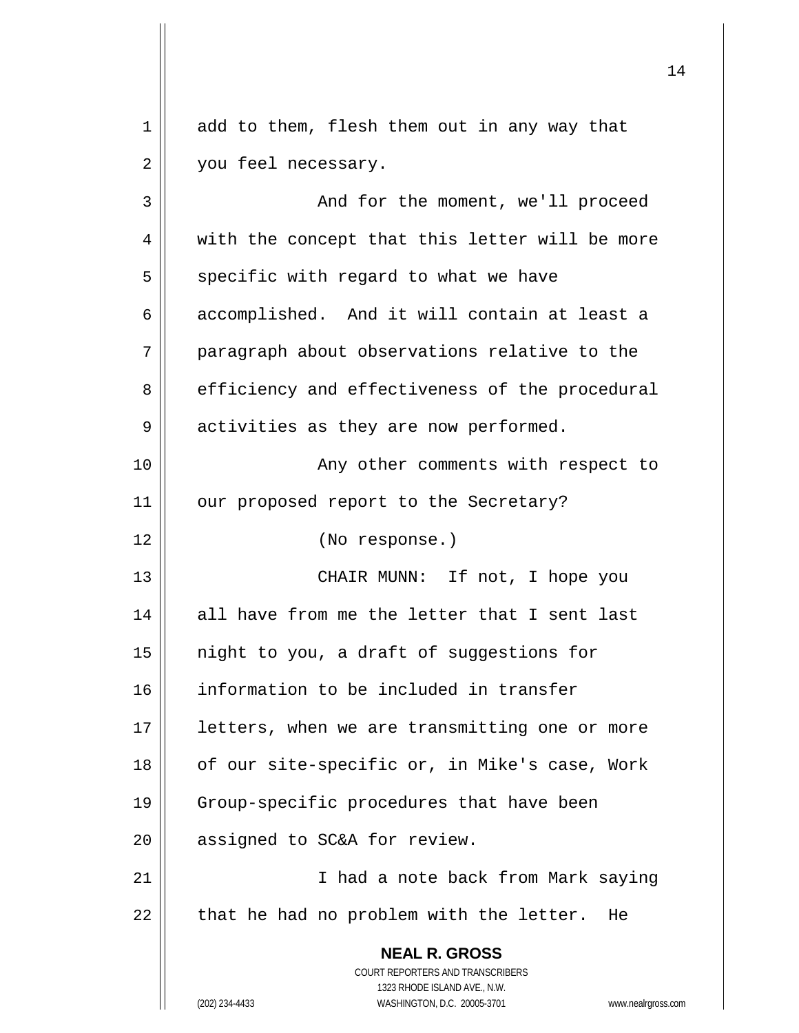add to them, flesh them out in any way that you feel necessary.

And for the moment, we'll proceed with the concept that this letter will be more specific with regard to what we have accomplished. And it will contain at least a paragraph about observations relative to the efficiency and effectiveness of the procedural activities as they are now performed.

Any other comments with respect to our proposed report to the Secretary?

(No response.)

CHAIR MUNN: If not, I hope you all have from me the letter that I sent last night to you, a draft of suggestions for information to be included in transfer letters, when we are transmitting one or more of our site-specific or, in Mike's case, Work Group-specific procedures that have been assigned to SC&A for review.

I had a note back from Mark saying that he had no problem with the letter. He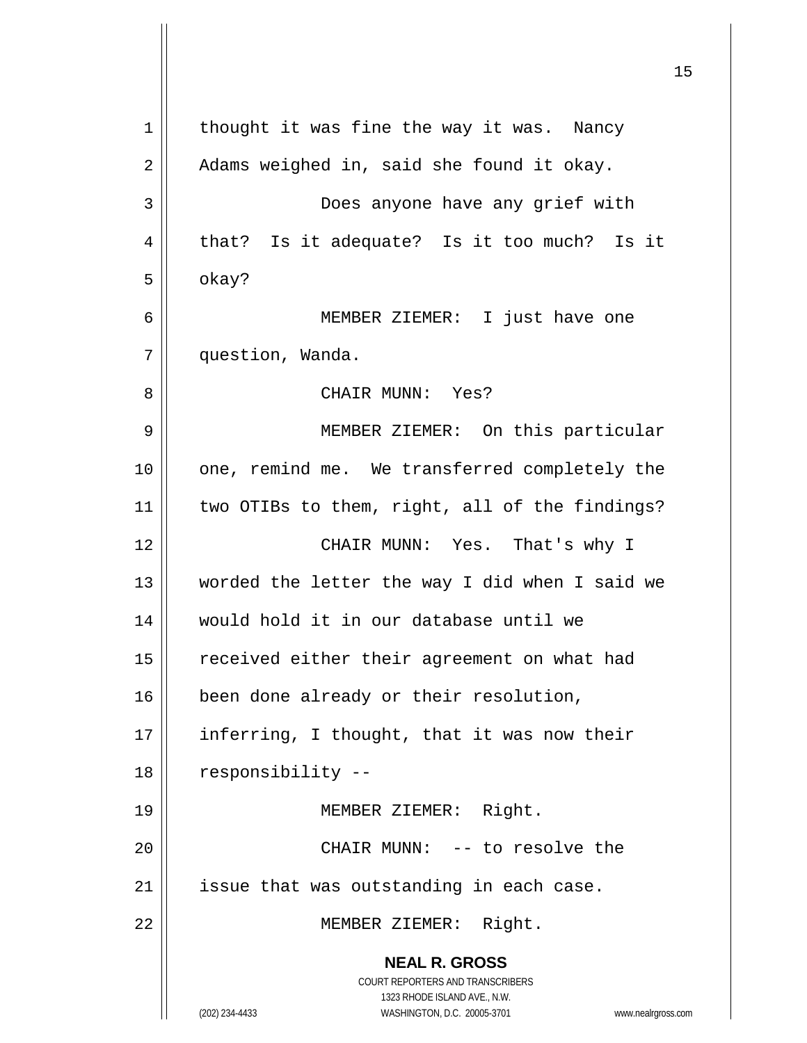thought it was fine the way it was. Nancy Adams weighed in, said she found it okay.

Does anyone have any grief with that? Is it adequate? Is it too much? Is it okay?

MEMBER ZIEMER: I just have one question, Wanda.

CHAIR MUNN: Yes?

MEMBER ZIEMER: On this particular one, remind me. We transferred completely the two OTIBs to them, right, all of the findings?

CHAIR MUNN: Yes. That's why I worded the letter the way I did when I said we would hold it in our database until we received either their agreement on what had been done already or their resolution, inferring, I thought, that it was now their responsibility --

MEMBER ZIEMER: Right.

CHAIR MUNN: -- to resolve the issue that was outstanding in each case.

MEMBER ZIEMER: Right.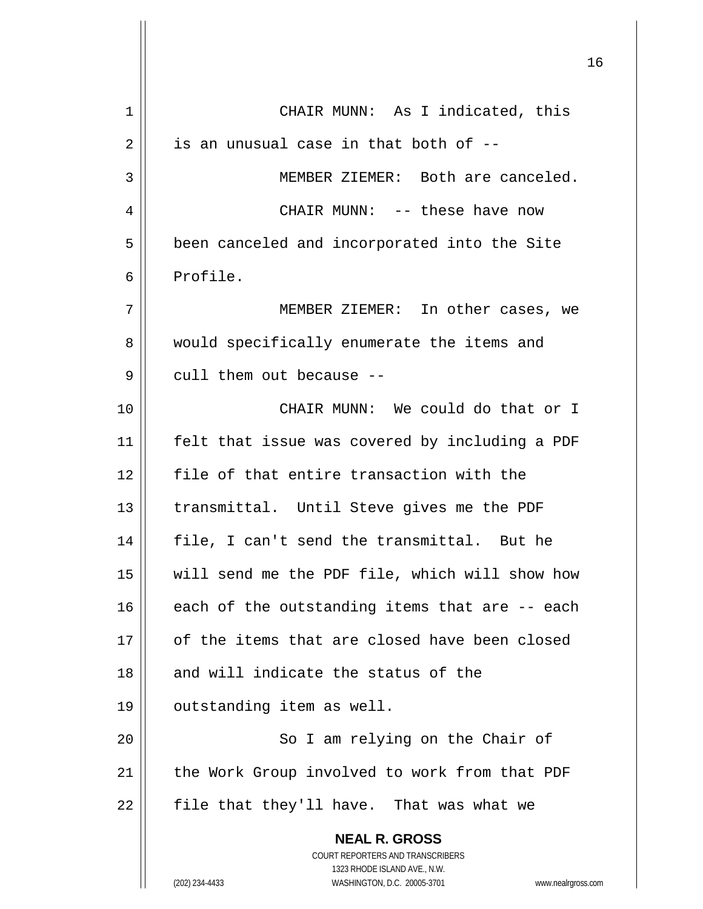CHAIR MUNN: As I indicated, this is an unusual case in that both of --

MEMBER ZIEMER: Both are canceled.

CHAIR MUNN: -- these have now been canceled and incorporated into the Site Profile.

MEMBER ZIEMER: In other cases, we would specifically enumerate the items and cull them out because --

CHAIR MUNN: We could do that or I felt that issue was covered by including a PDF file of that entire transaction with the transmittal. Until Steve gives me the PDF file, I can't send the transmittal. But he will send me the PDF file, which will show how each of the outstanding items that are -- each of the items that are closed have been closed and will indicate the status of the outstanding item as well.

So I am relying on the Chair of the Work Group involved to work from that PDF file that they'll have. That was what we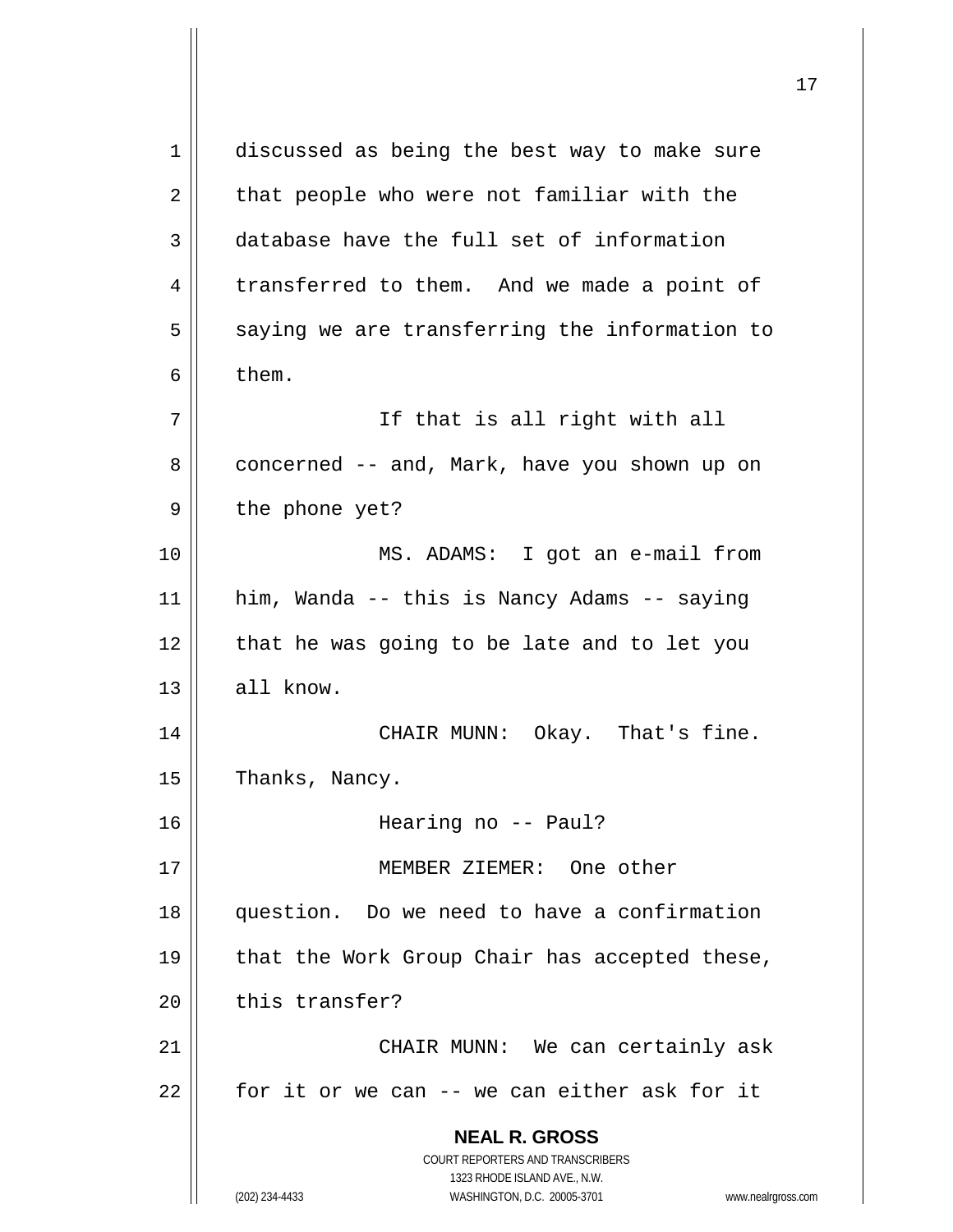discussed as being the best way to make sure that people who were not familiar with the database have the full set of information transferred to them. And we made a point of saying we are transferring the information to them.

If that is all right with all concerned -- and, Mark, have you shown up on the phone yet?

MS. ADAMS: I got an e-mail from him, Wanda -- this is Nancy Adams -- saying that he was going to be late and to let you all know.

CHAIR MUNN: Okay. That's fine. Thanks, Nancy.

Hearing no -- Paul?

MEMBER ZIEMER: One other question. Do we need to have a confirmation that the Work Group Chair has accepted these, this transfer?

CHAIR MUNN: We can certainly ask for it or we can -- we can either ask for it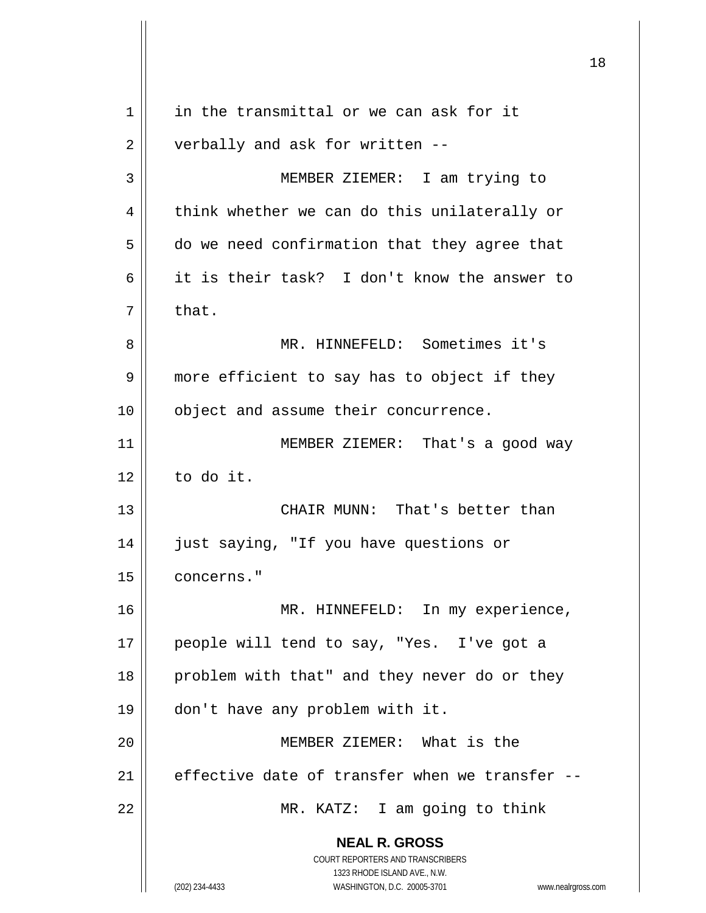in the transmittal or we can ask for it verbally and ask for written --

MEMBER ZIEMER: I am trying to think whether we can do this unilaterally or do we need confirmation that they agree that it is their task? I don't know the answer to that.

MR. HINNEFELD: Sometimes it's more efficient to say has to object if they object and assume their concurrence.

MEMBER ZIEMER: That's a good way to do it.

CHAIR MUNN: That's better than just saying, "If you have questions or concerns."

MR. HINNEFELD: In my experience, people will tend to say, "Yes. I've got a problem with that" and they never do or they don't have any problem with it.

MEMBER ZIEMER: What is the effective date of transfer when we transfer --

MR. KATZ: I am going to think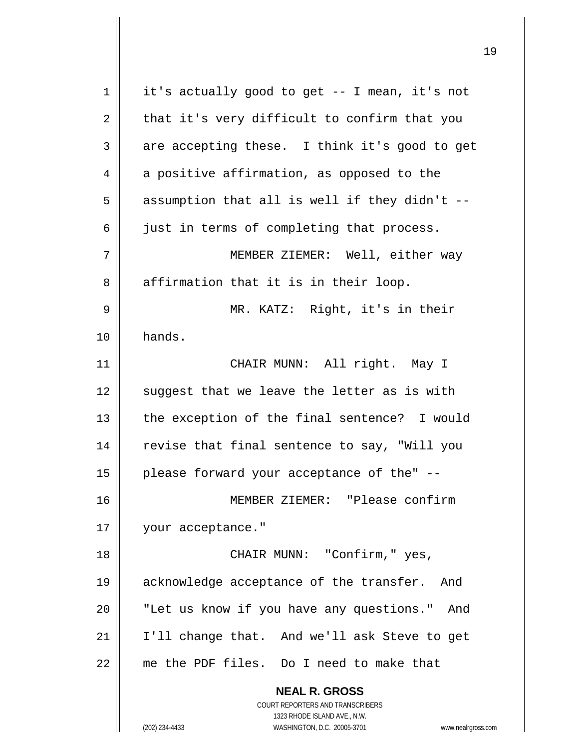it's actually good to get -- I mean, it's not that it's very difficult to confirm that you are accepting these. I think it's good to get a positive affirmation, as opposed to the assumption that all is well if they didn't -- just in terms of completing that process.

MEMBER ZIEMER: Well, either way affirmation that it is in their loop.

MR. KATZ: Right, it's in their hands.

CHAIR MUNN: All right. May I suggest that we leave the letter as is with the exception of the final sentence? I would revise that final sentence to say, "Will you please forward your acceptance of the" --

MEMBER ZIEMER: "Please confirm your acceptance."

CHAIR MUNN: "Confirm," yes, acknowledge acceptance of the transfer. And "Let us know if you have any questions." And I'll change that. And we'll ask Steve to get me the PDF files. Do I need to make that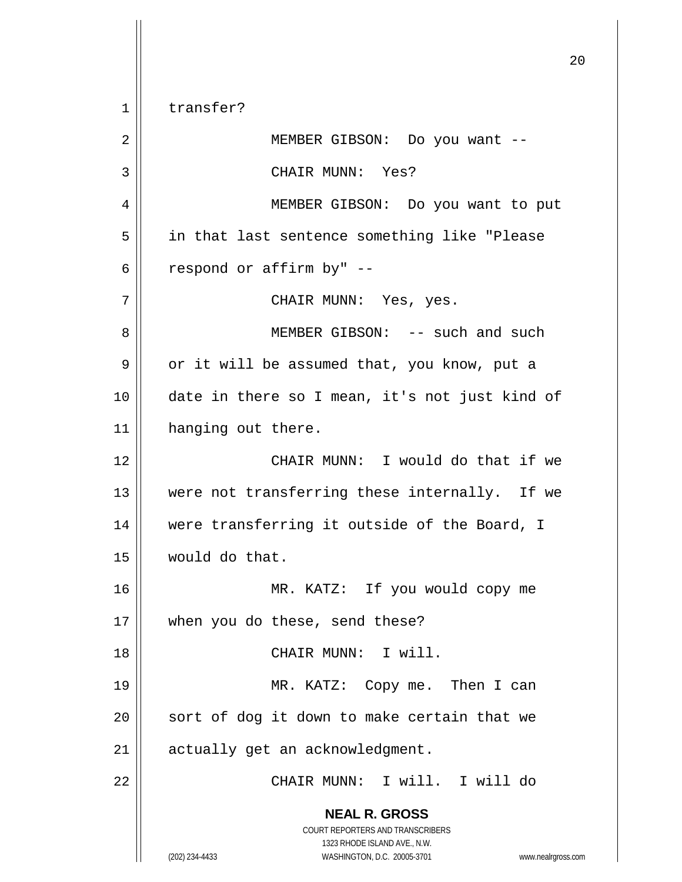transfer?

MEMBER GIBSON: Do you want --

CHAIR MUNN: Yes?

MEMBER GIBSON: Do you want to put in that last sentence something like "Please respond or affirm by" --

CHAIR MUNN: Yes, yes.

MEMBER GIBSON: -- such and such or it will be assumed that, you know, put a date in there so I mean, it's not just kind of hanging out there.

CHAIR MUNN: I would do that if we were not transferring these internally. If we were transferring it outside of the Board, I would do that.

MR. KATZ: If you would copy me when you do these, send these?

CHAIR MUNN: I will.

MR. KATZ: Copy me. Then I can sort of dog it down to make certain that we actually get an acknowledgment.

CHAIR MUNN: I will. I will do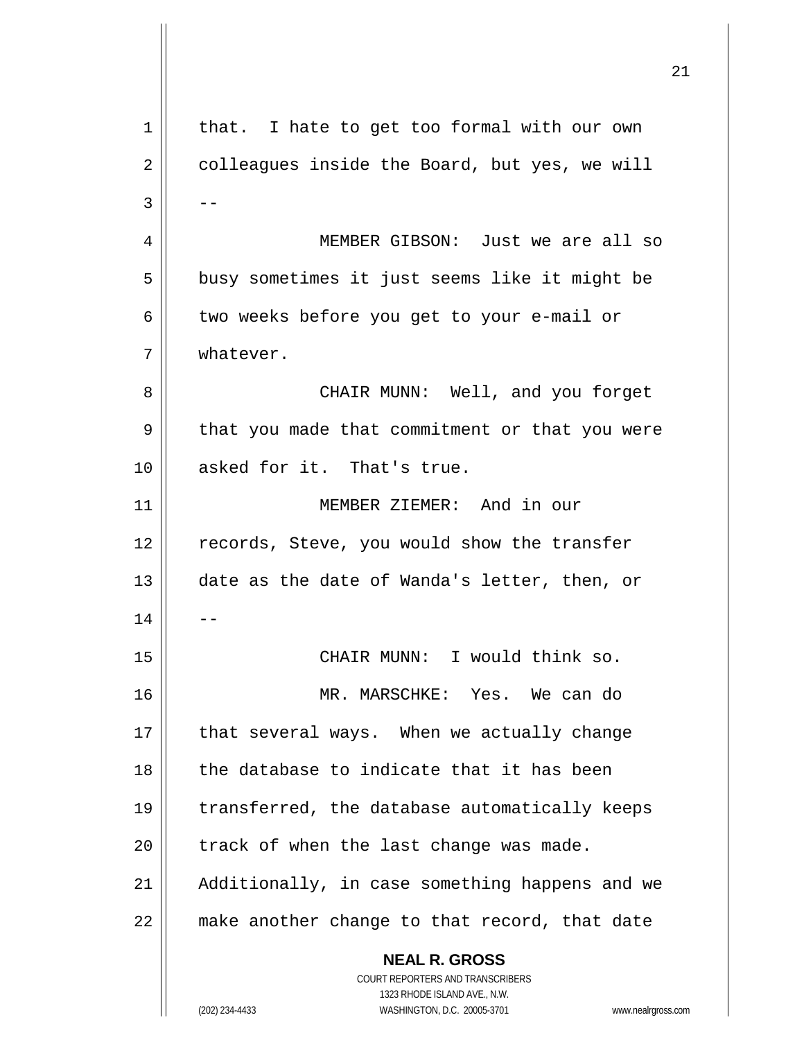that. I hate to get too formal with our own colleagues inside the Board, but yes, we will --

MEMBER GIBSON: Just we are all so busy sometimes it just seems like it might be two weeks before you get to your e-mail or whatever.

CHAIR MUNN: Well, and you forget that you made that commitment or that you were asked for it. That's true.

MEMBER ZIEMER: And in our records, Steve, you would show the transfer date as the date of Wanda's letter, then, or --

CHAIR MUNN: I would think so.

MR. MARSCHKE: Yes. We can do that several ways. When we actually change the database to indicate that it has been transferred, the database automatically keeps track of when the last change was made. Additionally, in case something happens and we make another change to that record, that date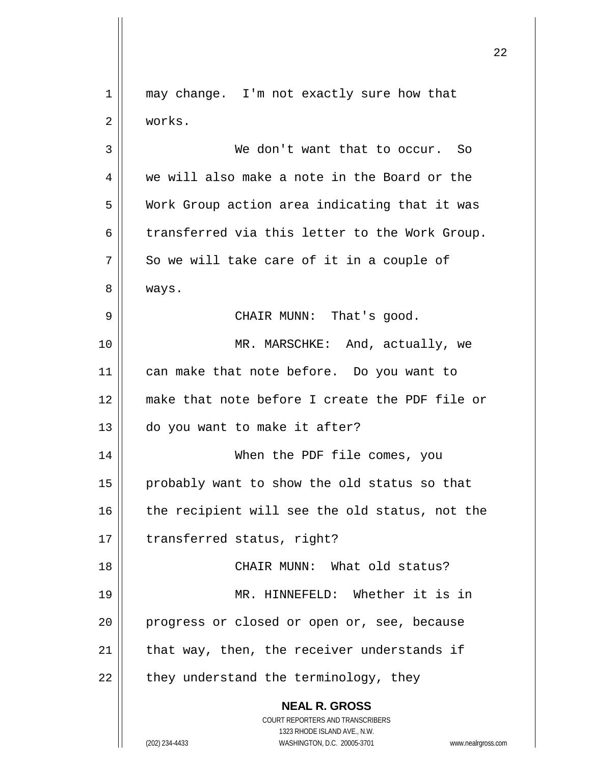may change. I'm not exactly sure how that works.

We don't want that to occur. So we will also make a note in the Board or the Work Group action area indicating that it was transferred via this letter to the Work Group. So we will take care of it in a couple of ways.

CHAIR MUNN: That's good.

MR. MARSCHKE: And, actually, we can make that note before. Do you want to make that note before I create the PDF file or do you want to make it after?

When the PDF file comes, you probably want to show the old status so that the recipient will see the old status, not the transferred status, right?

CHAIR MUNN: What old status?

MR. HINNEFELD: Whether it is in progress or closed or open or, see, because that way, then, the receiver understands if they understand the terminology, they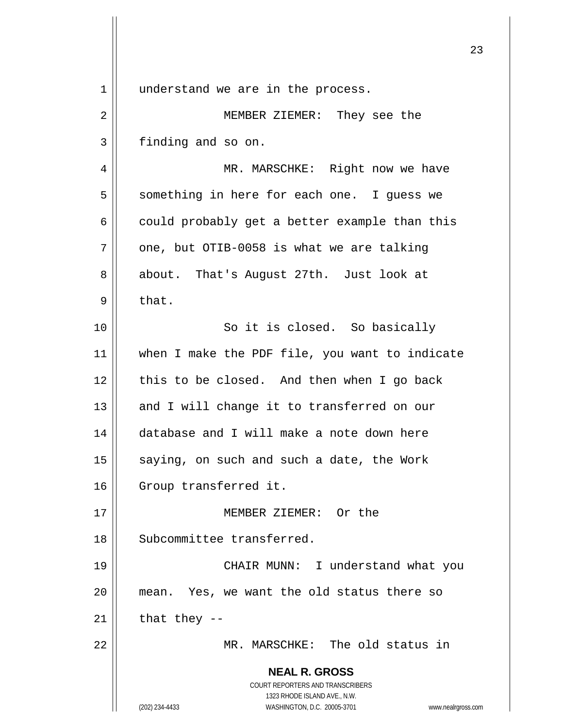understand we are in the process.

MEMBER ZIEMER: They see the finding and so on.

MR. MARSCHKE: Right now we have something in here for each one. I guess we could probably get a better example than this one, but OTIB-0058 is what we are talking about. That's August 27th. Just look at that.

So it is closed. So basically when I make the PDF file, you want to indicate this to be closed. And then when I go back and I will change it to transferred on our database and I will make a note down here saying, on such and such a date, the Work Group transferred it.

MEMBER ZIEMER: Or the Subcommittee transferred.

CHAIR MUNN: I understand what you mean. Yes, we want the old status there so that they --

MR. MARSCHKE: The old status in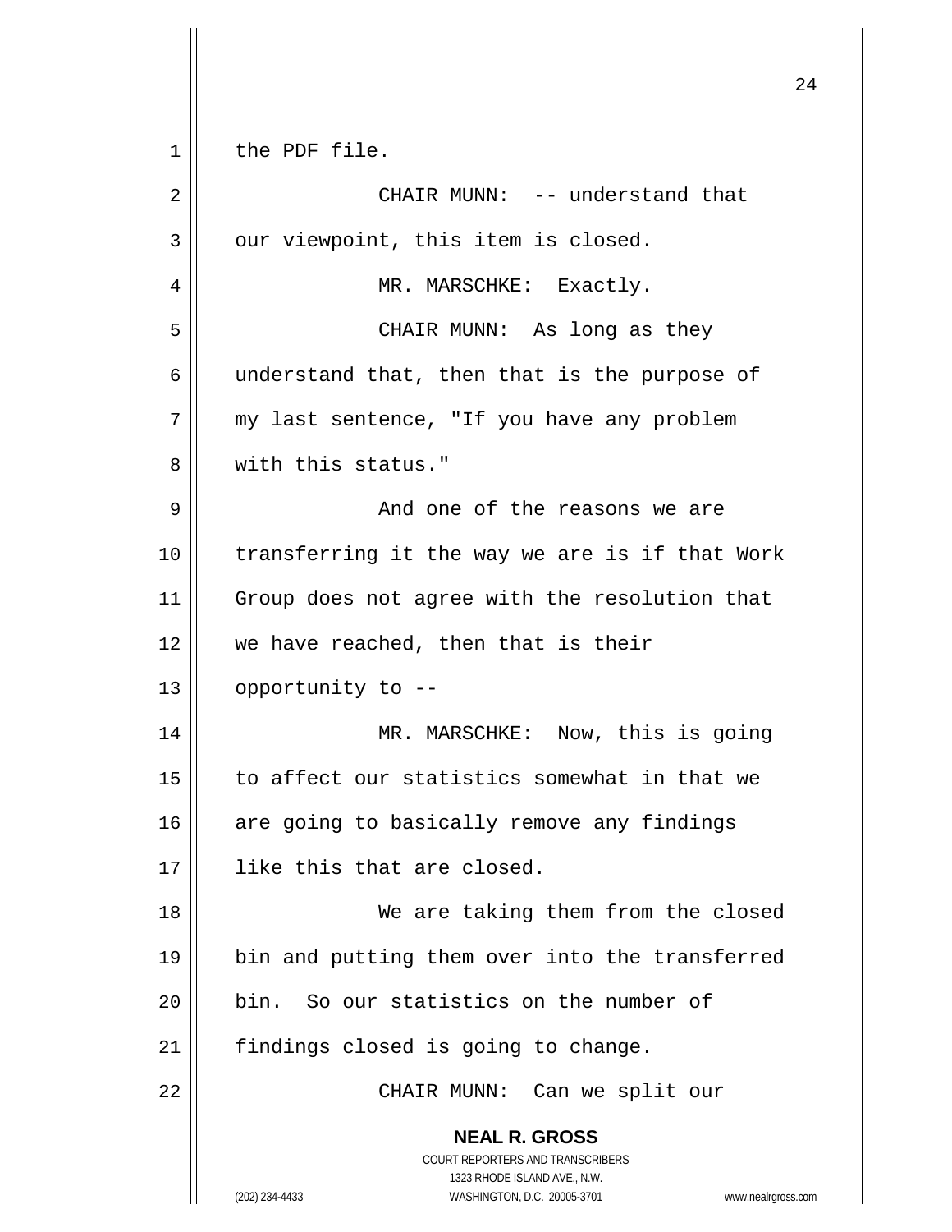the PDF file.

CHAIR MUNN: -- understand that our viewpoint, this item is closed.

MR. MARSCHKE: Exactly.

CHAIR MUNN: As long as they understand that, then that is the purpose of my last sentence, "If you have any problem with this status."

And one of the reasons we are transferring it the way we are is if that Work Group does not agree with the resolution that we have reached, then that is their opportunity to --

MR. MARSCHKE: Now, this is going to affect our statistics somewhat in that we are going to basically remove any findings like this that are closed.

We are taking them from the closed bin and putting them over into the transferred bin. So our statistics on the number of findings closed is going to change.

CHAIR MUNN: Can we split our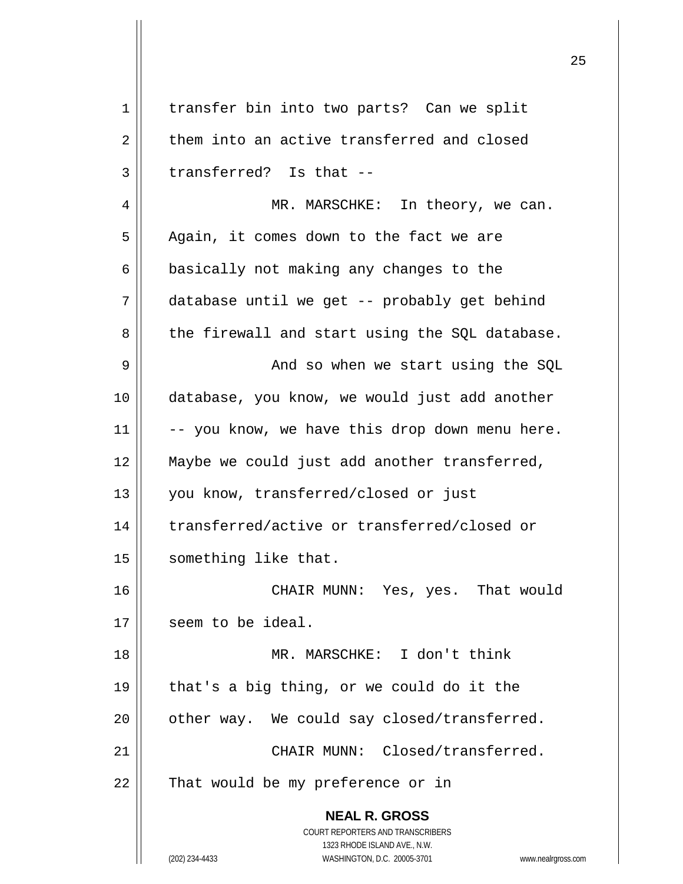transfer bin into two parts? Can we split them into an active transferred and closed transferred? Is that --

MR. MARSCHKE: In theory, we can. Again, it comes down to the fact we are basically not making any changes to the database until we get -- probably get behind the firewall and start using the SQL database.

And so when we start using the SQL database, you know, we would just add another -- you know, we have this drop down menu here. Maybe we could just add another transferred, you know, transferred/closed or just transferred/active or transferred/closed or something like that.

CHAIR MUNN: Yes, yes. That would seem to be ideal.

MR. MARSCHKE: I don't think that's a big thing, or we could do it the other way. We could say closed/transferred.

CHAIR MUNN: Closed/transferred. That would be my preference or in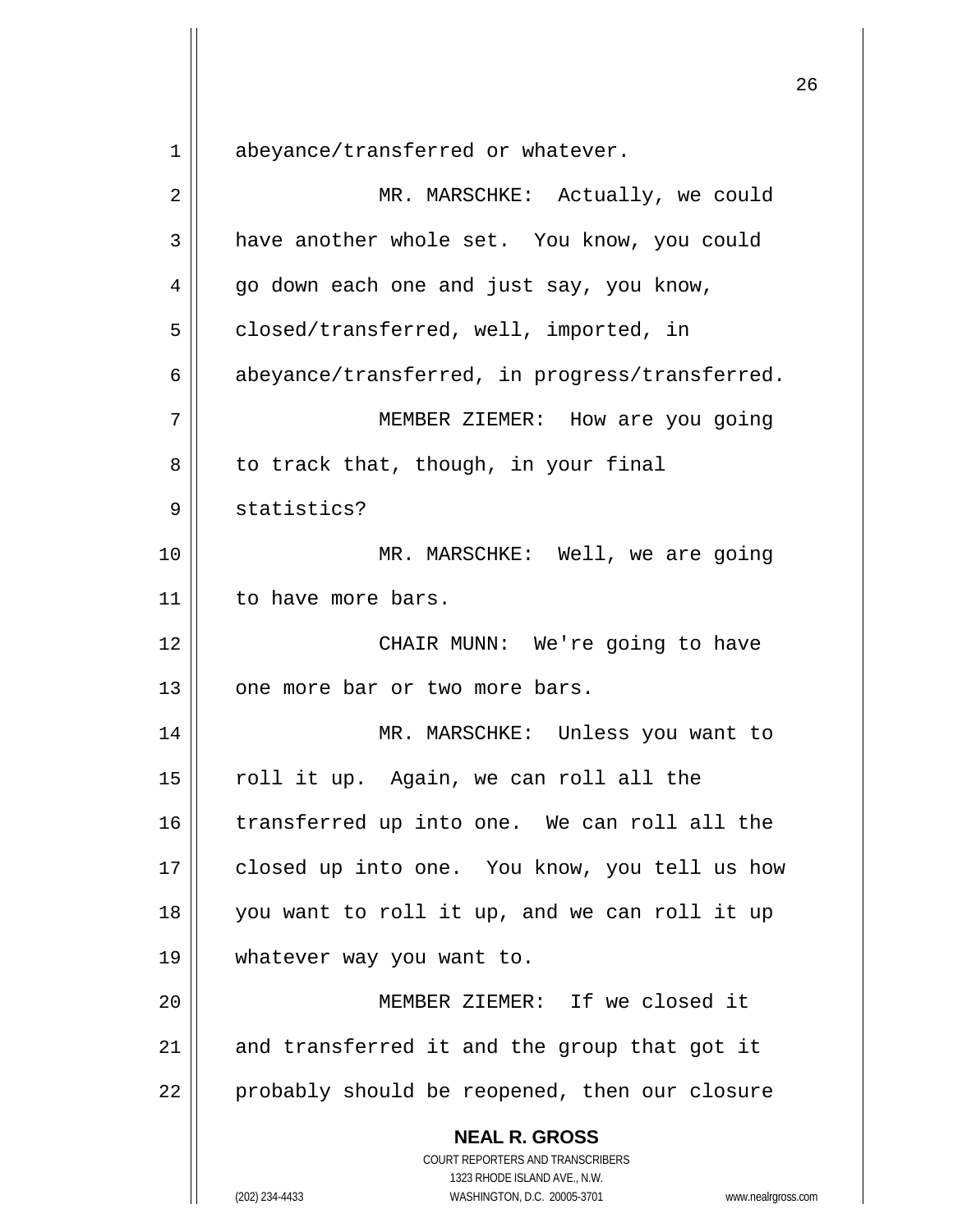abeyance/transferred or whatever.

MR. MARSCHKE: Actually, we could have another whole set. You know, you could go down each one and just say, you know, closed/transferred, well, imported, in abeyance/transferred, in progress/transferred.

MEMBER ZIEMER: How are you going to track that, though, in your final statistics?

MR. MARSCHKE: Well, we are going to have more bars.

CHAIR MUNN: We're going to have one more bar or two more bars.

MR. MARSCHKE: Unless you want to roll it up. Again, we can roll all the transferred up into one. We can roll all the closed up into one. You know, you tell us how you want to roll it up, and we can roll it up whatever way you want to.

MEMBER ZIEMER: If we closed it and transferred it and the group that got it probably should be reopened, then our closure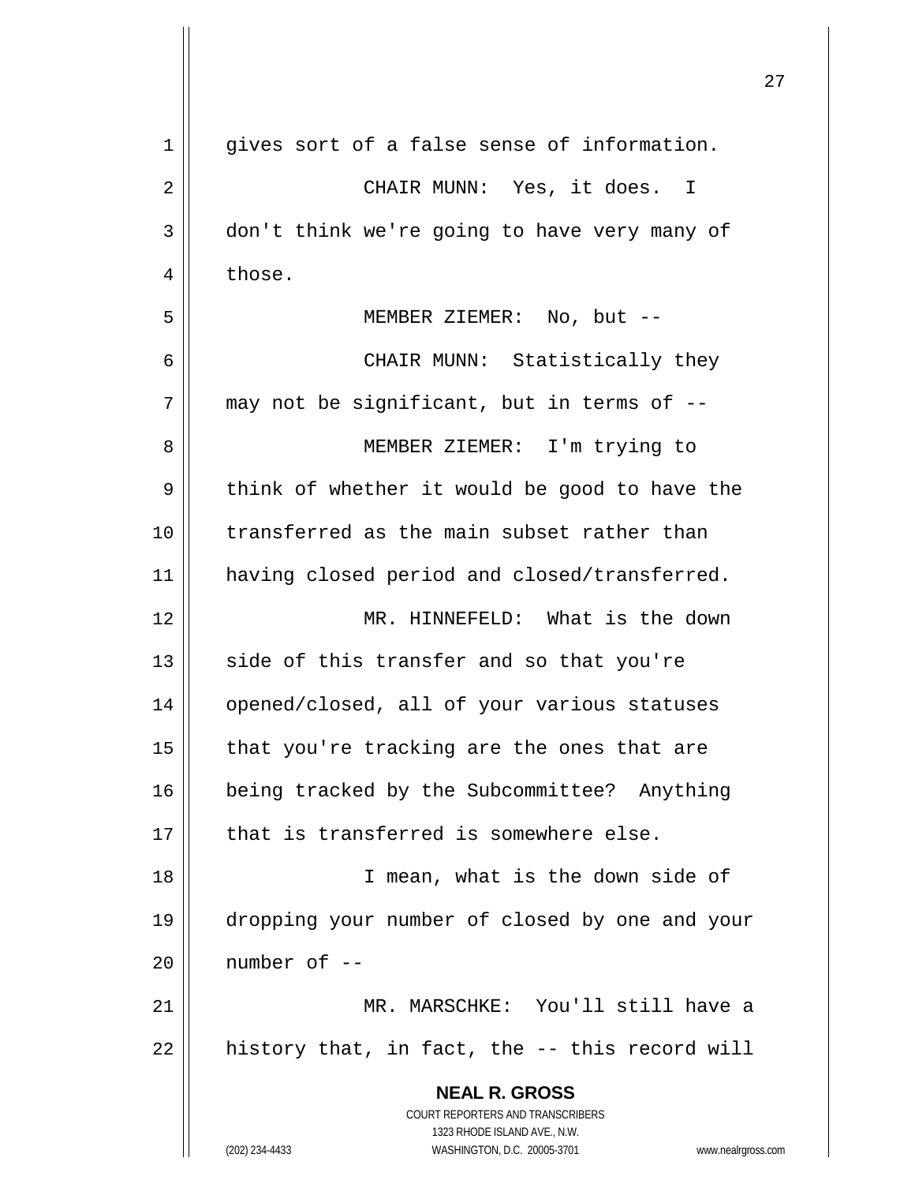gives sort of a false sense of information.

CHAIR MUNN: Yes, it does. I don't think we're going to have very many of those.

MEMBER ZIEMER: No, but --

CHAIR MUNN: Statistically they may not be significant, but in terms of --

MEMBER ZIEMER: I'm trying to think of whether it would be good to have the transferred as the main subset rather than having closed period and closed/transferred.

MR. HINNEFELD: What is the down side of this transfer and so that you're opened/closed, all of your various statuses that you're tracking are the ones that are being tracked by the Subcommittee? Anything that is transferred is somewhere else.

I mean, what is the down side of dropping your number of closed by one and your number of --

MR. MARSCHKE: You'll still have a history that, in fact, the -- this record will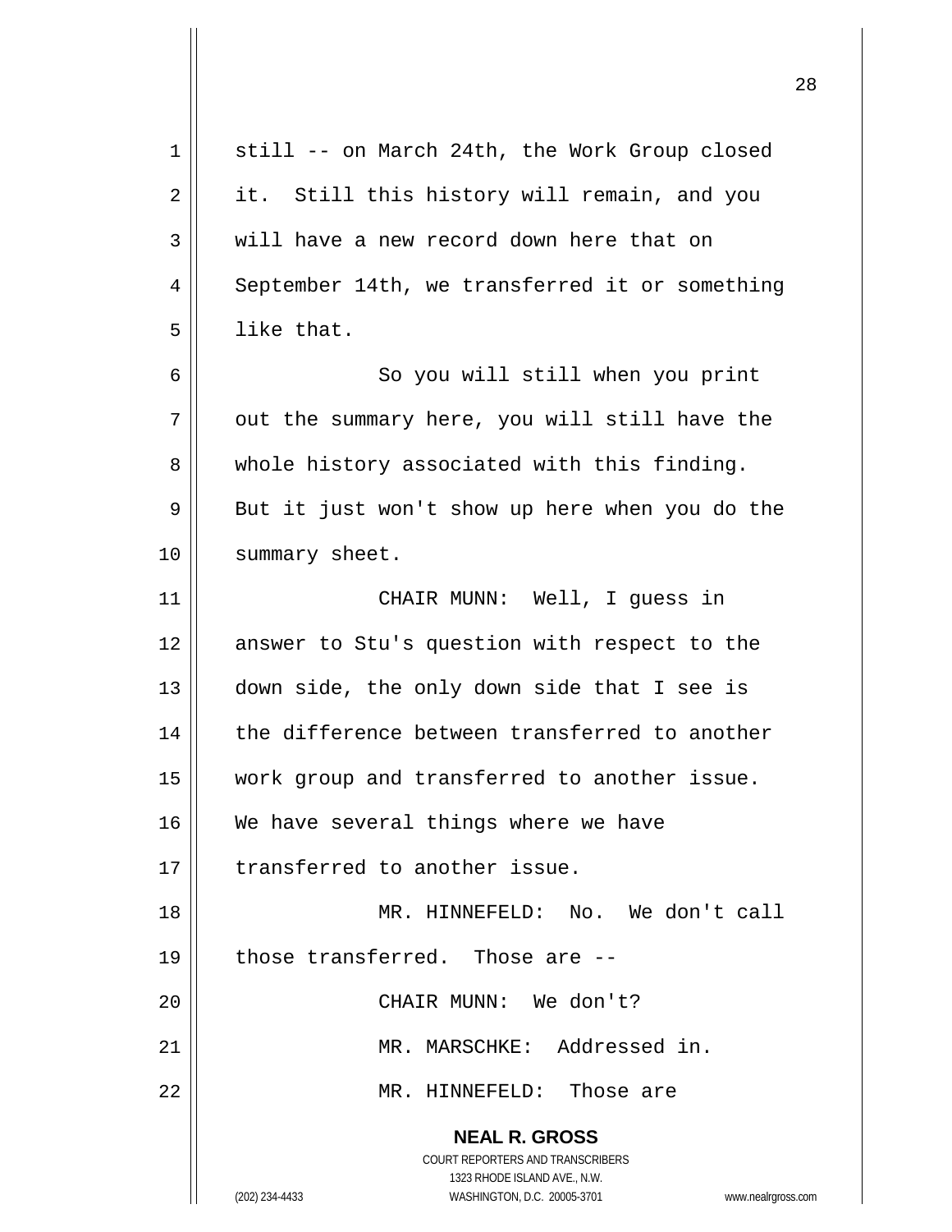still -- on March 24th, the Work Group closed it. Still this history will remain, and you will have a new record down here that on September 14th, we transferred it or something like that.

So you will still when you print out the summary here, you will still have the whole history associated with this finding. But it just won't show up here when you do the summary sheet.

CHAIR MUNN: Well, I guess in answer to Stu's question with respect to the down side, the only down side that I see is the difference between transferred to another work group and transferred to another issue. We have several things where we have transferred to another issue.

MR. HINNEFELD: No. We don't call those transferred. Those are --

CHAIR MUNN: We don't?

MR. MARSCHKE: Addressed in.

MR. HINNEFELD: Those are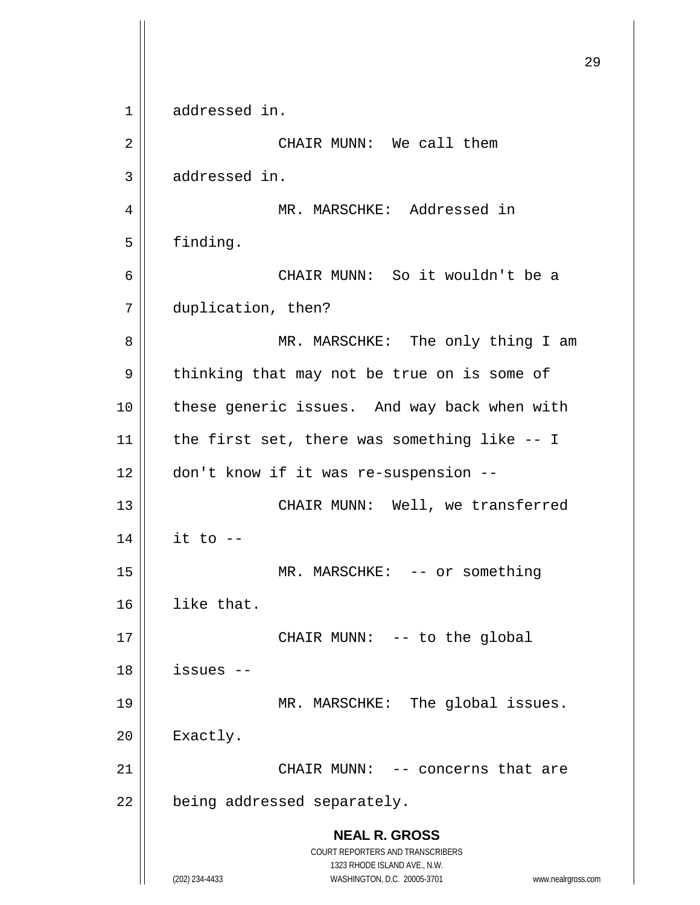addressed in.

CHAIR MUNN: We call them addressed in.

MR. MARSCHKE: Addressed in finding.

CHAIR MUNN: So it wouldn't be a duplication, then?

MR. MARSCHKE: The only thing I am thinking that may not be true on is some of these generic issues. And way back when with the first set, there was something like -- I don't know if it was re-suspension --

CHAIR MUNN: Well, we transferred it to --

MR. MARSCHKE: -- or something like that.

CHAIR MUNN: -- to the global issues --

MR. MARSCHKE: The global issues. Exactly.

CHAIR MUNN: -- concerns that are being addressed separately.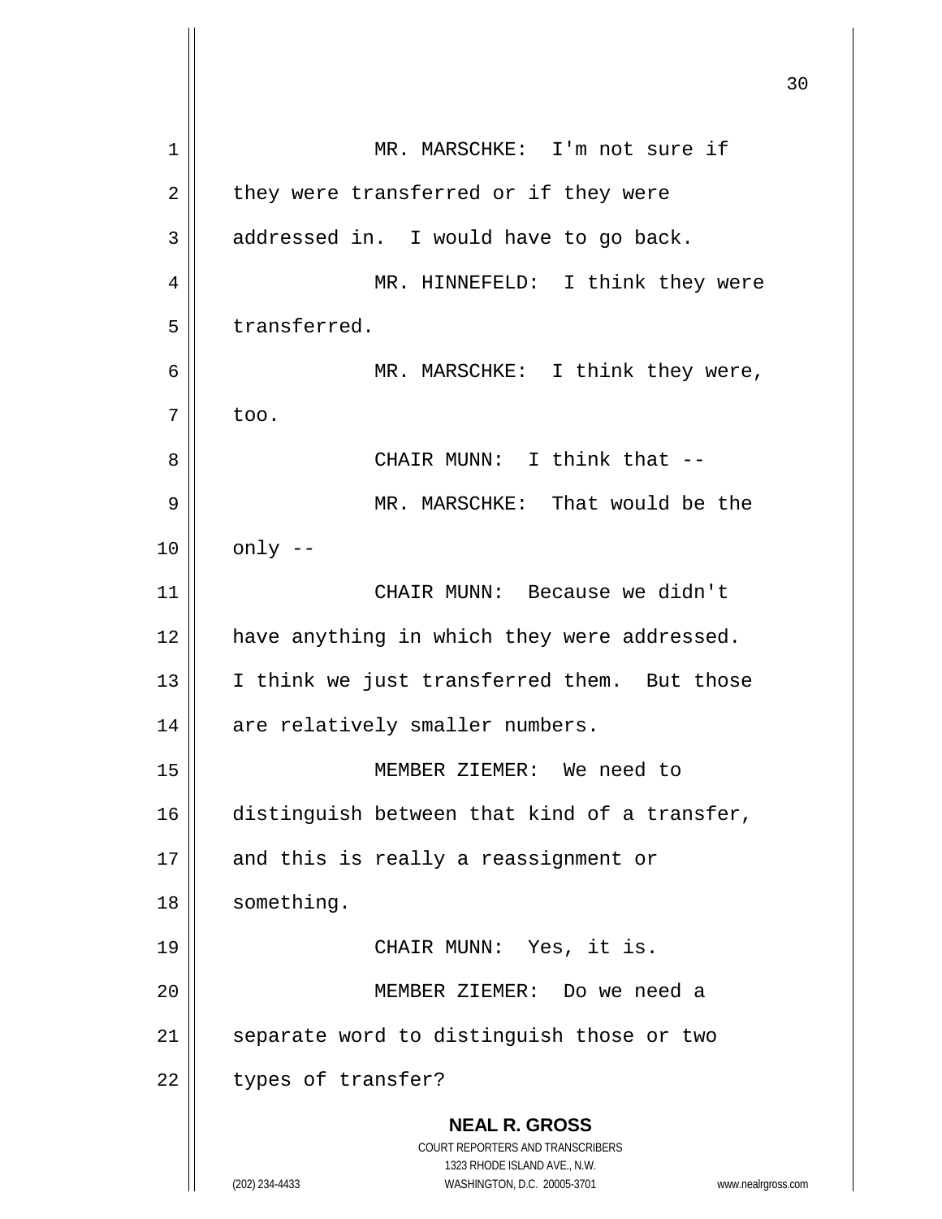MR. MARSCHKE: I'm not sure if they were transferred or if they were addressed in. I would have to go back.

MR. HINNEFELD: I think they were transferred.

MR. MARSCHKE: I think they were, too.

CHAIR MUNN: I think that --

MR. MARSCHKE: That would be the only --

CHAIR MUNN: Because we didn't have anything in which they were addressed. I think we just transferred them. But those are relatively smaller numbers.

MEMBER ZIEMER: We need to distinguish between that kind of a transfer, and this is really a reassignment or something.

CHAIR MUNN: Yes, it is.

MEMBER ZIEMER: Do we need a separate word to distinguish those or two types of transfer?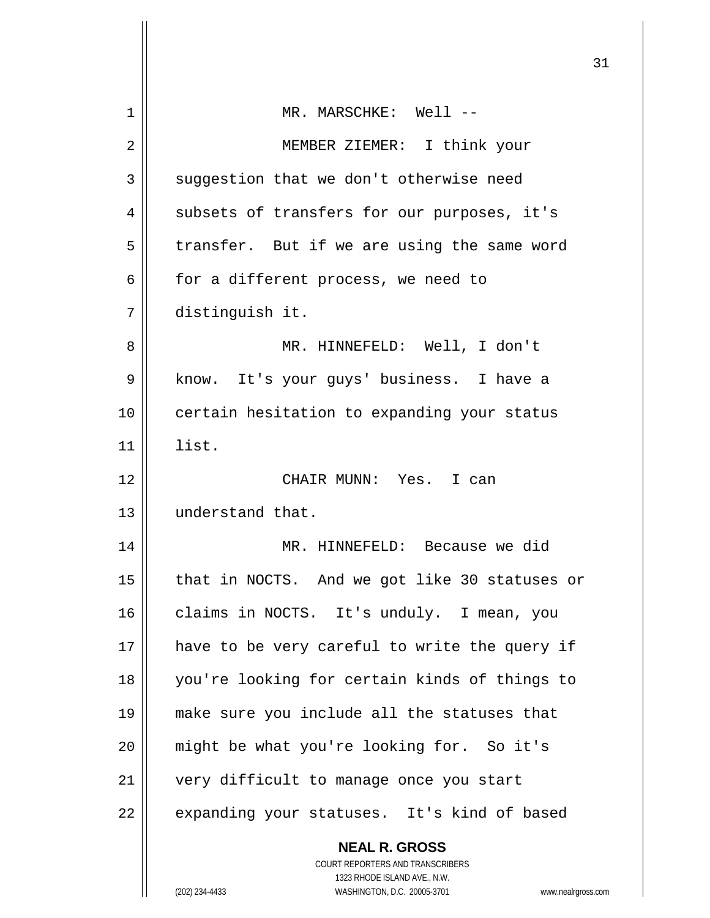MR. MARSCHKE: Well --

MEMBER ZIEMER: I think your suggestion that we don't otherwise need subsets of transfers for our purposes, it's transfer. But if we are using the same word for a different process, we need to distinguish it.

MR. HINNEFELD: Well, I don't know. It's your guys' business. I have a certain hesitation to expanding your status list.

CHAIR MUNN: Yes. I can understand that.

MR. HINNEFELD: Because we did that in NOCTS. And we got like 30 statuses or claims in NOCTS. It's unduly. I mean, you have to be very careful to write the query if you're looking for certain kinds of things to make sure you include all the statuses that might be what you're looking for. So it's very difficult to manage once you start expanding your statuses. It's kind of based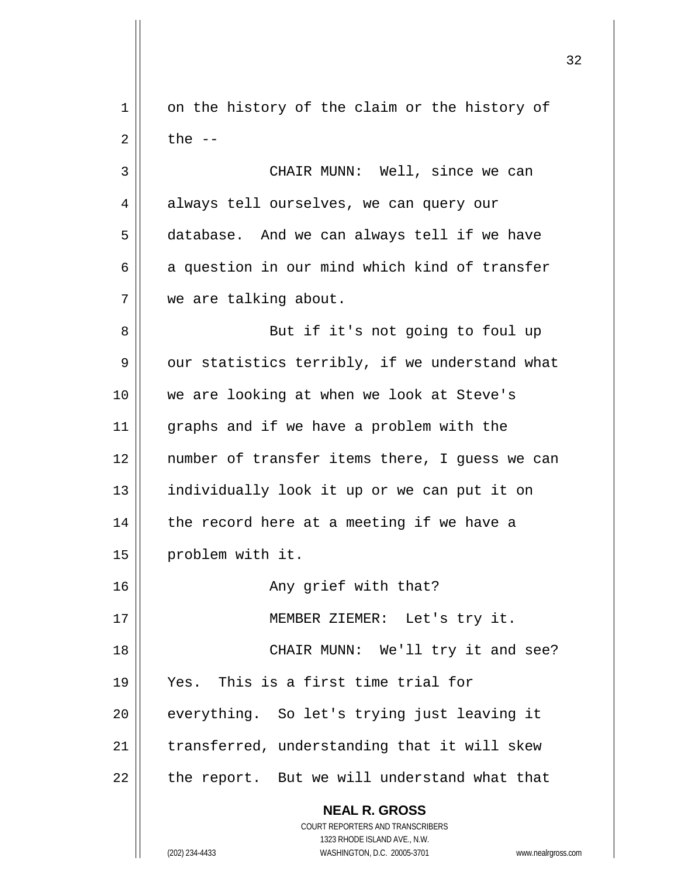on the history of the claim or the history of the --

CHAIR MUNN: Well, since we can always tell ourselves, we can query our database. And we can always tell if we have a question in our mind which kind of transfer we are talking about.

But if it's not going to foul up our statistics terribly, if we understand what we are looking at when we look at Steve's graphs and if we have a problem with the number of transfer items there, I guess we can individually look it up or we can put it on the record here at a meeting if we have a problem with it.

Any grief with that?

MEMBER ZIEMER: Let's try it.

CHAIR MUNN: We'll try it and see? Yes. This is a first time trial for everything. So let's trying just leaving it transferred, understanding that it will skew the report. But we will understand what that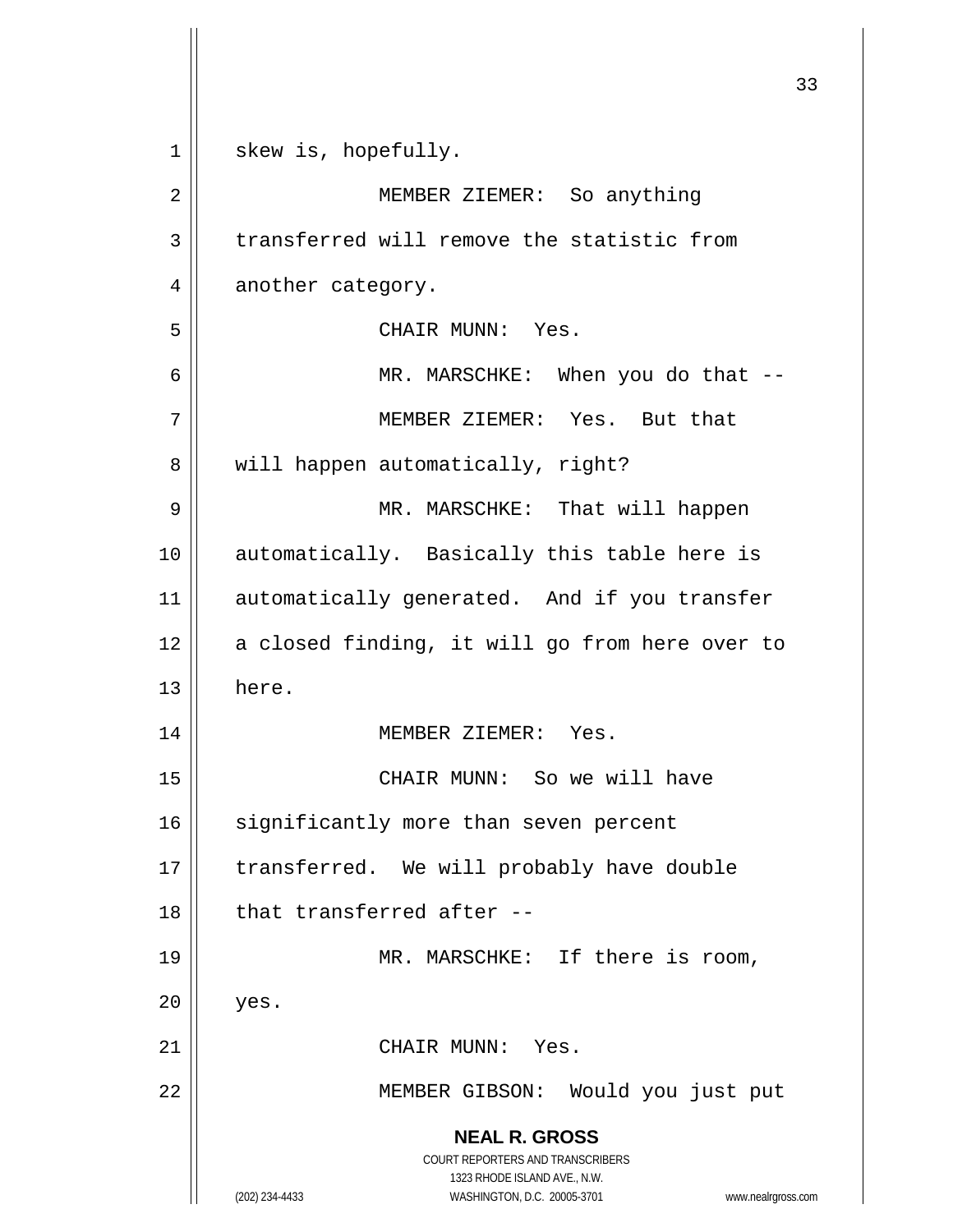skew is, hopefully.

MEMBER ZIEMER: So anything transferred will remove the statistic from another category.

CHAIR MUNN: Yes.

MR. MARSCHKE: When you do that --

MEMBER ZIEMER: Yes. But that will happen automatically, right?

MR. MARSCHKE: That will happen automatically. Basically this table here is automatically generated. And if you transfer a closed finding, it will go from here over to here.

MEMBER ZIEMER: Yes.

CHAIR MUNN: So we will have significantly more than seven percent transferred. We will probably have double that transferred after --

MR. MARSCHKE: If there is room, yes.

CHAIR MUNN: Yes.

MEMBER GIBSON: Would you just put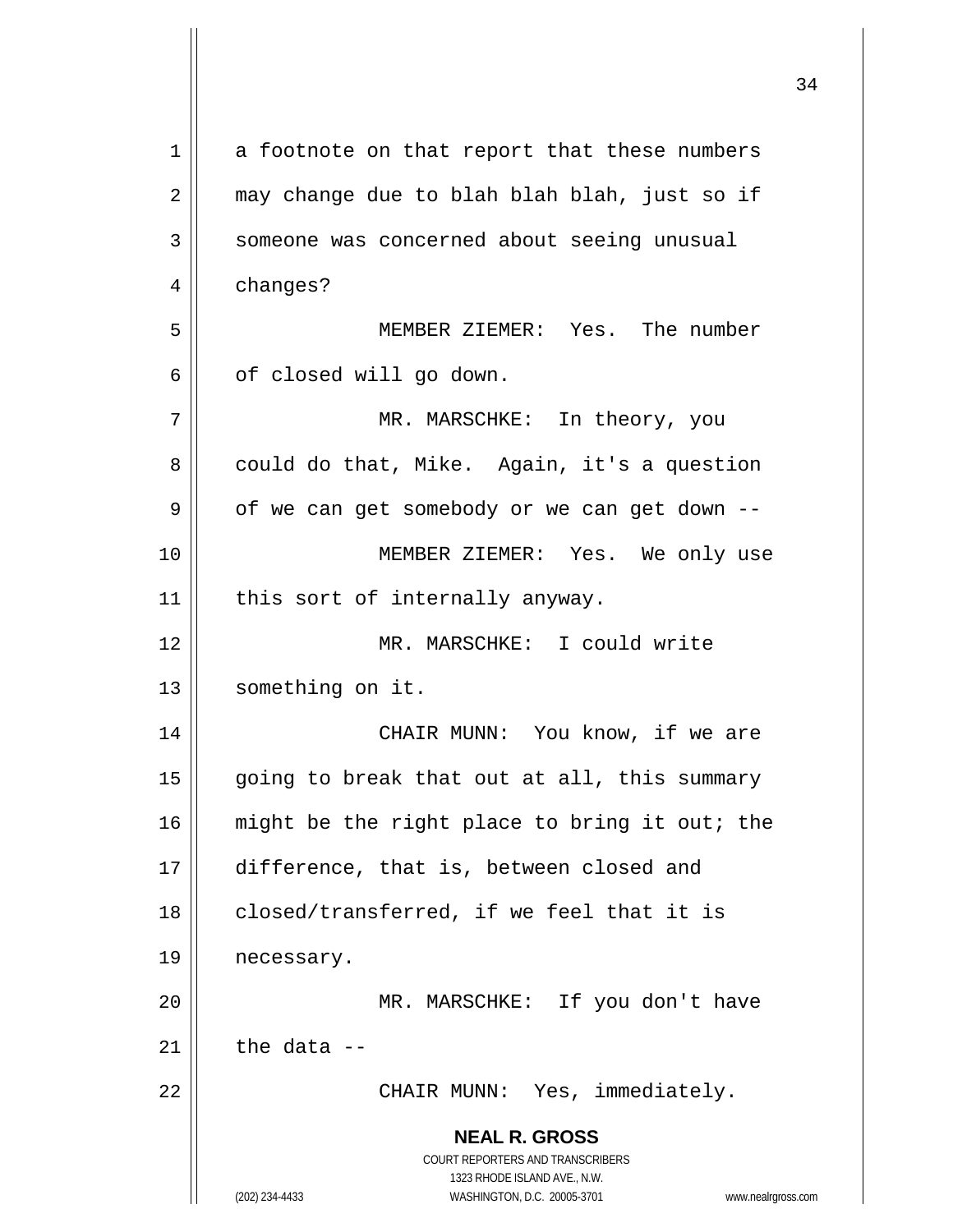a footnote on that report that these numbers may change due to blah blah blah, just so if someone was concerned about seeing unusual changes?

MEMBER ZIEMER: Yes. The number of closed will go down.

MR. MARSCHKE: In theory, you could do that, Mike. Again, it's a question of we can get somebody or we can get down --

MEMBER ZIEMER: Yes. We only use this sort of internally anyway.

MR. MARSCHKE: I could write something on it.

CHAIR MUNN: You know, if we are going to break that out at all, this summary might be the right place to bring it out; the difference, that is, between closed and closed/transferred, if we feel that it is necessary.

MR. MARSCHKE: If you don't have the data --

CHAIR MUNN: Yes, immediately.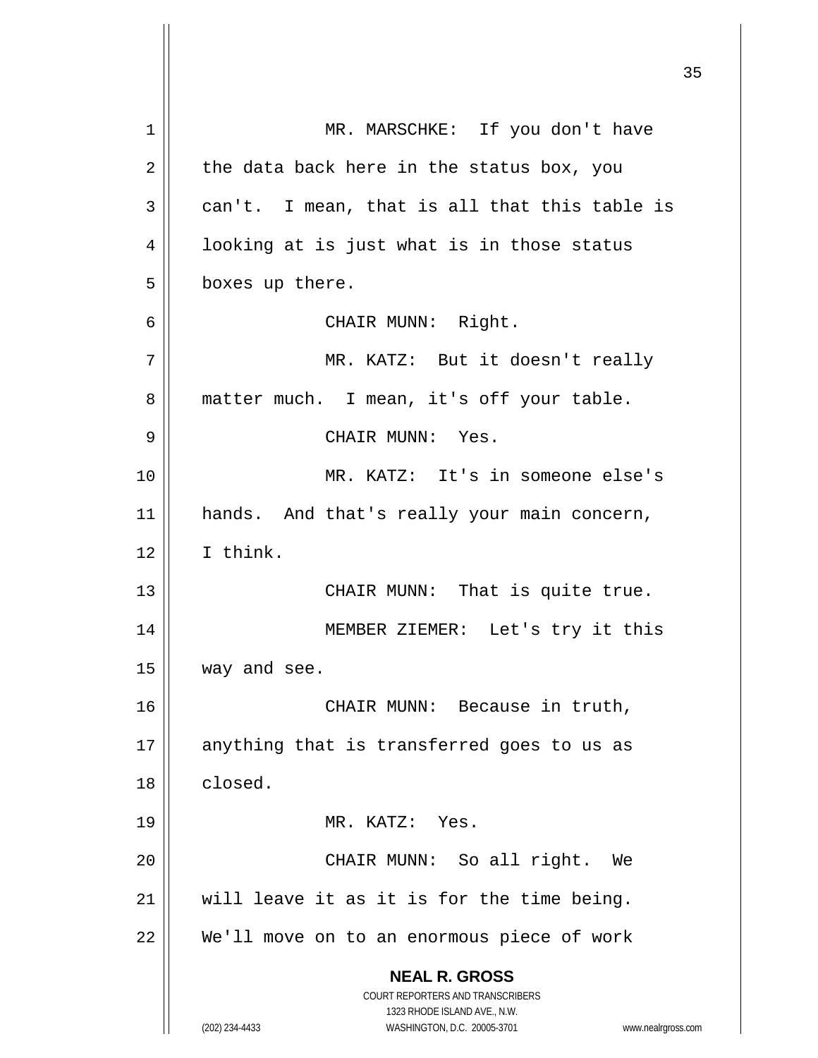MR. MARSCHKE: If you don't have the data back here in the status box, you can't. I mean, that is all that this table is looking at is just what is in those status boxes up there.

CHAIR MUNN: Right.

MR. KATZ: But it doesn't really matter much. I mean, it's off your table.

CHAIR MUNN: Yes.

MR. KATZ: It's in someone else's hands. And that's really your main concern, I think.

CHAIR MUNN: That is quite true.

MEMBER ZIEMER: Let's try it this way and see.

CHAIR MUNN: Because in truth, anything that is transferred goes to us as closed.

MR. KATZ: Yes.

CHAIR MUNN: So all right. We will leave it as it is for the time being. We'll move on to an enormous piece of work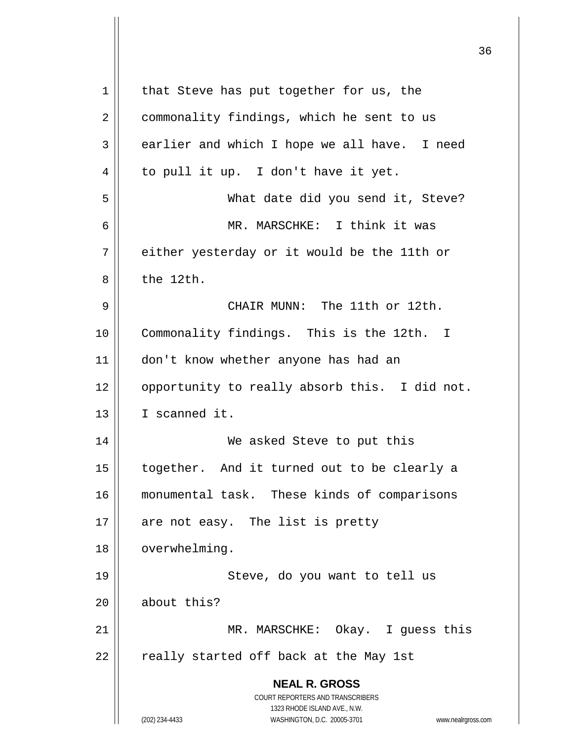that Steve has put together for us, the commonality findings, which he sent to us earlier and which I hope we all have. I need to pull it up. I don't have it yet.

What date did you send it, Steve?

MR. MARSCHKE: I think it was either yesterday or it would be the 11th or the 12th.

CHAIR MUNN: The 11th or 12th. Commonality findings. This is the 12th. I don't know whether anyone has had an opportunity to really absorb this. I did not. I scanned it.

We asked Steve to put this together. And it turned out to be clearly a monumental task. These kinds of comparisons are not easy. The list is pretty overwhelming.

Steve, do you want to tell us about this?

MR. MARSCHKE: Okay. I guess this really started off back at the May 1st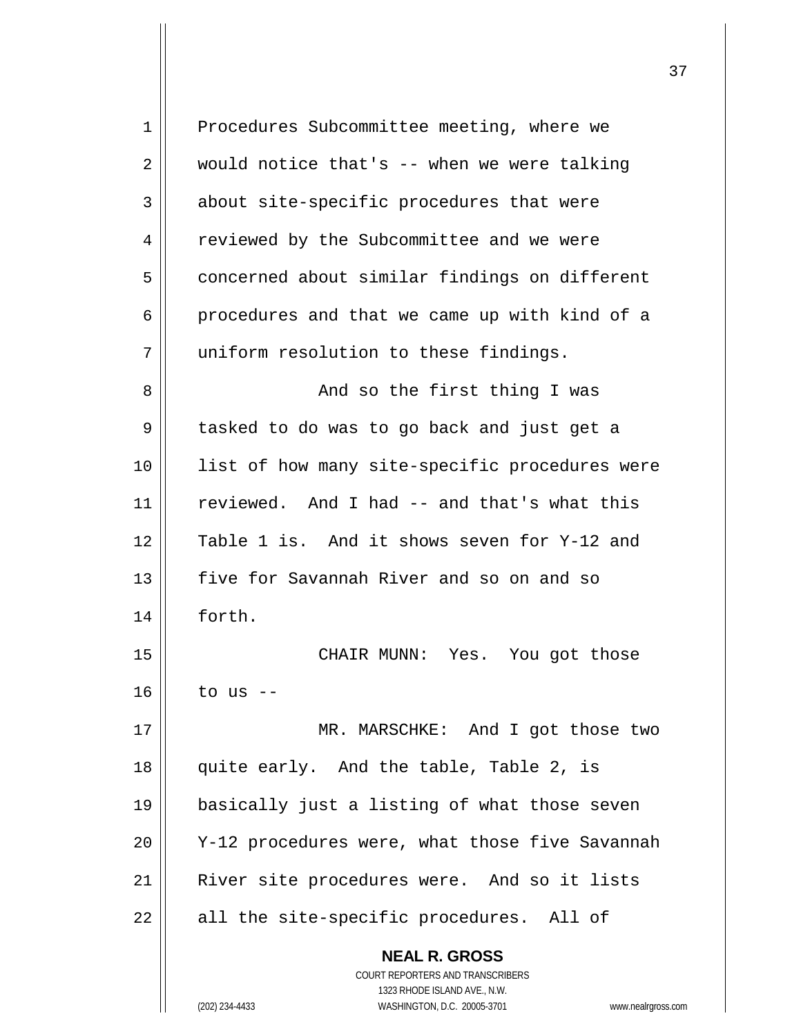Procedures Subcommittee meeting, where we would notice that's -- when we were talking about site-specific procedures that were reviewed by the Subcommittee and we were concerned about similar findings on different procedures and that we came up with kind of a uniform resolution to these findings.

And so the first thing I was tasked to do was to go back and just get a list of how many site-specific procedures were reviewed. And I had -- and that's what this Table 1 is. And it shows seven for Y-12 and five for Savannah River and so on and so forth.

CHAIR MUNN: Yes. You got those to us --

MR. MARSCHKE: And I got those two quite early. And the table, Table 2, is basically just a listing of what those seven Y-12 procedures were, what those five Savannah River site procedures were. And so it lists all the site-specific procedures. All of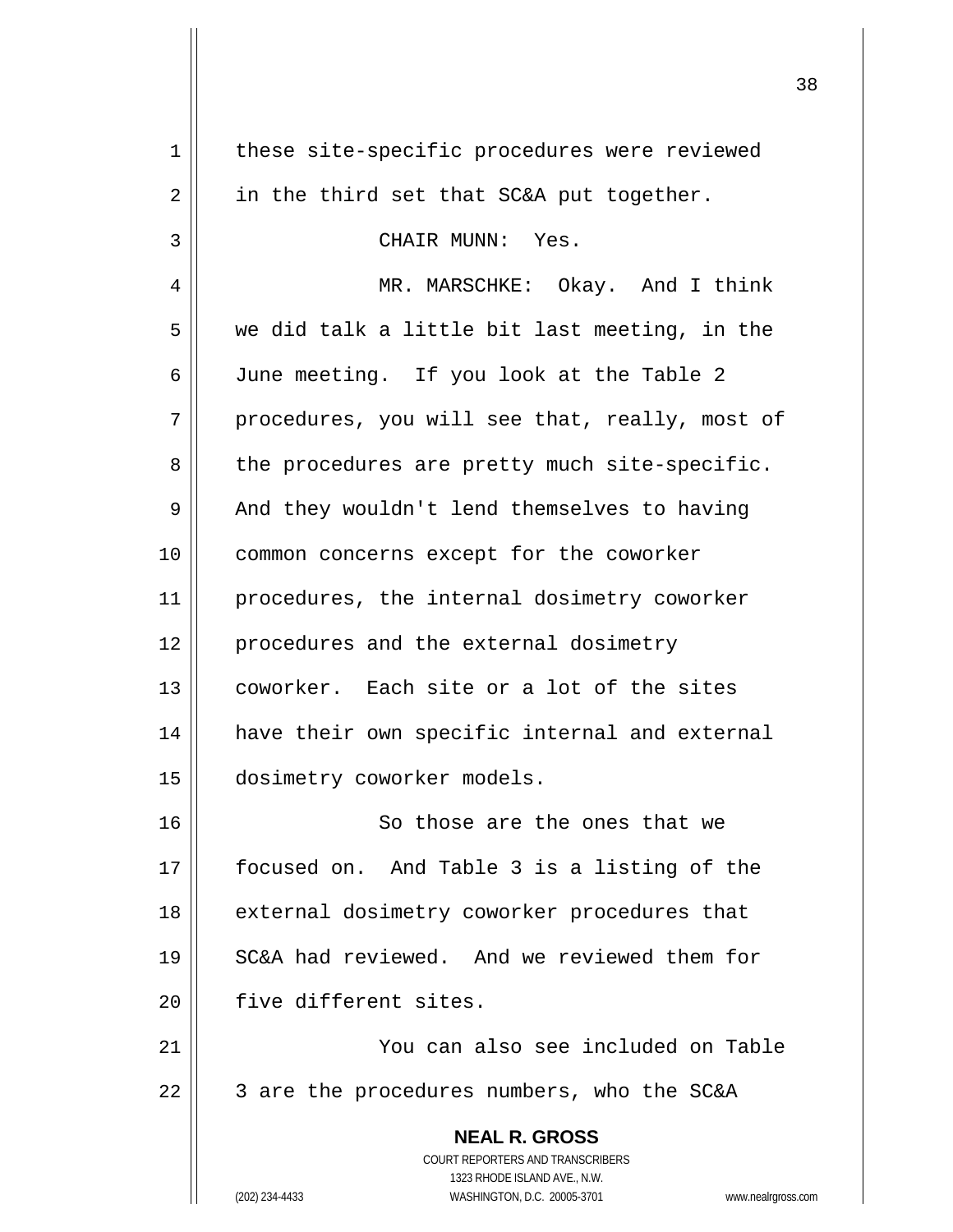these site-specific procedures were reviewed in the third set that SC&A put together.

CHAIR MUNN: Yes.

MR. MARSCHKE: Okay. And I think we did talk a little bit last meeting, in the June meeting. If you look at the Table 2 procedures, you will see that, really, most of the procedures are pretty much site-specific. And they wouldn't lend themselves to having common concerns except for the coworker procedures, the internal dosimetry coworker procedures and the external dosimetry coworker. Each site or a lot of the sites have their own specific internal and external dosimetry coworker models.

So those are the ones that we focused on. And Table 3 is a listing of the external dosimetry coworker procedures that SC&A had reviewed. And we reviewed them for five different sites.

You can also see included on Table 3 are the procedures numbers, who the SC&A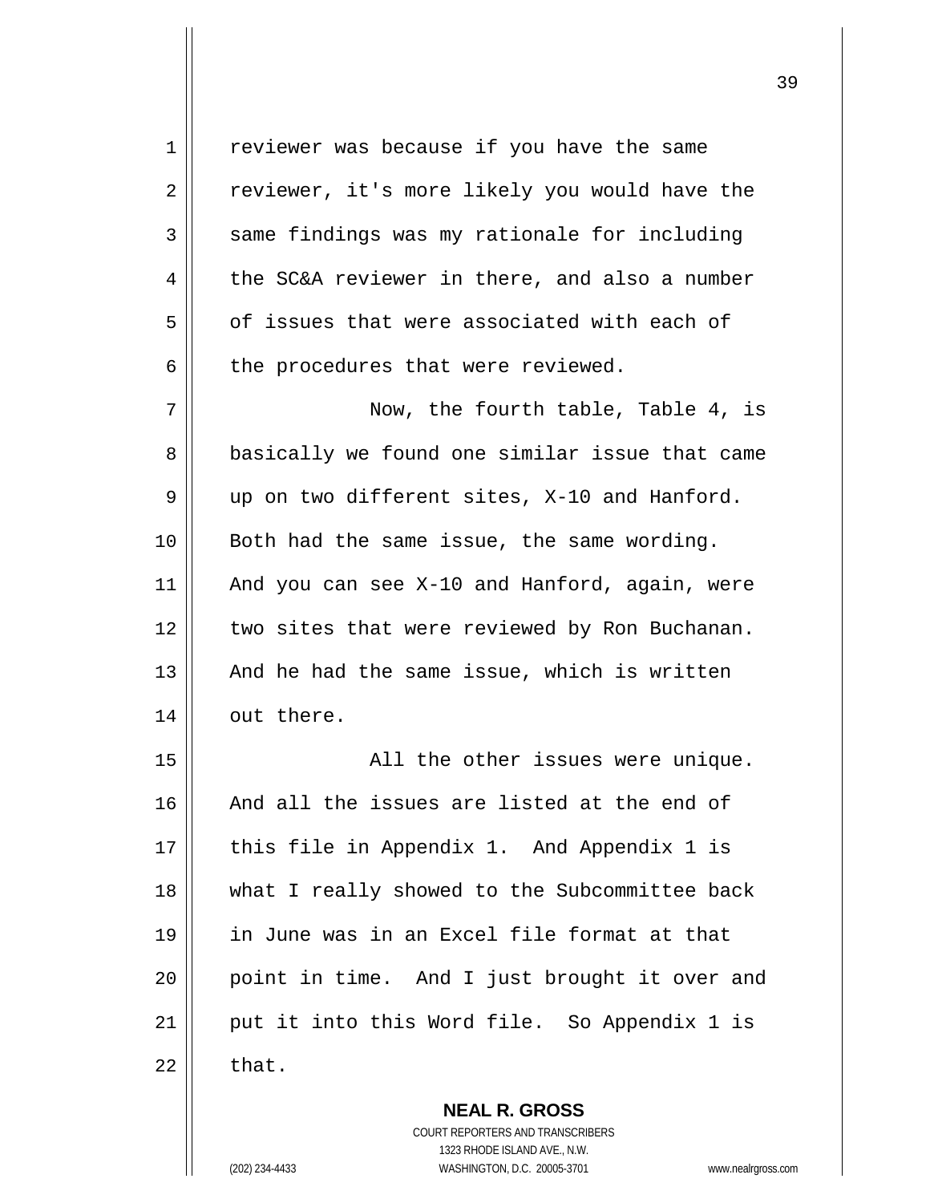reviewer was because if you have the same reviewer, it's more likely you would have the same findings was my rationale for including the SC&A reviewer in there, and also a number of issues that were associated with each of the procedures that were reviewed.

Now, the fourth table, Table 4, is basically we found one similar issue that came up on two different sites, X-10 and Hanford. Both had the same issue, the same wording. And you can see X-10 and Hanford, again, were two sites that were reviewed by Ron Buchanan. And he had the same issue, which is written out there.

All the other issues were unique. And all the issues are listed at the end of this file in Appendix 1. And Appendix 1 is what I really showed to the Subcommittee back in June was in an Excel file format at that point in time. And I just brought it over and put it into this Word file. So Appendix 1 is that.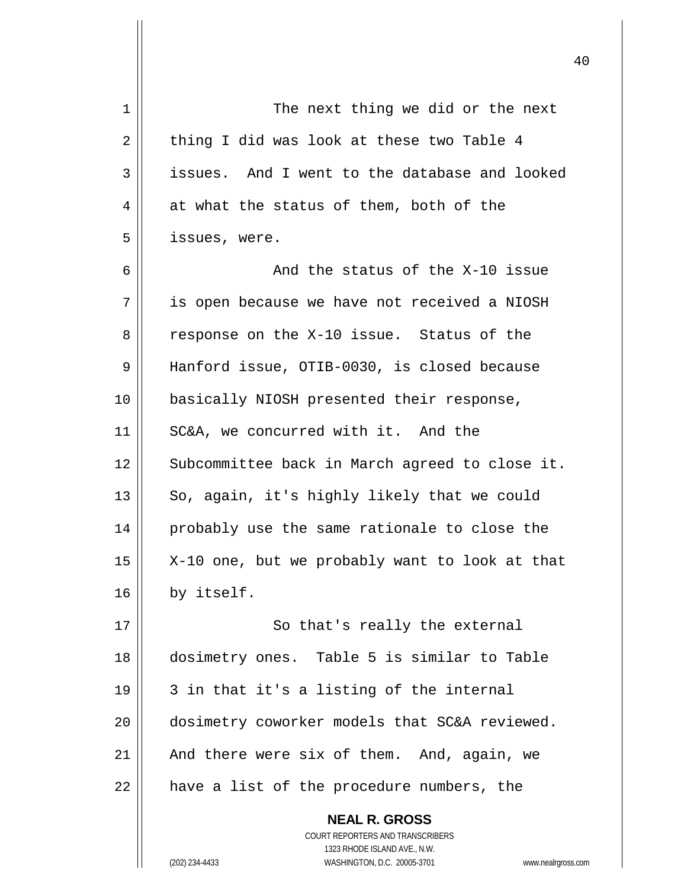The next thing we did or the next thing I did was look at these two Table 4 issues. And I went to the database and looked at what the status of them, both of the issues, were.

And the status of the X-10 issue is open because we have not received a NIOSH response on the X-10 issue. Status of the Hanford issue, OTIB-0030, is closed because basically NIOSH presented their response, SC&A, we concurred with it. And the Subcommittee back in March agreed to close it. So, again, it's highly likely that we could probably use the same rationale to close the X-10 one, but we probably want to look at that by itself.

So that's really the external dosimetry ones. Table 5 is similar to Table 3 in that it's a listing of the internal dosimetry coworker models that SC&A reviewed. And there were six of them. And, again, we have a list of the procedure numbers, the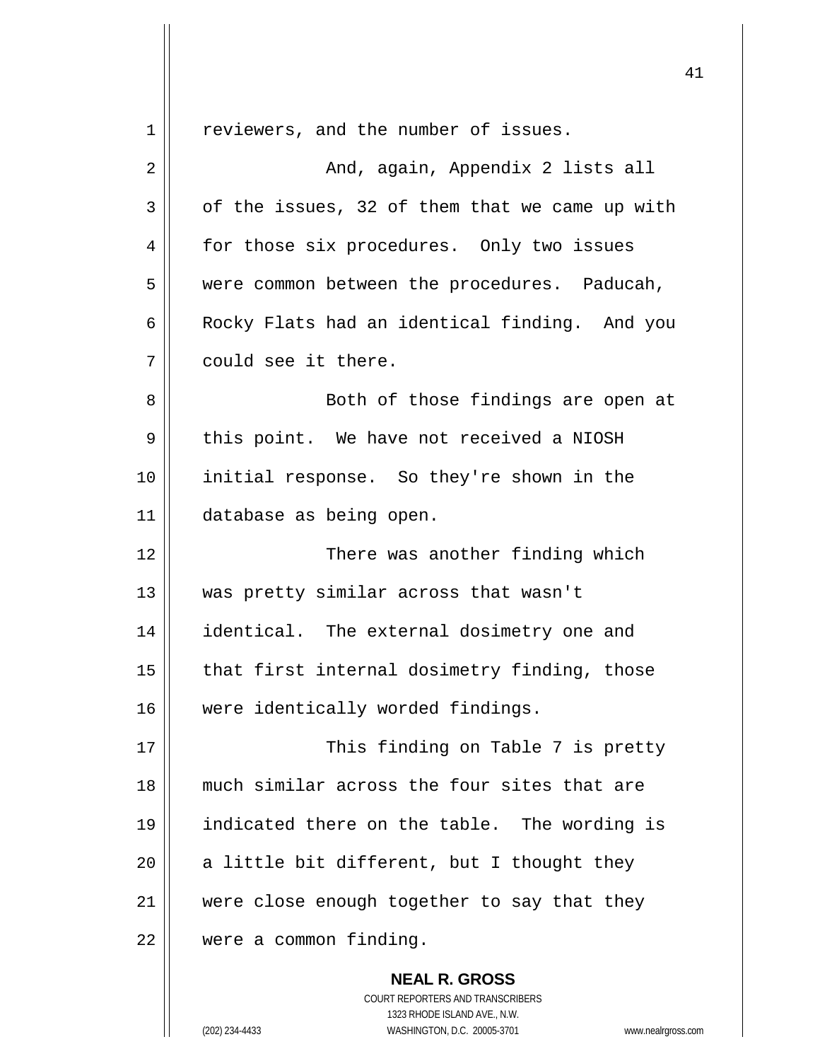reviewers, and the number of issues.

And, again, Appendix 2 lists all of the issues, 32 of them that we came up with for those six procedures. Only two issues were common between the procedures. Paducah, Rocky Flats had an identical finding. And you could see it there.

Both of those findings are open at this point. We have not received a NIOSH initial response. So they're shown in the database as being open.

There was another finding which was pretty similar across that wasn't identical. The external dosimetry one and that first internal dosimetry finding, those were identically worded findings.

This finding on Table 7 is pretty much similar across the four sites that are indicated there on the table. The wording is a little bit different, but I thought they were close enough together to say that they were a common finding.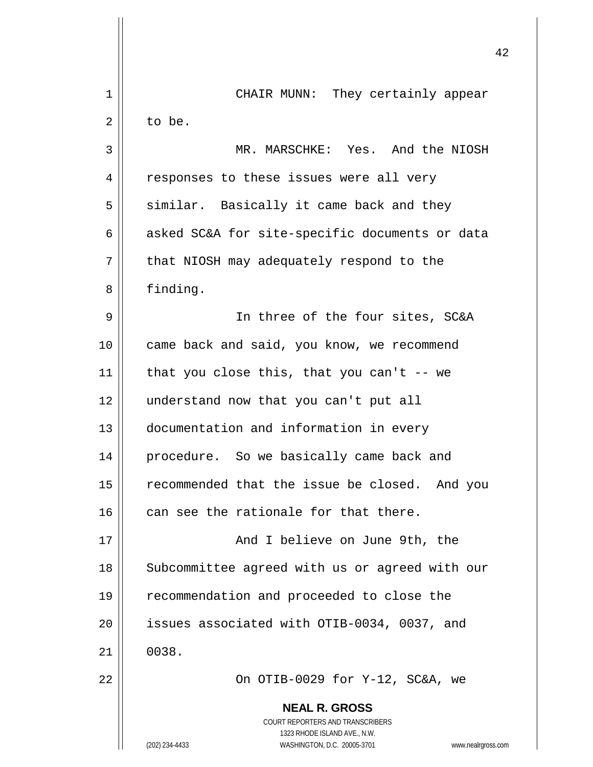CHAIR MUNN: They certainly appear to be.

MR. MARSCHKE: Yes. And the NIOSH responses to these issues were all very similar. Basically it came back and they asked SC&A for site-specific documents or data that NIOSH may adequately respond to the finding.

In three of the four sites, SC&A came back and said, you know, we recommend that you close this, that you can't -- we understand now that you can't put all documentation and information in every procedure. So we basically came back and recommended that the issue be closed. And you can see the rationale for that there.

And I believe on June 9th, the Subcommittee agreed with us or agreed with our recommendation and proceeded to close the issues associated with OTIB-0034, 0037, and 0038.

On OTIB-0029 for Y-12, SC&A, we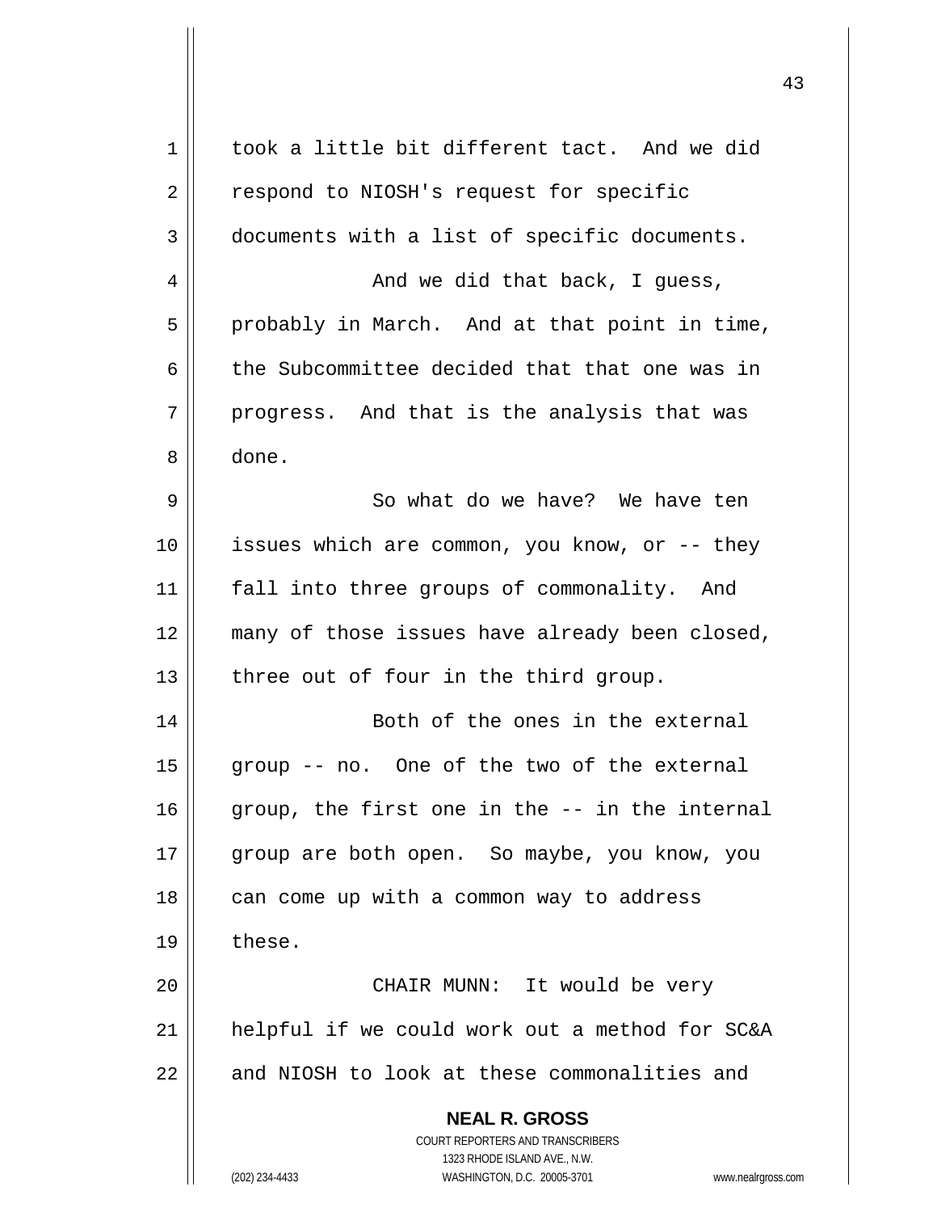took a little bit different tact. And we did respond to NIOSH's request for specific documents with a list of specific documents.

And we did that back, I guess, probably in March. And at that point in time, the Subcommittee decided that that one was in progress. And that is the analysis that was done.

So what do we have? We have ten issues which are common, you know, or -- they fall into three groups of commonality. And many of those issues have already been closed, three out of four in the third group.

Both of the ones in the external group -- no. One of the two of the external group, the first one in the -- in the internal group are both open. So maybe, you know, you can come up with a common way to address these.

CHAIR MUNN: It would be very helpful if we could work out a method for SC&A and NIOSH to look at these commonalities and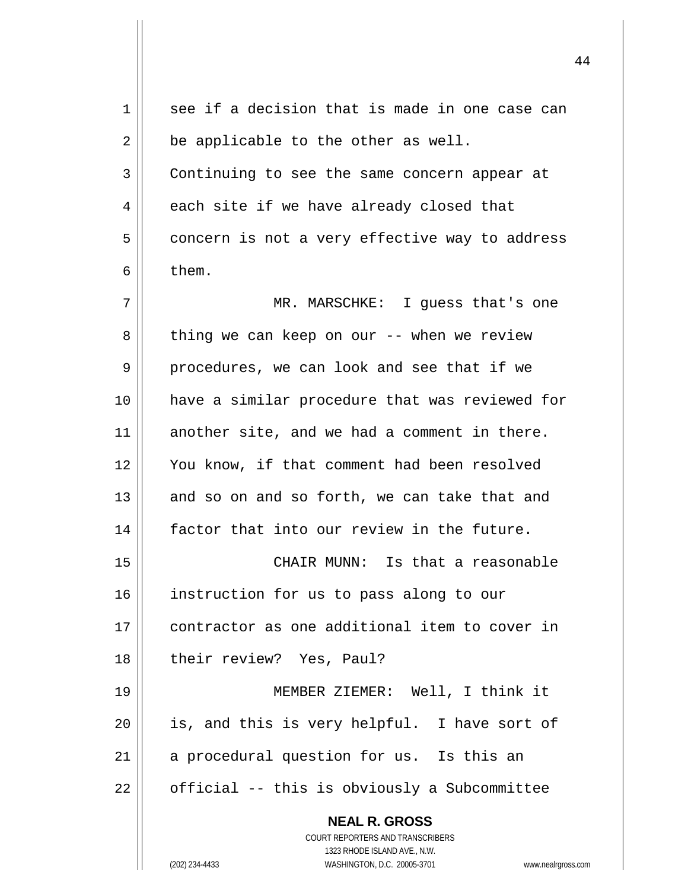see if a decision that is made in one case can be applicable to the other as well. Continuing to see the same concern appear at each site if we have already closed that concern is not a very effective way to address them.

MR. MARSCHKE: I guess that's one thing we can keep on our -- when we review procedures, we can look and see that if we have a similar procedure that was reviewed for another site, and we had a comment in there. You know, if that comment had been resolved and so on and so forth, we can take that and factor that into our review in the future.

CHAIR MUNN: Is that a reasonable instruction for us to pass along to our contractor as one additional item to cover in their review? Yes, Paul?

MEMBER ZIEMER: Well, I think it is, and this is very helpful. I have sort of a procedural question for us. Is this an official -- this is obviously a Subcommittee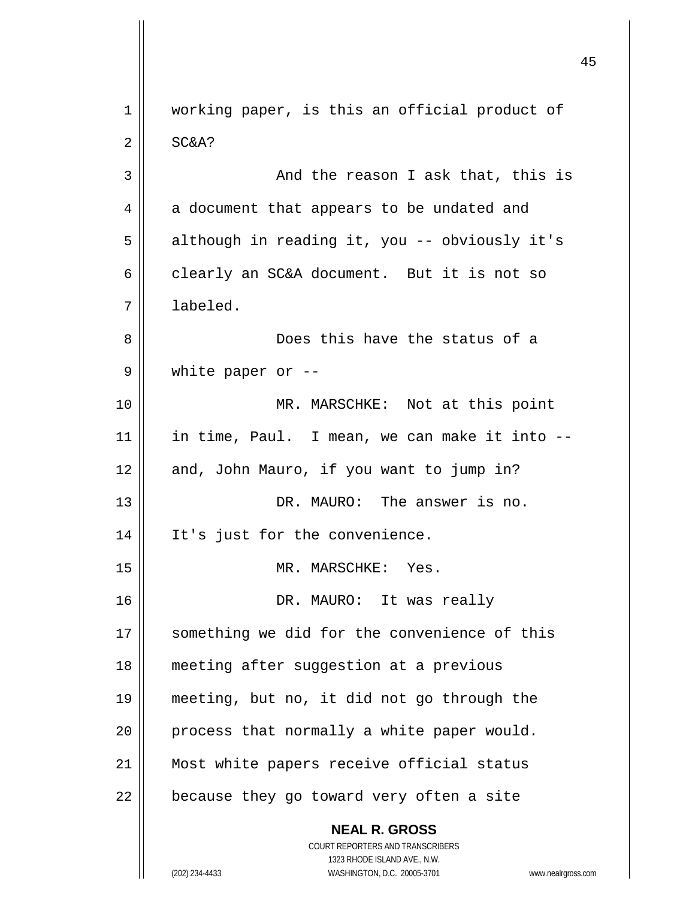working paper, is this an official product of SC&A?

And the reason I ask that, this is a document that appears to be undated and although in reading it, you -- obviously it's clearly an SC&A document. But it is not so labeled.

Does this have the status of a white paper or --

MR. MARSCHKE: Not at this point in time, Paul. I mean, we can make it into -- and, John Mauro, if you want to jump in?

DR. MAURO: The answer is no. It's just for the convenience.

MR. MARSCHKE: Yes.

DR. MAURO: It was really something we did for the convenience of this meeting after suggestion at a previous meeting, but no, it did not go through the process that normally a white paper would. Most white papers receive official status because they go toward very often a site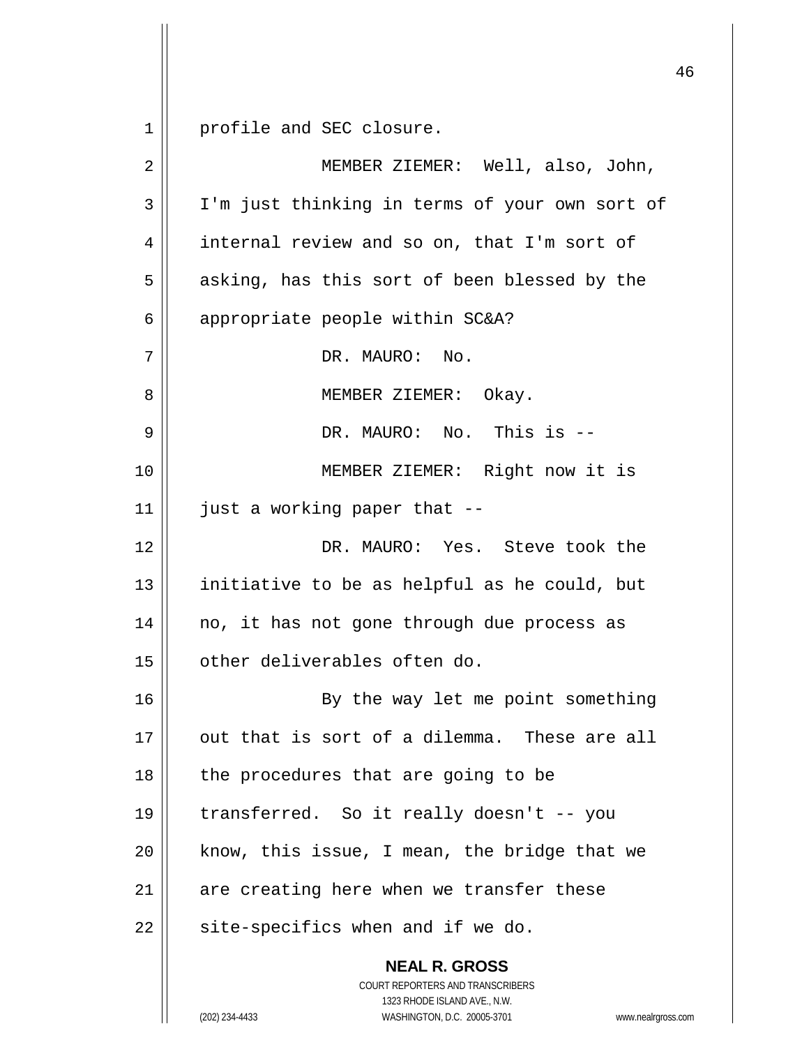profile and SEC closure.

MEMBER ZIEMER: Well, also, John, I'm just thinking in terms of your own sort of internal review and so on, that I'm sort of asking, has this sort of been blessed by the appropriate people within SC&A?

DR. MAURO: No.

MEMBER ZIEMER: Okay.

DR. MAURO: No. This is --

MEMBER ZIEMER: Right now it is just a working paper that --

DR. MAURO: Yes. Steve took the initiative to be as helpful as he could, but no, it has not gone through due process as other deliverables often do.

By the way let me point something out that is sort of a dilemma. These are all the procedures that are going to be transferred. So it really doesn't -- you know, this issue, I mean, the bridge that we are creating here when we transfer these site-specifics when and if we do.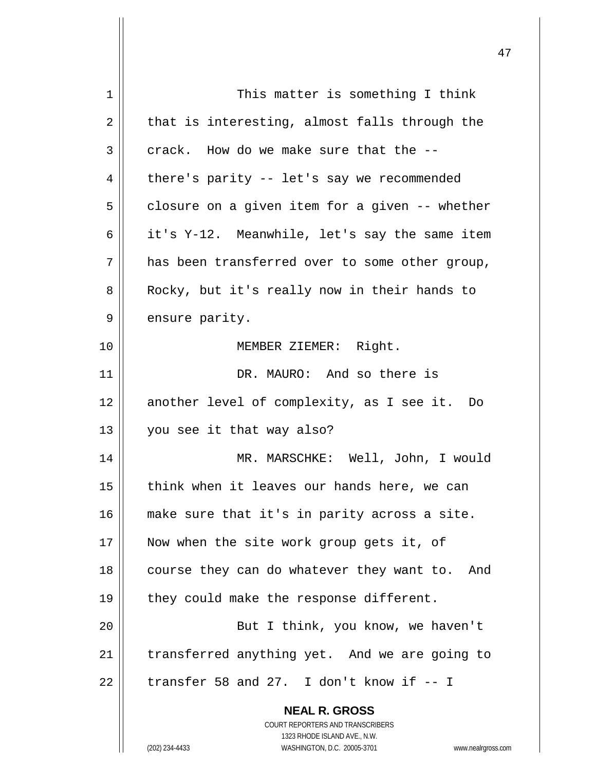This matter is something I think that is interesting, almost falls through the crack. How do we make sure that the -- there's parity -- let's say we recommended closure on a given item for a given -- whether it's Y-12. Meanwhile, let's say the same item has been transferred over to some other group, Rocky, but it's really now in their hands to ensure parity.

MEMBER ZIEMER: Right.

DR. MAURO: And so there is another level of complexity, as I see it. Do you see it that way also?

MR. MARSCHKE: Well, John, I would think when it leaves our hands here, we can make sure that it's in parity across a site. Now when the site work group gets it, of course they can do whatever they want to. And they could make the response different.

But I think, you know, we haven't transferred anything yet. And we are going to transfer 58 and 27. I don't know if -- I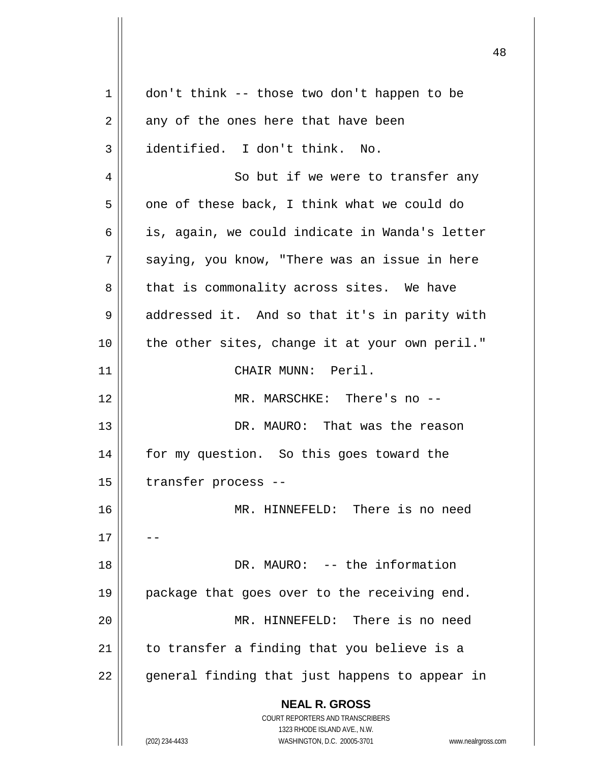don't think -- those two don't happen to be any of the ones here that have been identified. I don't think. No.

So but if we were to transfer any one of these back, I think what we could do is, again, we could indicate in Wanda's letter saying, you know, "There was an issue in here that is commonality across sites. We have addressed it. And so that it's in parity with the other sites, change it at your own peril."

CHAIR MUNN: Peril.

MR. MARSCHKE: There's no --

DR. MAURO: That was the reason for my question. So this goes toward the transfer process --

MR. HINNEFELD: There is no need --

DR. MAURO: -- the information package that goes over to the receiving end.

MR. HINNEFELD: There is no need to transfer a finding that you believe is a general finding that just happens to appear in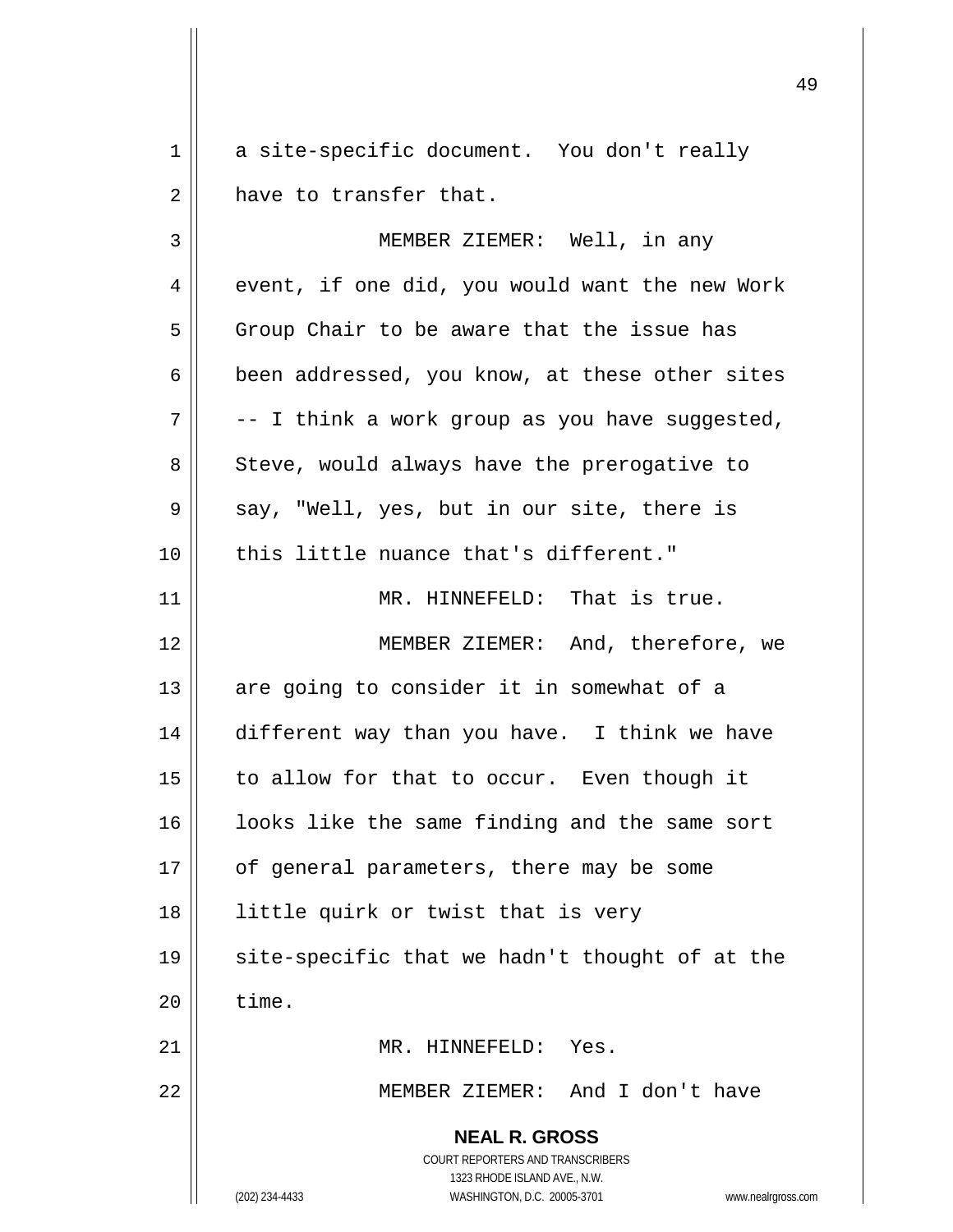a site-specific document. You don't really have to transfer that.

MEMBER ZIEMER: Well, in any event, if one did, you would want the new Work Group Chair to be aware that the issue has been addressed, you know, at these other sites -- I think a work group as you have suggested, Steve, would always have the prerogative to say, "Well, yes, but in our site, there is this little nuance that's different."

MR. HINNEFELD: That is true.

MEMBER ZIEMER: And, therefore, we are going to consider it in somewhat of a different way than you have. I think we have to allow for that to occur. Even though it looks like the same finding and the same sort of general parameters, there may be some little quirk or twist that is very site-specific that we hadn't thought of at the time.

MR. HINNEFELD: Yes.

MEMBER ZIEMER: And I don't have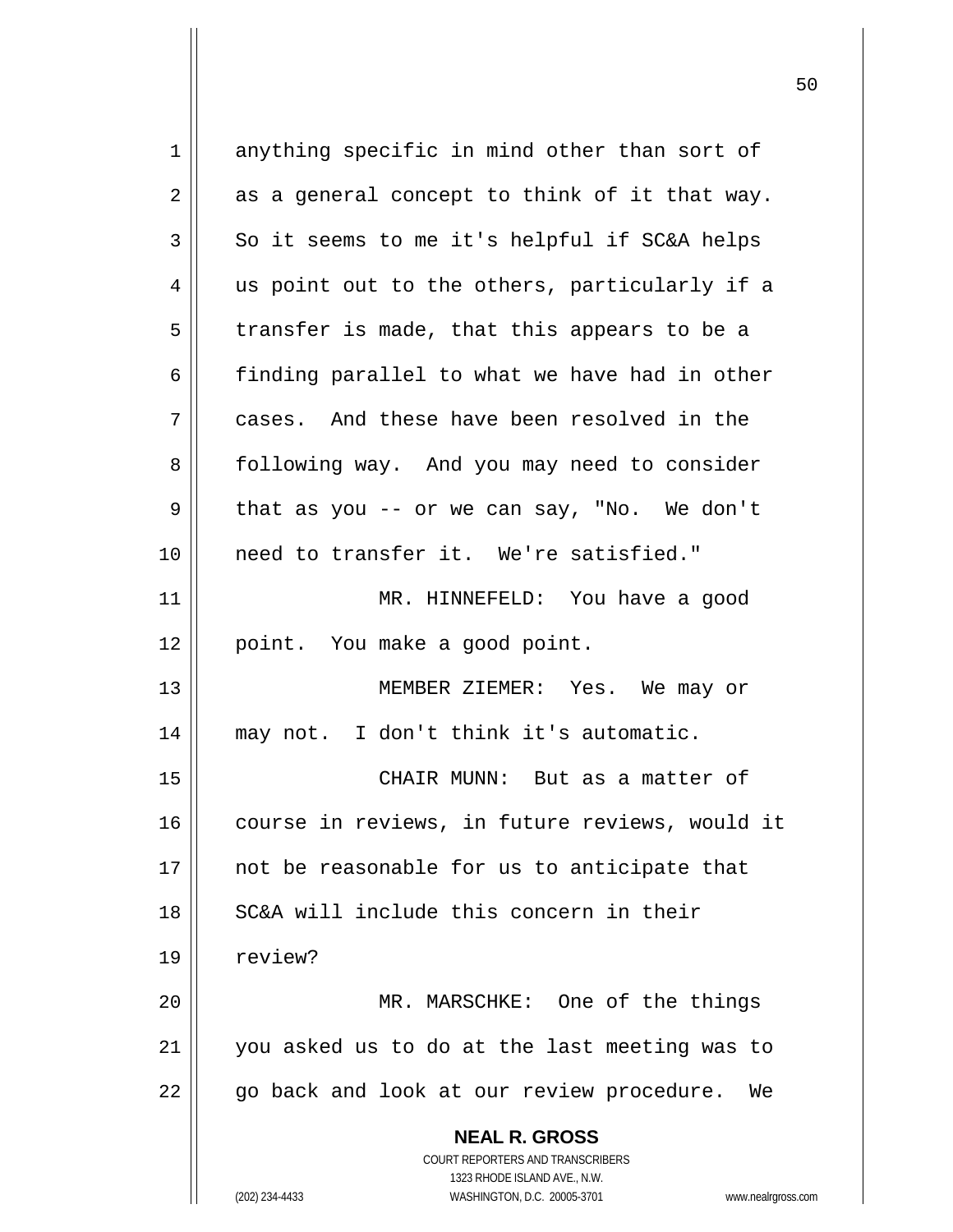anything specific in mind other than sort of as a general concept to think of it that way. So it seems to me it's helpful if SC&A helps us point out to the others, particularly if a transfer is made, that this appears to be a finding parallel to what we have had in other cases. And these have been resolved in the following way. And you may need to consider that as you -- or we can say, "No. We don't need to transfer it. We're satisfied."

MR. HINNEFELD: You have a good point. You make a good point.

MEMBER ZIEMER: Yes. We may or may not. I don't think it's automatic.

CHAIR MUNN: But as a matter of course in reviews, in future reviews, would it not be reasonable for us to anticipate that SC&A will include this concern in their review?

MR. MARSCHKE: One of the things you asked us to do at the last meeting was to go back and look at our review procedure. We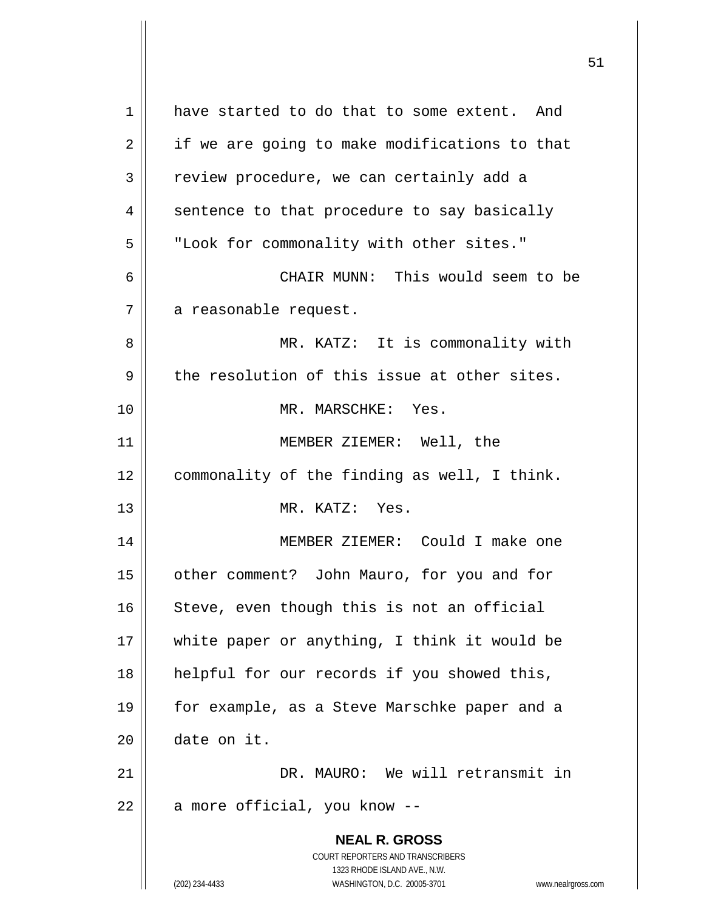have started to do that to some extent. And if we are going to make modifications to that review procedure, we can certainly add a sentence to that procedure to say basically "Look for commonality with other sites."

CHAIR MUNN: This would seem to be a reasonable request.

MR. KATZ: It is commonality with the resolution of this issue at other sites.

MR. MARSCHKE: Yes.

MEMBER ZIEMER: Well, the commonality of the finding as well, I think.

MR. KATZ: Yes.

MEMBER ZIEMER: Could I make one other comment? John Mauro, for you and for Steve, even though this is not an official white paper or anything, I think it would be helpful for our records if you showed this, for example, as a Steve Marschke paper and a date on it.

DR. MAURO: We will retransmit in a more official, you know --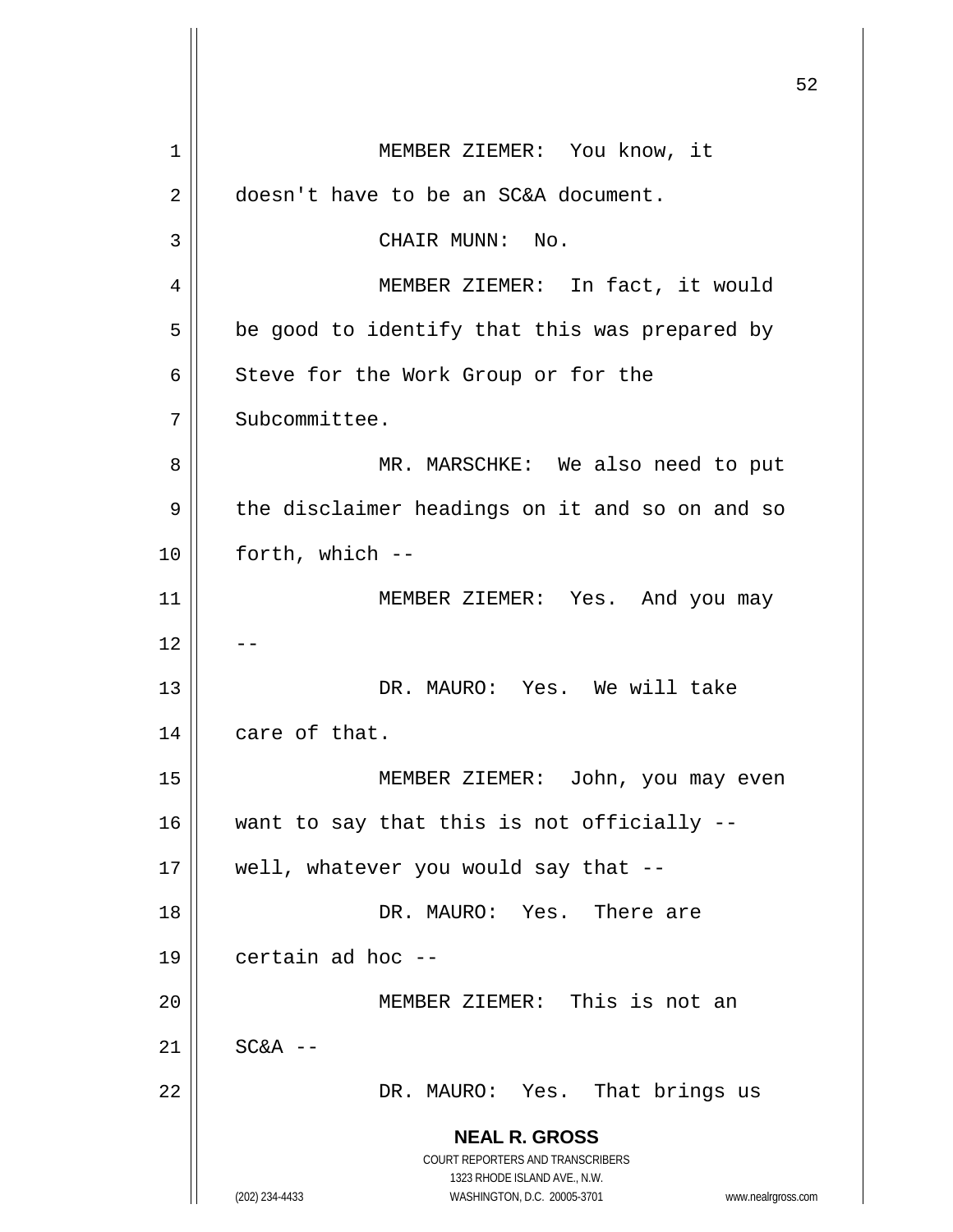MEMBER ZIEMER: You know, it doesn't have to be an SC&A document.

CHAIR MUNN: No.

MEMBER ZIEMER: In fact, it would be good to identify that this was prepared by Steve for the Work Group or for the Subcommittee.

MR. MARSCHKE: We also need to put the disclaimer headings on it and so on and so forth, which --

MEMBER ZIEMER: Yes. And you may --

DR. MAURO: Yes. We will take care of that.

MEMBER ZIEMER: John, you may even want to say that this is not officially -- well, whatever you would say that --

DR. MAURO: Yes. There are certain ad hoc --

MEMBER ZIEMER: This is not an SC&A --

DR. MAURO: Yes. That brings us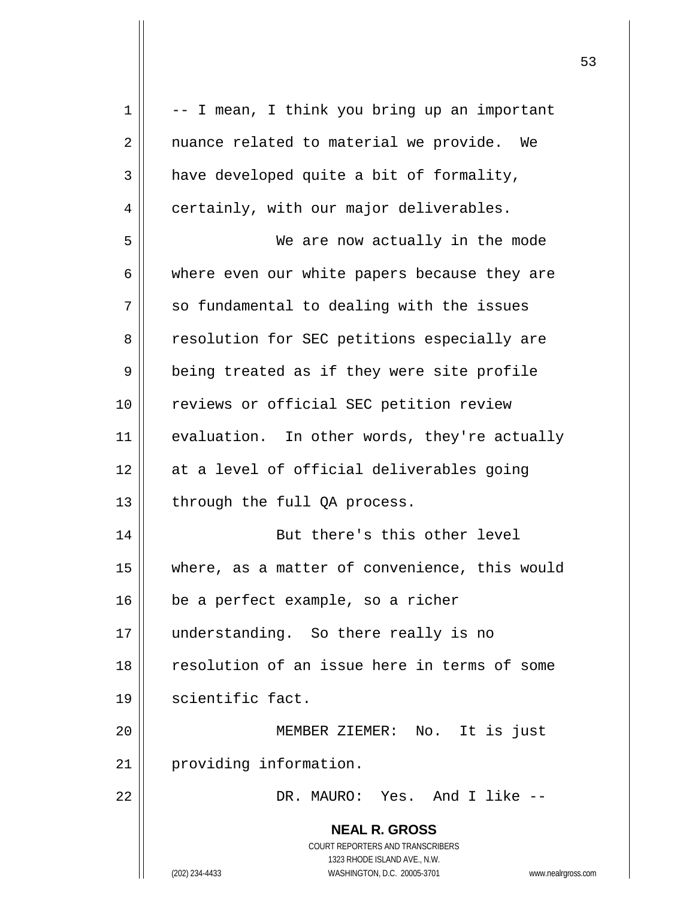-- I mean, I think you bring up an important nuance related to material we provide. We have developed quite a bit of formality, certainly, with our major deliverables.

We are now actually in the mode where even our white papers because they are so fundamental to dealing with the issues resolution for SEC petitions especially are being treated as if they were site profile reviews or official SEC petition review evaluation. In other words, they're actually at a level of official deliverables going through the full QA process.

But there's this other level where, as a matter of convenience, this would be a perfect example, so a richer understanding. So there really is no resolution of an issue here in terms of some scientific fact.

MEMBER ZIEMER: No. It is just providing information.

DR. MAURO: Yes. And I like --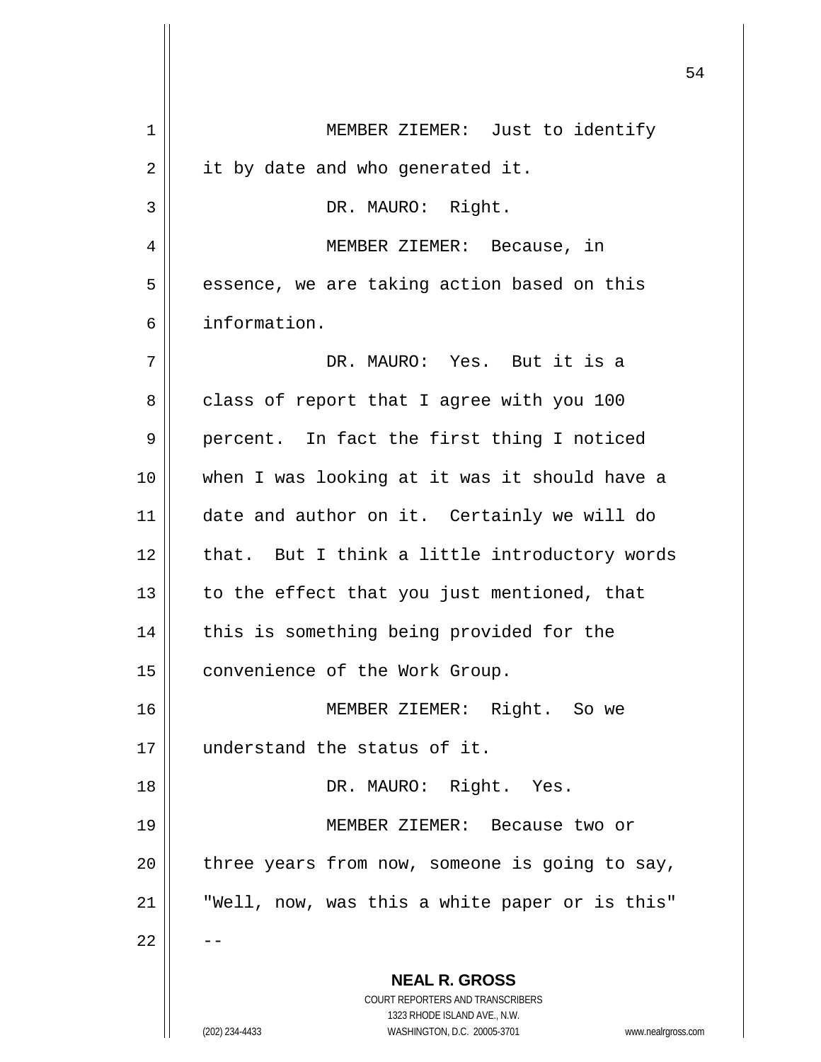MEMBER ZIEMER: Just to identify it by date and who generated it.

DR. MAURO: Right.

MEMBER ZIEMER: Because, in essence, we are taking action based on this information.

DR. MAURO: Yes. But it is a class of report that I agree with you 100 percent. In fact the first thing I noticed when I was looking at it was it should have a date and author on it. Certainly we will do that. But I think a little introductory words to the effect that you just mentioned, that this is something being provided for the convenience of the Work Group.

MEMBER ZIEMER: Right. So we understand the status of it.

DR. MAURO: Right. Yes.

MEMBER ZIEMER: Because two or three years from now, someone is going to say, "Well, now, was this a white paper or is this" --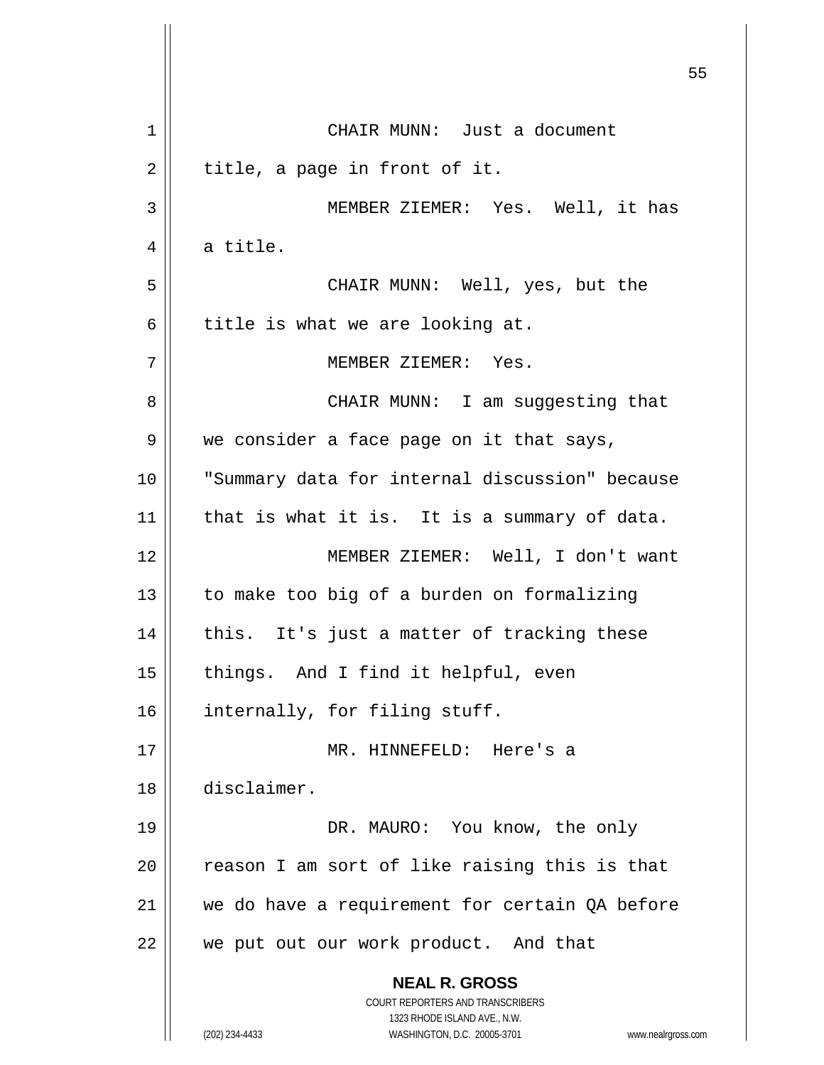CHAIR MUNN: Just a document title, a page in front of it.

MEMBER ZIEMER: Yes. Well, it has a title.

CHAIR MUNN: Well, yes, but the title is what we are looking at.

MEMBER ZIEMER: Yes.

CHAIR MUNN: I am suggesting that we consider a face page on it that says, "Summary data for internal discussion" because that is what it is. It is a summary of data.

MEMBER ZIEMER: Well, I don't want to make too big of a burden on formalizing this. It's just a matter of tracking these things. And I find it helpful, even internally, for filing stuff.

MR. HINNEFELD: Here's a disclaimer.

DR. MAURO: You know, the only reason I am sort of like raising this is that we do have a requirement for certain QA before we put out our work product. And that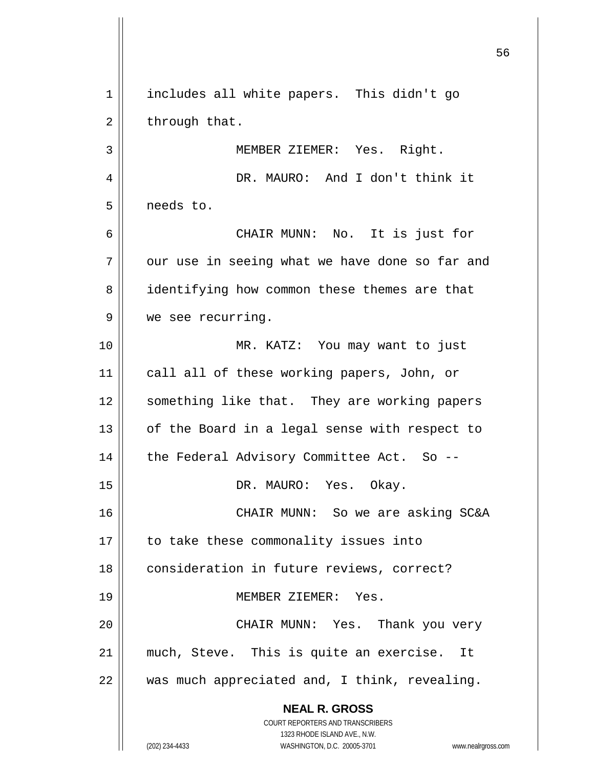includes all white papers. This didn't go through that.

MEMBER ZIEMER: Yes. Right.

DR. MAURO: And I don't think it needs to.

CHAIR MUNN: No. It is just for our use in seeing what we have done so far and identifying how common these themes are that we see recurring.

MR. KATZ: You may want to just call all of these working papers, John, or something like that. They are working papers of the Board in a legal sense with respect to the Federal Advisory Committee Act. So --

DR. MAURO: Yes. Okay.

CHAIR MUNN: So we are asking SC&A to take these commonality issues into consideration in future reviews, correct?

MEMBER ZIEMER: Yes.

CHAIR MUNN: Yes. Thank you very much, Steve. This is quite an exercise. It was much appreciated and, I think, revealing.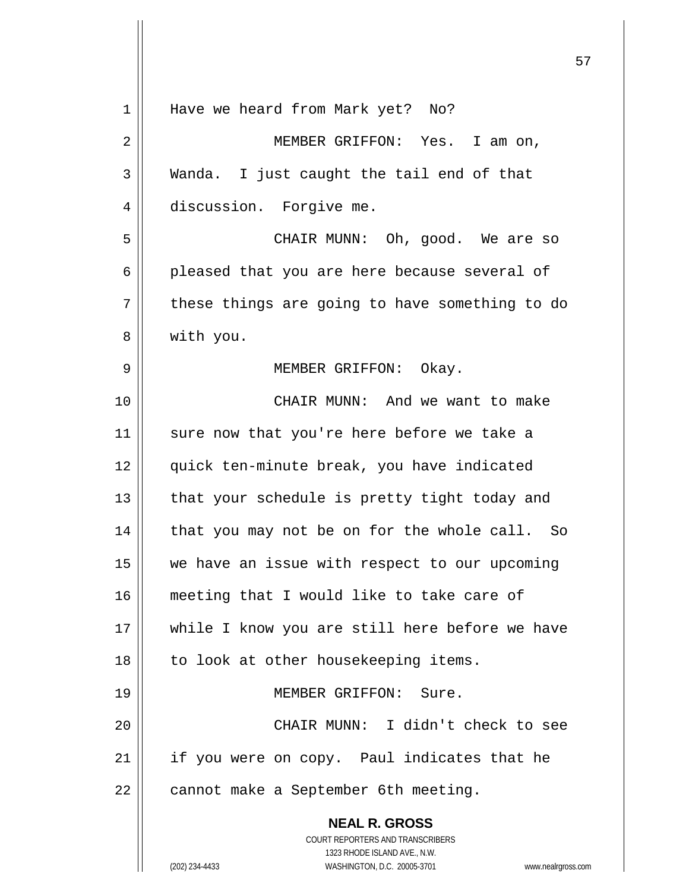Have we heard from Mark yet? No?

MEMBER GRIFFON: Yes. I am on, Wanda. I just caught the tail end of that discussion. Forgive me.

CHAIR MUNN: Oh, good. We are so pleased that you are here because several of these things are going to have something to do with you.

MEMBER GRIFFON: Okay.

CHAIR MUNN: And we want to make sure now that you're here before we take a quick ten-minute break, you have indicated that your schedule is pretty tight today and that you may not be on for the whole call. So we have an issue with respect to our upcoming meeting that I would like to take care of while I know you are still here before we have to look at other housekeeping items.

MEMBER GRIFFON: Sure.

CHAIR MUNN: I didn't check to see if you were on copy. Paul indicates that he cannot make a September 6th meeting.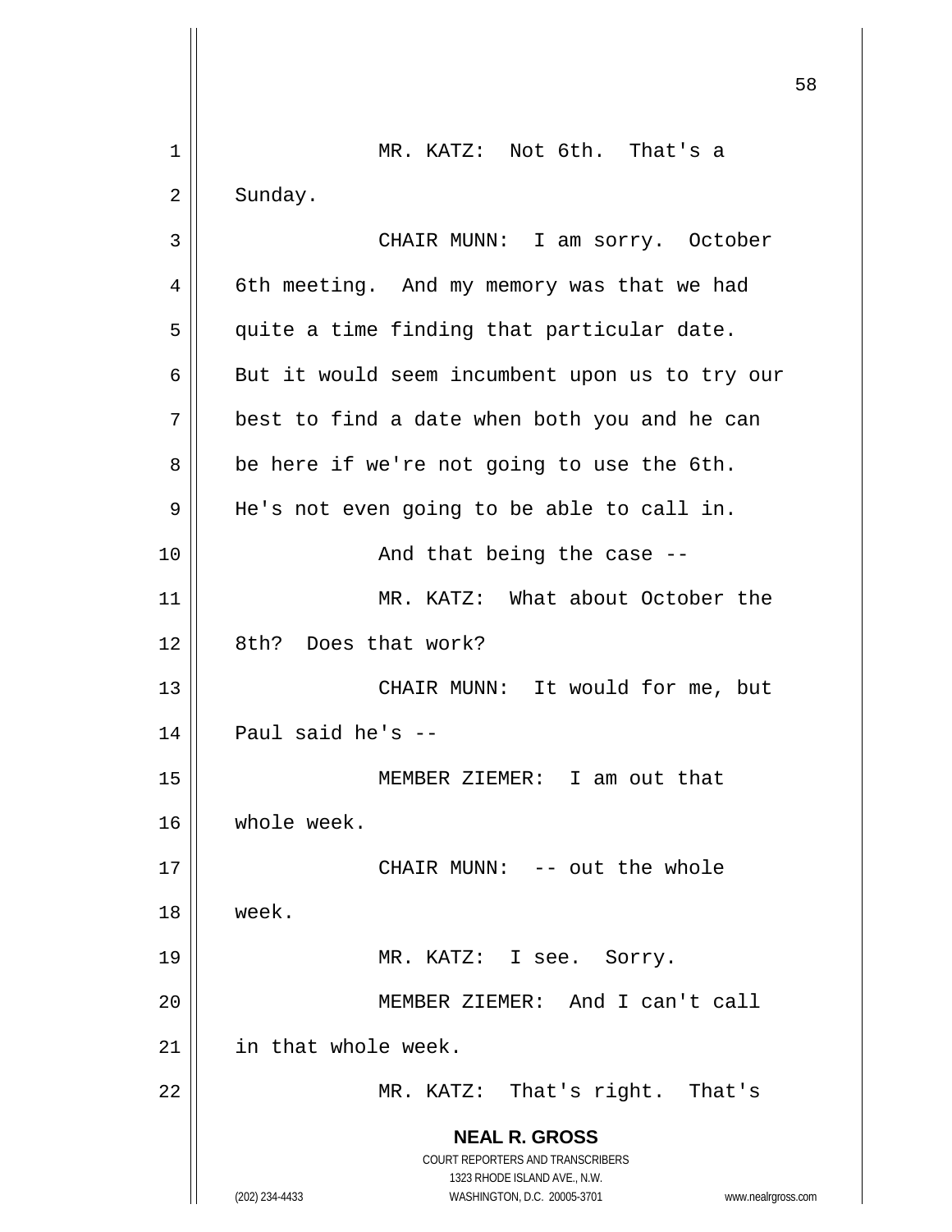MR. KATZ: Not 6th. That's a Sunday.

CHAIR MUNN: I am sorry. October 6th meeting. And my memory was that we had quite a time finding that particular date. But it would seem incumbent upon us to try our best to find a date when both you and he can be here if we're not going to use the 6th. He's not even going to be able to call in.

And that being the case --

MR. KATZ: What about October the 8th? Does that work?

CHAIR MUNN: It would for me, but Paul said he's --

MEMBER ZIEMER: I am out that whole week.

CHAIR MUNN: -- out the whole week.

MR. KATZ: I see. Sorry.

MEMBER ZIEMER: And I can't call in that whole week.

MR. KATZ: That's right. That's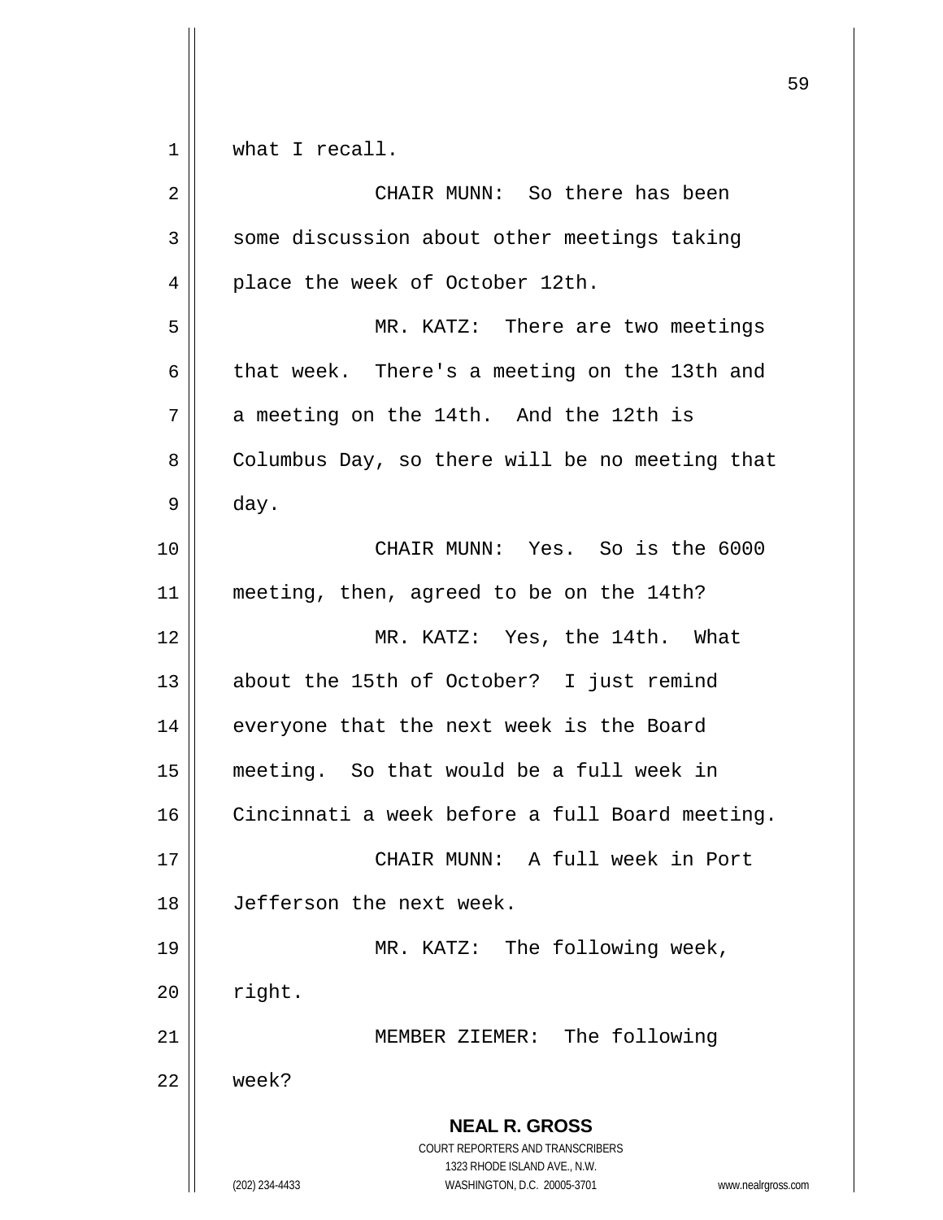what I recall.

CHAIR MUNN: So there has been some discussion about other meetings taking place the week of October 12th.

MR. KATZ: There are two meetings that week. There's a meeting on the 13th and a meeting on the 14th. And the 12th is Columbus Day, so there will be no meeting that day.

CHAIR MUNN: Yes. So is the 6000 meeting, then, agreed to be on the 14th?

MR. KATZ: Yes, the 14th. What about the 15th of October? I just remind everyone that the next week is the Board meeting. So that would be a full week in Cincinnati a week before a full Board meeting.

CHAIR MUNN: A full week in Port Jefferson the next week.

MR. KATZ: The following week, right.

MEMBER ZIEMER: The following week?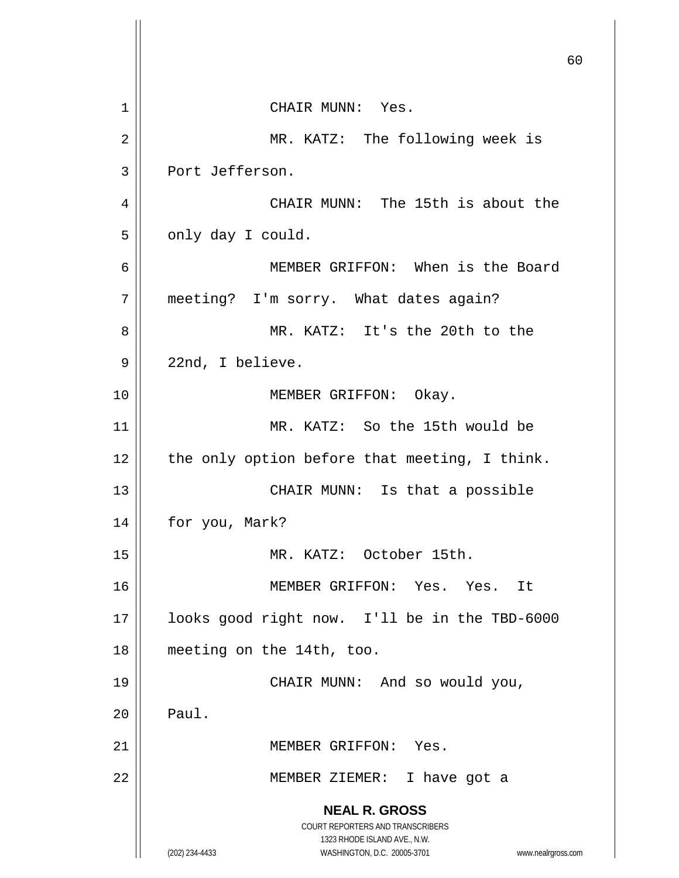CHAIR MUNN: Yes.

MR. KATZ: The following week is Port Jefferson.

CHAIR MUNN: The 15th is about the only day I could.

MEMBER GRIFFON: When is the Board meeting? I'm sorry. What dates again?

MR. KATZ: It's the 20th to the 22nd, I believe.

MEMBER GRIFFON: Okay.

MR. KATZ: So the 15th would be the only option before that meeting, I think.

CHAIR MUNN: Is that a possible for you, Mark?

MR. KATZ: October 15th.

MEMBER GRIFFON: Yes. Yes. It looks good right now. I'll be in the TBD-6000 meeting on the 14th, too.

CHAIR MUNN: And so would you, Paul.

MEMBER GRIFFON: Yes.

MEMBER ZIEMER: I have got a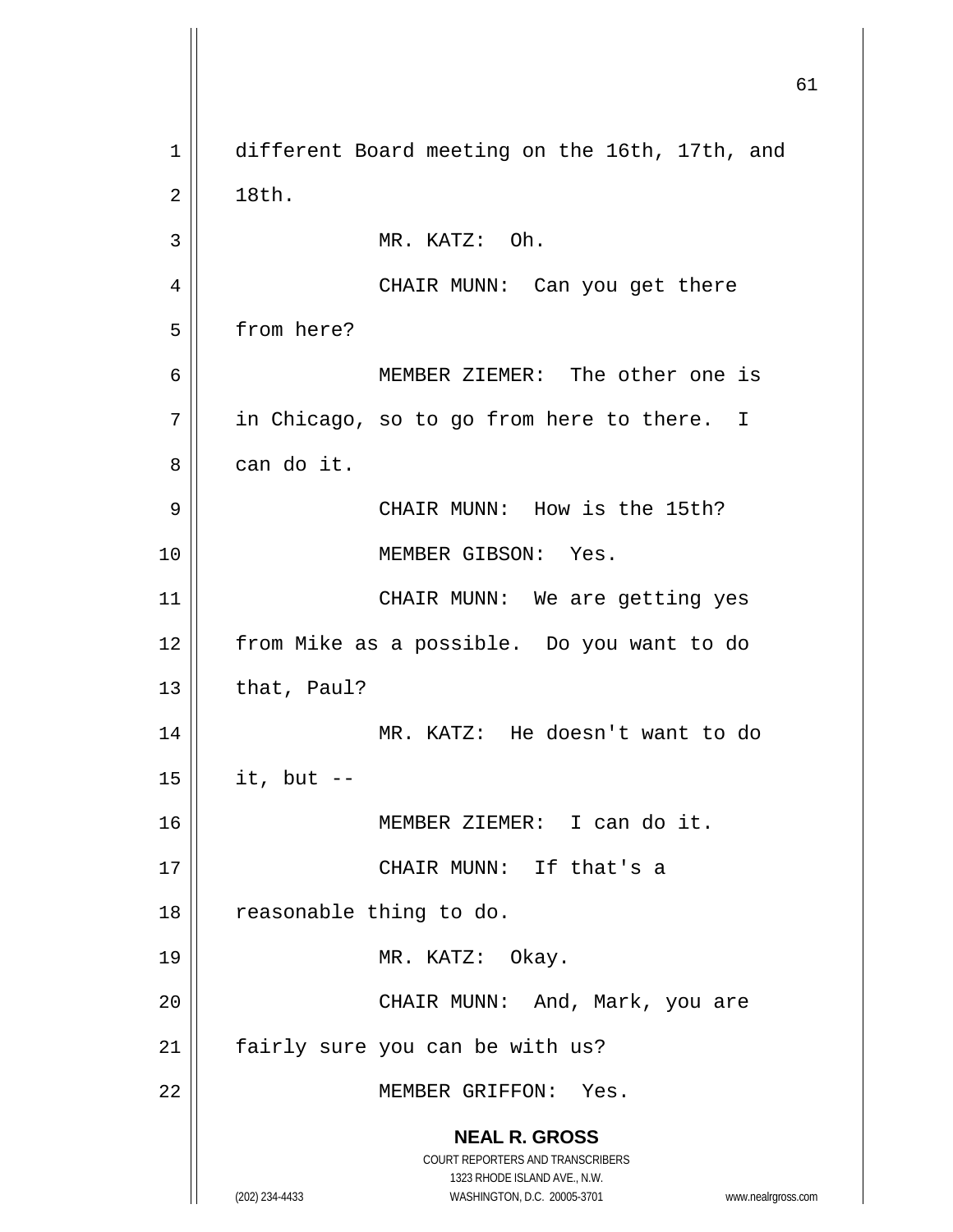different Board meeting on the 16th, 17th, and 18th.

MR. KATZ: Oh.

CHAIR MUNN: Can you get there from here?

MEMBER ZIEMER: The other one is in Chicago, so to go from here to there. I can do it.

CHAIR MUNN: How is the 15th?

MEMBER GIBSON: Yes.

CHAIR MUNN: We are getting yes from Mike as a possible. Do you want to do that, Paul?

MR. KATZ: He doesn't want to do it, but --

MEMBER ZIEMER: I can do it.

CHAIR MUNN: If that's a reasonable thing to do.

MR. KATZ: Okay.

CHAIR MUNN: And, Mark, you are fairly sure you can be with us?

MEMBER GRIFFON: Yes.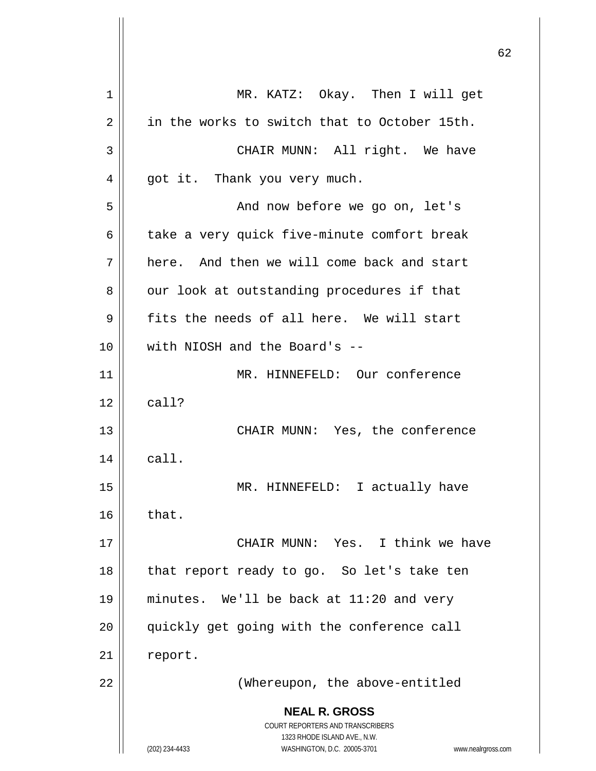MR. KATZ: Okay. Then I will get in the works to switch that to October 15th.

CHAIR MUNN: All right. We have got it. Thank you very much.

And now before we go on, let's take a very quick five-minute comfort break here. And then we will come back and start our look at outstanding procedures if that fits the needs of all here. We will start with NIOSH and the Board's --

MR. HINNEFELD: Our conference call?

CHAIR MUNN: Yes, the conference call.

MR. HINNEFELD: I actually have that.

CHAIR MUNN: Yes. I think we have that report ready to go. So let's take ten minutes. We'll be back at 11:20 and very quickly get going with the conference call report.

(Whereupon, the above-entitled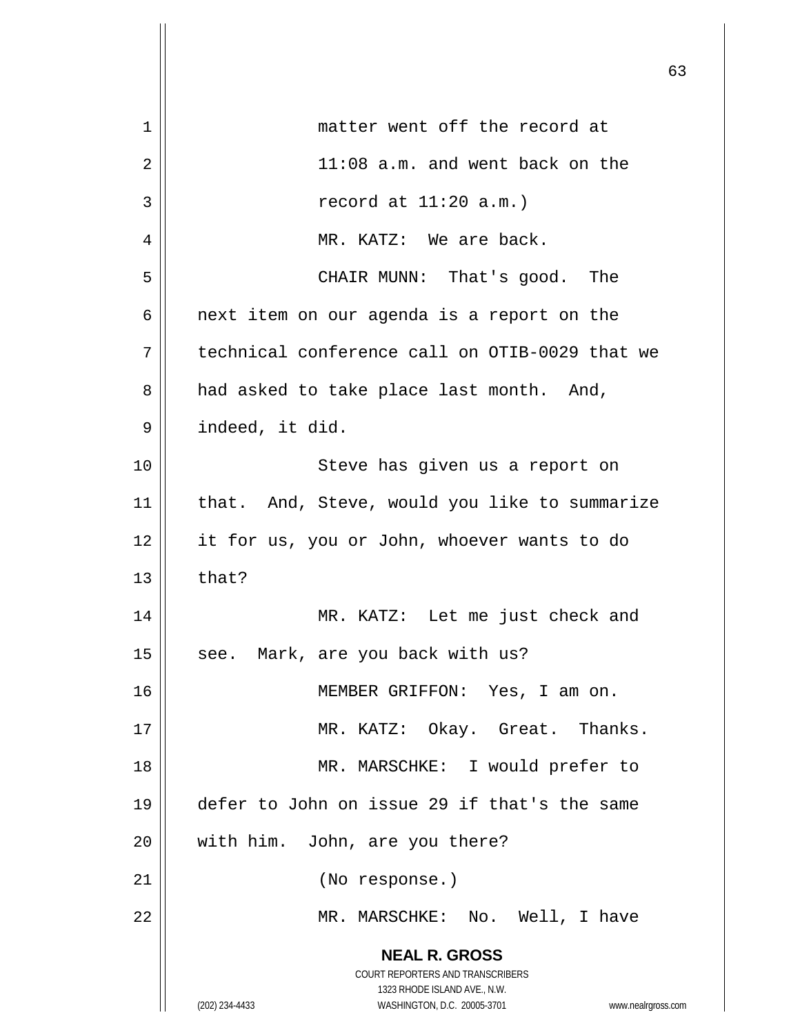matter went off the record at 11:08 a.m. and went back on the record at 11:20 a.m.)

MR. KATZ: We are back.

CHAIR MUNN: That's good. The next item on our agenda is a report on the technical conference call on OTIB-0029 that we had asked to take place last month. And, indeed, it did.

Steve has given us a report on that. And, Steve, would you like to summarize it for us, you or John, whoever wants to do that?

MR. KATZ: Let me just check and see. Mark, are you back with us?

MEMBER GRIFFON: Yes, I am on.

MR. KATZ: Okay. Great. Thanks.

MR. MARSCHKE: I would prefer to defer to John on issue 29 if that's the same with him. John, are you there?

(No response.)

MR. MARSCHKE: No. Well, I have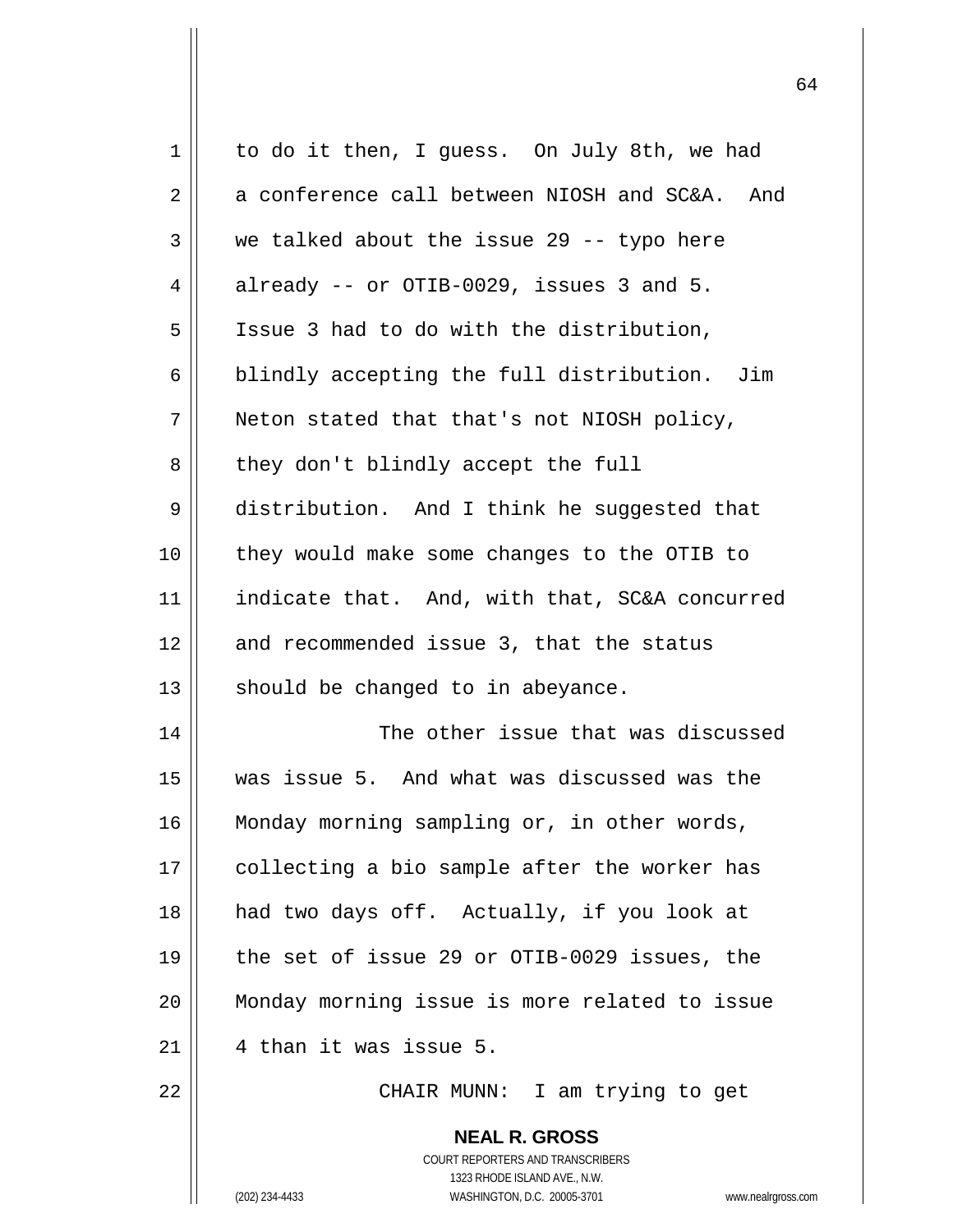to do it then, I guess. On July 8th, we had a conference call between NIOSH and SC&A. And we talked about the issue 29 -- typo here already -- or OTIB-0029, issues 3 and 5. Issue 3 had to do with the distribution, blindly accepting the full distribution. Jim Neton stated that that's not NIOSH policy, they don't blindly accept the full distribution. And I think he suggested that they would make some changes to the OTIB to indicate that. And, with that, SC&A concurred and recommended issue 3, that the status should be changed to in abeyance.

The other issue that was discussed was issue 5. And what was discussed was the Monday morning sampling or, in other words, collecting a bio sample after the worker has had two days off. Actually, if you look at the set of issue 29 or OTIB-0029 issues, the Monday morning issue is more related to issue 4 than it was issue 5.

CHAIR MUNN: I am trying to get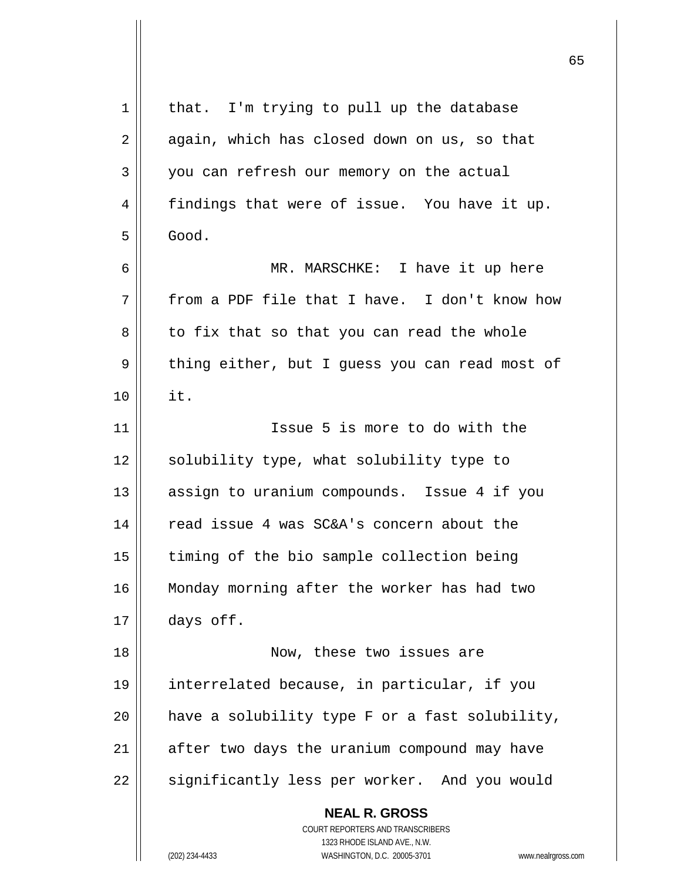that. I'm trying to pull up the database again, which has closed down on us, so that you can refresh our memory on the actual findings that were of issue. You have it up. Good.

MR. MARSCHKE: I have it up here from a PDF file that I have. I don't know how to fix that so that you can read the whole thing either, but I guess you can read most of it.

Issue 5 is more to do with the solubility type, what solubility type to assign to uranium compounds. Issue 4 if you read issue 4 was SC&A's concern about the timing of the bio sample collection being Monday morning after the worker has had two days off.

Now, these two issues are interrelated because, in particular, if you have a solubility type F or a fast solubility, after two days the uranium compound may have significantly less per worker. And you would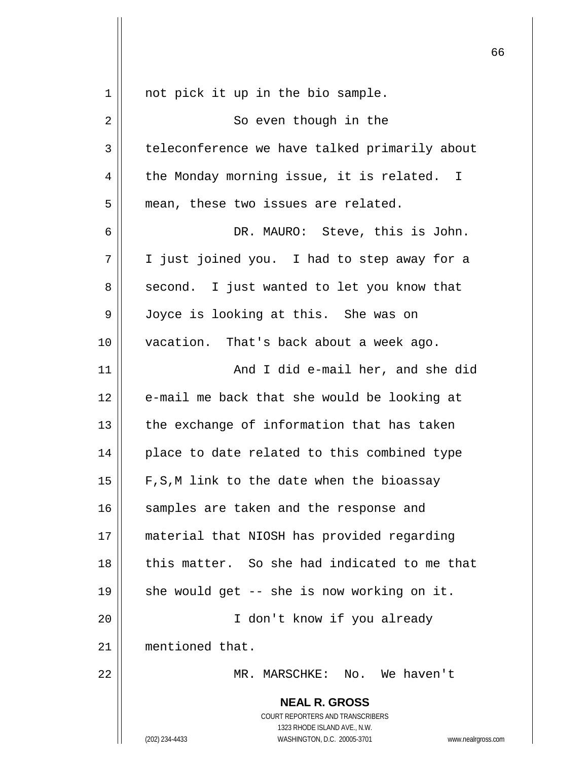not pick it up in the bio sample.

So even though in the teleconference we have talked primarily about the Monday morning issue, it is related. I mean, these two issues are related.

DR. MAURO: Steve, this is John. I just joined you. I had to step away for a second. I just wanted to let you know that Joyce is looking at this. She was on vacation. That's back about a week ago.

And I did e-mail her, and she did e-mail me back that she would be looking at the exchange of information that has taken place to date related to this combined type F,S,M link to the date when the bioassay samples are taken and the response and material that NIOSH has provided regarding this matter. So she had indicated to me that she would get -- she is now working on it.

I don't know if you already mentioned that.

MR. MARSCHKE: No. We haven't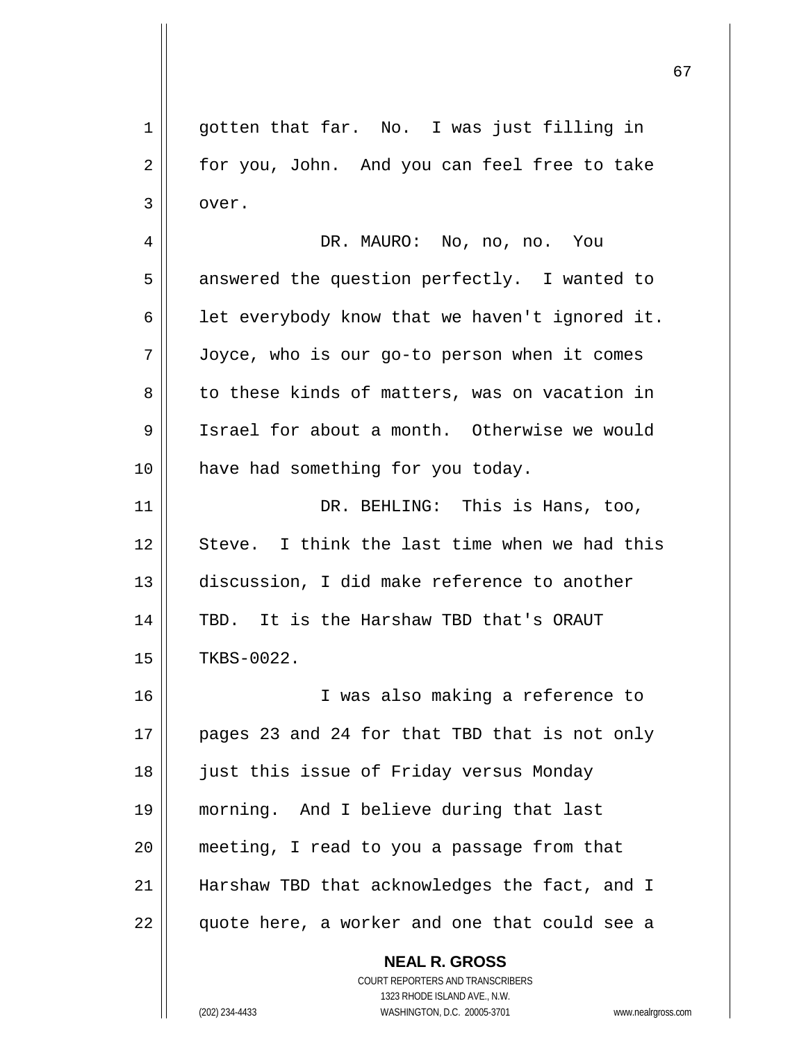gotten that far. No. I was just filling in for you, John. And you can feel free to take over.

DR. MAURO: No, no, no. You answered the question perfectly. I wanted to let everybody know that we haven't ignored it. Joyce, who is our go-to person when it comes to these kinds of matters, was on vacation in Israel for about a month. Otherwise we would have had something for you today.

DR. BEHLING: This is Hans, too, Steve. I think the last time when we had this discussion, I did make reference to another TBD. It is the Harshaw TBD that's ORAUT TKBS-0022.

I was also making a reference to pages 23 and 24 for that TBD that is not only just this issue of Friday versus Monday morning. And I believe during that last meeting, I read to you a passage from that Harshaw TBD that acknowledges the fact, and I quote here, a worker and one that could see a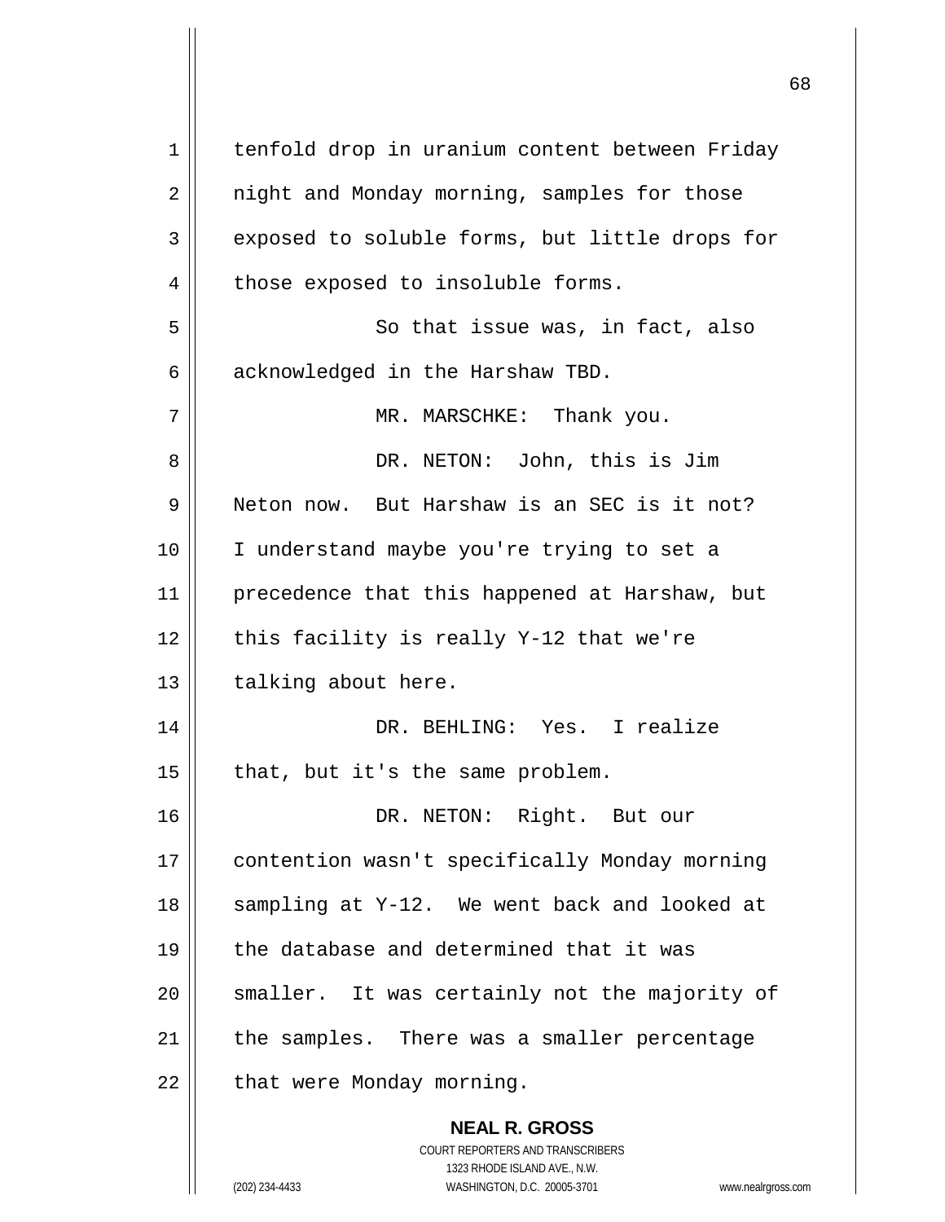tenfold drop in uranium content between Friday night and Monday morning, samples for those exposed to soluble forms, but little drops for those exposed to insoluble forms.

So that issue was, in fact, also acknowledged in the Harshaw TBD.

MR. MARSCHKE: Thank you.

DR. NETON: John, this is Jim Neton now. But Harshaw is an SEC is it not? I understand maybe you're trying to set a precedence that this happened at Harshaw, but this facility is really Y-12 that we're talking about here.

DR. BEHLING: Yes. I realize that, but it's the same problem.

DR. NETON: Right. But our contention wasn't specifically Monday morning sampling at Y-12. We went back and looked at the database and determined that it was smaller. It was certainly not the majority of the samples. There was a smaller percentage that were Monday morning.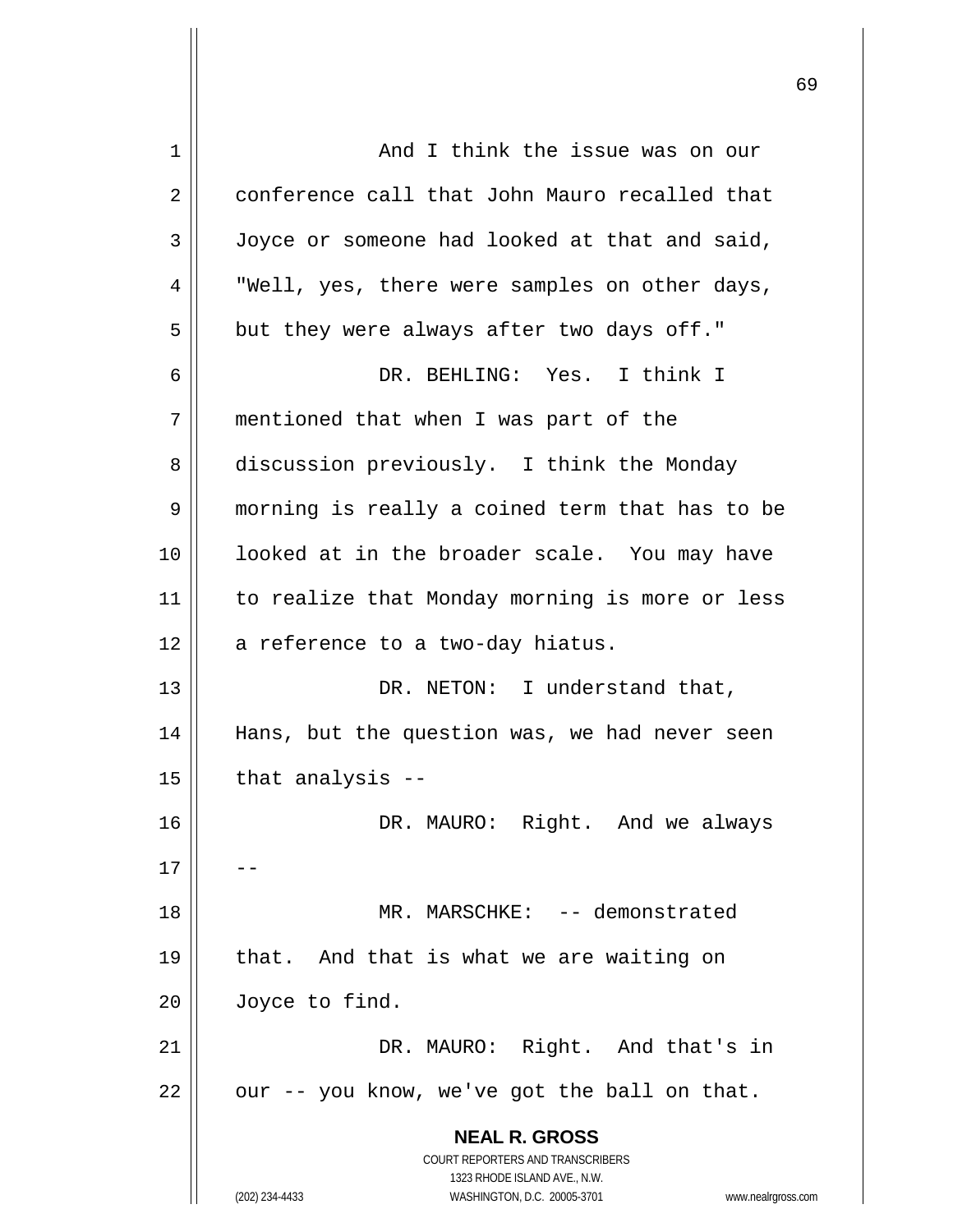And I think the issue was on our conference call that John Mauro recalled that Joyce or someone had looked at that and said, "Well, yes, there were samples on other days, but they were always after two days off."

DR. BEHLING: Yes. I think I mentioned that when I was part of the discussion previously. I think the Monday morning is really a coined term that has to be looked at in the broader scale. You may have to realize that Monday morning is more or less a reference to a two-day hiatus.

DR. NETON: I understand that, Hans, but the question was, we had never seen that analysis --

DR. MAURO: Right. And we always --

MR. MARSCHKE: -- demonstrated that. And that is what we are waiting on Joyce to find.

DR. MAURO: Right. And that's in our -- you know, we've got the ball on that.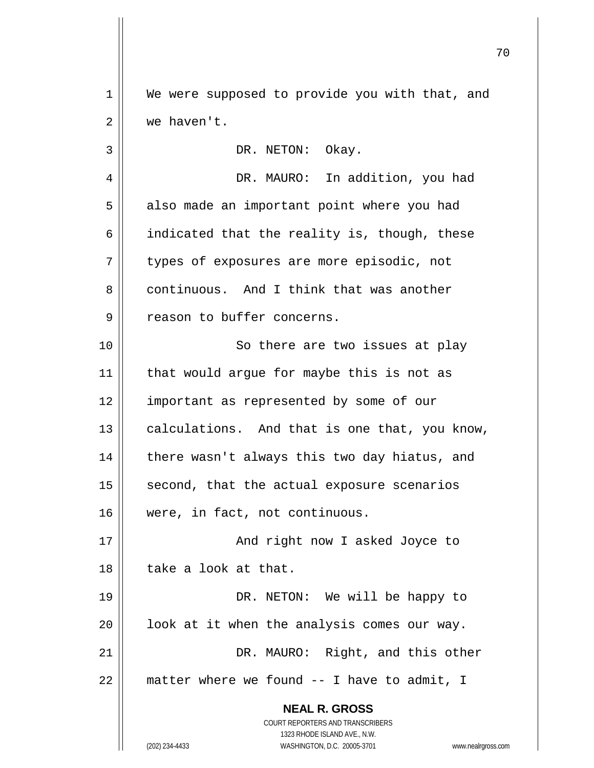We were supposed to provide you with that, and we haven't.

DR. NETON: Okay.

DR. MAURO: In addition, you had also made an important point where you had indicated that the reality is, though, these types of exposures are more episodic, not continuous. And I think that was another reason to buffer concerns.

So there are two issues at play that would argue for maybe this is not as important as represented by some of our calculations. And that is one that, you know, there wasn't always this two day hiatus, and second, that the actual exposure scenarios were, in fact, not continuous.

And right now I asked Joyce to take a look at that.

DR. NETON: We will be happy to look at it when the analysis comes our way.

DR. MAURO: Right, and this other matter where we found -- I have to admit, I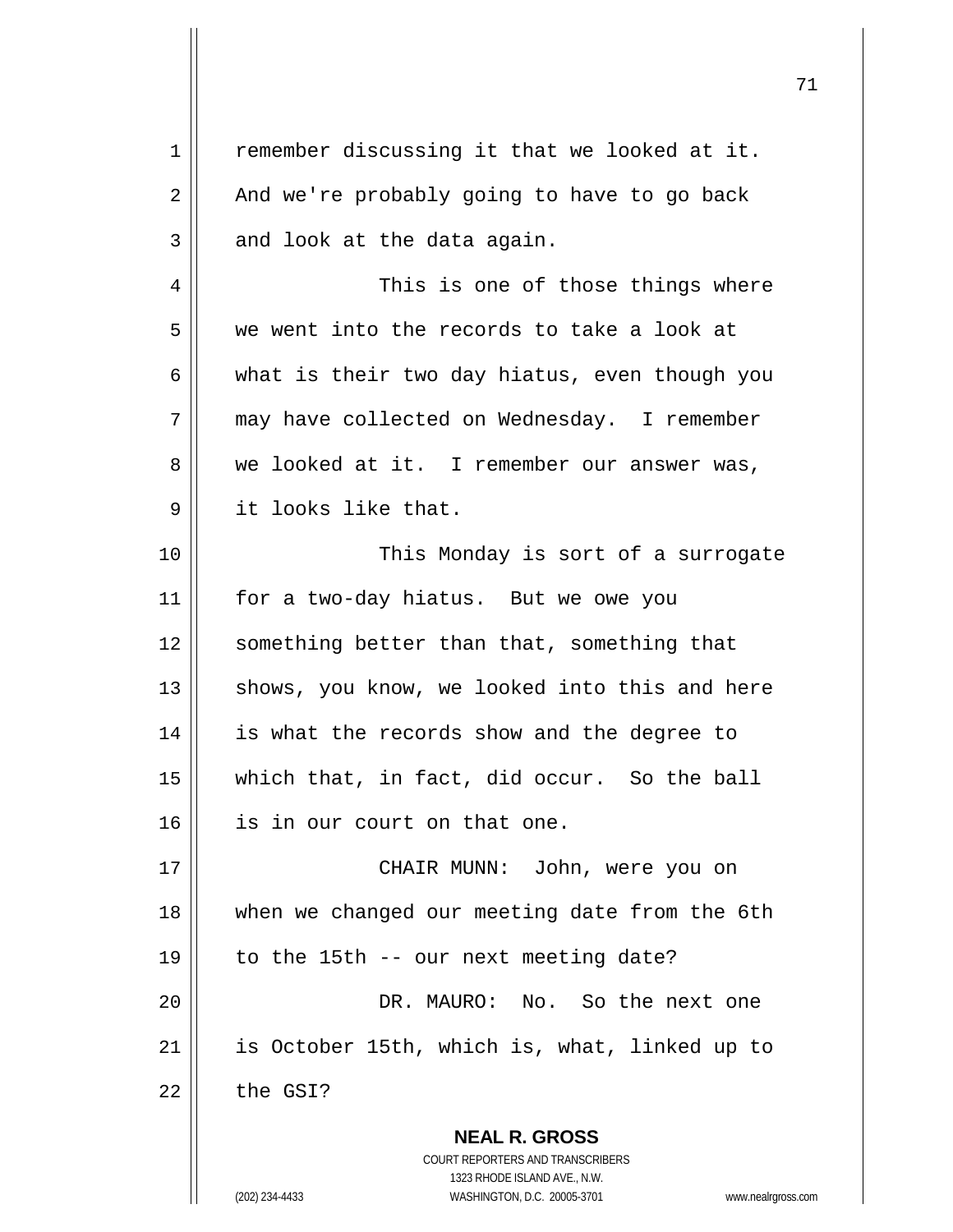remember discussing it that we looked at it. And we're probably going to have to go back and look at the data again.

This is one of those things where we went into the records to take a look at what is their two day hiatus, even though you may have collected on Wednesday. I remember we looked at it. I remember our answer was, it looks like that.

This Monday is sort of a surrogate for a two-day hiatus. But we owe you something better than that, something that shows, you know, we looked into this and here is what the records show and the degree to which that, in fact, did occur. So the ball is in our court on that one.

CHAIR MUNN: John, were you on when we changed our meeting date from the 6th to the 15th -- our next meeting date?

DR. MAURO: No. So the next one is October 15th, which is, what, linked up to the GSI?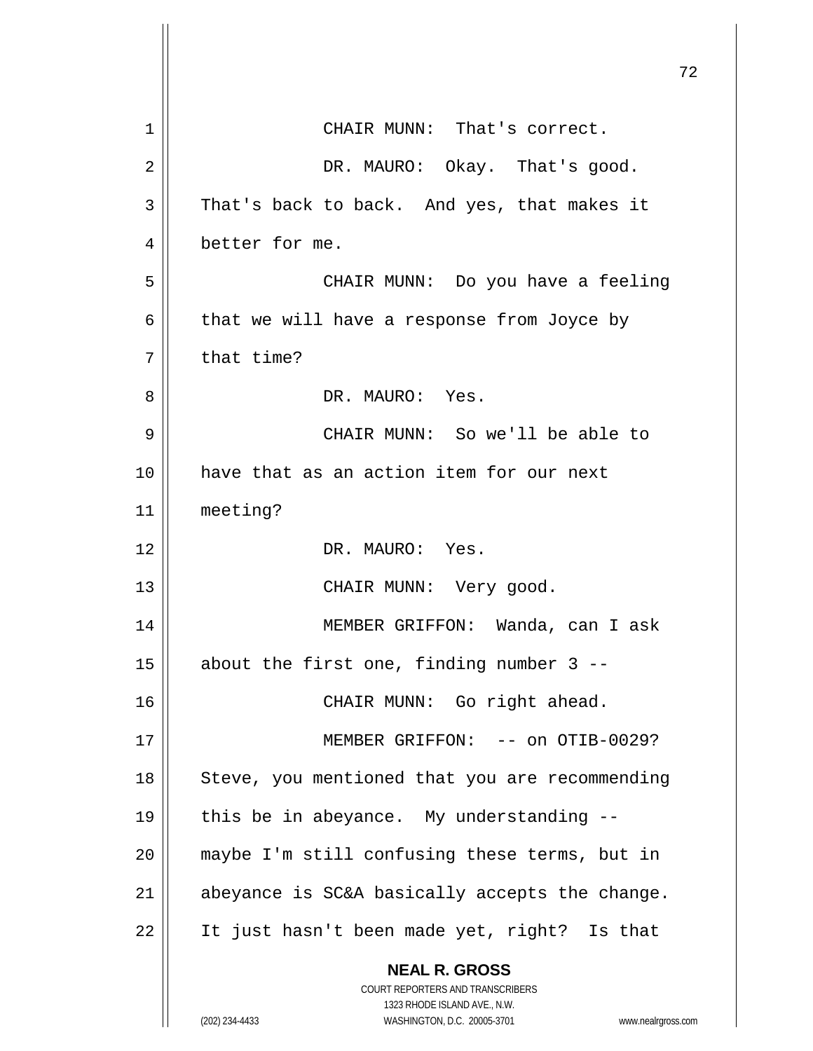CHAIR MUNN: That's correct.

DR. MAURO: Okay. That's good. That's back to back. And yes, that makes it better for me.

CHAIR MUNN: Do you have a feeling that we will have a response from Joyce by that time?

DR. MAURO: Yes.

CHAIR MUNN: So we'll be able to have that as an action item for our next meeting?

DR. MAURO: Yes.

CHAIR MUNN: Very good.

MEMBER GRIFFON: Wanda, can I ask about the first one, finding number 3 --

CHAIR MUNN: Go right ahead.

MEMBER GRIFFON: -- on OTIB-0029? Steve, you mentioned that you are recommending this be in abeyance. My understanding -- maybe I'm still confusing these terms, but in abeyance is SC&A basically accepts the change. It just hasn't been made yet, right? Is that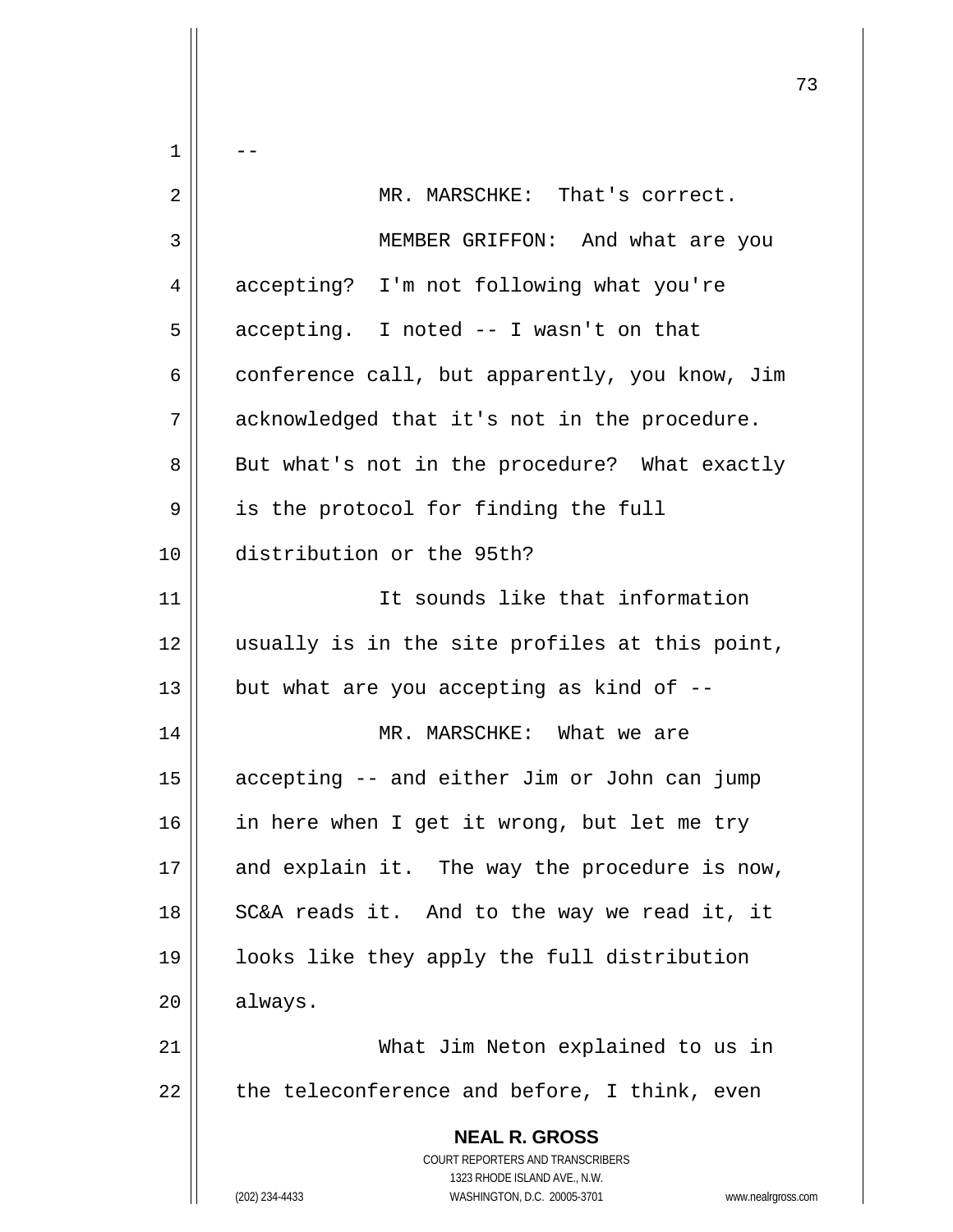--

MR. MARSCHKE: That's correct.

MEMBER GRIFFON: And what are you accepting? I'm not following what you're accepting. I noted -- I wasn't on that conference call, but apparently, you know, Jim acknowledged that it's not in the procedure. But what's not in the procedure? What exactly is the protocol for finding the full distribution or the 95th?

It sounds like that information usually is in the site profiles at this point, but what are you accepting as kind of --

MR. MARSCHKE: What we are accepting -- and either Jim or John can jump in here when I get it wrong, but let me try and explain it. The way the procedure is now, SC&A reads it. And to the way we read it, it looks like they apply the full distribution always.

What Jim Neton explained to us in the teleconference and before, I think, even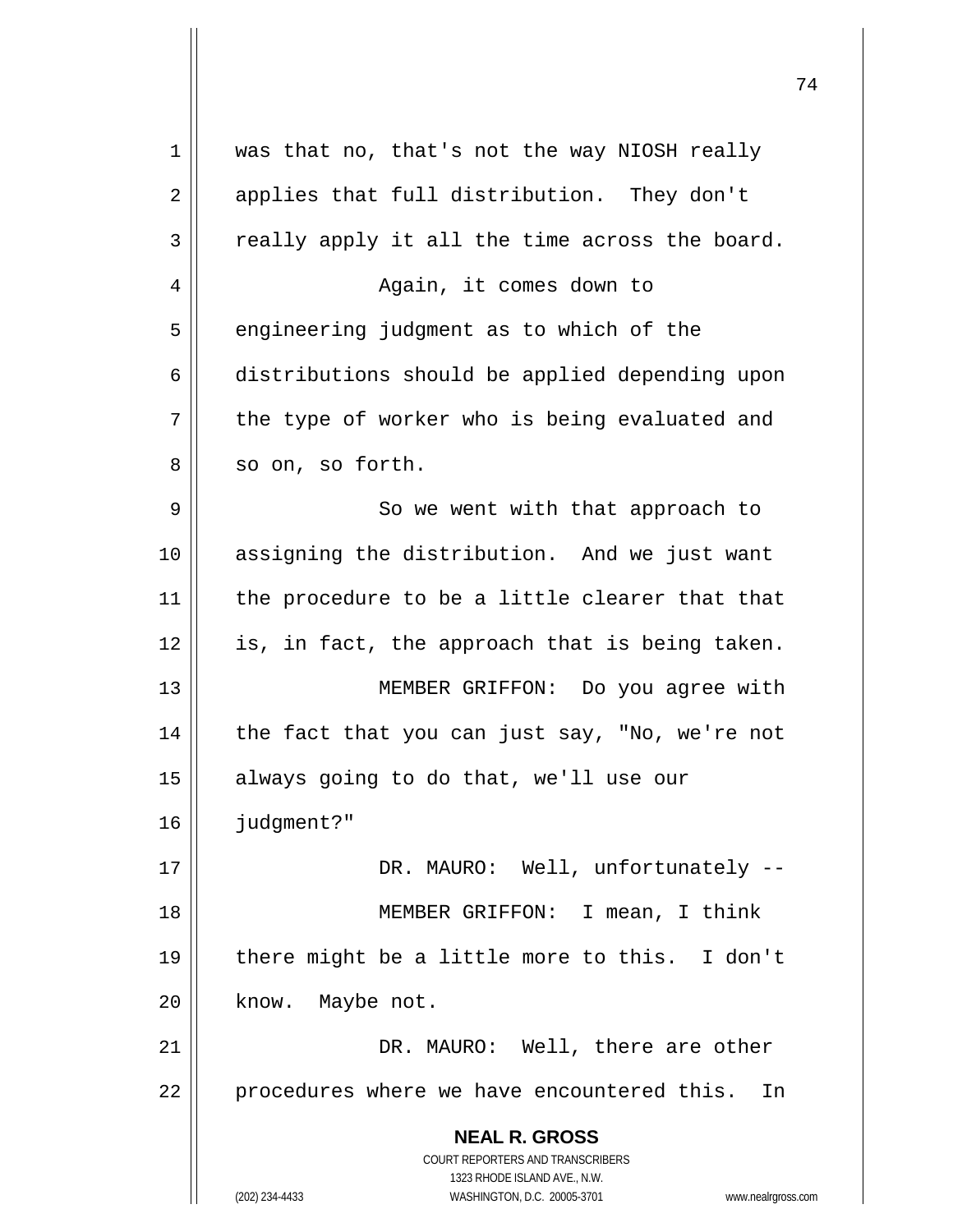was that no, that's not the way NIOSH really applies that full distribution. They don't really apply it all the time across the board.

Again, it comes down to engineering judgment as to which of the distributions should be applied depending upon the type of worker who is being evaluated and so on, so forth.

So we went with that approach to assigning the distribution. And we just want the procedure to be a little clearer that that is, in fact, the approach that is being taken.

MEMBER GRIFFON: Do you agree with the fact that you can just say, "No, we're not always going to do that, we'll use our judgment?"

DR. MAURO: Well, unfortunately --

MEMBER GRIFFON: I mean, I think there might be a little more to this. I don't know. Maybe not.

DR. MAURO: Well, there are other procedures where we have encountered this. In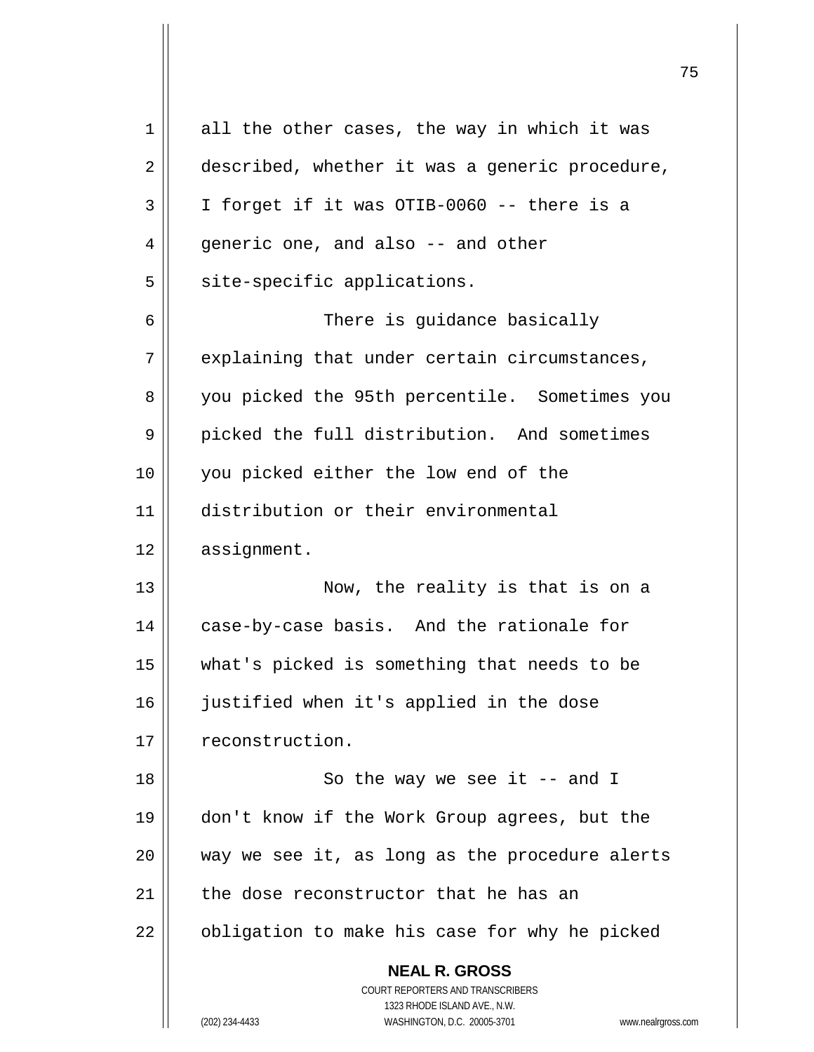all the other cases, the way in which it was described, whether it was a generic procedure, I forget if it was OTIB-0060 -- there is a generic one, and also -- and other site-specific applications.

There is guidance basically explaining that under certain circumstances, you picked the 95th percentile. Sometimes you picked the full distribution. And sometimes you picked either the low end of the distribution or their environmental assignment.

Now, the reality is that is on a case-by-case basis. And the rationale for what's picked is something that needs to be justified when it's applied in the dose reconstruction.

So the way we see it -- and I don't know if the Work Group agrees, but the way we see it, as long as the procedure alerts the dose reconstructor that he has an obligation to make his case for why he picked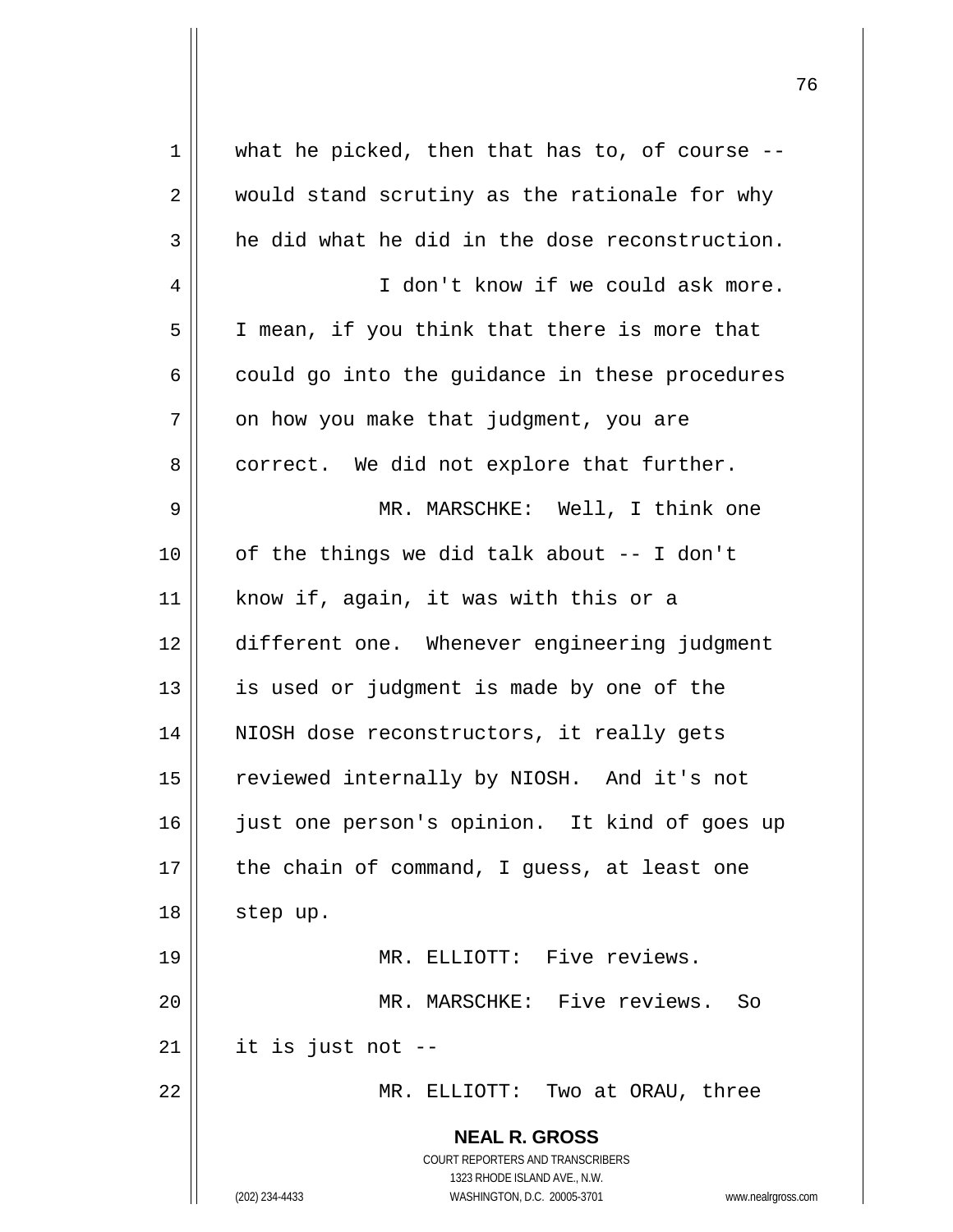what he picked, then that has to, of course -- would stand scrutiny as the rationale for why he did what he did in the dose reconstruction.

I don't know if we could ask more. I mean, if you think that there is more that could go into the guidance in these procedures on how you make that judgment, you are correct. We did not explore that further.

MR. MARSCHKE: Well, I think one of the things we did talk about -- I don't know if, again, it was with this or a different one. Whenever engineering judgment is used or judgment is made by one of the NIOSH dose reconstructors, it really gets reviewed internally by NIOSH. And it's not just one person's opinion. It kind of goes up the chain of command, I guess, at least one step up.

MR. ELLIOTT: Five reviews.

MR. MARSCHKE: Five reviews. So it is just not --

MR. ELLIOTT: Two at ORAU, three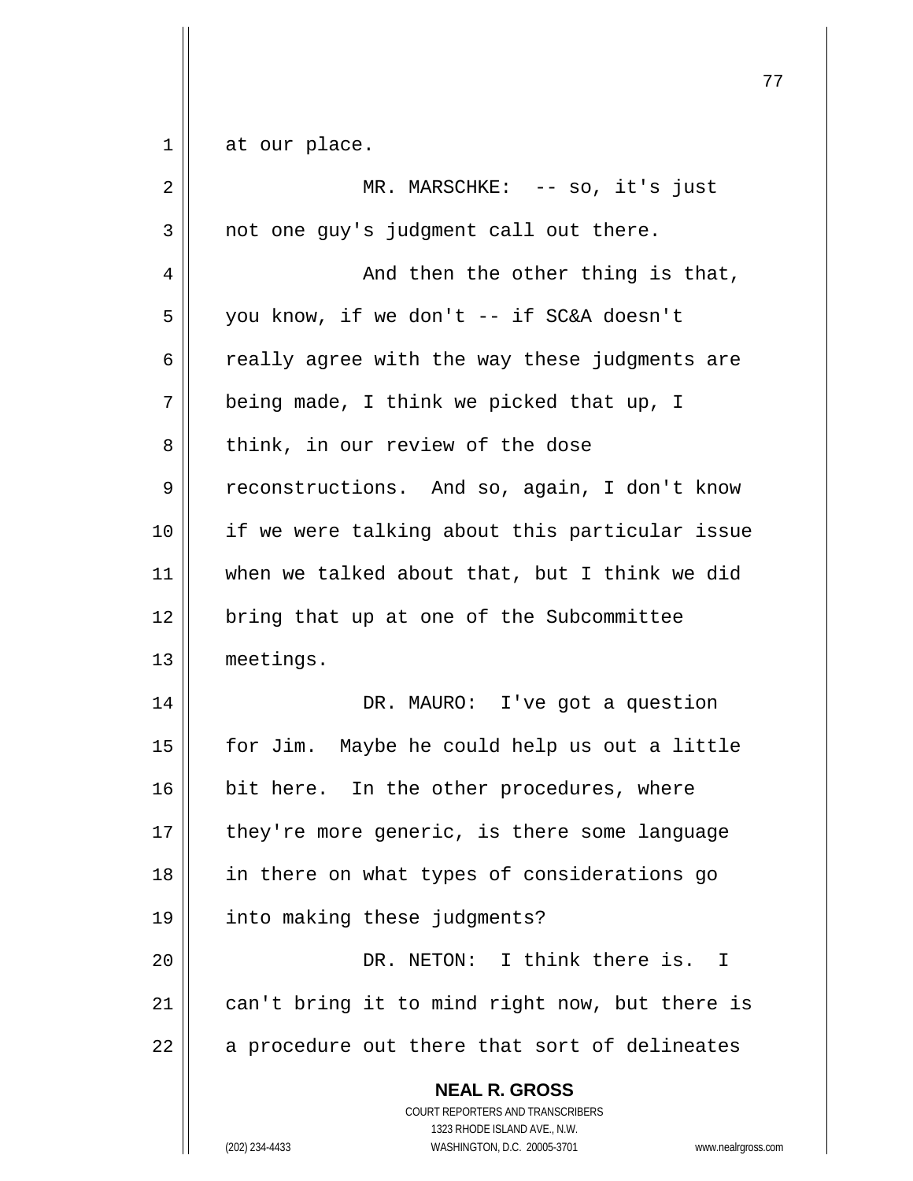at our place.

MR. MARSCHKE: -- so, it's just not one guy's judgment call out there.

And then the other thing is that, you know, if we don't -- if SC&A doesn't really agree with the way these judgments are being made, I think we picked that up, I think, in our review of the dose reconstructions. And so, again, I don't know if we were talking about this particular issue when we talked about that, but I think we did bring that up at one of the Subcommittee meetings.

DR. MAURO: I've got a question for Jim. Maybe he could help us out a little bit here. In the other procedures, where they're more generic, is there some language in there on what types of considerations go into making these judgments?

DR. NETON: I think there is. I can't bring it to mind right now, but there is a procedure out there that sort of delineates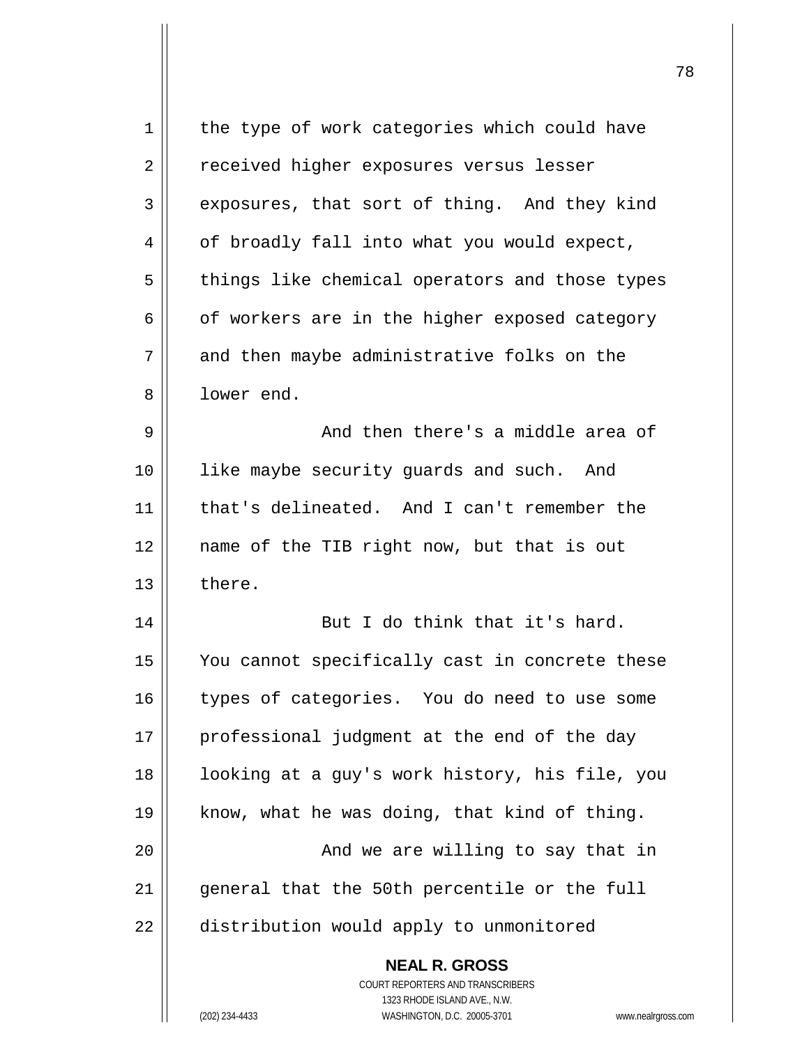the type of work categories which could have received higher exposures versus lesser exposures, that sort of thing. And they kind of broadly fall into what you would expect, things like chemical operators and those types of workers are in the higher exposed category and then maybe administrative folks on the lower end.

And then there's a middle area of like maybe security guards and such. And that's delineated. And I can't remember the name of the TIB right now, but that is out there.

But I do think that it's hard. You cannot specifically cast in concrete these types of categories. You do need to use some professional judgment at the end of the day looking at a guy's work history, his file, you know, what he was doing, that kind of thing.

And we are willing to say that in general that the 50th percentile or the full distribution would apply to unmonitored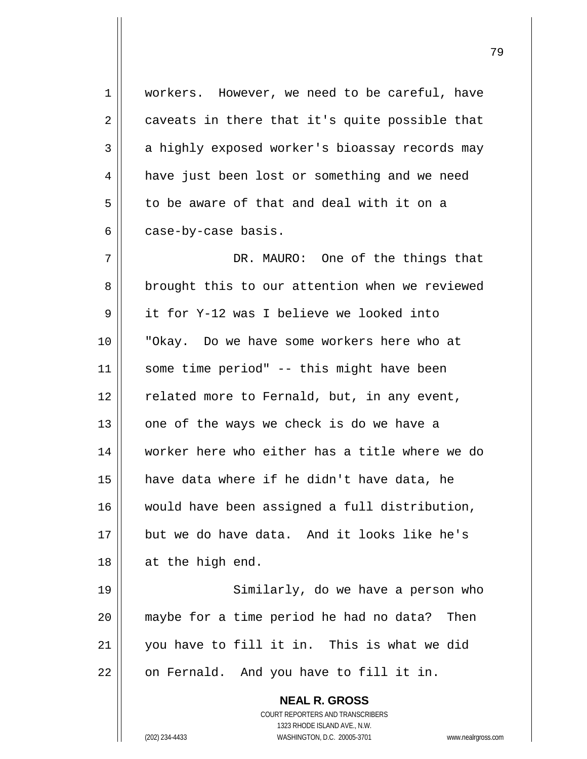workers. However, we need to be careful, have caveats in there that it's quite possible that a highly exposed worker's bioassay records may have just been lost or something and we need to be aware of that and deal with it on a case-by-case basis.

DR. MAURO: One of the things that brought this to our attention when we reviewed it for Y-12 was I believe we looked into "Okay. Do we have some workers here who at some time period" -- this might have been related more to Fernald, but, in any event, one of the ways we check is do we have a worker here who either has a title where we do have data where if he didn't have data, he would have been assigned a full distribution, but we do have data. And it looks like he's at the high end.

Similarly, do we have a person who maybe for a time period he had no data? Then you have to fill it in. This is what we did on Fernald. And you have to fill it in.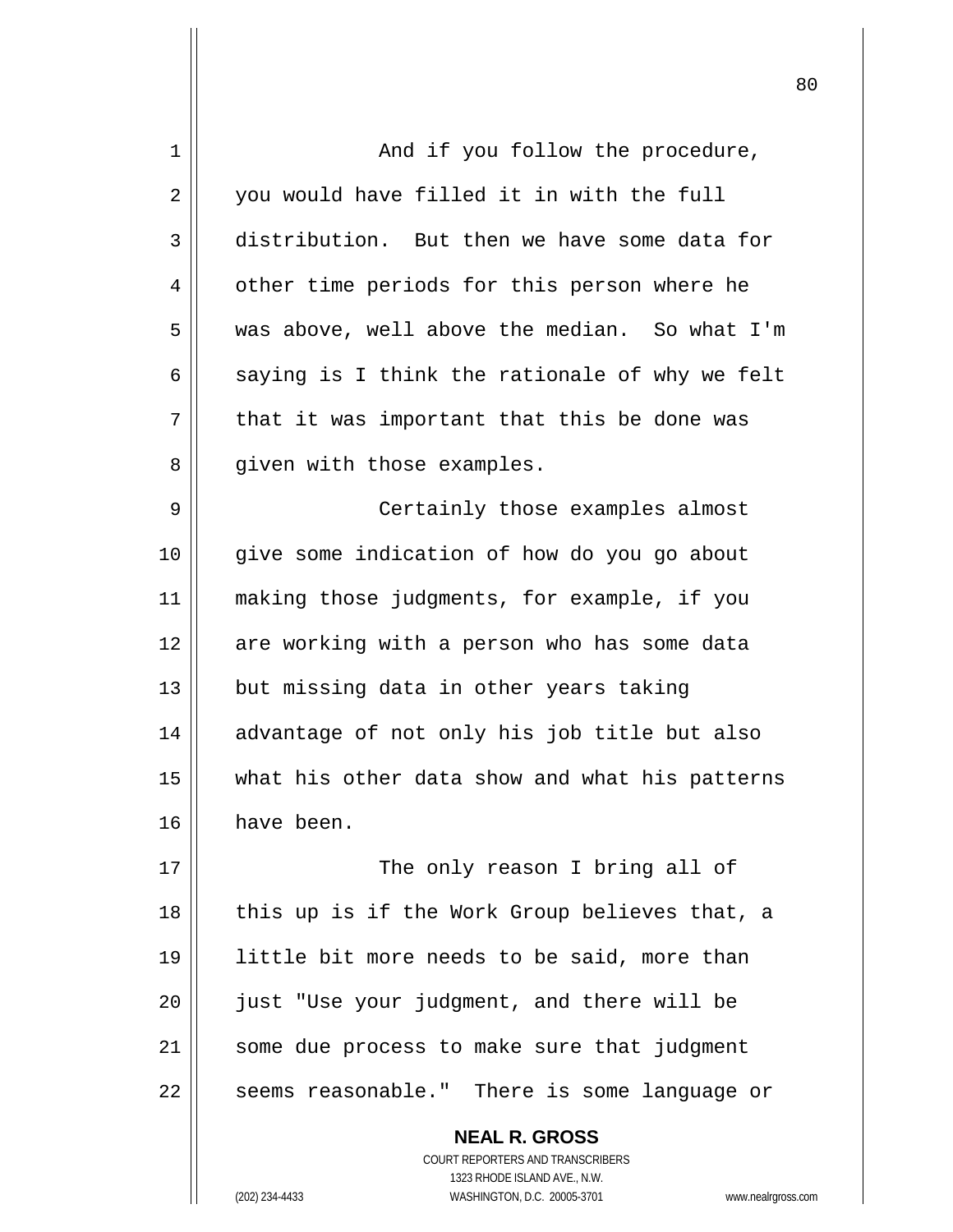And if you follow the procedure, you would have filled it in with the full distribution. But then we have some data for other time periods for this person where he was above, well above the median. So what I'm saying is I think the rationale of why we felt that it was important that this be done was given with those examples.

Certainly those examples almost give some indication of how do you go about making those judgments, for example, if you are working with a person who has some data but missing data in other years taking advantage of not only his job title but also what his other data show and what his patterns have been.

The only reason I bring all of this up is if the Work Group believes that, a little bit more needs to be said, more than just "Use your judgment, and there will be some due process to make sure that judgment seems reasonable." There is some language or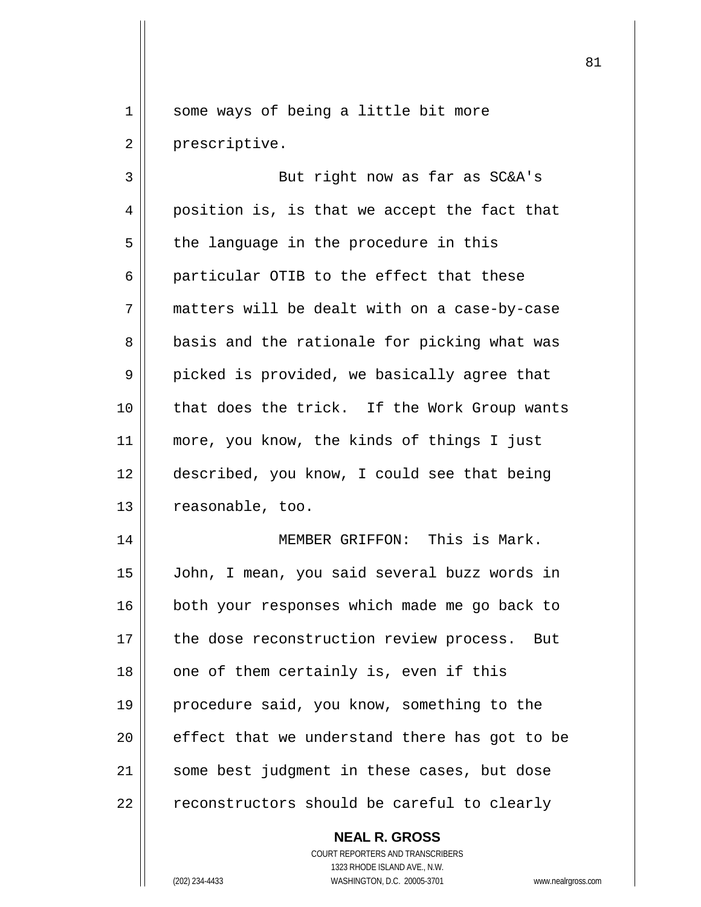some ways of being a little bit more prescriptive.

But right now as far as SC&A's position is, is that we accept the fact that the language in the procedure in this particular OTIB to the effect that these matters will be dealt with on a case-by-case basis and the rationale for picking what was picked is provided, we basically agree that that does the trick. If the Work Group wants more, you know, the kinds of things I just described, you know, I could see that being reasonable, too.

MEMBER GRIFFON: This is Mark. John, I mean, you said several buzz words in both your responses which made me go back to the dose reconstruction review process. But one of them certainly is, even if this procedure said, you know, something to the effect that we understand there has got to be some best judgment in these cases, but dose reconstructors should be careful to clearly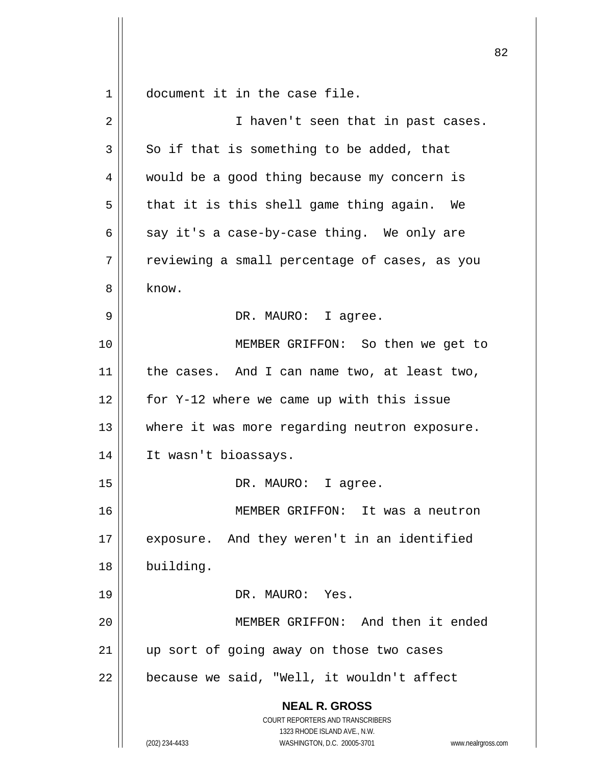document it in the case file.

I haven't seen that in past cases. So if that is something to be added, that would be a good thing because my concern is that it is this shell game thing again. We say it's a case-by-case thing. We only are reviewing a small percentage of cases, as you know.

DR. MAURO: I agree.

MEMBER GRIFFON: So then we get to the cases. And I can name two, at least two, for Y-12 where we came up with this issue where it was more regarding neutron exposure. It wasn't bioassays.

DR. MAURO: I agree.

MEMBER GRIFFON: It was a neutron exposure. And they weren't in an identified building.

DR. MAURO: Yes.

MEMBER GRIFFON: And then it ended up sort of going away on those two cases because we said, "Well, it wouldn't affect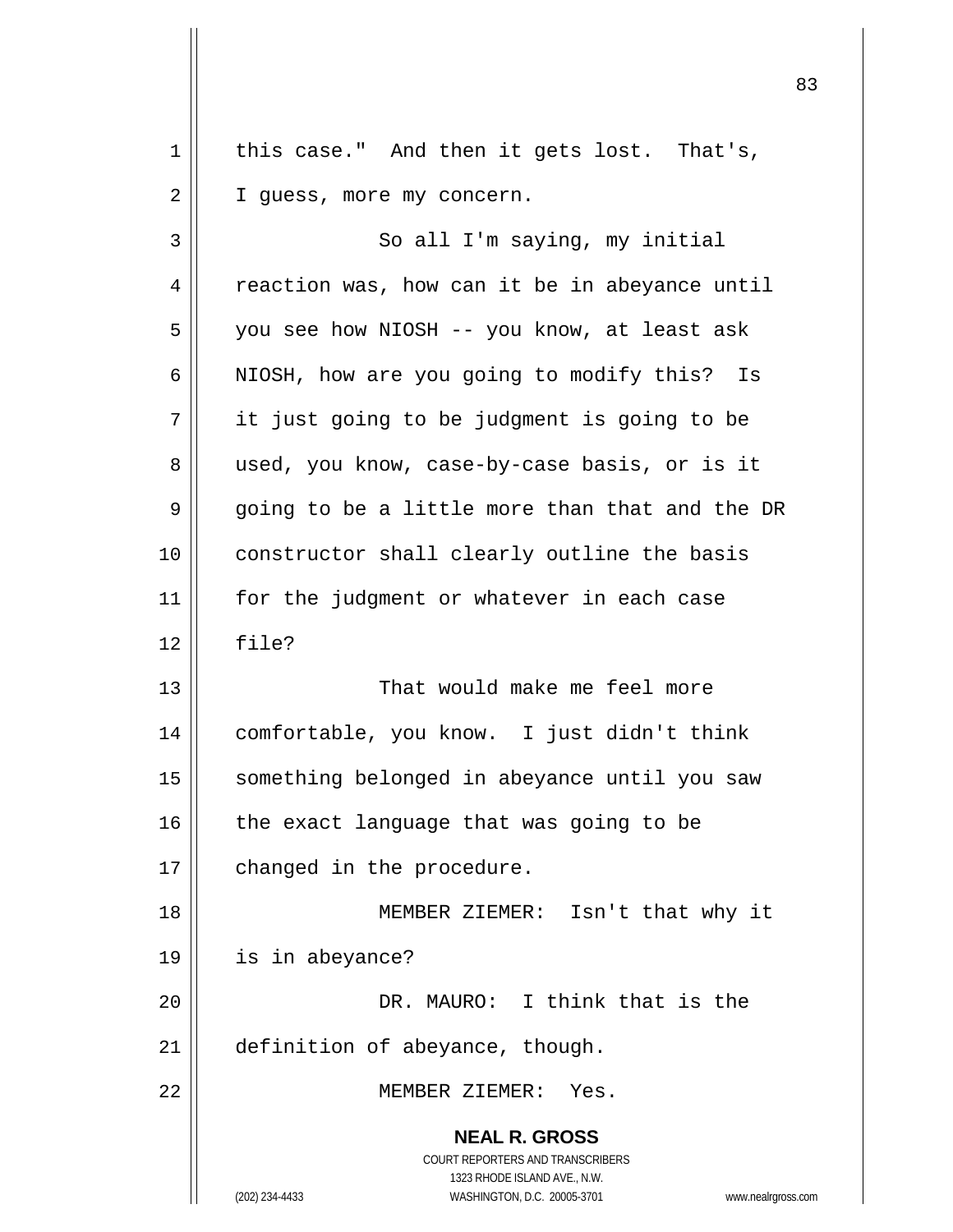this case." And then it gets lost. That's, I guess, more my concern.

So all I'm saying, my initial reaction was, how can it be in abeyance until you see how NIOSH -- you know, at least ask NIOSH, how are you going to modify this? Is it just going to be judgment is going to be used, you know, case-by-case basis, or is it going to be a little more than that and the DR constructor shall clearly outline the basis for the judgment or whatever in each case file?

That would make me feel more comfortable, you know. I just didn't think something belonged in abeyance until you saw the exact language that was going to be changed in the procedure.

MEMBER ZIEMER: Isn't that why it is in abeyance?

DR. MAURO: I think that is the definition of abeyance, though.

MEMBER ZIEMER: Yes.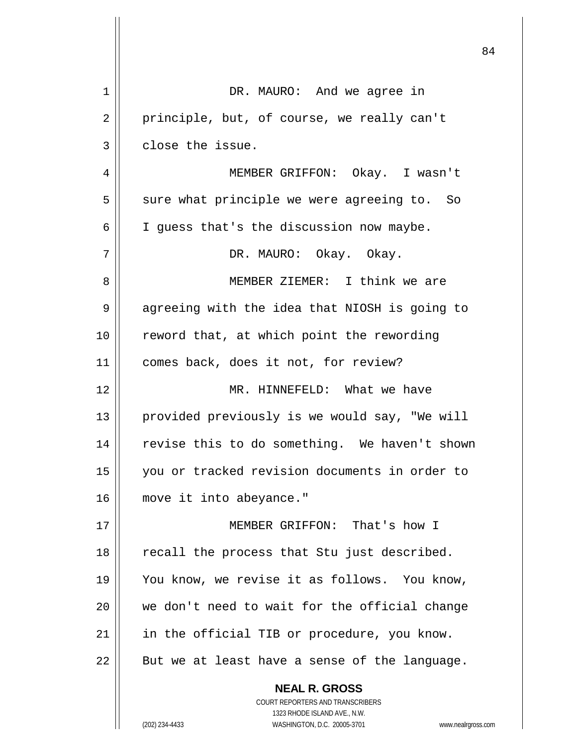DR. MAURO: And we agree in principle, but, of course, we really can't close the issue.

MEMBER GRIFFON: Okay. I wasn't sure what principle we were agreeing to. So I guess that's the discussion now maybe.

DR. MAURO: Okay. Okay.

MEMBER ZIEMER: I think we are agreeing with the idea that NIOSH is going to reword that, at which point the rewording comes back, does it not, for review?

MR. HINNEFELD: What we have provided previously is we would say, "We will revise this to do something. We haven't shown you or tracked revision documents in order to move it into abeyance."

MEMBER GRIFFON: That's how I recall the process that Stu just described. You know, we revise it as follows. You know, we don't need to wait for the official change in the official TIB or procedure, you know. But we at least have a sense of the language.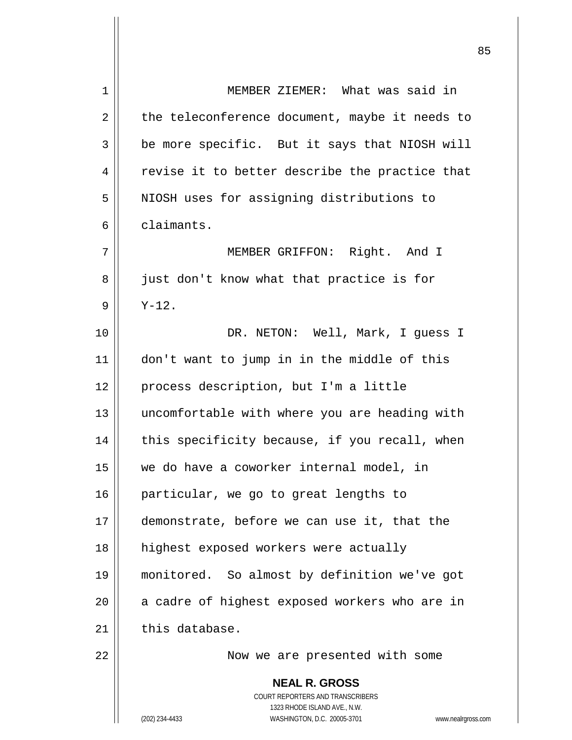MEMBER ZIEMER: What was said in the teleconference document, maybe it needs to be more specific. But it says that NIOSH will revise it to better describe the practice that NIOSH uses for assigning distributions to claimants.

MEMBER GRIFFON: Right. And I just don't know what that practice is for Y-12.

DR. NETON: Well, Mark, I guess I don't want to jump in in the middle of this process description, but I'm a little uncomfortable with where you are heading with this specificity because, if you recall, when we do have a coworker internal model, in particular, we go to great lengths to demonstrate, before we can use it, that the highest exposed workers were actually monitored. So almost by definition we've got a cadre of highest exposed workers who are in this database.

Now we are presented with some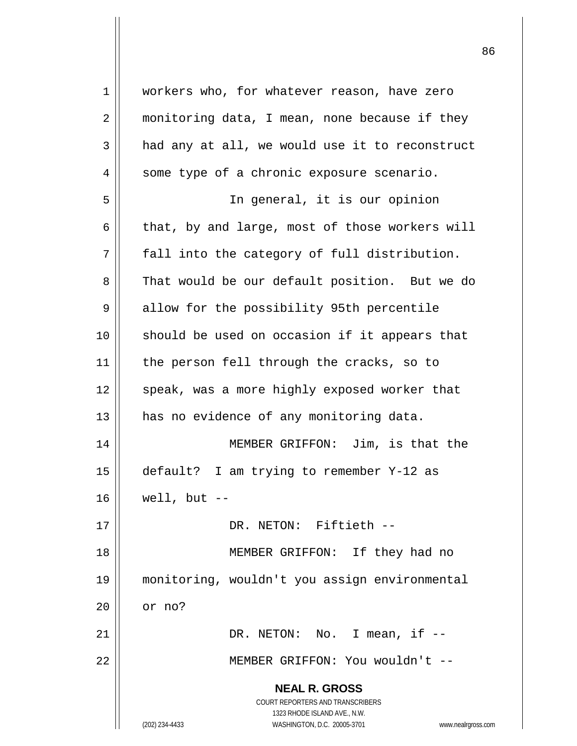workers who, for whatever reason, have zero monitoring data, I mean, none because if they had any at all, we would use it to reconstruct some type of a chronic exposure scenario.

In general, it is our opinion that, by and large, most of those workers will fall into the category of full distribution. That would be our default position. But we do allow for the possibility 95th percentile should be used on occasion if it appears that the person fell through the cracks, so to speak, was a more highly exposed worker that has no evidence of any monitoring data.

MEMBER GRIFFON: Jim, is that the default? I am trying to remember Y-12 as well, but --

DR. NETON: Fiftieth --

MEMBER GRIFFON: If they had no monitoring, wouldn't you assign environmental or no?

DR. NETON: No. I mean, if --

MEMBER GRIFFON: You wouldn't --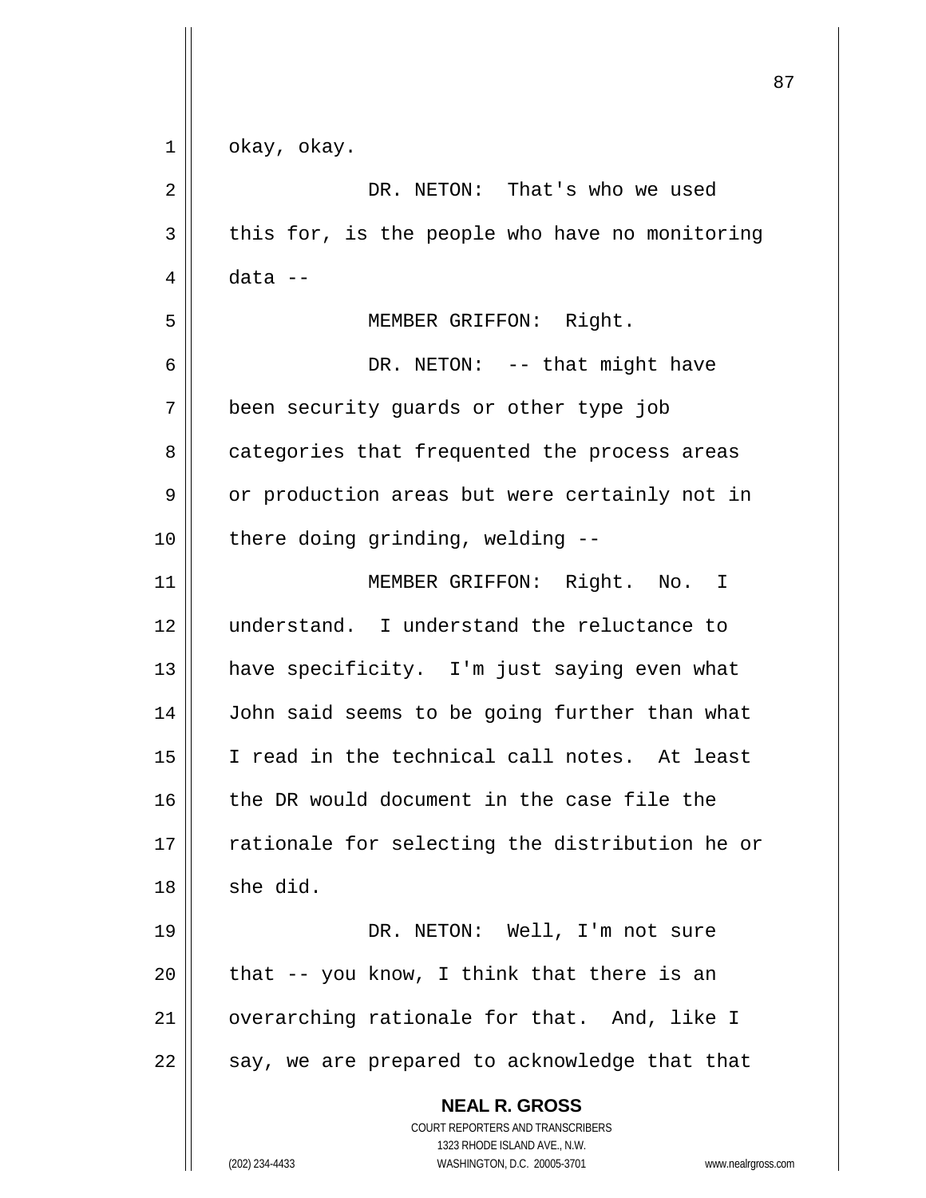okay, okay.

DR. NETON: That's who we used this for, is the people who have no monitoring data --

MEMBER GRIFFON: Right.

DR. NETON: -- that might have been security guards or other type job categories that frequented the process areas or production areas but were certainly not in there doing grinding, welding --

MEMBER GRIFFON: Right. No. I understand. I understand the reluctance to have specificity. I'm just saying even what John said seems to be going further than what I read in the technical call notes. At least the DR would document in the case file the rationale for selecting the distribution he or she did.

DR. NETON: Well, I'm not sure that -- you know, I think that there is an overarching rationale for that. And, like I say, we are prepared to acknowledge that that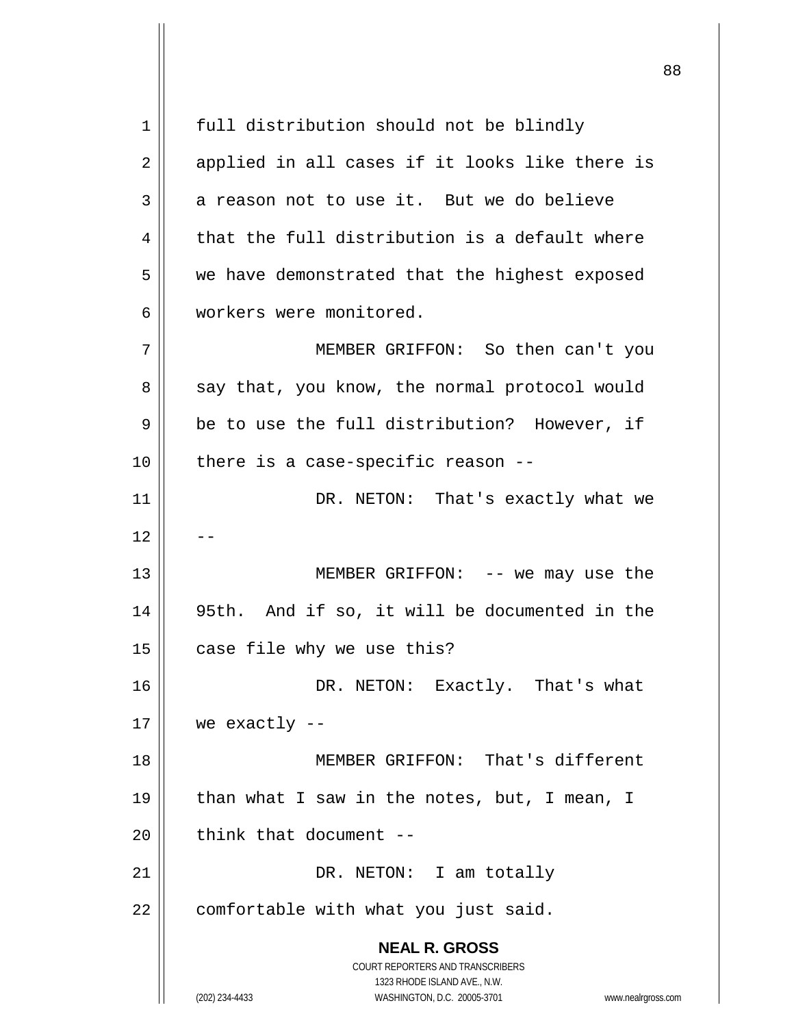full distribution should not be blindly applied in all cases if it looks like there is a reason not to use it. But we do believe that the full distribution is a default where we have demonstrated that the highest exposed workers were monitored.

MEMBER GRIFFON: So then can't you say that, you know, the normal protocol would be to use the full distribution? However, if there is a case-specific reason --

DR. NETON: That's exactly what we --

MEMBER GRIFFON: -- we may use the 95th. And if so, it will be documented in the case file why we use this?

DR. NETON: Exactly. That's what we exactly --

MEMBER GRIFFON: That's different than what I saw in the notes, but, I mean, I think that document --

DR. NETON: I am totally comfortable with what you just said.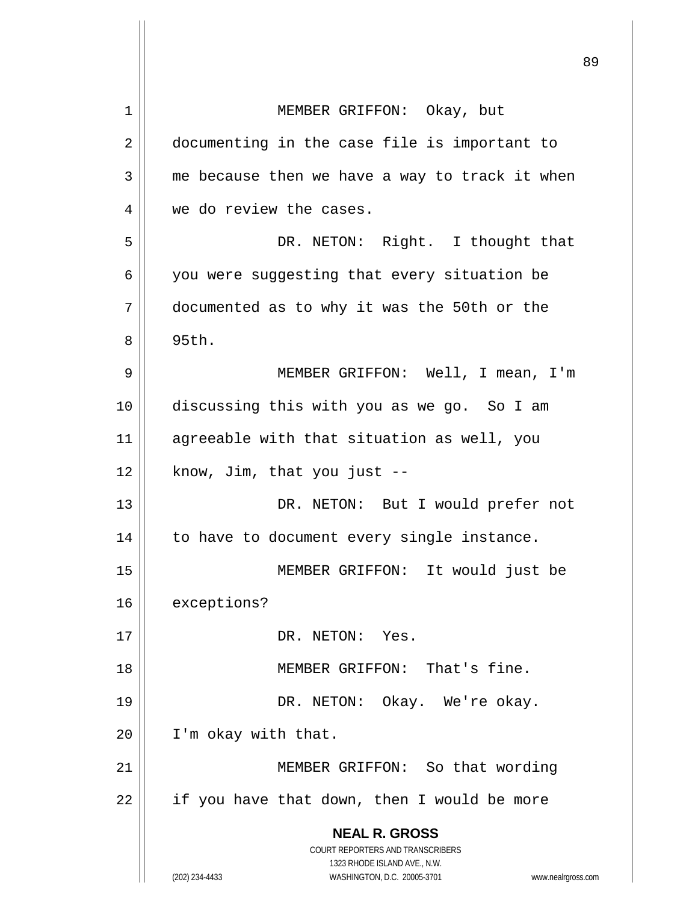MEMBER GRIFFON: Okay, but documenting in the case file is important to me because then we have a way to track it when we do review the cases.

DR. NETON: Right. I thought that you were suggesting that every situation be documented as to why it was the 50th or the 95th.

MEMBER GRIFFON: Well, I mean, I'm discussing this with you as we go. So I am agreeable with that situation as well, you know, Jim, that you just --

DR. NETON: But I would prefer not to have to document every single instance.

MEMBER GRIFFON: It would just be exceptions?

DR. NETON: Yes.

MEMBER GRIFFON: That's fine.

DR. NETON: Okay. We're okay. I'm okay with that.

MEMBER GRIFFON: So that wording if you have that down, then I would be more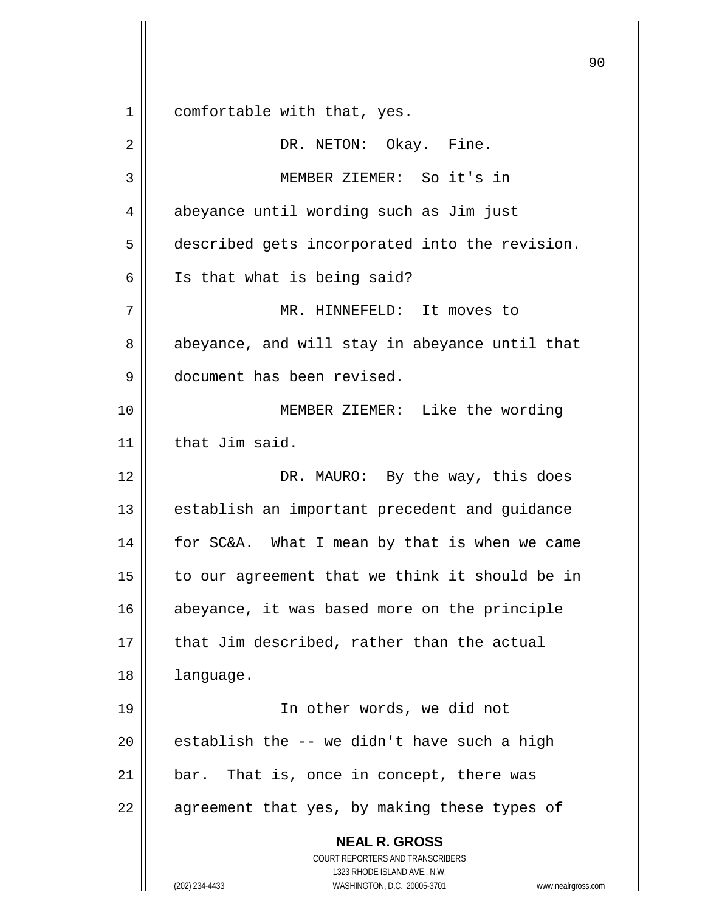comfortable with that, yes.

DR. NETON: Okay. Fine.

MEMBER ZIEMER: So it's in abeyance until wording such as Jim just described gets incorporated into the revision. Is that what is being said?

MR. HINNEFELD: It moves to abeyance, and will stay in abeyance until that document has been revised.

MEMBER ZIEMER: Like the wording that Jim said.

DR. MAURO: By the way, this does establish an important precedent and guidance for SC&A. What I mean by that is when we came to our agreement that we think it should be in abeyance, it was based more on the principle that Jim described, rather than the actual language.

In other words, we did not establish the -- we didn't have such a high bar. That is, once in concept, there was agreement that yes, by making these types of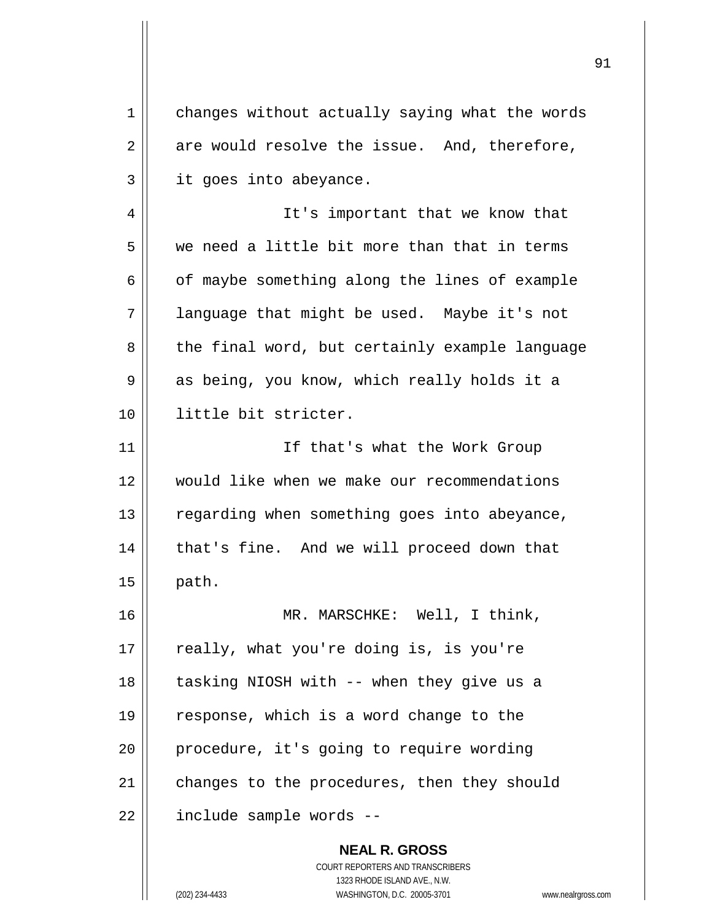changes without actually saying what the words are would resolve the issue. And, therefore, it goes into abeyance.

It's important that we know that we need a little bit more than that in terms of maybe something along the lines of example language that might be used. Maybe it's not the final word, but certainly example language as being, you know, which really holds it a little bit stricter.

If that's what the Work Group would like when we make our recommendations regarding when something goes into abeyance, that's fine. And we will proceed down that path.

MR. MARSCHKE: Well, I think, really, what you're doing is, is you're tasking NIOSH with -- when they give us a response, which is a word change to the procedure, it's going to require wording changes to the procedures, then they should include sample words --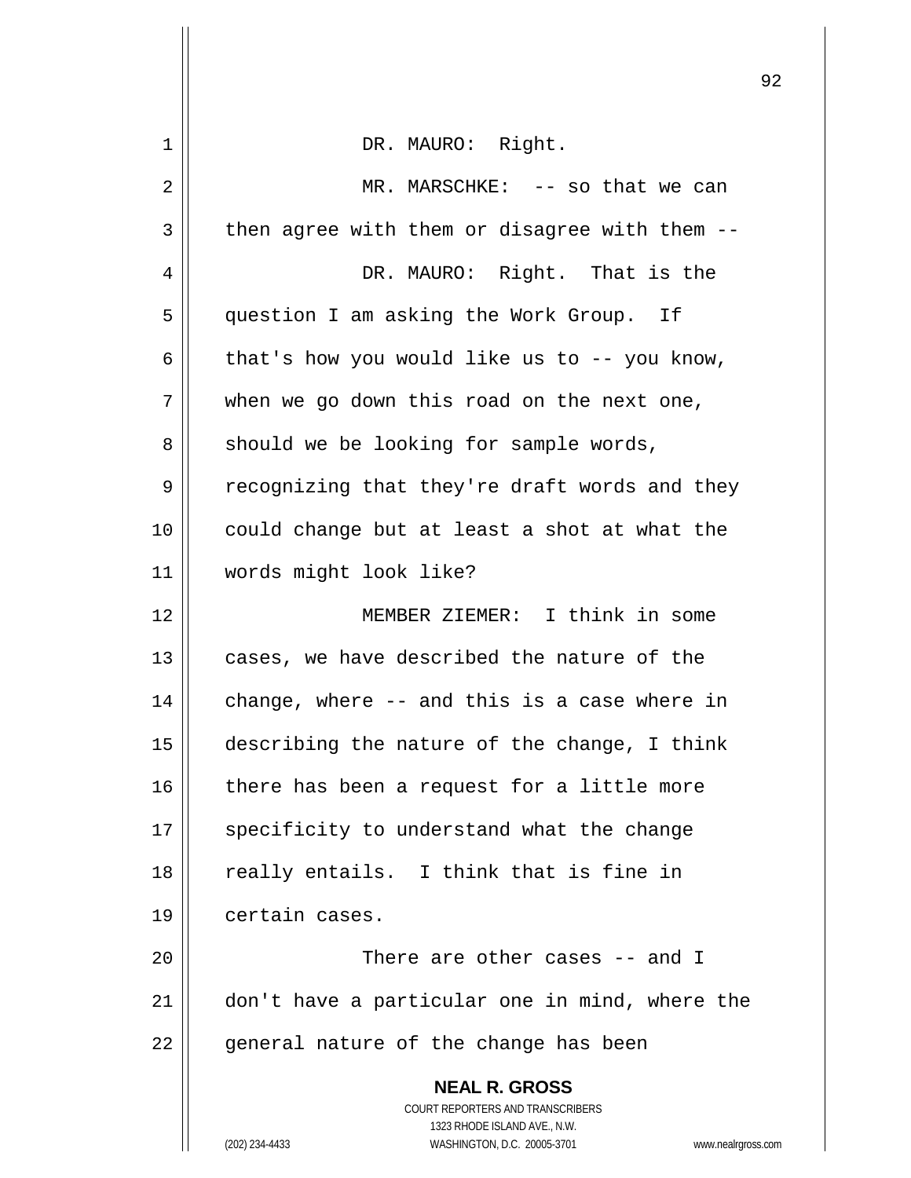DR. MAURO: Right.

MR. MARSCHKE: -- so that we can then agree with them or disagree with them --

DR. MAURO: Right. That is the question I am asking the Work Group. If that's how you would like us to -- you know, when we go down this road on the next one, should we be looking for sample words, recognizing that they're draft words and they could change but at least a shot at what the words might look like?

MEMBER ZIEMER: I think in some cases, we have described the nature of the change, where -- and this is a case where in describing the nature of the change, I think there has been a request for a little more specificity to understand what the change really entails. I think that is fine in certain cases.

There are other cases -- and I don't have a particular one in mind, where the general nature of the change has been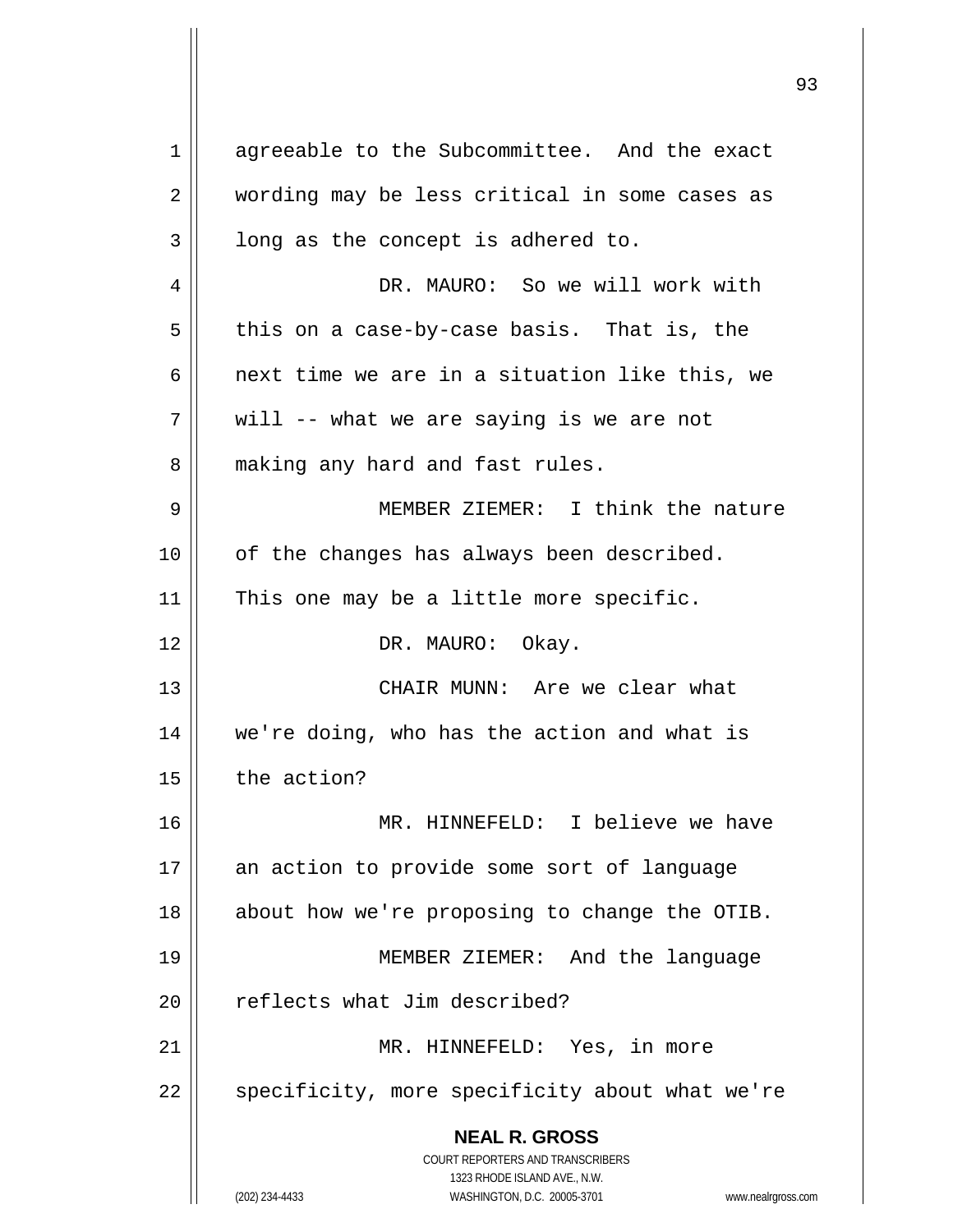agreeable to the Subcommittee. And the exact wording may be less critical in some cases as long as the concept is adhered to.

DR. MAURO: So we will work with this on a case-by-case basis. That is, the next time we are in a situation like this, we will -- what we are saying is we are not making any hard and fast rules.

MEMBER ZIEMER: I think the nature of the changes has always been described. This one may be a little more specific.

DR. MAURO: Okay.

CHAIR MUNN: Are we clear what we're doing, who has the action and what is the action?

MR. HINNEFELD: I believe we have an action to provide some sort of language about how we're proposing to change the OTIB.

MEMBER ZIEMER: And the language reflects what Jim described?

MR. HINNEFELD: Yes, in more specificity, more specificity about what we're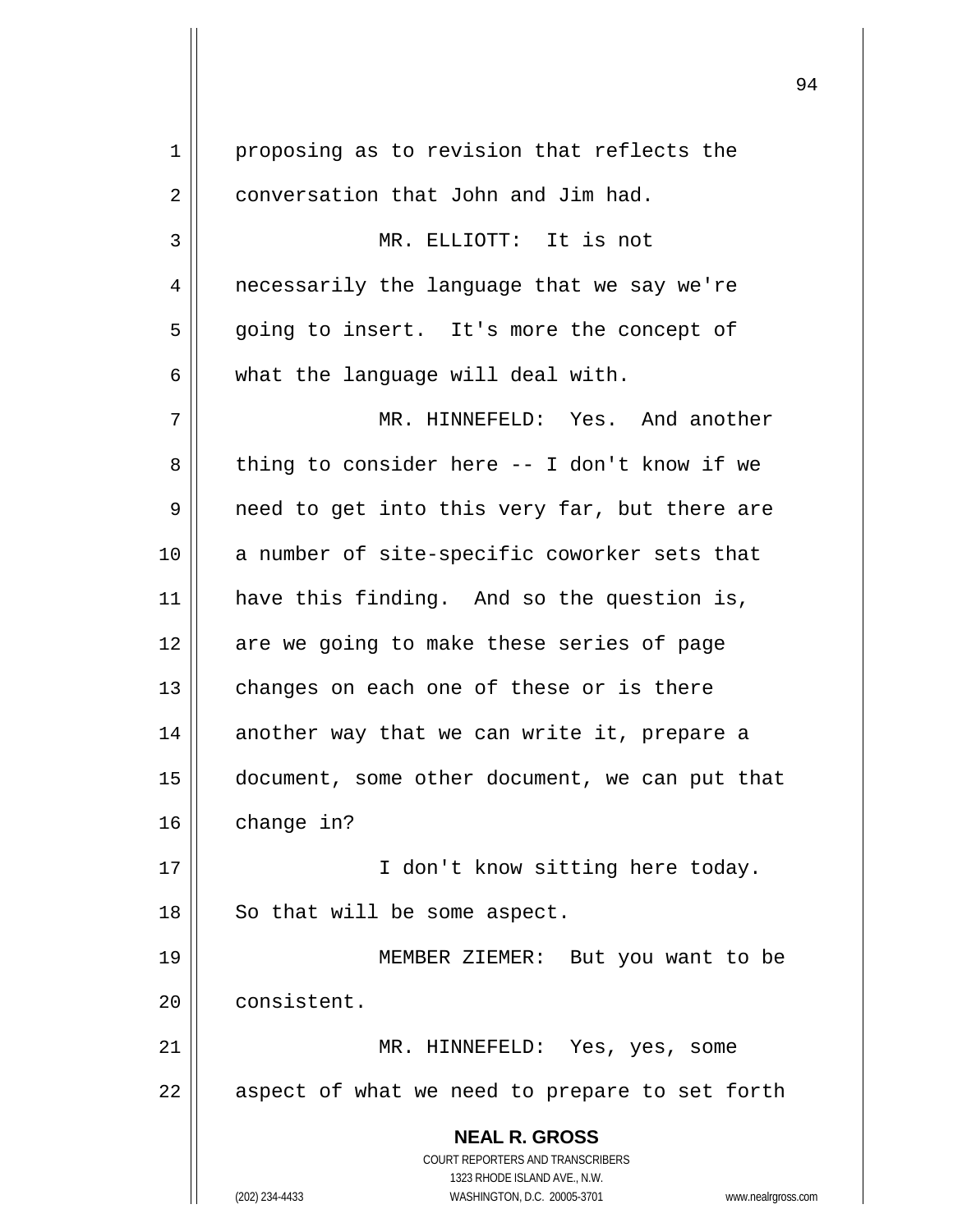proposing as to revision that reflects the conversation that John and Jim had.

MR. ELLIOTT: It is not necessarily the language that we say we're going to insert. It's more the concept of what the language will deal with.

MR. HINNEFELD: Yes. And another thing to consider here -- I don't know if we need to get into this very far, but there are a number of site-specific coworker sets that have this finding. And so the question is, are we going to make these series of page changes on each one of these or is there another way that we can write it, prepare a document, some other document, we can put that change in?

I don't know sitting here today. So that will be some aspect.

MEMBER ZIEMER: But you want to be consistent.

MR. HINNEFELD: Yes, yes, some aspect of what we need to prepare to set forth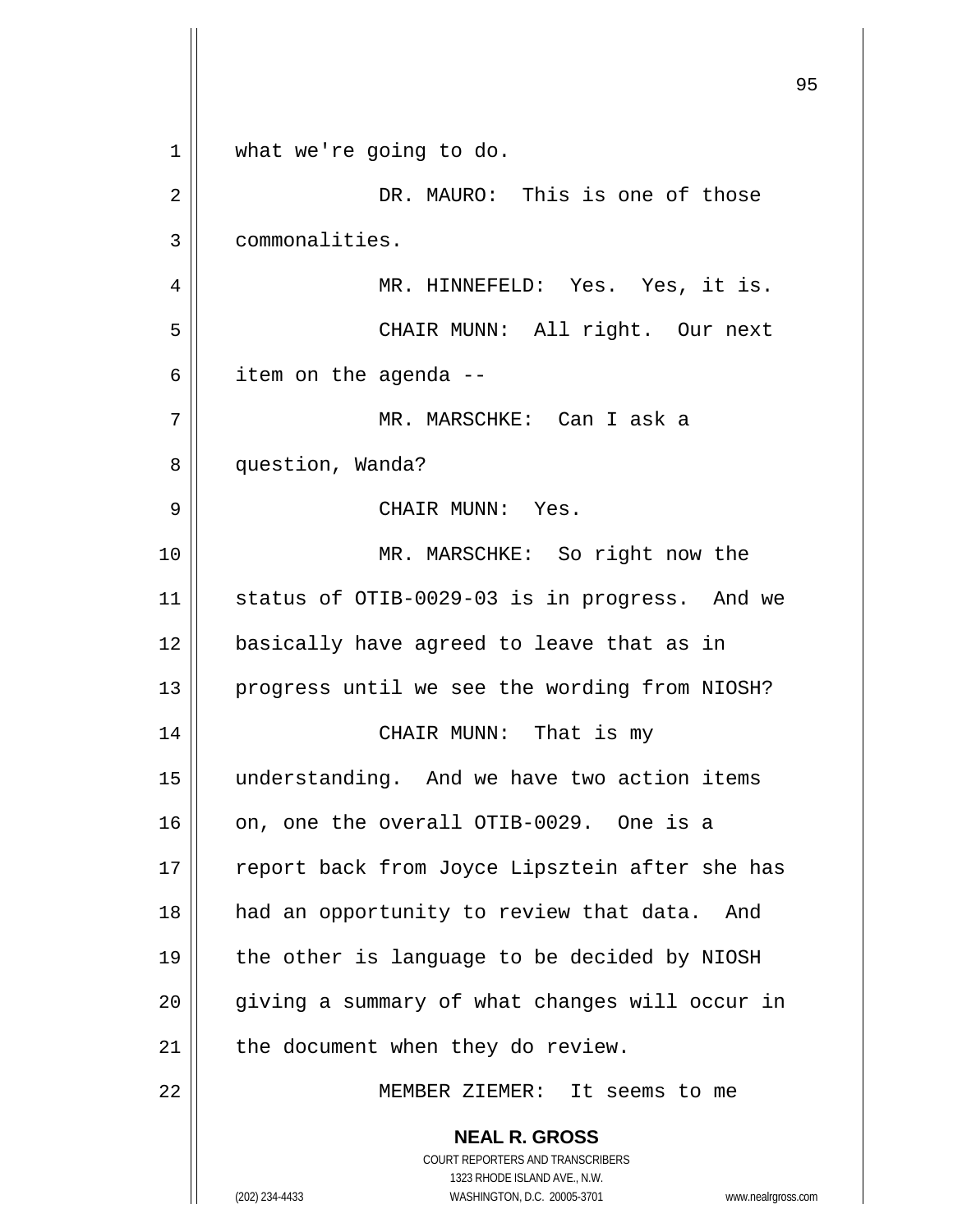what we're going to do.

DR. MAURO: This is one of those commonalities.

MR. HINNEFELD: Yes. Yes, it is.

CHAIR MUNN: All right. Our next item on the agenda --

MR. MARSCHKE: Can I ask a question, Wanda?

CHAIR MUNN: Yes.

MR. MARSCHKE: So right now the status of OTIB-0029-03 is in progress. And we basically have agreed to leave that as in progress until we see the wording from NIOSH?

CHAIR MUNN: That is my understanding. And we have two action items on, one the overall OTIB-0029. One is a report back from Joyce Lipsztein after she has had an opportunity to review that data. And the other is language to be decided by NIOSH giving a summary of what changes will occur in the document when they do review.

MEMBER ZIEMER: It seems to me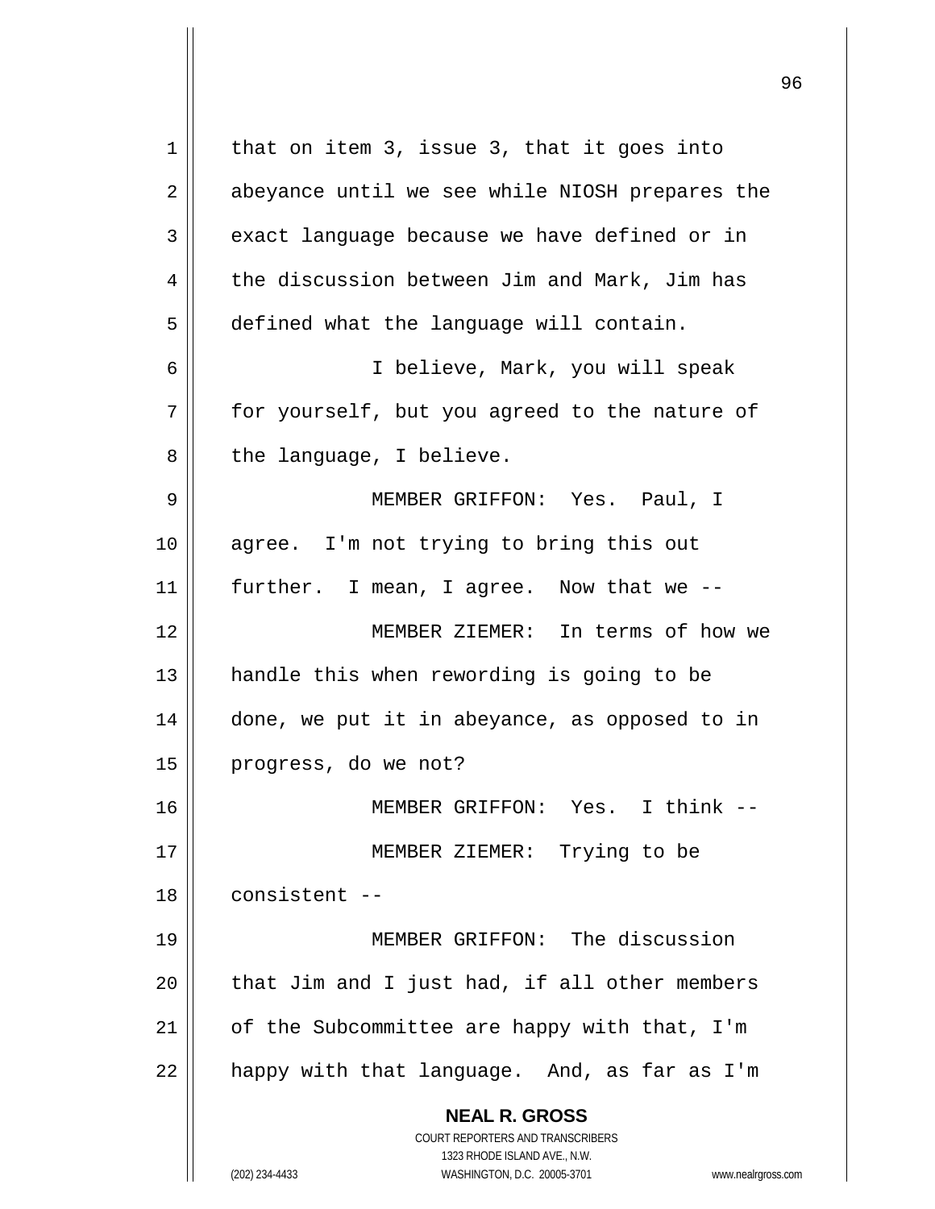that on item 3, issue 3, that it goes into abeyance until we see while NIOSH prepares the exact language because we have defined or in the discussion between Jim and Mark, Jim has defined what the language will contain.

I believe, Mark, you will speak for yourself, but you agreed to the nature of the language, I believe.

MEMBER GRIFFON: Yes. Paul, I agree. I'm not trying to bring this out further. I mean, I agree. Now that we --

MEMBER ZIEMER: In terms of how we handle this when rewording is going to be done, we put it in abeyance, as opposed to in progress, do we not?

MEMBER GRIFFON: Yes. I think --

MEMBER ZIEMER: Trying to be consistent --

MEMBER GRIFFON: The discussion that Jim and I just had, if all other members of the Subcommittee are happy with that, I'm happy with that language. And, as far as I'm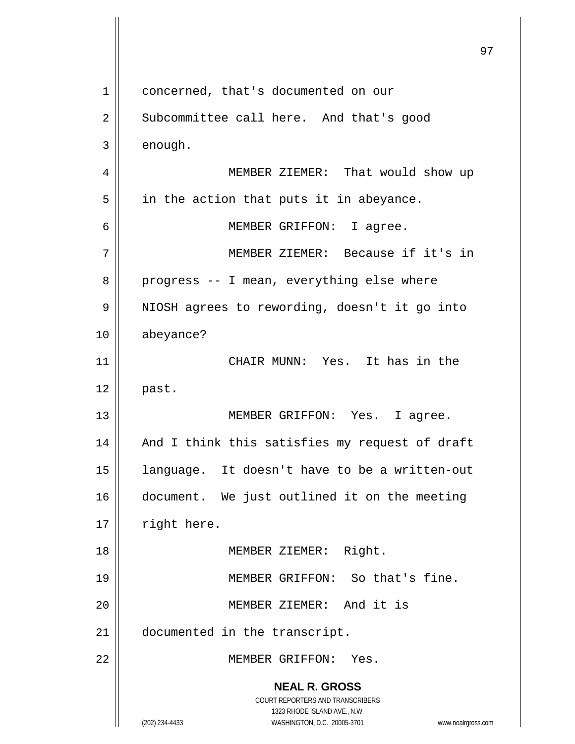concerned, that's documented on our Subcommittee call here. And that's good enough.

MEMBER ZIEMER: That would show up in the action that puts it in abeyance.

MEMBER GRIFFON: I agree.

MEMBER ZIEMER: Because if it's in progress -- I mean, everything else where NIOSH agrees to rewording, doesn't it go into abeyance?

CHAIR MUNN: Yes. It has in the past.

MEMBER GRIFFON: Yes. I agree. And I think this satisfies my request of draft language. It doesn't have to be a written-out document. We just outlined it on the meeting right here.

MEMBER ZIEMER: Right.

MEMBER GRIFFON: So that's fine.

MEMBER ZIEMER: And it is documented in the transcript.

MEMBER GRIFFON: Yes.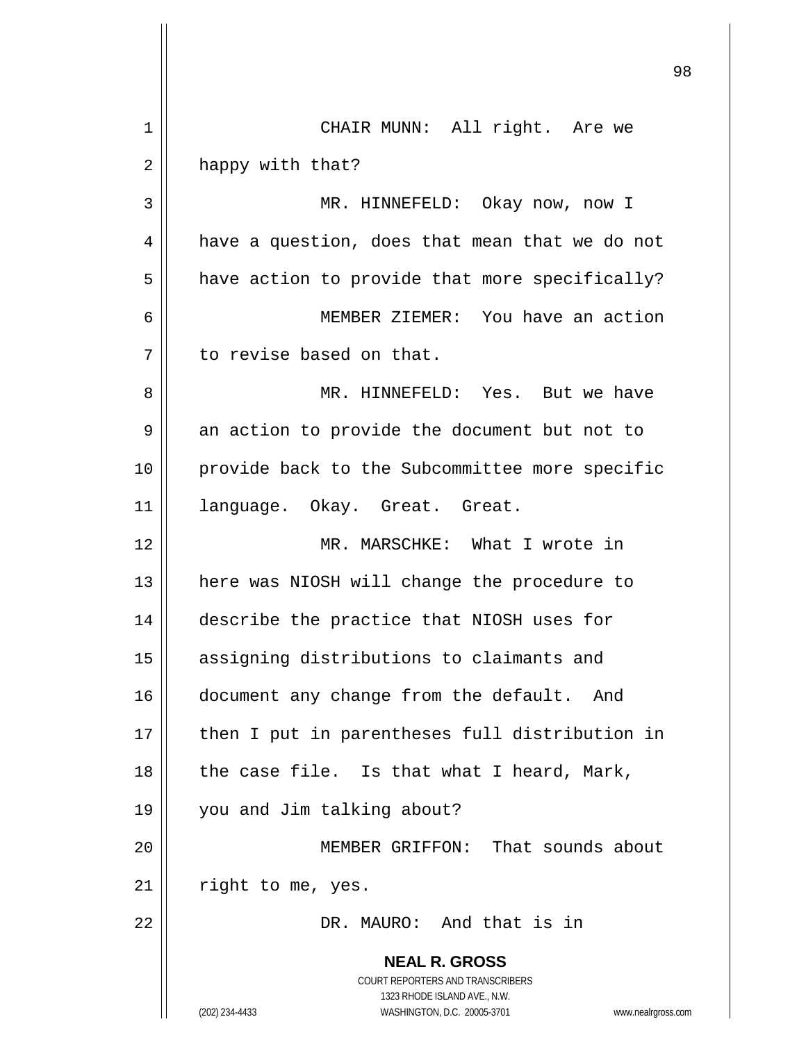CHAIR MUNN: All right. Are we happy with that?

MR. HINNEFELD: Okay now, now I have a question, does that mean that we do not have action to provide that more specifically?

MEMBER ZIEMER: You have an action to revise based on that.

MR. HINNEFELD: Yes. But we have an action to provide the document but not to provide back to the Subcommittee more specific language. Okay. Great. Great.

MR. MARSCHKE: What I wrote in here was NIOSH will change the procedure to describe the practice that NIOSH uses for assigning distributions to claimants and document any change from the default. And then I put in parentheses full distribution in the case file. Is that what I heard, Mark, you and Jim talking about?

MEMBER GRIFFON: That sounds about right to me, yes.

DR. MAURO: And that is in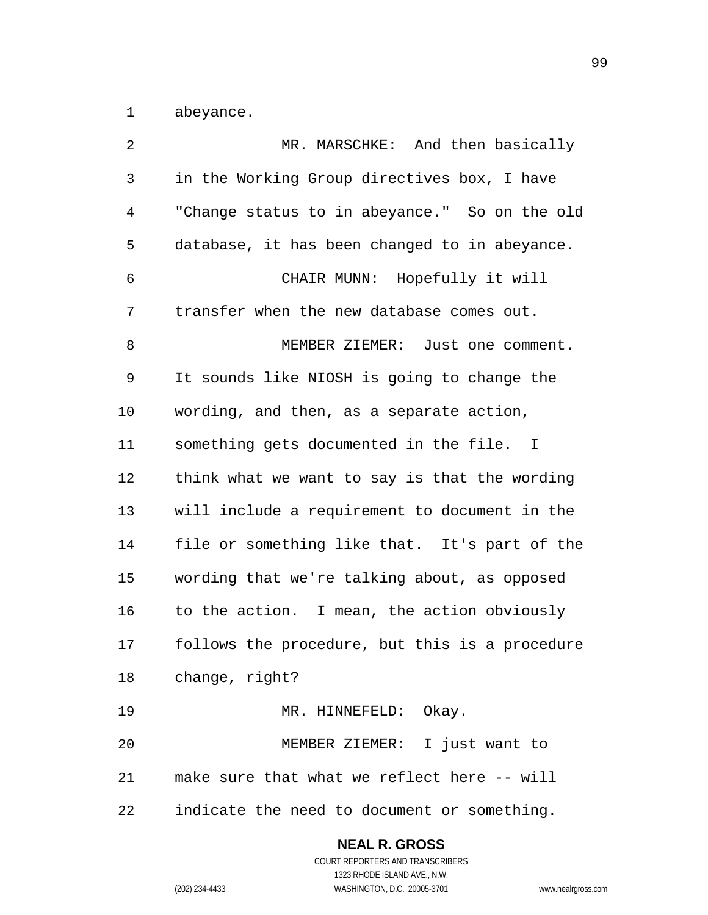abeyance.

MR. MARSCHKE: And then basically in the Working Group directives box, I have "Change status to in abeyance." So on the old database, it has been changed to in abeyance.

CHAIR MUNN: Hopefully it will transfer when the new database comes out.

MEMBER ZIEMER: Just one comment. It sounds like NIOSH is going to change the wording, and then, as a separate action, something gets documented in the file. I think what we want to say is that the wording will include a requirement to document in the file or something like that. It's part of the wording that we're talking about, as opposed to the action. I mean, the action obviously follows the procedure, but this is a procedure change, right?

MR. HINNEFELD: Okay.

MEMBER ZIEMER: I just want to make sure that what we reflect here -- will indicate the need to document or something.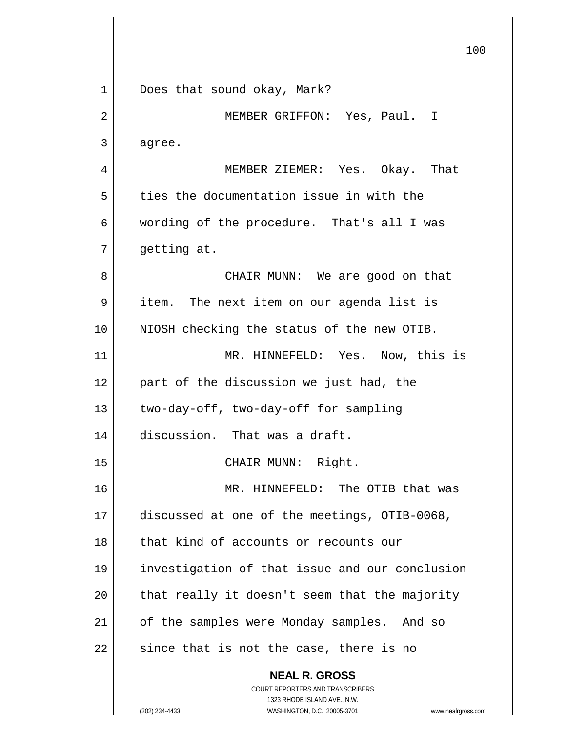Does that sound okay, Mark?

MEMBER GRIFFON: Yes, Paul. I agree.

MEMBER ZIEMER: Yes. Okay. That ties the documentation issue in with the wording of the procedure. That's all I was getting at.

CHAIR MUNN: We are good on that item. The next item on our agenda list is NIOSH checking the status of the new OTIB.

MR. HINNEFELD: Yes. Now, this is part of the discussion we just had, the two-day-off, two-day-off for sampling discussion. That was a draft.

CHAIR MUNN: Right.

MR. HINNEFELD: The OTIB that was discussed at one of the meetings, OTIB-0068, that kind of accounts or recounts our investigation of that issue and our conclusion that really it doesn't seem that the majority of the samples were Monday samples. And so since that is not the case, there is no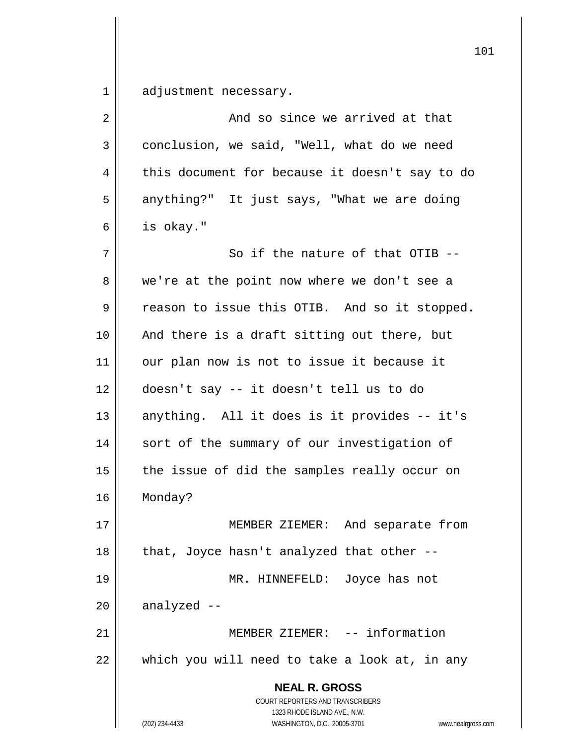adjustment necessary.

And so since we arrived at that conclusion, we said, "Well, what do we need this document for because it doesn't say to do anything?" It just says, "What we are doing is okay."

So if the nature of that OTIB -- we're at the point now where we don't see a reason to issue this OTIB. And so it stopped. And there is a draft sitting out there, but our plan now is not to issue it because it doesn't say -- it doesn't tell us to do anything. All it does is it provides -- it's sort of the summary of our investigation of the issue of did the samples really occur on Monday?

MEMBER ZIEMER: And separate from that, Joyce hasn't analyzed that other --

MR. HINNEFELD: Joyce has not analyzed --

MEMBER ZIEMER: -- information which you will need to take a look at, in any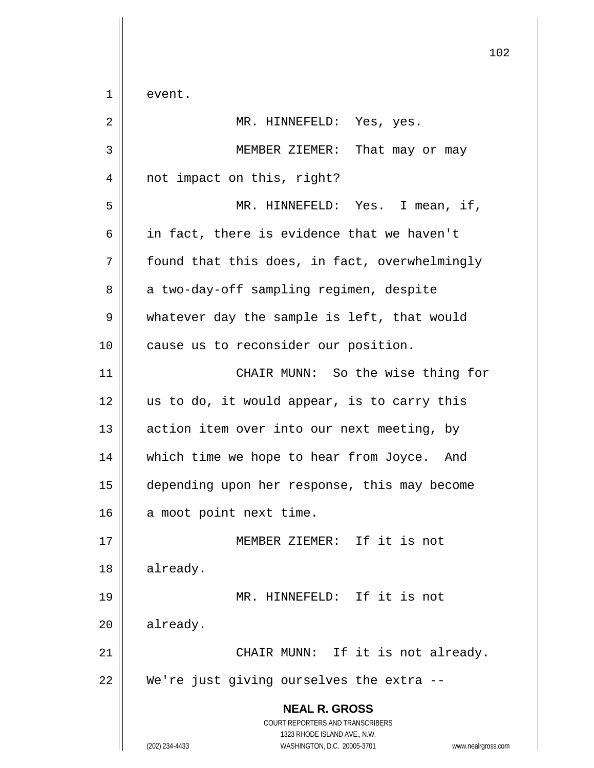event.

MR. HINNEFELD: Yes, yes.

MEMBER ZIEMER: That may or may not impact on this, right?

MR. HINNEFELD: Yes. I mean, if, in fact, there is evidence that we haven't found that this does, in fact, overwhelmingly a two-day-off sampling regimen, despite whatever day the sample is left, that would cause us to reconsider our position.

CHAIR MUNN: So the wise thing for us to do, it would appear, is to carry this action item over into our next meeting, by which time we hope to hear from Joyce. And depending upon her response, this may become a moot point next time.

MEMBER ZIEMER: If it is not already.

MR. HINNEFELD: If it is not already.

CHAIR MUNN: If it is not already. We're just giving ourselves the extra --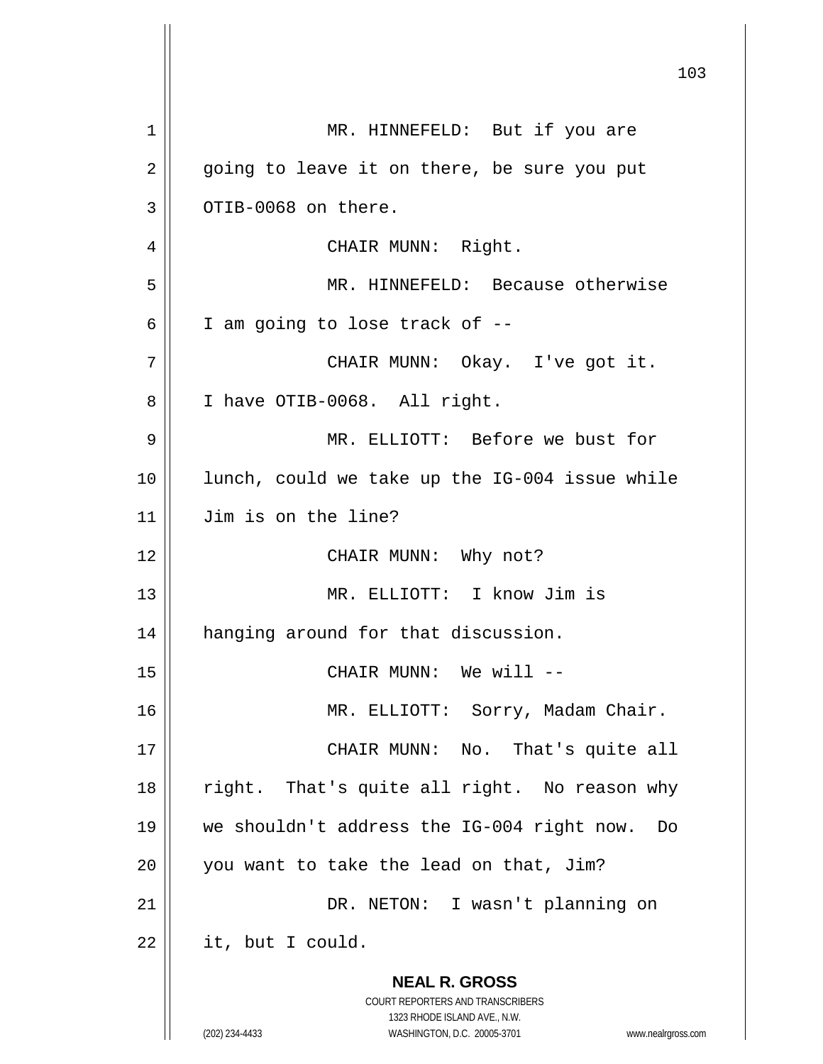MR. HINNEFELD: But if you are going to leave it on there, be sure you put OTIB-0068 on there.

CHAIR MUNN: Right.

MR. HINNEFELD: Because otherwise I am going to lose track of --

CHAIR MUNN: Okay. I've got it. I have OTIB-0068. All right.

MR. ELLIOTT: Before we bust for lunch, could we take up the IG-004 issue while Jim is on the line?

CHAIR MUNN: Why not?

MR. ELLIOTT: I know Jim is hanging around for that discussion.

CHAIR MUNN: We will --

MR. ELLIOTT: Sorry, Madam Chair.

CHAIR MUNN: No. That's quite all right. That's quite all right. No reason why we shouldn't address the IG-004 right now. Do you want to take the lead on that, Jim?

DR. NETON: I wasn't planning on it, but I could.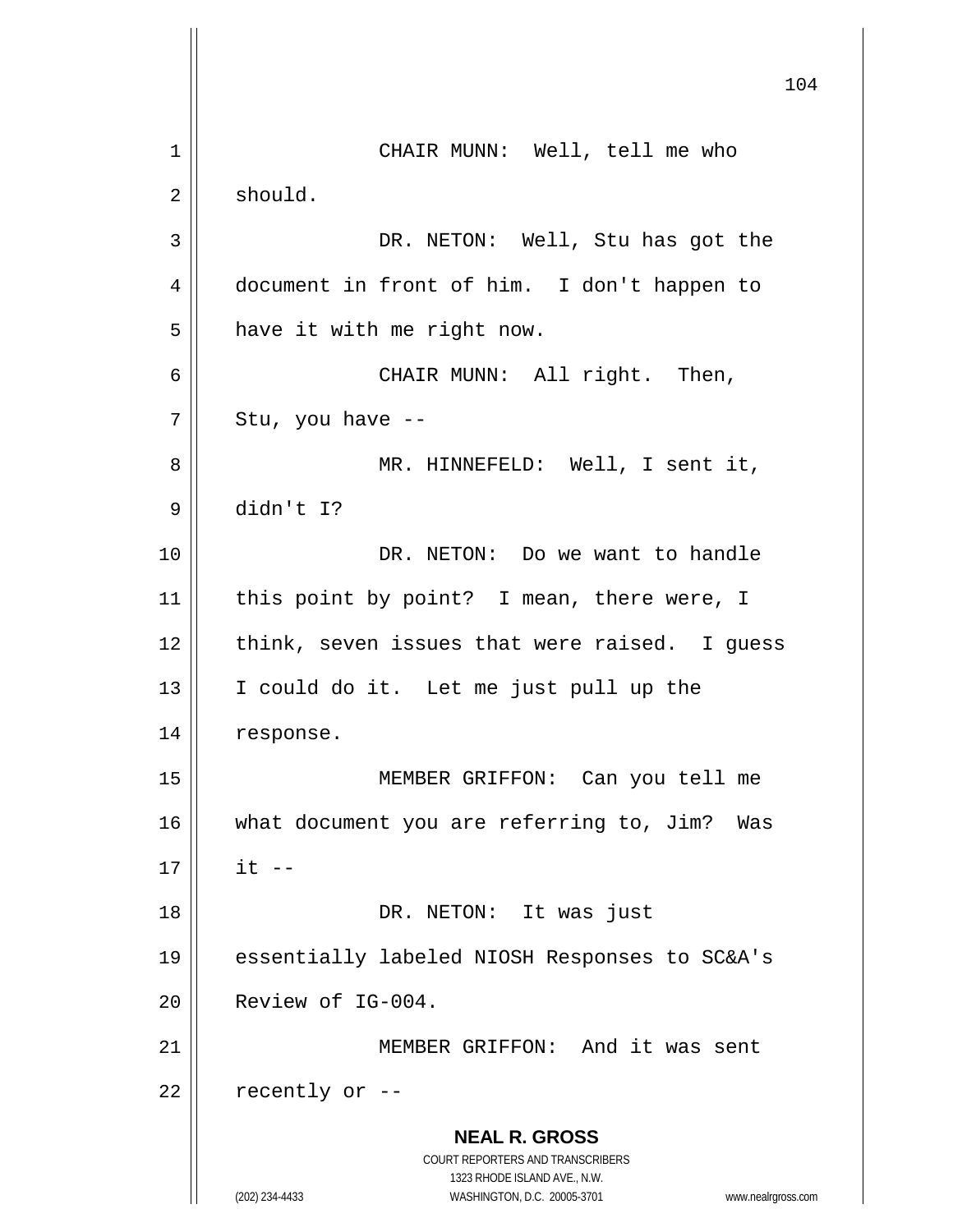CHAIR MUNN: Well, tell me who should.

DR. NETON: Well, Stu has got the document in front of him. I don't happen to have it with me right now.

CHAIR MUNN: All right. Then, Stu, you have --

MR. HINNEFELD: Well, I sent it, didn't I?

DR. NETON: Do we want to handle this point by point? I mean, there were, I think, seven issues that were raised. I guess I could do it. Let me just pull up the response.

MEMBER GRIFFON: Can you tell me what document you are referring to, Jim? Was it --

DR. NETON: It was just essentially labeled NIOSH Responses to SC&A's Review of IG-004.

MEMBER GRIFFON: And it was sent recently or --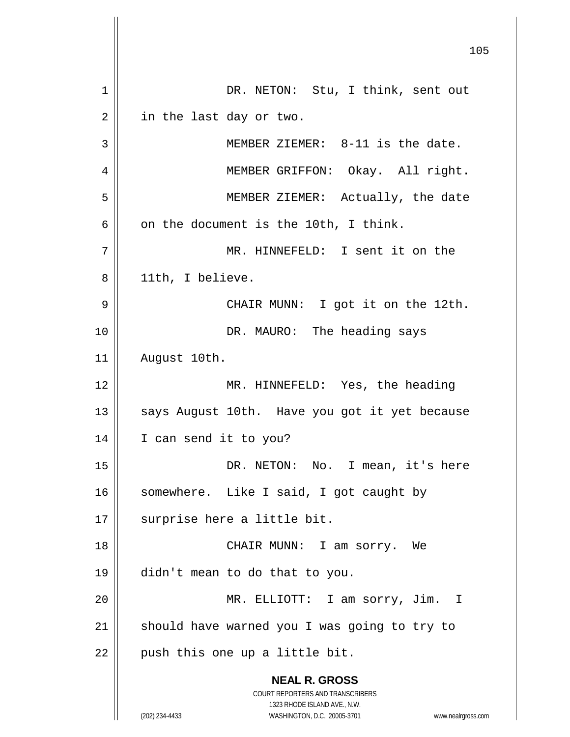DR. NETON: Stu, I think, sent out in the last day or two.

MEMBER ZIEMER: 8-11 is the date.

MEMBER GRIFFON: Okay. All right.

MEMBER ZIEMER: Actually, the date on the document is the 10th, I think.

MR. HINNEFELD: I sent it on the 11th, I believe.

CHAIR MUNN: I got it on the 12th.

DR. MAURO: The heading says August 10th.

MR. HINNEFELD: Yes, the heading says August 10th. Have you got it yet because I can send it to you?

DR. NETON: No. I mean, it's here somewhere. Like I said, I got caught by surprise here a little bit.

CHAIR MUNN: I am sorry. We didn't mean to do that to you.

MR. ELLIOTT: I am sorry, Jim. I should have warned you I was going to try to push this one up a little bit.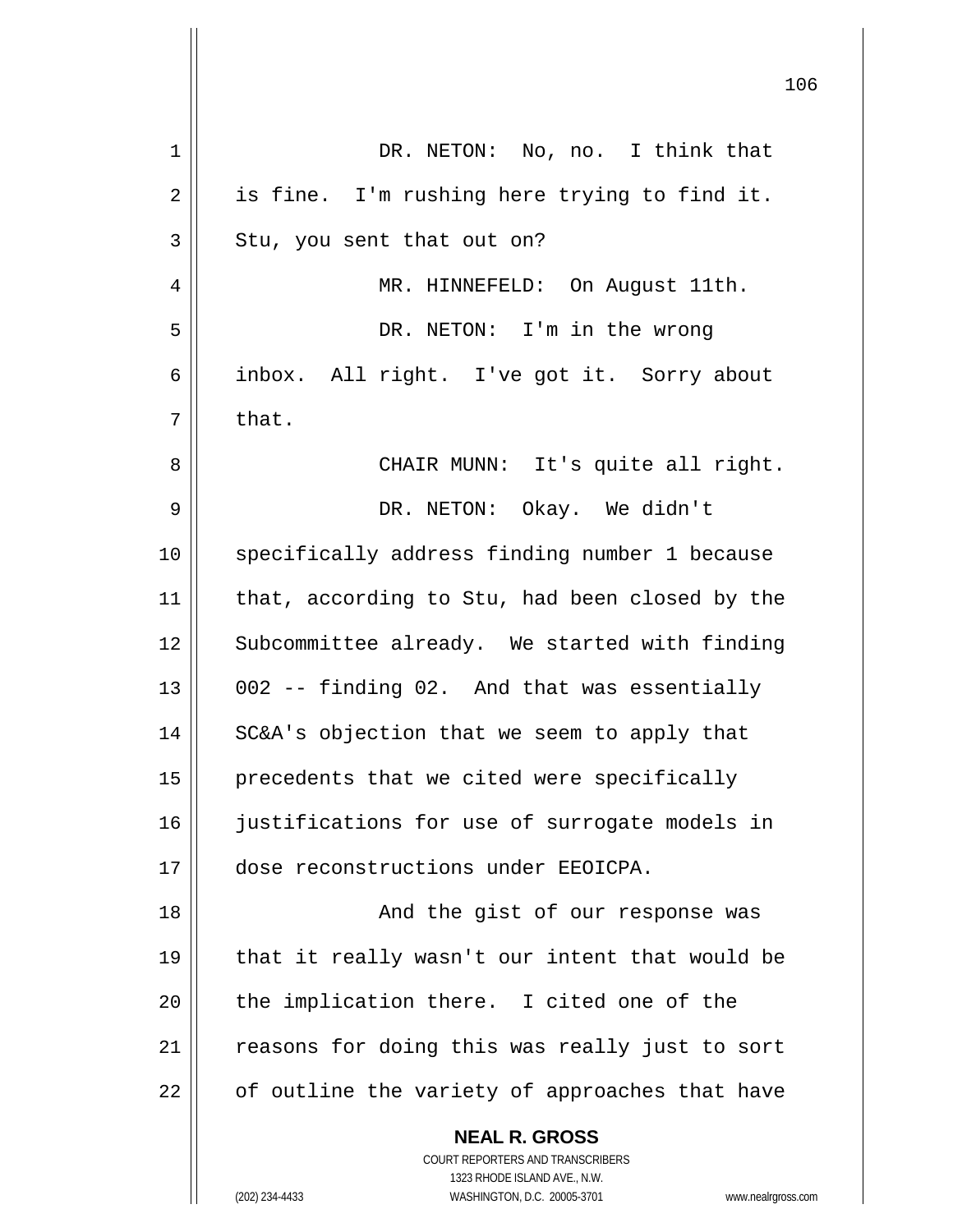DR. NETON: No, no. I think that is fine. I'm rushing here trying to find it. Stu, you sent that out on?

MR. HINNEFELD: On August 11th.

DR. NETON: I'm in the wrong inbox. All right. I've got it. Sorry about that.

CHAIR MUNN: It's quite all right.

DR. NETON: Okay. We didn't specifically address finding number 1 because that, according to Stu, had been closed by the Subcommittee already. We started with finding 002 -- finding 02. And that was essentially SC&A's objection that we seem to apply that precedents that we cited were specifically justifications for use of surrogate models in dose reconstructions under EEOICPA.

And the gist of our response was that it really wasn't our intent that would be the implication there. I cited one of the reasons for doing this was really just to sort of outline the variety of approaches that have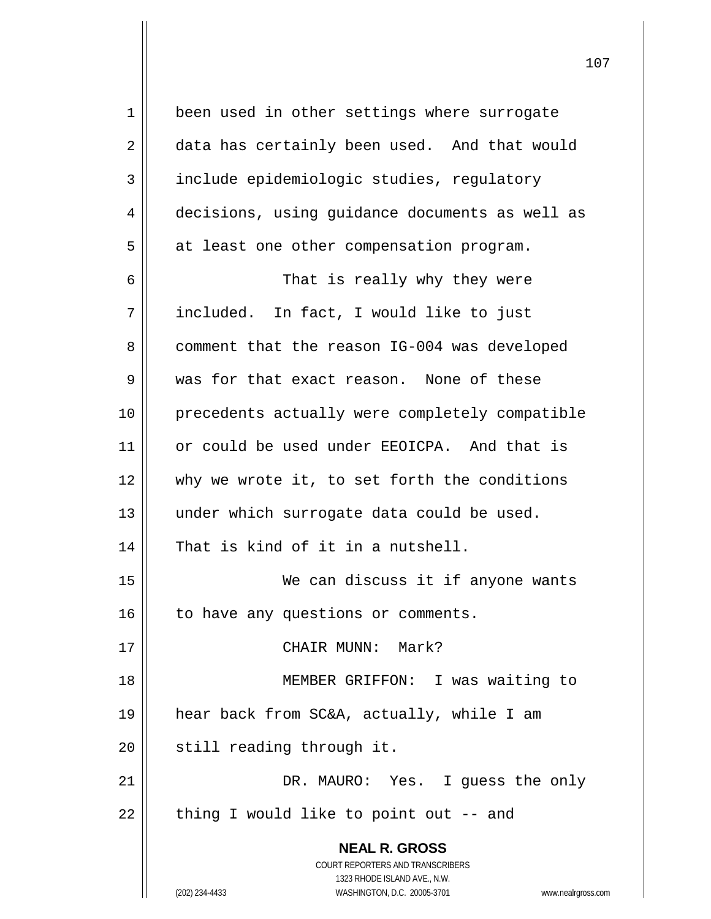been used in other settings where surrogate data has certainly been used. And that would include epidemiologic studies, regulatory decisions, using guidance documents as well as at least one other compensation program.

That is really why they were included. In fact, I would like to just comment that the reason IG-004 was developed was for that exact reason. None of these precedents actually were completely compatible or could be used under EEOICPA. And that is why we wrote it, to set forth the conditions under which surrogate data could be used. That is kind of it in a nutshell.

We can discuss it if anyone wants to have any questions or comments.

CHAIR MUNN: Mark?

MEMBER GRIFFON: I was waiting to hear back from SC&A, actually, while I am still reading through it.

DR. MAURO: Yes. I guess the only thing I would like to point out -- and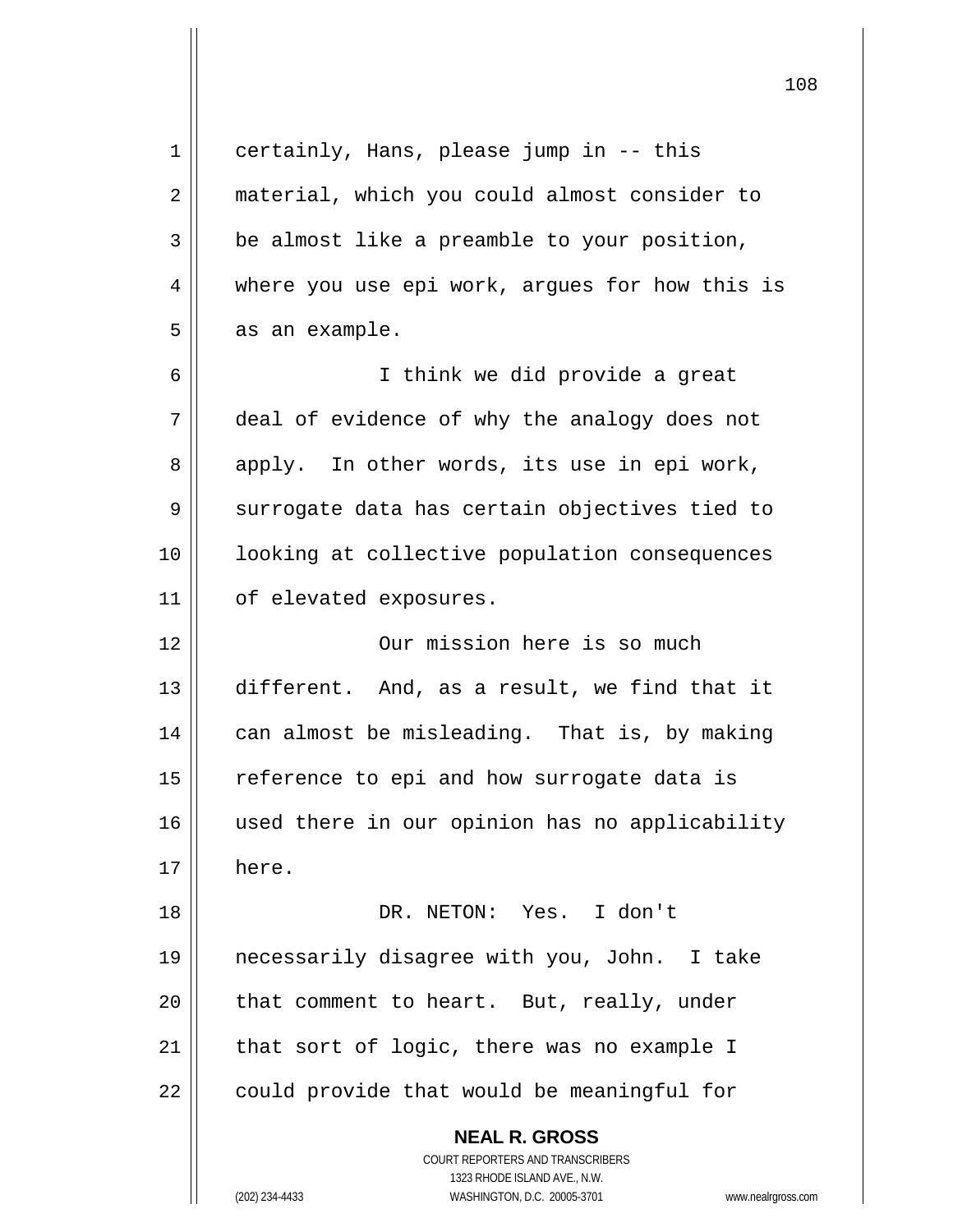certainly, Hans, please jump in -- this material, which you could almost consider to be almost like a preamble to your position, where you use epi work, argues for how this is as an example.

I think we did provide a great deal of evidence of why the analogy does not apply. In other words, its use in epi work, surrogate data has certain objectives tied to looking at collective population consequences of elevated exposures.

Our mission here is so much different. And, as a result, we find that it can almost be misleading. That is, by making reference to epi and how surrogate data is used there in our opinion has no applicability here.

DR. NETON: Yes. I don't necessarily disagree with you, John. I take that comment to heart. But, really, under that sort of logic, there was no example I could provide that would be meaningful for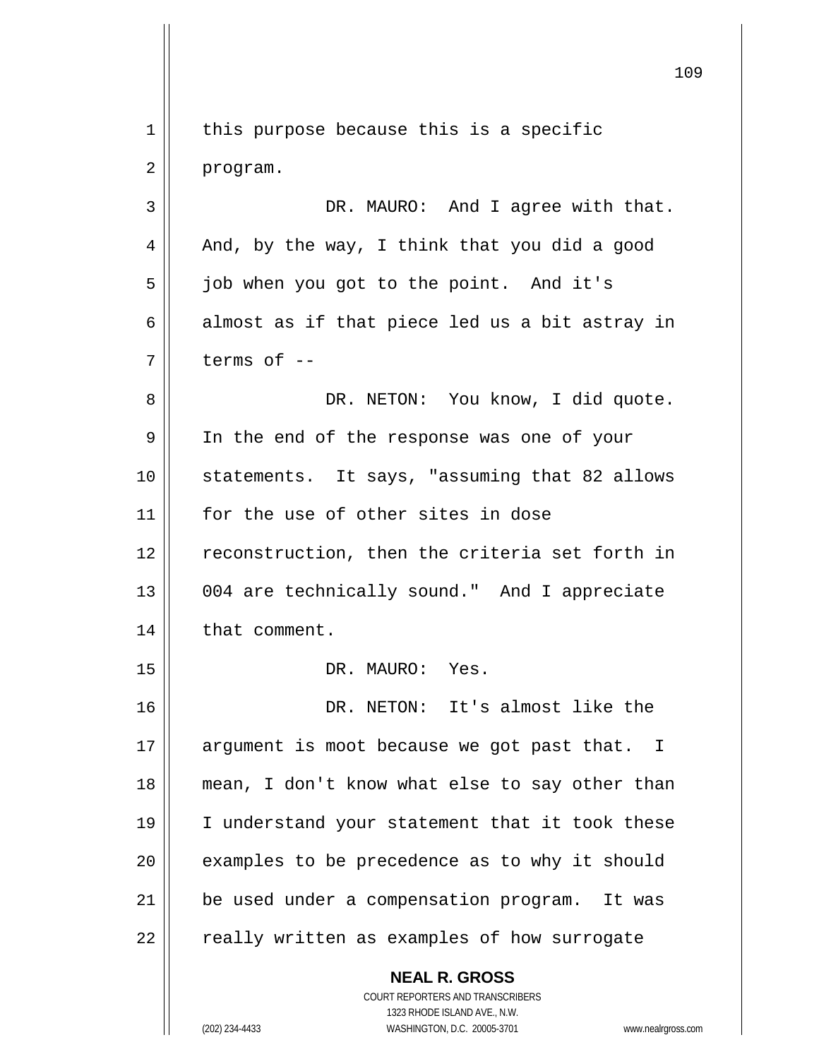this purpose because this is a specific program.

DR. MAURO: And I agree with that. And, by the way, I think that you did a good job when you got to the point. And it's almost as if that piece led us a bit astray in terms of --

DR. NETON: You know, I did quote. In the end of the response was one of your statements. It says, "assuming that 82 allows for the use of other sites in dose reconstruction, then the criteria set forth in 004 are technically sound." And I appreciate that comment.

DR. MAURO: Yes.

DR. NETON: It's almost like the argument is moot because we got past that. I mean, I don't know what else to say other than I understand your statement that it took these examples to be precedence as to why it should be used under a compensation program. It was really written as examples of how surrogate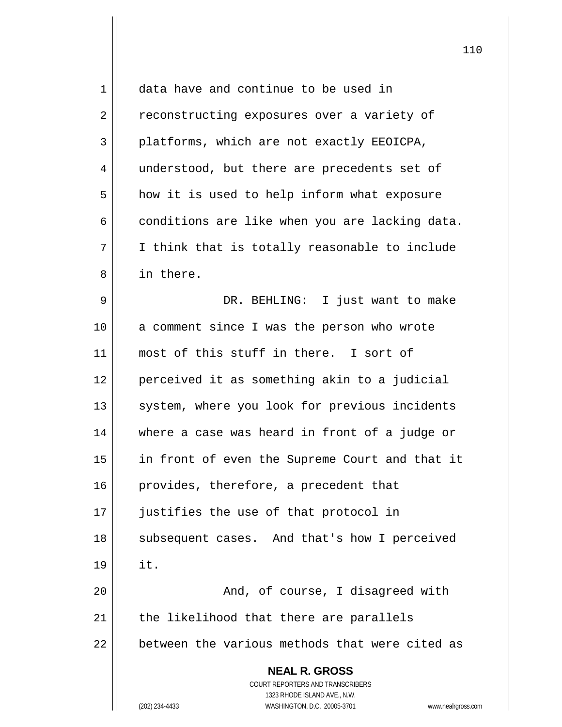data have and continue to be used in reconstructing exposures over a variety of platforms, which are not exactly EEOICPA, understood, but there are precedents set of how it is used to help inform what exposure conditions are like when you are lacking data. I think that is totally reasonable to include in there.

DR. BEHLING: I just want to make a comment since I was the person who wrote most of this stuff in there. I sort of perceived it as something akin to a judicial system, where you look for previous incidents where a case was heard in front of a judge or in front of even the Supreme Court and that it provides, therefore, a precedent that justifies the use of that protocol in subsequent cases. And that's how I perceived it.

And, of course, I disagreed with the likelihood that there are parallels between the various methods that were cited as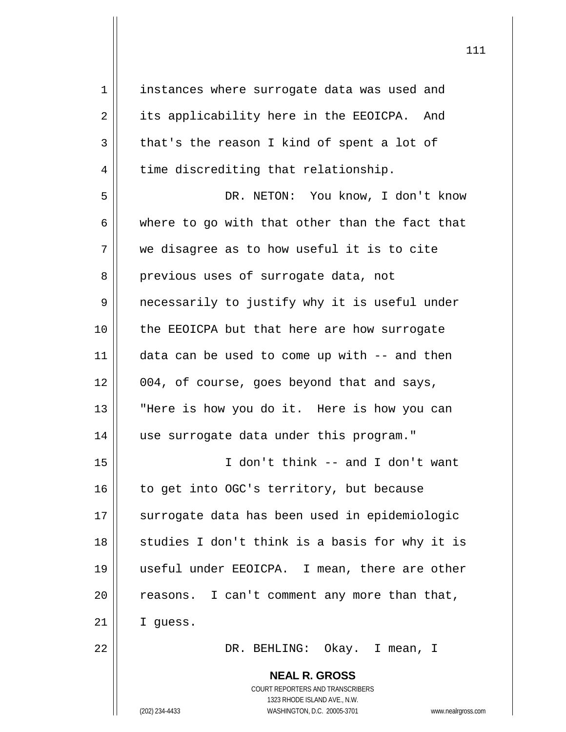instances where surrogate data was used and its applicability here in the EEOICPA. And that's the reason I kind of spent a lot of time discrediting that relationship.

DR. NETON: You know, I don't know where to go with that other than the fact that we disagree as to how useful it is to cite previous uses of surrogate data, not necessarily to justify why it is useful under the EEOICPA but that here are how surrogate data can be used to come up with -- and then 004, of course, goes beyond that and says, "Here is how you do it. Here is how you can use surrogate data under this program."

I don't think -- and I don't want to get into OGC's territory, but because surrogate data has been used in epidemiologic studies I don't think is a basis for why it is useful under EEOICPA. I mean, there are other reasons. I can't comment any more than that, I guess.

DR. BEHLING: Okay. I mean, I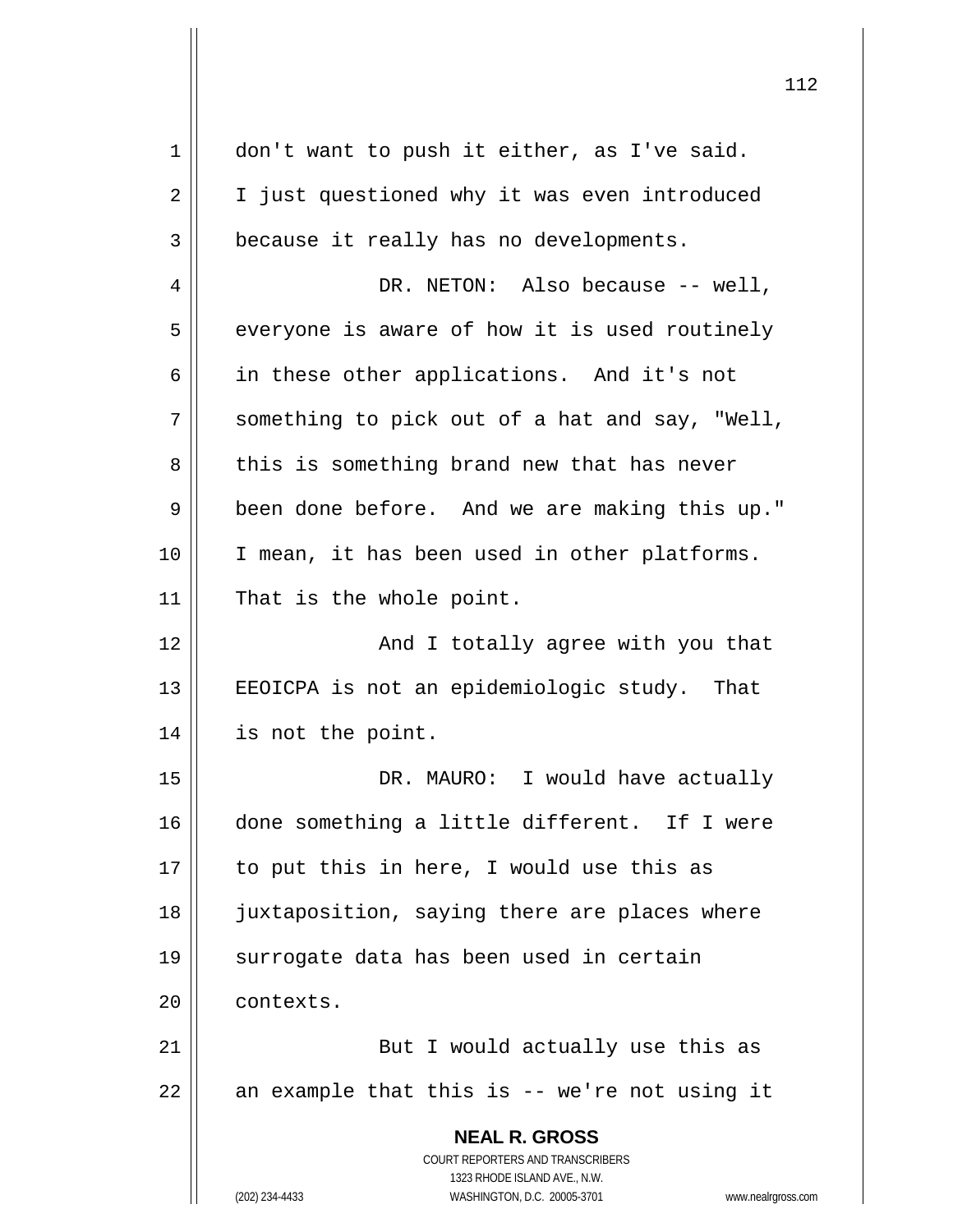don't want to push it either, as I've said. I just questioned why it was even introduced because it really has no developments.

DR. NETON: Also because -- well, everyone is aware of how it is used routinely in these other applications. And it's not something to pick out of a hat and say, "Well, this is something brand new that has never been done before. And we are making this up." I mean, it has been used in other platforms. That is the whole point.

And I totally agree with you that EEOICPA is not an epidemiologic study. That is not the point.

DR. MAURO: I would have actually done something a little different. If I were to put this in here, I would use this as juxtaposition, saying there are places where surrogate data has been used in certain contexts.

But I would actually use this as an example that this is -- we're not using it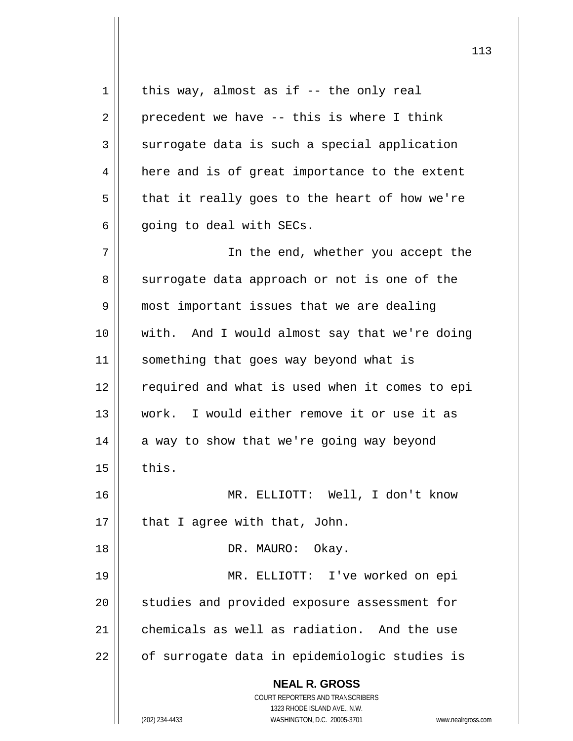this way, almost as if -- the only real precedent we have -- this is where I think surrogate data is such a special application here and is of great importance to the extent that it really goes to the heart of how we're going to deal with SECs.

In the end, whether you accept the surrogate data approach or not is one of the most important issues that we are dealing with. And I would almost say that we're doing something that goes way beyond what is required and what is used when it comes to epi work. I would either remove it or use it as a way to show that we're going way beyond this.

MR. ELLIOTT: Well, I don't know that I agree with that, John.

DR. MAURO: Okay.

MR. ELLIOTT: I've worked on epi studies and provided exposure assessment for chemicals as well as radiation. And the use of surrogate data in epidemiologic studies is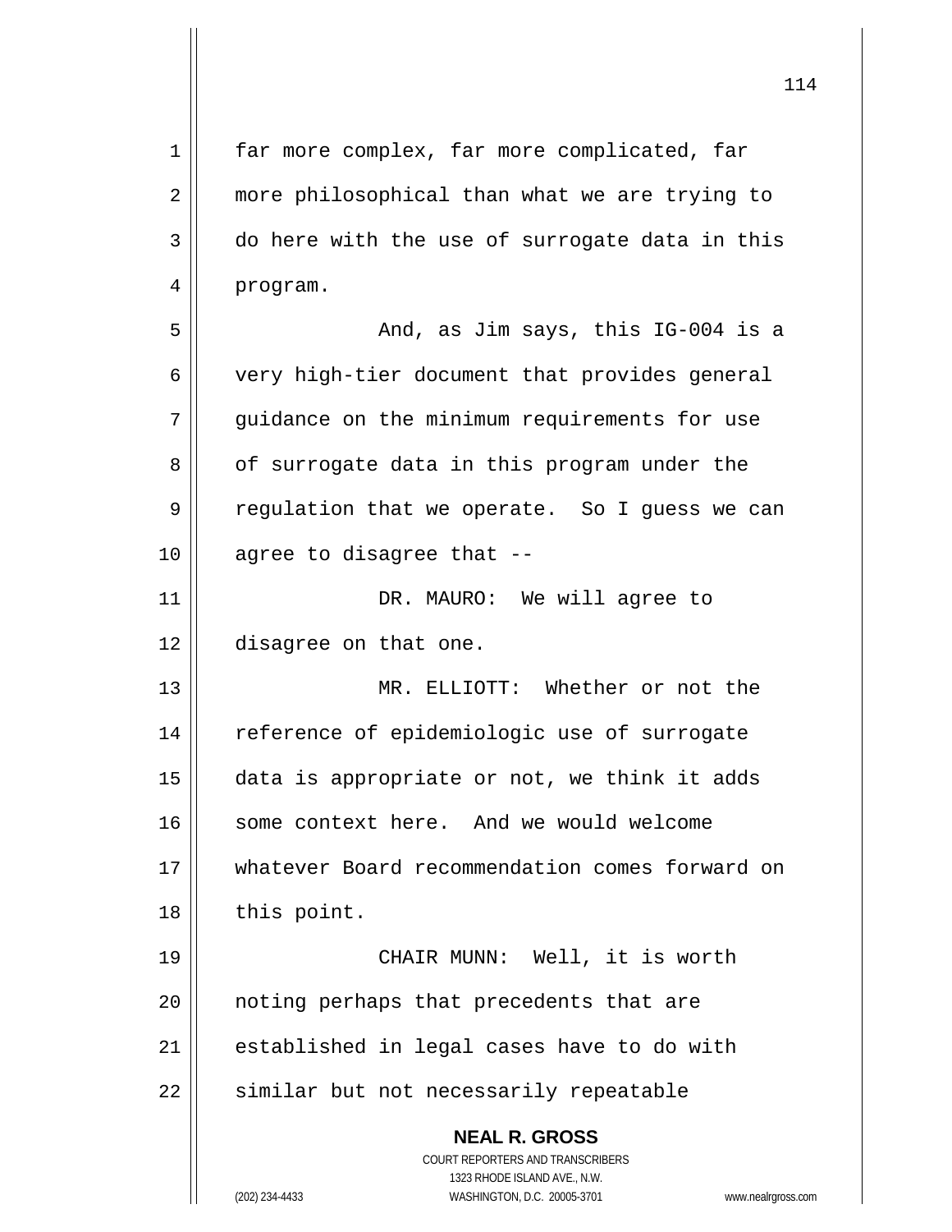far more complex, far more complicated, far more philosophical than what we are trying to do here with the use of surrogate data in this program.

And, as Jim says, this IG-004 is a very high-tier document that provides general guidance on the minimum requirements for use of surrogate data in this program under the regulation that we operate. So I guess we can agree to disagree that --

DR. MAURO: We will agree to disagree on that one.

MR. ELLIOTT: Whether or not the reference of epidemiologic use of surrogate data is appropriate or not, we think it adds some context here. And we would welcome whatever Board recommendation comes forward on this point.

CHAIR MUNN: Well, it is worth noting perhaps that precedents that are established in legal cases have to do with similar but not necessarily repeatable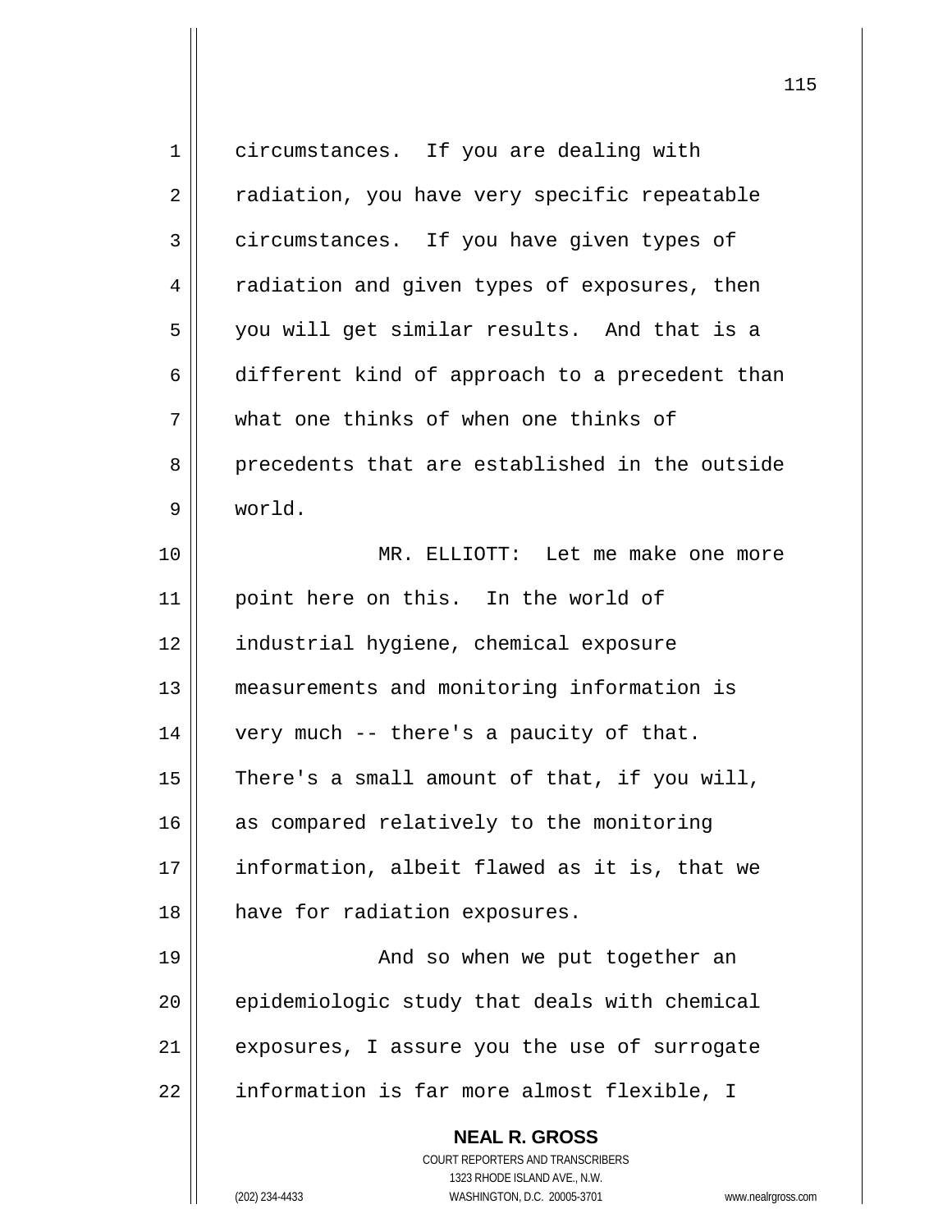circumstances. If you are dealing with radiation, you have very specific repeatable circumstances. If you have given types of radiation and given types of exposures, then you will get similar results. And that is a different kind of approach to a precedent than what one thinks of when one thinks of precedents that are established in the outside world.

MR. ELLIOTT: Let me make one more point here on this. In the world of industrial hygiene, chemical exposure measurements and monitoring information is very much -- there's a paucity of that. There's a small amount of that, if you will, as compared relatively to the monitoring information, albeit flawed as it is, that we have for radiation exposures.

And so when we put together an epidemiologic study that deals with chemical exposures, I assure you the use of surrogate information is far more almost flexible, I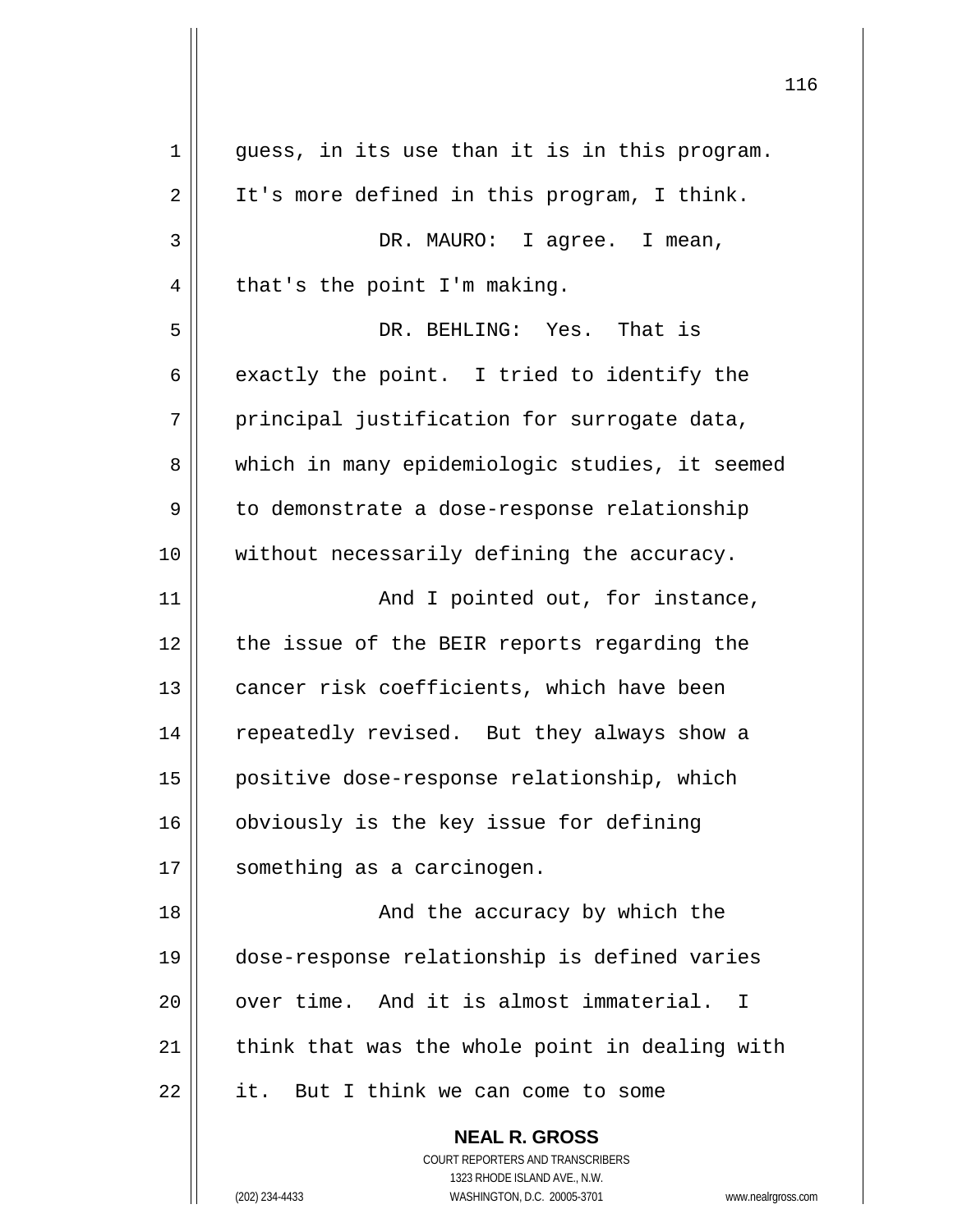guess, in its use than it is in this program. It's more defined in this program, I think.

DR. MAURO: I agree. I mean, that's the point I'm making.

DR. BEHLING: Yes. That is exactly the point. I tried to identify the principal justification for surrogate data, which in many epidemiologic studies, it seemed to demonstrate a dose-response relationship without necessarily defining the accuracy.

And I pointed out, for instance, the issue of the BEIR reports regarding the cancer risk coefficients, which have been repeatedly revised. But they always show a positive dose-response relationship, which obviously is the key issue for defining something as a carcinogen.

And the accuracy by which the dose-response relationship is defined varies over time. And it is almost immaterial. I think that was the whole point in dealing with it. But I think we can come to some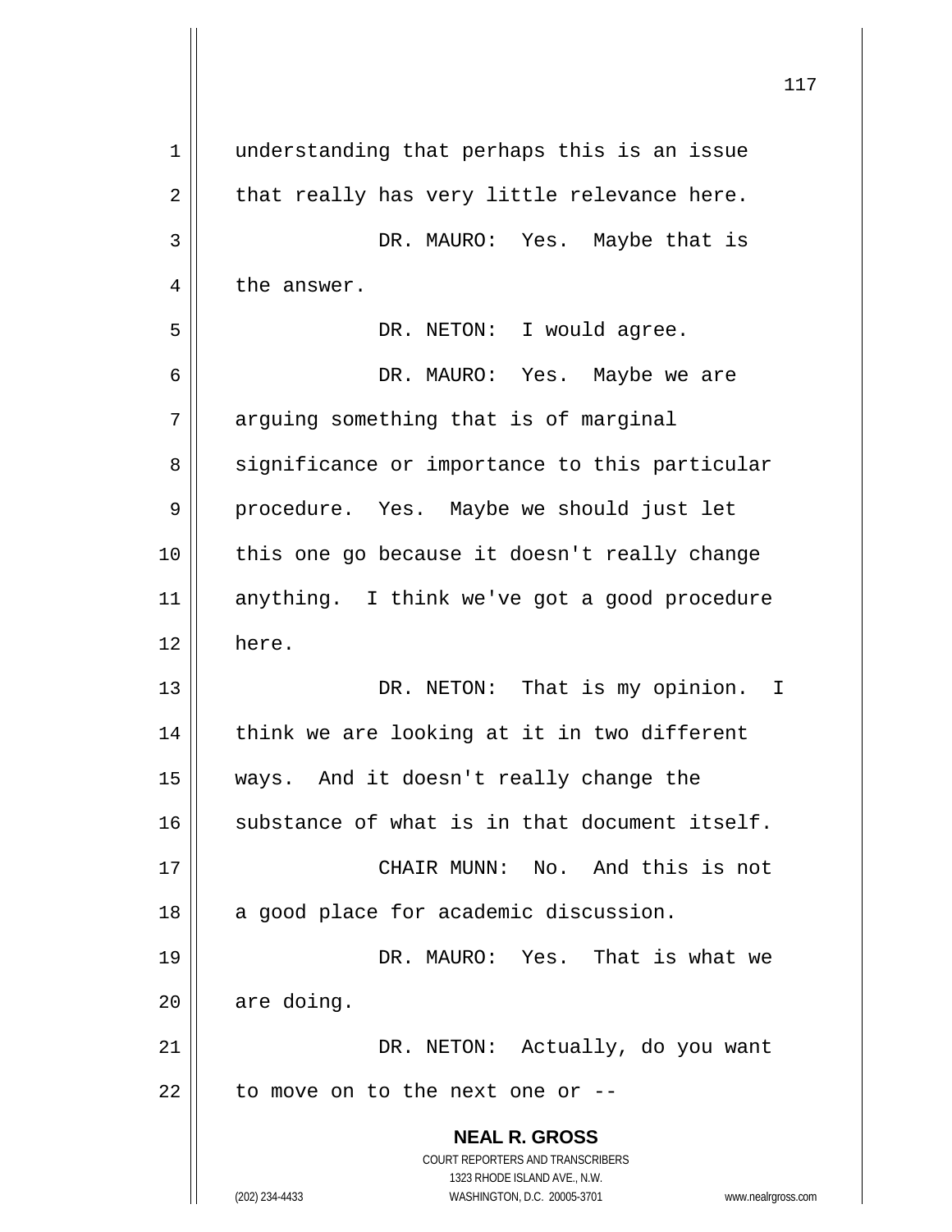understanding that perhaps this is an issue that really has very little relevance here.

DR. MAURO: Yes. Maybe that is the answer.

DR. NETON: I would agree.

DR. MAURO: Yes. Maybe we are arguing something that is of marginal significance or importance to this particular procedure. Yes. Maybe we should just let this one go because it doesn't really change anything. I think we've got a good procedure here.

DR. NETON: That is my opinion. I think we are looking at it in two different ways. And it doesn't really change the substance of what is in that document itself.

CHAIR MUNN: No. And this is not a good place for academic discussion.

DR. MAURO: Yes. That is what we are doing.

DR. NETON: Actually, do you want to move on to the next one or --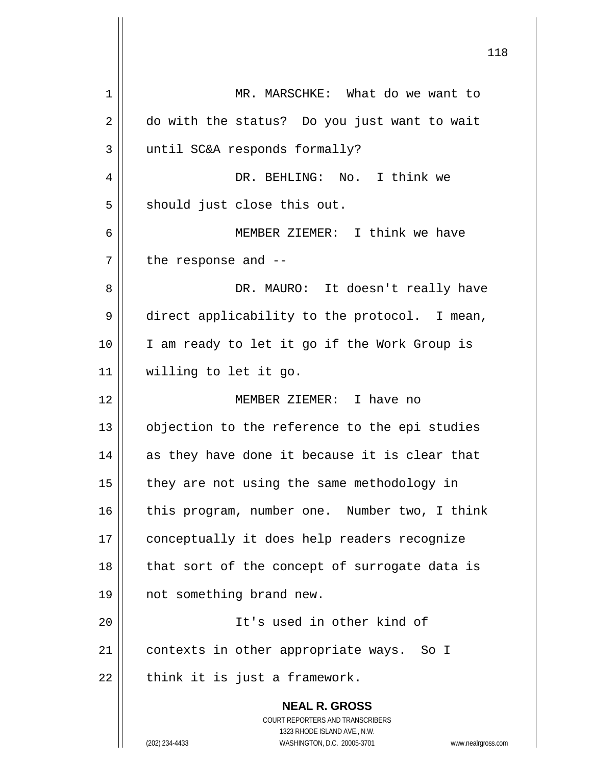MR. MARSCHKE: What do we want to do with the status? Do you just want to wait until SC&A responds formally?

DR. BEHLING: No. I think we should just close this out.

MEMBER ZIEMER: I think we have the response and --

DR. MAURO: It doesn't really have direct applicability to the protocol. I mean, I am ready to let it go if the Work Group is willing to let it go.

MEMBER ZIEMER: I have no objection to the reference to the epi studies as they have done it because it is clear that they are not using the same methodology in this program, number one. Number two, I think conceptually it does help readers recognize that sort of the concept of surrogate data is not something brand new.

It's used in other kind of contexts in other appropriate ways. So I think it is just a framework.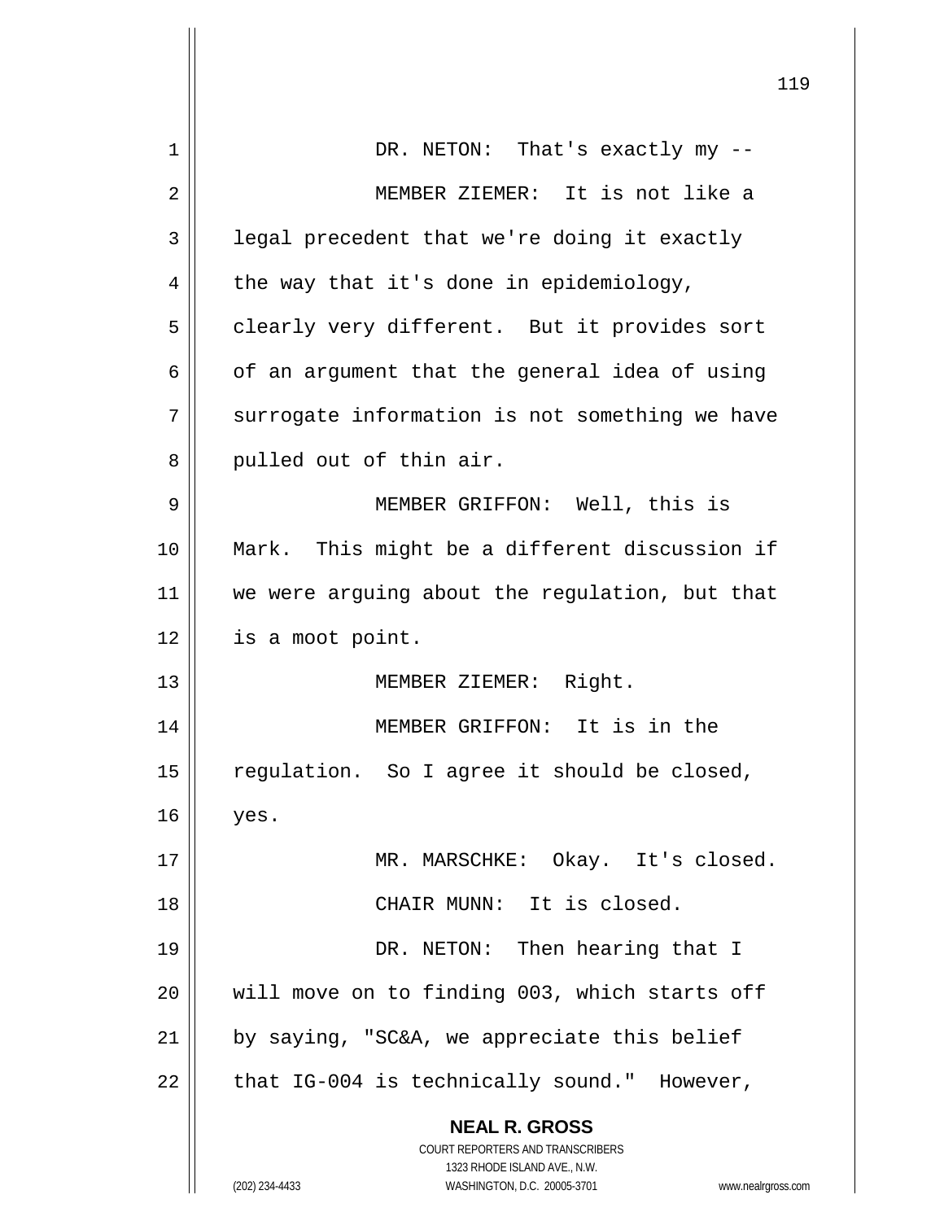DR. NETON: That's exactly my --

MEMBER ZIEMER: It is not like a legal precedent that we're doing it exactly the way that it's done in epidemiology, clearly very different. But it provides sort of an argument that the general idea of using surrogate information is not something we have pulled out of thin air.

MEMBER GRIFFON: Well, this is Mark. This might be a different discussion if we were arguing about the regulation, but that is a moot point.

MEMBER ZIEMER: Right.

MEMBER GRIFFON: It is in the regulation. So I agree it should be closed, yes.

MR. MARSCHKE: Okay. It's closed.

CHAIR MUNN: It is closed.

DR. NETON: Then hearing that I will move on to finding 003, which starts off by saying, "SC&A, we appreciate this belief that IG-004 is technically sound." However,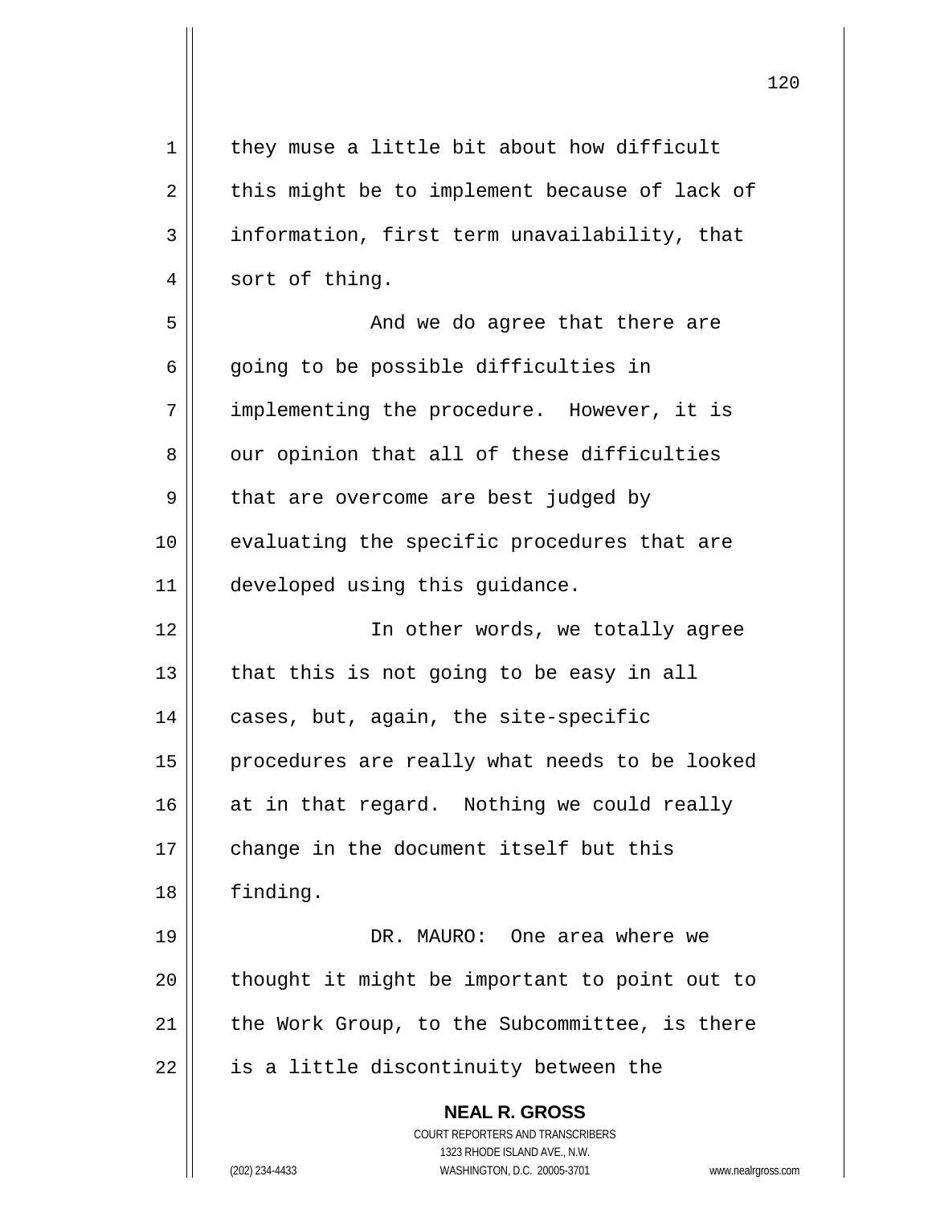they muse a little bit about how difficult this might be to implement because of lack of information, first term unavailability, that sort of thing.

And we do agree that there are going to be possible difficulties in implementing the procedure. However, it is our opinion that all of these difficulties that are overcome are best judged by evaluating the specific procedures that are developed using this guidance.

In other words, we totally agree that this is not going to be easy in all cases, but, again, the site-specific procedures are really what needs to be looked at in that regard. Nothing we could really change in the document itself but this finding.

DR. MAURO: One area where we thought it might be important to point out to the Work Group, to the Subcommittee, is there is a little discontinuity between the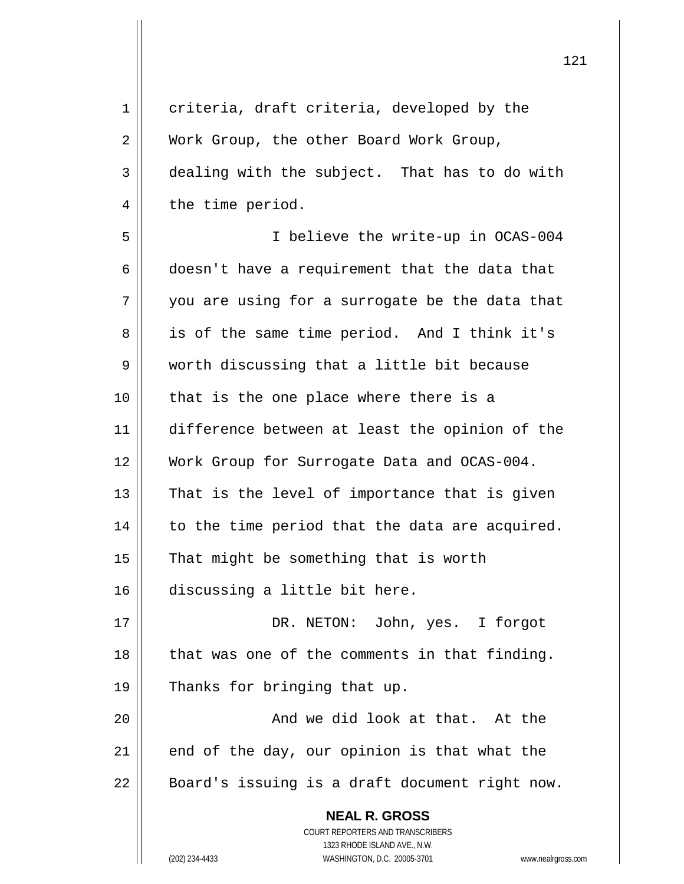criteria, draft criteria, developed by the Work Group, the other Board Work Group, dealing with the subject. That has to do with the time period.

I believe the write-up in OCAS-004 doesn't have a requirement that the data that you are using for a surrogate be the data that is of the same time period. And I think it's worth discussing that a little bit because that is the one place where there is a difference between at least the opinion of the Work Group for Surrogate Data and OCAS-004. That is the level of importance that is given to the time period that the data are acquired. That might be something that is worth discussing a little bit here.

DR. NETON: John, yes. I forgot that was one of the comments in that finding. Thanks for bringing that up.

And we did look at that. At the end of the day, our opinion is that what the Board's issuing is a draft document right now.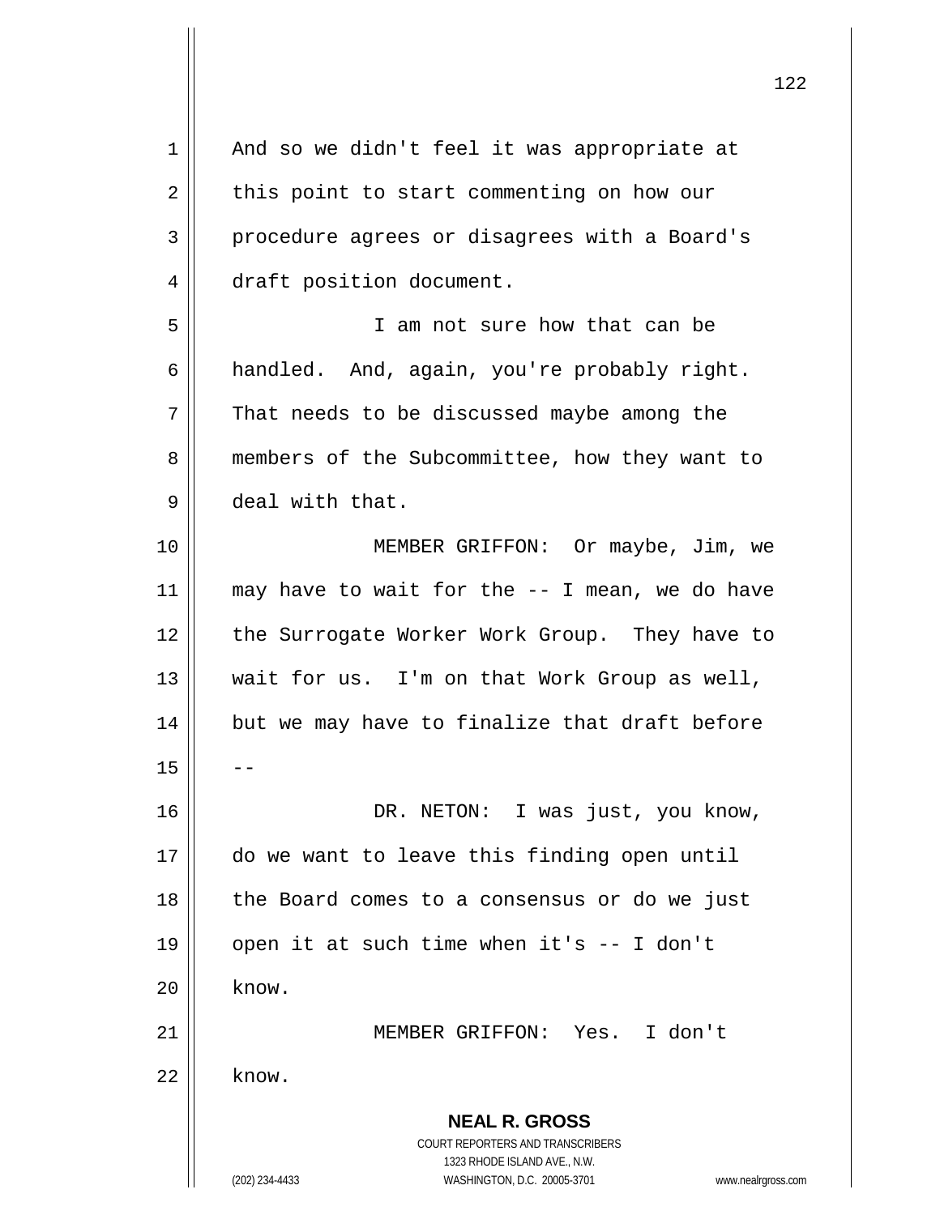And so we didn't feel it was appropriate at this point to start commenting on how our procedure agrees or disagrees with a Board's draft position document.

I am not sure how that can be handled. And, again, you're probably right. That needs to be discussed maybe among the members of the Subcommittee, how they want to deal with that.

MEMBER GRIFFON: Or maybe, Jim, we may have to wait for the -- I mean, we do have the Surrogate Worker Work Group. They have to wait for us. I'm on that Work Group as well, but we may have to finalize that draft before --

DR. NETON: I was just, you know, do we want to leave this finding open until the Board comes to a consensus or do we just open it at such time when it's -- I don't know.

MEMBER GRIFFON: Yes. I don't know.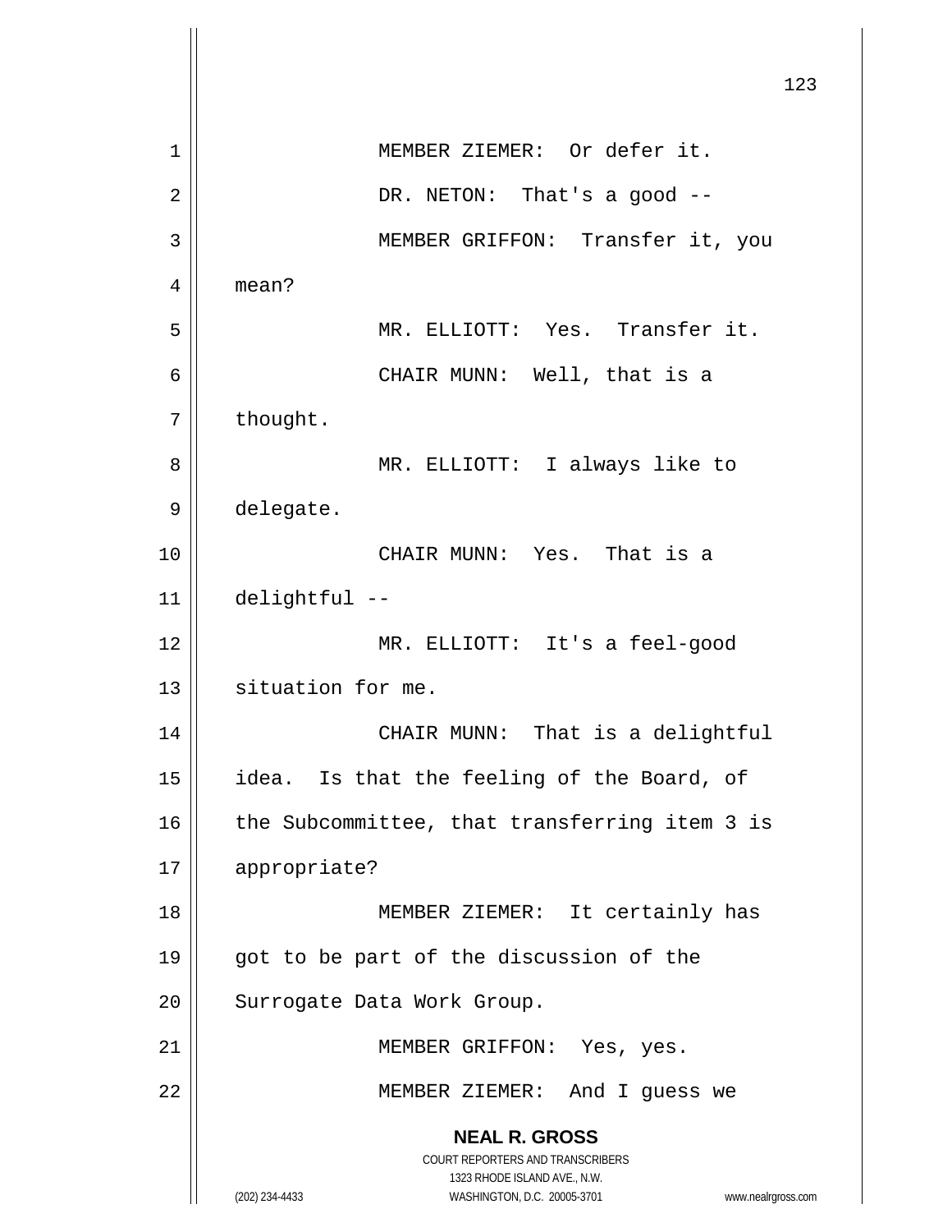MEMBER ZIEMER: Or defer it.

DR. NETON: That's a good --

MEMBER GRIFFON: Transfer it, you mean?

MR. ELLIOTT: Yes. Transfer it.

CHAIR MUNN: Well, that is a thought.

MR. ELLIOTT: I always like to delegate.

CHAIR MUNN: Yes. That is a delightful --

MR. ELLIOTT: It's a feel-good situation for me.

CHAIR MUNN: That is a delightful idea. Is that the feeling of the Board, of the Subcommittee, that transferring item 3 is appropriate?

MEMBER ZIEMER: It certainly has got to be part of the discussion of the Surrogate Data Work Group.

MEMBER GRIFFON: Yes, yes.

MEMBER ZIEMER: And I guess we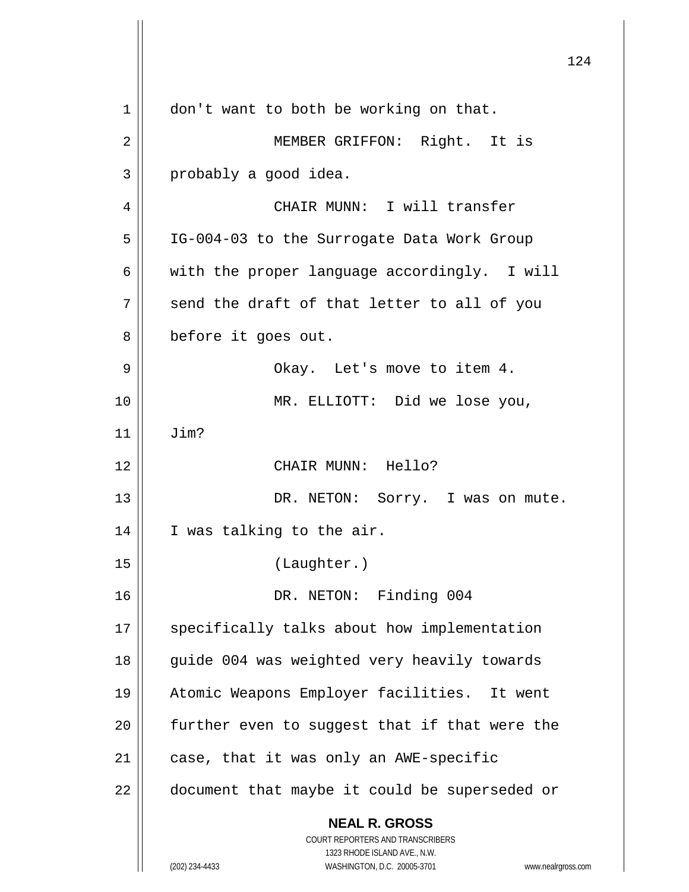don't want to both be working on that.

MEMBER GRIFFON: Right. It is probably a good idea.

CHAIR MUNN: I will transfer IG-004-03 to the Surrogate Data Work Group with the proper language accordingly. I will send the draft of that letter to all of you before it goes out.

Okay. Let's move to item 4.

MR. ELLIOTT: Did we lose you, Jim?

CHAIR MUNN: Hello?

DR. NETON: Sorry. I was on mute. I was talking to the air.

(Laughter.)

DR. NETON: Finding 004 specifically talks about how implementation guide 004 was weighted very heavily towards Atomic Weapons Employer facilities. It went further even to suggest that if that were the case, that it was only an AWE-specific document that maybe it could be superseded or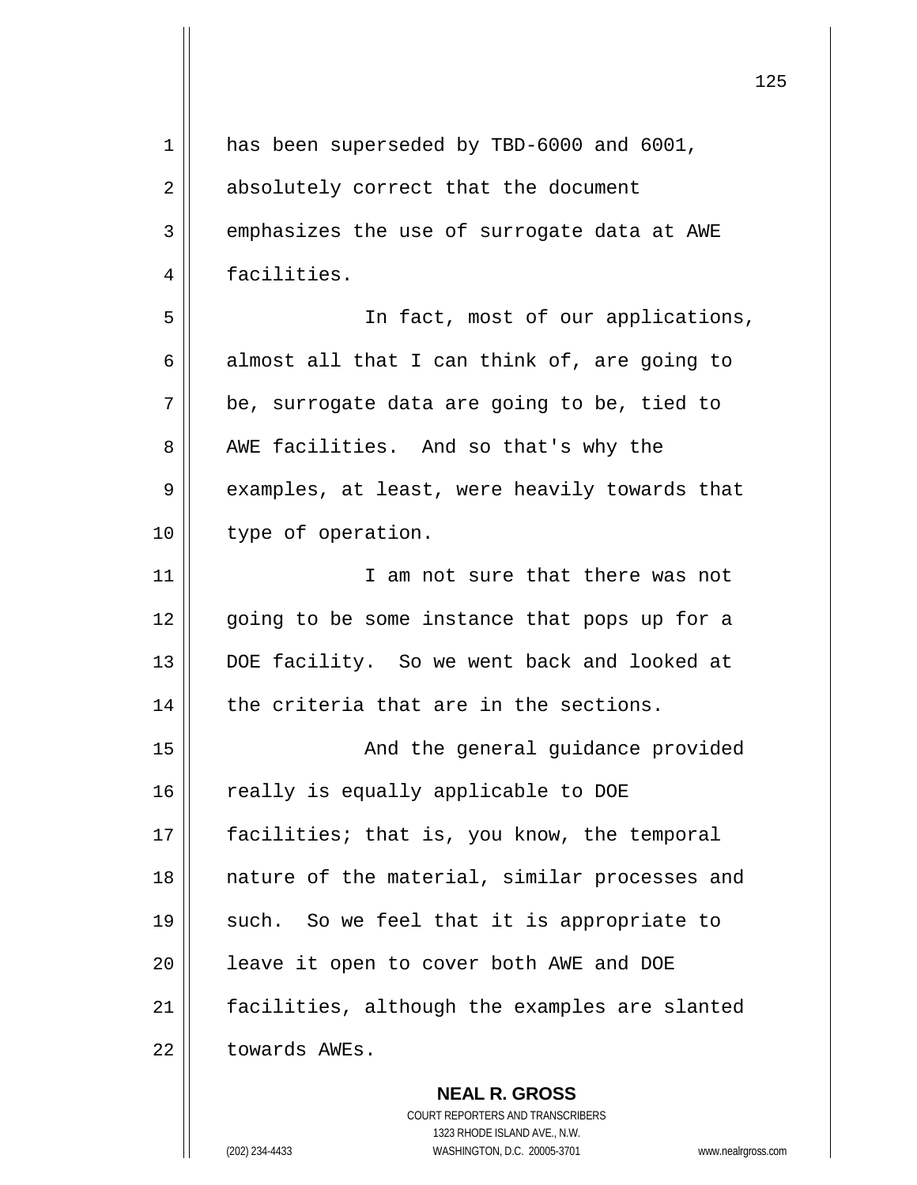has been superseded by TBD-6000 and 6001, absolutely correct that the document emphasizes the use of surrogate data at AWE facilities.

In fact, most of our applications, almost all that I can think of, are going to be, surrogate data are going to be, tied to AWE facilities. And so that's why the examples, at least, were heavily towards that type of operation.

I am not sure that there was not going to be some instance that pops up for a DOE facility. So we went back and looked at the criteria that are in the sections.

And the general guidance provided really is equally applicable to DOE facilities; that is, you know, the temporal nature of the material, similar processes and such. So we feel that it is appropriate to leave it open to cover both AWE and DOE facilities, although the examples are slanted towards AWEs.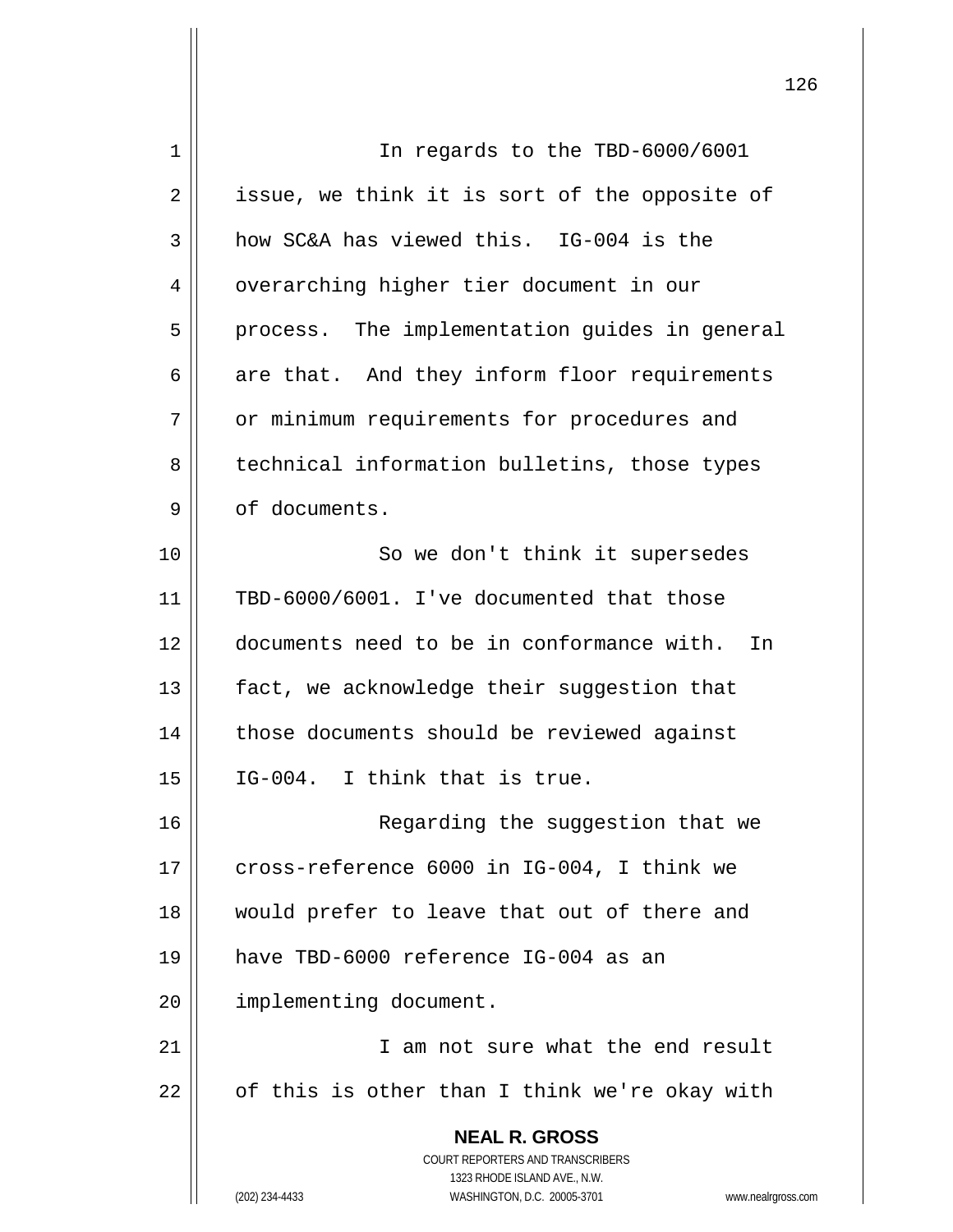In regards to the TBD-6000/6001 issue, we think it is sort of the opposite of how SC&A has viewed this. IG-004 is the overarching higher tier document in our process. The implementation guides in general are that. And they inform floor requirements or minimum requirements for procedures and technical information bulletins, those types of documents.

So we don't think it supersedes TBD-6000/6001. I've documented that those documents need to be in conformance with. In fact, we acknowledge their suggestion that those documents should be reviewed against IG-004. I think that is true.

Regarding the suggestion that we cross-reference 6000 in IG-004, I think we would prefer to leave that out of there and have TBD-6000 reference IG-004 as an implementing document.

I am not sure what the end result of this is other than I think we're okay with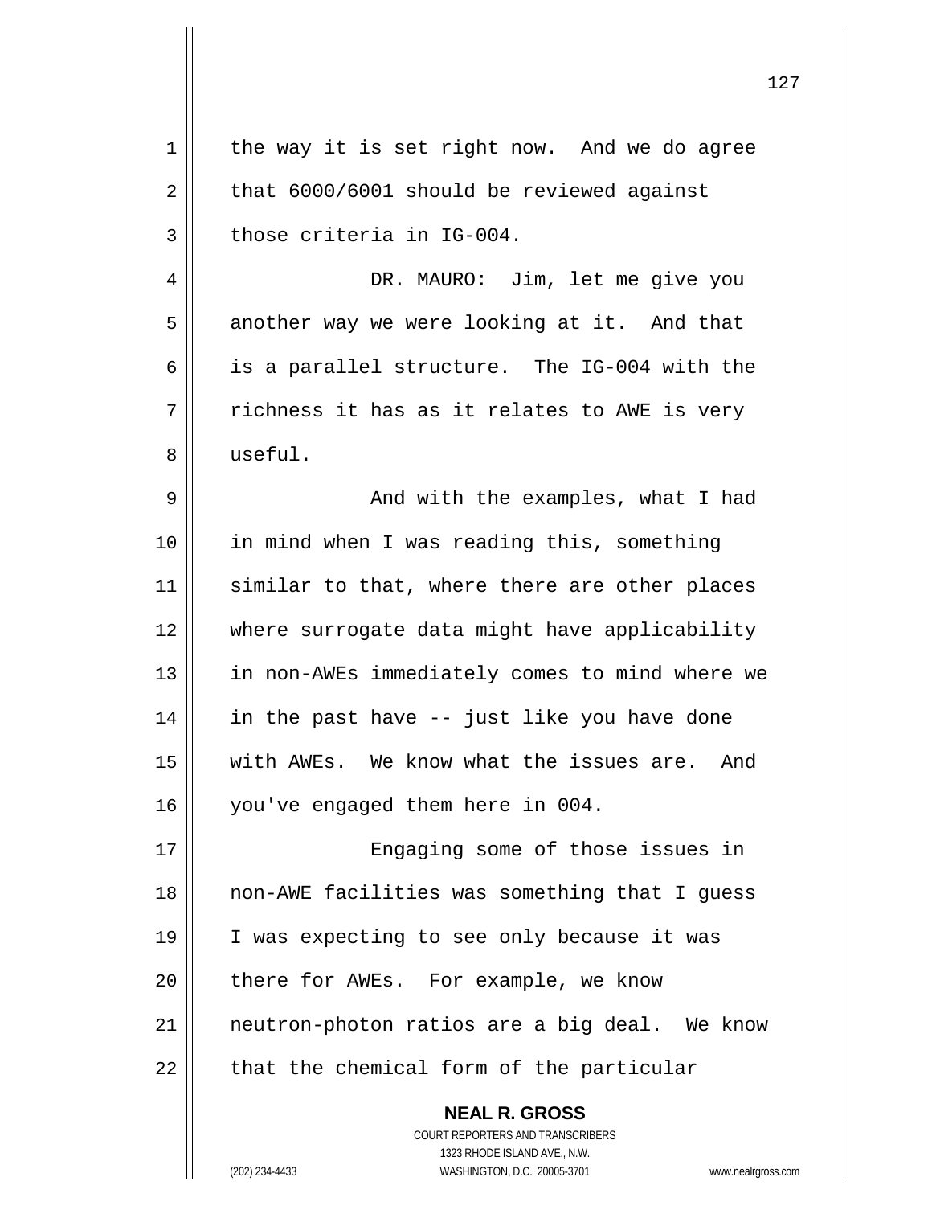the way it is set right now. And we do agree that 6000/6001 should be reviewed against those criteria in IG-004.

DR. MAURO: Jim, let me give you another way we were looking at it. And that is a parallel structure. The IG-004 with the richness it has as it relates to AWE is very useful.

And with the examples, what I had in mind when I was reading this, something similar to that, where there are other places where surrogate data might have applicability in non-AWEs immediately comes to mind where we in the past have -- just like you have done with AWEs. We know what the issues are. And you've engaged them here in 004.

Engaging some of those issues in non-AWE facilities was something that I guess I was expecting to see only because it was there for AWEs. For example, we know neutron-photon ratios are a big deal. We know that the chemical form of the particular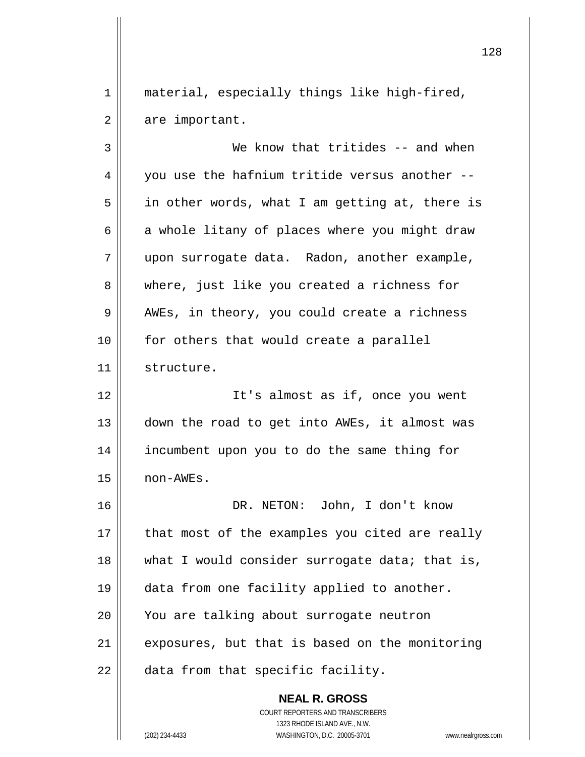material, especially things like high-fired, are important.

We know that tritides -- and when you use the hafnium tritide versus another -- in other words, what I am getting at, there is a whole litany of places where you might draw upon surrogate data. Radon, another example, where, just like you created a richness for AWEs, in theory, you could create a richness for others that would create a parallel structure.

It's almost as if, once you went down the road to get into AWEs, it almost was incumbent upon you to do the same thing for non-AWEs.

DR. NETON: John, I don't know that most of the examples you cited are really what I would consider surrogate data; that is, data from one facility applied to another. You are talking about surrogate neutron exposures, but that is based on the monitoring data from that specific facility.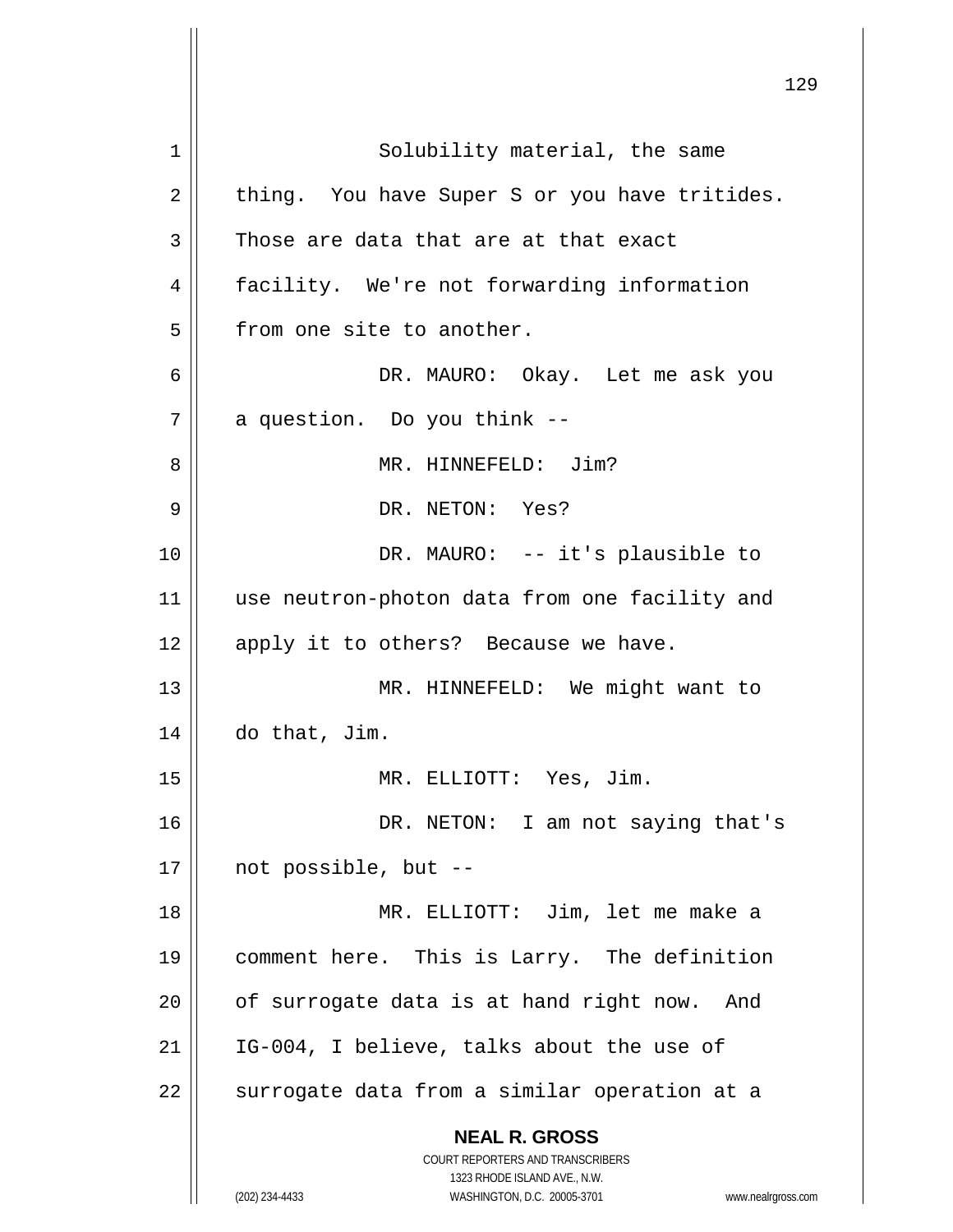Solubility material, the same thing. You have Super S or you have tritides. Those are data that are at that exact facility. We're not forwarding information from one site to another.

DR. MAURO: Okay. Let me ask you a question. Do you think --

MR. HINNEFELD: Jim?

DR. NETON: Yes?

DR. MAURO: -- it's plausible to use neutron-photon data from one facility and apply it to others? Because we have.

MR. HINNEFELD: We might want to do that, Jim.

MR. ELLIOTT: Yes, Jim.

DR. NETON: I am not saying that's not possible, but --

MR. ELLIOTT: Jim, let me make a comment here. This is Larry. The definition of surrogate data is at hand right now. And IG-004, I believe, talks about the use of surrogate data from a similar operation at a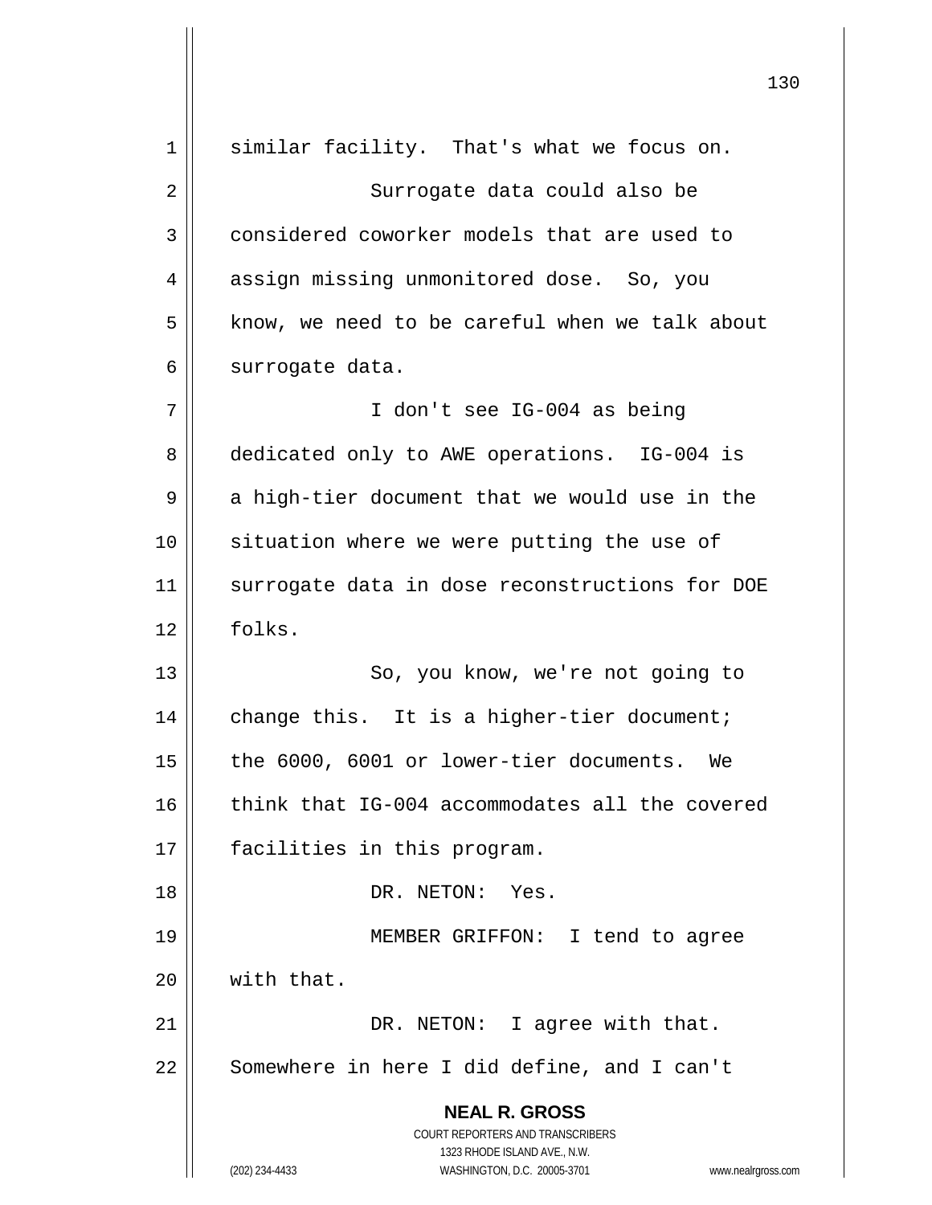similar facility. That's what we focus on.

Surrogate data could also be considered coworker models that are used to assign missing unmonitored dose. So, you know, we need to be careful when we talk about surrogate data.

I don't see IG-004 as being dedicated only to AWE operations. IG-004 is a high-tier document that we would use in the situation where we were putting the use of surrogate data in dose reconstructions for DOE folks.

So, you know, we're not going to change this. It is a higher-tier document; the 6000, 6001 or lower-tier documents. We think that IG-004 accommodates all the covered facilities in this program.

DR. NETON: Yes.

MEMBER GRIFFON: I tend to agree with that.

DR. NETON: I agree with that. Somewhere in here I did define, and I can't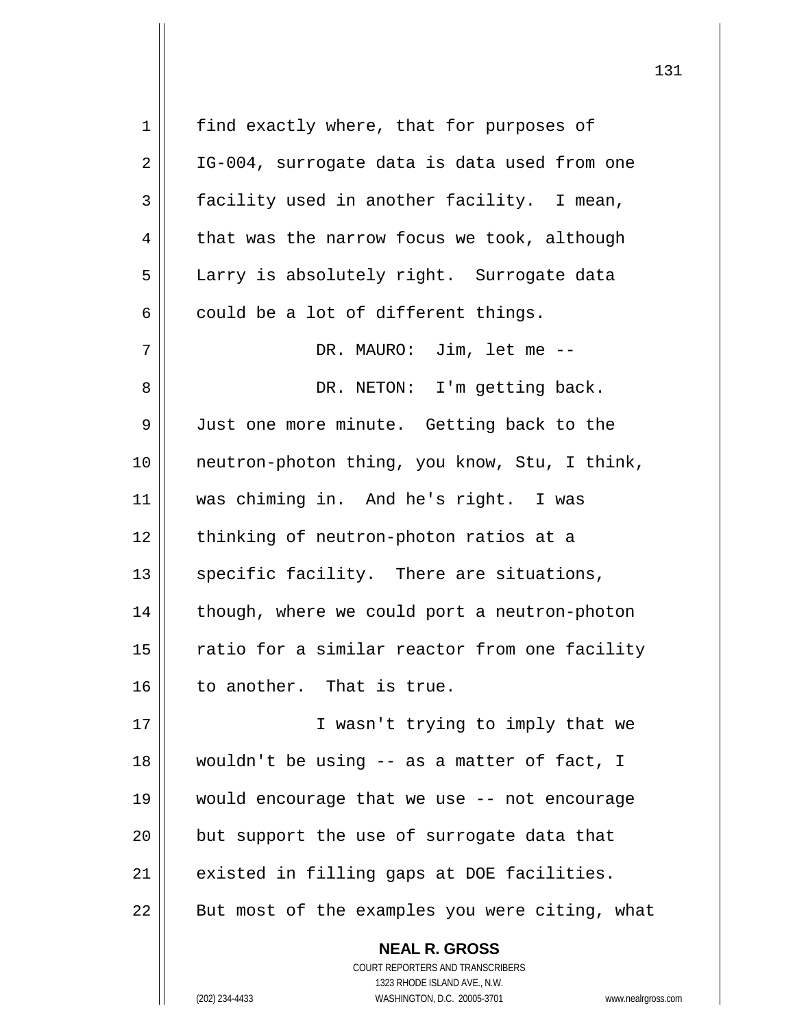find exactly where, that for purposes of IG-004, surrogate data is data used from one facility used in another facility. I mean, that was the narrow focus we took, although Larry is absolutely right. Surrogate data could be a lot of different things.

DR. MAURO: Jim, let me --

DR. NETON: I'm getting back. Just one more minute. Getting back to the neutron-photon thing, you know, Stu, I think, was chiming in. And he's right. I was thinking of neutron-photon ratios at a specific facility. There are situations, though, where we could port a neutron-photon ratio for a similar reactor from one facility to another. That is true.

I wasn't trying to imply that we wouldn't be using -- as a matter of fact, I would encourage that we use -- not encourage but support the use of surrogate data that existed in filling gaps at DOE facilities. But most of the examples you were citing, what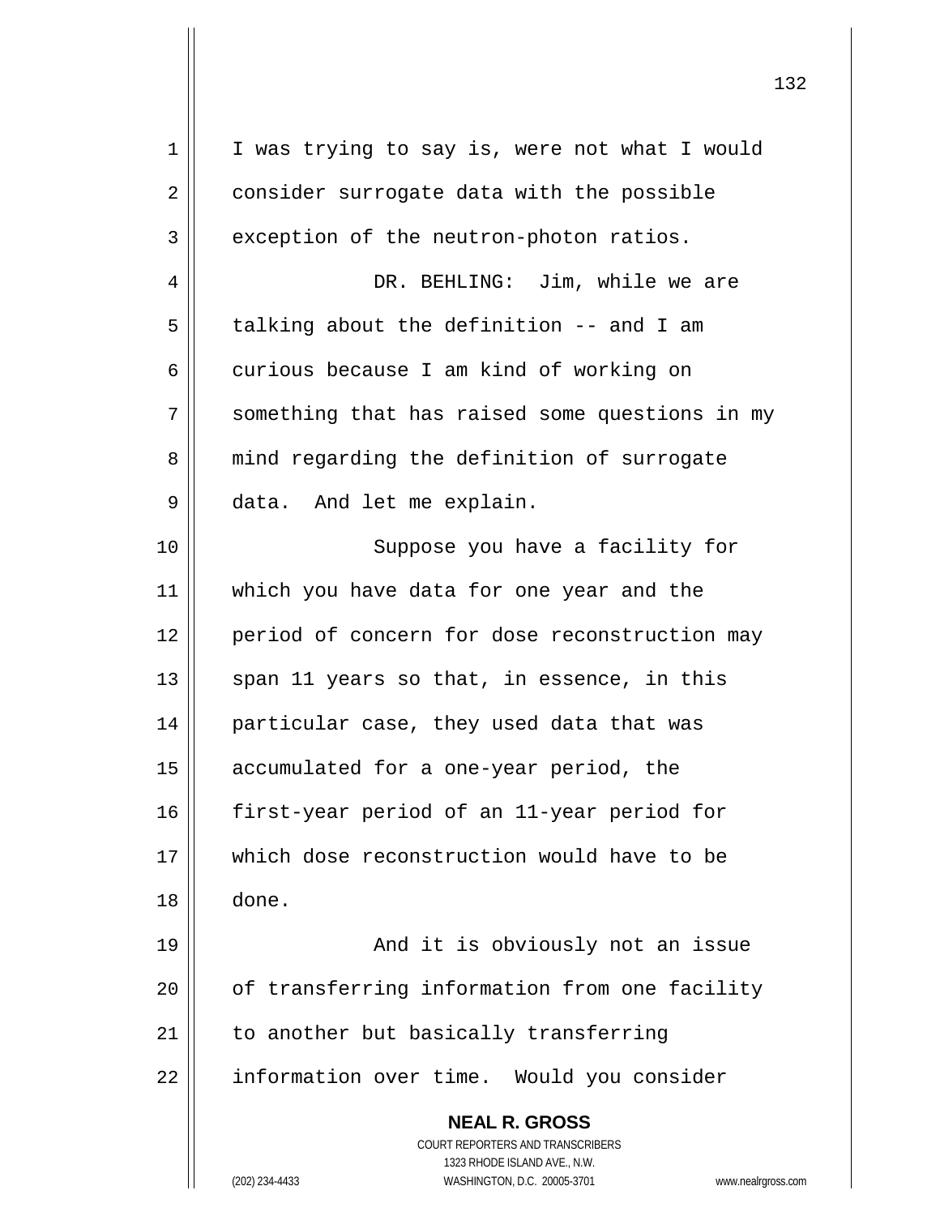I was trying to say is, were not what I would consider surrogate data with the possible exception of the neutron-photon ratios.

DR. BEHLING: Jim, while we are talking about the definition -- and I am curious because I am kind of working on something that has raised some questions in my mind regarding the definition of surrogate data. And let me explain.

Suppose you have a facility for which you have data for one year and the period of concern for dose reconstruction may span 11 years so that, in essence, in this particular case, they used data that was accumulated for a one-year period, the first-year period of an 11-year period for which dose reconstruction would have to be done.

And it is obviously not an issue of transferring information from one facility to another but basically transferring information over time. Would you consider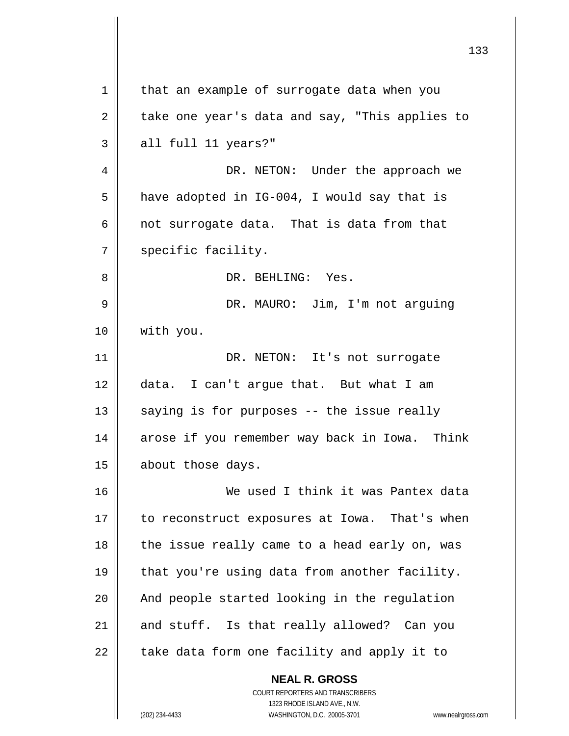that an example of surrogate data when you take one year's data and say, "This applies to all full 11 years?"

DR. NETON: Under the approach we have adopted in IG-004, I would say that is not surrogate data. That is data from that specific facility.

DR. BEHLING: Yes.

DR. MAURO: Jim, I'm not arguing with you.

DR. NETON: It's not surrogate data. I can't argue that. But what I am saying is for purposes -- the issue really arose if you remember way back in Iowa. Think about those days.

We used I think it was Pantex data to reconstruct exposures at Iowa. That's when the issue really came to a head early on, was that you're using data from another facility. And people started looking in the regulation and stuff. Is that really allowed? Can you take data form one facility and apply it to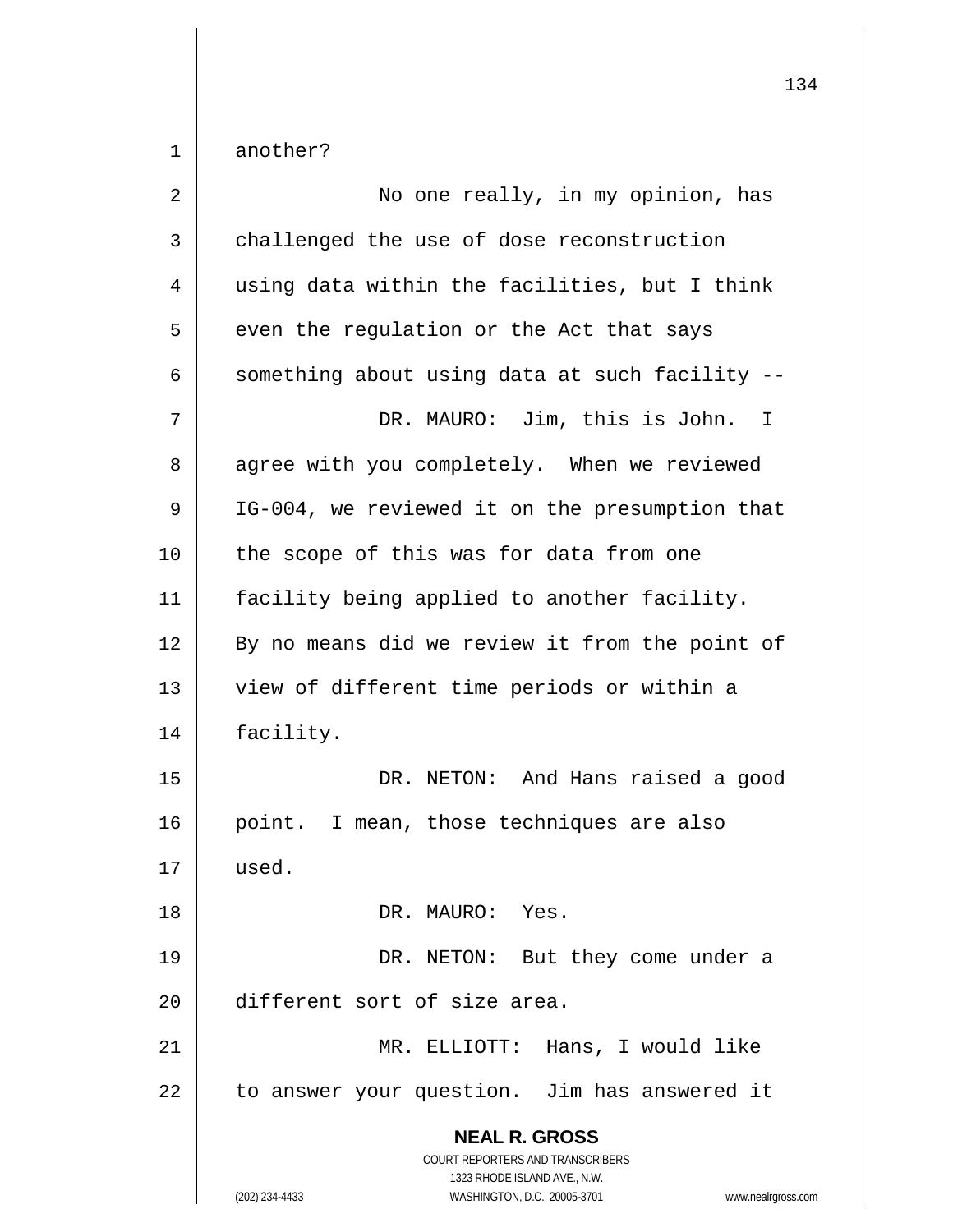another?

No one really, in my opinion, has challenged the use of dose reconstruction using data within the facilities, but I think even the regulation or the Act that says something about using data at such facility --

DR. MAURO: Jim, this is John. I agree with you completely. When we reviewed IG-004, we reviewed it on the presumption that the scope of this was for data from one facility being applied to another facility. By no means did we review it from the point of view of different time periods or within a facility.

DR. NETON: And Hans raised a good point. I mean, those techniques are also used.

DR. MAURO: Yes.

DR. NETON: But they come under a different sort of size area.

MR. ELLIOTT: Hans, I would like to answer your question. Jim has answered it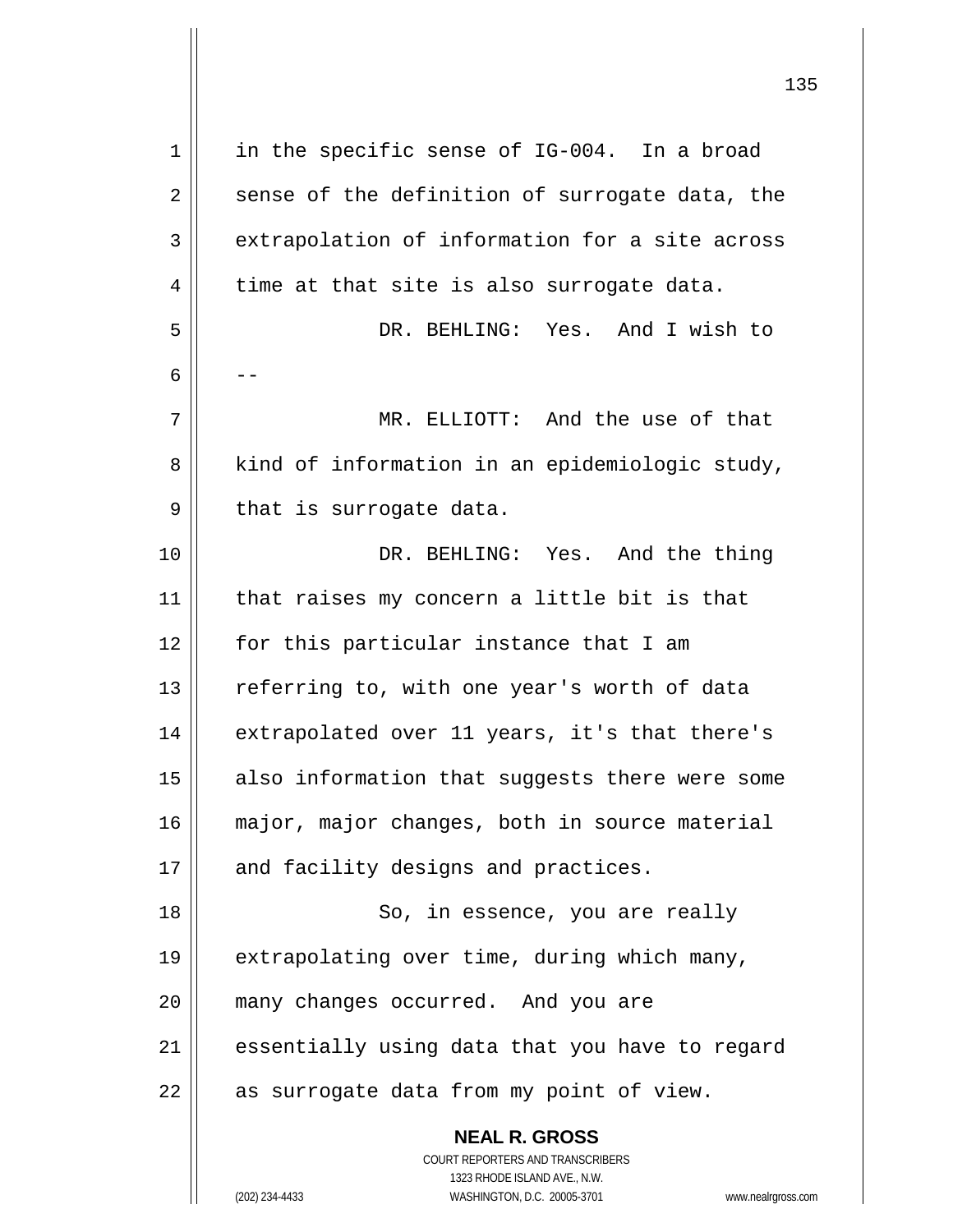in the specific sense of IG-004. In a broad sense of the definition of surrogate data, the extrapolation of information for a site across time at that site is also surrogate data.

DR. BEHLING: Yes. And I wish to --

MR. ELLIOTT: And the use of that kind of information in an epidemiologic study, that is surrogate data.

DR. BEHLING: Yes. And the thing that raises my concern a little bit is that for this particular instance that I am referring to, with one year's worth of data extrapolated over 11 years, it's that there's also information that suggests there were some major, major changes, both in source material and facility designs and practices.

So, in essence, you are really extrapolating over time, during which many, many changes occurred. And you are essentially using data that you have to regard as surrogate data from my point of view.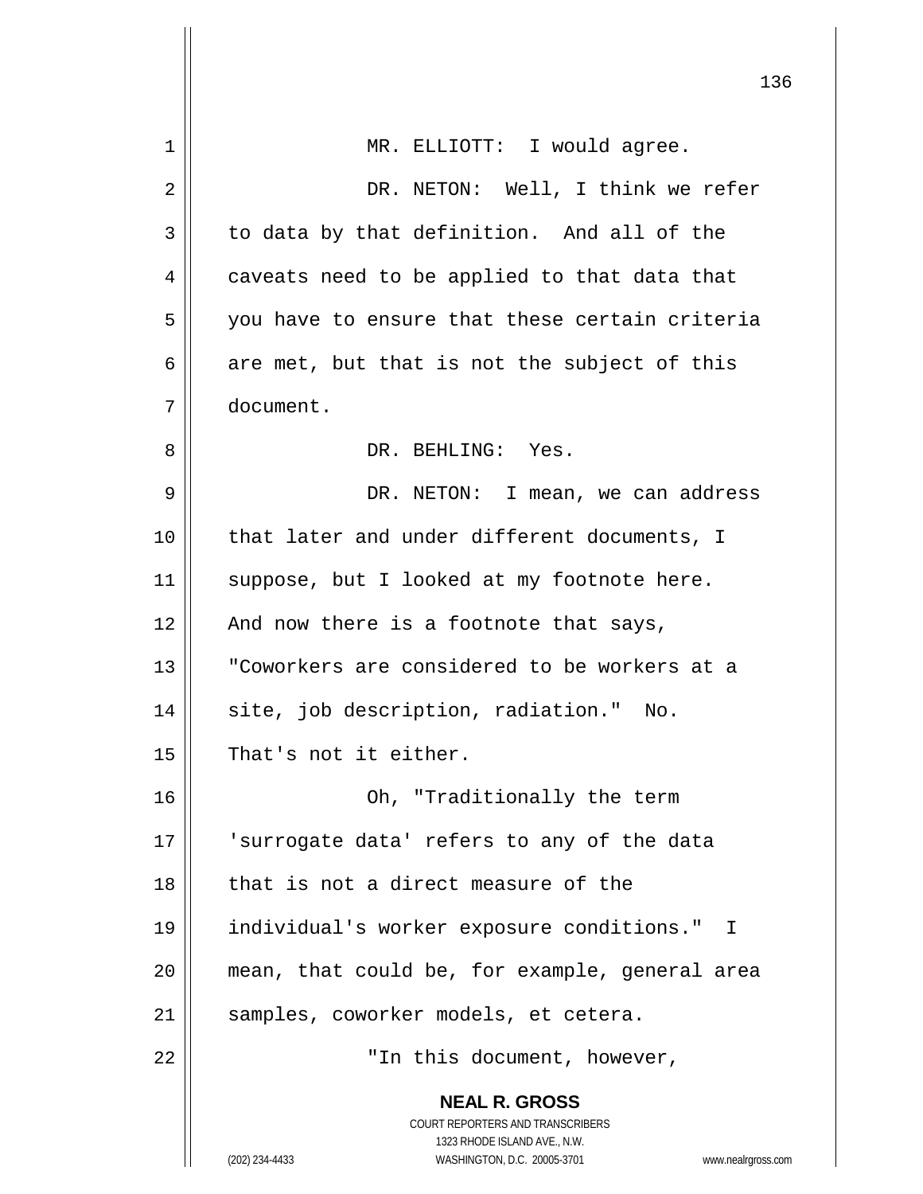MR. ELLIOTT: I would agree.

DR. NETON: Well, I think we refer to data by that definition. And all of the caveats need to be applied to that data that you have to ensure that these certain criteria are met, but that is not the subject of this document.

DR. BEHLING: Yes.

DR. NETON: I mean, we can address that later and under different documents, I suppose, but I looked at my footnote here. And now there is a footnote that says, "Coworkers are considered to be workers at a site, job description, radiation." No. That's not it either.

Oh, "Traditionally the term 'surrogate data' refers to any of the data that is not a direct measure of the individual's worker exposure conditions." I mean, that could be, for example, general area samples, coworker models, et cetera.

"In this document, however,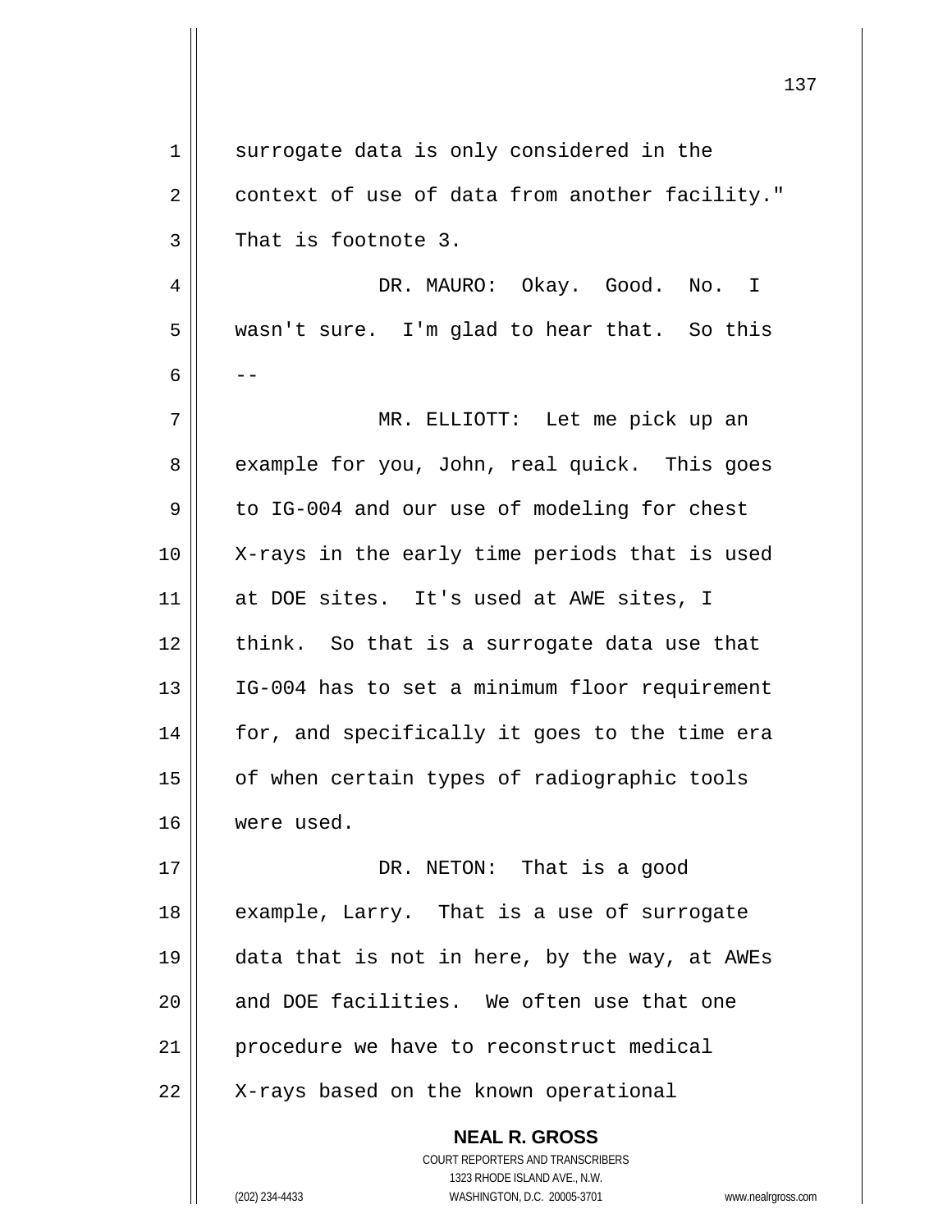surrogate data is only considered in the context of use of data from another facility." That is footnote 3.

DR. MAURO: Okay. Good. No. I wasn't sure. I'm glad to hear that. So this --

MR. ELLIOTT: Let me pick up an example for you, John, real quick. This goes to IG-004 and our use of modeling for chest X-rays in the early time periods that is used at DOE sites. It's used at AWE sites, I think. So that is a surrogate data use that IG-004 has to set a minimum floor requirement for, and specifically it goes to the time era of when certain types of radiographic tools were used.

DR. NETON: That is a good example, Larry. That is a use of surrogate data that is not in here, by the way, at AWEs and DOE facilities. We often use that one procedure we have to reconstruct medical X-rays based on the known operational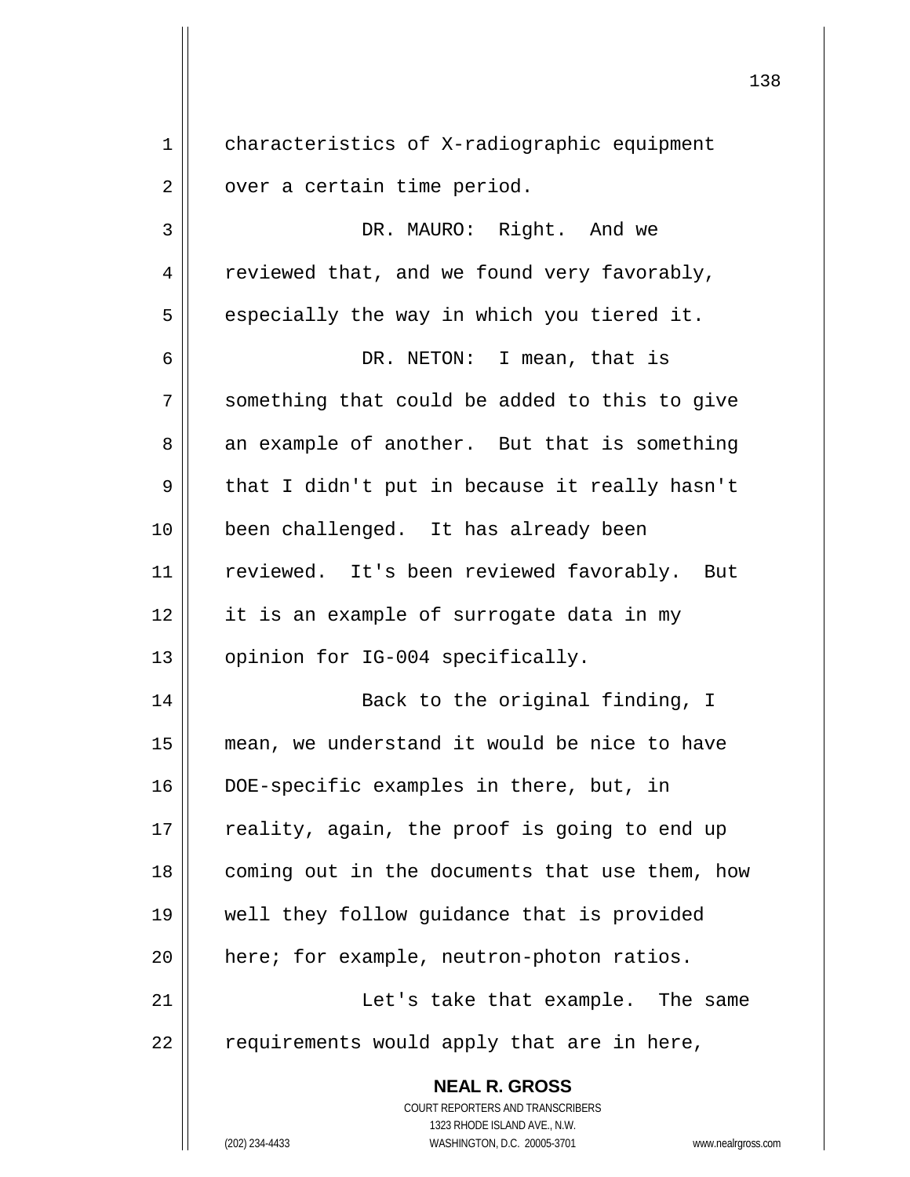characteristics of X-radiographic equipment over a certain time period.

DR. MAURO: Right. And we reviewed that, and we found very favorably, especially the way in which you tiered it.

DR. NETON: I mean, that is something that could be added to this to give an example of another. But that is something that I didn't put in because it really hasn't been challenged. It has already been reviewed. It's been reviewed favorably. But it is an example of surrogate data in my opinion for IG-004 specifically.

Back to the original finding, I mean, we understand it would be nice to have DOE-specific examples in there, but, in reality, again, the proof is going to end up coming out in the documents that use them, how well they follow guidance that is provided here; for example, neutron-photon ratios.

Let's take that example. The same requirements would apply that are in here,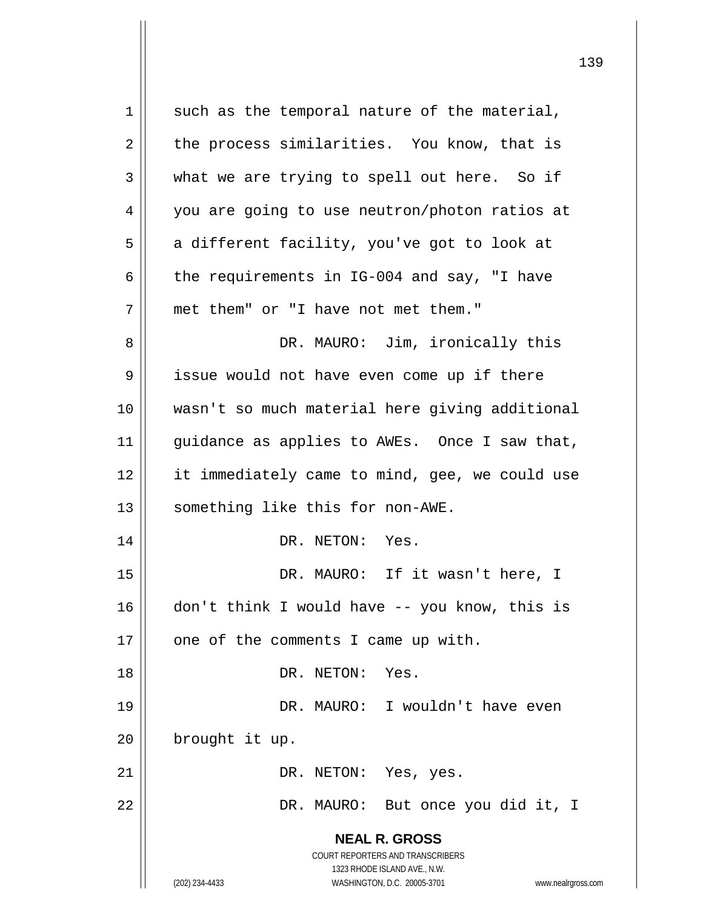such as the temporal nature of the material, the process similarities. You know, that is what we are trying to spell out here. So if you are going to use neutron/photon ratios at a different facility, you've got to look at the requirements in IG-004 and say, "I have met them" or "I have not met them."

DR. MAURO: Jim, ironically this issue would not have even come up if there wasn't so much material here giving additional guidance as applies to AWEs. Once I saw that, it immediately came to mind, gee, we could use something like this for non-AWE.

DR. NETON: Yes.

DR. MAURO: If it wasn't here, I don't think I would have -- you know, this is one of the comments I came up with.

DR. NETON: Yes.

DR. MAURO: I wouldn't have even brought it up.

DR. NETON: Yes, yes.

DR. MAURO: But once you did it, I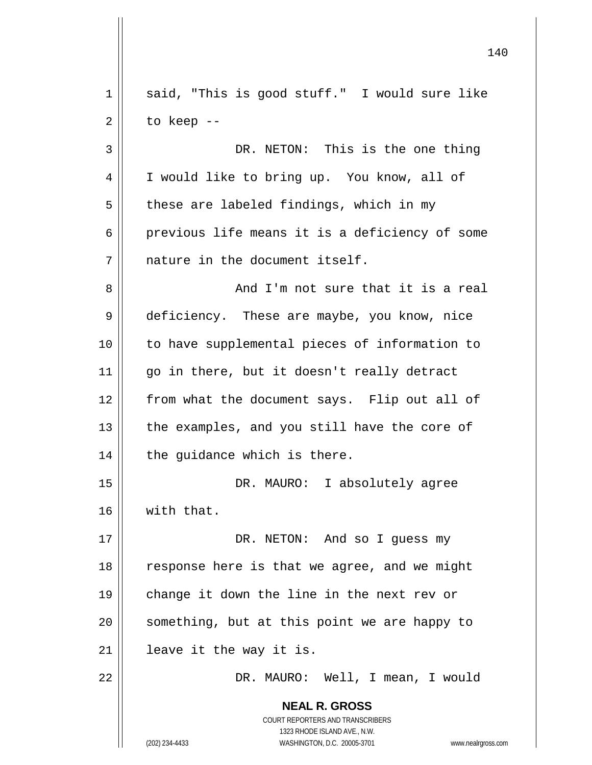said, "This is good stuff." I would sure like to keep --

DR. NETON: This is the one thing I would like to bring up. You know, all of these are labeled findings, which in my previous life means it is a deficiency of some nature in the document itself.

And I'm not sure that it is a real deficiency. These are maybe, you know, nice to have supplemental pieces of information to go in there, but it doesn't really detract from what the document says. Flip out all of the examples, and you still have the core of the guidance which is there.

DR. MAURO: I absolutely agree with that.

DR. NETON: And so I guess my response here is that we agree, and we might change it down the line in the next rev or something, but at this point we are happy to leave it the way it is.

DR. MAURO: Well, I mean, I would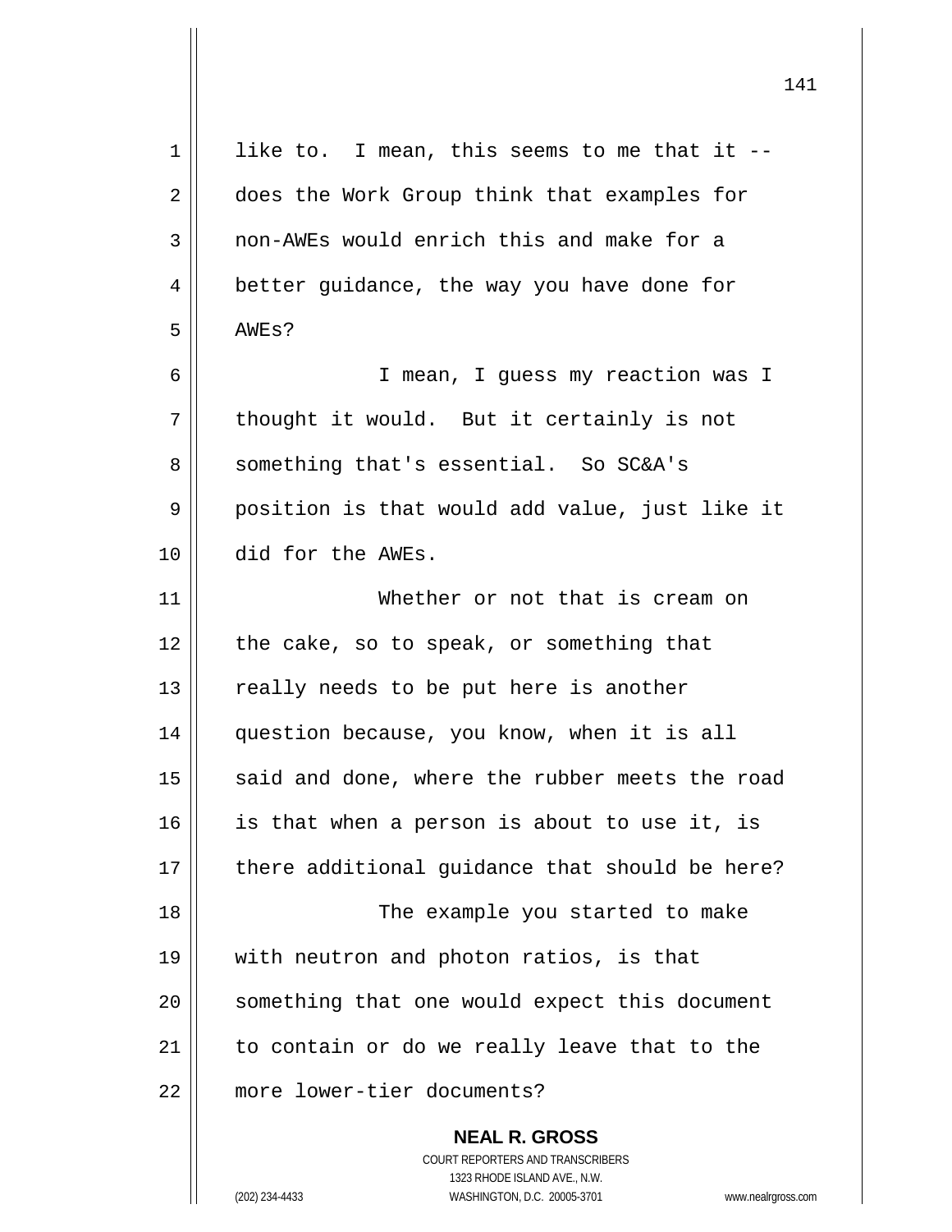like to. I mean, this seems to me that it -- does the Work Group think that examples for non-AWEs would enrich this and make for a better guidance, the way you have done for AWEs?

I mean, I guess my reaction was I thought it would. But it certainly is not something that's essential. So SC&A's position is that would add value, just like it did for the AWEs.

Whether or not that is cream on the cake, so to speak, or something that really needs to be put here is another question because, you know, when it is all said and done, where the rubber meets the road is that when a person is about to use it, is there additional guidance that should be here?

The example you started to make with neutron and photon ratios, is that something that one would expect this document to contain or do we really leave that to the more lower-tier documents?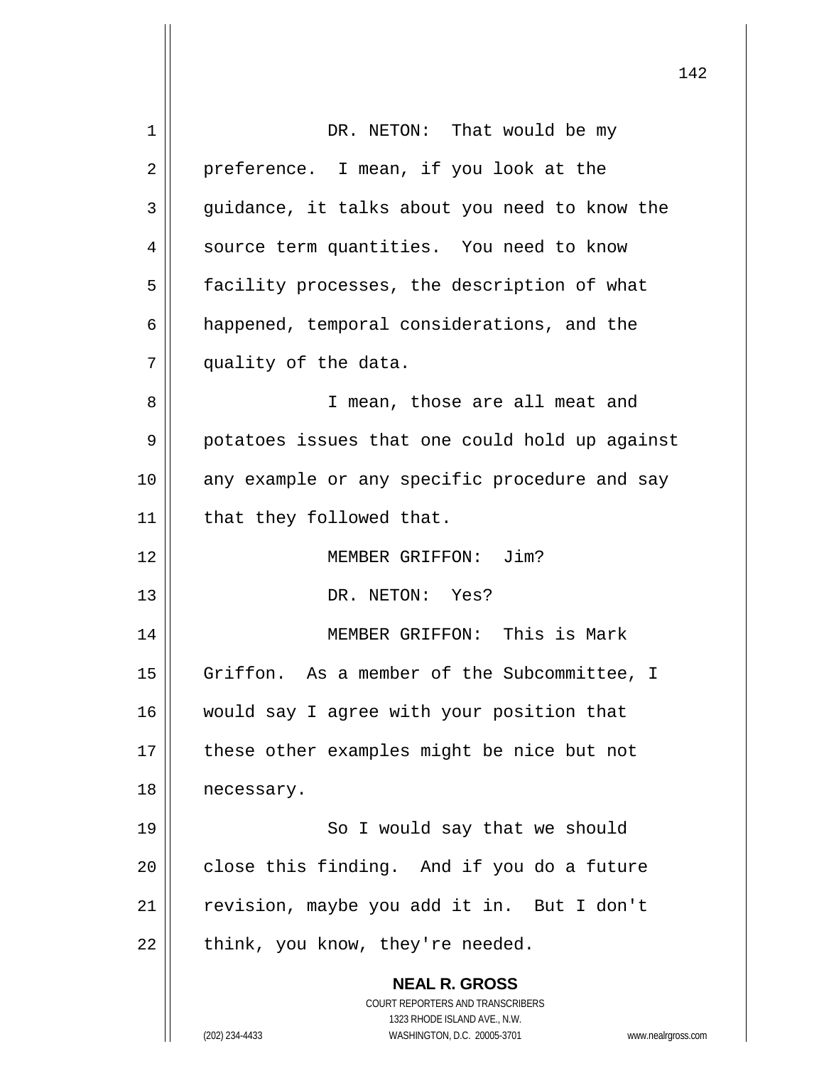DR. NETON: That would be my preference. I mean, if you look at the guidance, it talks about you need to know the source term quantities. You need to know facility processes, the description of what happened, temporal considerations, and the quality of the data.

I mean, those are all meat and potatoes issues that one could hold up against any example or any specific procedure and say that they followed that.

MEMBER GRIFFON: Jim?

DR. NETON: Yes?

MEMBER GRIFFON: This is Mark Griffon. As a member of the Subcommittee, I would say I agree with your position that these other examples might be nice but not necessary.

So I would say that we should close this finding. And if you do a future revision, maybe you add it in. But I don't think, you know, they're needed.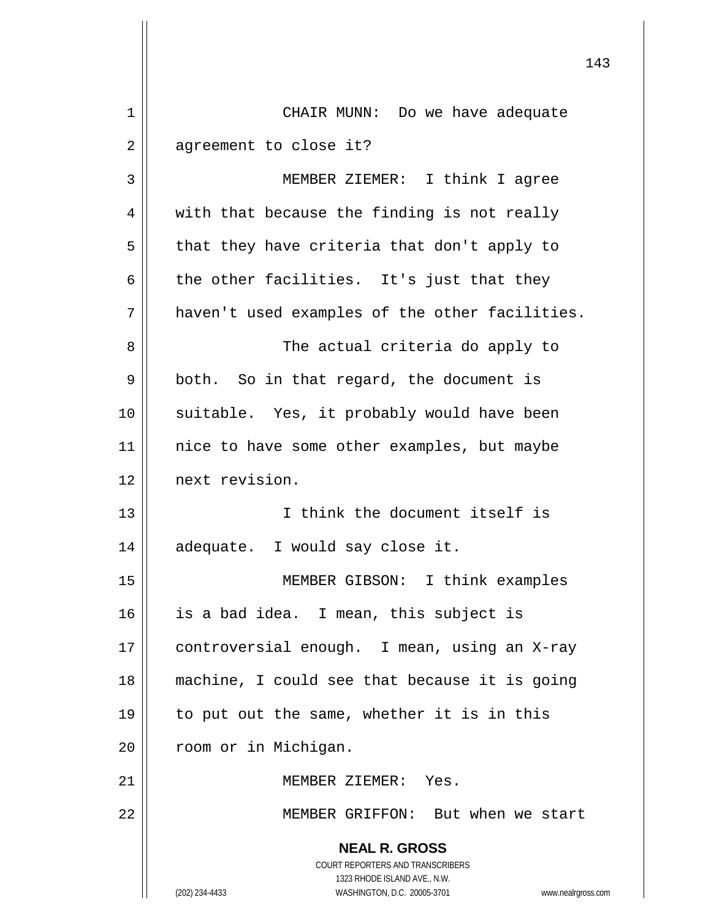CHAIR MUNN: Do we have adequate agreement to close it?

MEMBER ZIEMER: I think I agree with that because the finding is not really that they have criteria that don't apply to the other facilities. It's just that they haven't used examples of the other facilities.

The actual criteria do apply to both. So in that regard, the document is suitable. Yes, it probably would have been nice to have some other examples, but maybe next revision.

I think the document itself is adequate. I would say close it.

MEMBER GIBSON: I think examples is a bad idea. I mean, this subject is controversial enough. I mean, using an X-ray machine, I could see that because it is going to put out the same, whether it is in this room or in Michigan.

MEMBER ZIEMER: Yes.

MEMBER GRIFFON: But when we start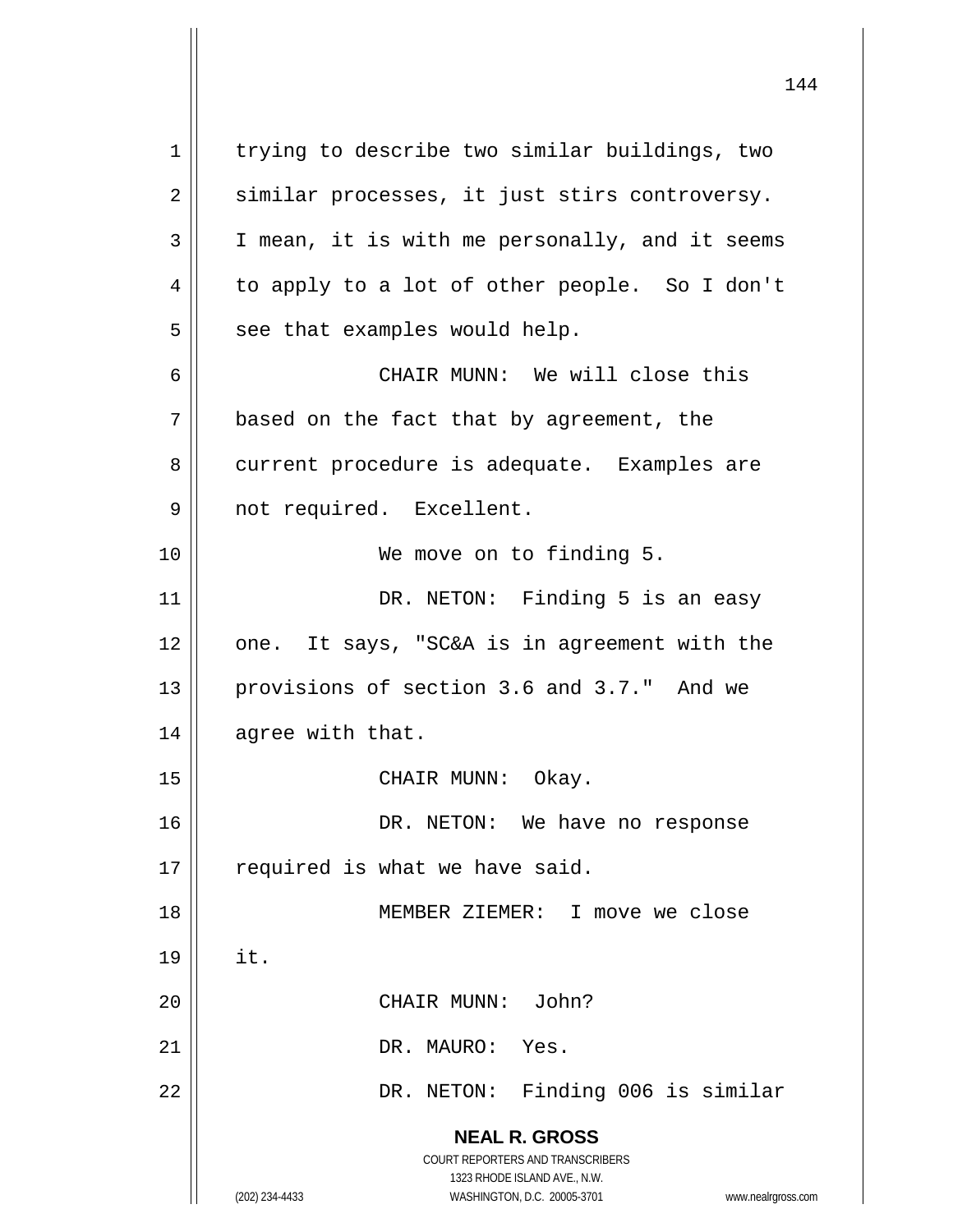trying to describe two similar buildings, two similar processes, it just stirs controversy. I mean, it is with me personally, and it seems to apply to a lot of other people. So I don't see that examples would help.

CHAIR MUNN: We will close this based on the fact that by agreement, the current procedure is adequate. Examples are not required. Excellent.

We move on to finding 5.

DR. NETON: Finding 5 is an easy one. It says, "SC&A is in agreement with the provisions of section 3.6 and 3.7." And we agree with that.

CHAIR MUNN: Okay.

DR. NETON: We have no response required is what we have said.

MEMBER ZIEMER: I move we close it.

CHAIR MUNN: John?

DR. MAURO: Yes.

DR. NETON: Finding 006 is similar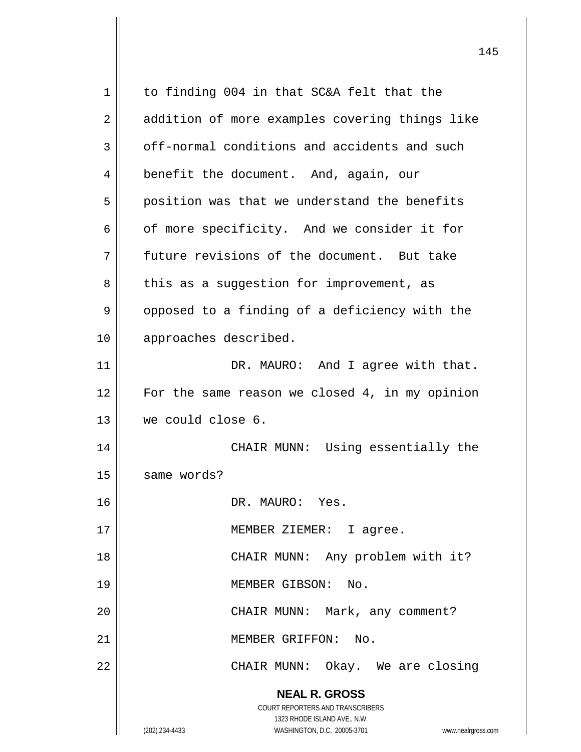to finding 004 in that SC&A felt that the addition of more examples covering things like off-normal conditions and accidents and such benefit the document. And, again, our position was that we understand the benefits of more specificity. And we consider it for future revisions of the document. But take this as a suggestion for improvement, as opposed to a finding of a deficiency with the approaches described.

DR. MAURO: And I agree with that. For the same reason we closed 4, in my opinion we could close 6.

CHAIR MUNN: Using essentially the same words?

DR. MAURO: Yes.

MEMBER ZIEMER: I agree.

CHAIR MUNN: Any problem with it?

MEMBER GIBSON: No.

CHAIR MUNN: Mark, any comment?

MEMBER GRIFFON: No.

CHAIR MUNN: Okay. We are closing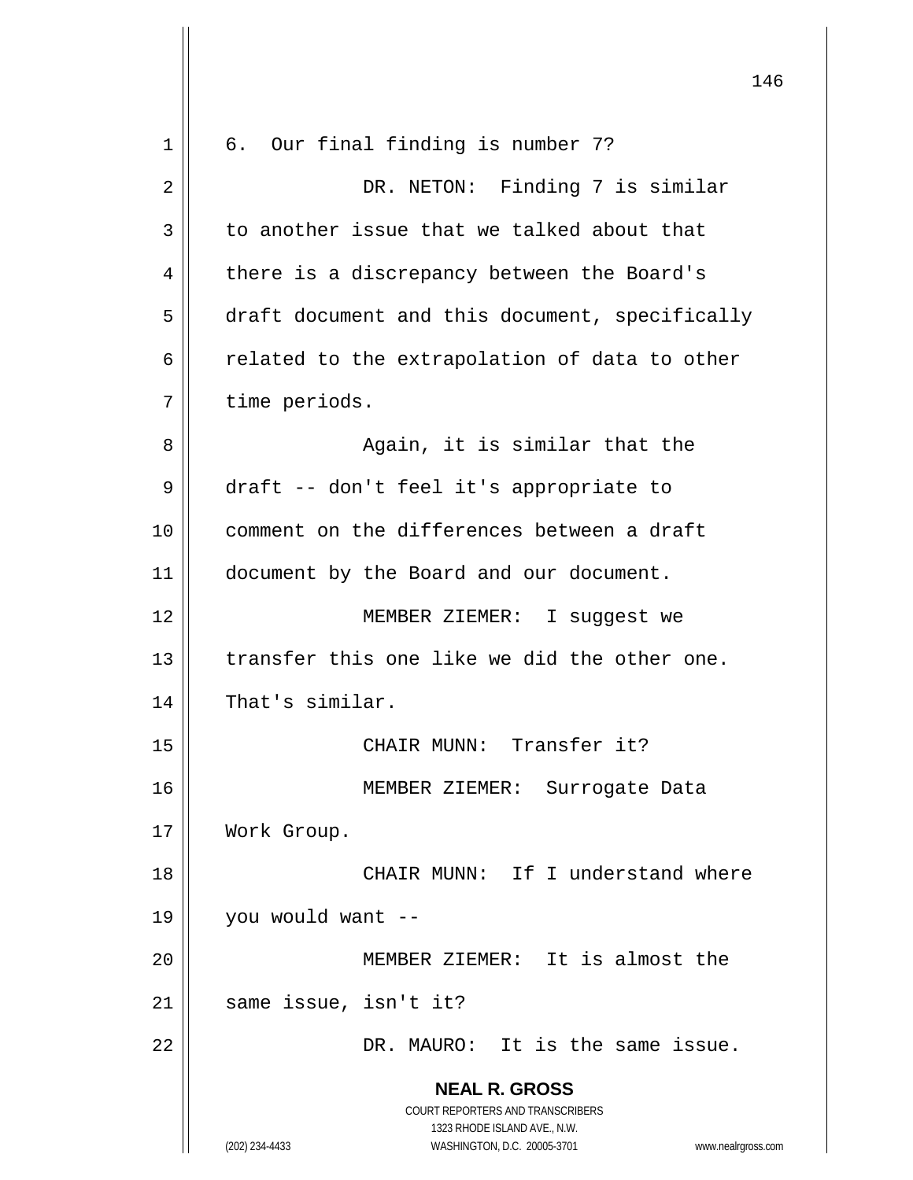6. Our final finding is number 7?

DR. NETON: Finding 7 is similar to another issue that we talked about that there is a discrepancy between the Board's draft document and this document, specifically related to the extrapolation of data to other time periods.

Again, it is similar that the draft -- don't feel it's appropriate to comment on the differences between a draft document by the Board and our document.

MEMBER ZIEMER: I suggest we transfer this one like we did the other one. That's similar.

CHAIR MUNN: Transfer it?

MEMBER ZIEMER: Surrogate Data Work Group.

CHAIR MUNN: If I understand where you would want --

MEMBER ZIEMER: It is almost the same issue, isn't it?

DR. MAURO: It is the same issue.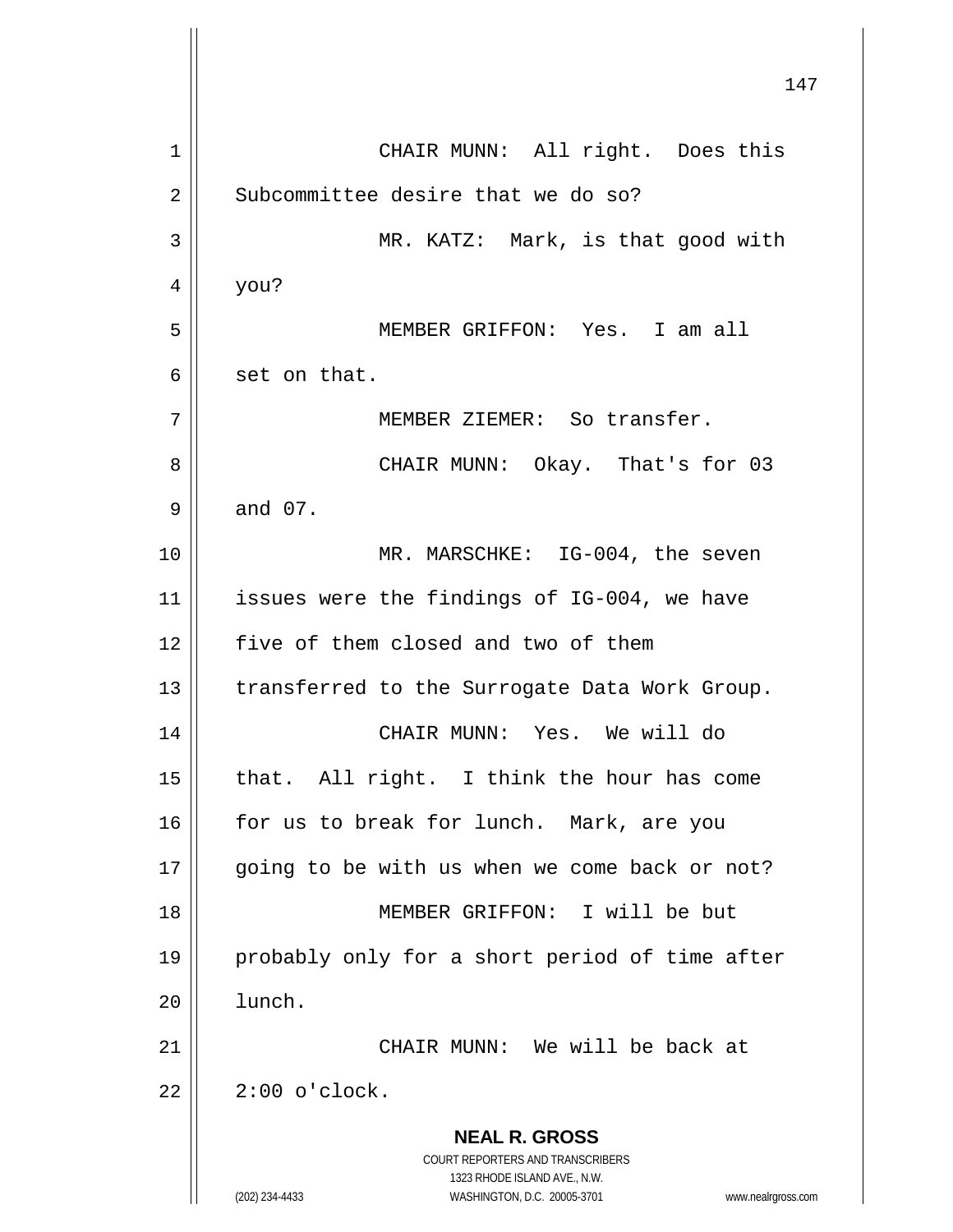CHAIR MUNN: All right. Does this Subcommittee desire that we do so?

MR. KATZ: Mark, is that good with you?

MEMBER GRIFFON: Yes. I am all set on that.

MEMBER ZIEMER: So transfer.

CHAIR MUNN: Okay. That's for 03 and 07.

MR. MARSCHKE: IG-004, the seven issues were the findings of IG-004, we have five of them closed and two of them transferred to the Surrogate Data Work Group.

CHAIR MUNN: Yes. We will do that. All right. I think the hour has come for us to break for lunch. Mark, are you going to be with us when we come back or not?

MEMBER GRIFFON: I will be but probably only for a short period of time after lunch.

CHAIR MUNN: We will be back at 2:00 o'clock.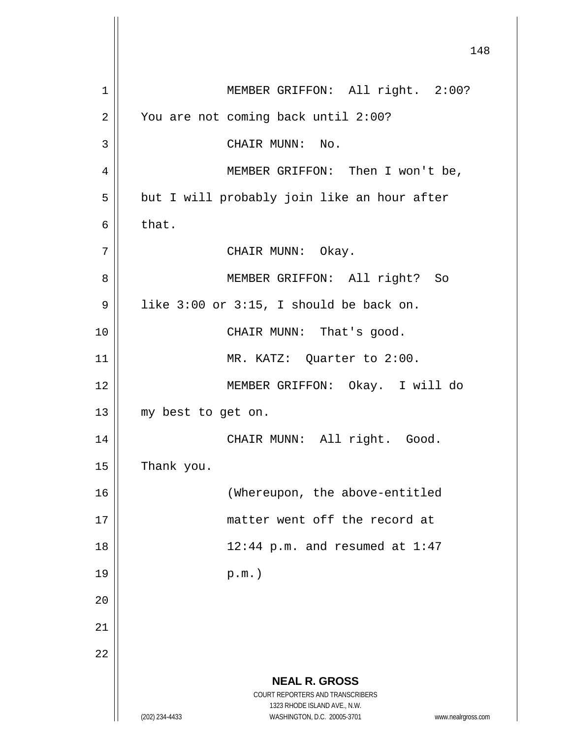MEMBER GRIFFON: All right. 2:00? You are not coming back until 2:00?

CHAIR MUNN: No.

MEMBER GRIFFON: Then I won't be, but I will probably join like an hour after that.

CHAIR MUNN: Okay.

MEMBER GRIFFON: All right? So like 3:00 or 3:15, I should be back on.

CHAIR MUNN: That's good.

MR. KATZ: Quarter to 2:00.

MEMBER GRIFFON: Okay. I will do my best to get on.

CHAIR MUNN: All right. Good. Thank you.

(Whereupon, the above-entitled matter went off the record at 12:44 p.m. and resumed at 1:47 p.m.)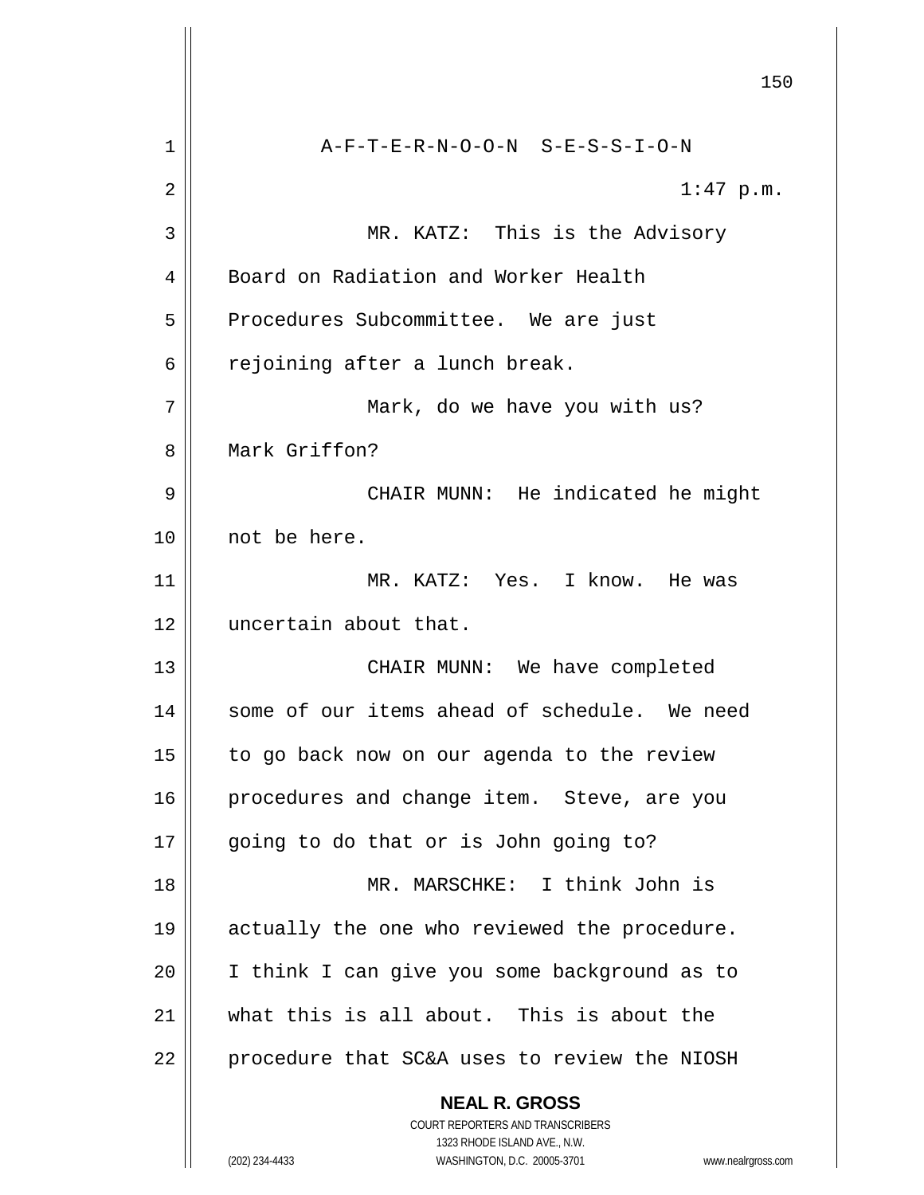A-F-T-E-R-N-O-O-N S-E-S-S-I-O-N

1:47 p.m.

MR. KATZ: This is the Advisory Board on Radiation and Worker Health Procedures Subcommittee. We are just rejoining after a lunch break.

Mark, do we have you with us? Mark Griffon?

CHAIR MUNN: He indicated he might not be here.

MR. KATZ: Yes. I know. He was uncertain about that.

CHAIR MUNN: We have completed some of our items ahead of schedule. We need to go back now on our agenda to the review procedures and change item. Steve, are you going to do that or is John going to?

MR. MARSCHKE: I think John is actually the one who reviewed the procedure. I think I can give you some background as to what this is all about. This is about the procedure that SC&A uses to review the NIOSH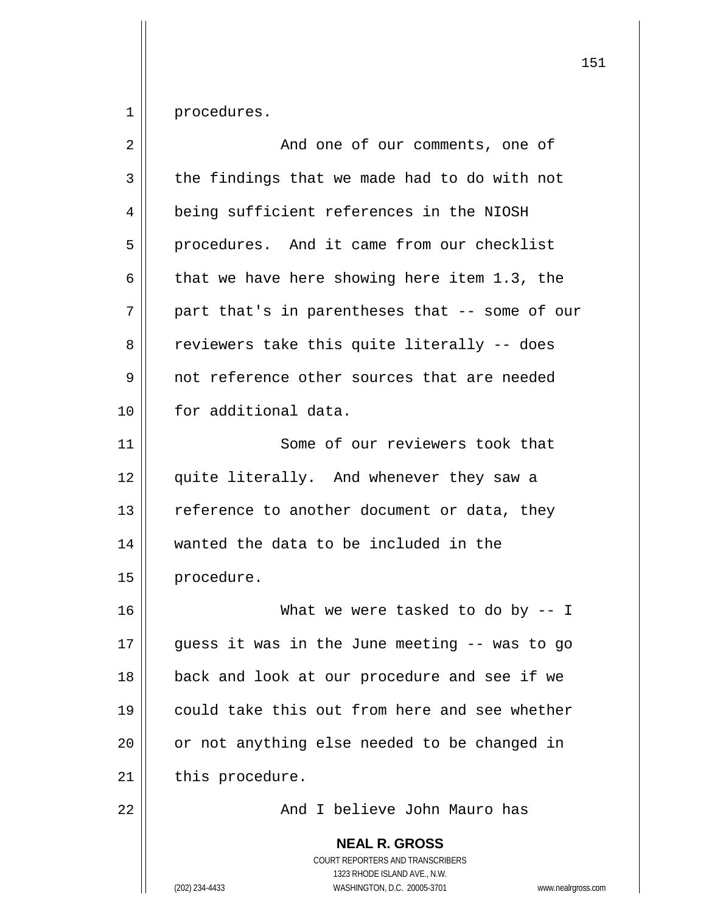procedures.

And one of our comments, one of the findings that we made had to do with not being sufficient references in the NIOSH procedures. And it came from our checklist that we have here showing here item 1.3, the part that's in parentheses that -- some of our reviewers take this quite literally -- does not reference other sources that are needed for additional data.

Some of our reviewers took that quite literally. And whenever they saw a reference to another document or data, they wanted the data to be included in the procedure.

What we were tasked to do by -- I guess it was in the June meeting -- was to go back and look at our procedure and see if we could take this out from here and see whether or not anything else needed to be changed in this procedure.

And I believe John Mauro has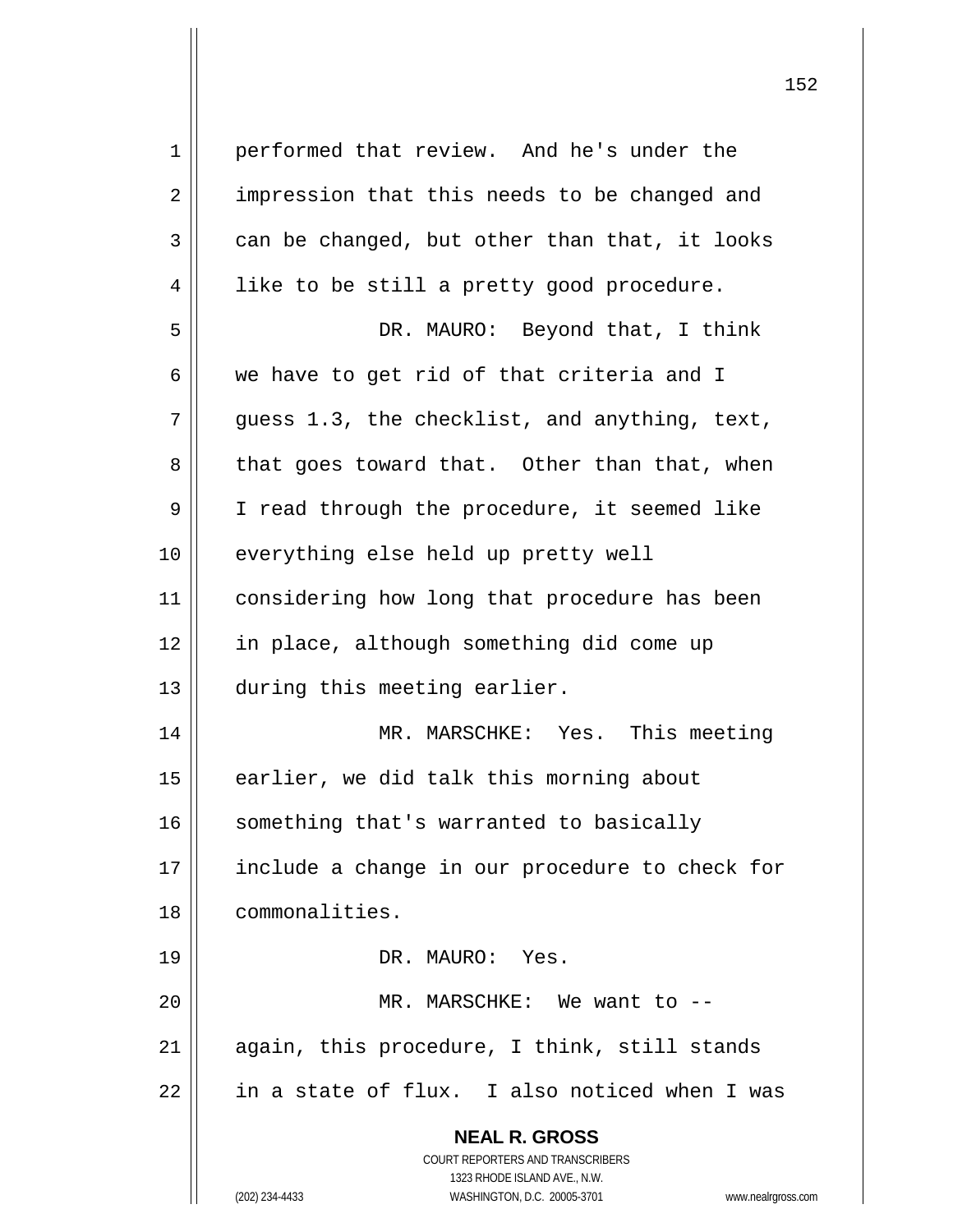performed that review. And he's under the impression that this needs to be changed and can be changed, but other than that, it looks like to be still a pretty good procedure.

DR. MAURO: Beyond that, I think we have to get rid of that criteria and I guess 1.3, the checklist, and anything, text, that goes toward that. Other than that, when I read through the procedure, it seemed like everything else held up pretty well considering how long that procedure has been in place, although something did come up during this meeting earlier.

MR. MARSCHKE: Yes. This meeting earlier, we did talk this morning about something that's warranted to basically include a change in our procedure to check for commonalities.

DR. MAURO: Yes.

MR. MARSCHKE: We want to -- again, this procedure, I think, still stands in a state of flux. I also noticed when I was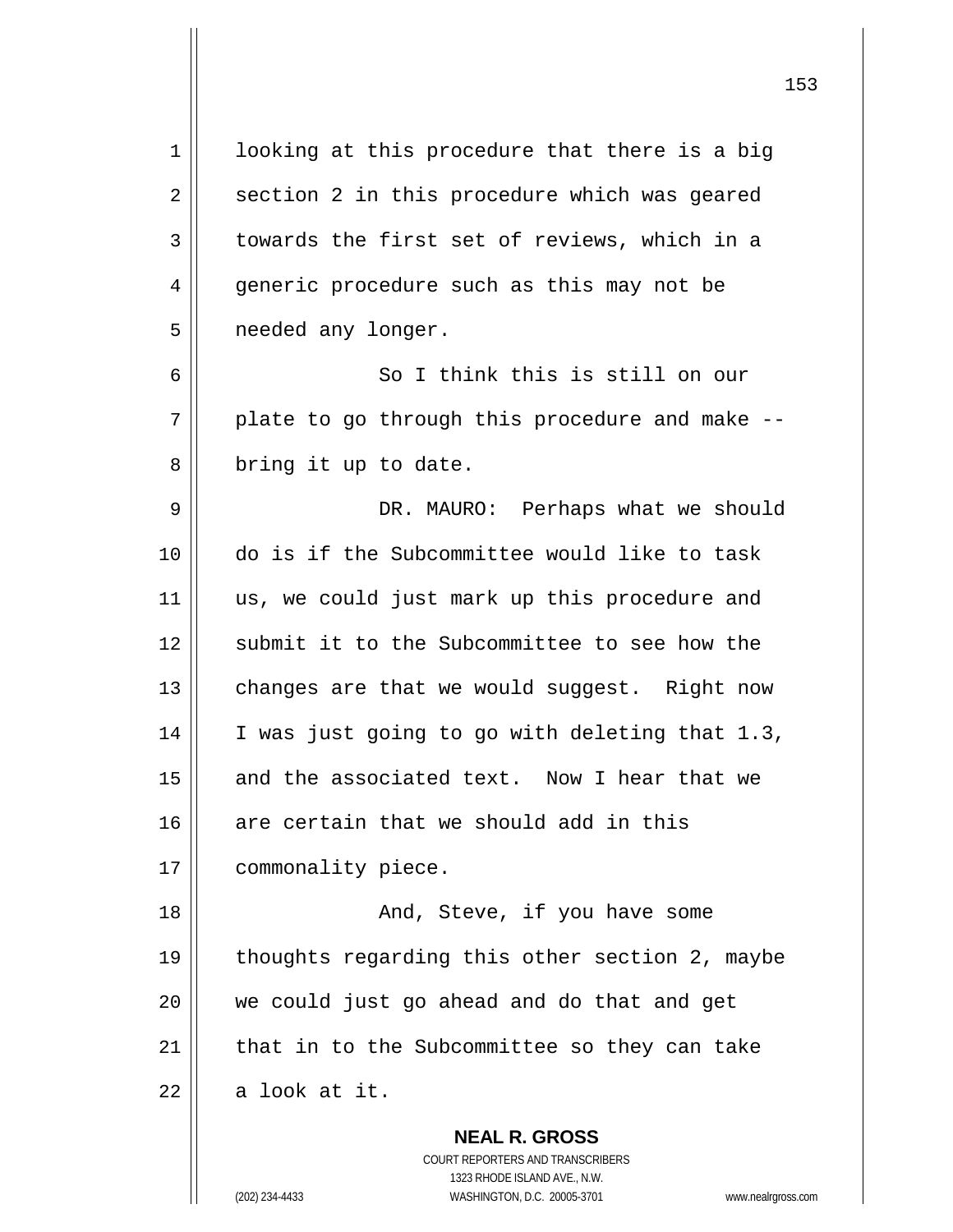looking at this procedure that there is a big section 2 in this procedure which was geared towards the first set of reviews, which in a generic procedure such as this may not be needed any longer.

So I think this is still on our plate to go through this procedure and make -- bring it up to date.

DR. MAURO: Perhaps what we should do is if the Subcommittee would like to task us, we could just mark up this procedure and submit it to the Subcommittee to see how the changes are that we would suggest. Right now I was just going to go with deleting that 1.3, and the associated text. Now I hear that we are certain that we should add in this commonality piece.

And, Steve, if you have some thoughts regarding this other section 2, maybe we could just go ahead and do that and get that in to the Subcommittee so they can take a look at it.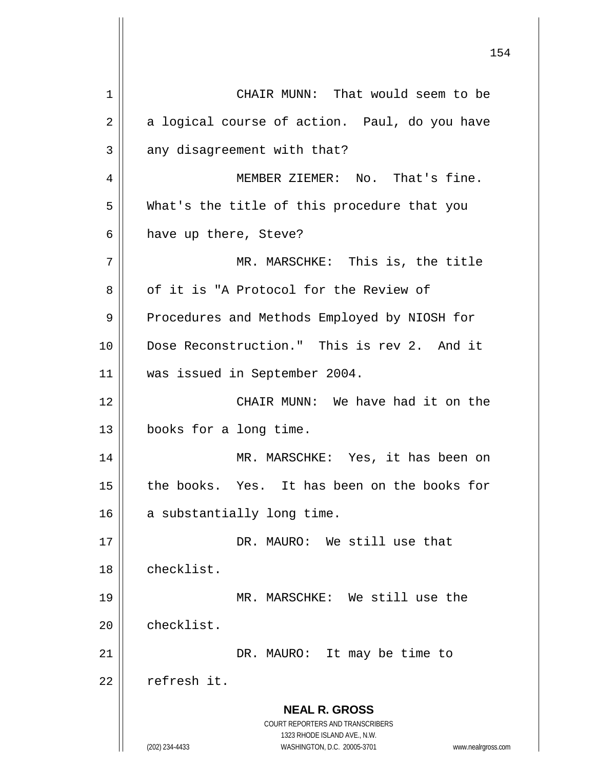CHAIR MUNN: That would seem to be a logical course of action. Paul, do you have any disagreement with that?

MEMBER ZIEMER: No. That's fine. What's the title of this procedure that you have up there, Steve?

MR. MARSCHKE: This is, the title of it is "A Protocol for the Review of Procedures and Methods Employed by NIOSH for Dose Reconstruction." This is rev 2. And it was issued in September 2004.

CHAIR MUNN: We have had it on the books for a long time.

MR. MARSCHKE: Yes, it has been on the books. Yes. It has been on the books for a substantially long time.

DR. MAURO: We still use that checklist.

MR. MARSCHKE: We still use the checklist.

DR. MAURO: It may be time to refresh it.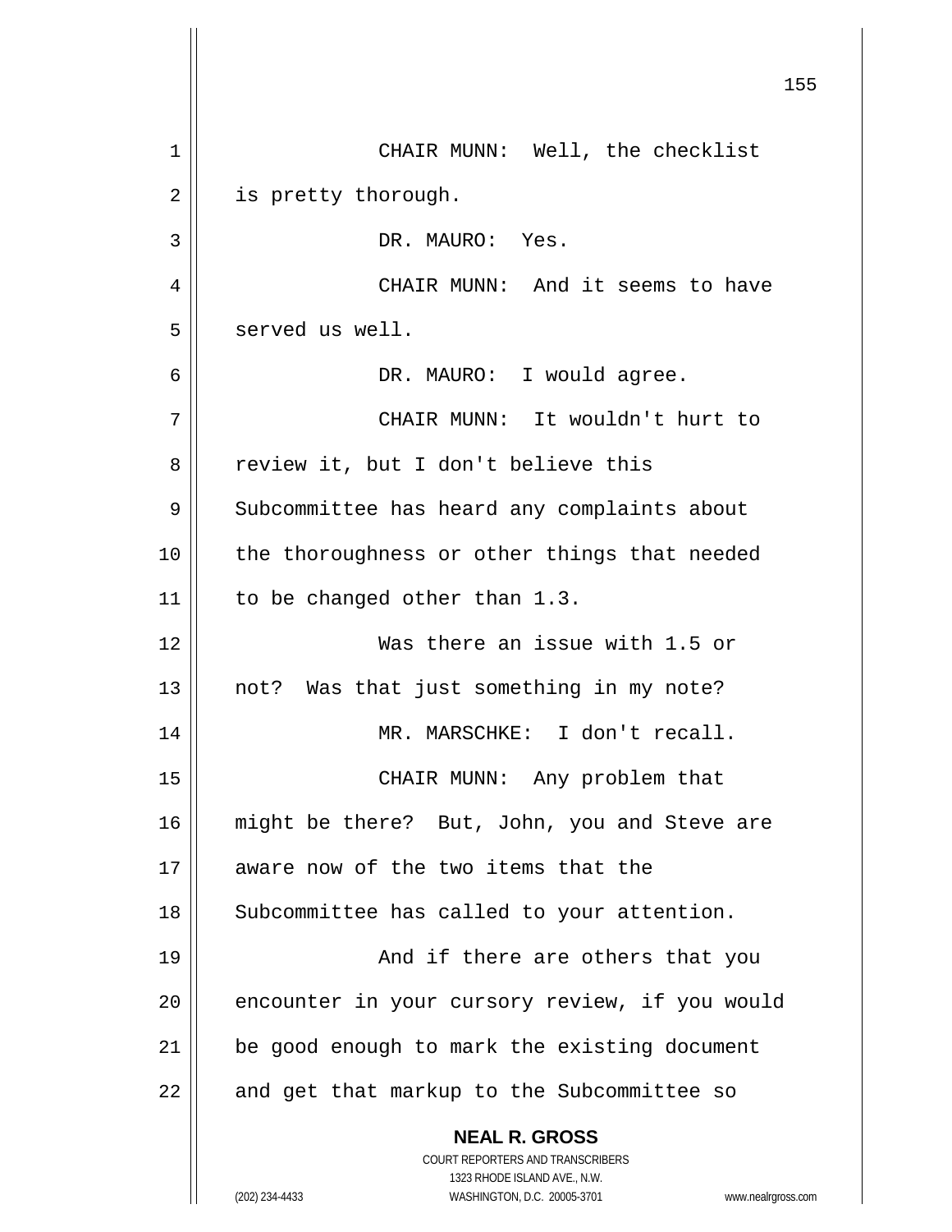CHAIR MUNN: Well, the checklist is pretty thorough.

DR. MAURO: Yes.

CHAIR MUNN: And it seems to have served us well.

DR. MAURO: I would agree.

CHAIR MUNN: It wouldn't hurt to review it, but I don't believe this Subcommittee has heard any complaints about the thoroughness or other things that needed to be changed other than 1.3.

Was there an issue with 1.5 or not? Was that just something in my note?

MR. MARSCHKE: I don't recall.

CHAIR MUNN: Any problem that might be there? But, John, you and Steve are aware now of the two items that the Subcommittee has called to your attention.

And if there are others that you encounter in your cursory review, if you would be good enough to mark the existing document and get that markup to the Subcommittee so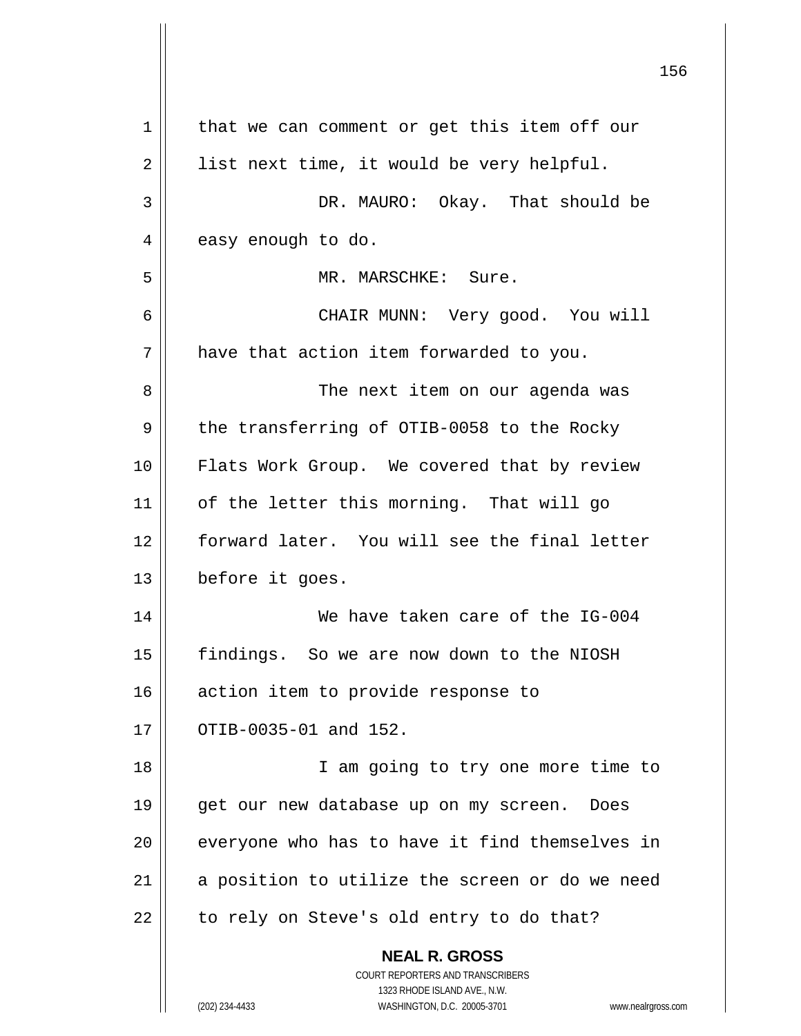that we can comment or get this item off our list next time, it would be very helpful.

DR. MAURO: Okay. That should be easy enough to do.

MR. MARSCHKE: Sure.

CHAIR MUNN: Very good. You will have that action item forwarded to you.

The next item on our agenda was the transferring of OTIB-0058 to the Rocky Flats Work Group. We covered that by review of the letter this morning. That will go forward later. You will see the final letter before it goes.

We have taken care of the IG-004 findings. So we are now down to the NIOSH action item to provide response to OTIB-0035-01 and 152.

I am going to try one more time to get our new database up on my screen. Does everyone who has to have it find themselves in a position to utilize the screen or do we need to rely on Steve's old entry to do that?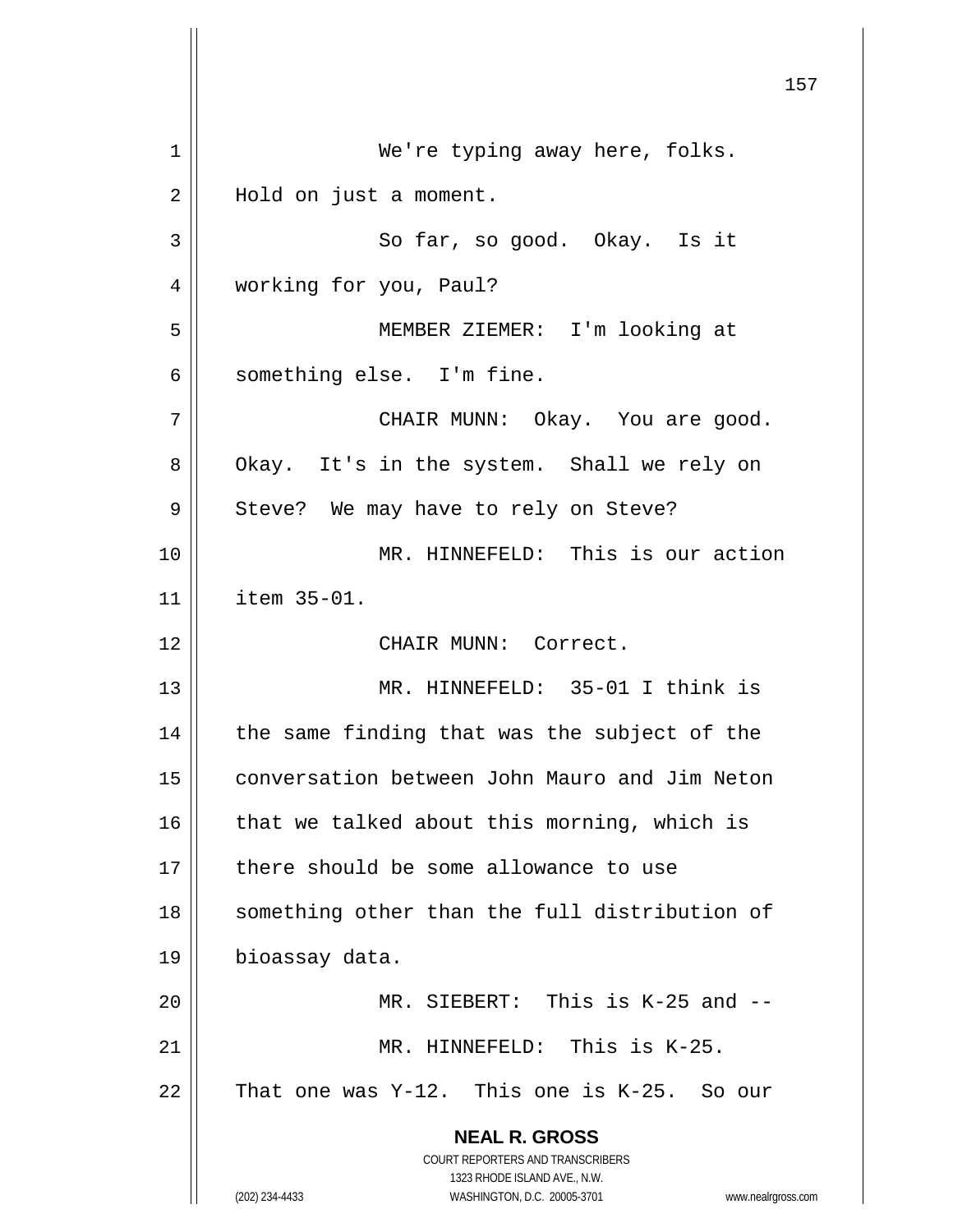We're typing away here, folks. Hold on just a moment.

So far, so good. Okay. Is it working for you, Paul?

MEMBER ZIEMER: I'm looking at something else. I'm fine.

CHAIR MUNN: Okay. You are good. Okay. It's in the system. Shall we rely on Steve? We may have to rely on Steve?

MR. HINNEFELD: This is our action item 35-01.

CHAIR MUNN: Correct.

MR. HINNEFELD: 35-01 I think is the same finding that was the subject of the conversation between John Mauro and Jim Neton that we talked about this morning, which is there should be some allowance to use something other than the full distribution of bioassay data.

MR. SIEBERT: This is K-25 and --

MR. HINNEFELD: This is K-25. That one was Y-12. This one is K-25. So our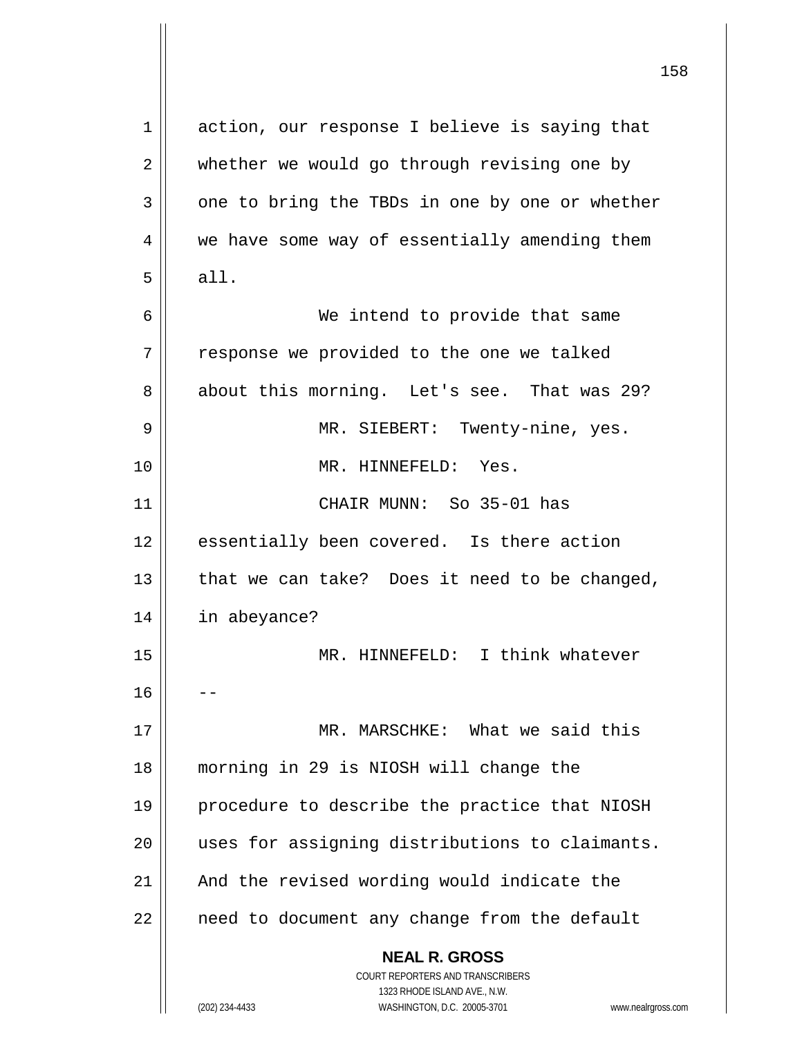action, our response I believe is saying that whether we would go through revising one by one to bring the TBDs in one by one or whether we have some way of essentially amending them all.

We intend to provide that same response we provided to the one we talked about this morning. Let's see. That was 29?

MR. SIEBERT: Twenty-nine, yes.

MR. HINNEFELD: Yes.

CHAIR MUNN: So 35-01 has essentially been covered. Is there action that we can take? Does it need to be changed, in abeyance?

MR. HINNEFELD: I think whatever --

MR. MARSCHKE: What we said this morning in 29 is NIOSH will change the procedure to describe the practice that NIOSH uses for assigning distributions to claimants. And the revised wording would indicate the need to document any change from the default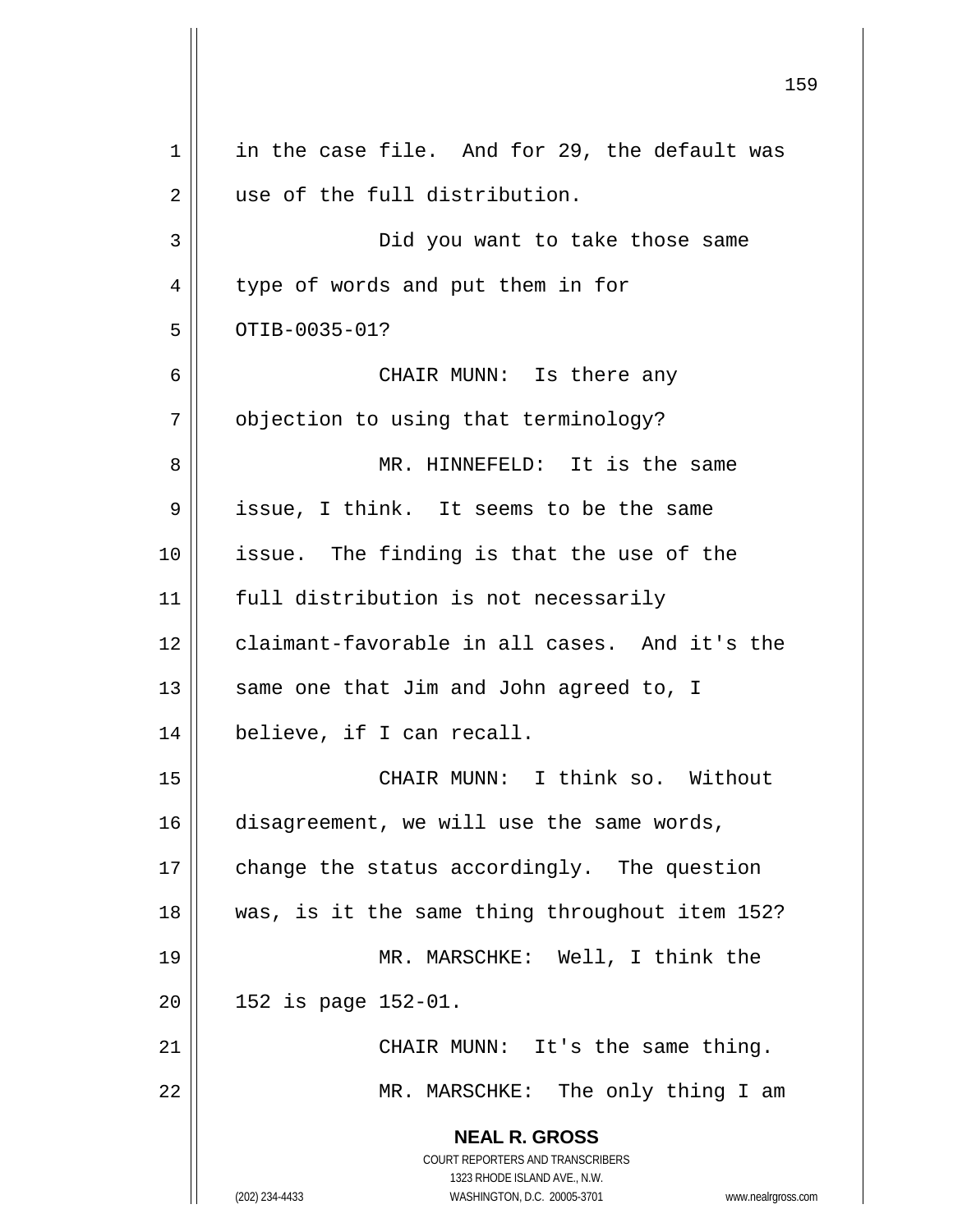in the case file. And for 29, the default was use of the full distribution.

Did you want to take those same type of words and put them in for OTIB-0035-01?

CHAIR MUNN: Is there any objection to using that terminology?

MR. HINNEFELD: It is the same issue, I think. It seems to be the same issue. The finding is that the use of the full distribution is not necessarily claimant-favorable in all cases. And it's the same one that Jim and John agreed to, I believe, if I can recall.

CHAIR MUNN: I think so. Without disagreement, we will use the same words, change the status accordingly. The question was, is it the same thing throughout item 152?

MR. MARSCHKE: Well, I think the 152 is page 152-01.

CHAIR MUNN: It's the same thing.

MR. MARSCHKE: The only thing I am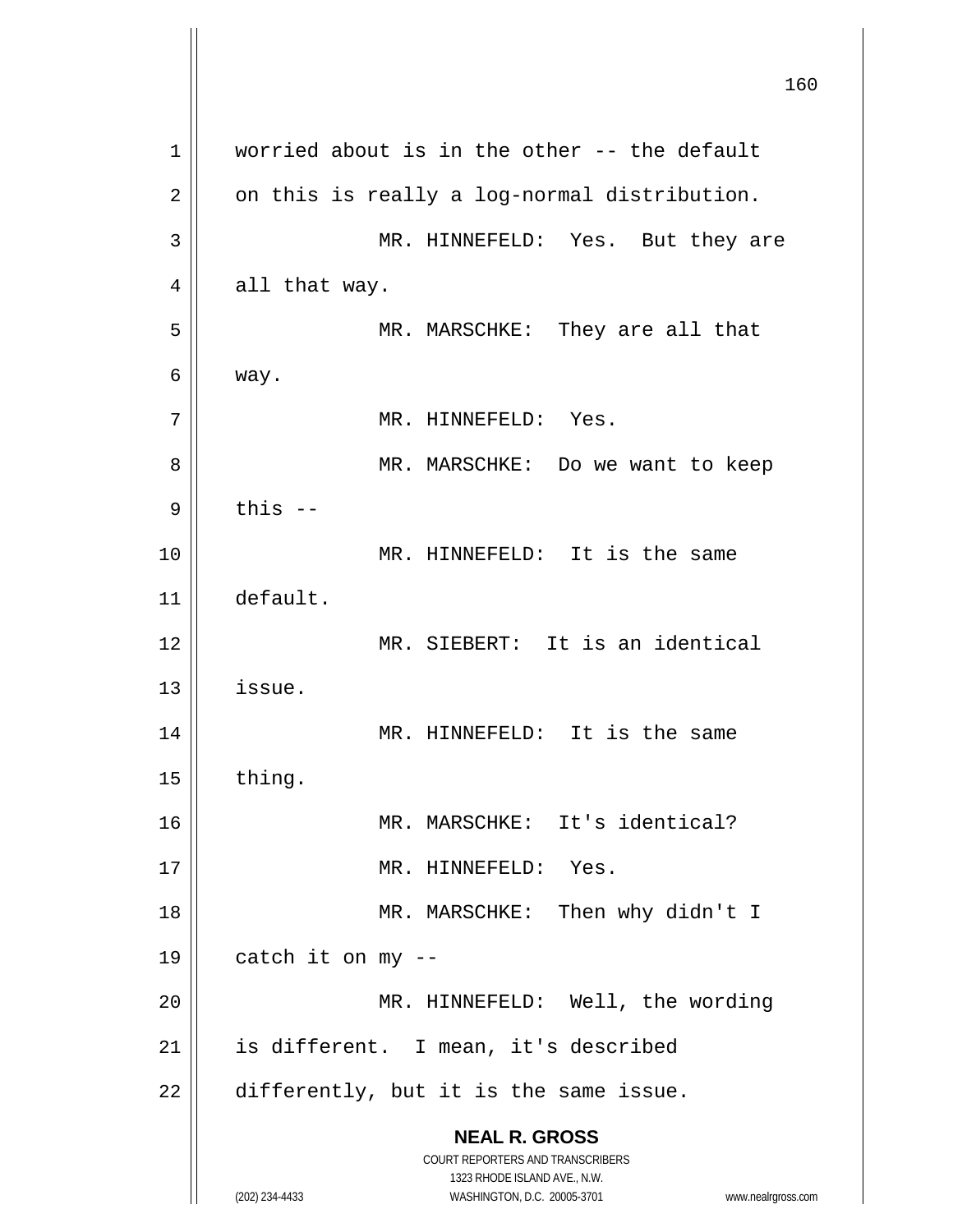worried about is in the other -- the default on this is really a log-normal distribution.

MR. HINNEFELD: Yes. But they are all that way.

MR. MARSCHKE: They are all that way.

MR. HINNEFELD: Yes.

MR. MARSCHKE: Do we want to keep this --

MR. HINNEFELD: It is the same default.

MR. SIEBERT: It is an identical issue.

MR. HINNEFELD: It is the same thing.

MR. MARSCHKE: It's identical?

MR. HINNEFELD: Yes.

MR. MARSCHKE: Then why didn't I catch it on my --

MR. HINNEFELD: Well, the wording is different. I mean, it's described differently, but it is the same issue.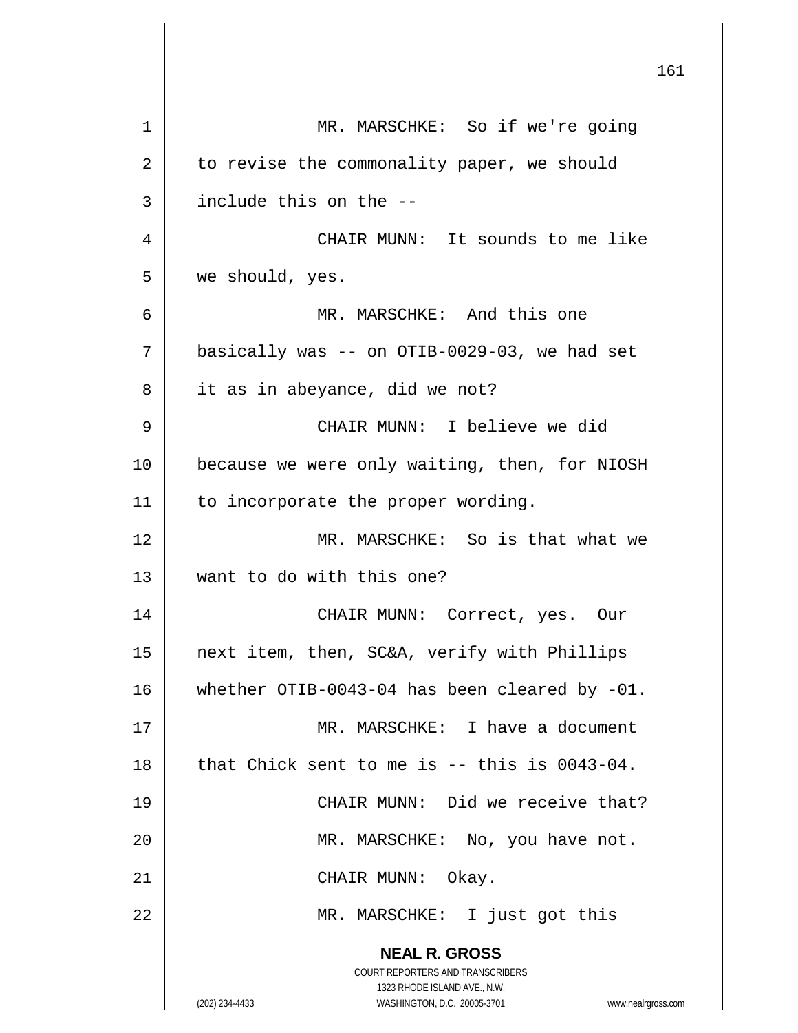MR. MARSCHKE: So if we're going to revise the commonality paper, we should include this on the --

CHAIR MUNN: It sounds to me like we should, yes.

MR. MARSCHKE: And this one basically was -- on OTIB-0029-03, we had set it as in abeyance, did we not?

CHAIR MUNN: I believe we did because we were only waiting, then, for NIOSH to incorporate the proper wording.

MR. MARSCHKE: So is that what we want to do with this one?

CHAIR MUNN: Correct, yes. Our next item, then, SC&A, verify with Phillips whether OTIB-0043-04 has been cleared by -01.

MR. MARSCHKE: I have a document that Chick sent to me is -- this is 0043-04.

CHAIR MUNN: Did we receive that?

MR. MARSCHKE: No, you have not.

CHAIR MUNN: Okay.

MR. MARSCHKE: I just got this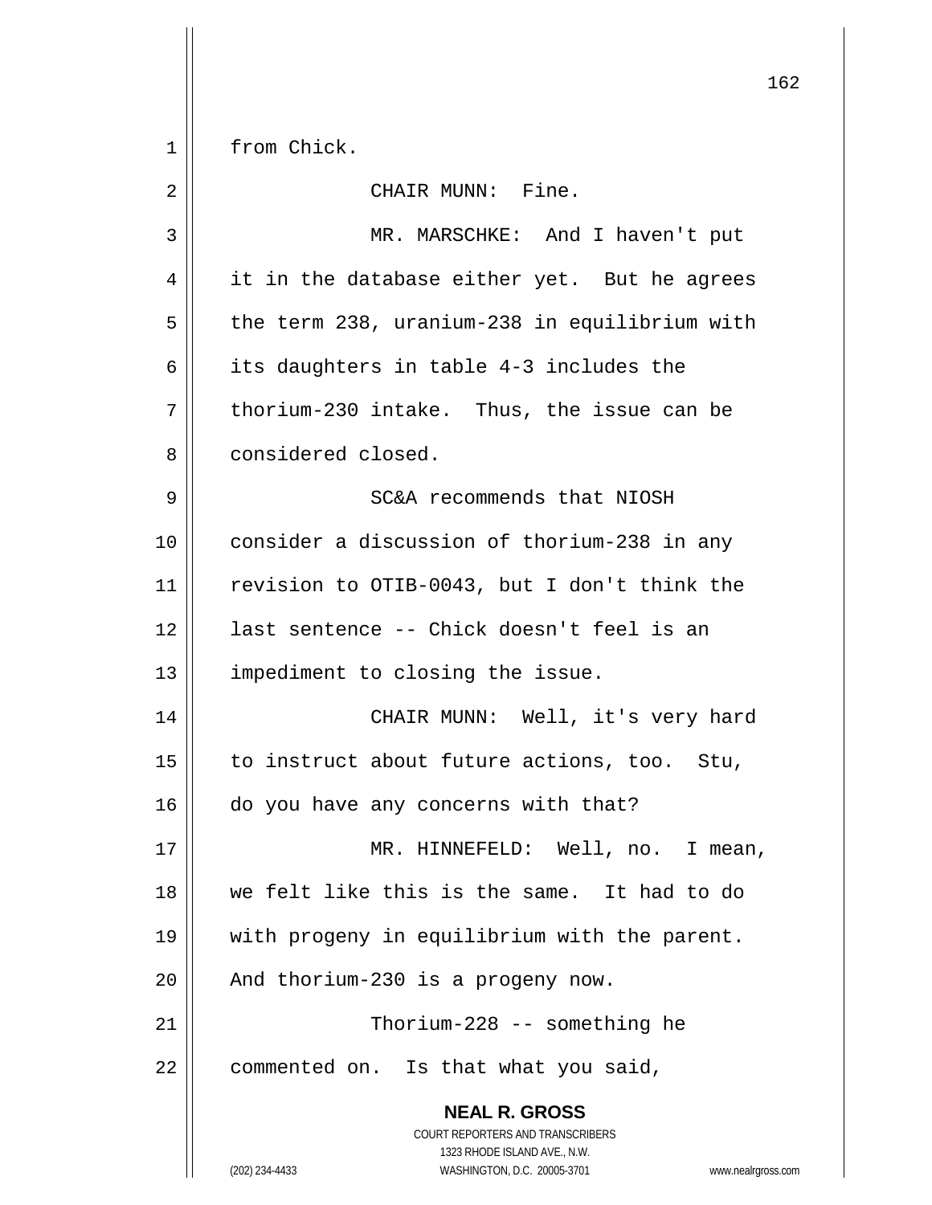from Chick.

CHAIR MUNN: Fine.

MR. MARSCHKE: And I haven't put it in the database either yet. But he agrees the term 238, uranium-238 in equilibrium with its daughters in table 4-3 includes the thorium-230 intake. Thus, the issue can be considered closed.

SC&A recommends that NIOSH consider a discussion of thorium-238 in any revision to OTIB-0043, but I don't think the last sentence -- Chick doesn't feel is an impediment to closing the issue.

CHAIR MUNN: Well, it's very hard to instruct about future actions, too. Stu, do you have any concerns with that?

MR. HINNEFELD: Well, no. I mean, we felt like this is the same. It had to do with progeny in equilibrium with the parent. And thorium-230 is a progeny now.

Thorium-228 -- something he commented on. Is that what you said,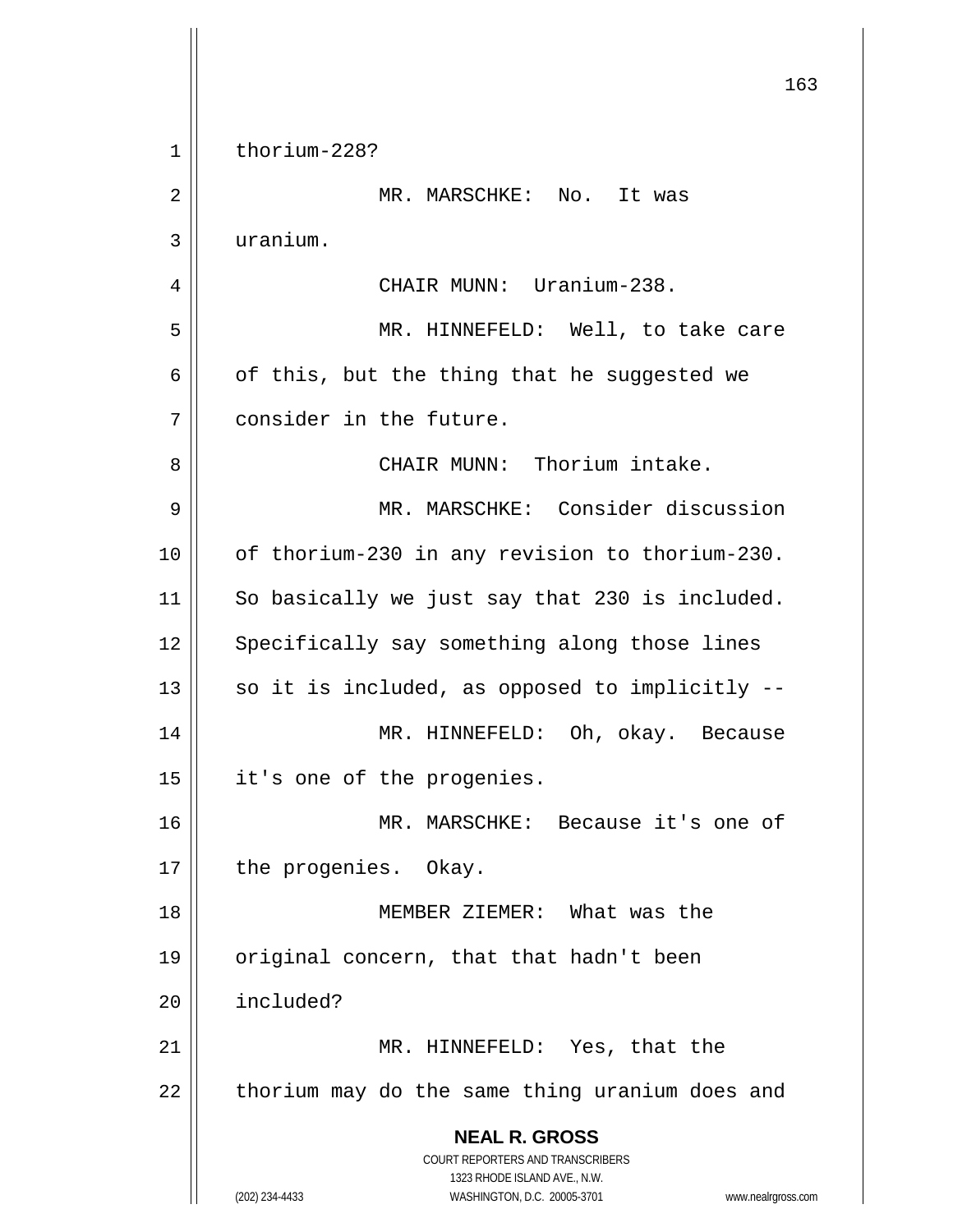thorium-228?

MR. MARSCHKE: No. It was uranium.

CHAIR MUNN: Uranium-238.

MR. HINNEFELD: Well, to take care of this, but the thing that he suggested we consider in the future.

CHAIR MUNN: Thorium intake.

MR. MARSCHKE: Consider discussion of thorium-230 in any revision to thorium-230. So basically we just say that 230 is included. Specifically say something along those lines so it is included, as opposed to implicitly --

MR. HINNEFELD: Oh, okay. Because it's one of the progenies.

MR. MARSCHKE: Because it's one of the progenies. Okay.

MEMBER ZIEMER: What was the original concern, that that hadn't been included?

MR. HINNEFELD: Yes, that the thorium may do the same thing uranium does and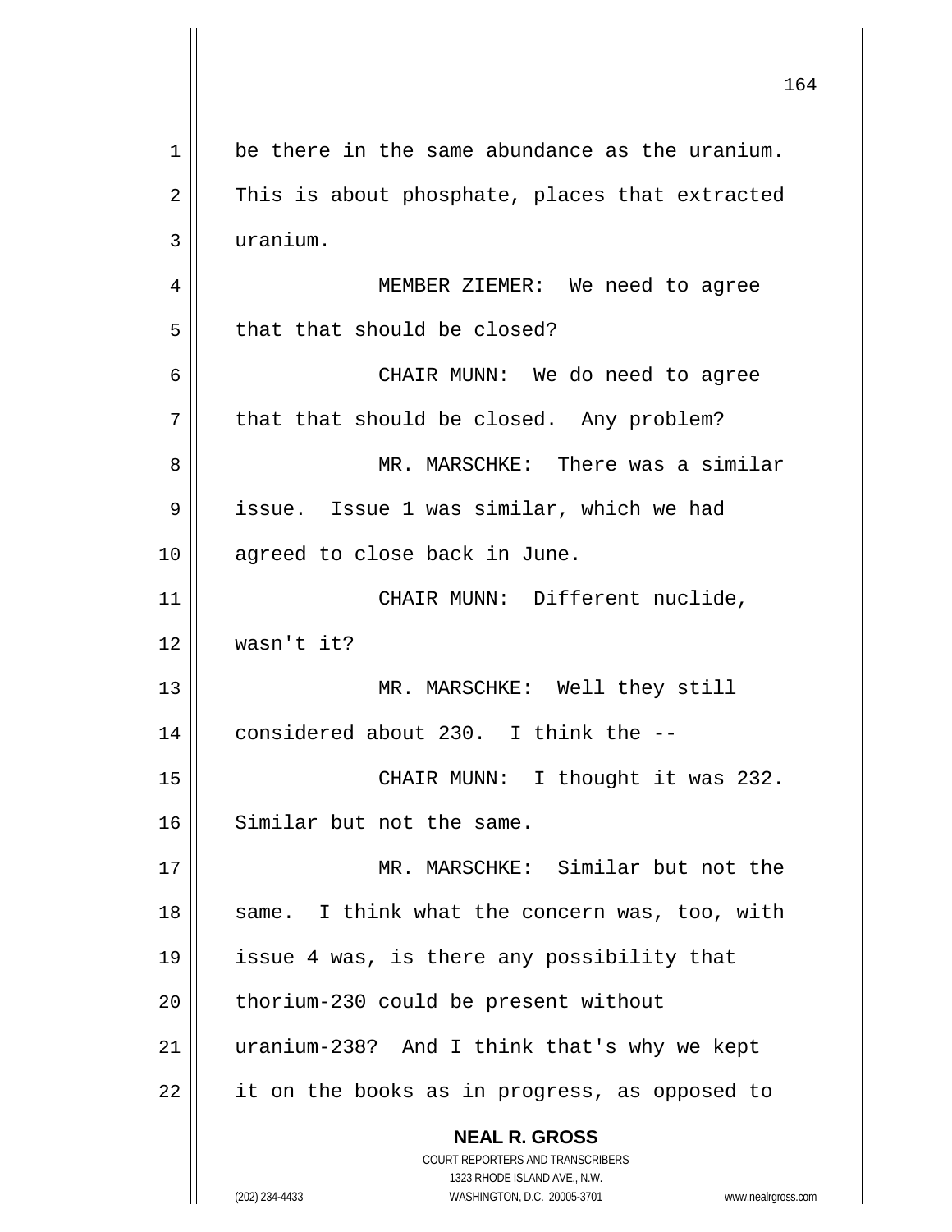be there in the same abundance as the uranium. This is about phosphate, places that extracted uranium.

MEMBER ZIEMER: We need to agree that that should be closed?

CHAIR MUNN: We do need to agree that that should be closed. Any problem?

MR. MARSCHKE: There was a similar issue. Issue 1 was similar, which we had agreed to close back in June.

CHAIR MUNN: Different nuclide, wasn't it?

MR. MARSCHKE: Well they still considered about 230. I think the --

CHAIR MUNN: I thought it was 232. Similar but not the same.

MR. MARSCHKE: Similar but not the same. I think what the concern was, too, with issue 4 was, is there any possibility that thorium-230 could be present without uranium-238? And I think that's why we kept it on the books as in progress, as opposed to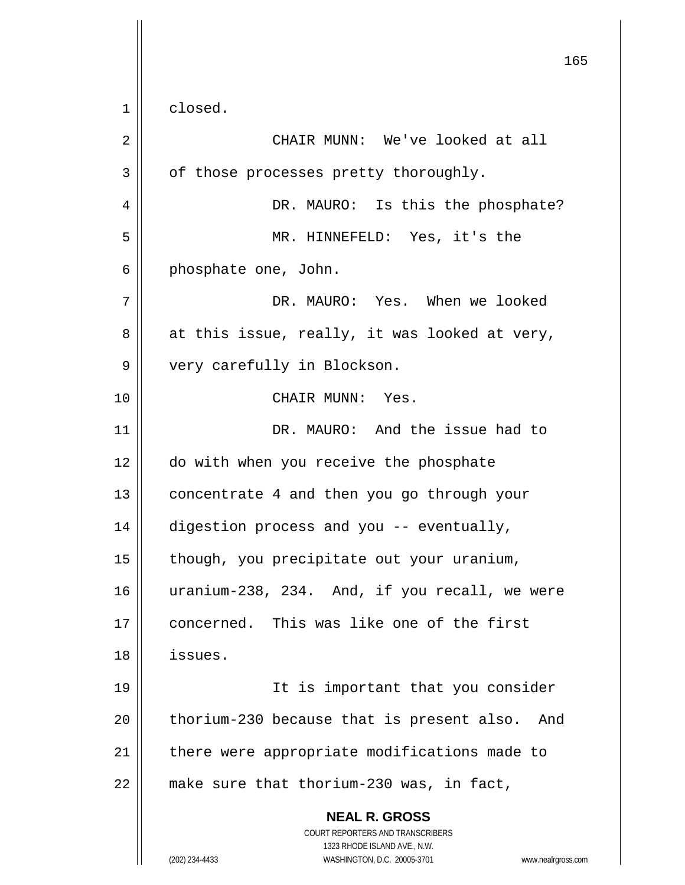closed.

CHAIR MUNN: We've looked at all of those processes pretty thoroughly.

DR. MAURO: Is this the phosphate?

MR. HINNEFELD: Yes, it's the phosphate one, John.

DR. MAURO: Yes. When we looked at this issue, really, it was looked at very, very carefully in Blockson.

CHAIR MUNN: Yes.

DR. MAURO: And the issue had to do with when you receive the phosphate concentrate 4 and then you go through your digestion process and you -- eventually, though, you precipitate out your uranium, uranium-238, 234. And, if you recall, we were concerned. This was like one of the first issues.

It is important that you consider thorium-230 because that is present also. And there were appropriate modifications made to make sure that thorium-230 was, in fact,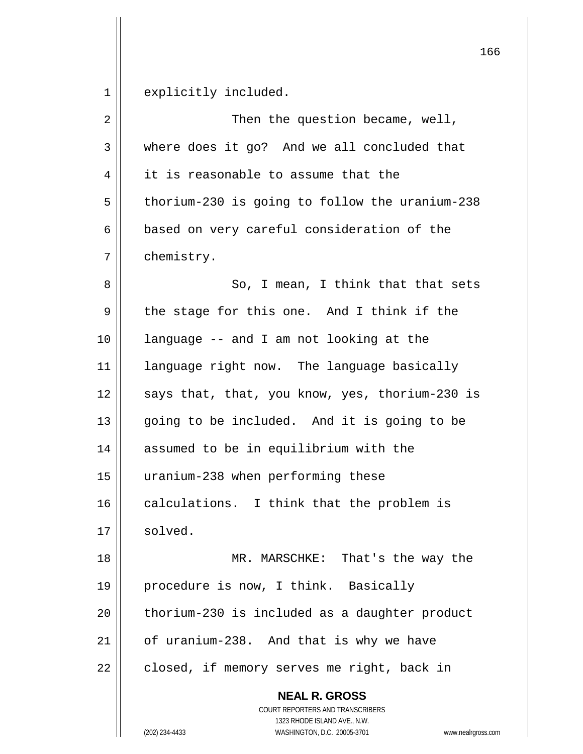explicitly included.

Then the question became, well, where does it go? And we all concluded that it is reasonable to assume that the thorium-230 is going to follow the uranium-238 based on very careful consideration of the chemistry.

So, I mean, I think that that sets the stage for this one. And I think if the language -- and I am not looking at the language right now. The language basically says that, that, you know, yes, thorium-230 is going to be included. And it is going to be assumed to be in equilibrium with the uranium-238 when performing these calculations. I think that the problem is solved.

MR. MARSCHKE: That's the way the procedure is now, I think. Basically thorium-230 is included as a daughter product of uranium-238. And that is why we have closed, if memory serves me right, back in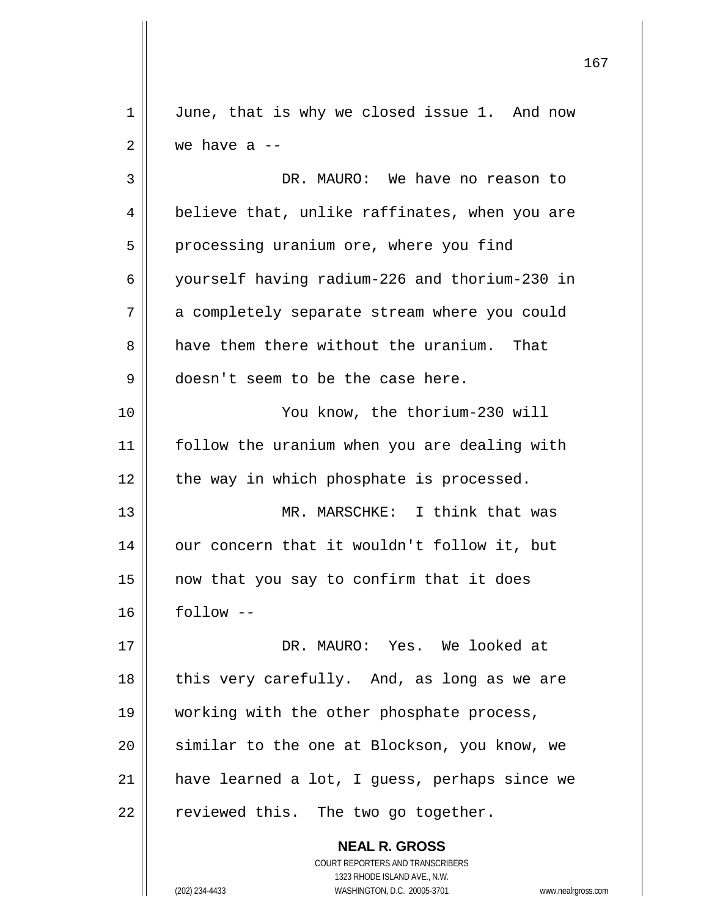June, that is why we closed issue 1. And now we have a --

DR. MAURO: We have no reason to believe that, unlike raffinates, when you are processing uranium ore, where you find yourself having radium-226 and thorium-230 in a completely separate stream where you could have them there without the uranium. That doesn't seem to be the case here.

You know, the thorium-230 will follow the uranium when you are dealing with the way in which phosphate is processed.

MR. MARSCHKE: I think that was our concern that it wouldn't follow it, but now that you say to confirm that it does follow --

DR. MAURO: Yes. We looked at this very carefully. And, as long as we are working with the other phosphate process, similar to the one at Blockson, you know, we have learned a lot, I guess, perhaps since we reviewed this. The two go together.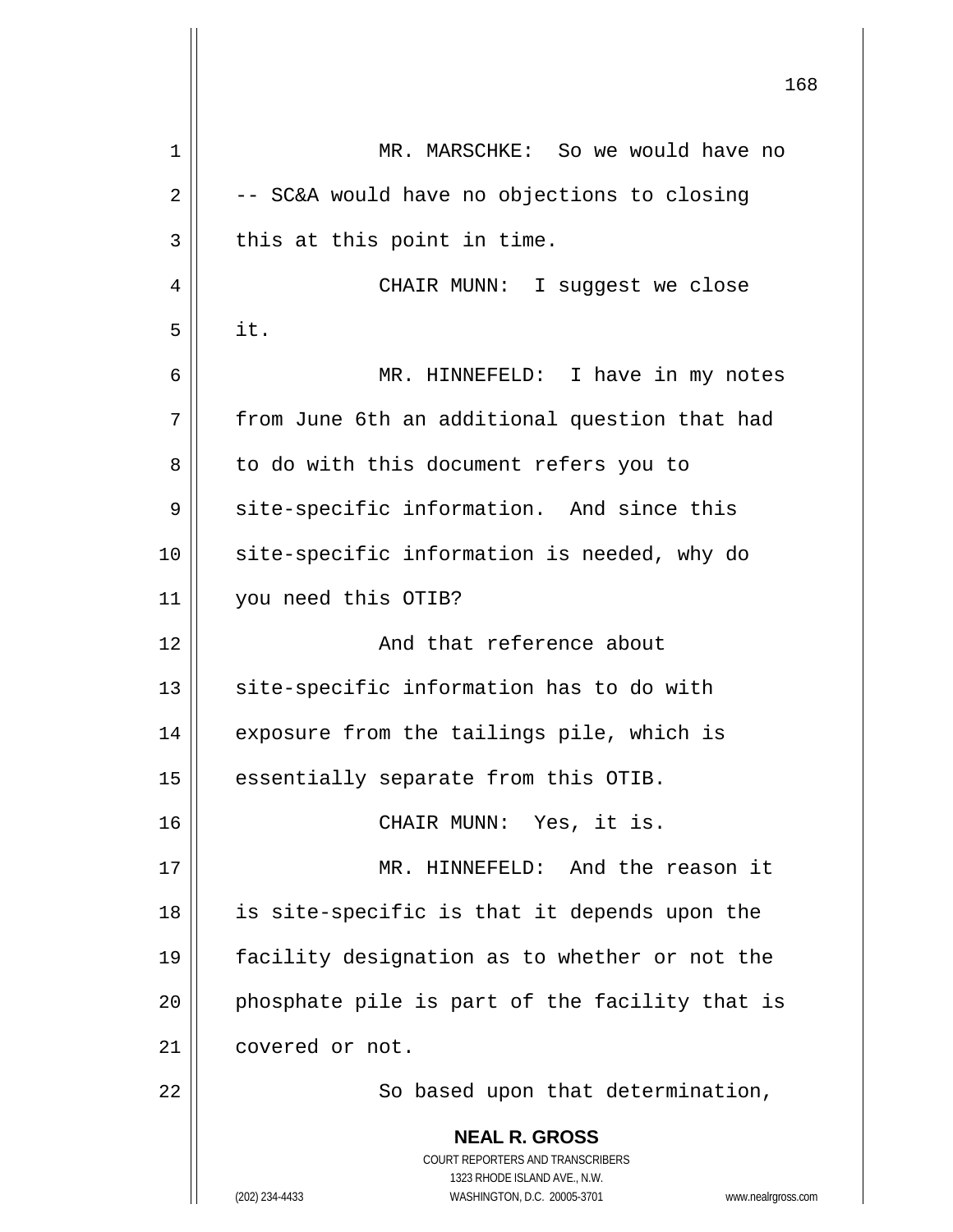MR. MARSCHKE: So we would have no -- SC&A would have no objections to closing this at this point in time.

CHAIR MUNN: I suggest we close it.

MR. HINNEFELD: I have in my notes from June 6th an additional question that had to do with this document refers you to site-specific information. And since this site-specific information is needed, why do you need this OTIB?

And that reference about site-specific information has to do with exposure from the tailings pile, which is essentially separate from this OTIB.

CHAIR MUNN: Yes, it is.

MR. HINNEFELD: And the reason it is site-specific is that it depends upon the facility designation as to whether or not the phosphate pile is part of the facility that is covered or not.

So based upon that determination,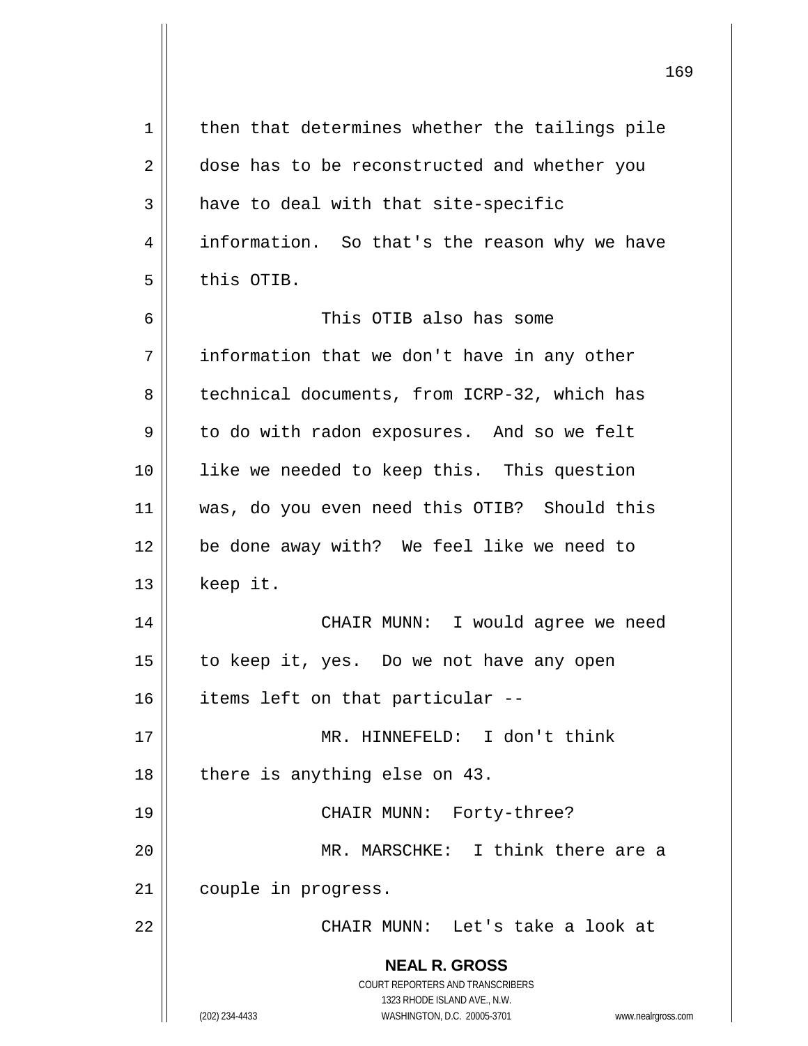then that determines whether the tailings pile dose has to be reconstructed and whether you have to deal with that site-specific information. So that's the reason why we have this OTIB.

This OTIB also has some information that we don't have in any other technical documents, from ICRP-32, which has to do with radon exposures. And so we felt like we needed to keep this. This question was, do you even need this OTIB? Should this be done away with? We feel like we need to keep it.

CHAIR MUNN: I would agree we need to keep it, yes. Do we not have any open items left on that particular --

MR. HINNEFELD: I don't think there is anything else on 43.

CHAIR MUNN: Forty-three?

MR. MARSCHKE: I think there are a couple in progress.

CHAIR MUNN: Let's take a look at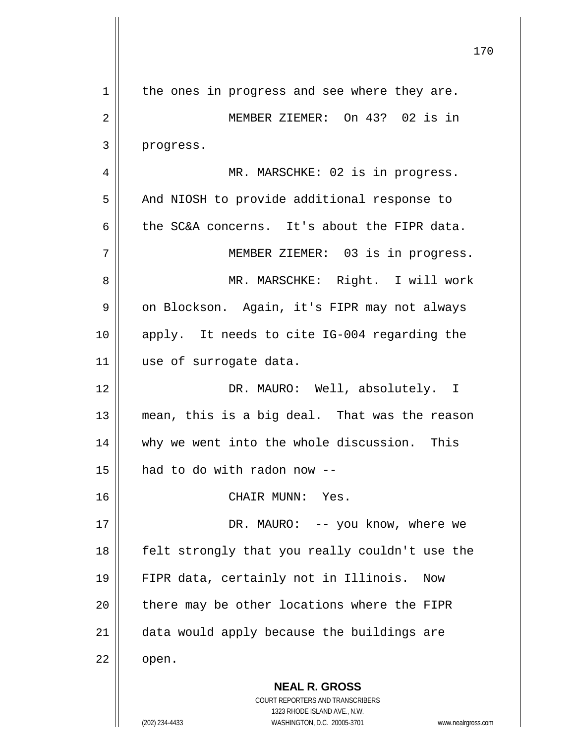the ones in progress and see where they are.

MEMBER ZIEMER: On 43? 02 is in progress.

MR. MARSCHKE: 02 is in progress. And NIOSH to provide additional response to the SC&A concerns. It's about the FIPR data.

MEMBER ZIEMER: 03 is in progress.

MR. MARSCHKE: Right. I will work on Blockson. Again, it's FIPR may not always apply. It needs to cite IG-004 regarding the use of surrogate data.

DR. MAURO: Well, absolutely. I mean, this is a big deal. That was the reason why we went into the whole discussion. This had to do with radon now --

CHAIR MUNN: Yes.

DR. MAURO: -- you know, where we felt strongly that you really couldn't use the FIPR data, certainly not in Illinois. Now there may be other locations where the FIPR data would apply because the buildings are open.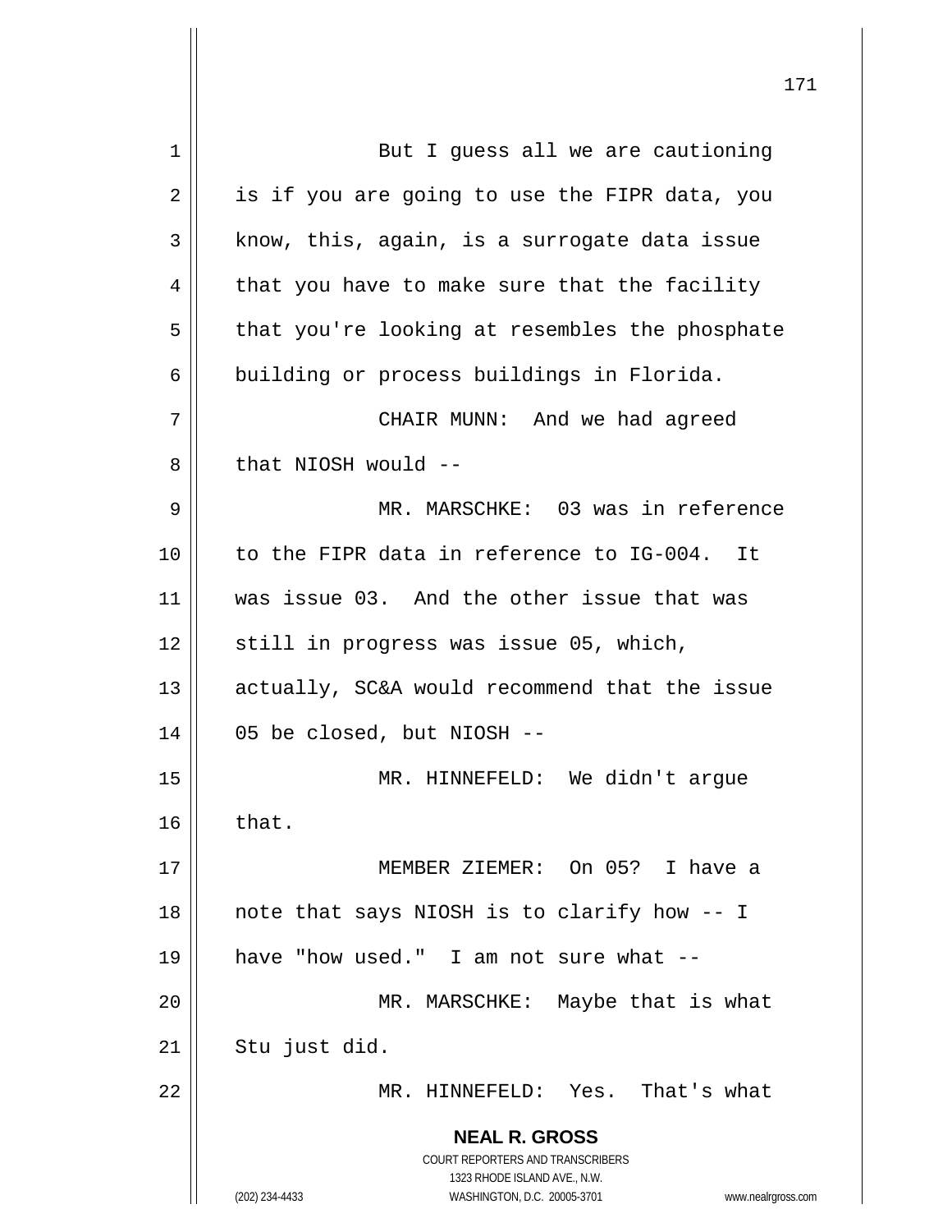But I guess all we are cautioning is if you are going to use the FIPR data, you know, this, again, is a surrogate data issue that you have to make sure that the facility that you're looking at resembles the phosphate building or process buildings in Florida.

CHAIR MUNN: And we had agreed that NIOSH would --

MR. MARSCHKE: 03 was in reference to the FIPR data in reference to IG-004. It was issue 03. And the other issue that was still in progress was issue 05, which, actually, SC&A would recommend that the issue 05 be closed, but NIOSH --

MR. HINNEFELD: We didn't argue that.

MEMBER ZIEMER: On 05? I have a note that says NIOSH is to clarify how -- I have "how used." I am not sure what --

MR. MARSCHKE: Maybe that is what Stu just did.

MR. HINNEFELD: Yes. That's what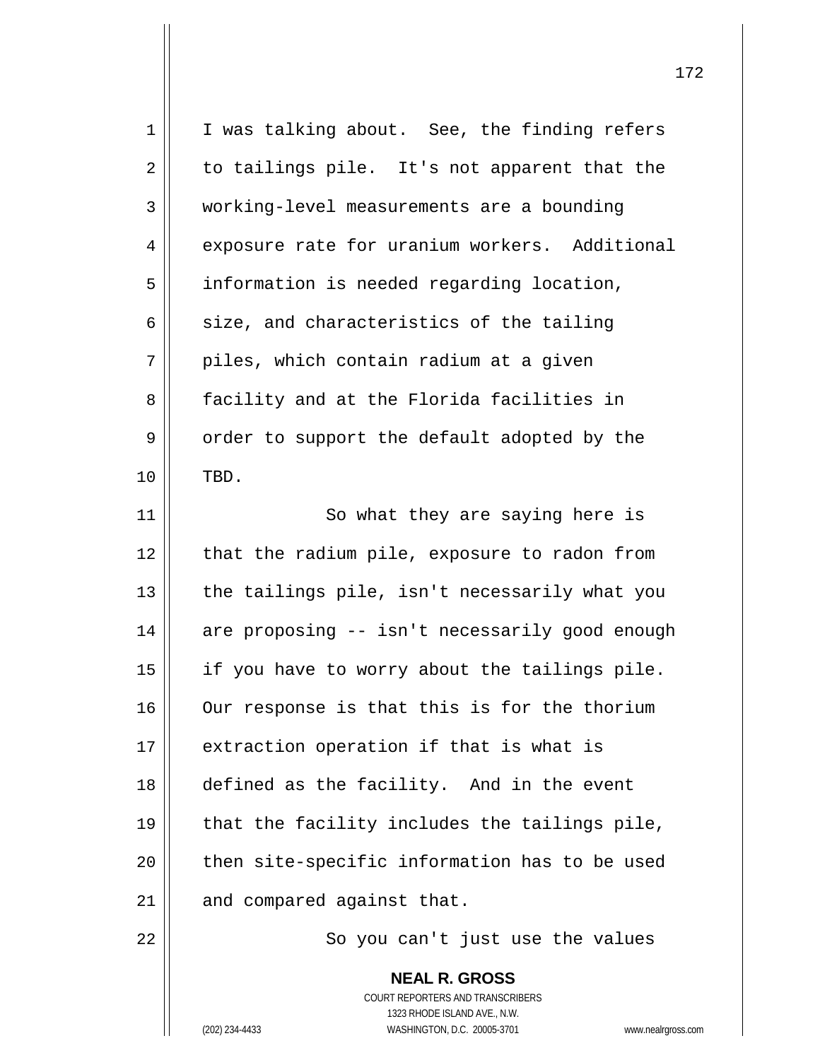I was talking about. See, the finding refers to tailings pile. It's not apparent that the working-level measurements are a bounding exposure rate for uranium workers. Additional information is needed regarding location, size, and characteristics of the tailing piles, which contain radium at a given facility and at the Florida facilities in order to support the default adopted by the TBD.

So what they are saying here is that the radium pile, exposure to radon from the tailings pile, isn't necessarily what you are proposing -- isn't necessarily good enough if you have to worry about the tailings pile. Our response is that this is for the thorium extraction operation if that is what is defined as the facility. And in the event that the facility includes the tailings pile, then site-specific information has to be used and compared against that.

So you can't just use the values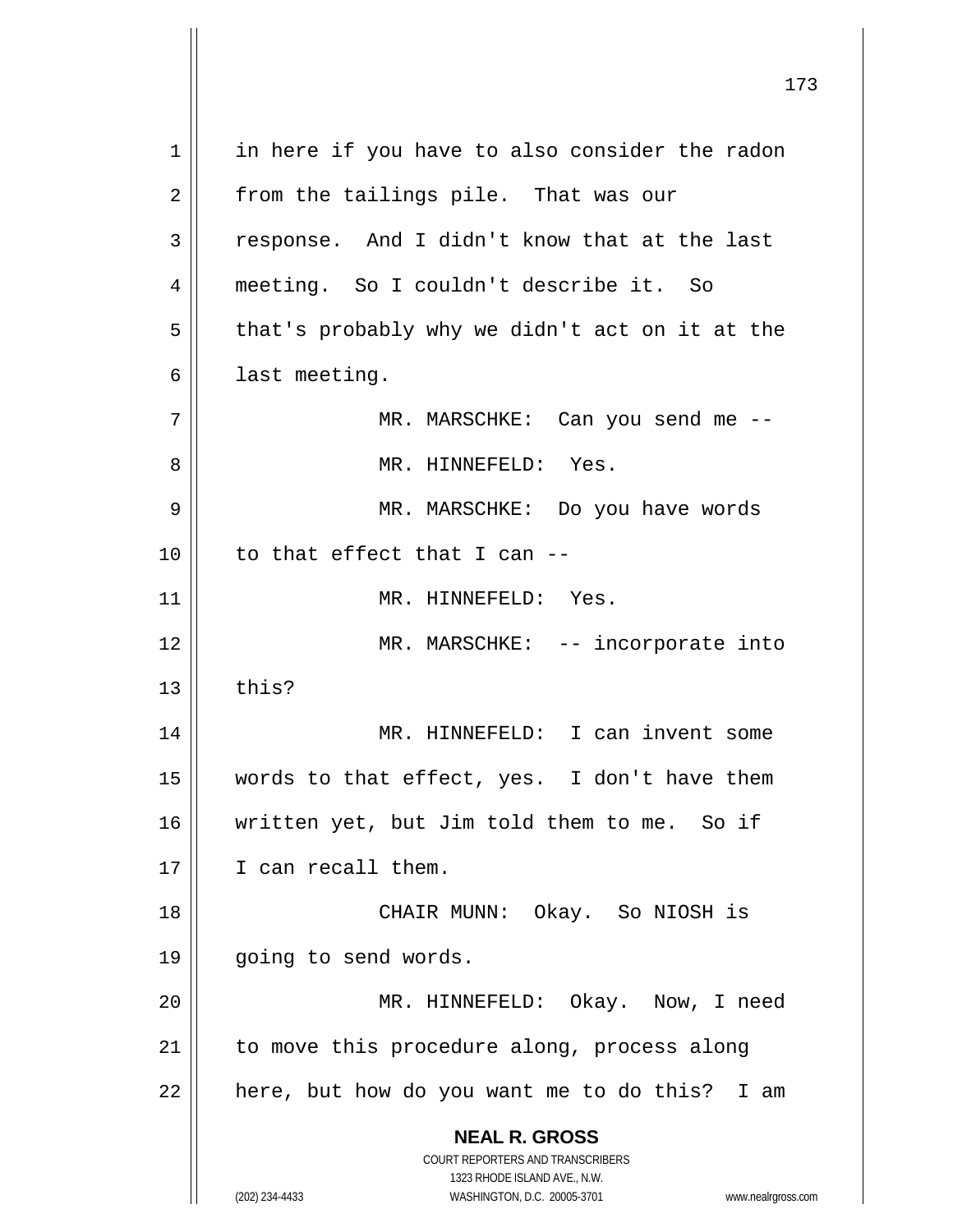in here if you have to also consider the radon from the tailings pile. That was our response. And I didn't know that at the last meeting. So I couldn't describe it. So that's probably why we didn't act on it at the last meeting.

MR. MARSCHKE: Can you send me --

MR. HINNEFELD: Yes.

MR. MARSCHKE: Do you have words to that effect that I can --

MR. HINNEFELD: Yes.

MR. MARSCHKE: -- incorporate into this?

MR. HINNEFELD: I can invent some words to that effect, yes. I don't have them written yet, but Jim told them to me. So if I can recall them.

CHAIR MUNN: Okay. So NIOSH is going to send words.

MR. HINNEFELD: Okay. Now, I need to move this procedure along, process along here, but how do you want me to do this? I am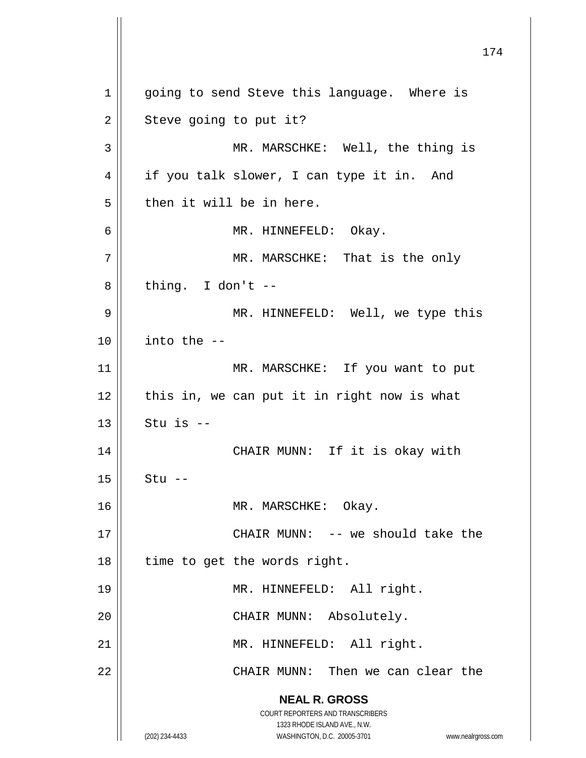going to send Steve this language. Where is Steve going to put it?

MR. MARSCHKE: Well, the thing is if you talk slower, I can type it in. And then it will be in here.

MR. HINNEFELD: Okay.

MR. MARSCHKE: That is the only thing. I don't --

MR. HINNEFELD: Well, we type this into the --

MR. MARSCHKE: If you want to put this in, we can put it in right now is what Stu is --

CHAIR MUNN: If it is okay with Stu --

MR. MARSCHKE: Okay.

CHAIR MUNN: -- we should take the time to get the words right.

MR. HINNEFELD: All right.

CHAIR MUNN: Absolutely.

MR. HINNEFELD: All right.

CHAIR MUNN: Then we can clear the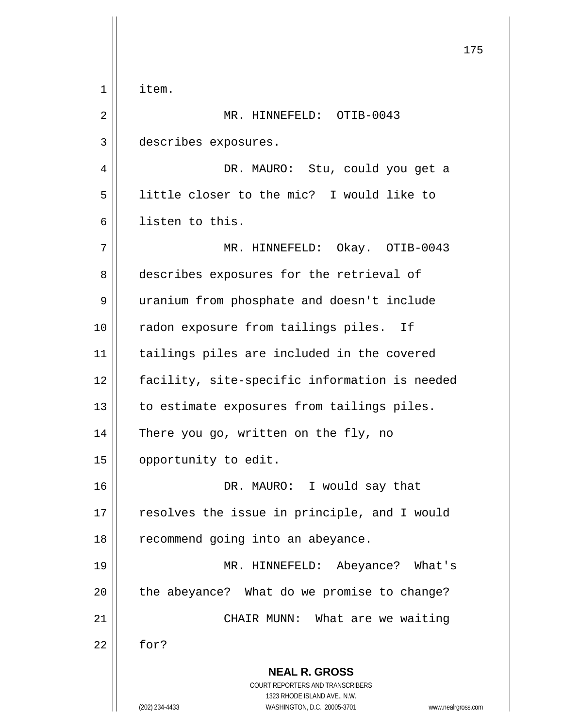item.

MR. HINNEFELD: OTIB-0043 describes exposures.

DR. MAURO: Stu, could you get a little closer to the mic? I would like to listen to this.

MR. HINNEFELD: Okay. OTIB-0043 describes exposures for the retrieval of uranium from phosphate and doesn't include radon exposure from tailings piles. If tailings piles are included in the covered facility, site-specific information is needed to estimate exposures from tailings piles. There you go, written on the fly, no opportunity to edit.

DR. MAURO: I would say that resolves the issue in principle, and I would recommend going into an abeyance.

MR. HINNEFELD: Abeyance? What's the abeyance? What do we promise to change?

CHAIR MUNN: What are we waiting for?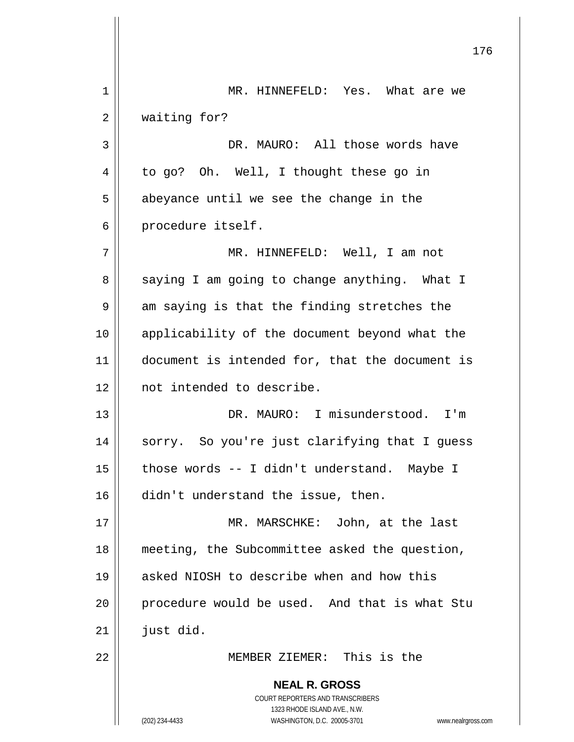MR. HINNEFELD: Yes. What are we waiting for?

DR. MAURO: All those words have to go? Oh. Well, I thought these go in abeyance until we see the change in the procedure itself.

MR. HINNEFELD: Well, I am not saying I am going to change anything. What I am saying is that the finding stretches the applicability of the document beyond what the document is intended for, that the document is not intended to describe.

DR. MAURO: I misunderstood. I'm sorry. So you're just clarifying that I guess those words -- I didn't understand. Maybe I didn't understand the issue, then.

MR. MARSCHKE: John, at the last meeting, the Subcommittee asked the question, asked NIOSH to describe when and how this procedure would be used. And that is what Stu just did.

MEMBER ZIEMER: This is the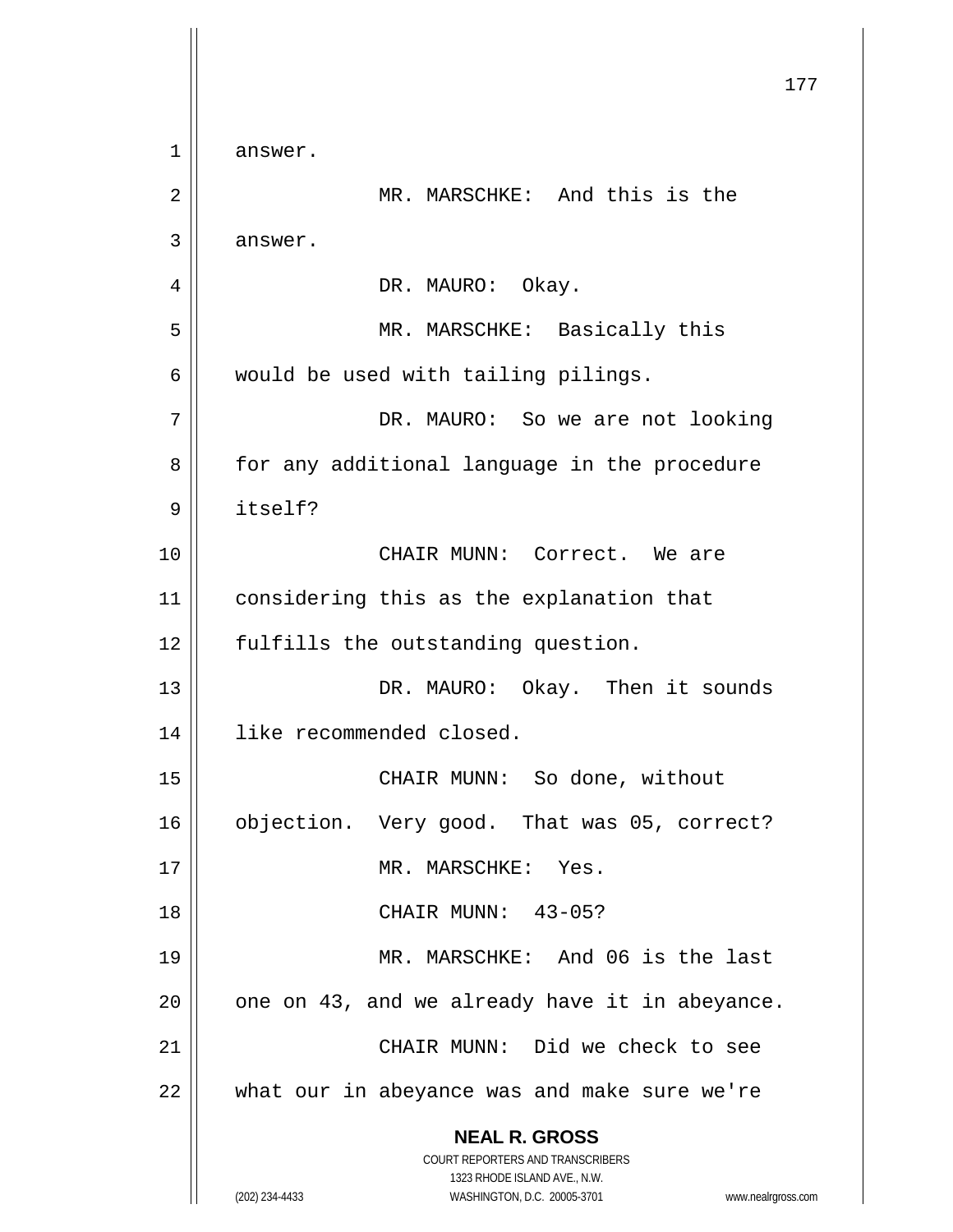answer.

MR. MARSCHKE: And this is the answer.

DR. MAURO: Okay.

MR. MARSCHKE: Basically this would be used with tailing pilings.

DR. MAURO: So we are not looking for any additional language in the procedure itself?

CHAIR MUNN: Correct. We are considering this as the explanation that fulfills the outstanding question.

DR. MAURO: Okay. Then it sounds like recommended closed.

CHAIR MUNN: So done, without objection. Very good. That was 05, correct?

MR. MARSCHKE: Yes.

CHAIR MUNN: 43-05?

MR. MARSCHKE: And 06 is the last one on 43, and we already have it in abeyance.

CHAIR MUNN: Did we check to see what our in abeyance was and make sure we're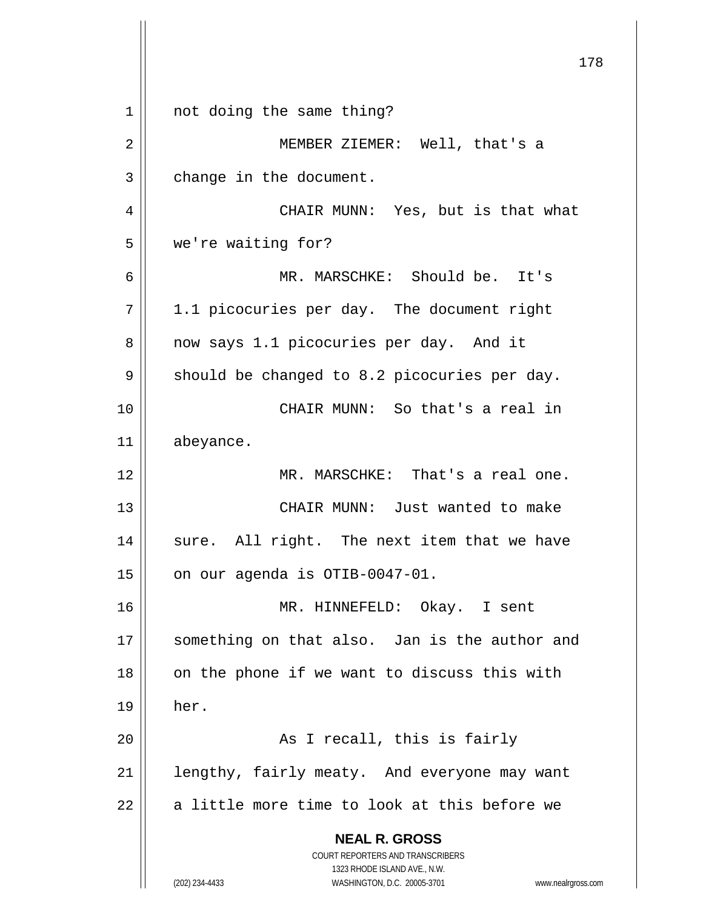not doing the same thing?

MEMBER ZIEMER: Well, that's a change in the document.

CHAIR MUNN: Yes, but is that what we're waiting for?

MR. MARSCHKE: Should be. It's 1.1 picocuries per day. The document right now says 1.1 picocuries per day. And it should be changed to 8.2 picocuries per day.

CHAIR MUNN: So that's a real in abeyance.

MR. MARSCHKE: That's a real one.

CHAIR MUNN: Just wanted to make sure. All right. The next item that we have on our agenda is OTIB-0047-01.

MR. HINNEFELD: Okay. I sent something on that also. Jan is the author and on the phone if we want to discuss this with her.

As I recall, this is fairly lengthy, fairly meaty. And everyone may want a little more time to look at this before we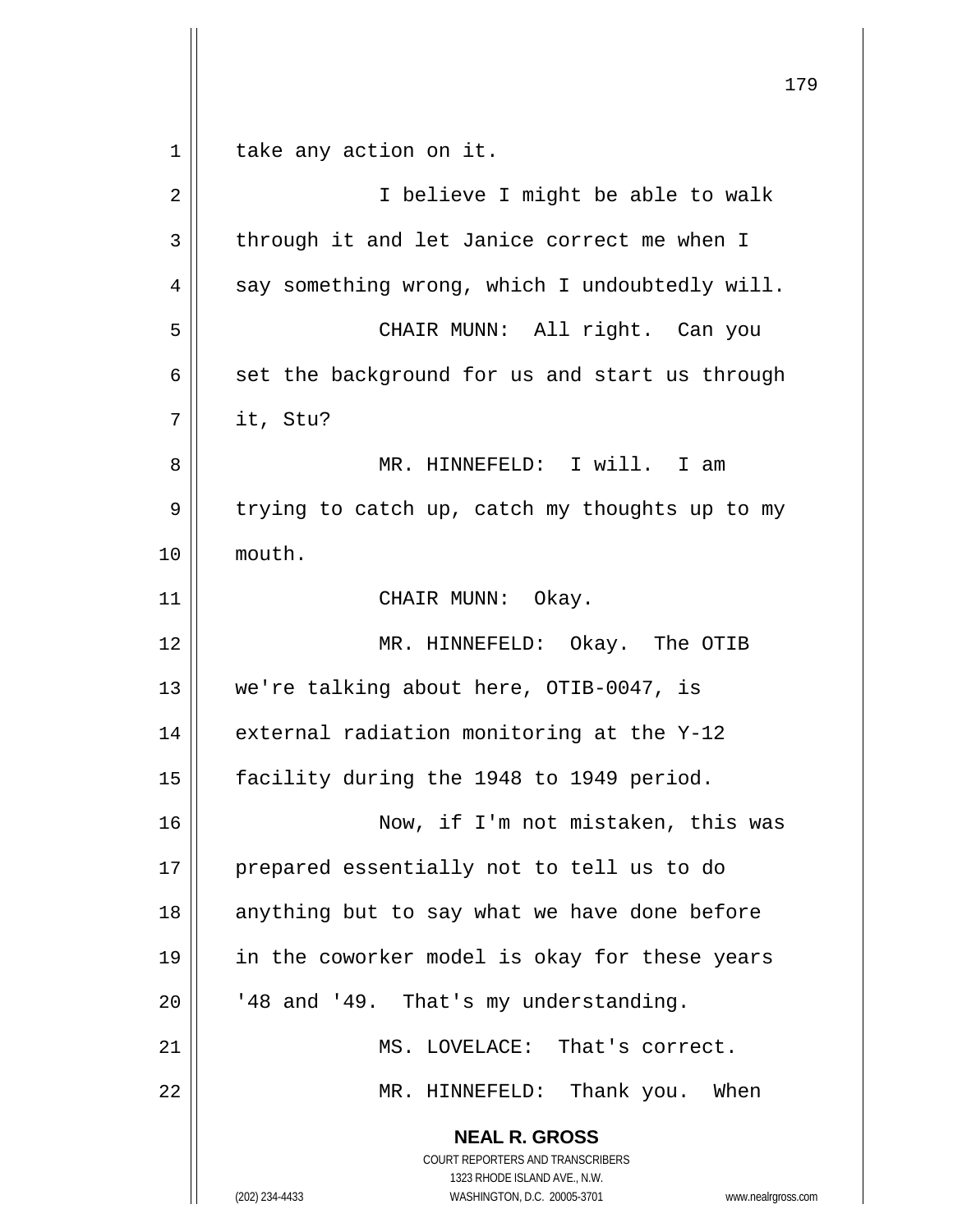take any action on it.

I believe I might be able to walk through it and let Janice correct me when I say something wrong, which I undoubtedly will.

CHAIR MUNN: All right. Can you set the background for us and start us through it, Stu?

MR. HINNEFELD: I will. I am trying to catch up, catch my thoughts up to my mouth.

CHAIR MUNN: Okay.

MR. HINNEFELD: Okay. The OTIB we're talking about here, OTIB-0047, is external radiation monitoring at the Y-12 facility during the 1948 to 1949 period.

Now, if I'm not mistaken, this was prepared essentially not to tell us to do anything but to say what we have done before in the coworker model is okay for these years '48 and '49. That's my understanding.

MS. LOVELACE: That's correct.

MR. HINNEFELD: Thank you. When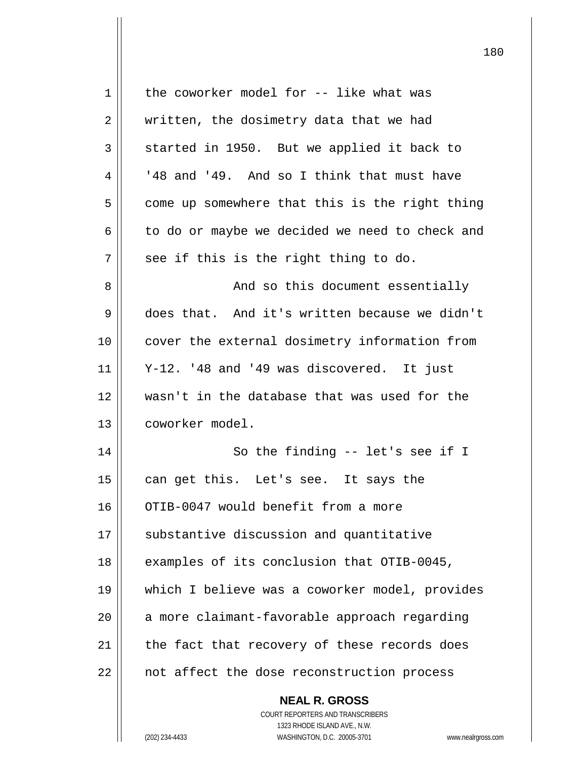the coworker model for -- like what was written, the dosimetry data that we had started in 1950. But we applied it back to '48 and '49. And so I think that must have come up somewhere that this is the right thing to do or maybe we decided we need to check and see if this is the right thing to do.

And so this document essentially does that. And it's written because we didn't cover the external dosimetry information from Y-12. '48 and '49 was discovered. It just wasn't in the database that was used for the coworker model.

So the finding -- let's see if I can get this. Let's see. It says the OTIB-0047 would benefit from a more substantive discussion and quantitative examples of its conclusion that OTIB-0045, which I believe was a coworker model, provides a more claimant-favorable approach regarding the fact that recovery of these records does not affect the dose reconstruction process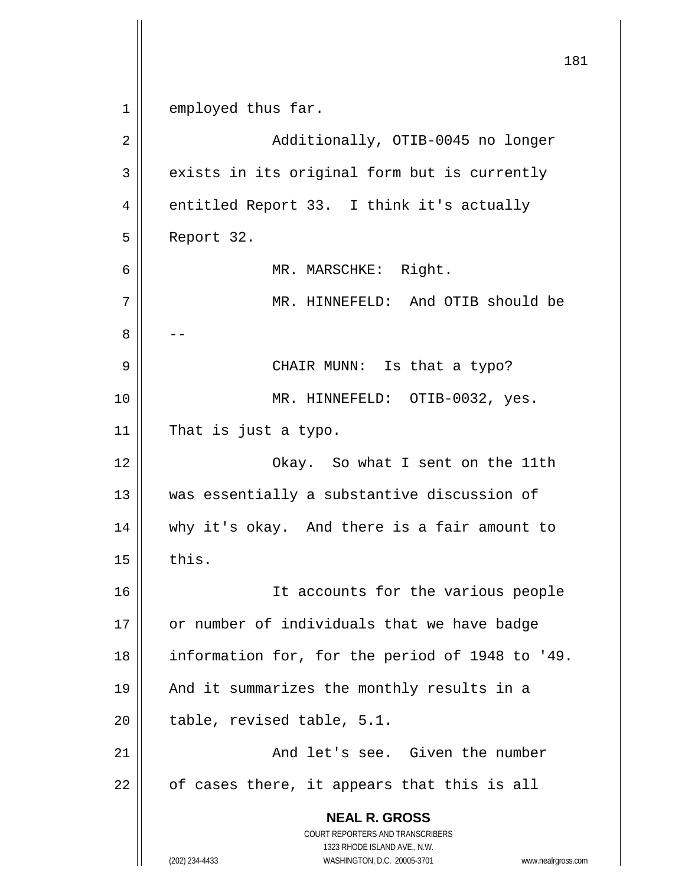employed thus far.

Additionally, OTIB-0045 no longer exists in its original form but is currently entitled Report 33. I think it's actually Report 32.

MR. MARSCHKE: Right.

MR. HINNEFELD: And OTIB should be --

CHAIR MUNN: Is that a typo?

MR. HINNEFELD: OTIB-0032, yes. That is just a typo.

Okay. So what I sent on the 11th was essentially a substantive discussion of why it's okay. And there is a fair amount to this.

It accounts for the various people or number of individuals that we have badge information for, for the period of 1948 to '49. And it summarizes the monthly results in a table, revised table, 5.1.

And let's see. Given the number of cases there, it appears that this is all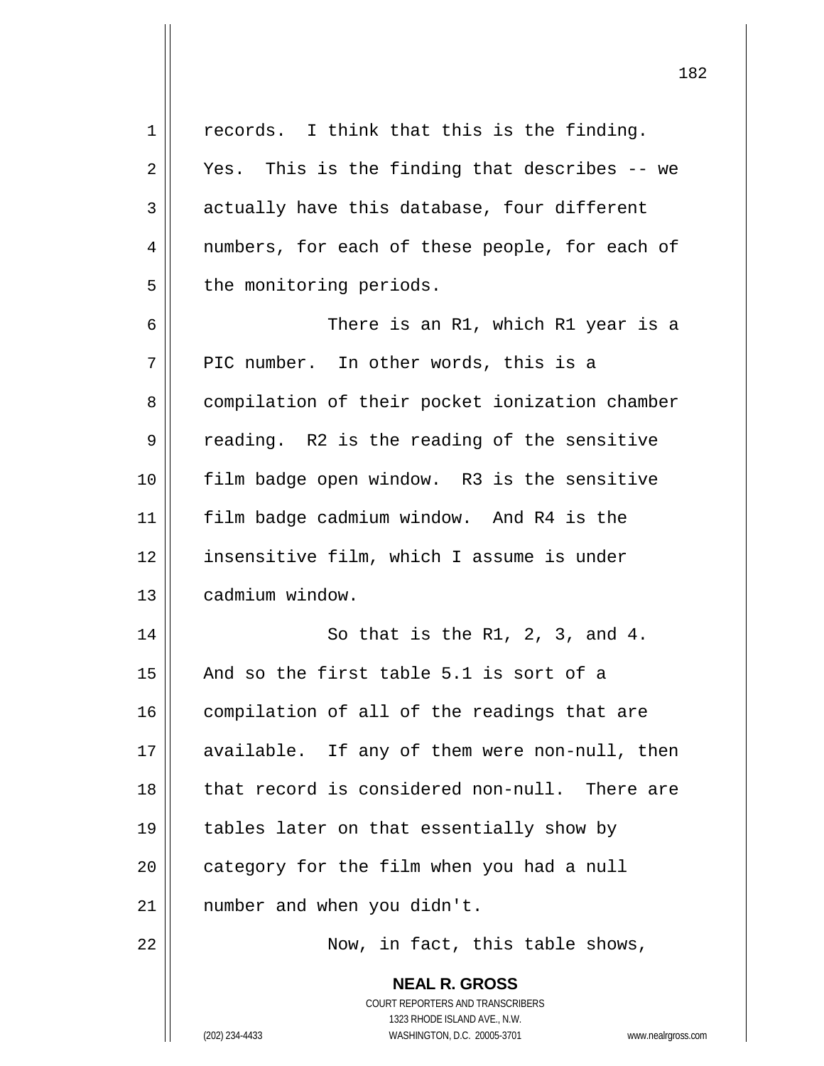records. I think that this is the finding. Yes. This is the finding that describes -- we actually have this database, four different numbers, for each of these people, for each of the monitoring periods.

There is an R1, which R1 year is a PIC number. In other words, this is a compilation of their pocket ionization chamber reading. R2 is the reading of the sensitive film badge open window. R3 is the sensitive film badge cadmium window. And R4 is the insensitive film, which I assume is under cadmium window.

So that is the R1, 2, 3, and 4. And so the first table 5.1 is sort of a compilation of all of the readings that are available. If any of them were non-null, then that record is considered non-null. There are tables later on that essentially show by category for the film when you had a null number and when you didn't.

Now, in fact, this table shows,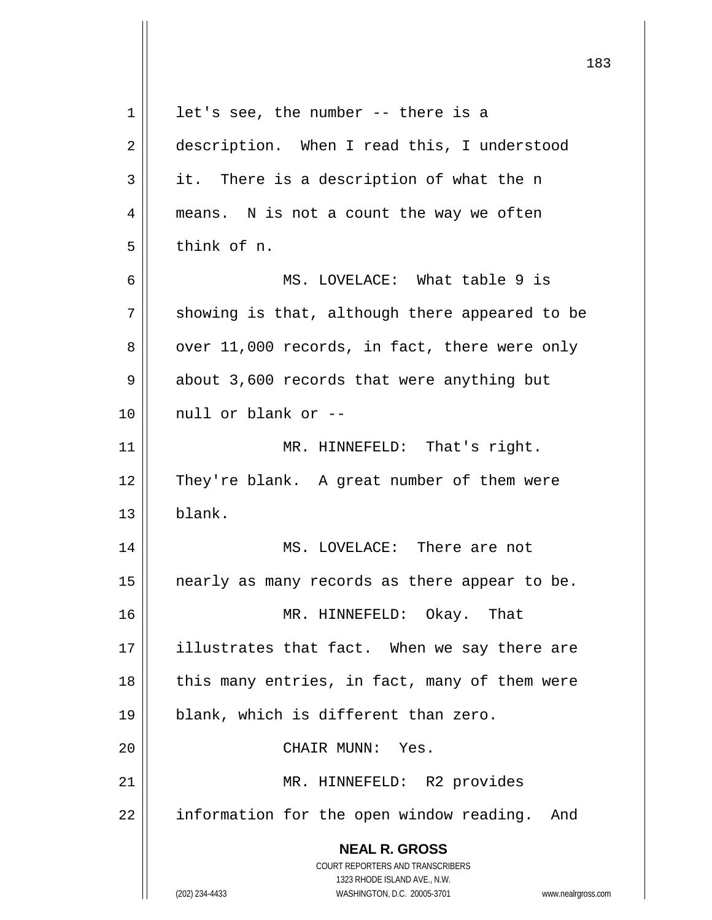let's see, the number -- there is a description. When I read this, I understood it. There is a description of what the n means. N is not a count the way we often think of n.

MS. LOVELACE: What table 9 is showing is that, although there appeared to be over 11,000 records, in fact, there were only about 3,600 records that were anything but null or blank or --

MR. HINNEFELD: That's right. They're blank. A great number of them were blank.

MS. LOVELACE: There are not nearly as many records as there appear to be.

MR. HINNEFELD: Okay. That illustrates that fact. When we say there are this many entries, in fact, many of them were blank, which is different than zero.

CHAIR MUNN: Yes.

MR. HINNEFELD: R2 provides information for the open window reading. And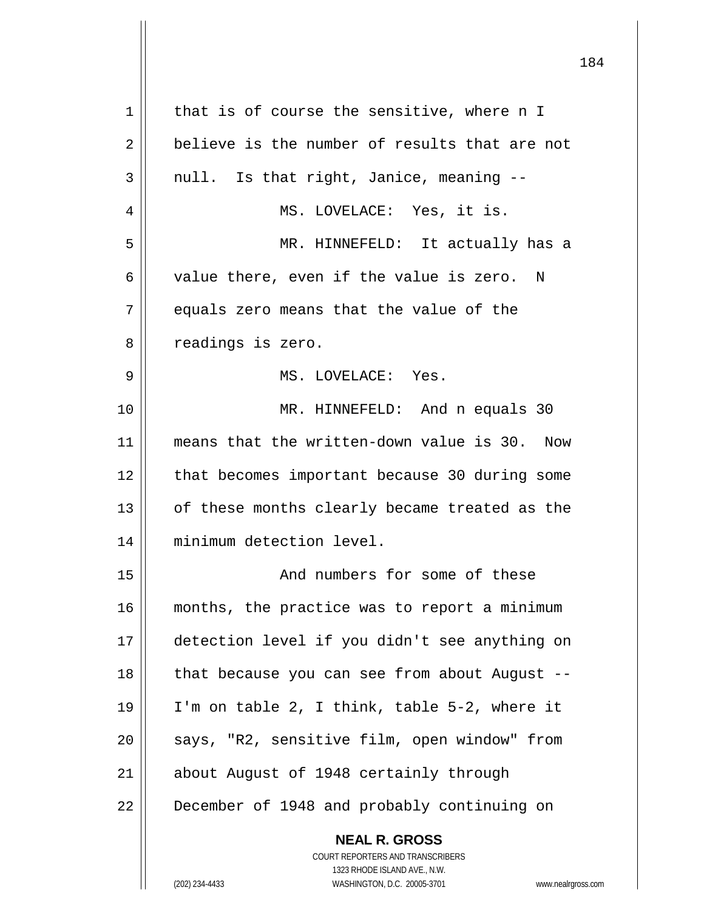that is of course the sensitive, where n I believe is the number of results that are not null. Is that right, Janice, meaning --

MS. LOVELACE: Yes, it is.

MR. HINNEFELD: It actually has a value there, even if the value is zero. N equals zero means that the value of the readings is zero.

MS. LOVELACE: Yes.

MR. HINNEFELD: And n equals 30 means that the written-down value is 30. Now that becomes important because 30 during some of these months clearly became treated as the minimum detection level.

And numbers for some of these months, the practice was to report a minimum detection level if you didn't see anything on that because you can see from about August -- I'm on table 2, I think, table 5-2, where it says, "R2, sensitive film, open window" from about August of 1948 certainly through December of 1948 and probably continuing on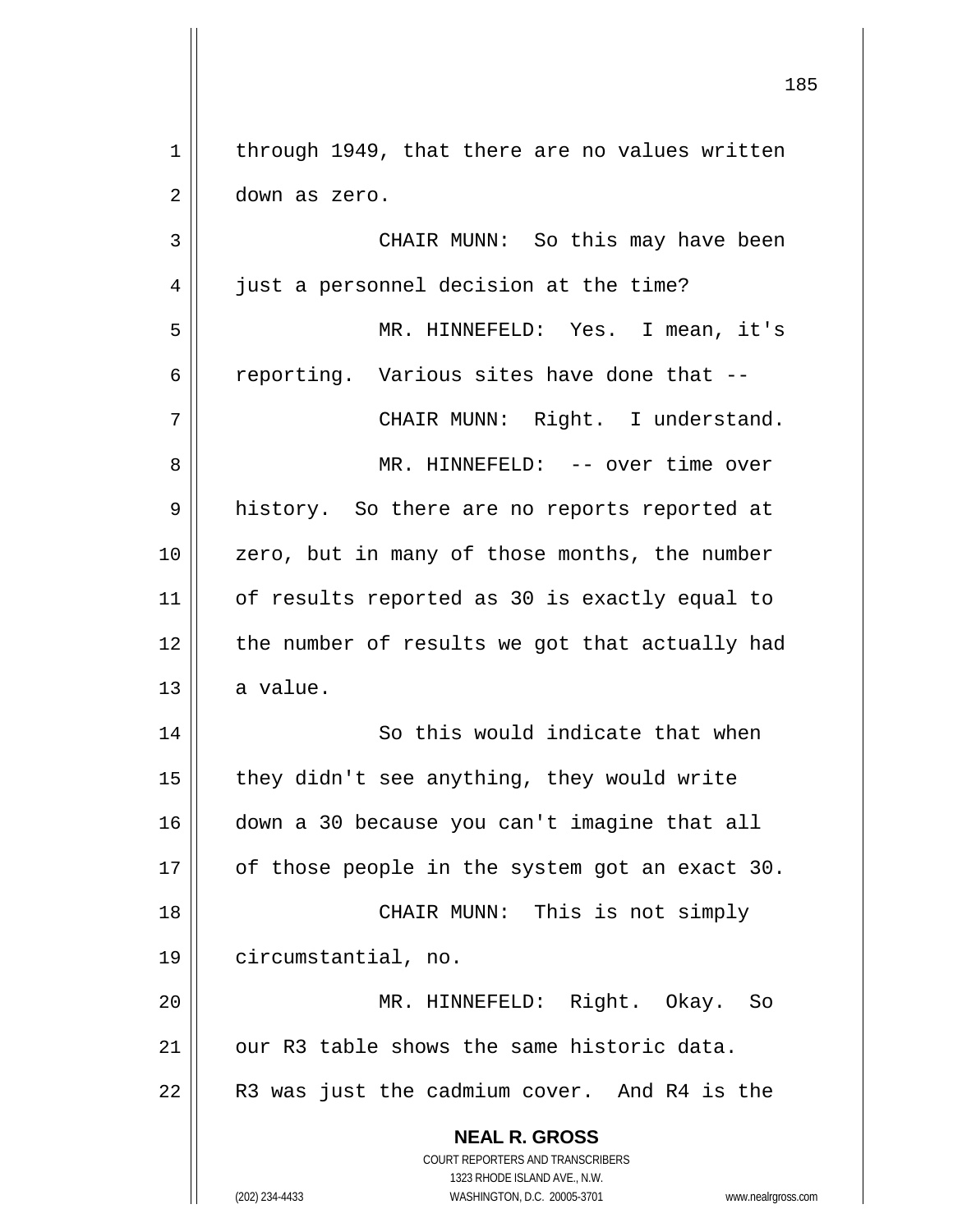through 1949, that there are no values written down as zero.

CHAIR MUNN: So this may have been just a personnel decision at the time?

MR. HINNEFELD: Yes. I mean, it's reporting. Various sites have done that --

CHAIR MUNN: Right. I understand.

MR. HINNEFELD: -- over time over history. So there are no reports reported at zero, but in many of those months, the number of results reported as 30 is exactly equal to the number of results we got that actually had a value.

So this would indicate that when they didn't see anything, they would write down a 30 because you can't imagine that all of those people in the system got an exact 30.

CHAIR MUNN: This is not simply circumstantial, no.

MR. HINNEFELD: Right. Okay. So our R3 table shows the same historic data. R3 was just the cadmium cover. And R4 is the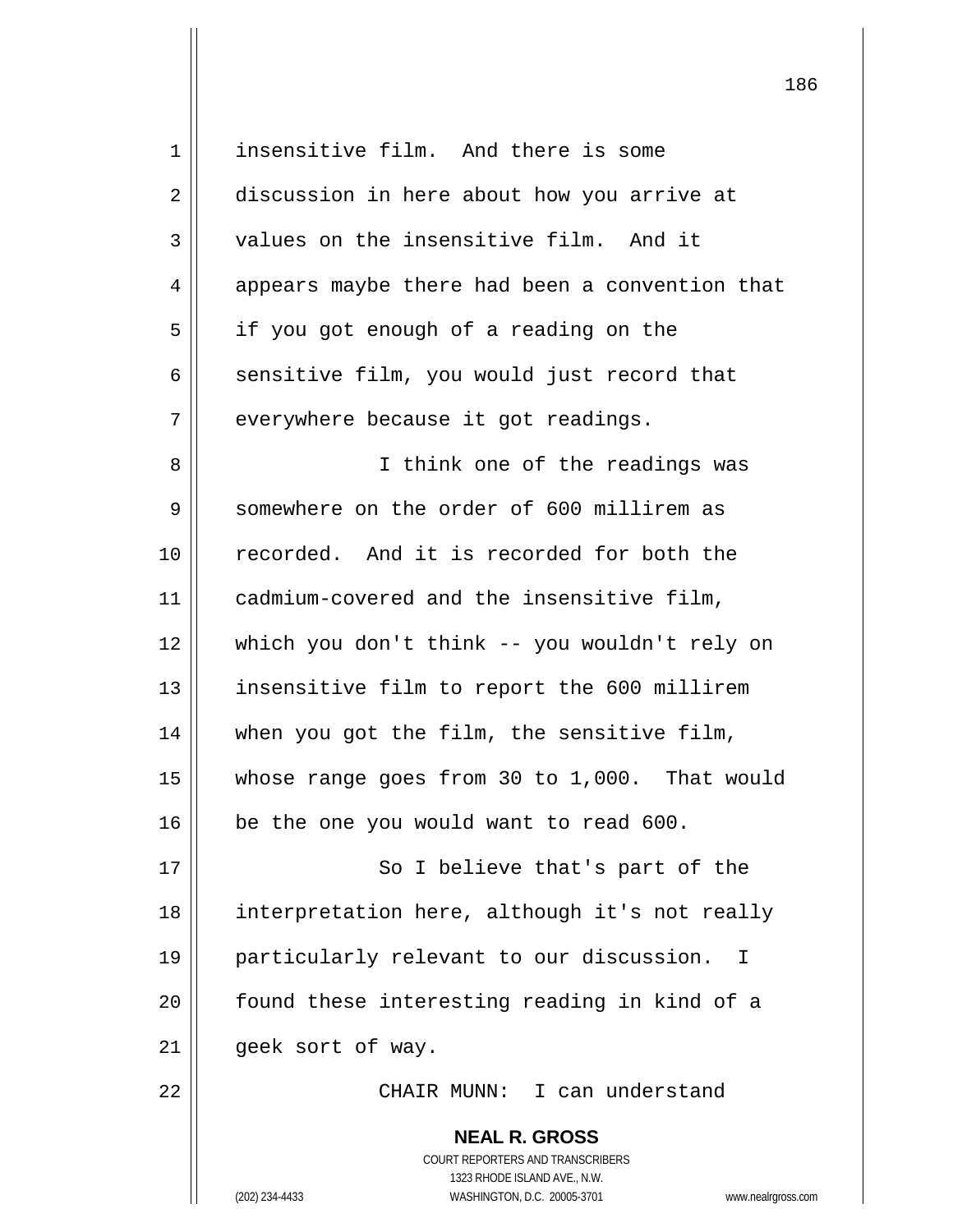insensitive film. And there is some discussion in here about how you arrive at values on the insensitive film. And it appears maybe there had been a convention that if you got enough of a reading on the sensitive film, you would just record that everywhere because it got readings.

I think one of the readings was somewhere on the order of 600 millirem as recorded. And it is recorded for both the cadmium-covered and the insensitive film, which you don't think -- you wouldn't rely on insensitive film to report the 600 millirem when you got the film, the sensitive film, whose range goes from 30 to 1,000. That would be the one you would want to read 600.

So I believe that's part of the interpretation here, although it's not really particularly relevant to our discussion. I found these interesting reading in kind of a geek sort of way.

CHAIR MUNN: I can understand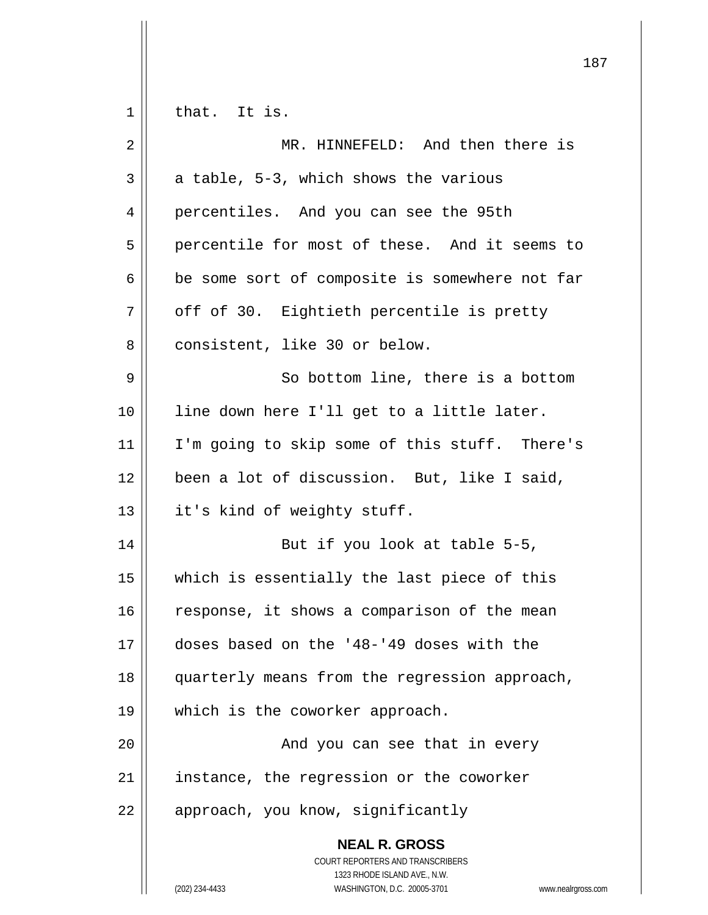that. It is.

MR. HINNEFELD: And then there is a table, 5-3, which shows the various percentiles. And you can see the 95th percentile for most of these. And it seems to be some sort of composite is somewhere not far off of 30. Eightieth percentile is pretty consistent, like 30 or below.

So bottom line, there is a bottom line down here I'll get to a little later. I'm going to skip some of this stuff. There's been a lot of discussion. But, like I said, it's kind of weighty stuff.

But if you look at table 5-5, which is essentially the last piece of this response, it shows a comparison of the mean doses based on the '48-'49 doses with the quarterly means from the regression approach, which is the coworker approach.

And you can see that in every instance, the regression or the coworker approach, you know, significantly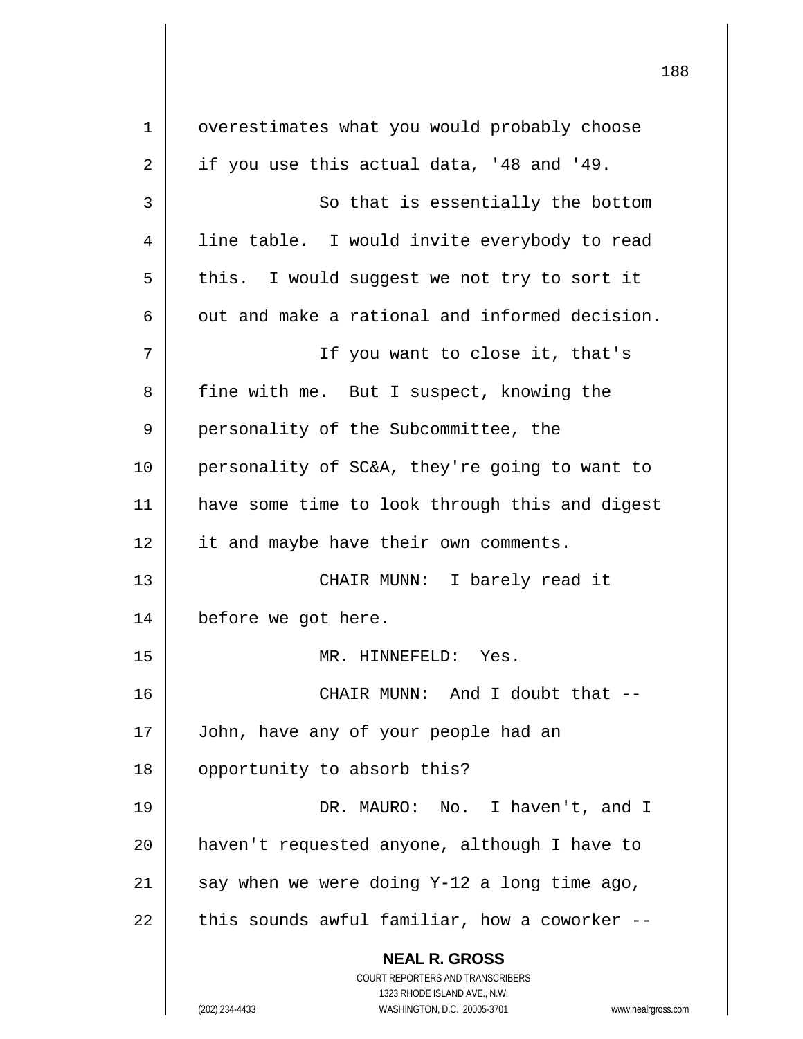overestimates what you would probably choose if you use this actual data, '48 and '49.

So that is essentially the bottom line table. I would invite everybody to read this. I would suggest we not try to sort it out and make a rational and informed decision.

If you want to close it, that's fine with me. But I suspect, knowing the personality of the Subcommittee, the personality of SC&A, they're going to want to have some time to look through this and digest it and maybe have their own comments.

CHAIR MUNN: I barely read it before we got here.

MR. HINNEFELD: Yes.

CHAIR MUNN: And I doubt that -- John, have any of your people had an opportunity to absorb this?

DR. MAURO: No. I haven't, and I haven't requested anyone, although I have to say when we were doing Y-12 a long time ago, this sounds awful familiar, how a coworker --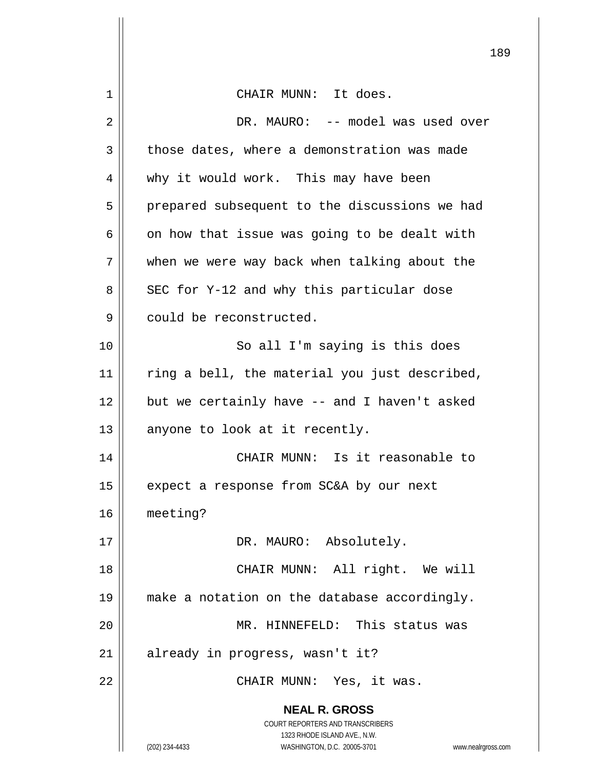CHAIR MUNN: It does.

DR. MAURO: -- model was used over those dates, where a demonstration was made why it would work. This may have been prepared subsequent to the discussions we had on how that issue was going to be dealt with when we were way back when talking about the SEC for Y-12 and why this particular dose could be reconstructed.

So all I'm saying is this does ring a bell, the material you just described, but we certainly have -- and I haven't asked anyone to look at it recently.

CHAIR MUNN: Is it reasonable to expect a response from SC&A by our next meeting?

DR. MAURO: Absolutely.

CHAIR MUNN: All right. We will make a notation on the database accordingly.

MR. HINNEFELD: This status was already in progress, wasn't it?

CHAIR MUNN: Yes, it was.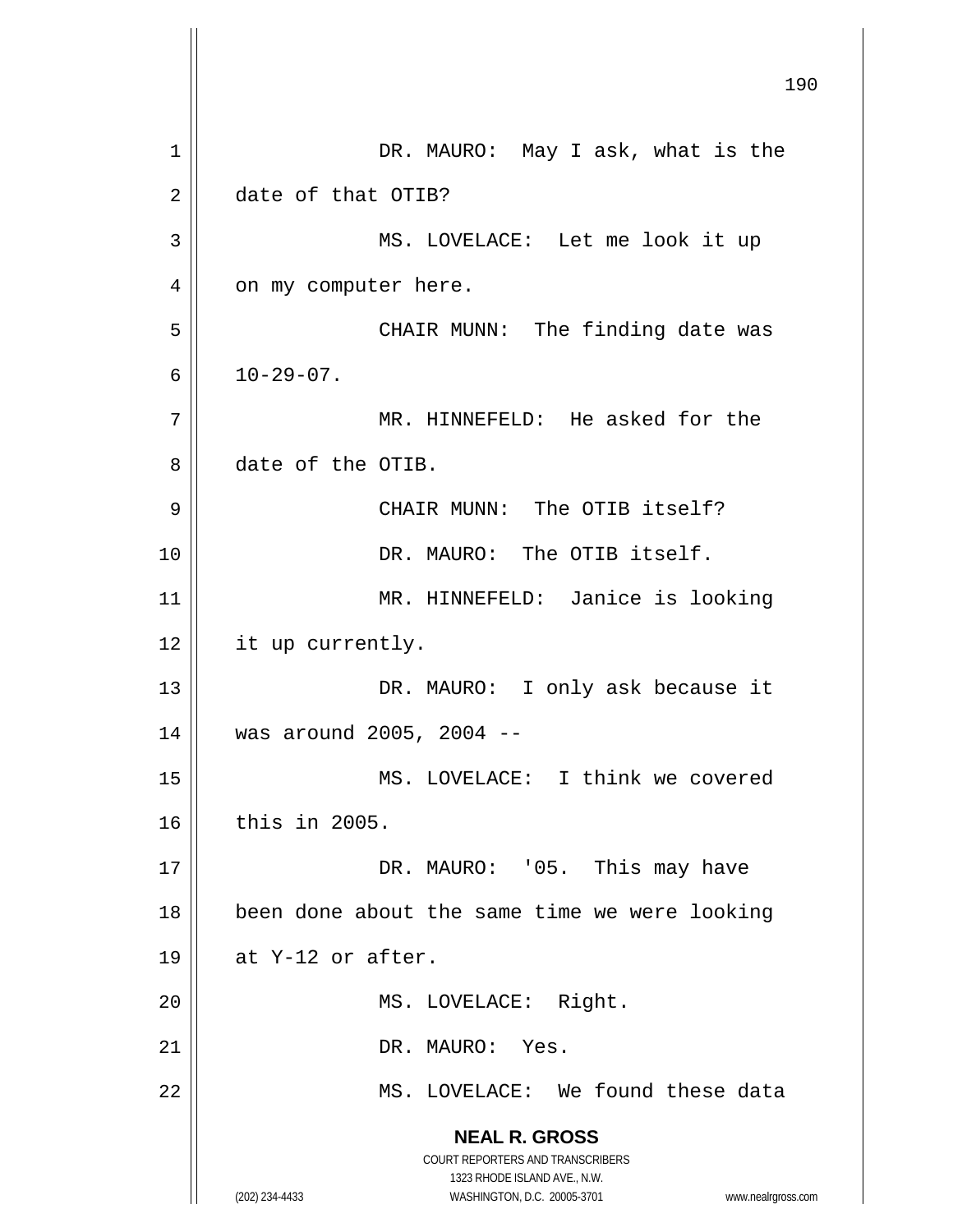DR. MAURO: May I ask, what is the date of that OTIB?

MS. LOVELACE: Let me look it up on my computer here.

CHAIR MUNN: The finding date was 10-29-07.

MR. HINNEFELD: He asked for the date of the OTIB.

CHAIR MUNN: The OTIB itself?

DR. MAURO: The OTIB itself.

MR. HINNEFELD: Janice is looking it up currently.

DR. MAURO: I only ask because it was around 2005, 2004 --

MS. LOVELACE: I think we covered this in 2005.

DR. MAURO: '05. This may have been done about the same time we were looking at Y-12 or after.

MS. LOVELACE: Right.

DR. MAURO: Yes.

MS. LOVELACE: We found these data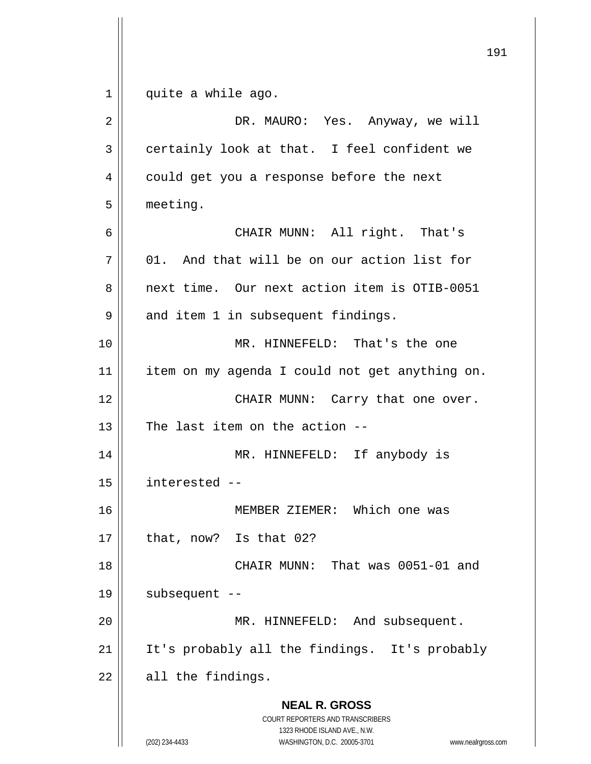quite a while ago.

DR. MAURO: Yes. Anyway, we will certainly look at that. I feel confident we could get you a response before the next meeting.

CHAIR MUNN: All right. That's 01. And that will be on our action list for next time. Our next action item is OTIB-0051 and item 1 in subsequent findings.

MR. HINNEFELD: That's the one item on my agenda I could not get anything on.

CHAIR MUNN: Carry that one over. The last item on the action --

MR. HINNEFELD: If anybody is interested --

MEMBER ZIEMER: Which one was that, now? Is that 02?

CHAIR MUNN: That was 0051-01 and subsequent --

MR. HINNEFELD: And subsequent. It's probably all the findings. It's probably all the findings.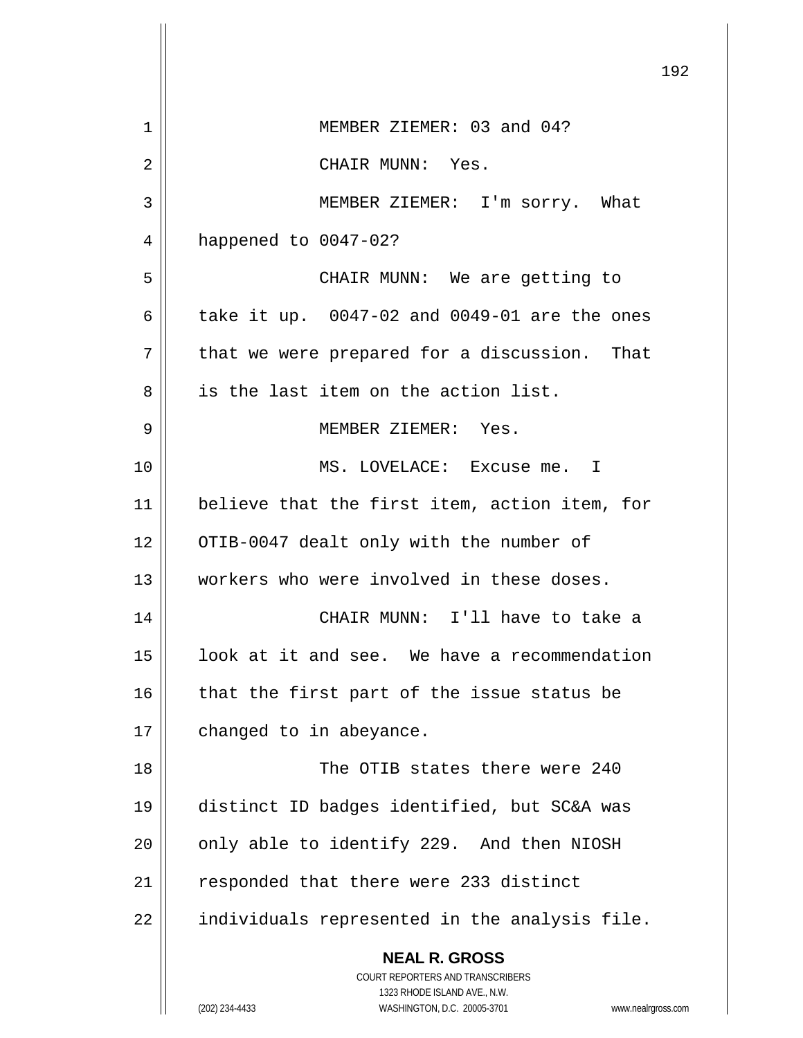MEMBER ZIEMER: 03 and 04?

CHAIR MUNN: Yes.

MEMBER ZIEMER: I'm sorry. What happened to 0047-02?

CHAIR MUNN: We are getting to take it up. 0047-02 and 0049-01 are the ones that we were prepared for a discussion. That is the last item on the action list.

MEMBER ZIEMER: Yes.

MS. LOVELACE: Excuse me. I believe that the first item, action item, for OTIB-0047 dealt only with the number of workers who were involved in these doses.

CHAIR MUNN: I'll have to take a look at it and see. We have a recommendation that the first part of the issue status be changed to in abeyance.

The OTIB states there were 240 distinct ID badges identified, but SC&A was only able to identify 229. And then NIOSH responded that there were 233 distinct individuals represented in the analysis file.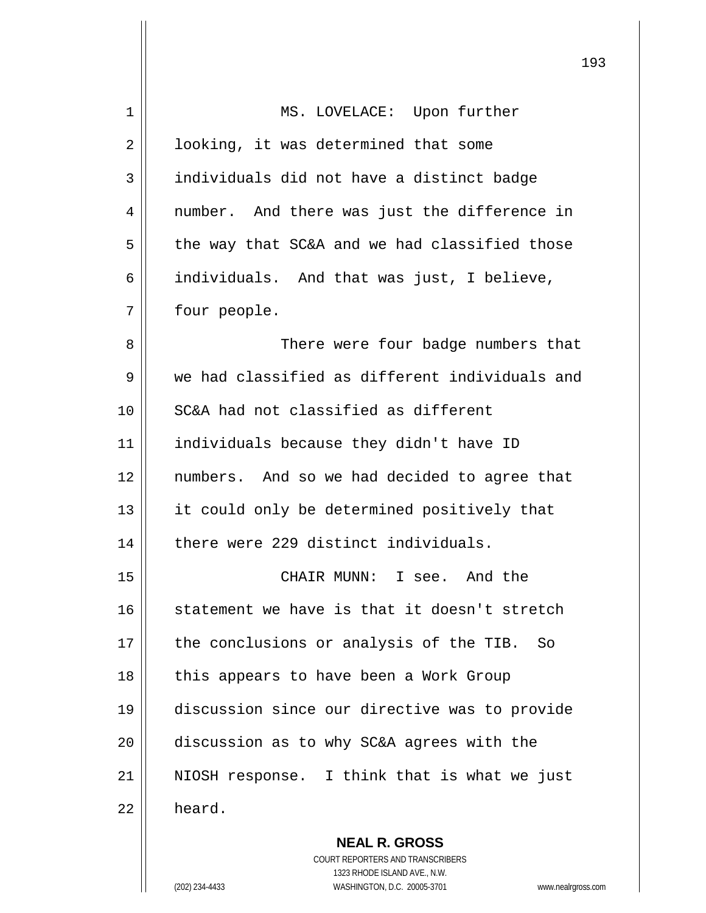MS. LOVELACE: Upon further looking, it was determined that some individuals did not have a distinct badge number. And there was just the difference in the way that SC&A and we had classified those individuals. And that was just, I believe, four people.

There were four badge numbers that we had classified as different individuals and SC&A had not classified as different individuals because they didn't have ID numbers. And so we had decided to agree that it could only be determined positively that there were 229 distinct individuals.

CHAIR MUNN: I see. And the statement we have is that it doesn't stretch the conclusions or analysis of the TIB. So this appears to have been a Work Group discussion since our directive was to provide discussion as to why SC&A agrees with the NIOSH response. I think that is what we just heard.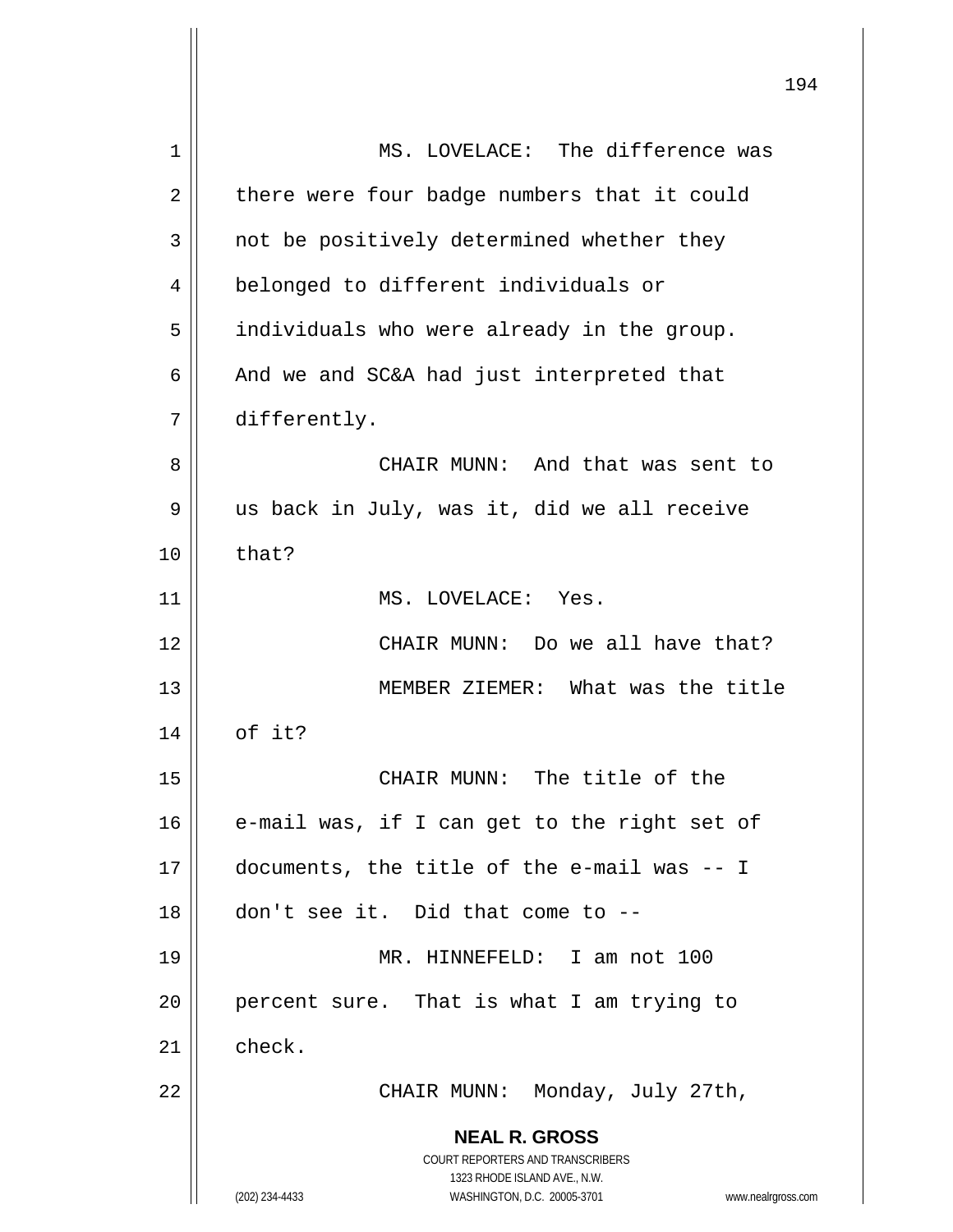MS. LOVELACE: The difference was there were four badge numbers that it could not be positively determined whether they belonged to different individuals or individuals who were already in the group. And we and SC&A had just interpreted that differently.

CHAIR MUNN: And that was sent to us back in July, was it, did we all receive that?

MS. LOVELACE: Yes.

CHAIR MUNN: Do we all have that?

MEMBER ZIEMER: What was the title of it?

CHAIR MUNN: The title of the e-mail was, if I can get to the right set of documents, the title of the e-mail was -- I don't see it. Did that come to --

MR. HINNEFELD: I am not 100 percent sure. That is what I am trying to check.

CHAIR MUNN: Monday, July 27th,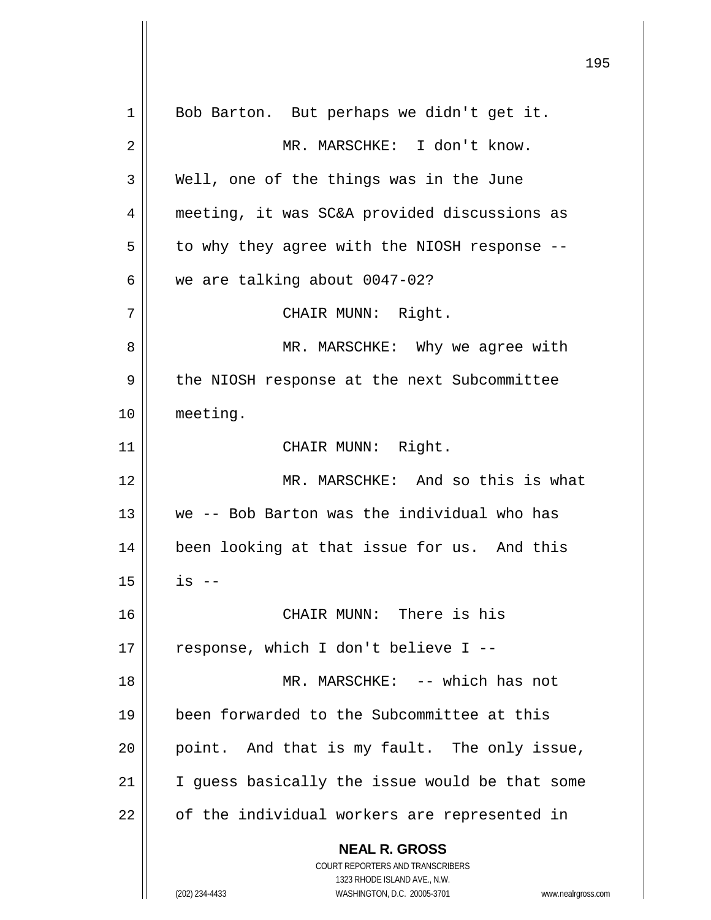Bob Barton. But perhaps we didn't get it.

MR. MARSCHKE: I don't know. Well, one of the things was in the June meeting, it was SC&A provided discussions as to why they agree with the NIOSH response -- we are talking about 0047-02?

CHAIR MUNN: Right.

MR. MARSCHKE: Why we agree with the NIOSH response at the next Subcommittee meeting.

CHAIR MUNN: Right.

MR. MARSCHKE: And so this is what we -- Bob Barton was the individual who has been looking at that issue for us. And this is --

CHAIR MUNN: There is his response, which I don't believe I --

MR. MARSCHKE: -- which has not been forwarded to the Subcommittee at this point. And that is my fault. The only issue, I guess basically the issue would be that some of the individual workers are represented in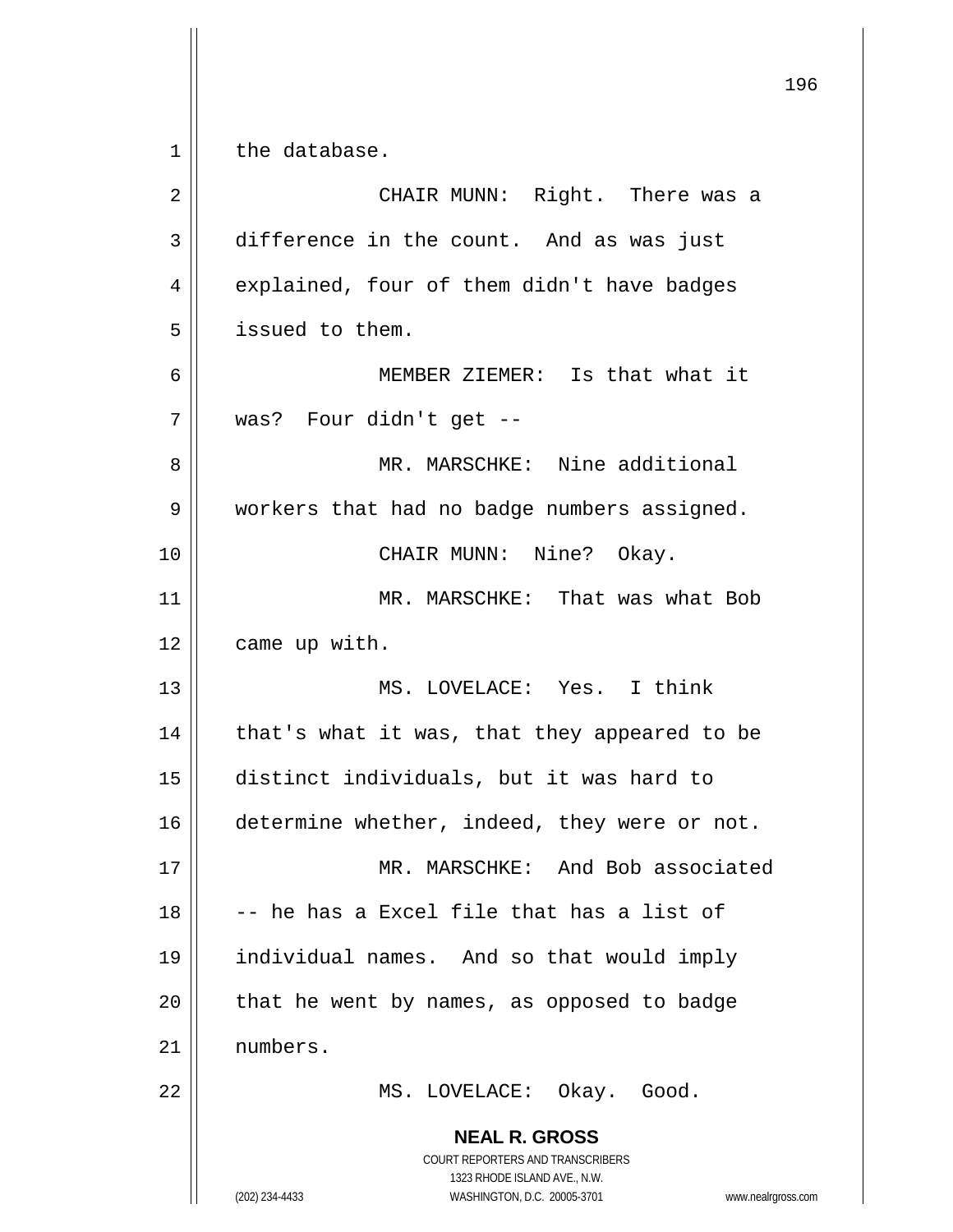the database.

CHAIR MUNN: Right. There was a difference in the count. And as was just explained, four of them didn't have badges issued to them.

MEMBER ZIEMER: Is that what it was? Four didn't get --

MR. MARSCHKE: Nine additional workers that had no badge numbers assigned.

CHAIR MUNN: Nine? Okay.

MR. MARSCHKE: That was what Bob came up with.

MS. LOVELACE: Yes. I think that's what it was, that they appeared to be distinct individuals, but it was hard to determine whether, indeed, they were or not.

MR. MARSCHKE: And Bob associated -- he has a Excel file that has a list of individual names. And so that would imply that he went by names, as opposed to badge numbers.

MS. LOVELACE: Okay. Good.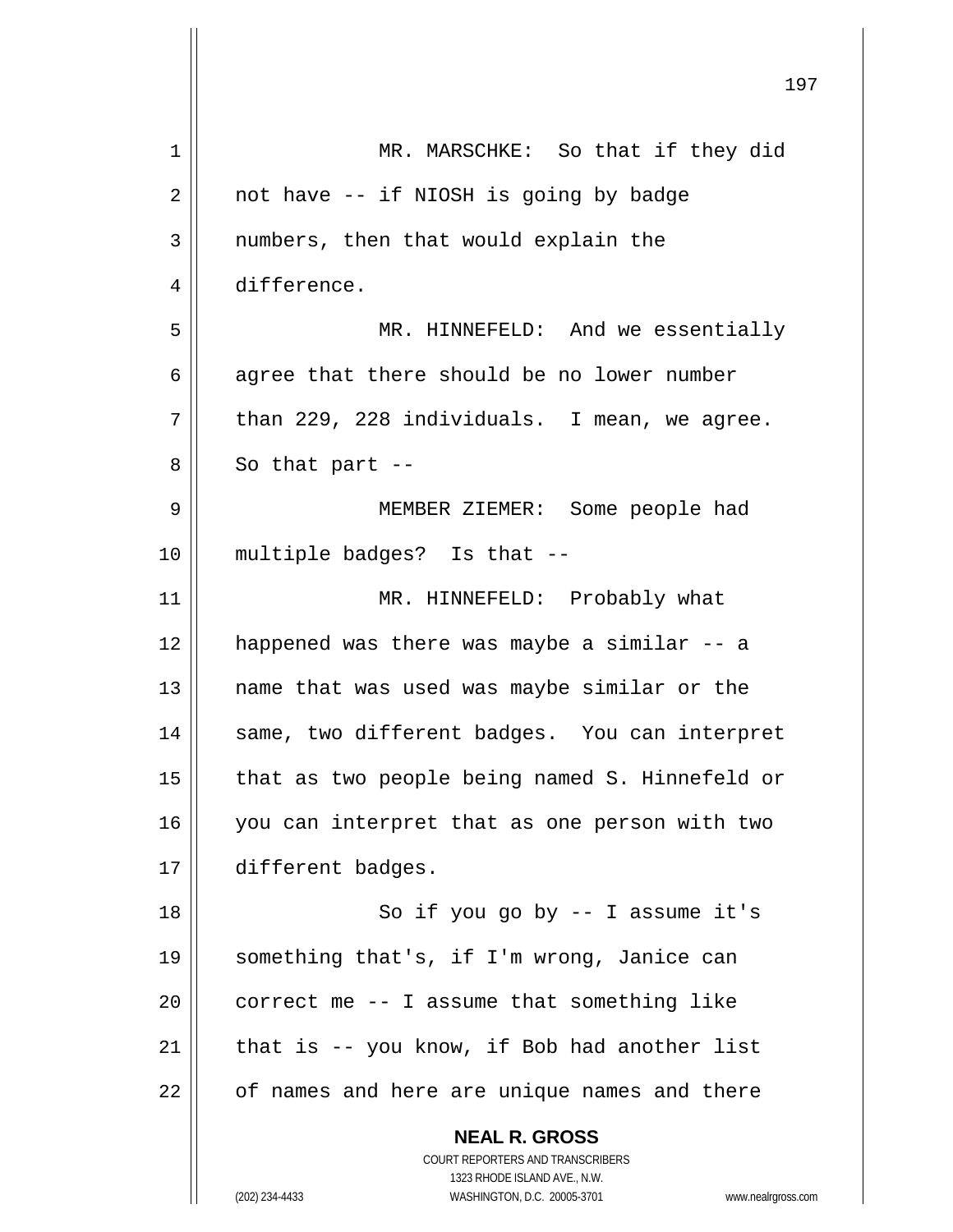MR. MARSCHKE: So that if they did not have -- if NIOSH is going by badge numbers, then that would explain the difference.

MR. HINNEFELD: And we essentially agree that there should be no lower number than 229, 228 individuals. I mean, we agree. So that part --

MEMBER ZIEMER: Some people had multiple badges? Is that --

MR. HINNEFELD: Probably what happened was there was maybe a similar -- a name that was used was maybe similar or the same, two different badges. You can interpret that as two people being named S. Hinnefeld or you can interpret that as one person with two different badges.

So if you go by -- I assume it's something that's, if I'm wrong, Janice can correct me -- I assume that something like that is -- you know, if Bob had another list of names and here are unique names and there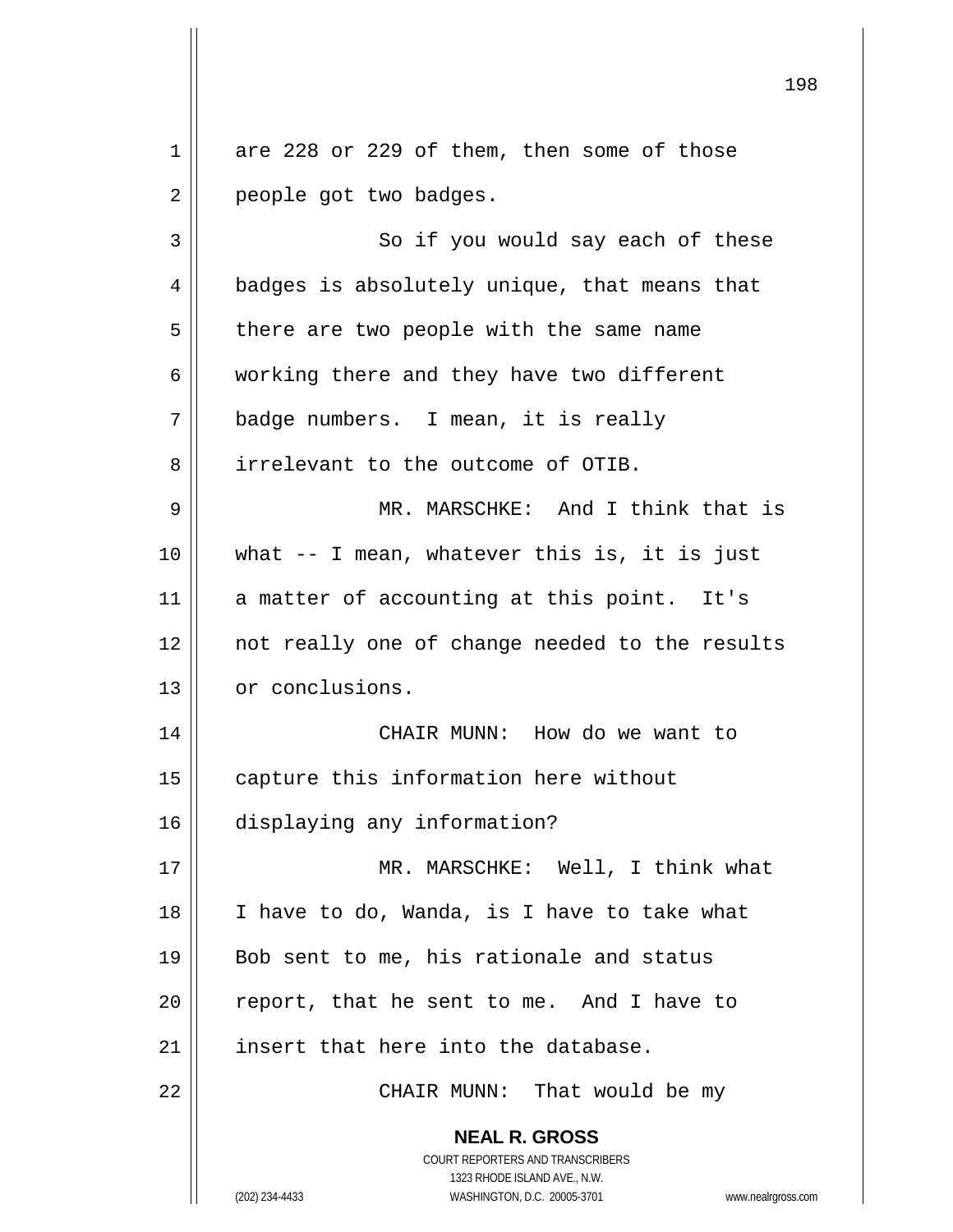are 228 or 229 of them, then some of those people got two badges.

So if you would say each of these badges is absolutely unique, that means that there are two people with the same name working there and they have two different badge numbers. I mean, it is really irrelevant to the outcome of OTIB.

MR. MARSCHKE: And I think that is what -- I mean, whatever this is, it is just a matter of accounting at this point. It's not really one of change needed to the results or conclusions.

CHAIR MUNN: How do we want to capture this information here without displaying any information?

MR. MARSCHKE: Well, I think what I have to do, Wanda, is I have to take what Bob sent to me, his rationale and status report, that he sent to me. And I have to insert that here into the database.

CHAIR MUNN: That would be my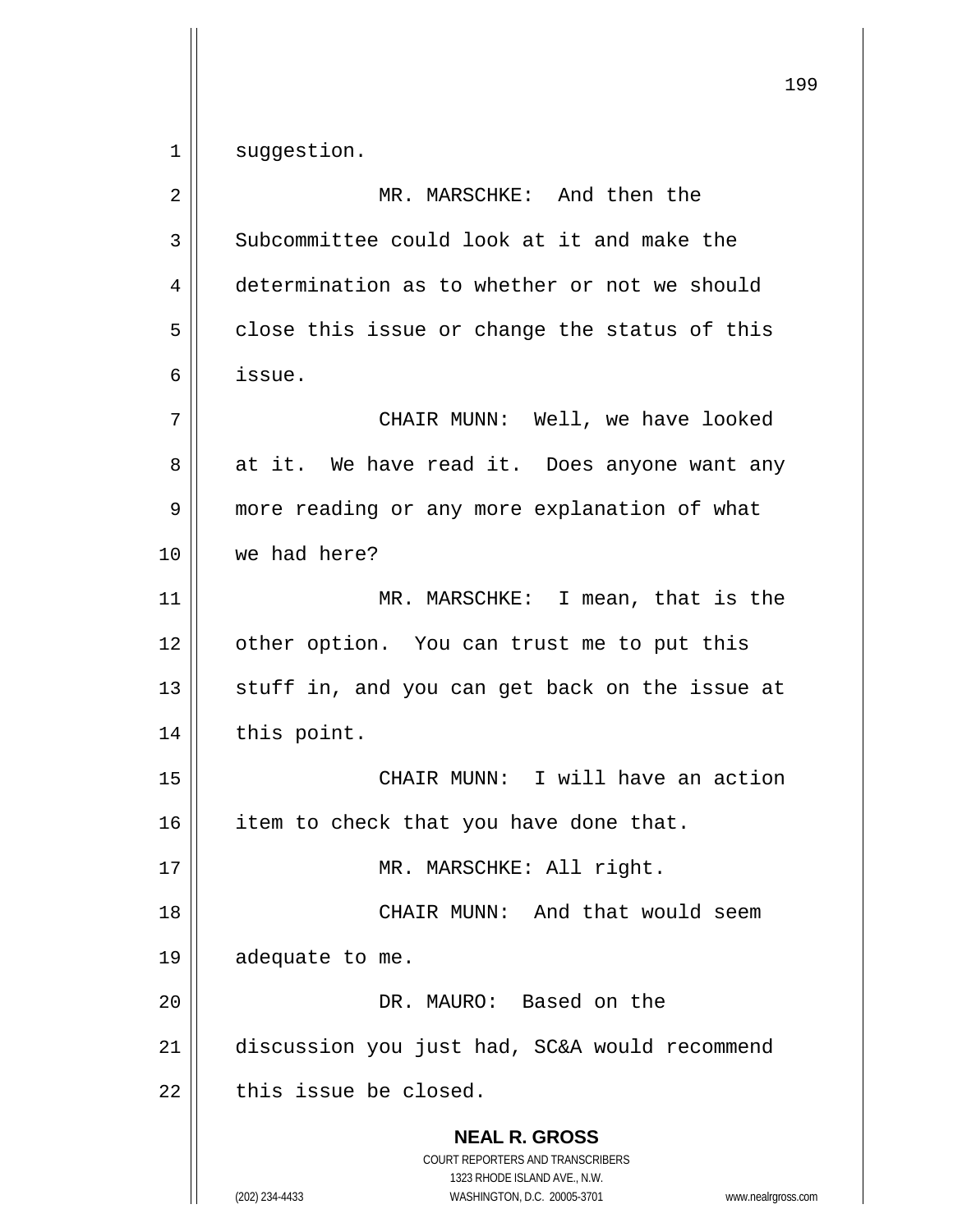suggestion.

MR. MARSCHKE: And then the Subcommittee could look at it and make the determination as to whether or not we should close this issue or change the status of this issue.

CHAIR MUNN: Well, we have looked at it. We have read it. Does anyone want any more reading or any more explanation of what we had here?

MR. MARSCHKE: I mean, that is the other option. You can trust me to put this stuff in, and you can get back on the issue at this point.

CHAIR MUNN: I will have an action item to check that you have done that.

MR. MARSCHKE: All right.

CHAIR MUNN: And that would seem adequate to me.

DR. MAURO: Based on the discussion you just had, SC&A would recommend this issue be closed.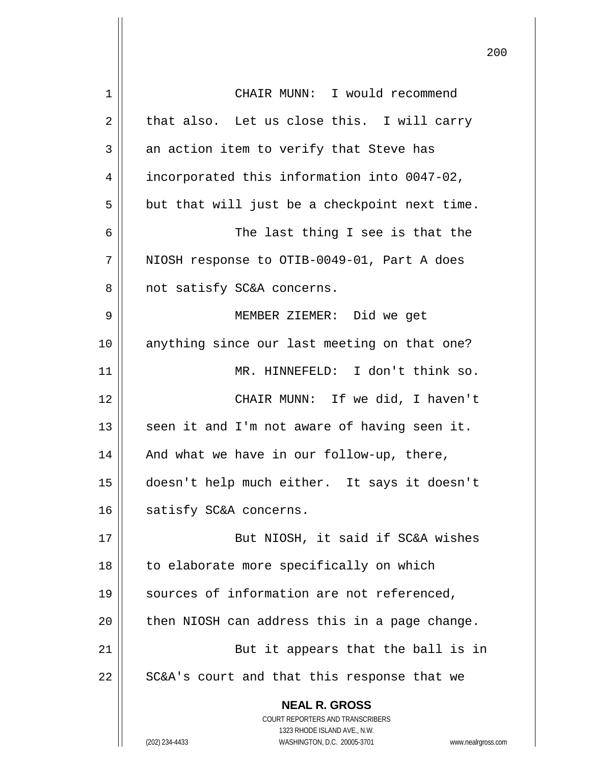CHAIR MUNN: I would recommend that also. Let us close this. I will carry an action item to verify that Steve has incorporated this information into 0047-02, but that will just be a checkpoint next time.

The last thing I see is that the NIOSH response to OTIB-0049-01, Part A does not satisfy SC&A concerns.

MEMBER ZIEMER: Did we get anything since our last meeting on that one?

MR. HINNEFELD: I don't think so.

CHAIR MUNN: If we did, I haven't seen it and I'm not aware of having seen it. And what we have in our follow-up, there, doesn't help much either. It says it doesn't satisfy SC&A concerns.

But NIOSH, it said if SC&A wishes to elaborate more specifically on which sources of information are not referenced, then NIOSH can address this in a page change.

But it appears that the ball is in SC&A's court and that this response that we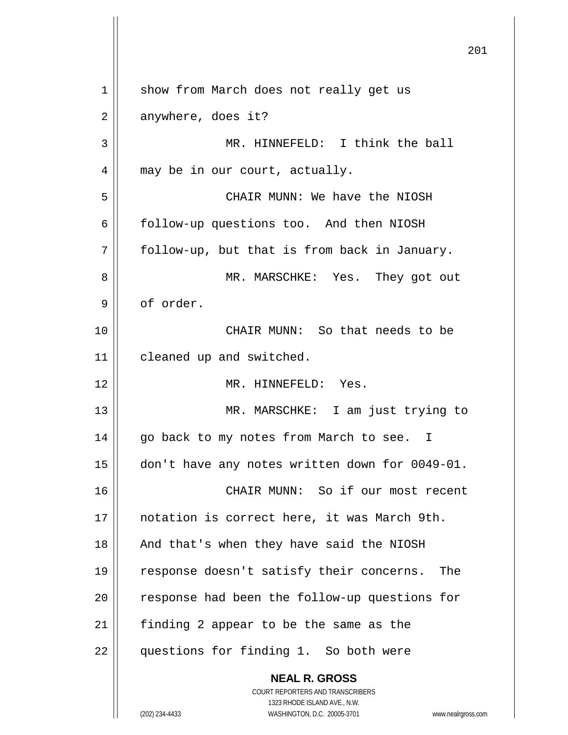show from March does not really get us anywhere, does it?

MR. HINNEFELD: I think the ball may be in our court, actually.

CHAIR MUNN: We have the NIOSH follow-up questions too. And then NIOSH follow-up, but that is from back in January.

MR. MARSCHKE: Yes. They got out of order.

CHAIR MUNN: So that needs to be cleaned up and switched.

MR. HINNEFELD: Yes.

MR. MARSCHKE: I am just trying to go back to my notes from March to see. I don't have any notes written down for 0049-01.

CHAIR MUNN: So if our most recent notation is correct here, it was March 9th. And that's when they have said the NIOSH response doesn't satisfy their concerns. The response had been the follow-up questions for finding 2 appear to be the same as the questions for finding 1. So both were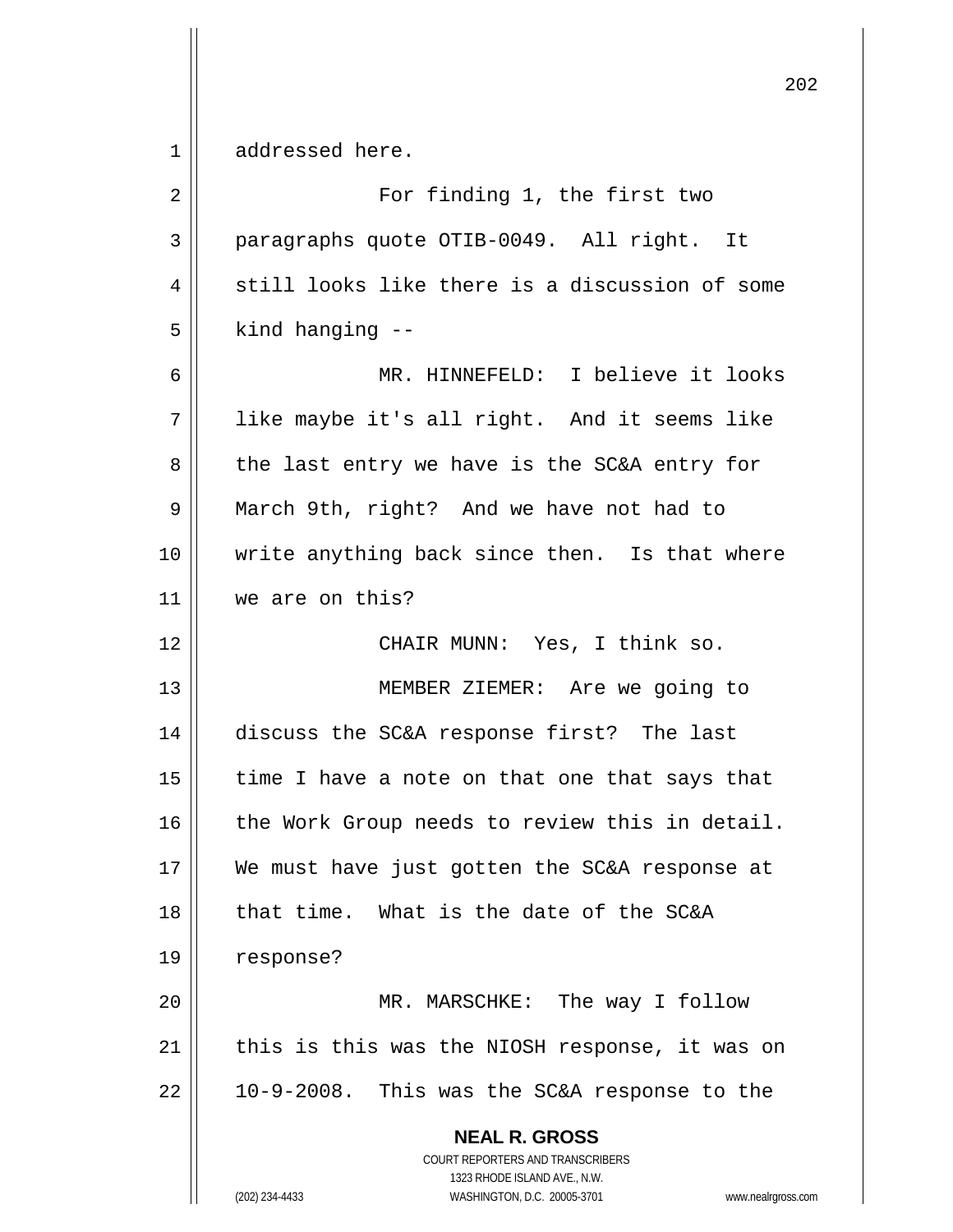addressed here.

For finding 1, the first two paragraphs quote OTIB-0049. All right. It still looks like there is a discussion of some kind hanging --

MR. HINNEFELD: I believe it looks like maybe it's all right. And it seems like the last entry we have is the SC&A entry for March 9th, right? And we have not had to write anything back since then. Is that where we are on this?

CHAIR MUNN: Yes, I think so.

MEMBER ZIEMER: Are we going to discuss the SC&A response first? The last time I have a note on that one that says that the Work Group needs to review this in detail. We must have just gotten the SC&A response at that time. What is the date of the SC&A response?

MR. MARSCHKE: The way I follow this is this was the NIOSH response, it was on 10-9-2008. This was the SC&A response to the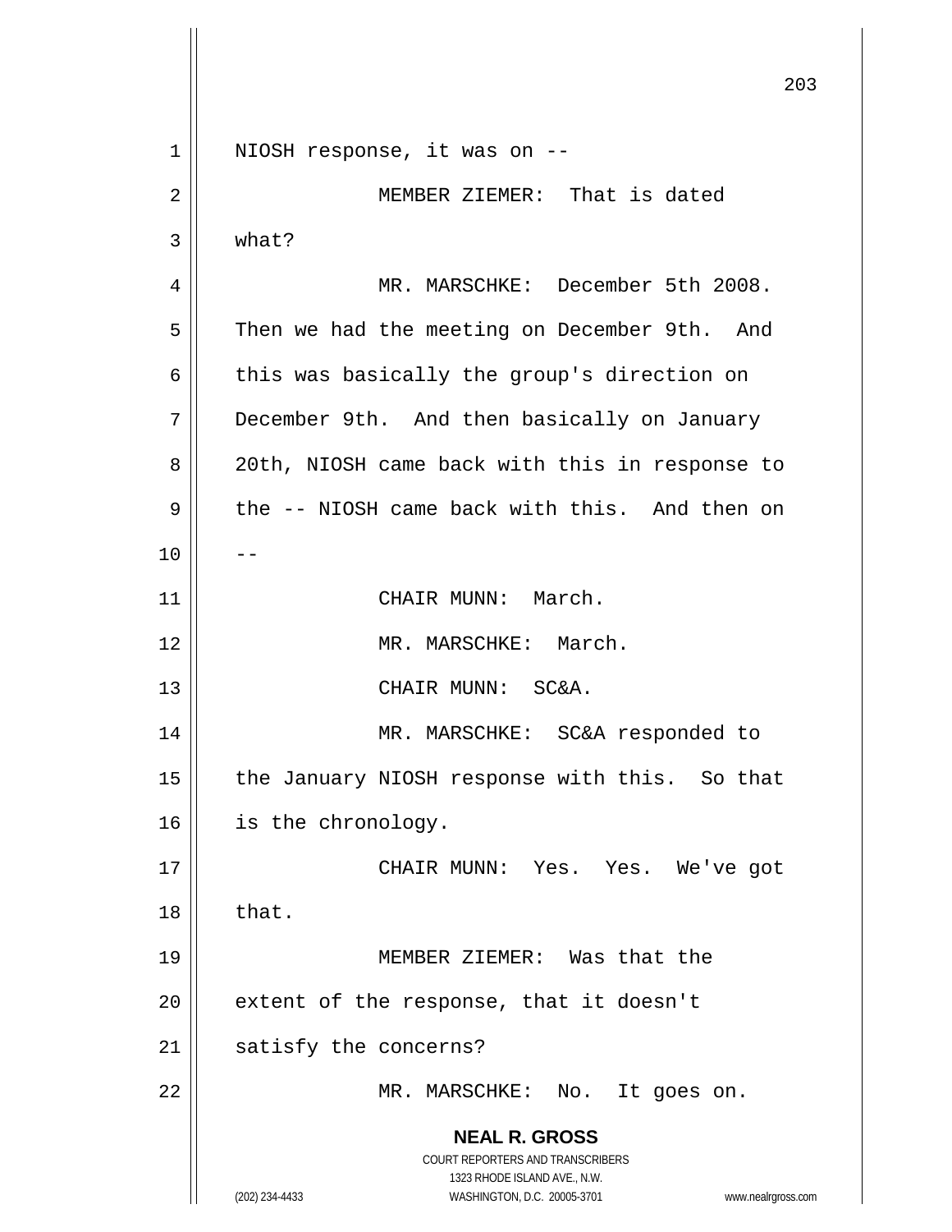NIOSH response, it was on --

MEMBER ZIEMER: That is dated what?

MR. MARSCHKE: December 5th 2008. Then we had the meeting on December 9th. And this was basically the group's direction on December 9th. And then basically on January 20th, NIOSH came back with this in response to the -- NIOSH came back with this. And then on --

CHAIR MUNN: March.

MR. MARSCHKE: March.

CHAIR MUNN: SC&A.

MR. MARSCHKE: SC&A responded to the January NIOSH response with this. So that is the chronology.

CHAIR MUNN: Yes. Yes. We've got that.

MEMBER ZIEMER: Was that the extent of the response, that it doesn't satisfy the concerns?

MR. MARSCHKE: No. It goes on.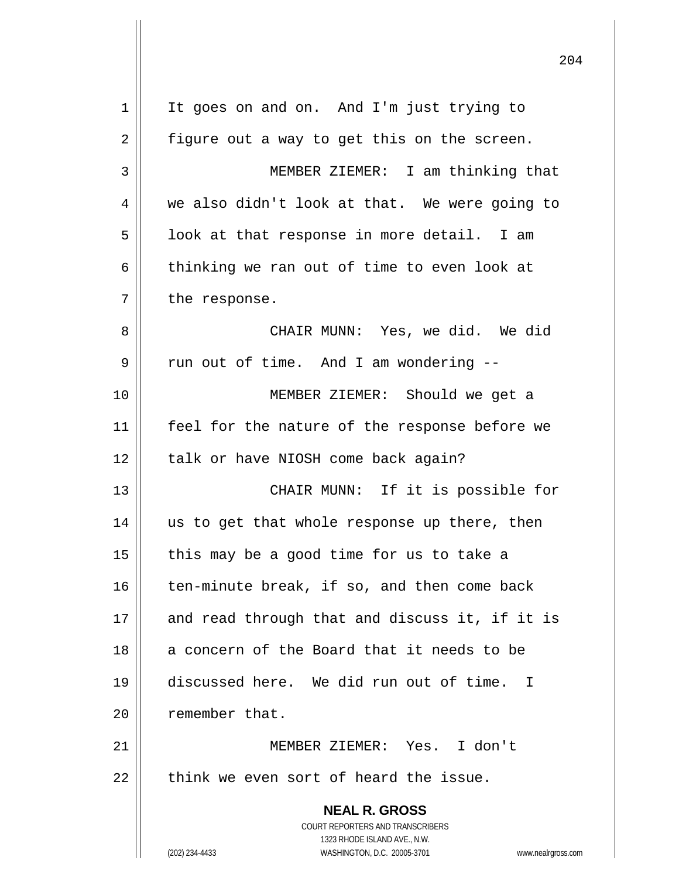It goes on and on. And I'm just trying to figure out a way to get this on the screen.

MEMBER ZIEMER: I am thinking that we also didn't look at that. We were going to look at that response in more detail. I am thinking we ran out of time to even look at the response.

CHAIR MUNN: Yes, we did. We did run out of time. And I am wondering --

MEMBER ZIEMER: Should we get a feel for the nature of the response before we talk or have NIOSH come back again?

CHAIR MUNN: If it is possible for us to get that whole response up there, then this may be a good time for us to take a ten-minute break, if so, and then come back and read through that and discuss it, if it is a concern of the Board that it needs to be discussed here. We did run out of time. I remember that.

MEMBER ZIEMER: Yes. I don't think we even sort of heard the issue.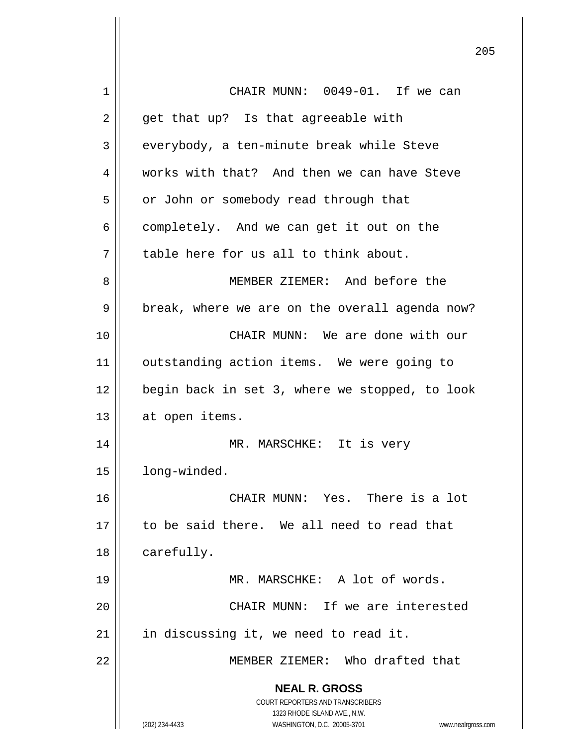CHAIR MUNN: 0049-01. If we can get that up? Is that agreeable with everybody, a ten-minute break while Steve works with that? And then we can have Steve or John or somebody read through that completely. And we can get it out on the table here for us all to think about.

MEMBER ZIEMER: And before the break, where we are on the overall agenda now?

CHAIR MUNN: We are done with our outstanding action items. We were going to begin back in set 3, where we stopped, to look at open items.

MR. MARSCHKE: It is very long-winded.

CHAIR MUNN: Yes. There is a lot to be said there. We all need to read that carefully.

MR. MARSCHKE: A lot of words.

CHAIR MUNN: If we are interested in discussing it, we need to read it.

MEMBER ZIEMER: Who drafted that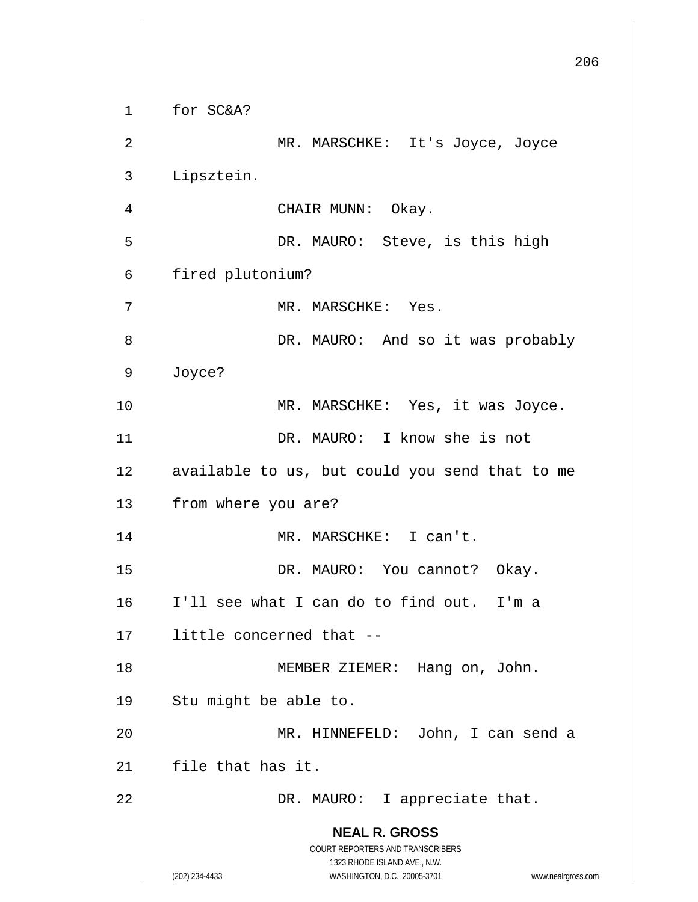for SC&A?

MR. MARSCHKE: It's Joyce, Joyce Lipsztein.

CHAIR MUNN: Okay.

DR. MAURO: Steve, is this high fired plutonium?

MR. MARSCHKE: Yes.

DR. MAURO: And so it was probably Joyce?

MR. MARSCHKE: Yes, it was Joyce.

DR. MAURO: I know she is not available to us, but could you send that to me from where you are?

MR. MARSCHKE: I can't.

DR. MAURO: You cannot? Okay. I'll see what I can do to find out. I'm a little concerned that --

MEMBER ZIEMER: Hang on, John. Stu might be able to.

MR. HINNEFELD: John, I can send a file that has it.

DR. MAURO: I appreciate that.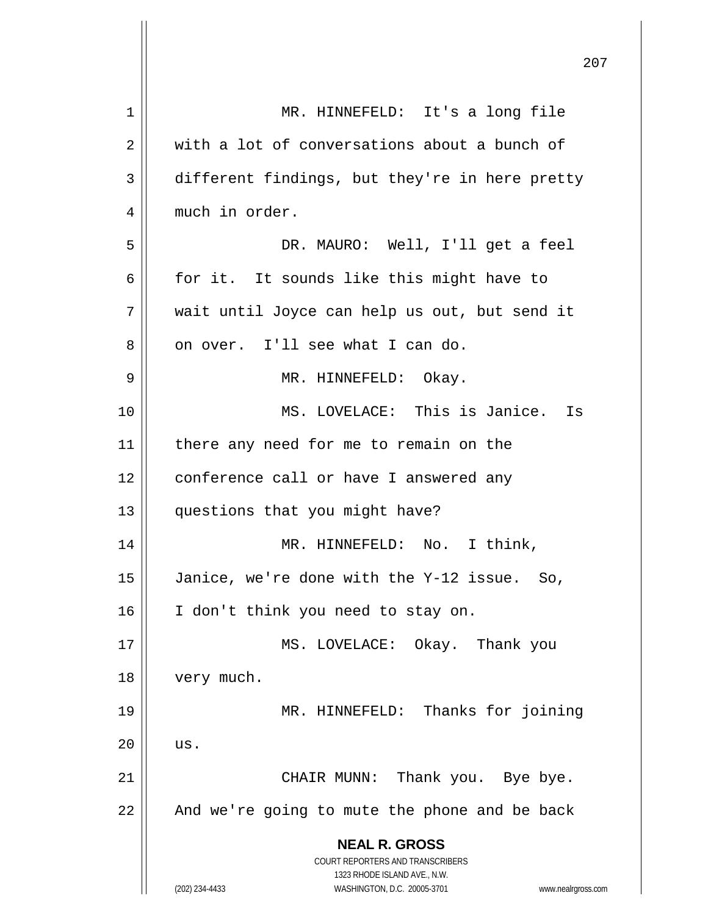MR. HINNEFELD: It's a long file with a lot of conversations about a bunch of different findings, but they're in here pretty much in order.

DR. MAURO: Well, I'll get a feel for it. It sounds like this might have to wait until Joyce can help us out, but send it on over. I'll see what I can do.

MR. HINNEFELD: Okay.

MS. LOVELACE: This is Janice. Is there any need for me to remain on the conference call or have I answered any questions that you might have?

MR. HINNEFELD: No. I think, Janice, we're done with the Y-12 issue. So, I don't think you need to stay on.

MS. LOVELACE: Okay. Thank you very much.

MR. HINNEFELD: Thanks for joining us.

CHAIR MUNN: Thank you. Bye bye. And we're going to mute the phone and be back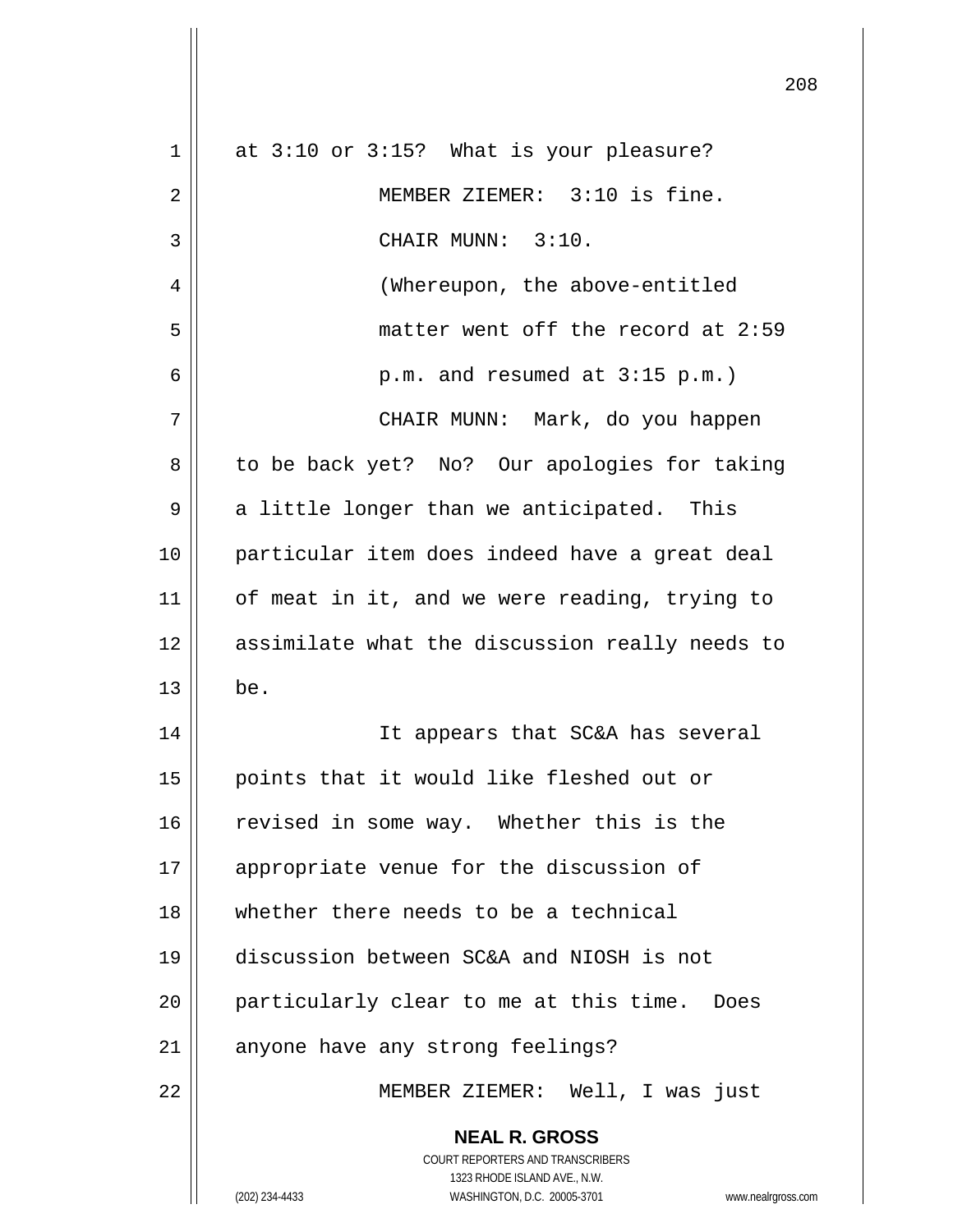at 3:10 or 3:15? What is your pleasure?

MEMBER ZIEMER: 3:10 is fine.

CHAIR MUNN: 3:10.

(Whereupon, the above-entitled matter went off the record at 2:59 p.m. and resumed at 3:15 p.m.)

CHAIR MUNN: Mark, do you happen to be back yet? No? Our apologies for taking a little longer than we anticipated. This particular item does indeed have a great deal of meat in it, and we were reading, trying to assimilate what the discussion really needs to be.

It appears that SC&A has several points that it would like fleshed out or revised in some way. Whether this is the appropriate venue for the discussion of whether there needs to be a technical discussion between SC&A and NIOSH is not particularly clear to me at this time. Does anyone have any strong feelings?

MEMBER ZIEMER: Well, I was just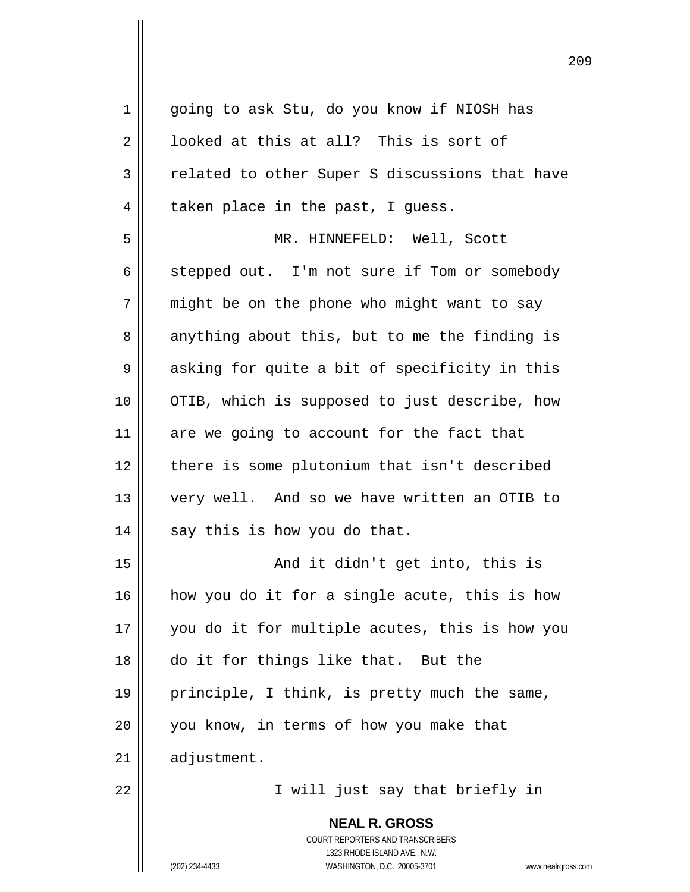going to ask Stu, do you know if NIOSH has looked at this at all? This is sort of related to other Super S discussions that have taken place in the past, I guess.

MR. HINNEFELD: Well, Scott stepped out. I'm not sure if Tom or somebody might be on the phone who might want to say anything about this, but to me the finding is asking for quite a bit of specificity in this OTIB, which is supposed to just describe, how are we going to account for the fact that there is some plutonium that isn't described very well. And so we have written an OTIB to say this is how you do that.

And it didn't get into, this is how you do it for a single acute, this is how you do it for multiple acutes, this is how you do it for things like that. But the principle, I think, is pretty much the same, you know, in terms of how you make that adjustment.

I will just say that briefly in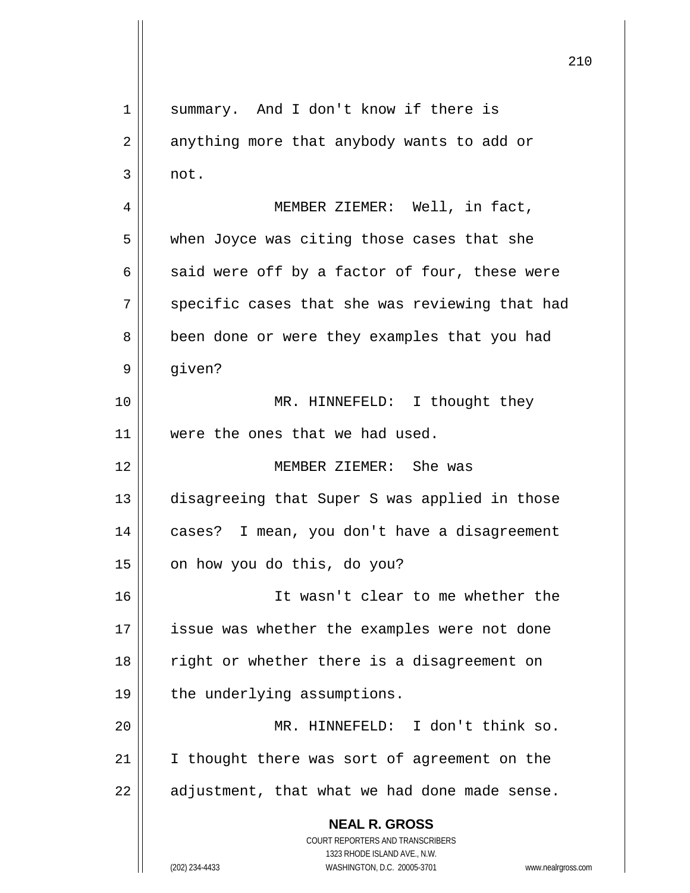summary. And I don't know if there is anything more that anybody wants to add or not.

MEMBER ZIEMER: Well, in fact, when Joyce was citing those cases that she said were off by a factor of four, these were specific cases that she was reviewing that had been done or were they examples that you had given?

MR. HINNEFELD: I thought they were the ones that we had used.

MEMBER ZIEMER: She was disagreeing that Super S was applied in those cases? I mean, you don't have a disagreement on how you do this, do you?

It wasn't clear to me whether the issue was whether the examples were not done right or whether there is a disagreement on the underlying assumptions.

MR. HINNEFELD: I don't think so. I thought there was sort of agreement on the adjustment, that what we had done made sense.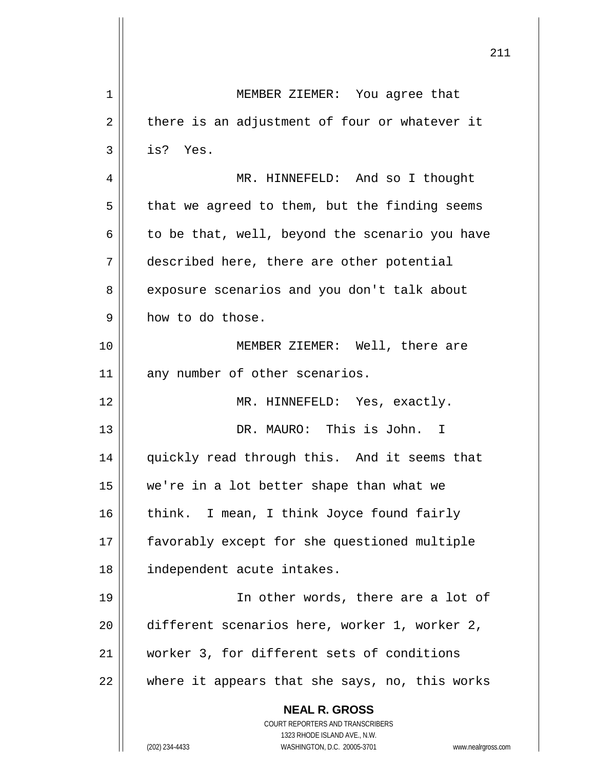MEMBER ZIEMER: You agree that there is an adjustment of four or whatever it is? Yes.

MR. HINNEFELD: And so I thought that we agreed to them, but the finding seems to be that, well, beyond the scenario you have described here, there are other potential exposure scenarios and you don't talk about how to do those.

MEMBER ZIEMER: Well, there are any number of other scenarios.

MR. HINNEFELD: Yes, exactly.

DR. MAURO: This is John. I quickly read through this. And it seems that we're in a lot better shape than what we think. I mean, I think Joyce found fairly favorably except for she questioned multiple independent acute intakes.

In other words, there are a lot of different scenarios here, worker 1, worker 2, worker 3, for different sets of conditions where it appears that she says, no, this works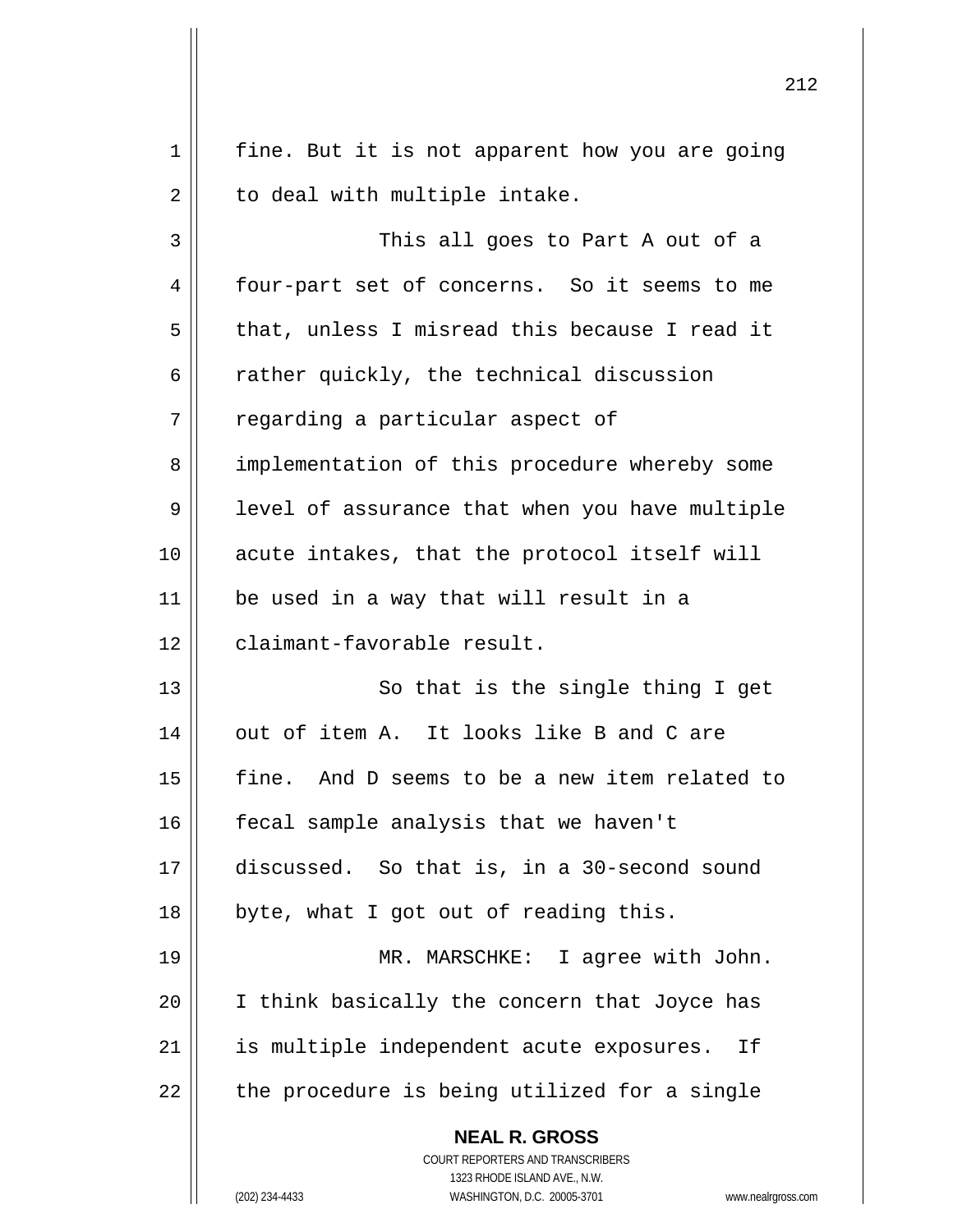fine. But it is not apparent how you are going to deal with multiple intake.

This all goes to Part A out of a four-part set of concerns. So it seems to me that, unless I misread this because I read it rather quickly, the technical discussion regarding a particular aspect of implementation of this procedure whereby some level of assurance that when you have multiple acute intakes, that the protocol itself will be used in a way that will result in a claimant-favorable result.

So that is the single thing I get out of item A. It looks like B and C are fine. And D seems to be a new item related to fecal sample analysis that we haven't discussed. So that is, in a 30-second sound byte, what I got out of reading this.

MR. MARSCHKE: I agree with John. I think basically the concern that Joyce has is multiple independent acute exposures. If the procedure is being utilized for a single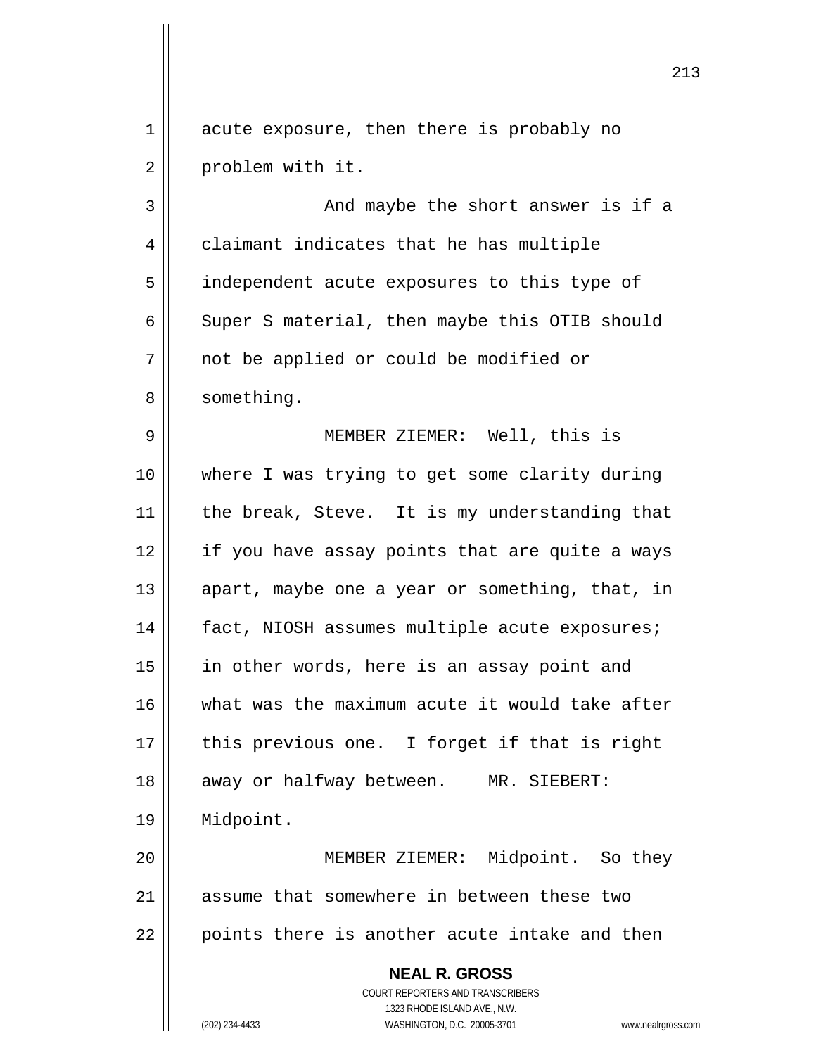acute exposure, then there is probably no problem with it.

And maybe the short answer is if a claimant indicates that he has multiple independent acute exposures to this type of Super S material, then maybe this OTIB should not be applied or could be modified or something.

MEMBER ZIEMER: Well, this is where I was trying to get some clarity during the break, Steve. It is my understanding that if you have assay points that are quite a ways apart, maybe one a year or something, that, in fact, NIOSH assumes multiple acute exposures; in other words, here is an assay point and what was the maximum acute it would take after this previous one. I forget if that is right away or halfway between.

MR. SIEBERT: Midpoint.

MEMBER ZIEMER: Midpoint. So they assume that somewhere in between these two points there is another acute intake and then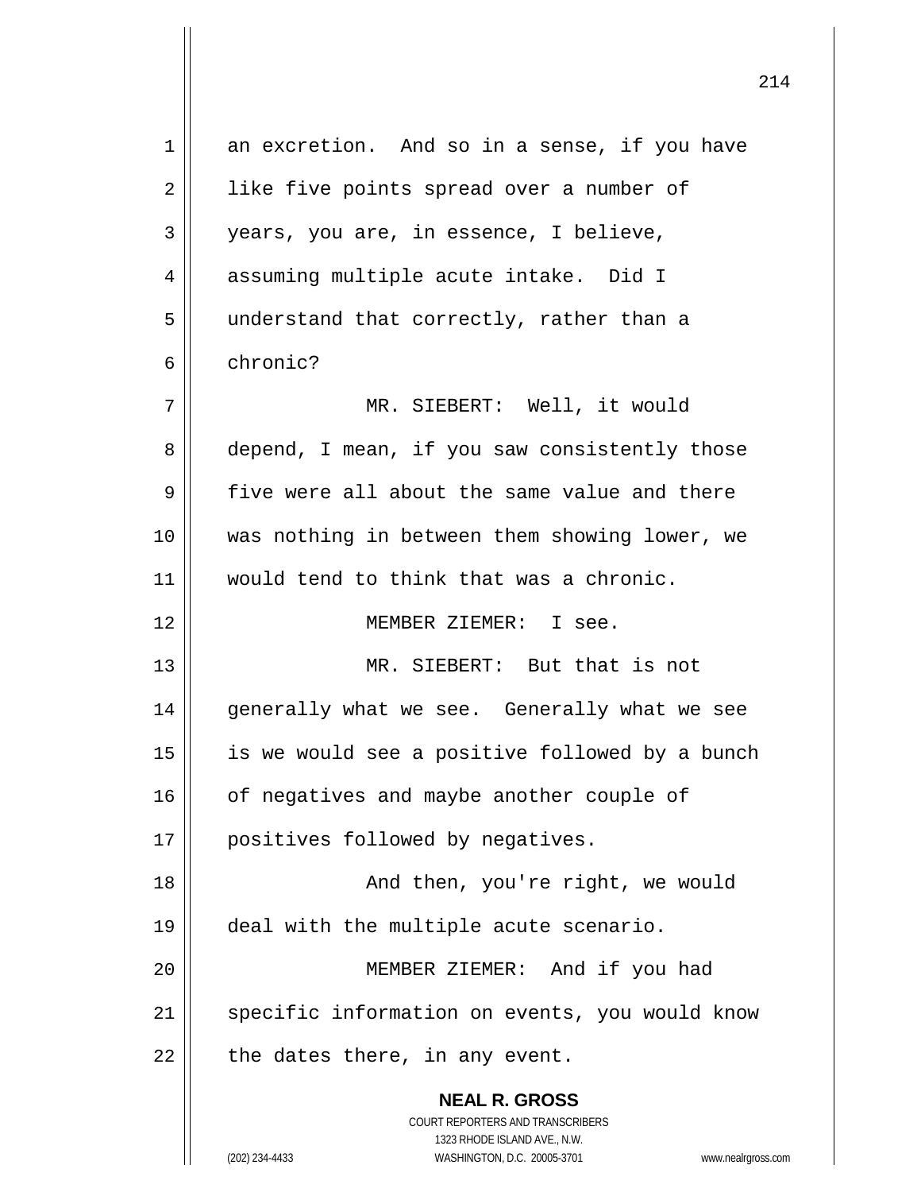an excretion. And so in a sense, if you have like five points spread over a number of years, you are, in essence, I believe, assuming multiple acute intake. Did I understand that correctly, rather than a chronic?

MR. SIEBERT: Well, it would depend, I mean, if you saw consistently those five were all about the same value and there was nothing in between them showing lower, we would tend to think that was a chronic.

MEMBER ZIEMER: I see.

MR. SIEBERT: But that is not generally what we see. Generally what we see is we would see a positive followed by a bunch of negatives and maybe another couple of positives followed by negatives.

And then, you're right, we would deal with the multiple acute scenario.

MEMBER ZIEMER: And if you had specific information on events, you would know the dates there, in any event.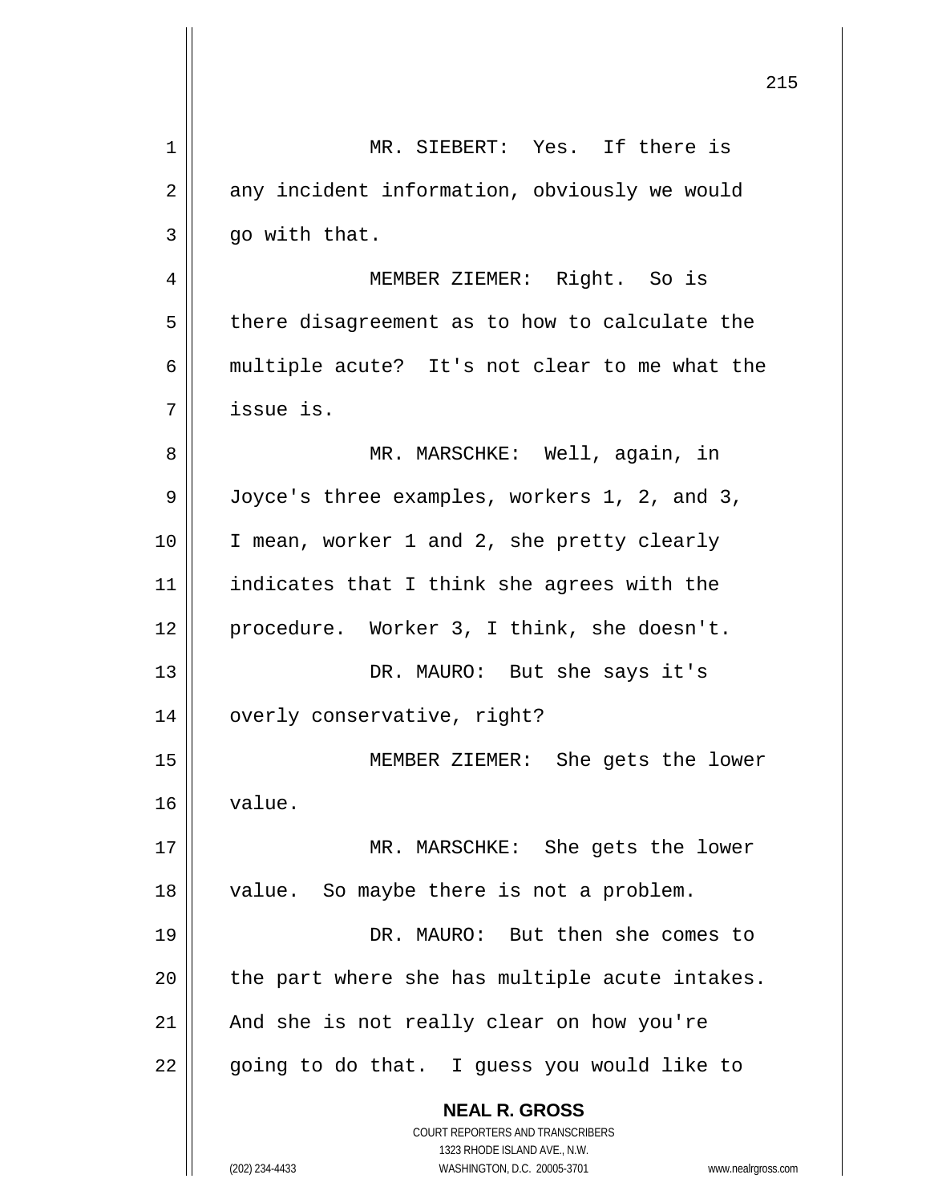MR. SIEBERT: Yes. If there is any incident information, obviously we would go with that.

MEMBER ZIEMER: Right. So is there disagreement as to how to calculate the multiple acute? It's not clear to me what the issue is.

MR. MARSCHKE: Well, again, in Joyce's three examples, workers 1, 2, and 3, I mean, worker 1 and 2, she pretty clearly indicates that I think she agrees with the procedure. Worker 3, I think, she doesn't.

DR. MAURO: But she says it's overly conservative, right?

MEMBER ZIEMER: She gets the lower value.

MR. MARSCHKE: She gets the lower value. So maybe there is not a problem.

DR. MAURO: But then she comes to the part where she has multiple acute intakes. And she is not really clear on how you're going to do that. I guess you would like to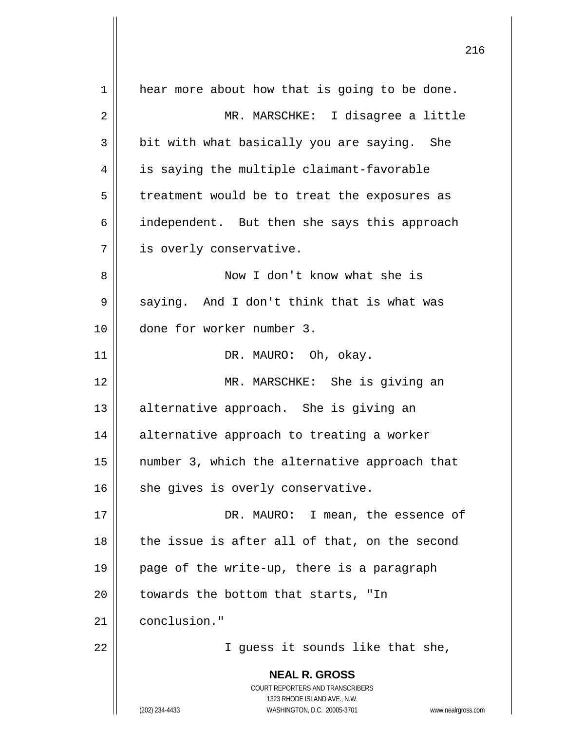hear more about how that is going to be done.

MR. MARSCHKE: I disagree a little bit with what basically you are saying. She is saying the multiple claimant-favorable treatment would be to treat the exposures as independent. But then she says this approach is overly conservative.

Now I don't know what she is saying. And I don't think that is what was done for worker number 3.

DR. MAURO: Oh, okay.

MR. MARSCHKE: She is giving an alternative approach. She is giving an alternative approach to treating a worker number 3, which the alternative approach that she gives is overly conservative.

DR. MAURO: I mean, the essence of the issue is after all of that, on the second page of the write-up, there is a paragraph towards the bottom that starts, "In conclusion."

I guess it sounds like that she,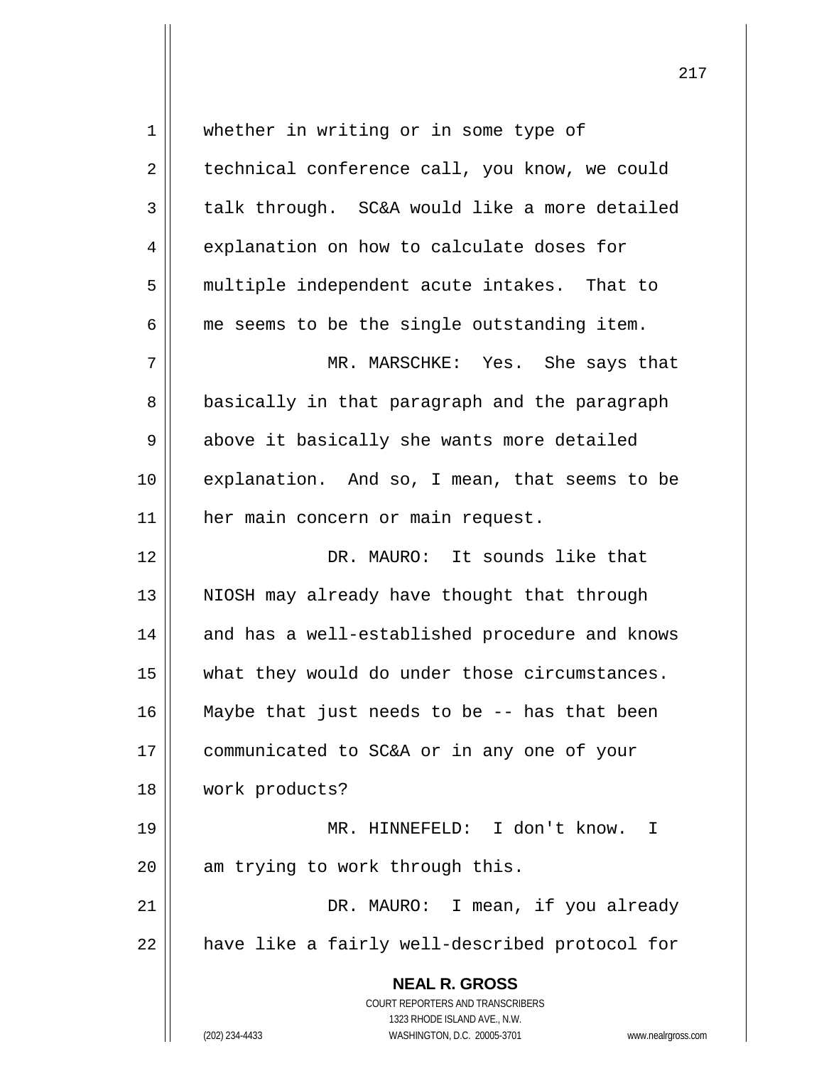whether in writing or in some type of technical conference call, you know, we could talk through. SC&A would like a more detailed explanation on how to calculate doses for multiple independent acute intakes. That to me seems to be the single outstanding item.

MR. MARSCHKE: Yes. She says that basically in that paragraph and the paragraph above it basically she wants more detailed explanation. And so, I mean, that seems to be her main concern or main request.

DR. MAURO: It sounds like that NIOSH may already have thought that through and has a well-established procedure and knows what they would do under those circumstances. Maybe that just needs to be -- has that been communicated to SC&A or in any one of your work products?

MR. HINNEFELD: I don't know. I am trying to work through this.

DR. MAURO: I mean, if you already have like a fairly well-described protocol for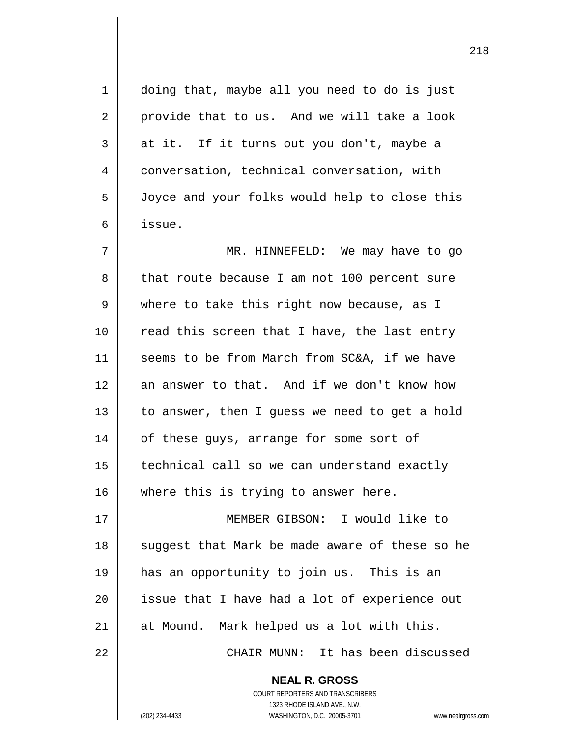doing that, maybe all you need to do is just provide that to us. And we will take a look at it. If it turns out you don't, maybe a conversation, technical conversation, with Joyce and your folks would help to close this issue.

MR. HINNEFELD: We may have to go that route because I am not 100 percent sure where to take this right now because, as I read this screen that I have, the last entry seems to be from March from SC&A, if we have an answer to that. And if we don't know how to answer, then I guess we need to get a hold of these guys, arrange for some sort of technical call so we can understand exactly where this is trying to answer here.

MEMBER GIBSON: I would like to suggest that Mark be made aware of these so he has an opportunity to join us. This is an issue that I have had a lot of experience out at Mound. Mark helped us a lot with this.

CHAIR MUNN: It has been discussed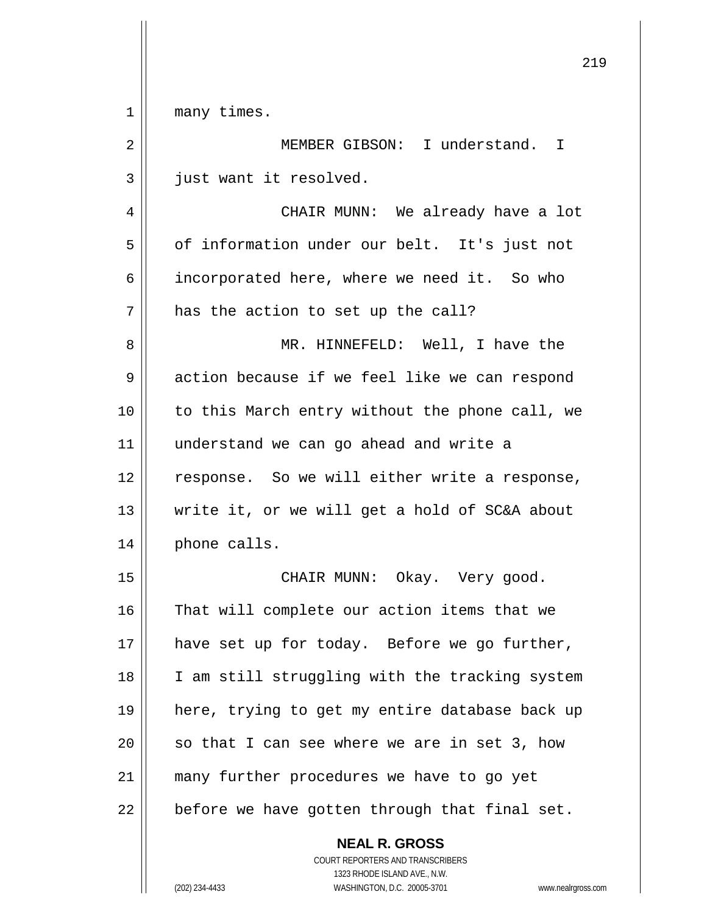many times.

MEMBER GIBSON: I understand. I just want it resolved.

CHAIR MUNN: We already have a lot of information under our belt. It's just not incorporated here, where we need it. So who has the action to set up the call?

MR. HINNEFELD: Well, I have the action because if we feel like we can respond to this March entry without the phone call, we understand we can go ahead and write a response. So we will either write a response, write it, or we will get a hold of SC&A about phone calls.

CHAIR MUNN: Okay. Very good. That will complete our action items that we have set up for today. Before we go further, I am still struggling with the tracking system here, trying to get my entire database back up so that I can see where we are in set 3, how many further procedures we have to go yet before we have gotten through that final set.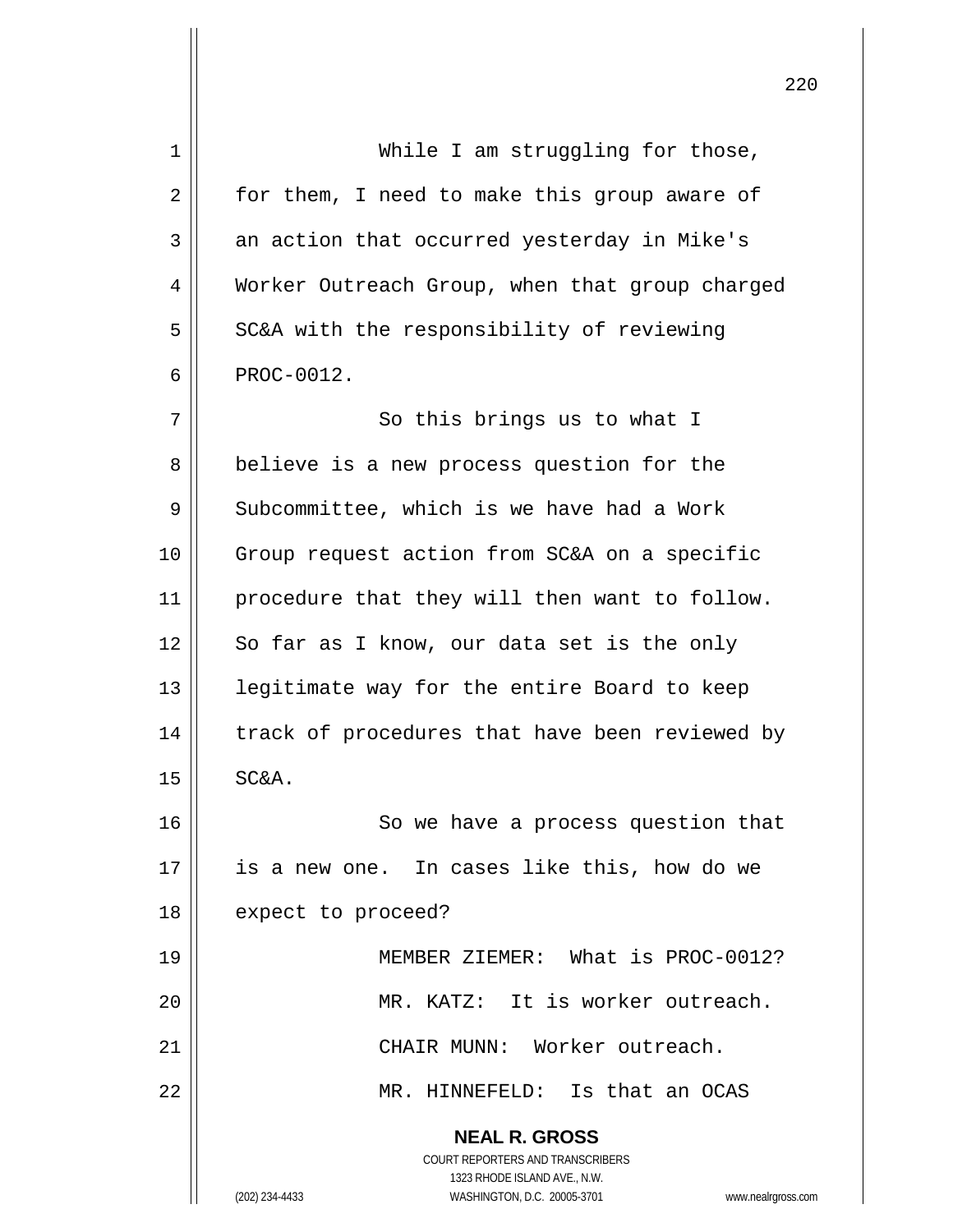While I am struggling for those, for them, I need to make this group aware of an action that occurred yesterday in Mike's Worker Outreach Group, when that group charged SC&A with the responsibility of reviewing PROC-0012.

So this brings us to what I believe is a new process question for the Subcommittee, which is we have had a Work Group request action from SC&A on a specific procedure that they will then want to follow. So far as I know, our data set is the only legitimate way for the entire Board to keep track of procedures that have been reviewed by SC&A.

So we have a process question that is a new one. In cases like this, how do we expect to proceed?

MEMBER ZIEMER: What is PROC-0012?

MR. KATZ: It is worker outreach.

CHAIR MUNN: Worker outreach.

MR. HINNEFELD: Is that an OCAS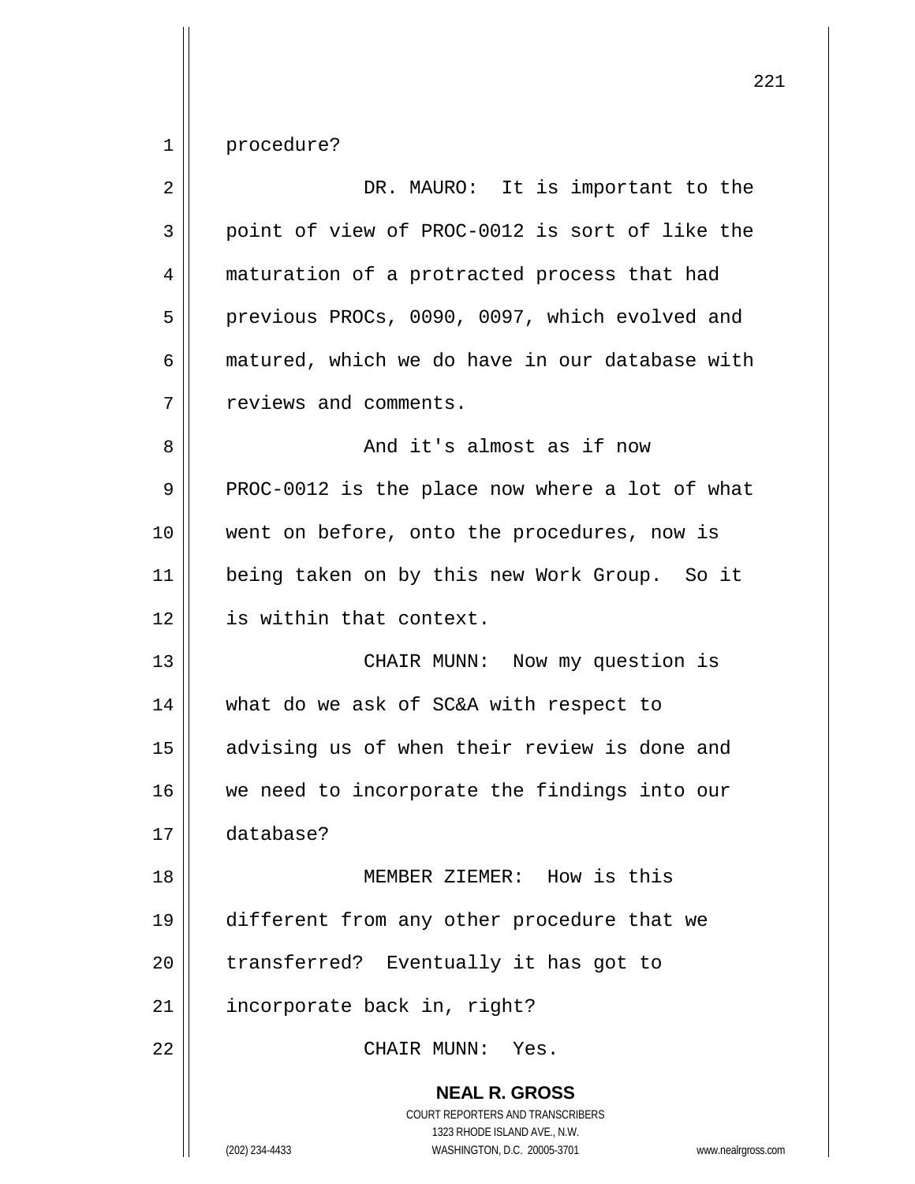procedure?

DR. MAURO: It is important to the point of view of PROC-0012 is sort of like the maturation of a protracted process that had previous PROCs, 0090, 0097, which evolved and matured, which we do have in our database with reviews and comments.

And it's almost as if now PROC-0012 is the place now where a lot of what went on before, onto the procedures, now is being taken on by this new Work Group. So it is within that context.

CHAIR MUNN: Now my question is what do we ask of SC&A with respect to advising us of when their review is done and we need to incorporate the findings into our database?

MEMBER ZIEMER: How is this different from any other procedure that we transferred? Eventually it has got to incorporate back in, right?

CHAIR MUNN: Yes.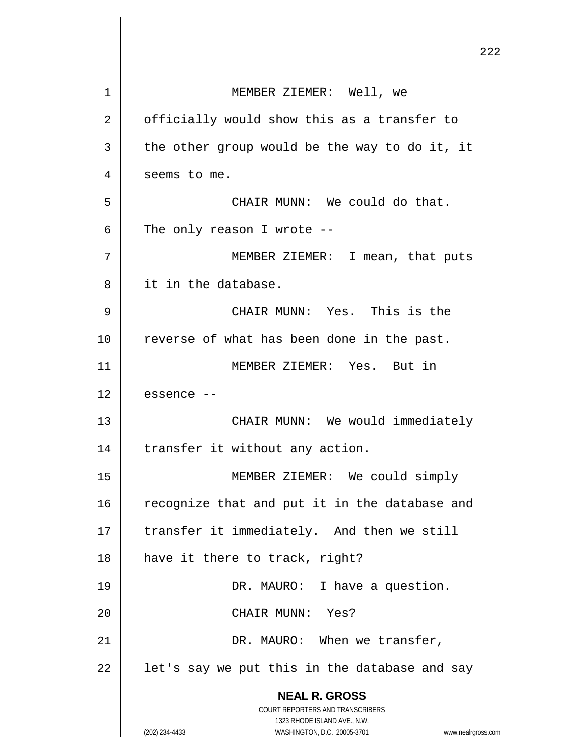MEMBER ZIEMER: Well, we officially would show this as a transfer to the other group would be the way to do it, it seems to me.

CHAIR MUNN: We could do that. The only reason I wrote --

MEMBER ZIEMER: I mean, that puts it in the database.

CHAIR MUNN: Yes. This is the reverse of what has been done in the past.

MEMBER ZIEMER: Yes. But in essence --

CHAIR MUNN: We would immediately transfer it without any action.

MEMBER ZIEMER: We could simply recognize that and put it in the database and transfer it immediately. And then we still have it there to track, right?

DR. MAURO: I have a question.

CHAIR MUNN: Yes?

DR. MAURO: When we transfer, let's say we put this in the database and say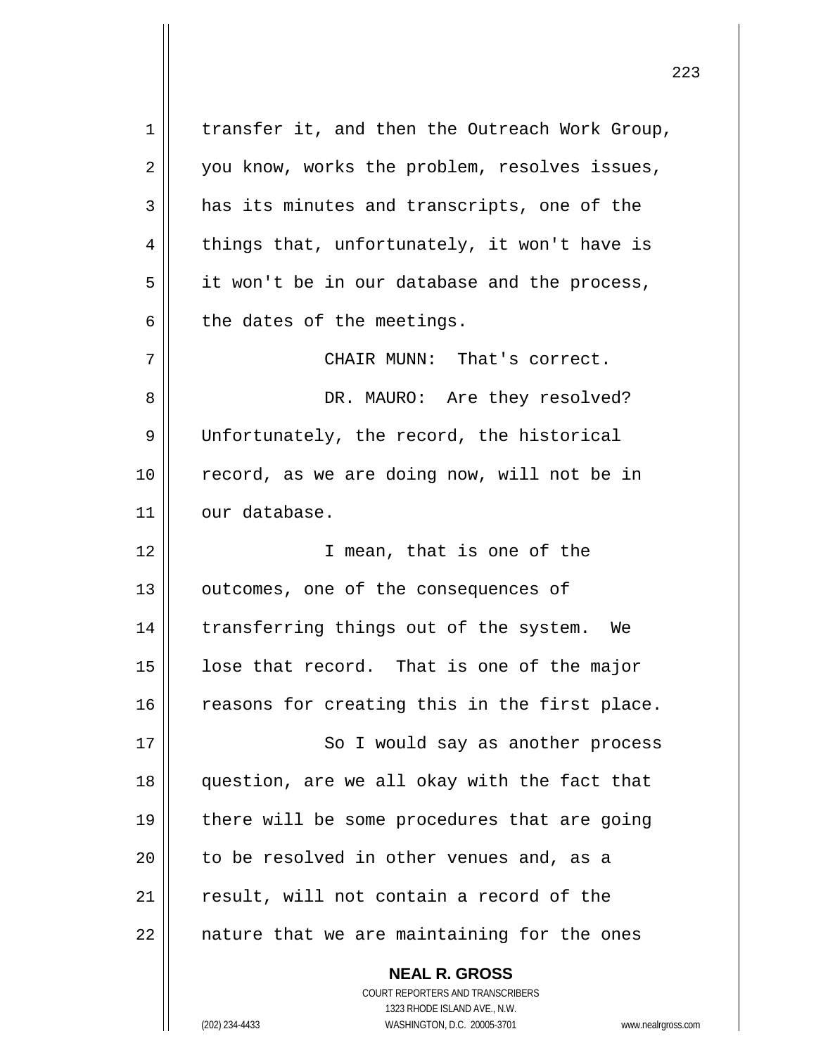transfer it, and then the Outreach Work Group, you know, works the problem, resolves issues, has its minutes and transcripts, one of the things that, unfortunately, it won't have is it won't be in our database and the process, the dates of the meetings.

CHAIR MUNN: That's correct.

DR. MAURO: Are they resolved? Unfortunately, the record, the historical record, as we are doing now, will not be in our database.

I mean, that is one of the outcomes, one of the consequences of transferring things out of the system. We lose that record. That is one of the major reasons for creating this in the first place.

So I would say as another process question, are we all okay with the fact that there will be some procedures that are going to be resolved in other venues and, as a result, will not contain a record of the nature that we are maintaining for the ones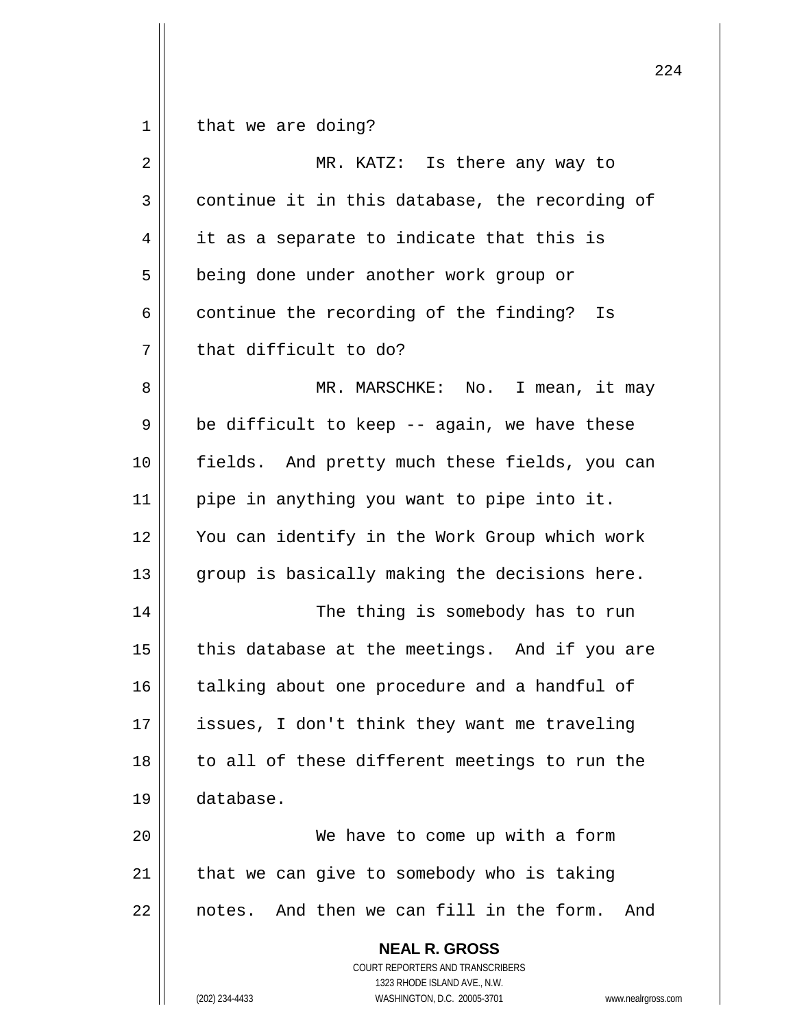that we are doing?

MR. KATZ: Is there any way to continue it in this database, the recording of it as a separate to indicate that this is being done under another work group or continue the recording of the finding? Is that difficult to do?

MR. MARSCHKE: No. I mean, it may be difficult to keep -- again, we have these fields. And pretty much these fields, you can pipe in anything you want to pipe into it. You can identify in the Work Group which work group is basically making the decisions here.

The thing is somebody has to run this database at the meetings. And if you are talking about one procedure and a handful of issues, I don't think they want me traveling to all of these different meetings to run the database.

We have to come up with a form that we can give to somebody who is taking notes. And then we can fill in the form. And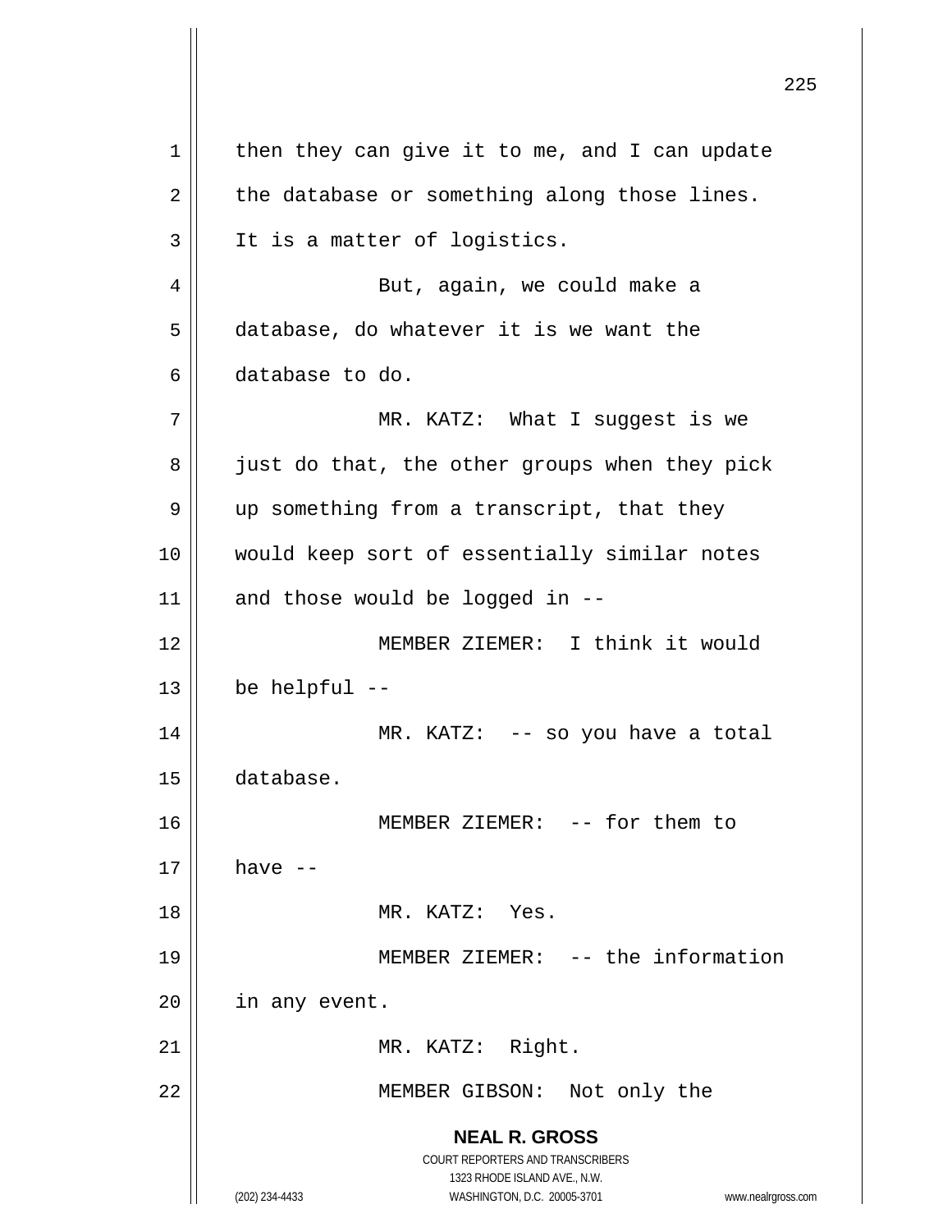then they can give it to me, and I can update the database or something along those lines. It is a matter of logistics.

But, again, we could make a database, do whatever it is we want the database to do.

MR. KATZ: What I suggest is we just do that, the other groups when they pick up something from a transcript, that they would keep sort of essentially similar notes and those would be logged in --

MEMBER ZIEMER: I think it would be helpful --

MR. KATZ: -- so you have a total database.

MEMBER ZIEMER: -- for them to have --

MR. KATZ: Yes.

MEMBER ZIEMER: -- the information in any event.

MR. KATZ: Right.

MEMBER GIBSON: Not only the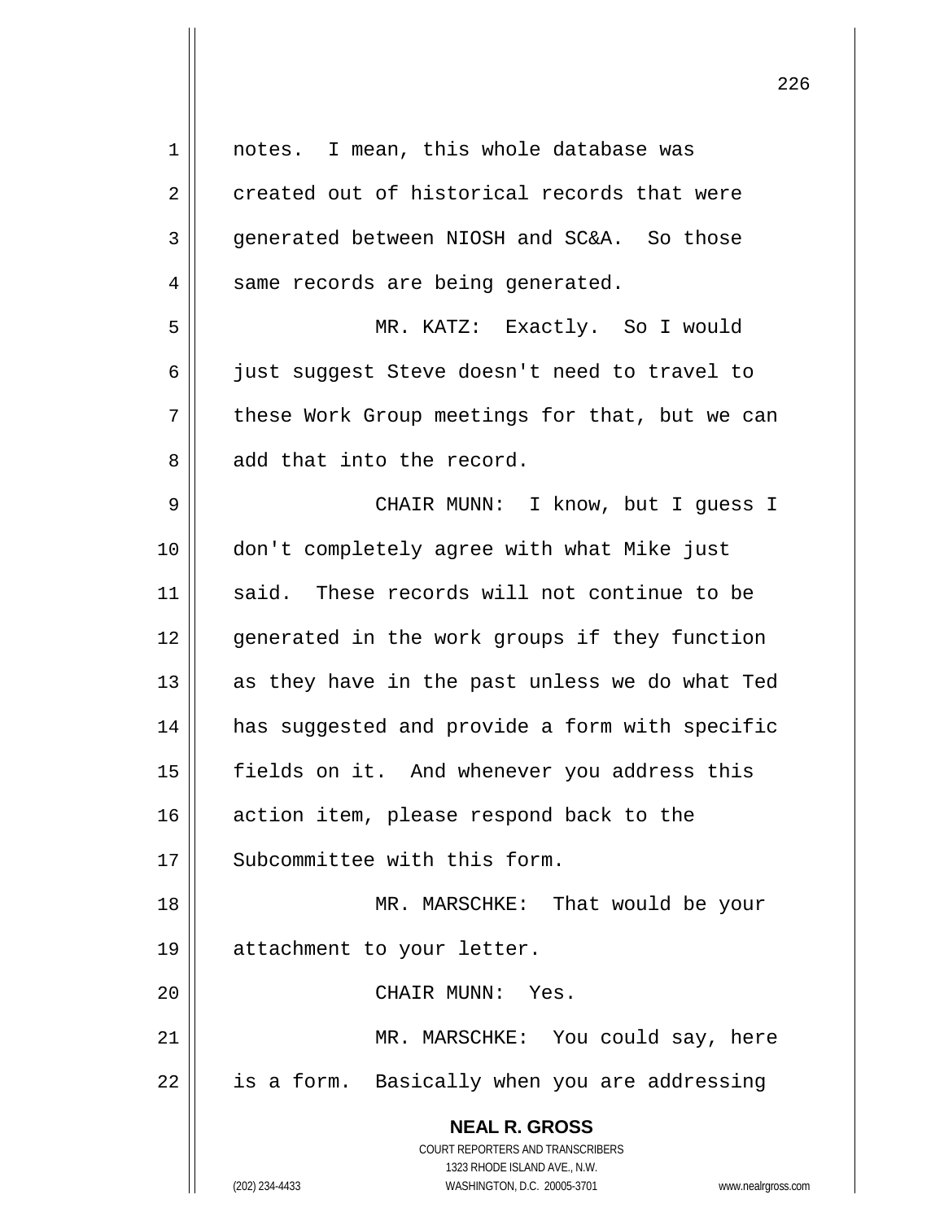notes. I mean, this whole database was created out of historical records that were generated between NIOSH and SC&A. So those same records are being generated.

MR. KATZ: Exactly. So I would just suggest Steve doesn't need to travel to these Work Group meetings for that, but we can add that into the record.

CHAIR MUNN: I know, but I guess I don't completely agree with what Mike just said. These records will not continue to be generated in the work groups if they function as they have in the past unless we do what Ted has suggested and provide a form with specific fields on it. And whenever you address this action item, please respond back to the Subcommittee with this form.

MR. MARSCHKE: That would be your attachment to your letter.

CHAIR MUNN: Yes.

MR. MARSCHKE: You could say, here is a form. Basically when you are addressing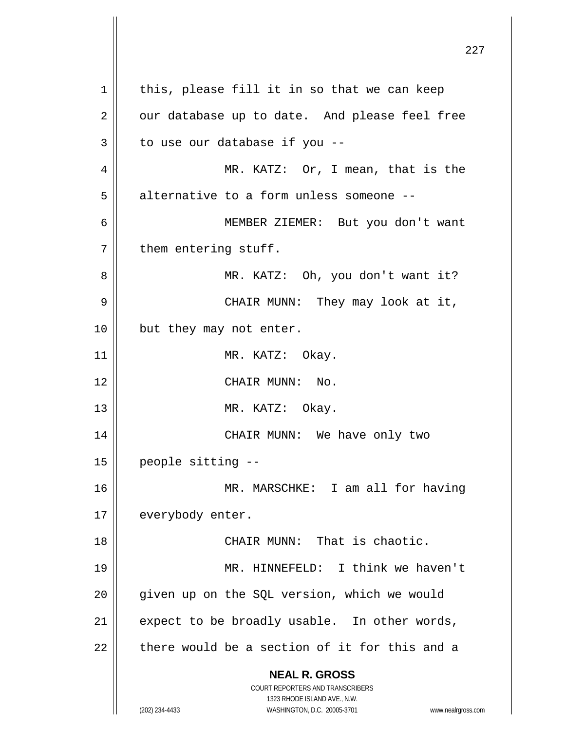this, please fill it in so that we can keep our database up to date. And please feel free to use our database if you --

MR. KATZ: Or, I mean, that is the alternative to a form unless someone --

MEMBER ZIEMER: But you don't want them entering stuff.

MR. KATZ: Oh, you don't want it?

CHAIR MUNN: They may look at it, but they may not enter.

MR. KATZ: Okay.

CHAIR MUNN: No.

MR. KATZ: Okay.

CHAIR MUNN: We have only two people sitting --

MR. MARSCHKE: I am all for having everybody enter.

CHAIR MUNN: That is chaotic.

MR. HINNEFELD: I think we haven't given up on the SQL version, which we would expect to be broadly usable. In other words, there would be a section of it for this and a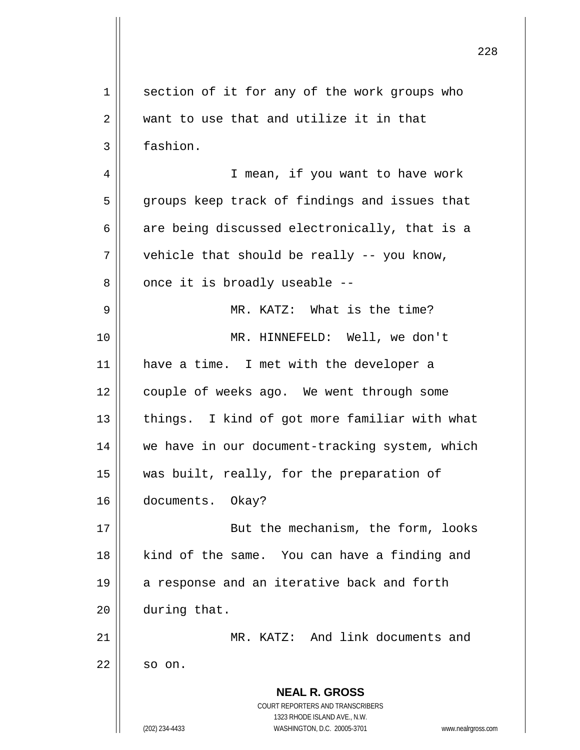section of it for any of the work groups who want to use that and utilize it in that fashion.

I mean, if you want to have work groups keep track of findings and issues that are being discussed electronically, that is a vehicle that should be really -- you know, once it is broadly useable --

MR. KATZ: What is the time?

MR. HINNEFELD: Well, we don't have a time. I met with the developer a couple of weeks ago. We went through some things. I kind of got more familiar with what we have in our document-tracking system, which was built, really, for the preparation of documents. Okay?

But the mechanism, the form, looks kind of the same. You can have a finding and a response and an iterative back and forth during that.

MR. KATZ: And link documents and so on.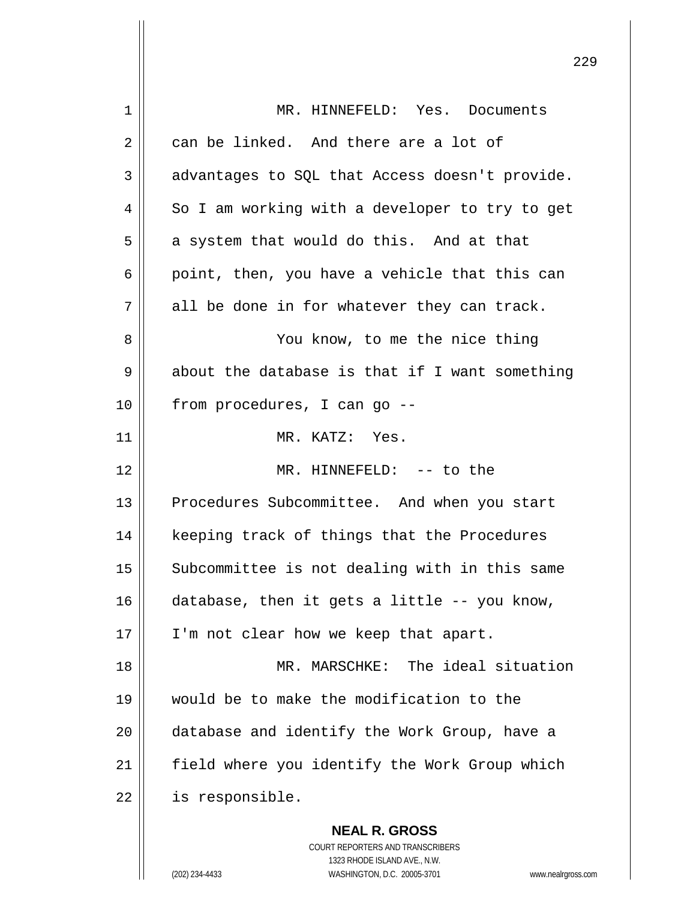MR. HINNEFELD: Yes. Documents can be linked. And there are a lot of advantages to SQL that Access doesn't provide. So I am working with a developer to try to get a system that would do this. And at that point, then, you have a vehicle that this can all be done in for whatever they can track.

You know, to me the nice thing about the database is that if I want something from procedures, I can go --

MR. KATZ: Yes.

MR. HINNEFELD: -- to the Procedures Subcommittee. And when you start keeping track of things that the Procedures Subcommittee is not dealing with in this same database, then it gets a little -- you know, I'm not clear how we keep that apart.

MR. MARSCHKE: The ideal situation would be to make the modification to the database and identify the Work Group, have a field where you identify the Work Group which is responsible.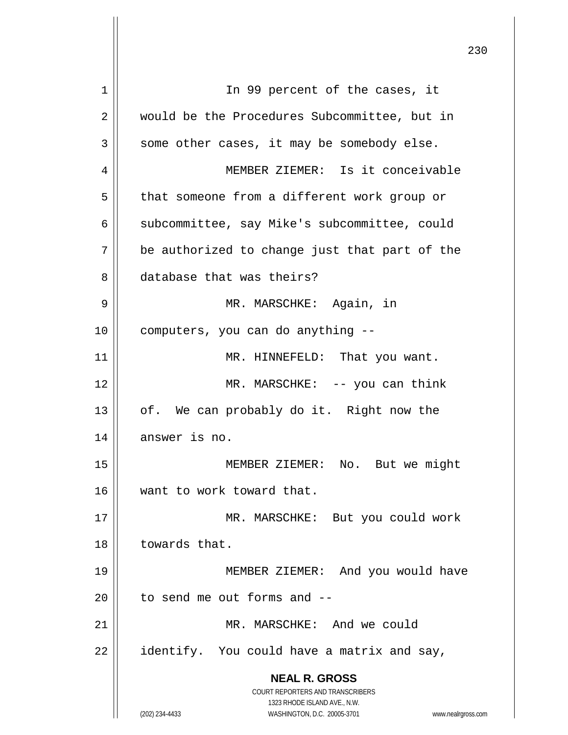In 99 percent of the cases, it would be the Procedures Subcommittee, but in some other cases, it may be somebody else.

MEMBER ZIEMER: Is it conceivable that someone from a different work group or subcommittee, say Mike's subcommittee, could be authorized to change just that part of the database that was theirs?

MR. MARSCHKE: Again, in computers, you can do anything --

MR. HINNEFELD: That you want.

MR. MARSCHKE: -- you can think of. We can probably do it. Right now the answer is no.

MEMBER ZIEMER: No. But we might want to work toward that.

MR. MARSCHKE: But you could work towards that.

MEMBER ZIEMER: And you would have to send me out forms and --

MR. MARSCHKE: And we could identify. You could have a matrix and say,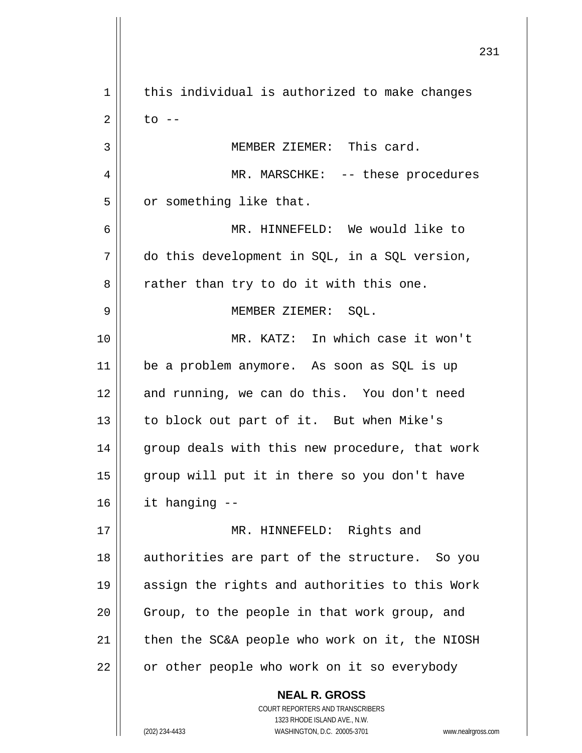this individual is authorized to make changes to --

MEMBER ZIEMER: This card.

MR. MARSCHKE: -- these procedures or something like that.

MR. HINNEFELD: We would like to do this development in SQL, in a SQL version, rather than try to do it with this one.

MEMBER ZIEMER: SQL.

MR. KATZ: In which case it won't be a problem anymore. As soon as SQL is up and running, we can do this. You don't need to block out part of it. But when Mike's group deals with this new procedure, that work group will put it in there so you don't have it hanging --

MR. HINNEFELD: Rights and authorities are part of the structure. So you assign the rights and authorities to this Work Group, to the people in that work group, and then the SC&A people who work on it, the NIOSH or other people who work on it so everybody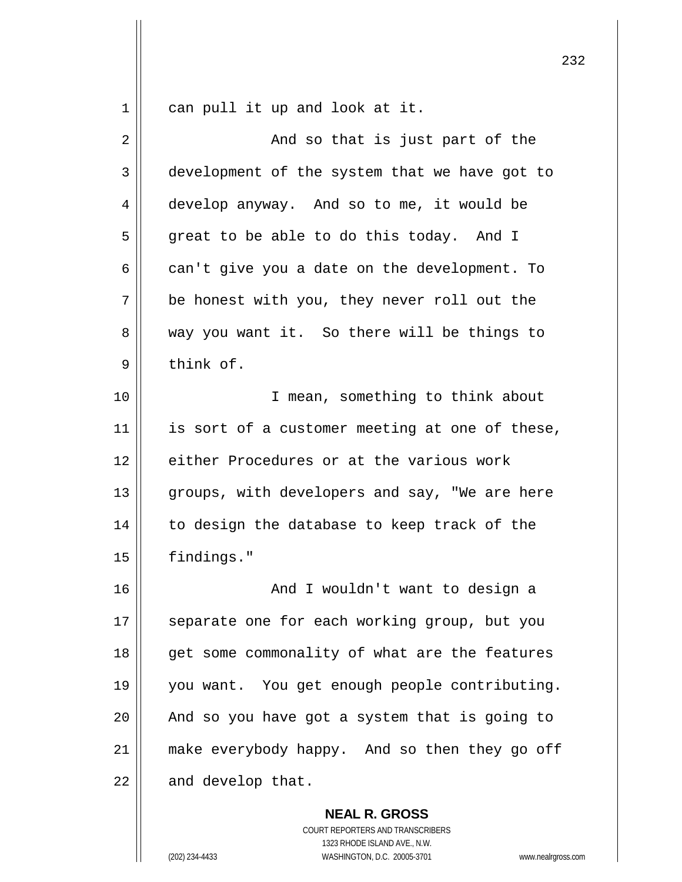can pull it up and look at it.

And so that is just part of the development of the system that we have got to develop anyway. And so to me, it would be great to be able to do this today. And I can't give you a date on the development. To be honest with you, they never roll out the way you want it. So there will be things to think of.

I mean, something to think about is sort of a customer meeting at one of these, either Procedures or at the various work groups, with developers and say, "We are here to design the database to keep track of the findings."

And I wouldn't want to design a separate one for each working group, but you get some commonality of what are the features you want. You get enough people contributing. And so you have got a system that is going to make everybody happy. And so then they go off and develop that.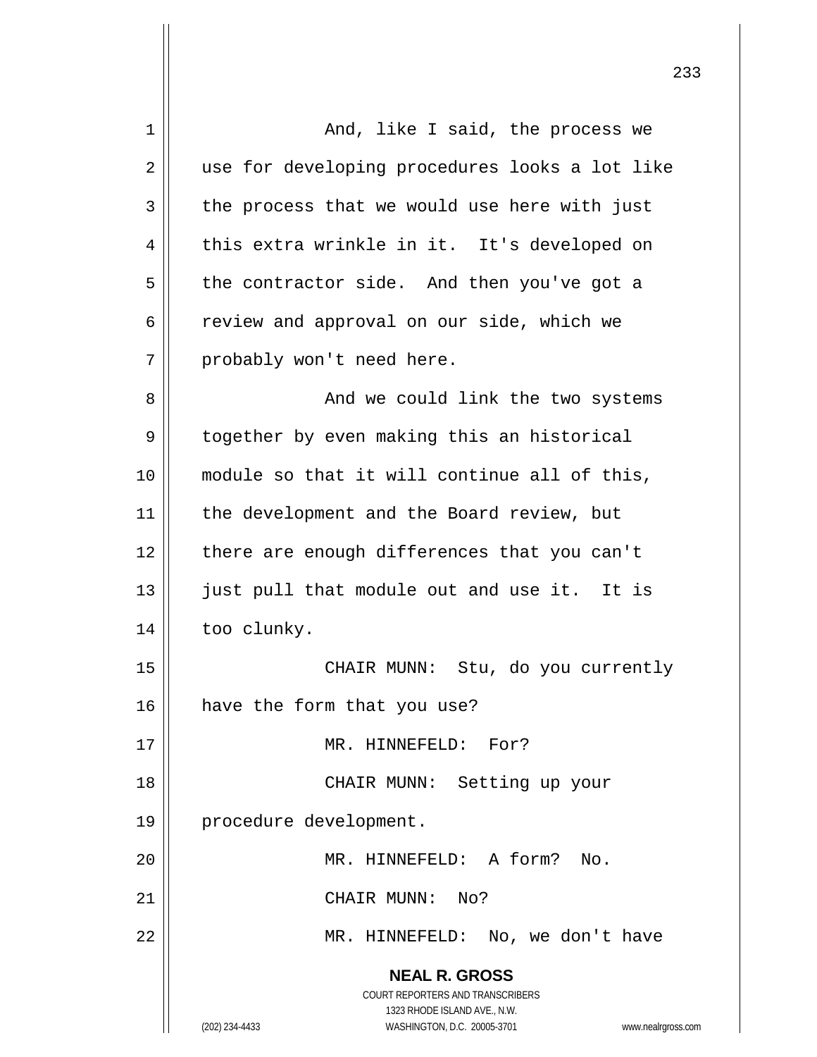And, like I said, the process we use for developing procedures looks a lot like the process that we would use here with just this extra wrinkle in it. It's developed on the contractor side. And then you've got a review and approval on our side, which we probably won't need here.

And we could link the two systems together by even making this an historical module so that it will continue all of this, the development and the Board review, but there are enough differences that you can't just pull that module out and use it. It is too clunky.

CHAIR MUNN: Stu, do you currently have the form that you use?

MR. HINNEFELD: For?

CHAIR MUNN: Setting up your procedure development.

MR. HINNEFELD: A form? No.

CHAIR MUNN: No?

MR. HINNEFELD: No, we don't have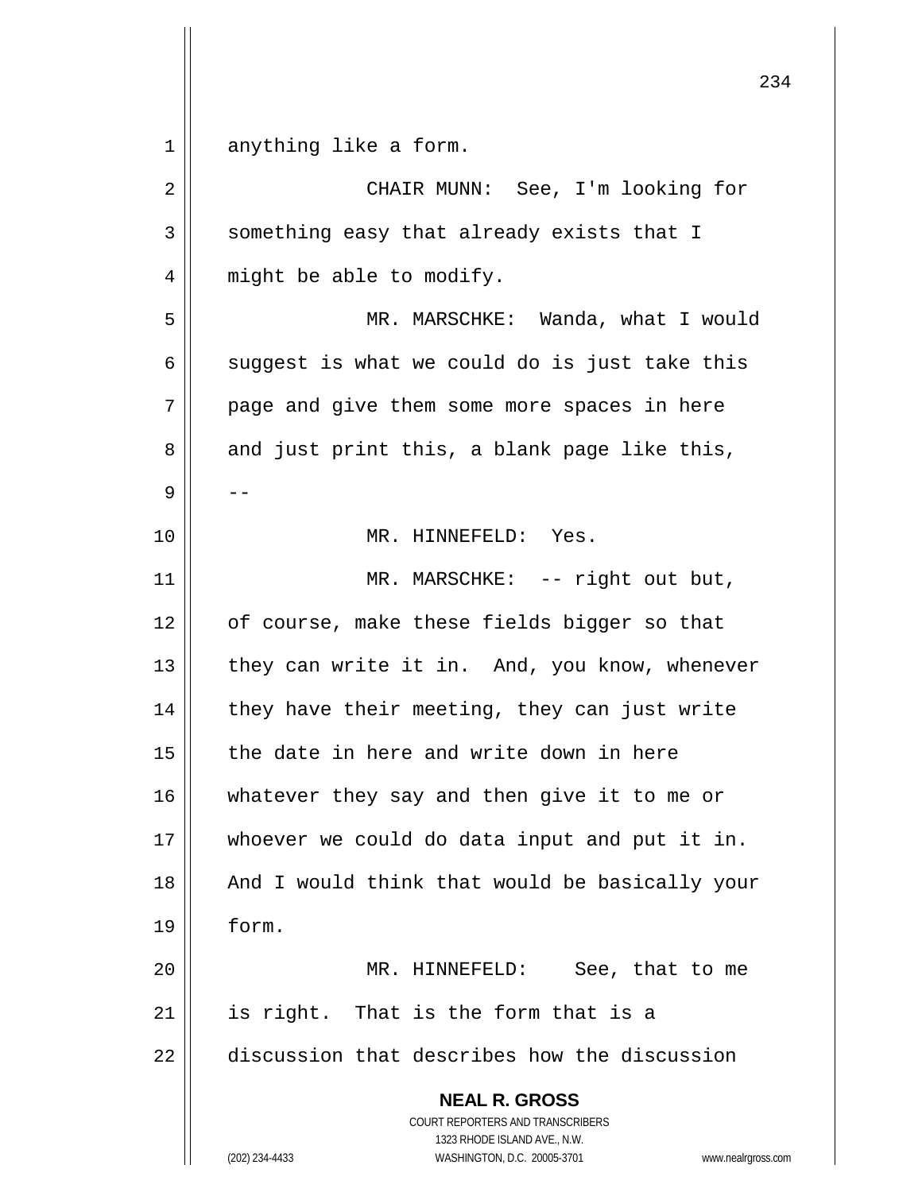anything like a form.

CHAIR MUNN: See, I'm looking for something easy that already exists that I might be able to modify.

MR. MARSCHKE: Wanda, what I would suggest is what we could do is just take this page and give them some more spaces in here and just print this, a blank page like this, --

MR. HINNEFELD: Yes.

MR. MARSCHKE: -- right out but, of course, make these fields bigger so that they can write it in. And, you know, whenever they have their meeting, they can just write the date in here and write down in here whatever they say and then give it to me or whoever we could do data input and put it in. And I would think that would be basically your form.

MR. HINNEFELD: See, that to me is right. That is the form that is a discussion that describes how the discussion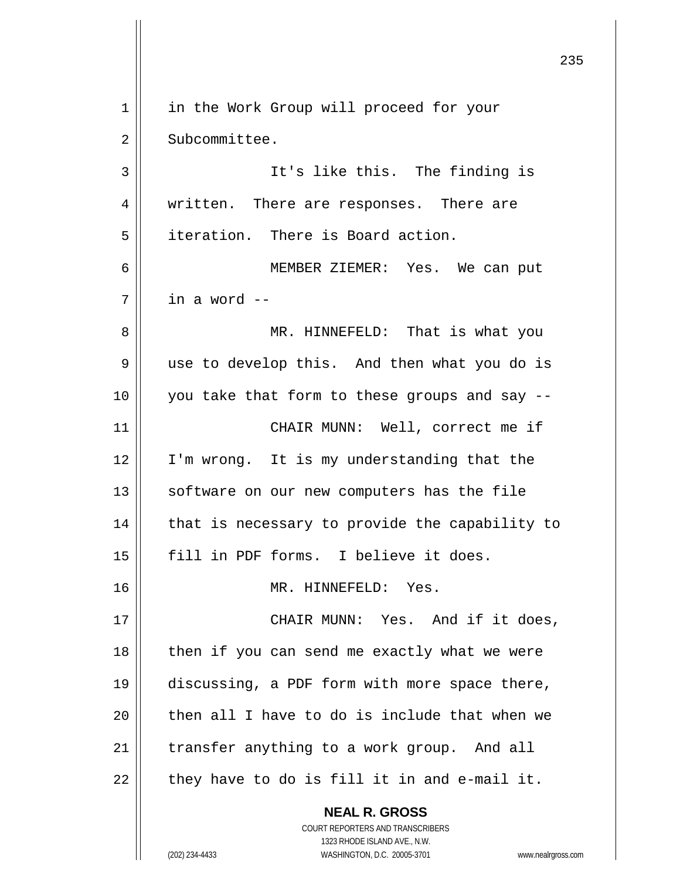in the Work Group will proceed for your Subcommittee.

It's like this. The finding is written. There are responses. There are iteration. There is Board action.

MEMBER ZIEMER: Yes. We can put in a word --

MR. HINNEFELD: That is what you use to develop this. And then what you do is you take that form to these groups and say --

CHAIR MUNN: Well, correct me if I'm wrong. It is my understanding that the software on our new computers has the file that is necessary to provide the capability to fill in PDF forms. I believe it does.

MR. HINNEFELD: Yes.

CHAIR MUNN: Yes. And if it does, then if you can send me exactly what we were discussing, a PDF form with more space there, then all I have to do is include that when we transfer anything to a work group. And all they have to do is fill it in and e-mail it.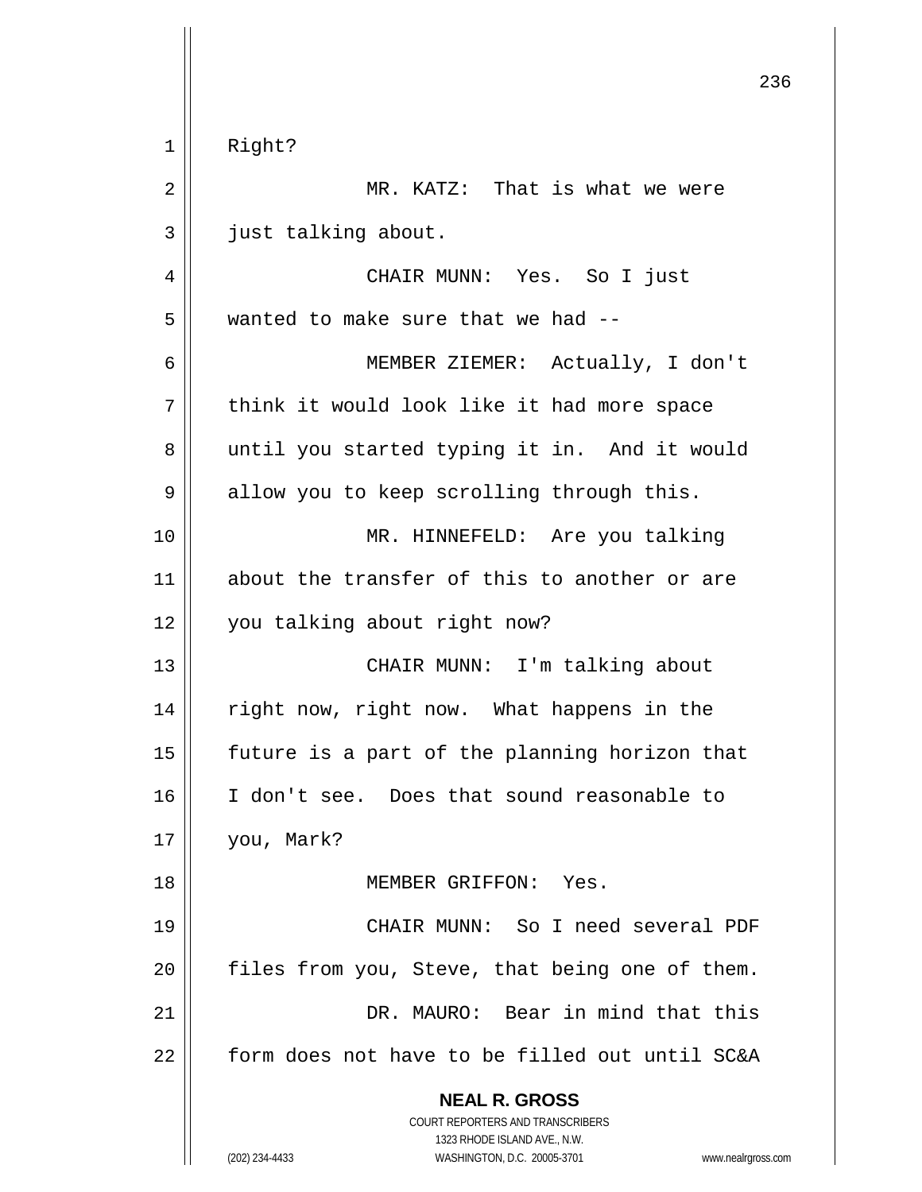Right?

MR. KATZ: That is what we were just talking about.

CHAIR MUNN: Yes. So I just wanted to make sure that we had --

MEMBER ZIEMER: Actually, I don't think it would look like it had more space until you started typing it in. And it would allow you to keep scrolling through this.

MR. HINNEFELD: Are you talking about the transfer of this to another or are you talking about right now?

CHAIR MUNN: I'm talking about right now, right now. What happens in the future is a part of the planning horizon that I don't see. Does that sound reasonable to you, Mark?

MEMBER GRIFFON: Yes.

CHAIR MUNN: So I need several PDF files from you, Steve, that being one of them.

DR. MAURO: Bear in mind that this form does not have to be filled out until SC&A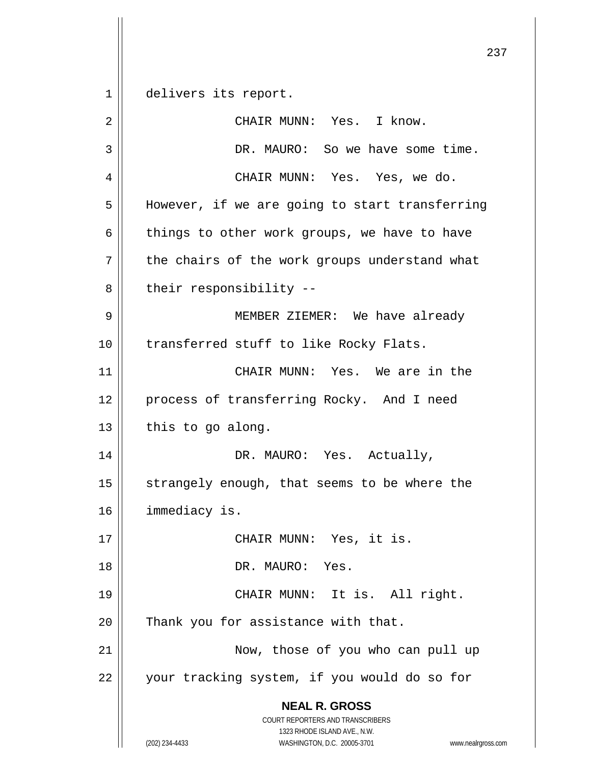delivers its report.

CHAIR MUNN: Yes. I know.

DR. MAURO: So we have some time.

CHAIR MUNN: Yes. Yes, we do. However, if we are going to start transferring things to other work groups, we have to have the chairs of the work groups understand what their responsibility --

MEMBER ZIEMER: We have already transferred stuff to like Rocky Flats.

CHAIR MUNN: Yes. We are in the process of transferring Rocky. And I need this to go along.

DR. MAURO: Yes. Actually, strangely enough, that seems to be where the immediacy is.

CHAIR MUNN: Yes, it is.

DR. MAURO: Yes.

CHAIR MUNN: It is. All right. Thank you for assistance with that.

Now, those of you who can pull up your tracking system, if you would do so for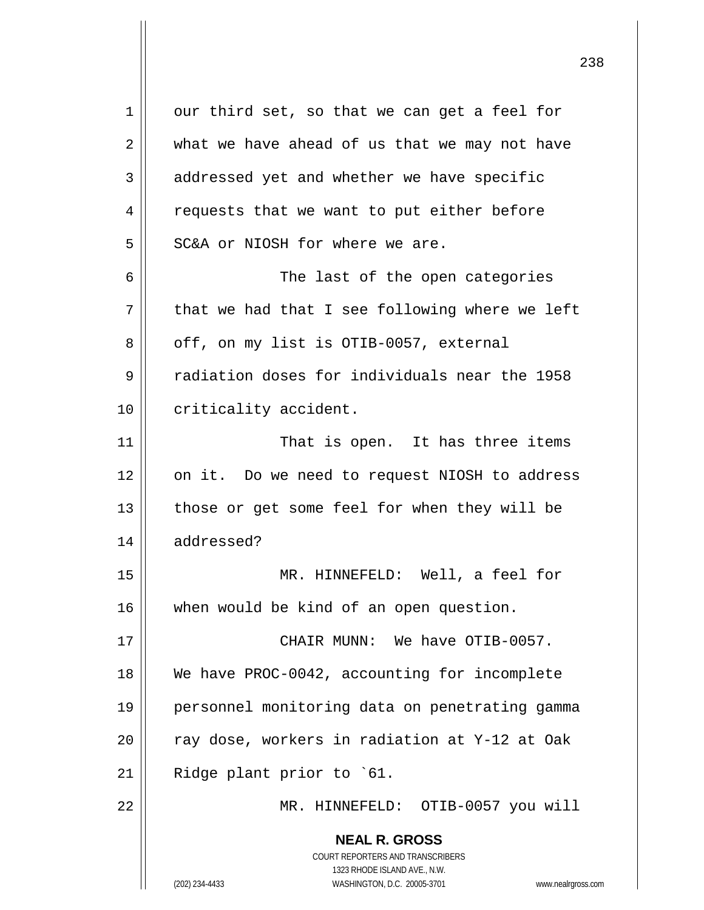our third set, so that we can get a feel for what we have ahead of us that we may not have addressed yet and whether we have specific requests that we want to put either before SC&A or NIOSH for where we are.

The last of the open categories that we had that I see following where we left off, on my list is OTIB-0057, external radiation doses for individuals near the 1958 criticality accident.

That is open. It has three items on it. Do we need to request NIOSH to address those or get some feel for when they will be addressed?

MR. HINNEFELD: Well, a feel for when would be kind of an open question.

CHAIR MUNN: We have OTIB-0057. We have PROC-0042, accounting for incomplete personnel monitoring data on penetrating gamma ray dose, workers in radiation at Y-12 at Oak Ridge plant prior to `61.

MR. HINNEFELD: OTIB-0057 you will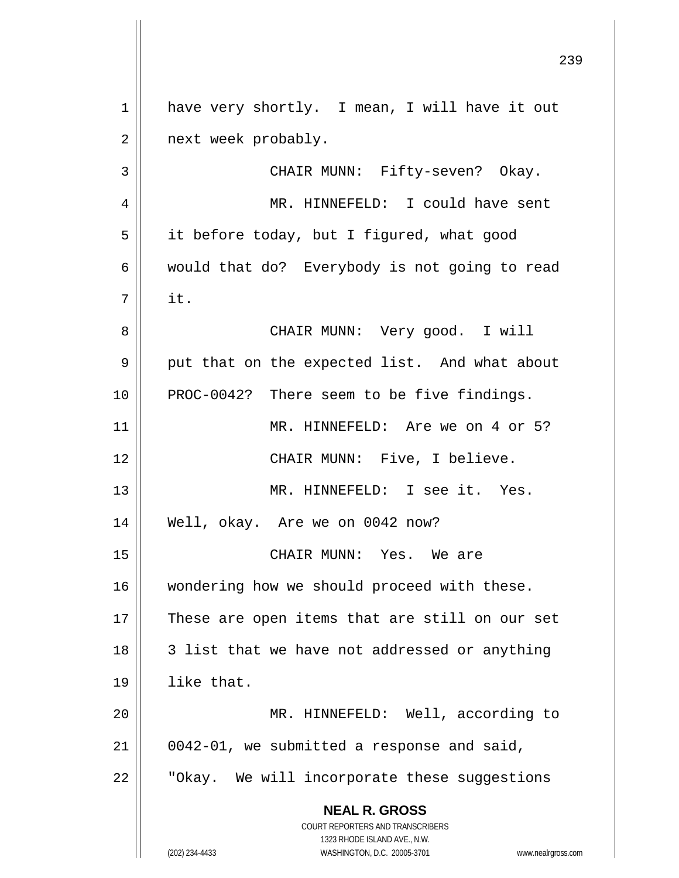have very shortly. I mean, I will have it out next week probably.

CHAIR MUNN: Fifty-seven? Okay.

MR. HINNEFELD: I could have sent it before today, but I figured, what good would that do? Everybody is not going to read it.

CHAIR MUNN: Very good. I will put that on the expected list. And what about PROC-0042? There seem to be five findings.

MR. HINNEFELD: Are we on 4 or 5?

CHAIR MUNN: Five, I believe.

MR. HINNEFELD: I see it. Yes. Well, okay. Are we on 0042 now?

CHAIR MUNN: Yes. We are wondering how we should proceed with these. These are open items that are still on our set 3 list that we have not addressed or anything like that.

MR. HINNEFELD: Well, according to 0042-01, we submitted a response and said, "Okay. We will incorporate these suggestions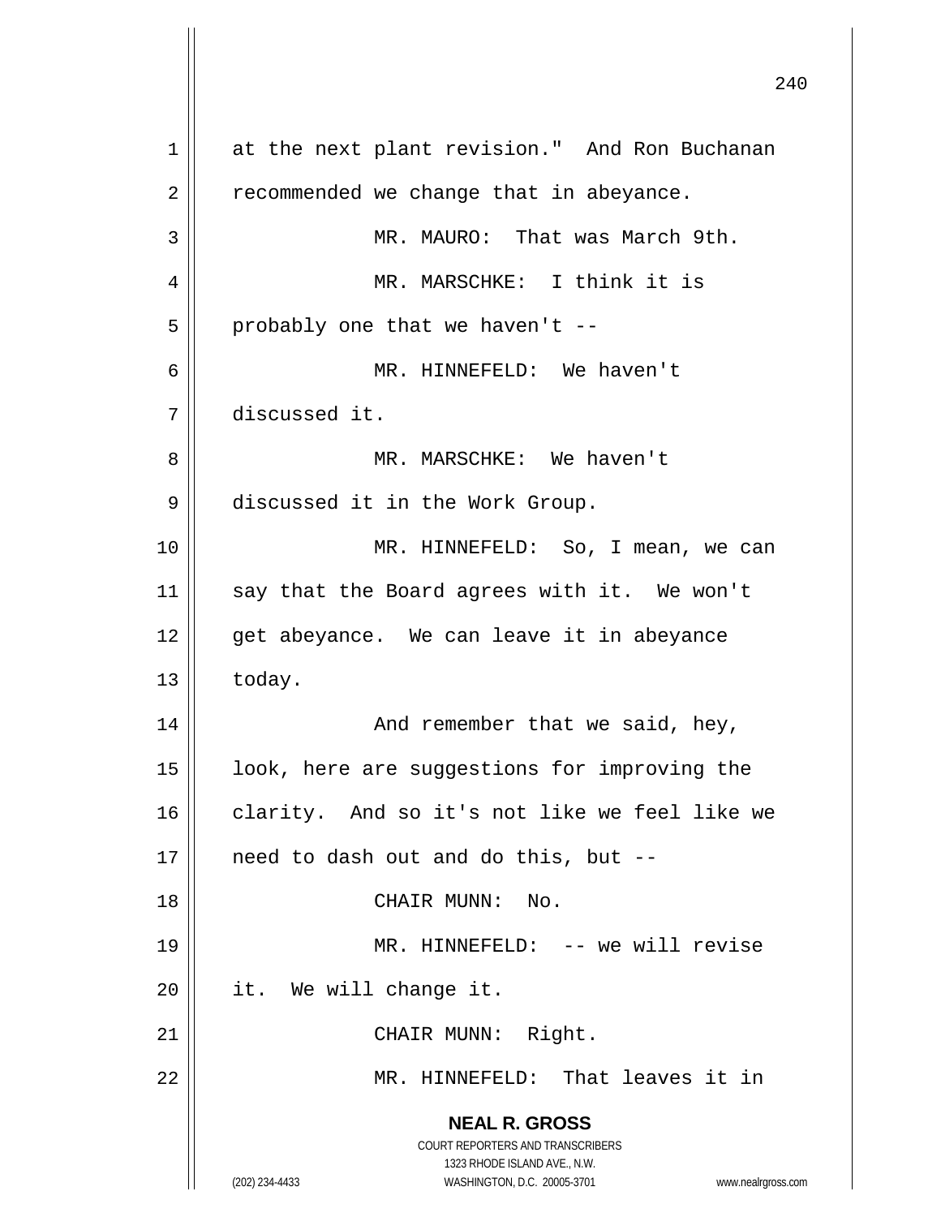at the next plant revision." And Ron Buchanan recommended we change that in abeyance.

MR. MAURO: That was March 9th.

MR. MARSCHKE: I think it is probably one that we haven't --

MR. HINNEFELD: We haven't discussed it.

MR. MARSCHKE: We haven't discussed it in the Work Group.

MR. HINNEFELD: So, I mean, we can say that the Board agrees with it. We won't get abeyance. We can leave it in abeyance today.

And remember that we said, hey, look, here are suggestions for improving the clarity. And so it's not like we feel like we need to dash out and do this, but --

CHAIR MUNN: No.

MR. HINNEFELD: -- we will revise it. We will change it.

CHAIR MUNN: Right.

MR. HINNEFELD: That leaves it in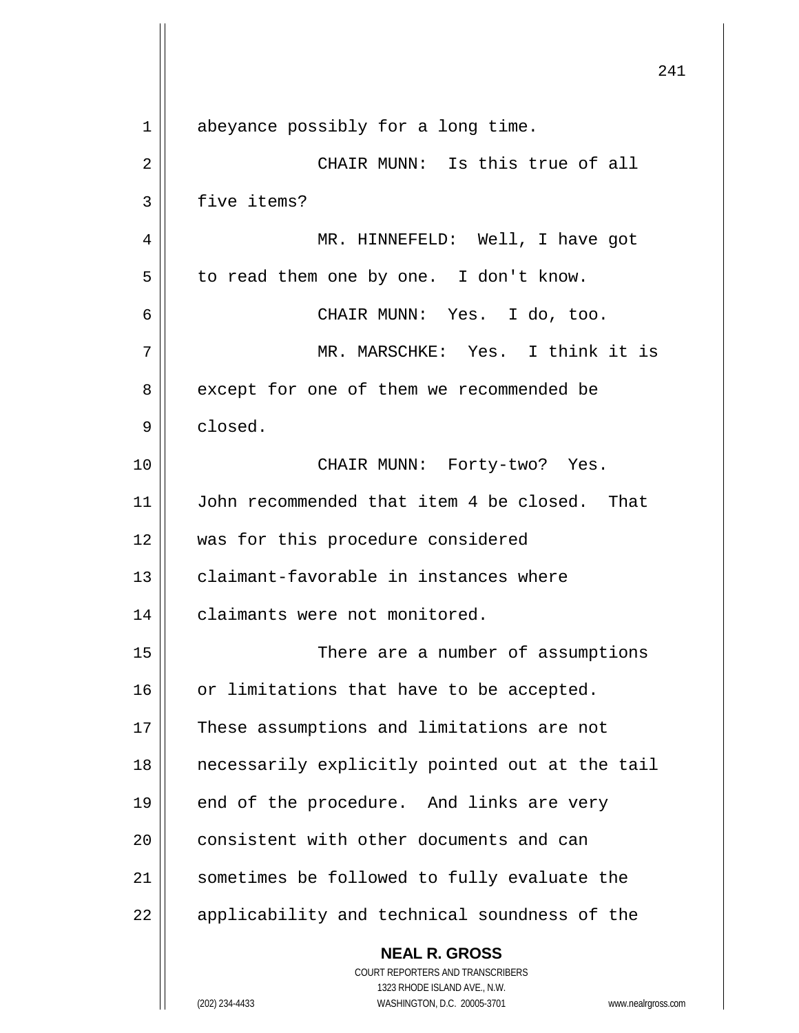abeyance possibly for a long time.

CHAIR MUNN: Is this true of all five items?

MR. HINNEFELD: Well, I have got to read them one by one. I don't know.

CHAIR MUNN: Yes. I do, too.

MR. MARSCHKE: Yes. I think it is except for one of them we recommended be closed.

CHAIR MUNN: Forty-two? Yes. John recommended that item 4 be closed. That was for this procedure considered claimant-favorable in instances where claimants were not monitored.

There are a number of assumptions or limitations that have to be accepted. These assumptions and limitations are not necessarily explicitly pointed out at the tail end of the procedure. And links are very consistent with other documents and can sometimes be followed to fully evaluate the applicability and technical soundness of the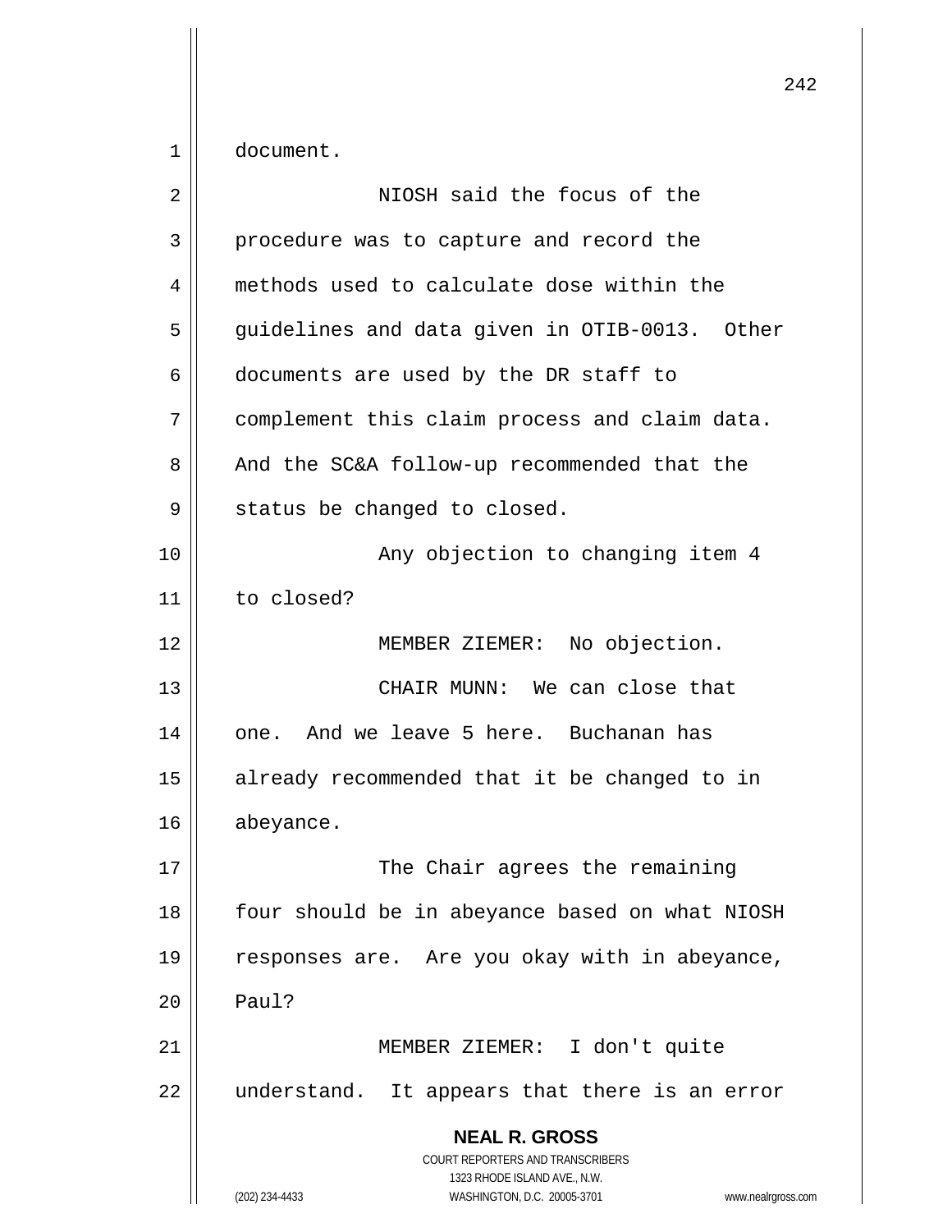document.

NIOSH said the focus of the procedure was to capture and record the methods used to calculate dose within the guidelines and data given in OTIB-0013. Other documents are used by the DR staff to complement this claim process and claim data. And the SC&A follow-up recommended that the status be changed to closed.

Any objection to changing item 4 to closed?

MEMBER ZIEMER: No objection.

CHAIR MUNN: We can close that one. And we leave 5 here. Buchanan has already recommended that it be changed to in abeyance.

The Chair agrees the remaining four should be in abeyance based on what NIOSH responses are. Are you okay with in abeyance, Paul?

MEMBER ZIEMER: I don't quite understand. It appears that there is an error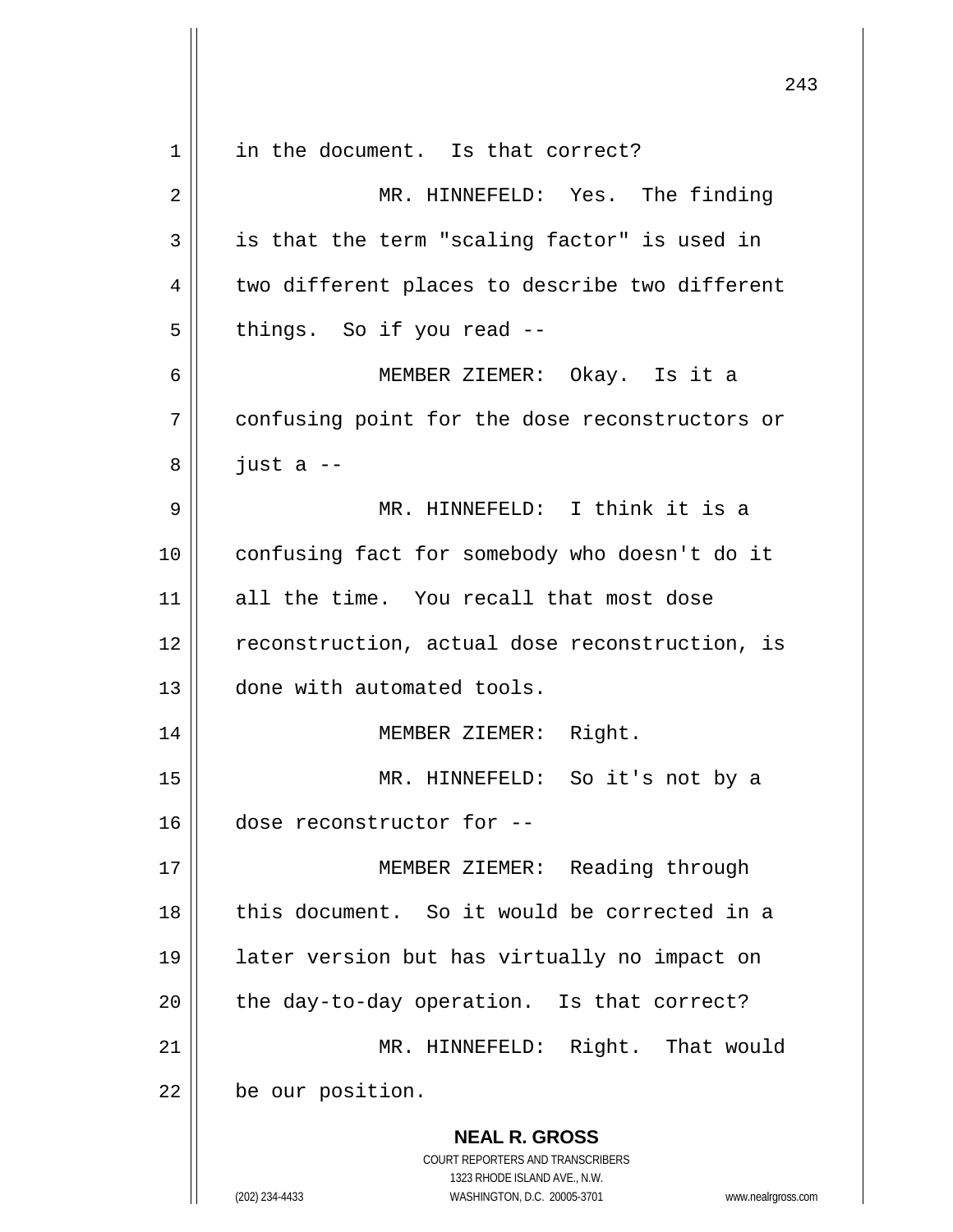in the document. Is that correct?

MR. HINNEFELD: Yes. The finding is that the term "scaling factor" is used in two different places to describe two different things. So if you read --

MEMBER ZIEMER: Okay. Is it a confusing point for the dose reconstructors or just a --

MR. HINNEFELD: I think it is a confusing fact for somebody who doesn't do it all the time. You recall that most dose reconstruction, actual dose reconstruction, is done with automated tools.

MEMBER ZIEMER: Right.

MR. HINNEFELD: So it's not by a dose reconstructor for --

MEMBER ZIEMER: Reading through this document. So it would be corrected in a later version but has virtually no impact on the day-to-day operation. Is that correct?

MR. HINNEFELD: Right. That would be our position.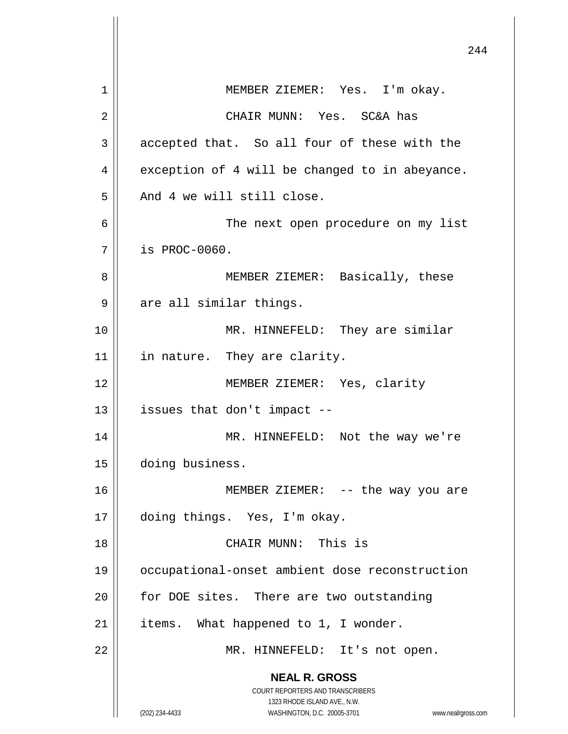MEMBER ZIEMER: Yes. I'm okay.

CHAIR MUNN: Yes. SC&A has accepted that. So all four of these with the exception of 4 will be changed to in abeyance. And 4 we will still close.

The next open procedure on my list is PROC-0060.

MEMBER ZIEMER: Basically, these are all similar things.

MR. HINNEFELD: They are similar in nature. They are clarity.

MEMBER ZIEMER: Yes, clarity issues that don't impact --

MR. HINNEFELD: Not the way we're doing business.

MEMBER ZIEMER: -- the way you are doing things. Yes, I'm okay.

CHAIR MUNN: This is occupational-onset ambient dose reconstruction for DOE sites. There are two outstanding items. What happened to 1, I wonder.

MR. HINNEFELD: It's not open.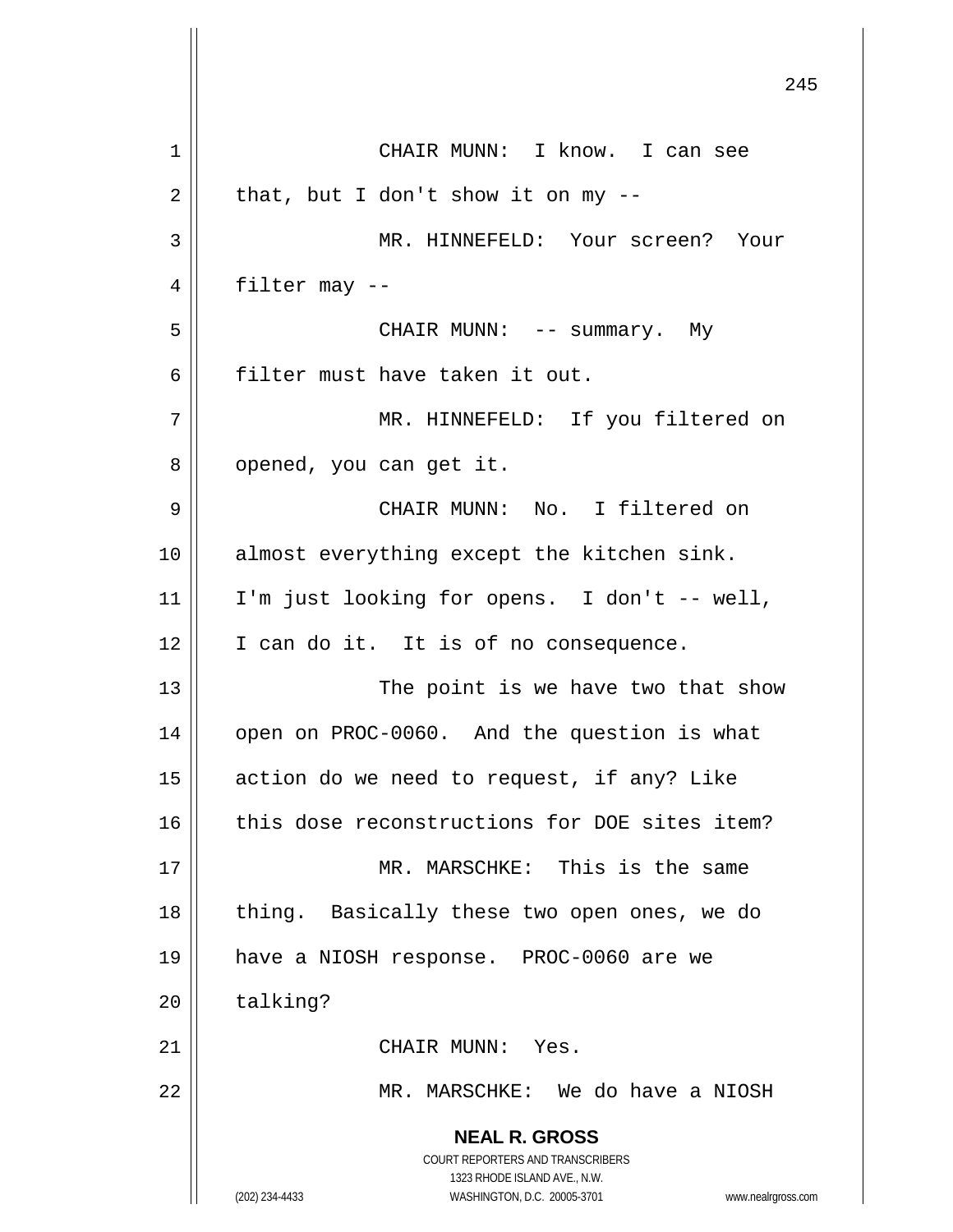CHAIR MUNN: I know. I can see that, but I don't show it on my --

MR. HINNEFELD: Your screen? Your filter may --

CHAIR MUNN: -- summary. My filter must have taken it out.

MR. HINNEFELD: If you filtered on opened, you can get it.

CHAIR MUNN: No. I filtered on almost everything except the kitchen sink. I'm just looking for opens. I don't -- well, I can do it. It is of no consequence.

The point is we have two that show open on PROC-0060. And the question is what action do we need to request, if any? Like this dose reconstructions for DOE sites item?

MR. MARSCHKE: This is the same thing. Basically these two open ones, we do have a NIOSH response. PROC-0060 are we talking?

CHAIR MUNN: Yes.

MR. MARSCHKE: We do have a NIOSH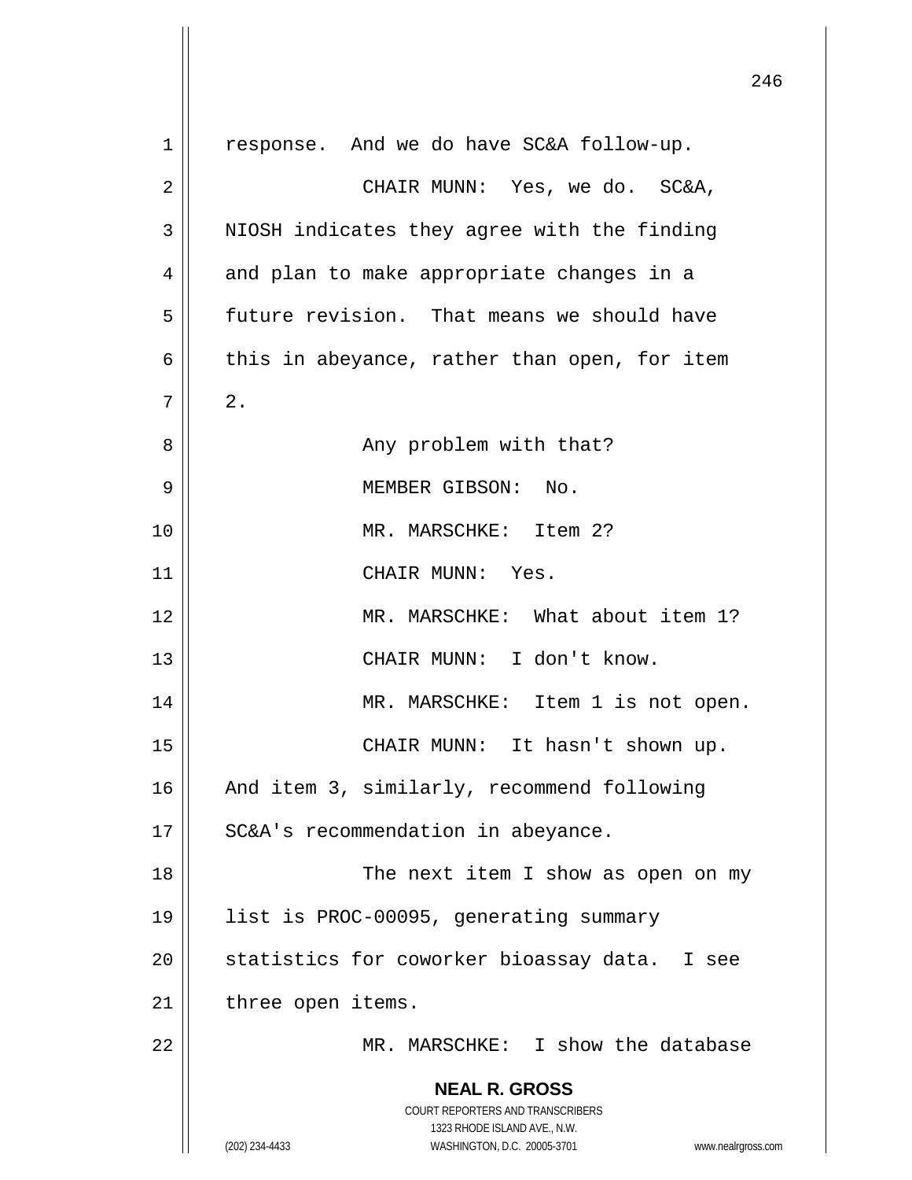response. And we do have SC&A follow-up.

CHAIR MUNN: Yes, we do. SC&A, NIOSH indicates they agree with the finding and plan to make appropriate changes in a future revision. That means we should have this in abeyance, rather than open, for item 2.

Any problem with that?

MEMBER GIBSON: No.

MR. MARSCHKE: Item 2?

CHAIR MUNN: Yes.

MR. MARSCHKE: What about item 1?

CHAIR MUNN: I don't know.

MR. MARSCHKE: Item 1 is not open.

CHAIR MUNN: It hasn't shown up. And item 3, similarly, recommend following SC&A's recommendation in abeyance.

The next item I show as open on my list is PROC-00095, generating summary statistics for coworker bioassay data. I see three open items.

MR. MARSCHKE: I show the database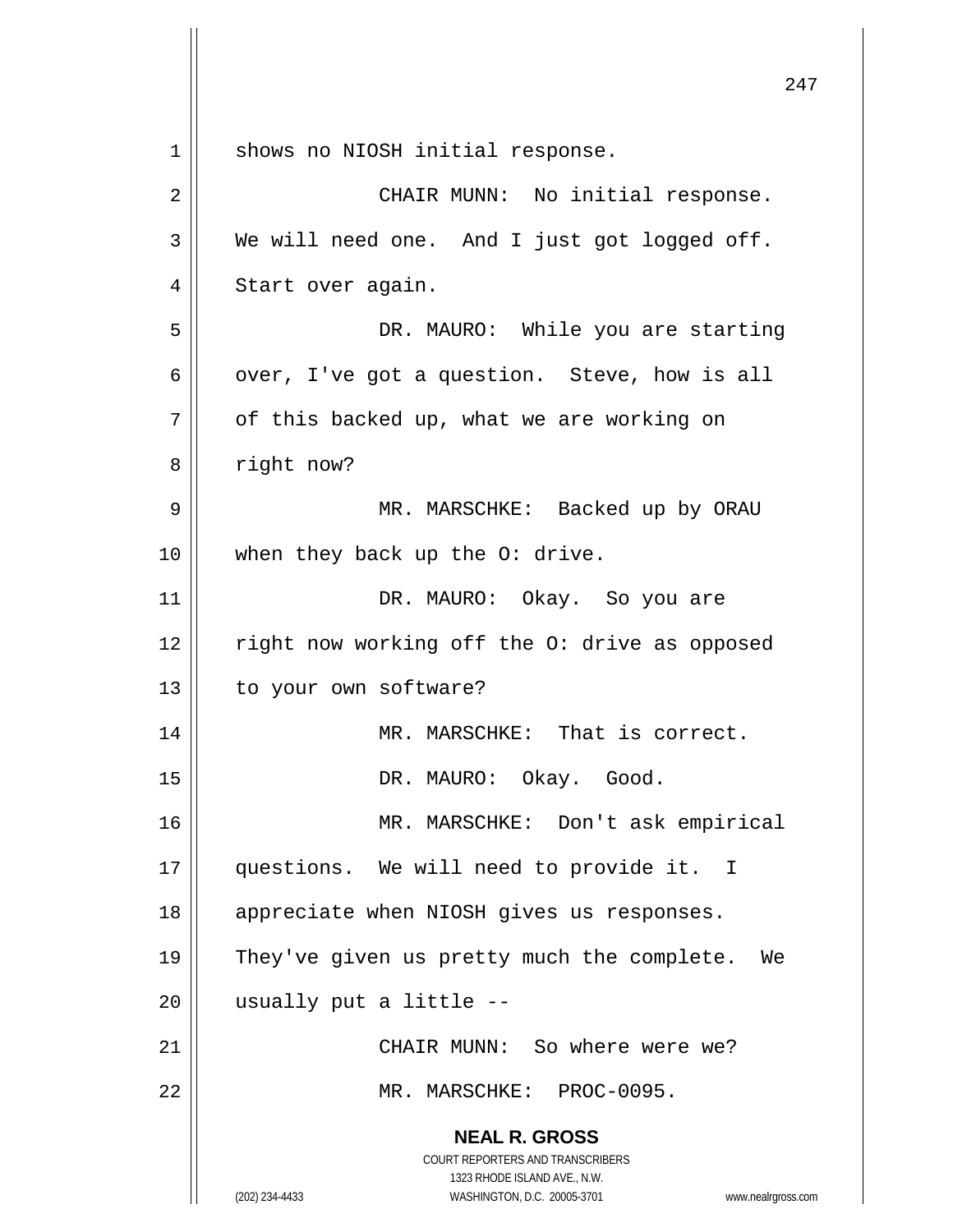shows no NIOSH initial response.

CHAIR MUNN: No initial response. We will need one. And I just got logged off. Start over again.

DR. MAURO: While you are starting over, I've got a question. Steve, how is all of this backed up, what we are working on right now?

MR. MARSCHKE: Backed up by ORAU when they back up the O: drive.

DR. MAURO: Okay. So you are right now working off the O: drive as opposed to your own software?

MR. MARSCHKE: That is correct.

DR. MAURO: Okay. Good.

MR. MARSCHKE: Don't ask empirical questions. We will need to provide it. I appreciate when NIOSH gives us responses. They've given us pretty much the complete. We usually put a little --

CHAIR MUNN: So where were we?

MR. MARSCHKE: PROC-0095.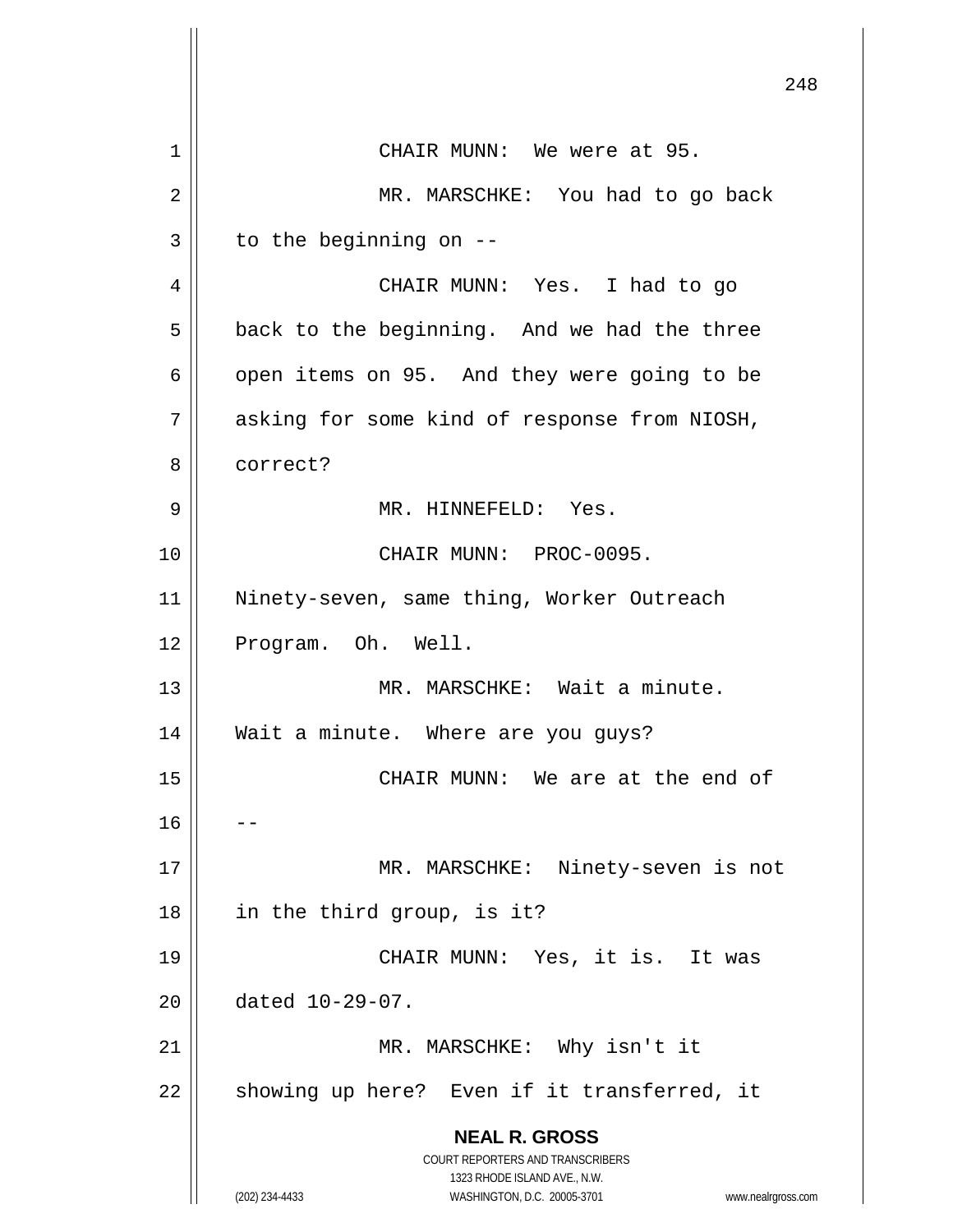CHAIR MUNN: We were at 95.

MR. MARSCHKE: You had to go back to the beginning on --

CHAIR MUNN: Yes. I had to go back to the beginning. And we had the three open items on 95. And they were going to be asking for some kind of response from NIOSH, correct?

MR. HINNEFELD: Yes.

CHAIR MUNN: PROC-0095. Ninety-seven, same thing, Worker Outreach Program. Oh. Well.

MR. MARSCHKE: Wait a minute. Wait a minute. Where are you guys?

CHAIR MUNN: We are at the end of --

MR. MARSCHKE: Ninety-seven is not in the third group, is it?

CHAIR MUNN: Yes, it is. It was dated 10-29-07.

MR. MARSCHKE: Why isn't it showing up here? Even if it transferred, it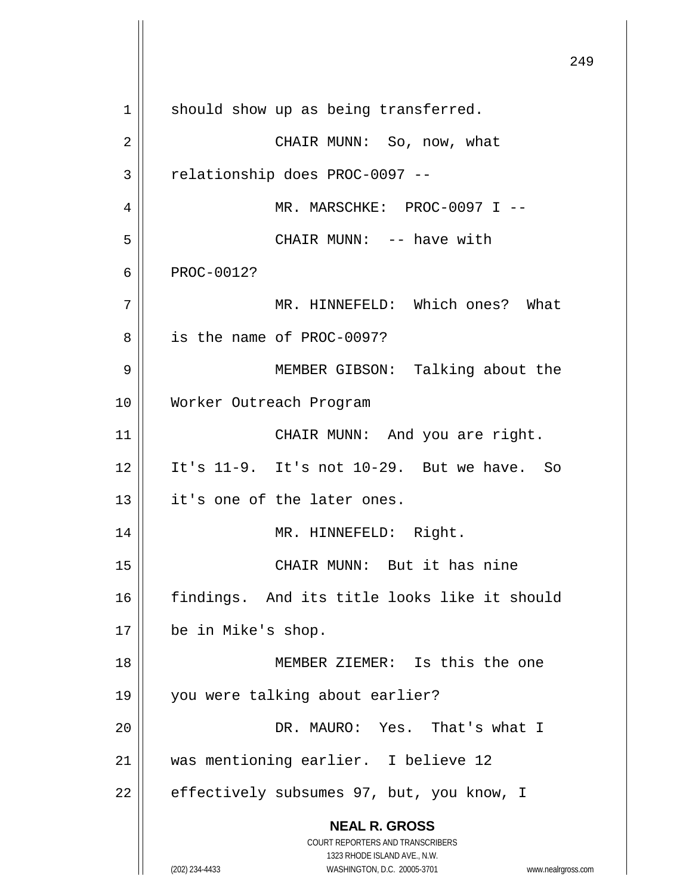should show up as being transferred.

CHAIR MUNN: So, now, what relationship does PROC-0097 --

MR. MARSCHKE: PROC-0097 I --

CHAIR MUNN: -- have with PROC-0012?

MR. HINNEFELD: Which ones? What is the name of PROC-0097?

MEMBER GIBSON: Talking about the Worker Outreach Program

CHAIR MUNN: And you are right. It's 11-9. It's not 10-29. But we have. So it's one of the later ones.

MR. HINNEFELD: Right.

CHAIR MUNN: But it has nine findings. And its title looks like it should be in Mike's shop.

MEMBER ZIEMER: Is this the one you were talking about earlier?

DR. MAURO: Yes. That's what I was mentioning earlier. I believe 12 effectively subsumes 97, but, you know, I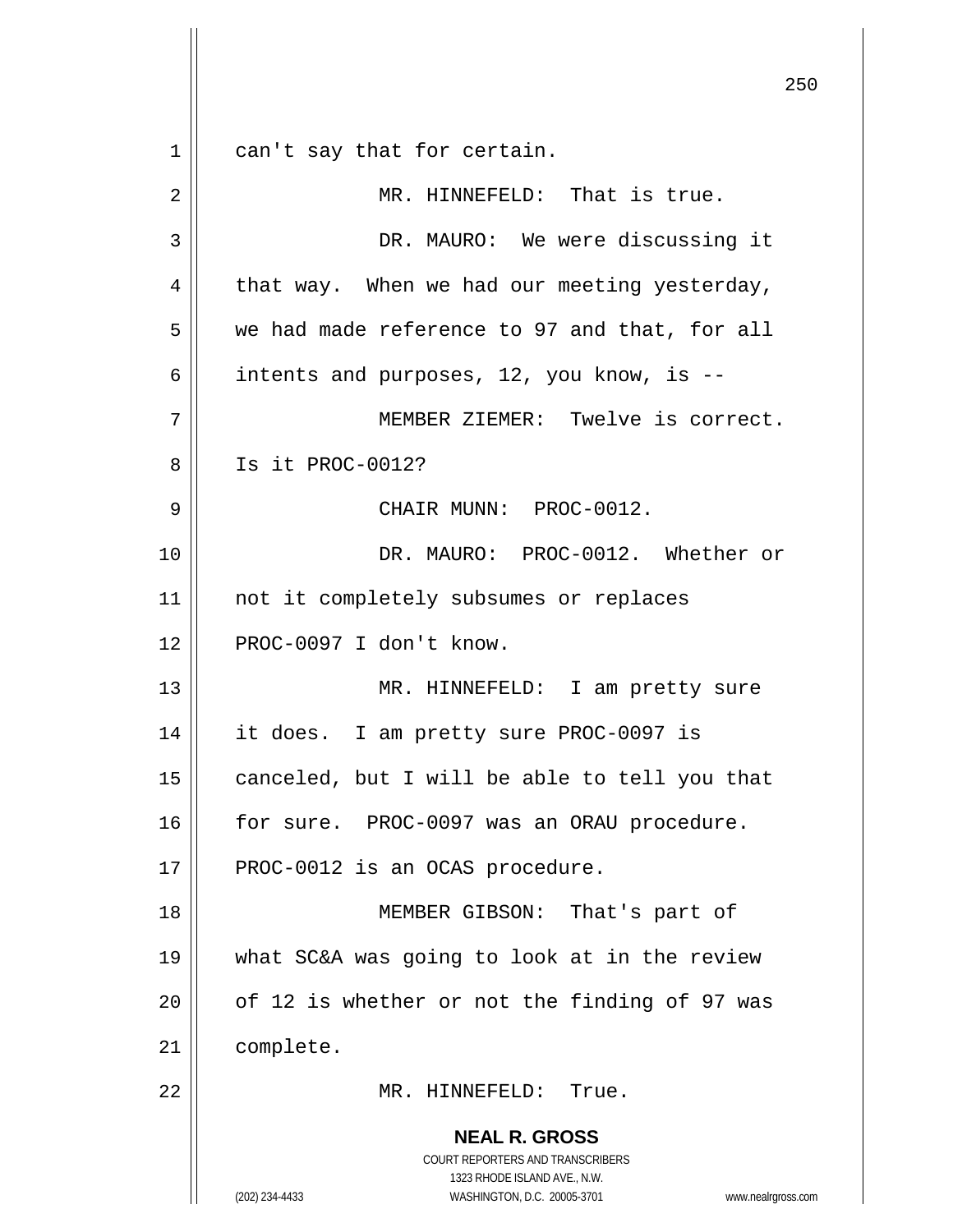can't say that for certain.

MR. HINNEFELD: That is true.

DR. MAURO: We were discussing it that way. When we had our meeting yesterday, we had made reference to 97 and that, for all intents and purposes, 12, you know, is --

MEMBER ZIEMER: Twelve is correct. Is it PROC-0012?

CHAIR MUNN: PROC-0012.

DR. MAURO: PROC-0012. Whether or not it completely subsumes or replaces PROC-0097 I don't know.

MR. HINNEFELD: I am pretty sure it does. I am pretty sure PROC-0097 is canceled, but I will be able to tell you that for sure. PROC-0097 was an ORAU procedure. PROC-0012 is an OCAS procedure.

MEMBER GIBSON: That's part of what SC&A was going to look at in the review of 12 is whether or not the finding of 97 was complete.

MR. HINNEFELD: True.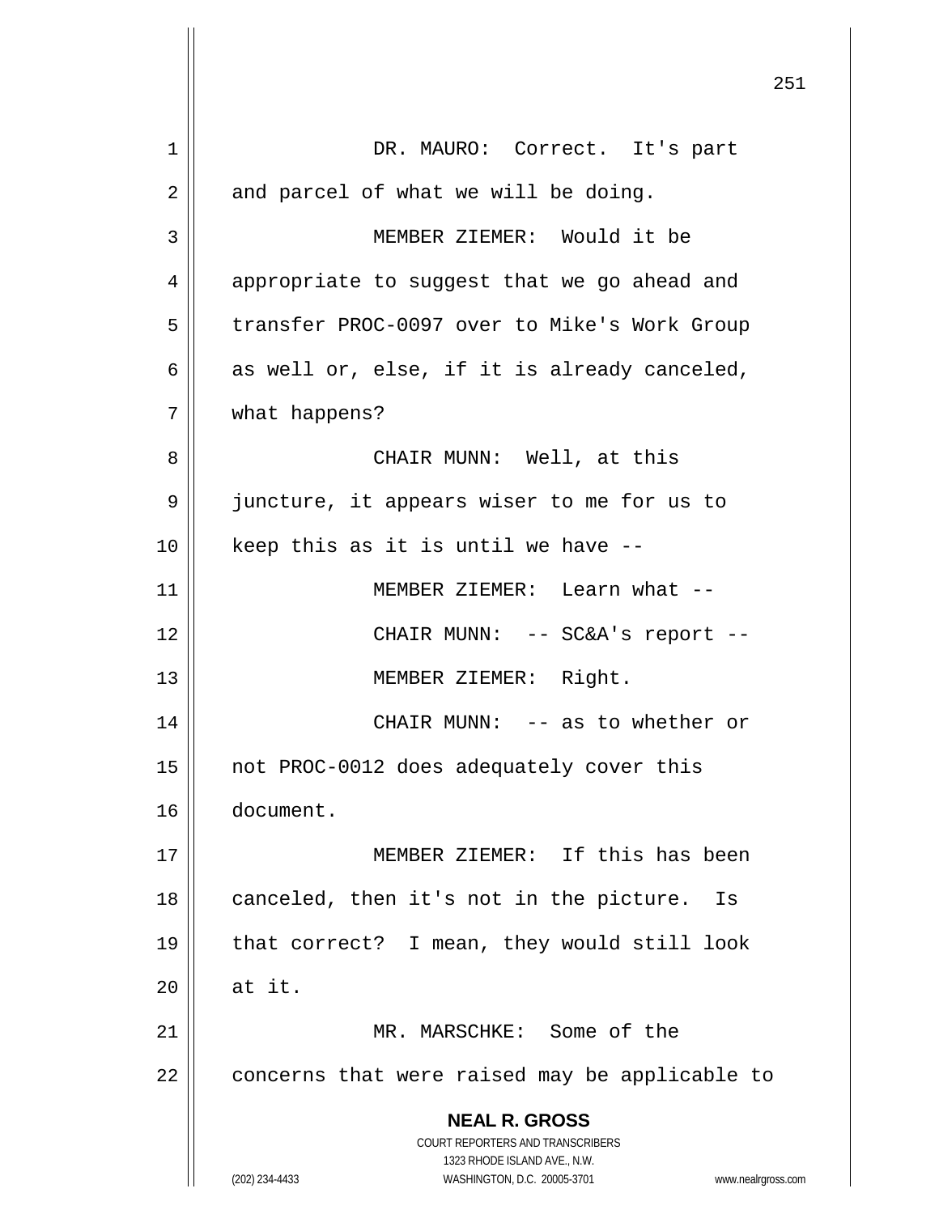DR. MAURO: Correct. It's part and parcel of what we will be doing.

MEMBER ZIEMER: Would it be appropriate to suggest that we go ahead and transfer PROC-0097 over to Mike's Work Group as well or, else, if it is already canceled, what happens?

CHAIR MUNN: Well, at this juncture, it appears wiser to me for us to keep this as it is until we have --

MEMBER ZIEMER: Learn what --

CHAIR MUNN: -- SC&A's report --

MEMBER ZIEMER: Right.

CHAIR MUNN: -- as to whether or not PROC-0012 does adequately cover this document.

MEMBER ZIEMER: If this has been canceled, then it's not in the picture. Is that correct? I mean, they would still look at it.

MR. MARSCHKE: Some of the concerns that were raised may be applicable to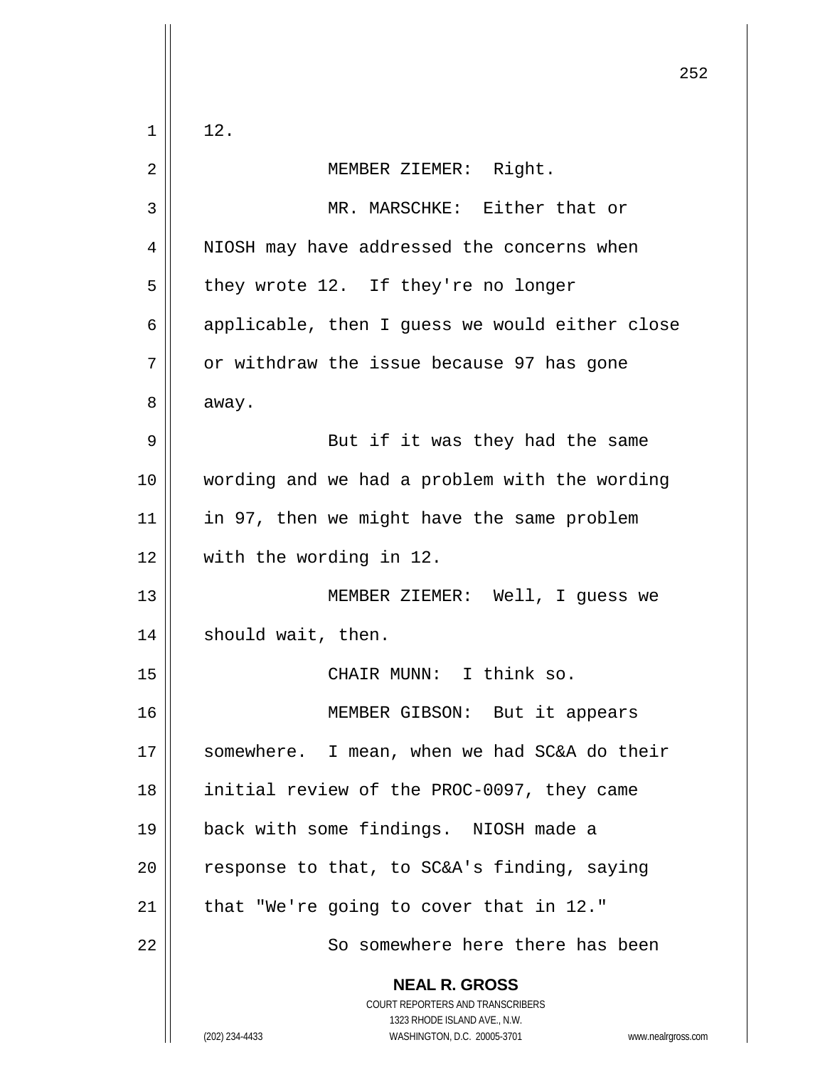12.

MEMBER ZIEMER: Right.

MR. MARSCHKE: Either that or NIOSH may have addressed the concerns when they wrote 12. If they're no longer applicable, then I guess we would either close or withdraw the issue because 97 has gone away.

But if it was they had the same wording and we had a problem with the wording in 97, then we might have the same problem with the wording in 12.

MEMBER ZIEMER: Well, I guess we should wait, then.

CHAIR MUNN: I think so.

MEMBER GIBSON: But it appears somewhere. I mean, when we had SC&A do their initial review of the PROC-0097, they came back with some findings. NIOSH made a response to that, to SC&A's finding, saying that "We're going to cover that in 12."

So somewhere here there has been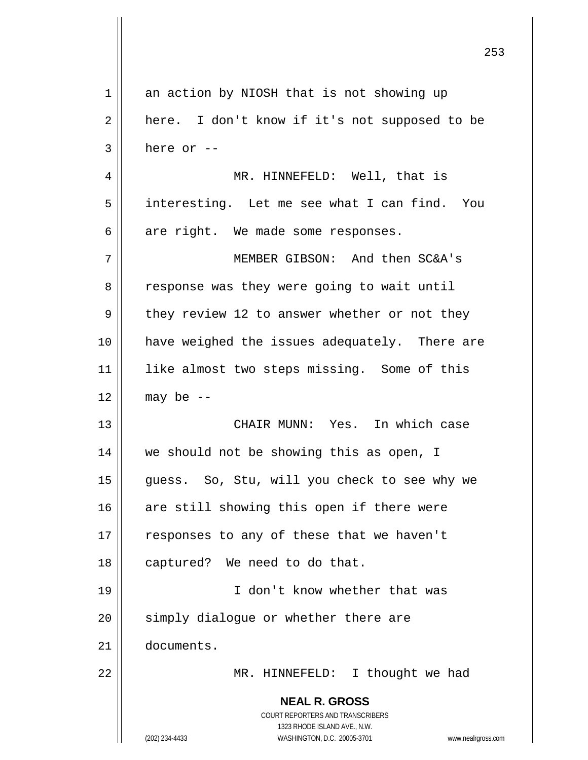an action by NIOSH that is not showing up here. I don't know if it's not supposed to be here or --

MR. HINNEFELD: Well, that is interesting. Let me see what I can find. You are right. We made some responses.

MEMBER GIBSON: And then SC&A's response was they were going to wait until they review 12 to answer whether or not they have weighed the issues adequately. There are like almost two steps missing. Some of this may be --

CHAIR MUNN: Yes. In which case we should not be showing this as open, I guess. So, Stu, will you check to see why we are still showing this open if there were responses to any of these that we haven't captured? We need to do that.

I don't know whether that was simply dialogue or whether there are documents.

MR. HINNEFELD: I thought we had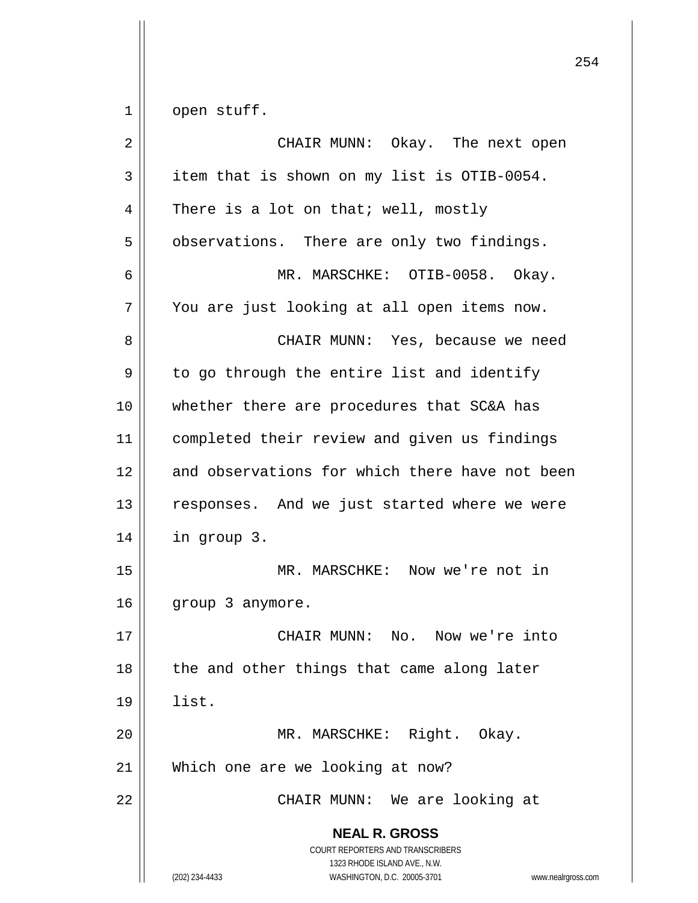open stuff.

CHAIR MUNN: Okay. The next open item that is shown on my list is OTIB-0054. There is a lot on that; well, mostly observations. There are only two findings.

MR. MARSCHKE: OTIB-0058. Okay. You are just looking at all open items now.

CHAIR MUNN: Yes, because we need to go through the entire list and identify whether there are procedures that SC&A has completed their review and given us findings and observations for which there have not been responses. And we just started where we were in group 3.

MR. MARSCHKE: Now we're not in group 3 anymore.

CHAIR MUNN: No. Now we're into the and other things that came along later list.

MR. MARSCHKE: Right. Okay. Which one are we looking at now?

CHAIR MUNN: We are looking at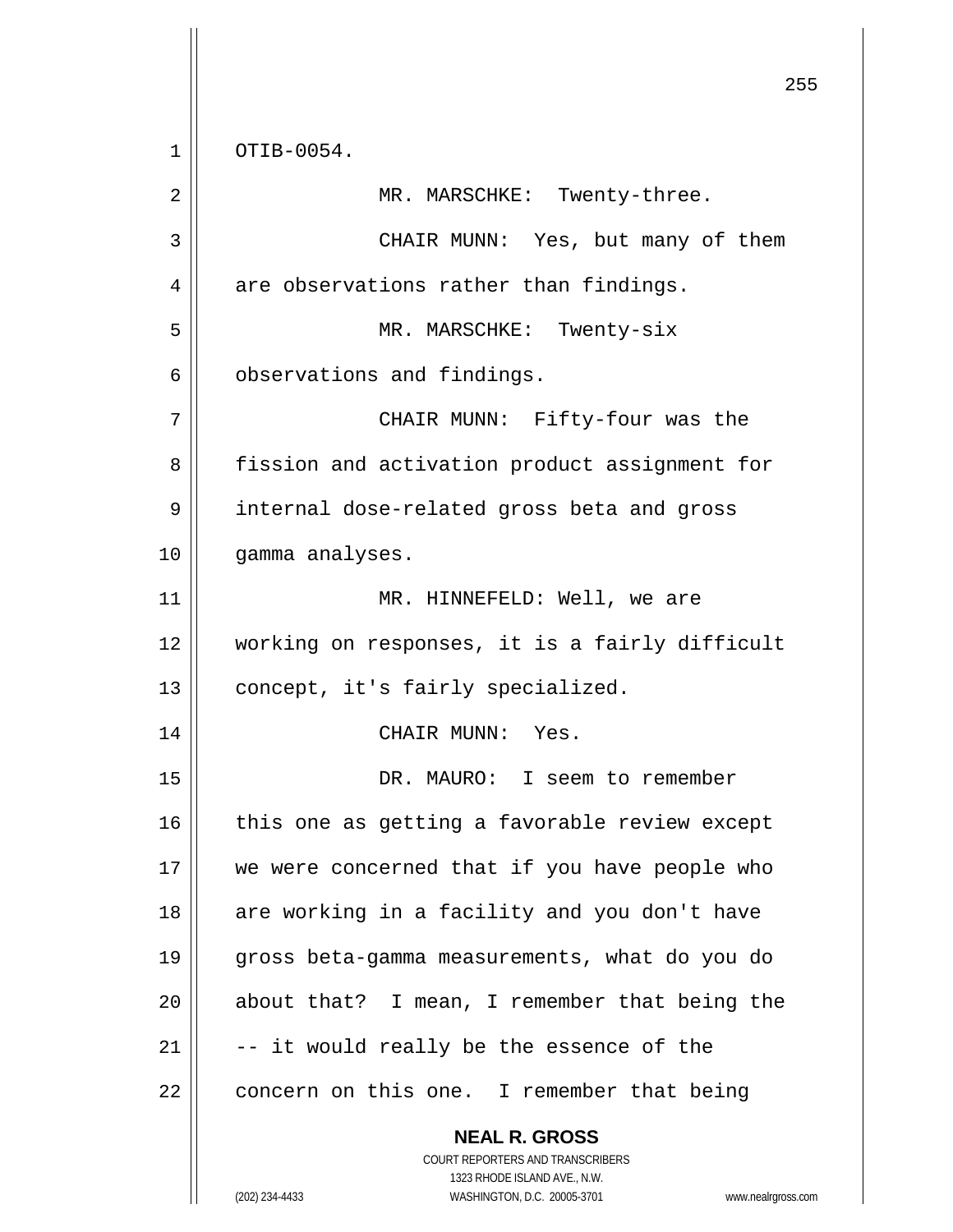OTIB-0054.

MR. MARSCHKE: Twenty-three.

CHAIR MUNN: Yes, but many of them are observations rather than findings.

MR. MARSCHKE: Twenty-six observations and findings.

CHAIR MUNN: Fifty-four was the fission and activation product assignment for internal dose-related gross beta and gross gamma analyses.

MR. HINNEFELD: Well, we are working on responses, it is a fairly difficult concept, it's fairly specialized.

CHAIR MUNN: Yes.

DR. MAURO: I seem to remember this one as getting a favorable review except we were concerned that if you have people who are working in a facility and you don't have gross beta-gamma measurements, what do you do about that? I mean, I remember that being the -- it would really be the essence of the concern on this one. I remember that being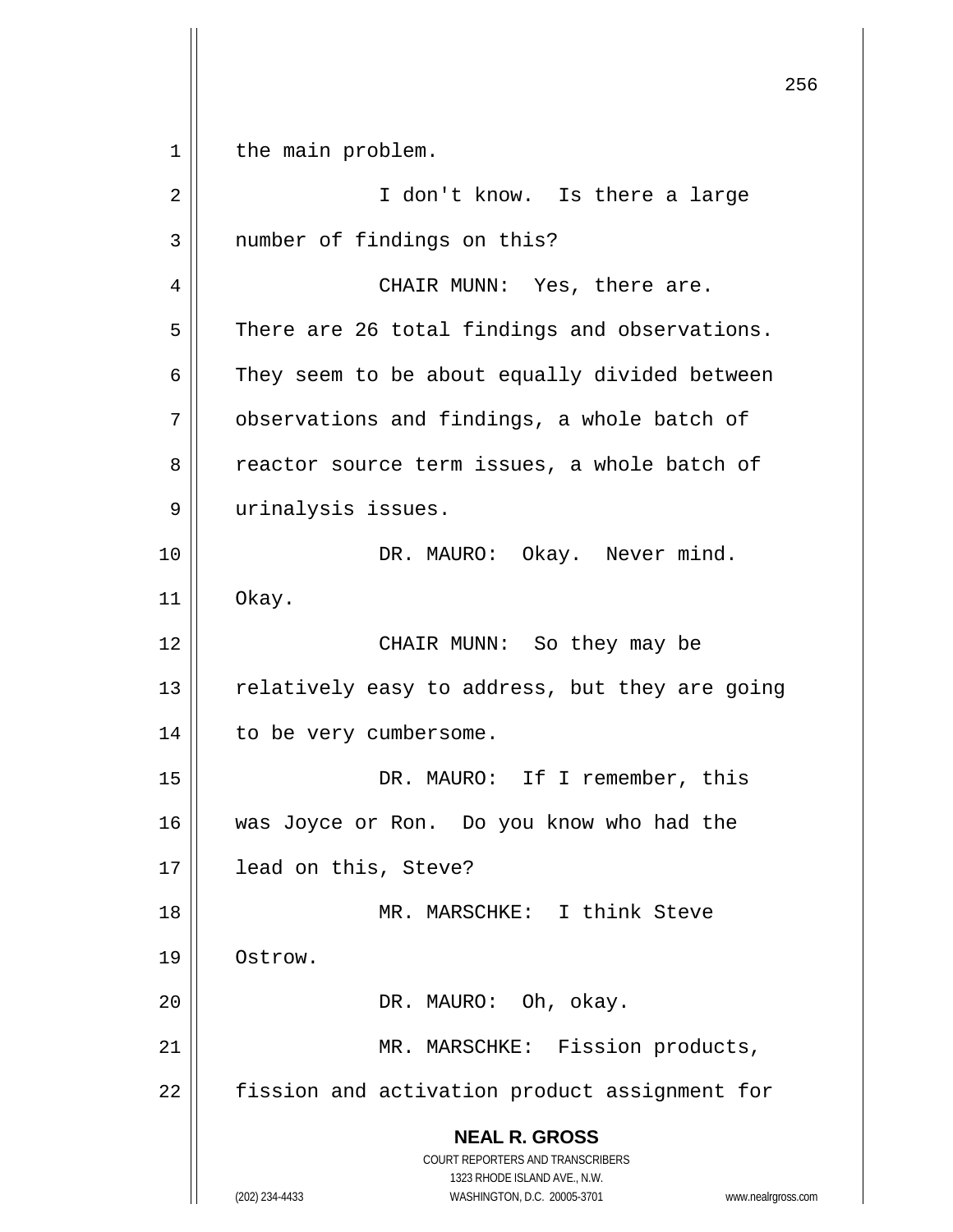the main problem.

I don't know. Is there a large number of findings on this?

CHAIR MUNN: Yes, there are. There are 26 total findings and observations. They seem to be about equally divided between observations and findings, a whole batch of reactor source term issues, a whole batch of urinalysis issues.

DR. MAURO: Okay. Never mind. Okay.

CHAIR MUNN: So they may be relatively easy to address, but they are going to be very cumbersome.

DR. MAURO: If I remember, this was Joyce or Ron. Do you know who had the lead on this, Steve?

MR. MARSCHKE: I think Steve Ostrow.

DR. MAURO: Oh, okay.

MR. MARSCHKE: Fission products, fission and activation product assignment for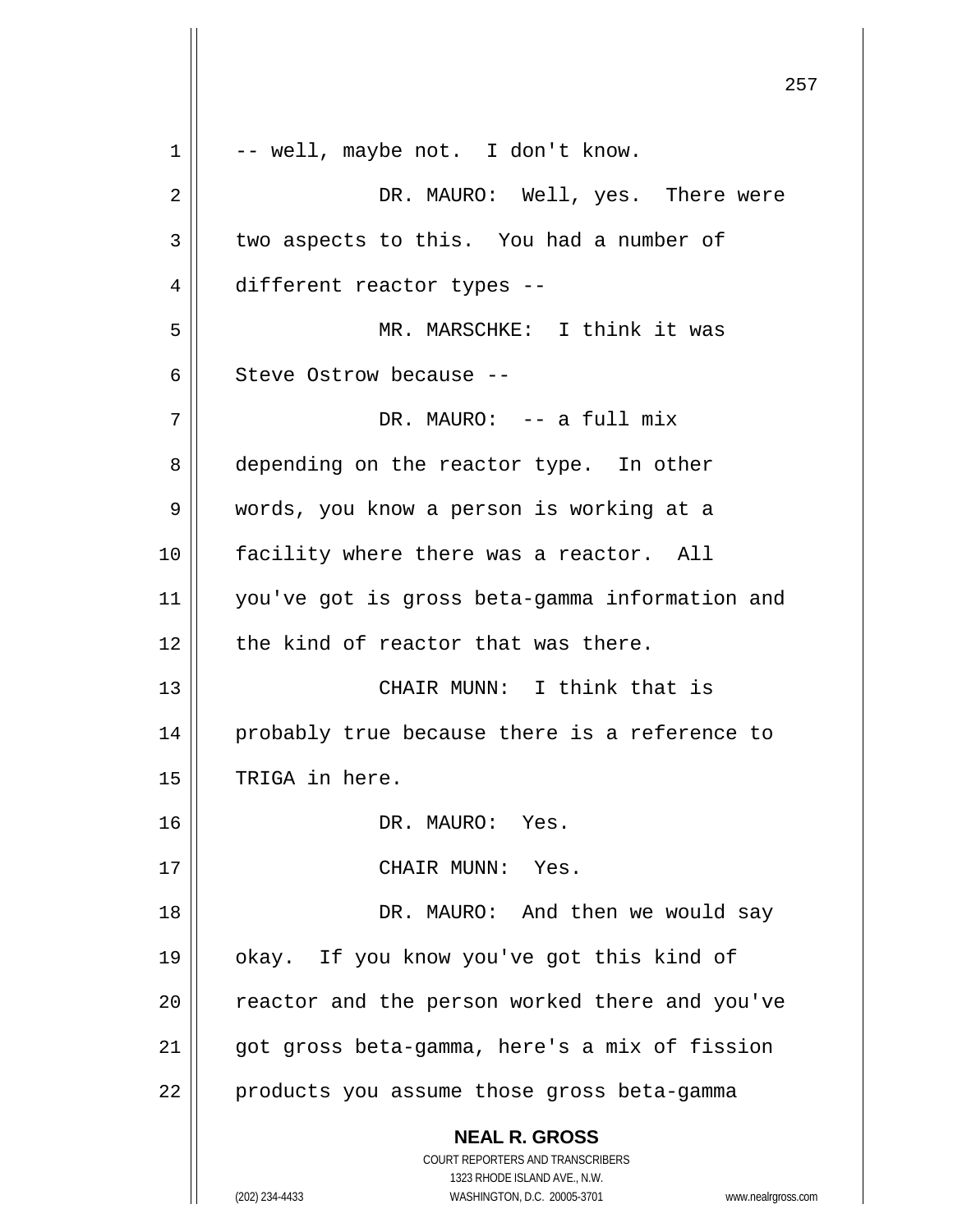-- well, maybe not. I don't know.

DR. MAURO: Well, yes. There were two aspects to this. You had a number of different reactor types --

MR. MARSCHKE: I think it was Steve Ostrow because --

DR. MAURO: -- a full mix depending on the reactor type. In other words, you know a person is working at a facility where there was a reactor. All you've got is gross beta-gamma information and the kind of reactor that was there.

CHAIR MUNN: I think that is probably true because there is a reference to TRIGA in here.

DR. MAURO: Yes.

CHAIR MUNN: Yes.

DR. MAURO: And then we would say okay. If you know you've got this kind of reactor and the person worked there and you've got gross beta-gamma, here's a mix of fission products you assume those gross beta-gamma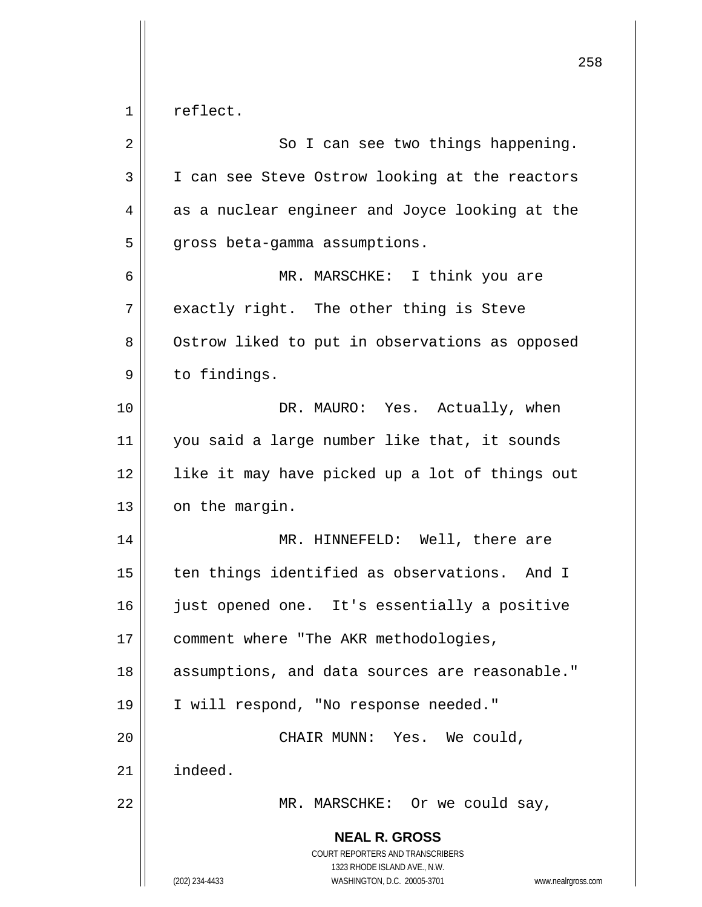reflect.

So I can see two things happening. I can see Steve Ostrow looking at the reactors as a nuclear engineer and Joyce looking at the gross beta-gamma assumptions.

MR. MARSCHKE: I think you are exactly right. The other thing is Steve Ostrow liked to put in observations as opposed to findings.

DR. MAURO: Yes. Actually, when you said a large number like that, it sounds like it may have picked up a lot of things out on the margin.

MR. HINNEFELD: Well, there are ten things identified as observations. And I just opened one. It's essentially a positive comment where "The AKR methodologies, assumptions, and data sources are reasonable." I will respond, "No response needed."

CHAIR MUNN: Yes. We could, indeed.

MR. MARSCHKE: Or we could say,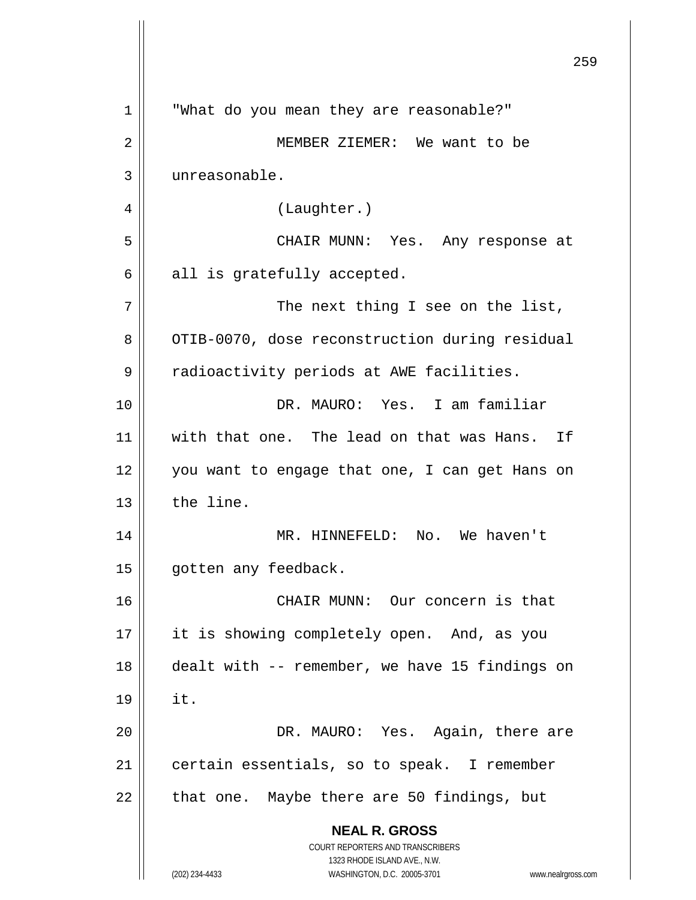"What do you mean they are reasonable?"

MEMBER ZIEMER: We want to be unreasonable.

(Laughter.)

CHAIR MUNN: Yes. Any response at all is gratefully accepted.

The next thing I see on the list, OTIB-0070, dose reconstruction during residual radioactivity periods at AWE facilities.

DR. MAURO: Yes. I am familiar with that one. The lead on that was Hans. If you want to engage that one, I can get Hans on the line.

MR. HINNEFELD: No. We haven't gotten any feedback.

CHAIR MUNN: Our concern is that it is showing completely open. And, as you dealt with -- remember, we have 15 findings on it.

DR. MAURO: Yes. Again, there are certain essentials, so to speak. I remember that one. Maybe there are 50 findings, but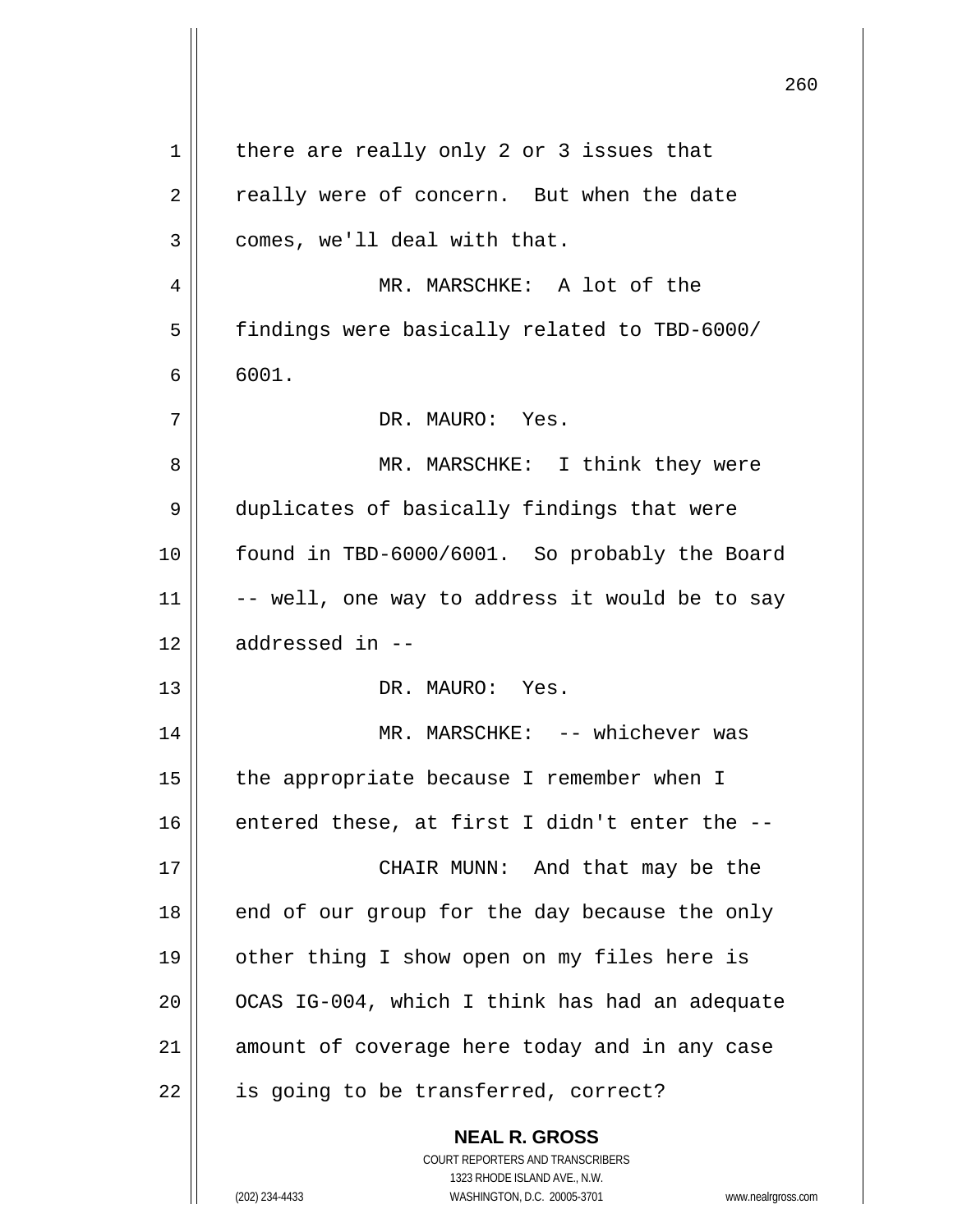there are really only 2 or 3 issues that really were of concern. But when the date comes, we'll deal with that.

MR. MARSCHKE: A lot of the findings were basically related to TBD-6000/ 6001.

DR. MAURO: Yes.

MR. MARSCHKE: I think they were duplicates of basically findings that were found in TBD-6000/6001. So probably the Board -- well, one way to address it would be to say addressed in --

DR. MAURO: Yes.

MR. MARSCHKE: -- whichever was the appropriate because I remember when I entered these, at first I didn't enter the --

CHAIR MUNN: And that may be the end of our group for the day because the only other thing I show open on my files here is OCAS IG-004, which I think has had an adequate amount of coverage here today and in any case is going to be transferred, correct?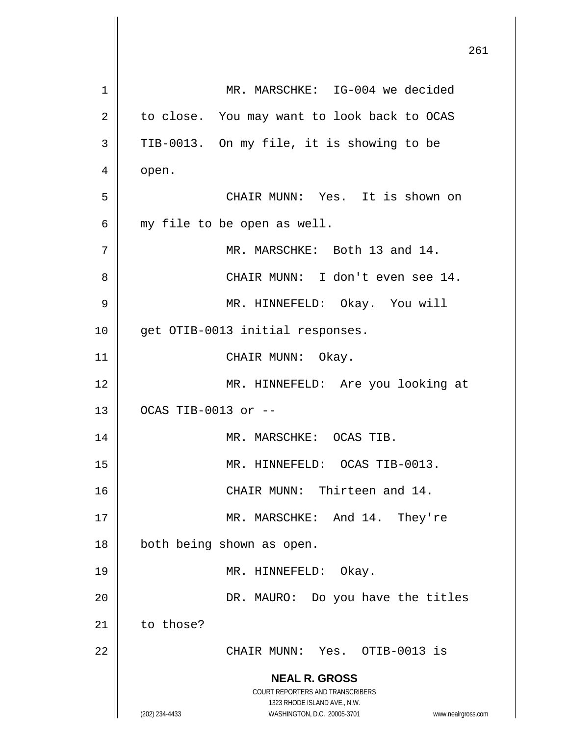MR. MARSCHKE: IG-004 we decided to close. You may want to look back to OCAS TIB-0013. On my file, it is showing to be open.

CHAIR MUNN: Yes. It is shown on my file to be open as well.

MR. MARSCHKE: Both 13 and 14.

CHAIR MUNN: I don't even see 14.

MR. HINNEFELD: Okay. You will get OTIB-0013 initial responses.

CHAIR MUNN: Okay.

MR. HINNEFELD: Are you looking at OCAS TIB-0013 or --

MR. MARSCHKE: OCAS TIB.

MR. HINNEFELD: OCAS TIB-0013.

CHAIR MUNN: Thirteen and 14.

MR. MARSCHKE: And 14. They're both being shown as open.

MR. HINNEFELD: Okay.

DR. MAURO: Do you have the titles to those?

CHAIR MUNN: Yes. OTIB-0013 is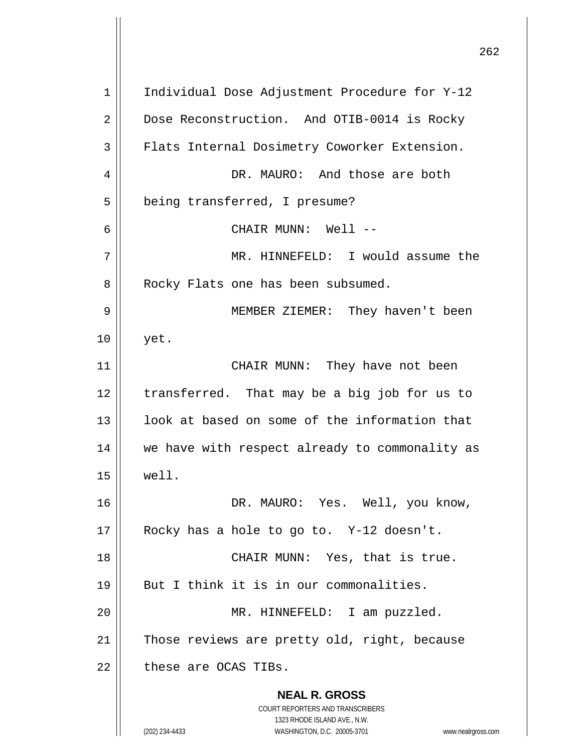Individual Dose Adjustment Procedure for Y-12 Dose Reconstruction. And OTIB-0014 is Rocky Flats Internal Dosimetry Coworker Extension.

DR. MAURO: And those are both being transferred, I presume?

CHAIR MUNN: Well --

MR. HINNEFELD: I would assume the Rocky Flats one has been subsumed.

MEMBER ZIEMER: They haven't been yet.

CHAIR MUNN: They have not been transferred. That may be a big job for us to look at based on some of the information that we have with respect already to commonality as well.

DR. MAURO: Yes. Well, you know, Rocky has a hole to go to. Y-12 doesn't.

CHAIR MUNN: Yes, that is true. But I think it is in our commonalities.

MR. HINNEFELD: I am puzzled. Those reviews are pretty old, right, because these are OCAS TIBs.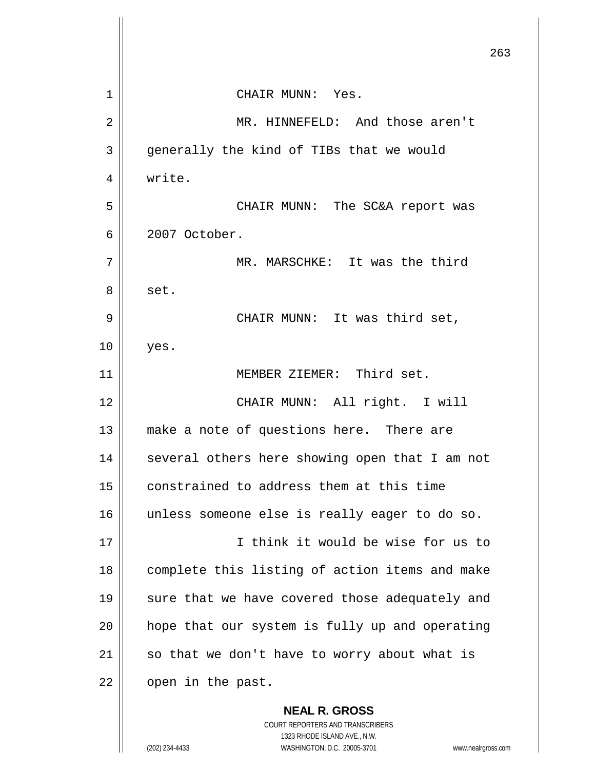CHAIR MUNN: Yes.

MR. HINNEFELD: And those aren't generally the kind of TIBs that we would write.

CHAIR MUNN: The SC&A report was 2007 October.

MR. MARSCHKE: It was the third set.

CHAIR MUNN: It was third set, yes.

MEMBER ZIEMER: Third set.

CHAIR MUNN: All right. I will make a note of questions here. There are several others here showing open that I am not constrained to address them at this time unless someone else is really eager to do so.

I think it would be wise for us to complete this listing of action items and make sure that we have covered those adequately and hope that our system is fully up and operating so that we don't have to worry about what is open in the past.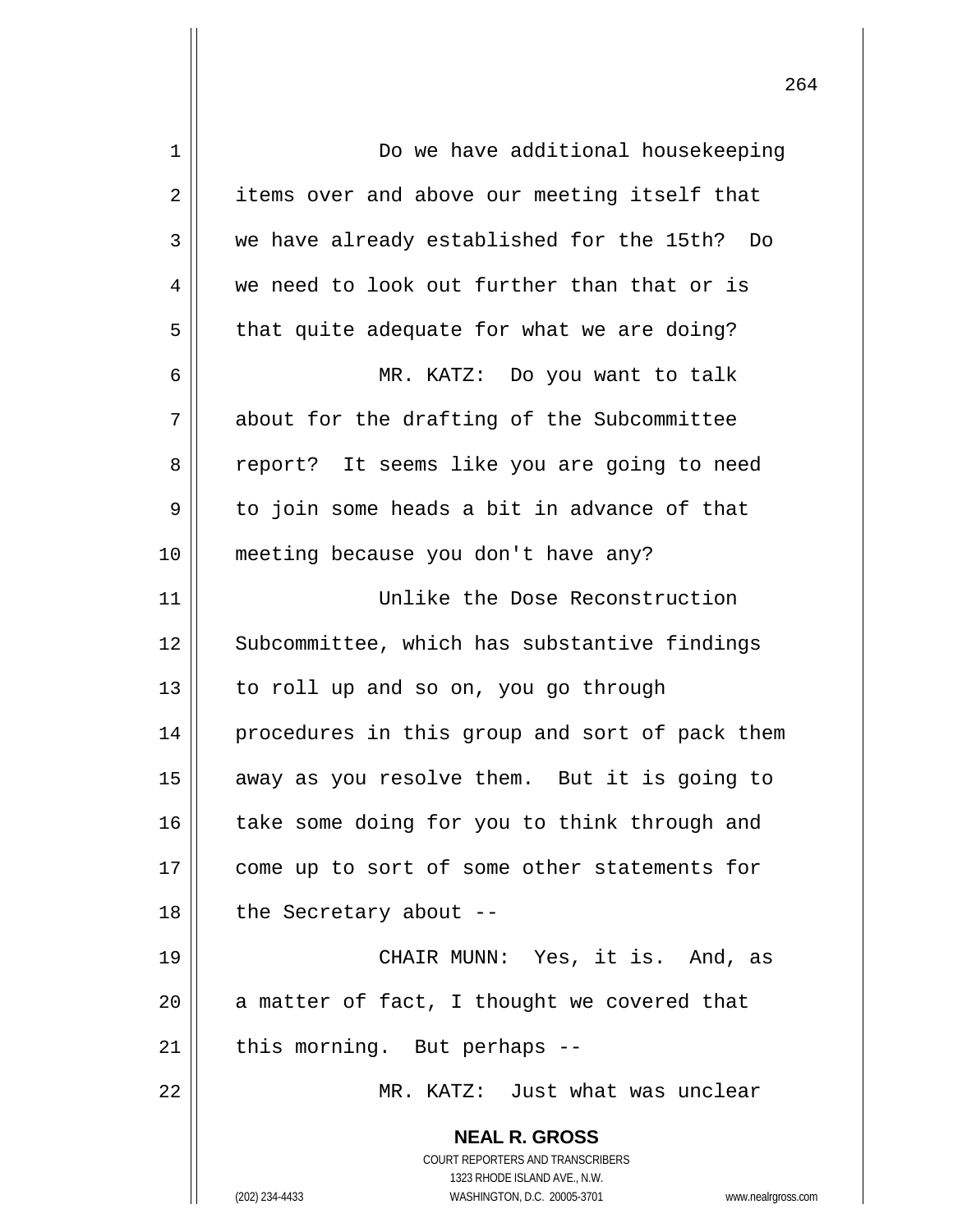Do we have additional housekeeping items over and above our meeting itself that we have already established for the 15th? Do we need to look out further than that or is that quite adequate for what we are doing?

MR. KATZ: Do you want to talk about for the drafting of the Subcommittee report? It seems like you are going to need to join some heads a bit in advance of that meeting because you don't have any?

Unlike the Dose Reconstruction Subcommittee, which has substantive findings to roll up and so on, you go through procedures in this group and sort of pack them away as you resolve them. But it is going to take some doing for you to think through and come up to sort of some other statements for the Secretary about --

CHAIR MUNN: Yes, it is. And, as a matter of fact, I thought we covered that this morning. But perhaps --

MR. KATZ: Just what was unclear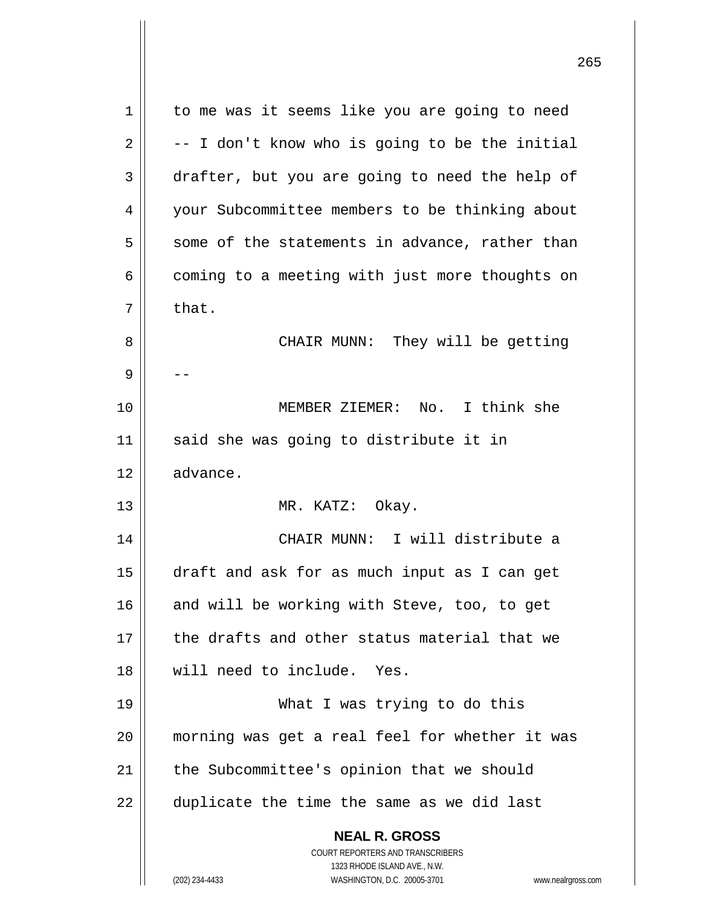to me was it seems like you are going to need -- I don't know who is going to be the initial drafter, but you are going to need the help of your Subcommittee members to be thinking about some of the statements in advance, rather than coming to a meeting with just more thoughts on that.

CHAIR MUNN: They will be getting --

MEMBER ZIEMER: No. I think she said she was going to distribute it in advance.

MR. KATZ: Okay.

CHAIR MUNN: I will distribute a draft and ask for as much input as I can get and will be working with Steve, too, to get the drafts and other status material that we will need to include. Yes.

What I was trying to do this morning was get a real feel for whether it was the Subcommittee's opinion that we should duplicate the time the same as we did last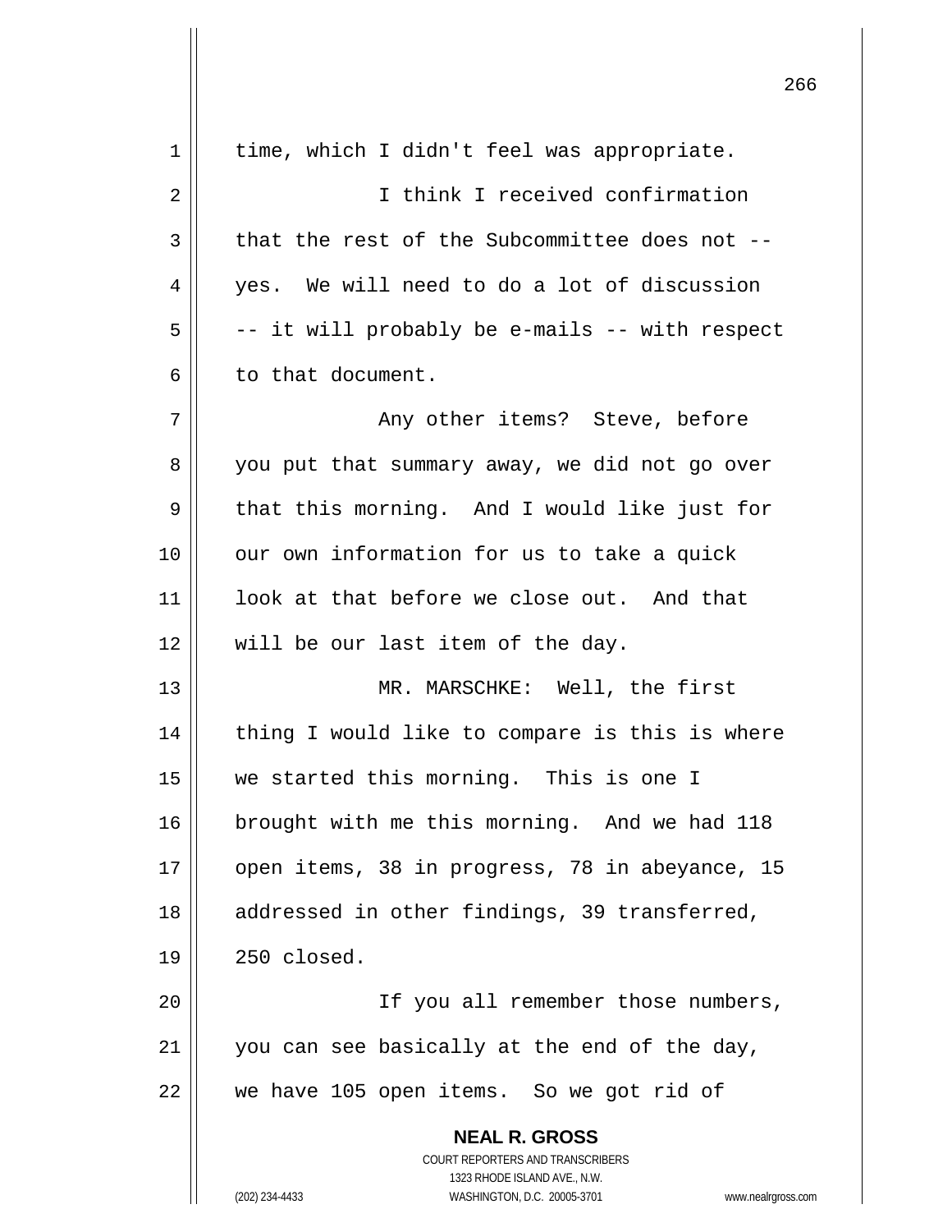time, which I didn't feel was appropriate.

I think I received confirmation that the rest of the Subcommittee does not -- yes. We will need to do a lot of discussion -- it will probably be e-mails -- with respect to that document.

Any other items? Steve, before you put that summary away, we did not go over that this morning. And I would like just for our own information for us to take a quick look at that before we close out. And that will be our last item of the day.

MR. MARSCHKE: Well, the first thing I would like to compare is this is where we started this morning. This is one I brought with me this morning. And we had 118 open items, 38 in progress, 78 in abeyance, 15 addressed in other findings, 39 transferred, 250 closed.

If you all remember those numbers, you can see basically at the end of the day, we have 105 open items. So we got rid of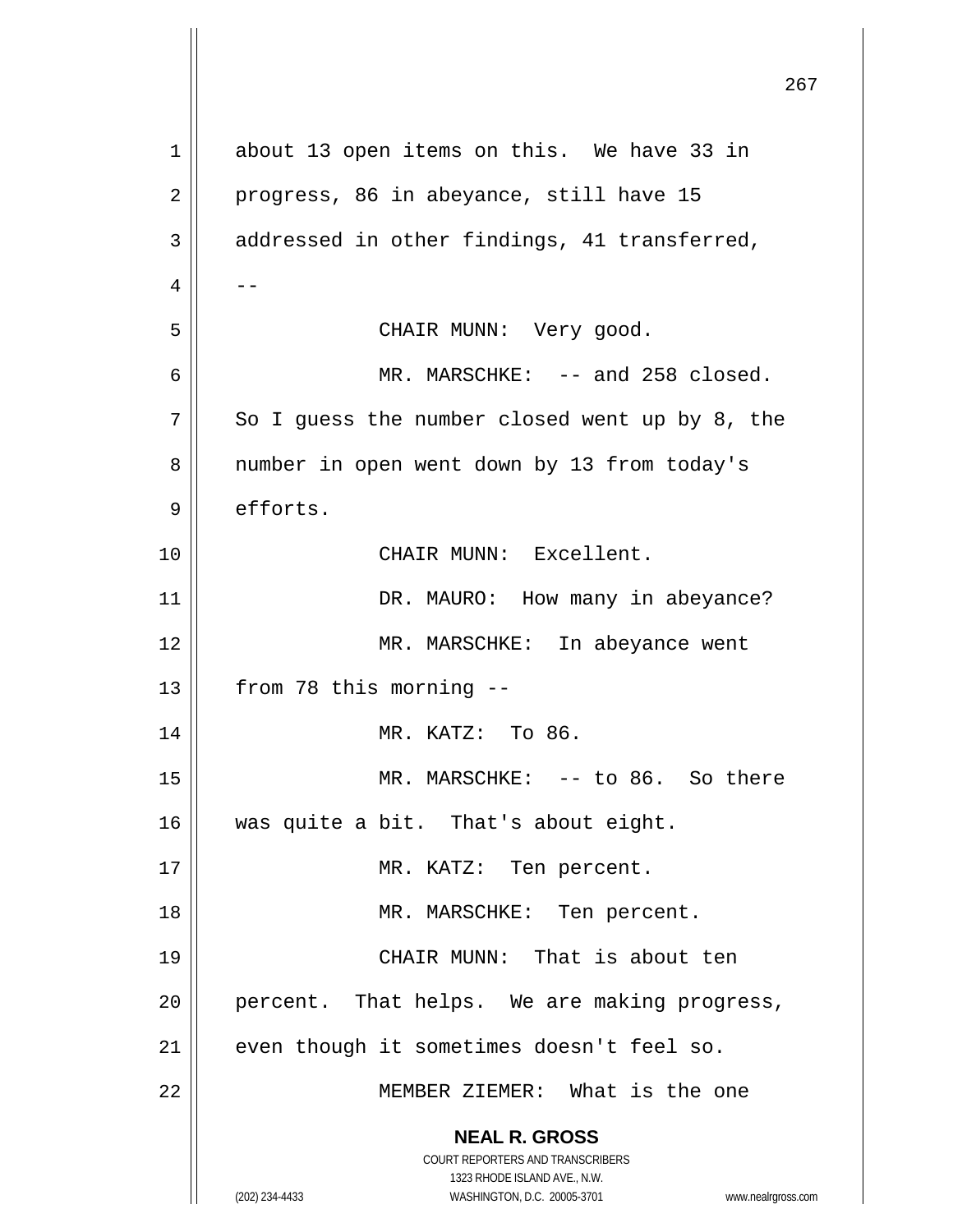about 13 open items on this. We have 33 in progress, 86 in abeyance, still have 15 addressed in other findings, 41 transferred, --

CHAIR MUNN: Very good.

MR. MARSCHKE: -- and 258 closed. So I guess the number closed went up by 8, the number in open went down by 13 from today's efforts.

CHAIR MUNN: Excellent.

DR. MAURO: How many in abeyance?

MR. MARSCHKE: In abeyance went from 78 this morning --

MR. KATZ: To 86.

MR. MARSCHKE: -- to 86. So there was quite a bit. That's about eight.

MR. KATZ: Ten percent.

MR. MARSCHKE: Ten percent.

CHAIR MUNN: That is about ten percent. That helps. We are making progress, even though it sometimes doesn't feel so.

MEMBER ZIEMER: What is the one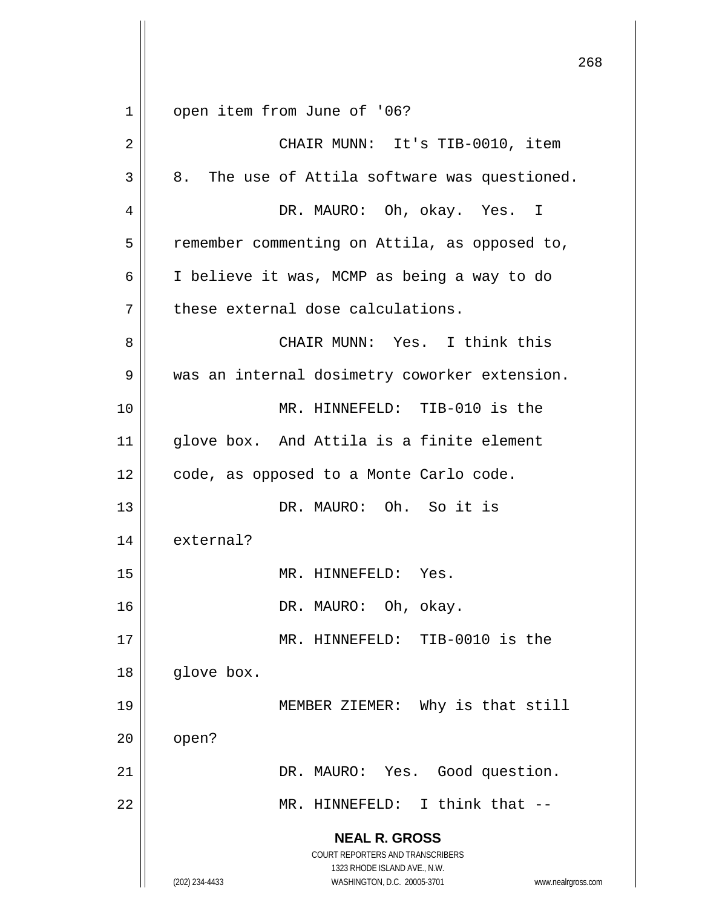open item from June of '06?

CHAIR MUNN: It's TIB-0010, item 8. The use of Attila software was questioned.

DR. MAURO: Oh, okay. Yes. I remember commenting on Attila, as opposed to, I believe it was, MCMP as being a way to do these external dose calculations.

CHAIR MUNN: Yes. I think this was an internal dosimetry coworker extension.

MR. HINNEFELD: TIB-010 is the glove box. And Attila is a finite element code, as opposed to a Monte Carlo code.

DR. MAURO: Oh. So it is external?

MR. HINNEFELD: Yes.

DR. MAURO: Oh, okay.

MR. HINNEFELD: TIB-0010 is the glove box.

MEMBER ZIEMER: Why is that still open?

DR. MAURO: Yes. Good question.

MR. HINNEFELD: I think that --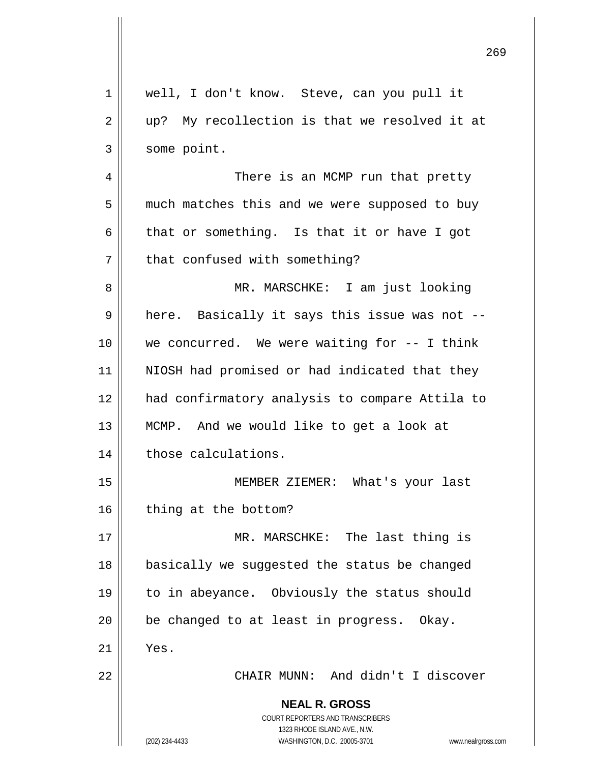well, I don't know. Steve, can you pull it up? My recollection is that we resolved it at some point.

There is an MCMP run that pretty much matches this and we were supposed to buy that or something. Is that it or have I got that confused with something?

MR. MARSCHKE: I am just looking here. Basically it says this issue was not -- we concurred. We were waiting for -- I think NIOSH had promised or had indicated that they had confirmatory analysis to compare Attila to MCMP. And we would like to get a look at those calculations.

MEMBER ZIEMER: What's your last thing at the bottom?

MR. MARSCHKE: The last thing is basically we suggested the status be changed to in abeyance. Obviously the status should be changed to at least in progress. Okay. Yes.

CHAIR MUNN: And didn't I discover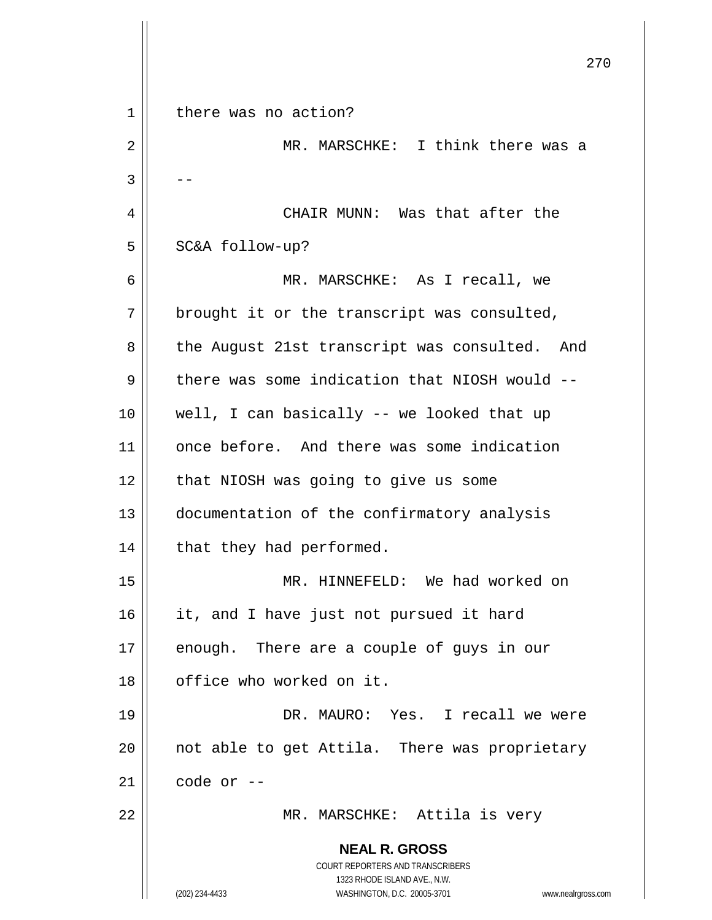there was no action?

MR. MARSCHKE: I think there was a --

CHAIR MUNN: Was that after the SC&A follow-up?

MR. MARSCHKE: As I recall, we brought it or the transcript was consulted, the August 21st transcript was consulted. And there was some indication that NIOSH would -- well, I can basically -- we looked that up once before. And there was some indication that NIOSH was going to give us some documentation of the confirmatory analysis that they had performed.

MR. HINNEFELD: We had worked on it, and I have just not pursued it hard enough. There are a couple of guys in our office who worked on it.

DR. MAURO: Yes. I recall we were not able to get Attila. There was proprietary code or --

MR. MARSCHKE: Attila is very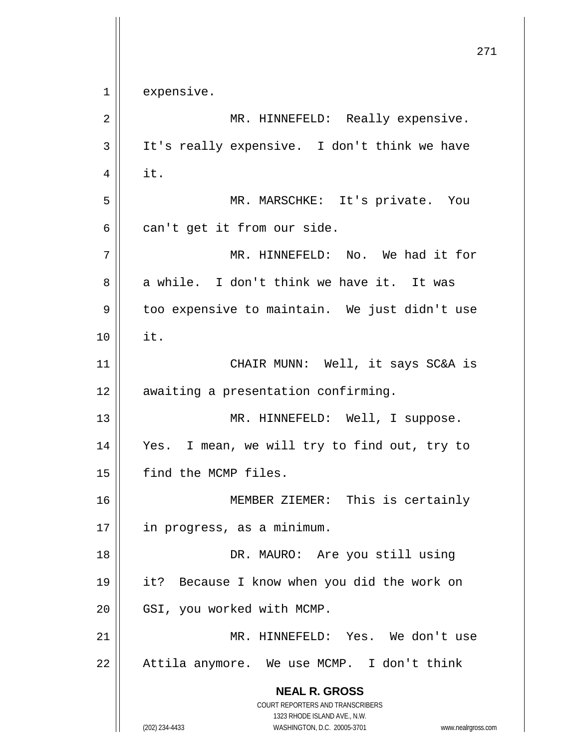expensive.

MR. HINNEFELD: Really expensive. It's really expensive. I don't think we have it.

MR. MARSCHKE: It's private. You can't get it from our side.

MR. HINNEFELD: No. We had it for a while. I don't think we have it. It was too expensive to maintain. We just didn't use it.

CHAIR MUNN: Well, it says SC&A is awaiting a presentation confirming.

MR. HINNEFELD: Well, I suppose. Yes. I mean, we will try to find out, try to find the MCMP files.

MEMBER ZIEMER: This is certainly in progress, as a minimum.

DR. MAURO: Are you still using it? Because I know when you did the work on GSI, you worked with MCMP.

MR. HINNEFELD: Yes. We don't use Attila anymore. We use MCMP. I don't think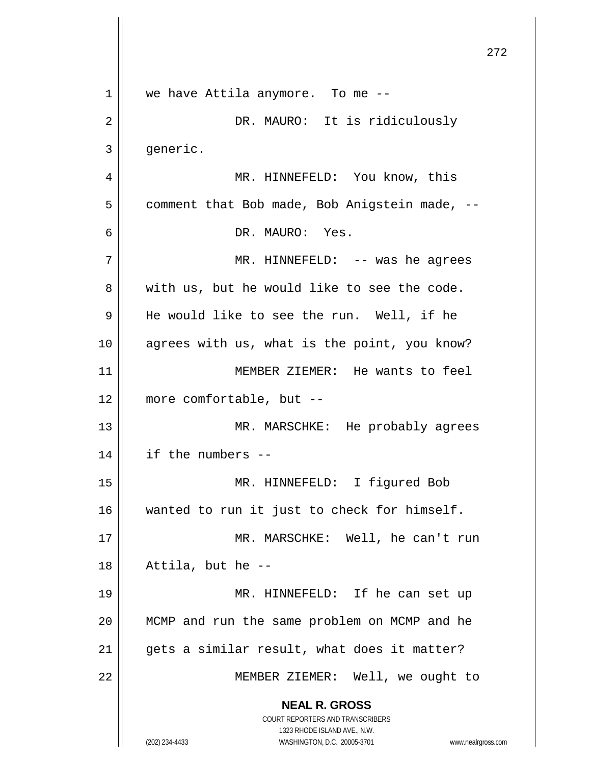we have Attila anymore. To me --

DR. MAURO: It is ridiculously generic.

MR. HINNEFELD: You know, this comment that Bob made, Bob Anigstein made, --

DR. MAURO: Yes.

MR. HINNEFELD: -- was he agrees with us, but he would like to see the code. He would like to see the run. Well, if he agrees with us, what is the point, you know?

MEMBER ZIEMER: He wants to feel more comfortable, but --

MR. MARSCHKE: He probably agrees if the numbers --

MR. HINNEFELD: I figured Bob wanted to run it just to check for himself.

MR. MARSCHKE: Well, he can't run Attila, but he --

MR. HINNEFELD: If he can set up MCMP and run the same problem on MCMP and he gets a similar result, what does it matter?

MEMBER ZIEMER: Well, we ought to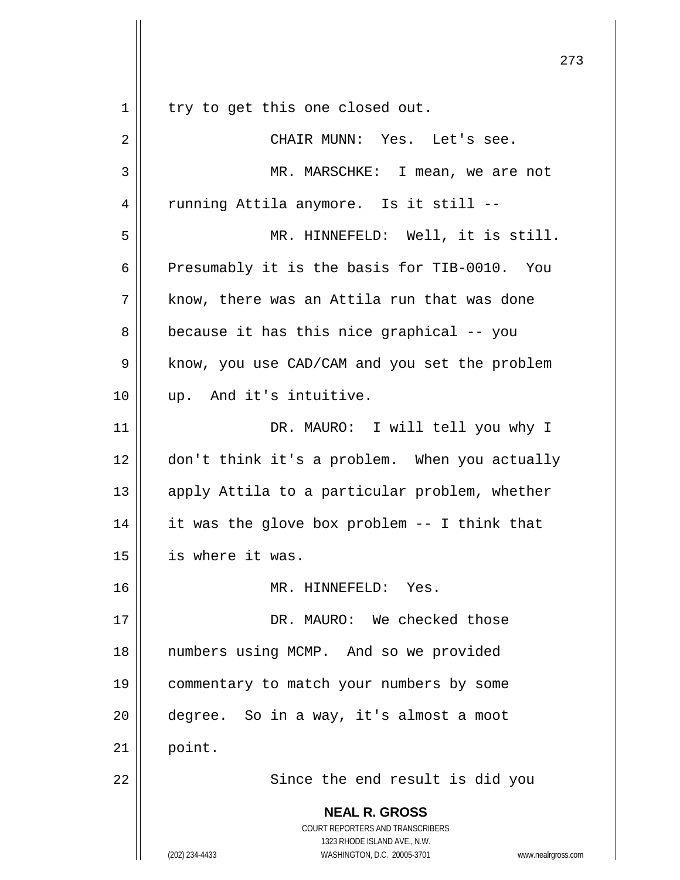try to get this one closed out.

CHAIR MUNN: Yes. Let's see.

MR. MARSCHKE: I mean, we are not running Attila anymore. Is it still --

MR. HINNEFELD: Well, it is still. Presumably it is the basis for TIB-0010. You know, there was an Attila run that was done because it has this nice graphical -- you know, you use CAD/CAM and you set the problem up. And it's intuitive.

DR. MAURO: I will tell you why I don't think it's a problem. When you actually apply Attila to a particular problem, whether it was the glove box problem -- I think that is where it was.

MR. HINNEFELD: Yes.

DR. MAURO: We checked those numbers using MCMP. And so we provided commentary to match your numbers by some degree. So in a way, it's almost a moot point.

Since the end result is did you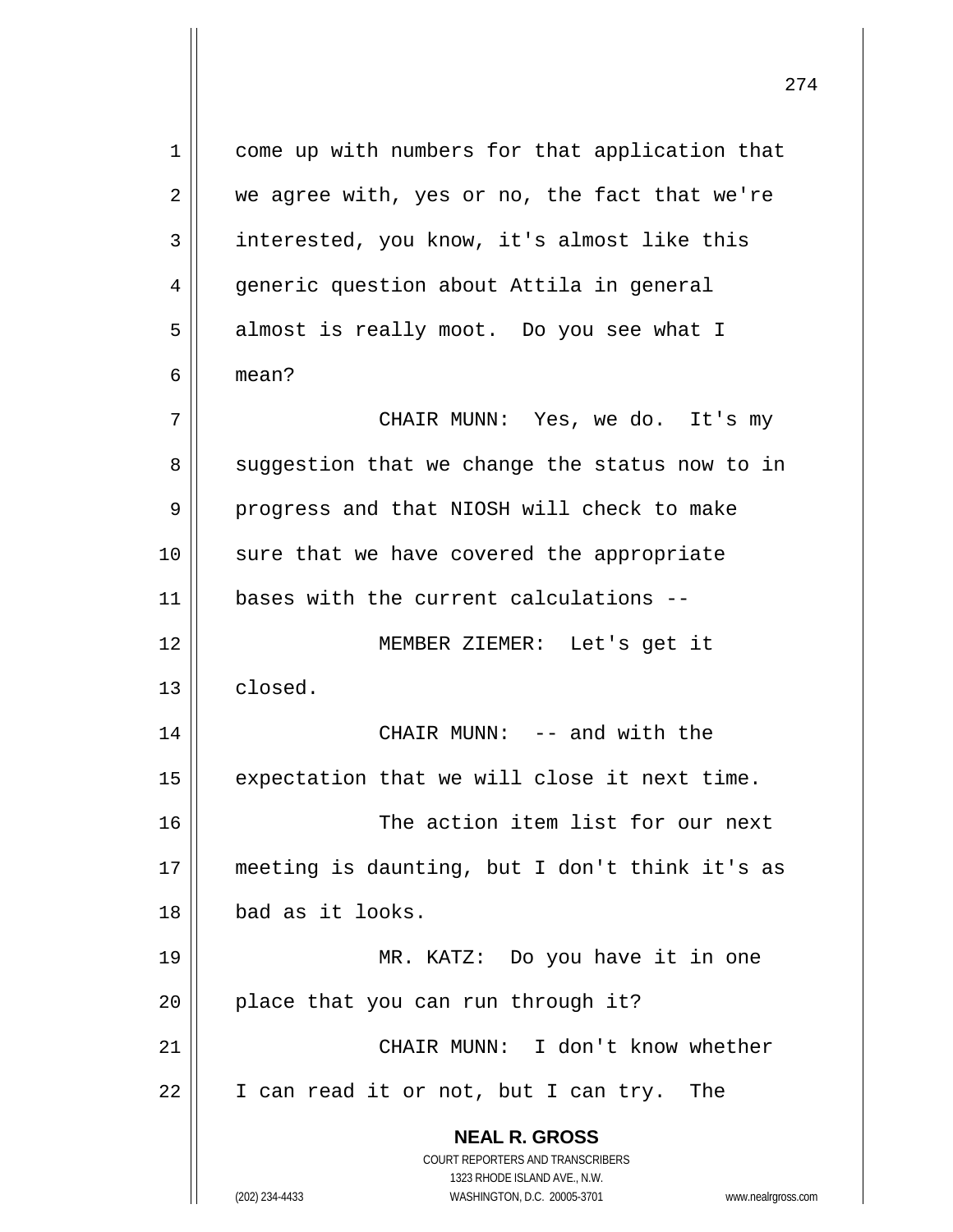come up with numbers for that application that we agree with, yes or no, the fact that we're interested, you know, it's almost like this generic question about Attila in general almost is really moot. Do you see what I mean?

CHAIR MUNN: Yes, we do. It's my suggestion that we change the status now to in progress and that NIOSH will check to make sure that we have covered the appropriate bases with the current calculations --

MEMBER ZIEMER: Let's get it closed.

CHAIR MUNN: -- and with the expectation that we will close it next time.

The action item list for our next meeting is daunting, but I don't think it's as bad as it looks.

MR. KATZ: Do you have it in one place that you can run through it?

CHAIR MUNN: I don't know whether I can read it or not, but I can try. The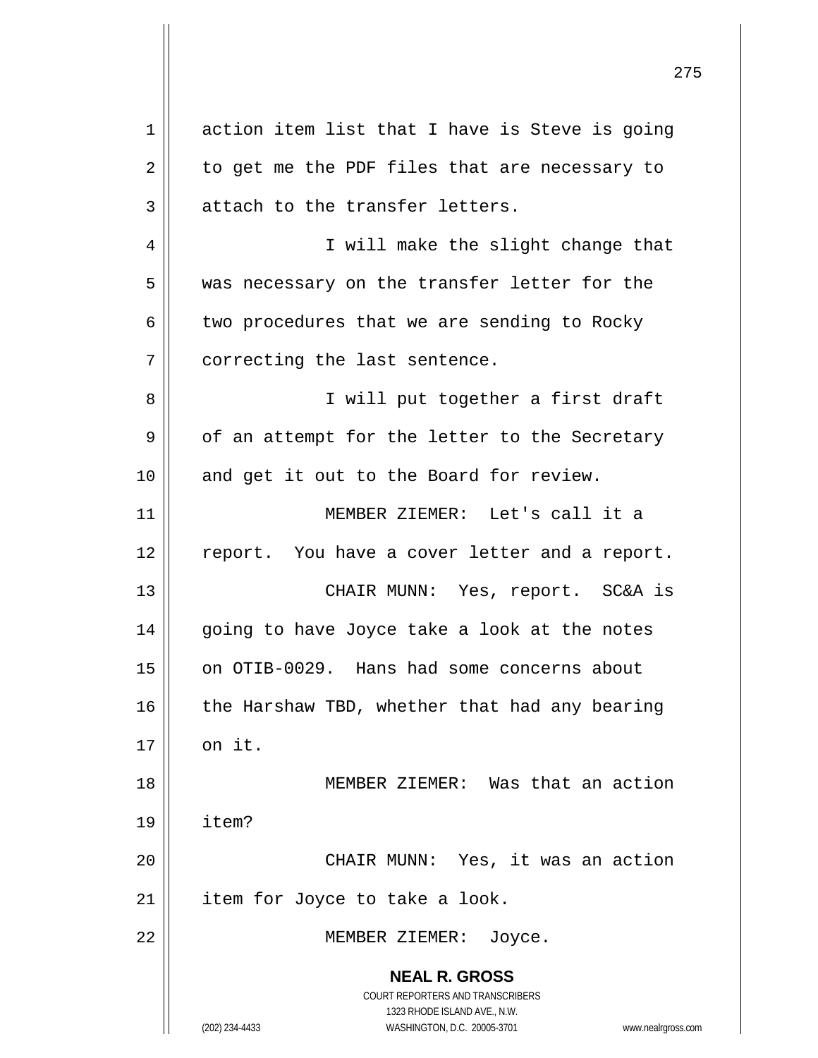action item list that I have is Steve is going to get me the PDF files that are necessary to attach to the transfer letters.

I will make the slight change that was necessary on the transfer letter for the two procedures that we are sending to Rocky correcting the last sentence.

I will put together a first draft of an attempt for the letter to the Secretary and get it out to the Board for review.

MEMBER ZIEMER: Let's call it a report. You have a cover letter and a report.

CHAIR MUNN: Yes, report. SC&A is going to have Joyce take a look at the notes on OTIB-0029. Hans had some concerns about the Harshaw TBD, whether that had any bearing on it.

MEMBER ZIEMER: Was that an action item?

CHAIR MUNN: Yes, it was an action item for Joyce to take a look.

MEMBER ZIEMER: Joyce.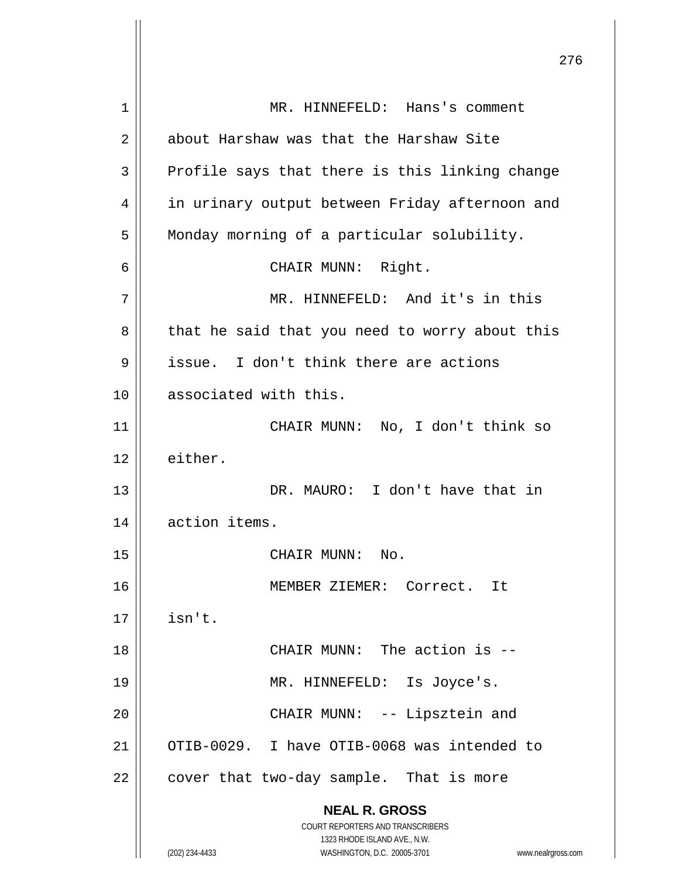MR. HINNEFELD: Hans's comment about Harshaw was that the Harshaw Site Profile says that there is this linking change in urinary output between Friday afternoon and Monday morning of a particular solubility.

CHAIR MUNN: Right.

MR. HINNEFELD: And it's in this that he said that you need to worry about this issue. I don't think there are actions associated with this.

CHAIR MUNN: No, I don't think so either.

DR. MAURO: I don't have that in action items.

CHAIR MUNN: No.

MEMBER ZIEMER: Correct. It isn't.

CHAIR MUNN: The action is --

MR. HINNEFELD: Is Joyce's.

CHAIR MUNN: -- Lipsztein and OTIB-0029. I have OTIB-0068 was intended to cover that two-day sample. That is more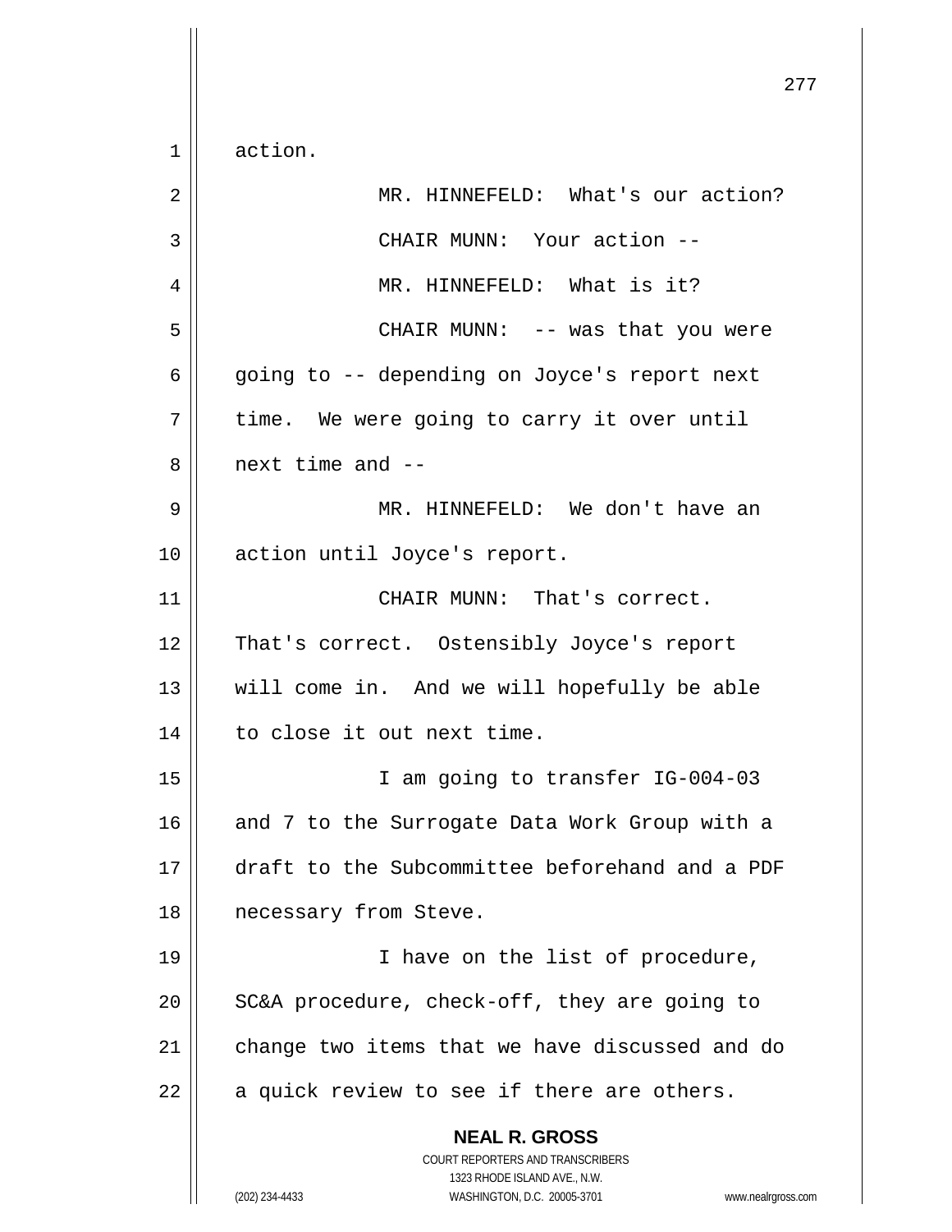action.

MR. HINNEFELD: What's our action?

CHAIR MUNN: Your action --

MR. HINNEFELD: What is it?

CHAIR MUNN: -- was that you were going to -- depending on Joyce's report next time. We were going to carry it over until next time and --

MR. HINNEFELD: We don't have an action until Joyce's report.

CHAIR MUNN: That's correct. That's correct. Ostensibly Joyce's report will come in. And we will hopefully be able to close it out next time.

I am going to transfer IG-004-03 and 7 to the Surrogate Data Work Group with a draft to the Subcommittee beforehand and a PDF necessary from Steve.

I have on the list of procedure, SC&A procedure, check-off, they are going to change two items that we have discussed and do a quick review to see if there are others.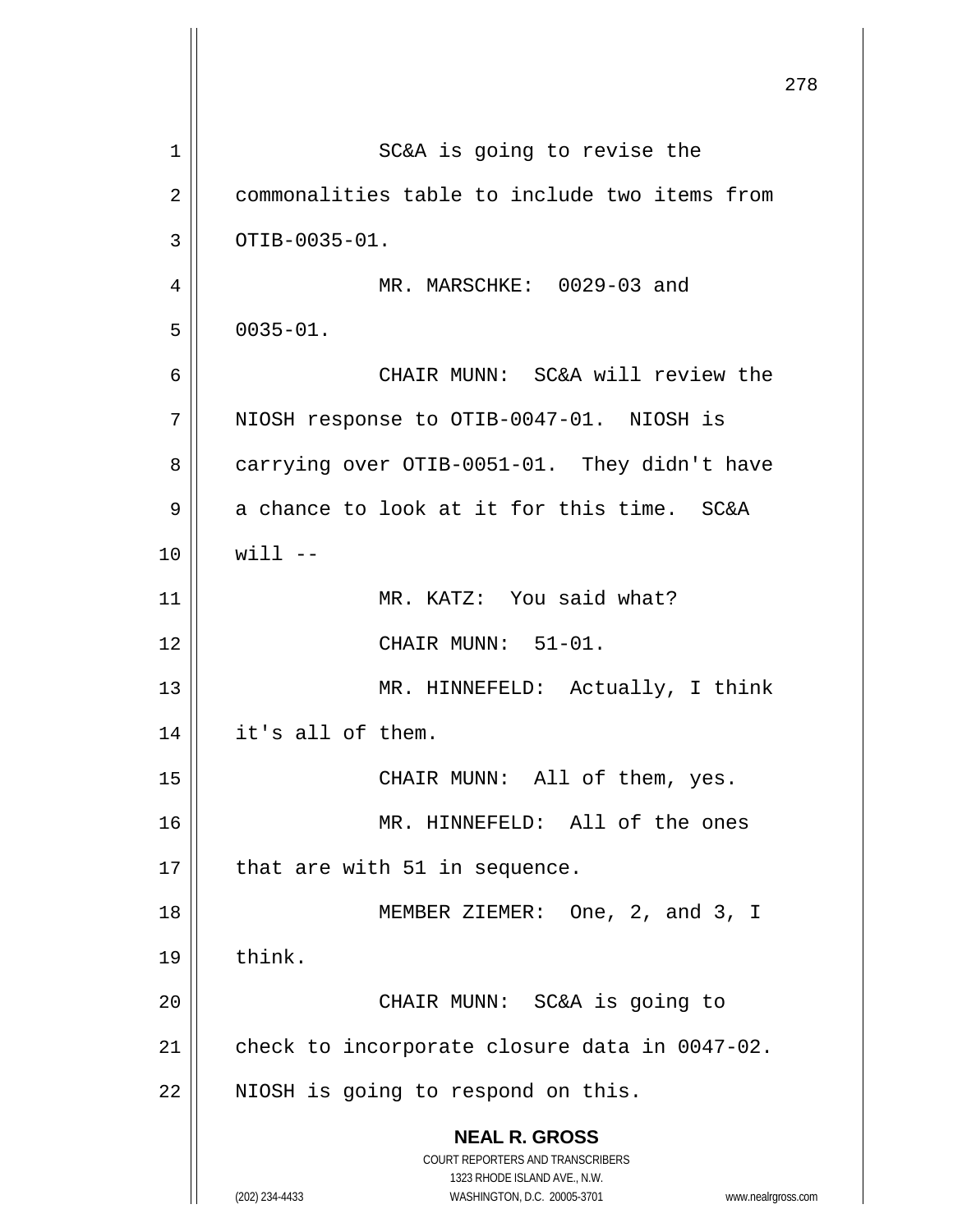SC&A is going to revise the commonalities table to include two items from OTIB-0035-01.

MR. MARSCHKE: 0029-03 and 0035-01.

CHAIR MUNN: SC&A will review the NIOSH response to OTIB-0047-01. NIOSH is carrying over OTIB-0051-01. They didn't have a chance to look at it for this time. SC&A will --

MR. KATZ: You said what?

CHAIR MUNN: 51-01.

MR. HINNEFELD: Actually, I think it's all of them.

CHAIR MUNN: All of them, yes.

MR. HINNEFELD: All of the ones that are with 51 in sequence.

MEMBER ZIEMER: One, 2, and 3, I think.

CHAIR MUNN: SC&A is going to check to incorporate closure data in 0047-02. NIOSH is going to respond on this.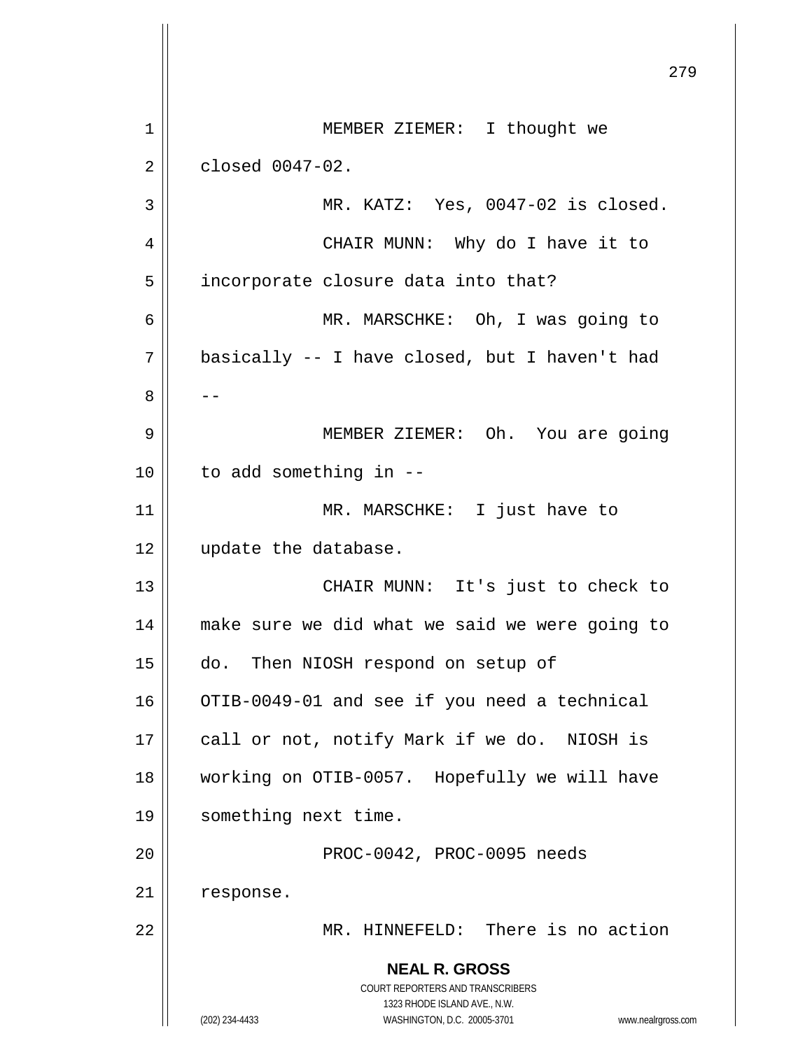MEMBER ZIEMER: I thought we closed 0047-02.

MR. KATZ: Yes, 0047-02 is closed.

CHAIR MUNN: Why do I have it to incorporate closure data into that?

MR. MARSCHKE: Oh, I was going to basically -- I have closed, but I haven't had --

MEMBER ZIEMER: Oh. You are going to add something in --

MR. MARSCHKE: I just have to update the database.

CHAIR MUNN: It's just to check to make sure we did what we said we were going to do. Then NIOSH respond on setup of OTIB-0049-01 and see if you need a technical call or not, notify Mark if we do. NIOSH is working on OTIB-0057. Hopefully we will have something next time.

PROC-0042, PROC-0095 needs response.

MR. HINNEFELD: There is no action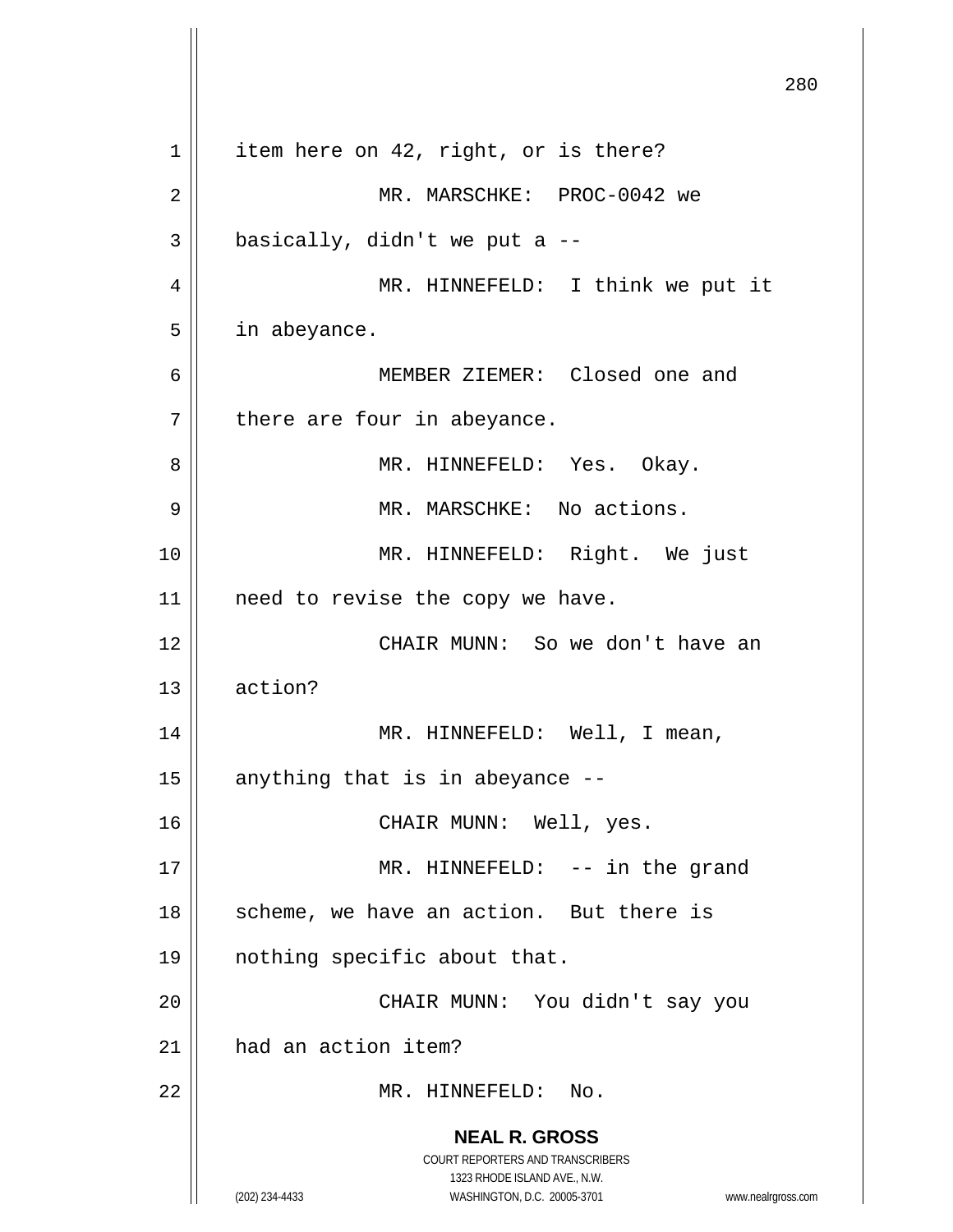item here on 42, right, or is there?

MR. MARSCHKE: PROC-0042 we basically, didn't we put a --

MR. HINNEFELD: I think we put it in abeyance.

MEMBER ZIEMER: Closed one and there are four in abeyance.

MR. HINNEFELD: Yes. Okay.

MR. MARSCHKE: No actions.

MR. HINNEFELD: Right. We just need to revise the copy we have.

CHAIR MUNN: So we don't have an action?

MR. HINNEFELD: Well, I mean, anything that is in abeyance --

CHAIR MUNN: Well, yes.

MR. HINNEFELD: -- in the grand scheme, we have an action. But there is nothing specific about that.

CHAIR MUNN: You didn't say you had an action item?

MR. HINNEFELD: No.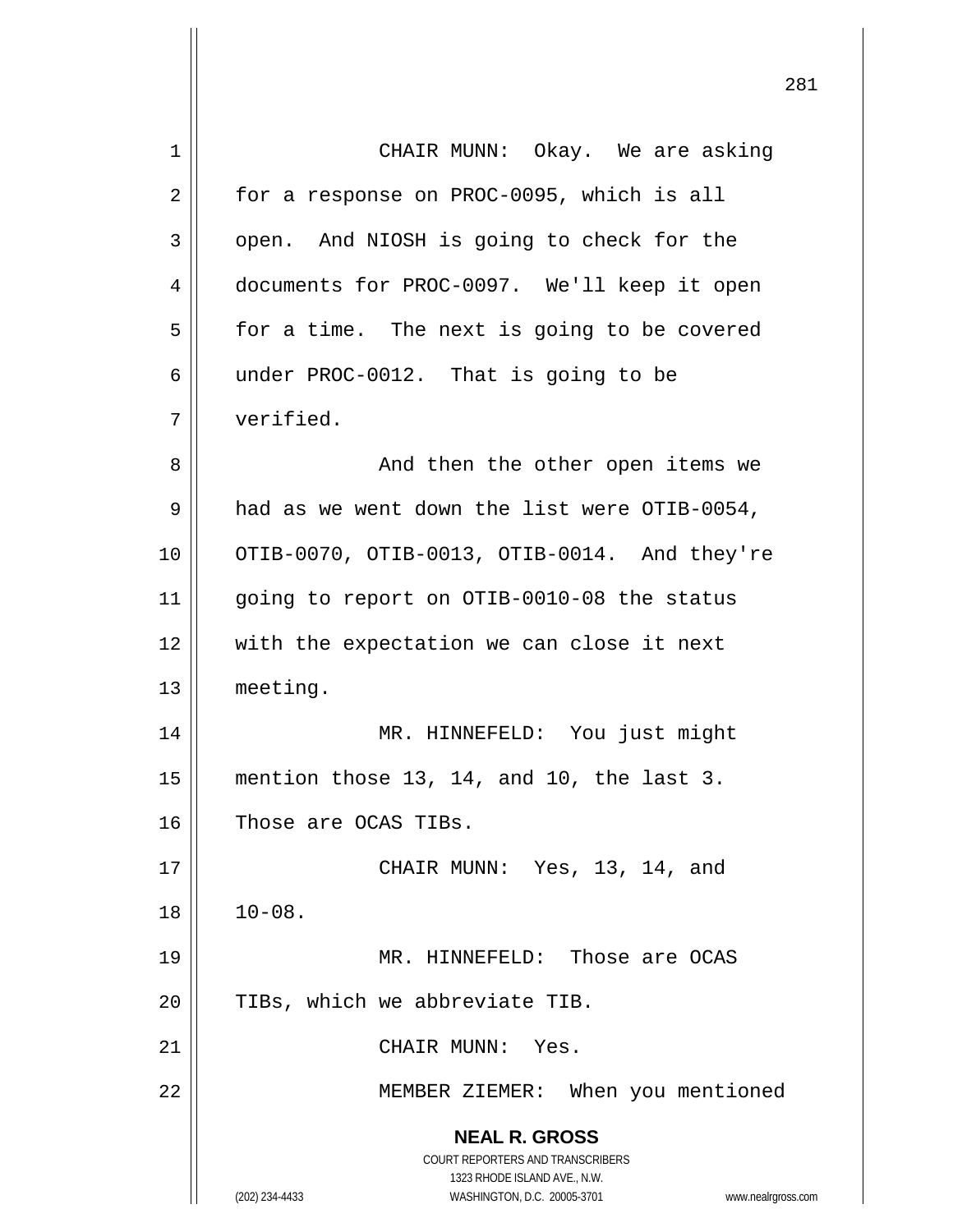CHAIR MUNN: Okay. We are asking for a response on PROC-0095, which is all open. And NIOSH is going to check for the documents for PROC-0097. We'll keep it open for a time. The next is going to be covered under PROC-0012. That is going to be verified.

And then the other open items we had as we went down the list were OTIB-0054, OTIB-0070, OTIB-0013, OTIB-0014. And they're going to report on OTIB-0010-08 the status with the expectation we can close it next meeting.

MR. HINNEFELD: You just might mention those 13, 14, and 10, the last 3. Those are OCAS TIBs.

CHAIR MUNN: Yes, 13, 14, and 10-08.

MR. HINNEFELD: Those are OCAS TIBs, which we abbreviate TIB.

CHAIR MUNN: Yes.

MEMBER ZIEMER: When you mentioned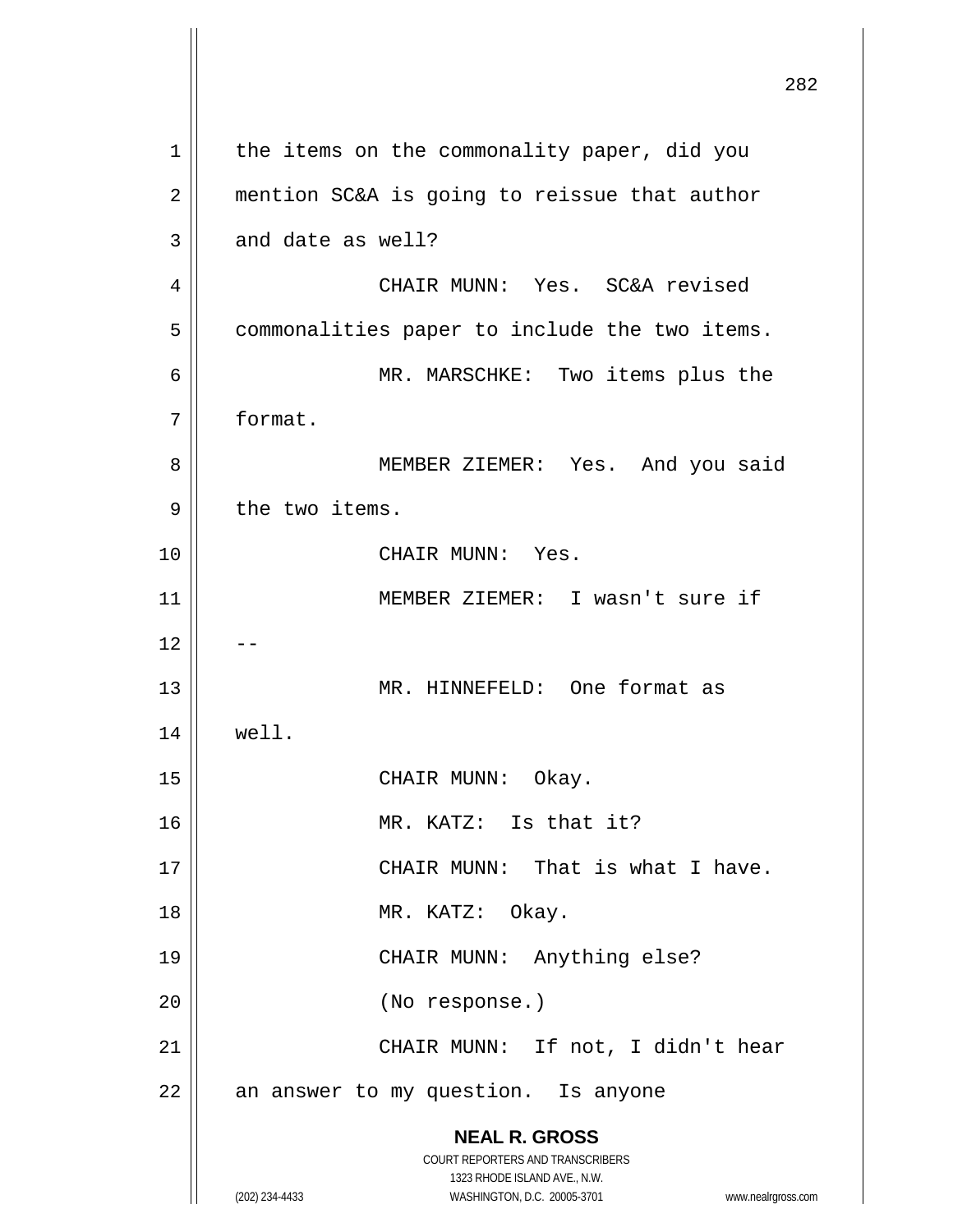the items on the commonality paper, did you mention SC&A is going to reissue that author and date as well?

CHAIR MUNN: Yes. SC&A revised commonalities paper to include the two items.

MR. MARSCHKE: Two items plus the format.

MEMBER ZIEMER: Yes. And you said the two items.

CHAIR MUNN: Yes.

MEMBER ZIEMER: I wasn't sure if --

MR. HINNEFELD: One format as well.

CHAIR MUNN: Okay.

MR. KATZ: Is that it?

CHAIR MUNN: That is what I have.

MR. KATZ: Okay.

CHAIR MUNN: Anything else?

(No response.)

CHAIR MUNN: If not, I didn't hear an answer to my question. Is anyone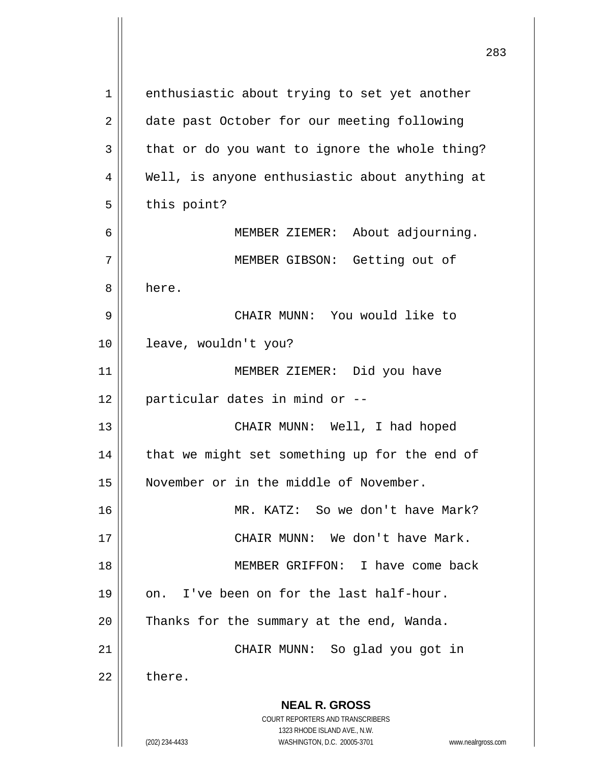enthusiastic about trying to set yet another date past October for our meeting following that or do you want to ignore the whole thing? Well, is anyone enthusiastic about anything at this point?

MEMBER ZIEMER: About adjourning.

MEMBER GIBSON: Getting out of here.

CHAIR MUNN: You would like to leave, wouldn't you?

MEMBER ZIEMER: Did you have particular dates in mind or --

CHAIR MUNN: Well, I had hoped that we might set something up for the end of November or in the middle of November.

MR. KATZ: So we don't have Mark?

CHAIR MUNN: We don't have Mark.

MEMBER GRIFFON: I have come back on. I've been on for the last half-hour. Thanks for the summary at the end, Wanda.

CHAIR MUNN: So glad you got in there.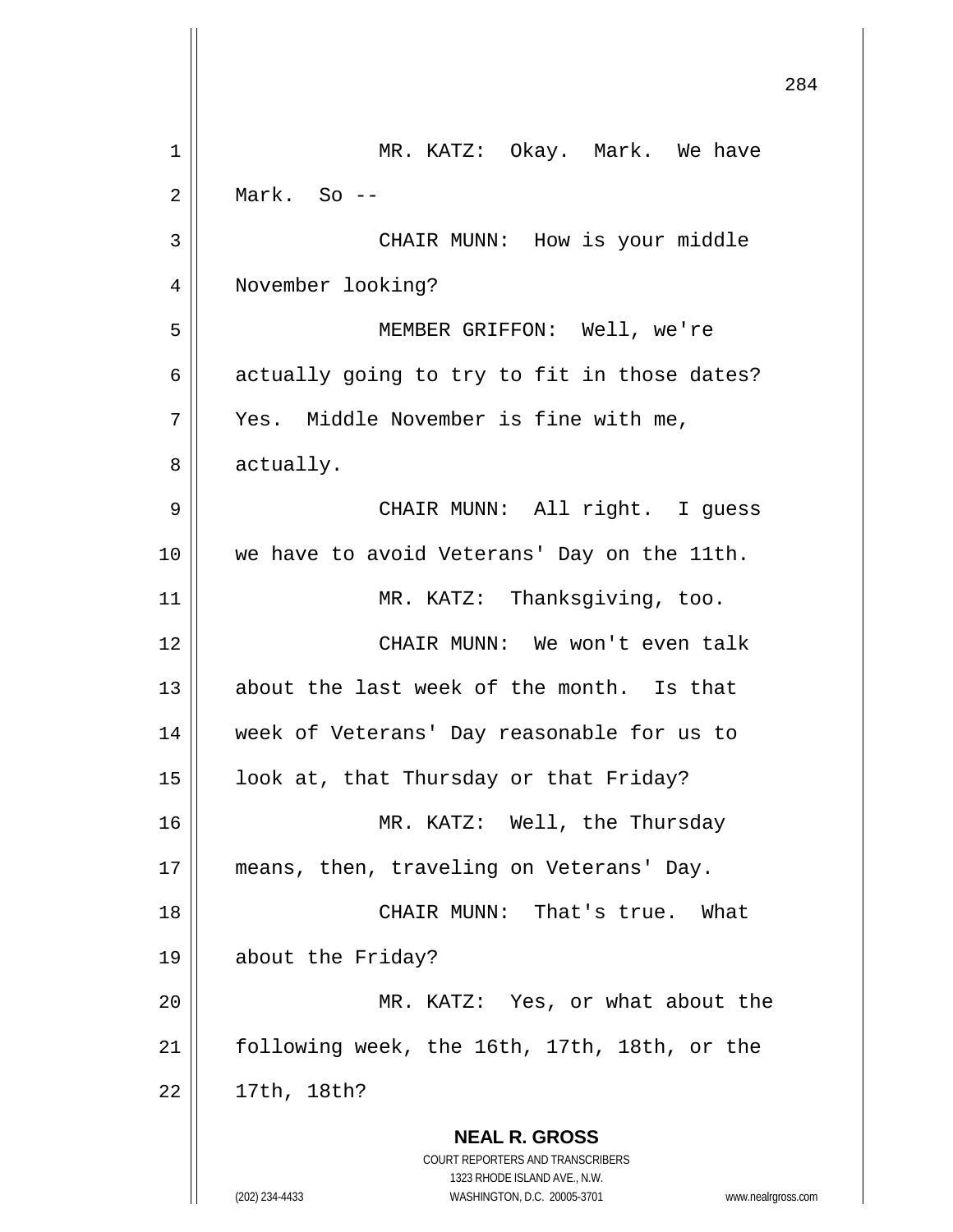MR. KATZ: Okay. Mark. We have Mark. So --

CHAIR MUNN: How is your middle November looking?

MEMBER GRIFFON: Well, we're actually going to try to fit in those dates? Yes. Middle November is fine with me, actually.

CHAIR MUNN: All right. I guess we have to avoid Veterans' Day on the 11th.

MR. KATZ: Thanksgiving, too.

CHAIR MUNN: We won't even talk about the last week of the month. Is that week of Veterans' Day reasonable for us to look at, that Thursday or that Friday?

MR. KATZ: Well, the Thursday means, then, traveling on Veterans' Day.

CHAIR MUNN: That's true. What about the Friday?

MR. KATZ: Yes, or what about the following week, the 16th, 17th, 18th, or the 17th, 18th?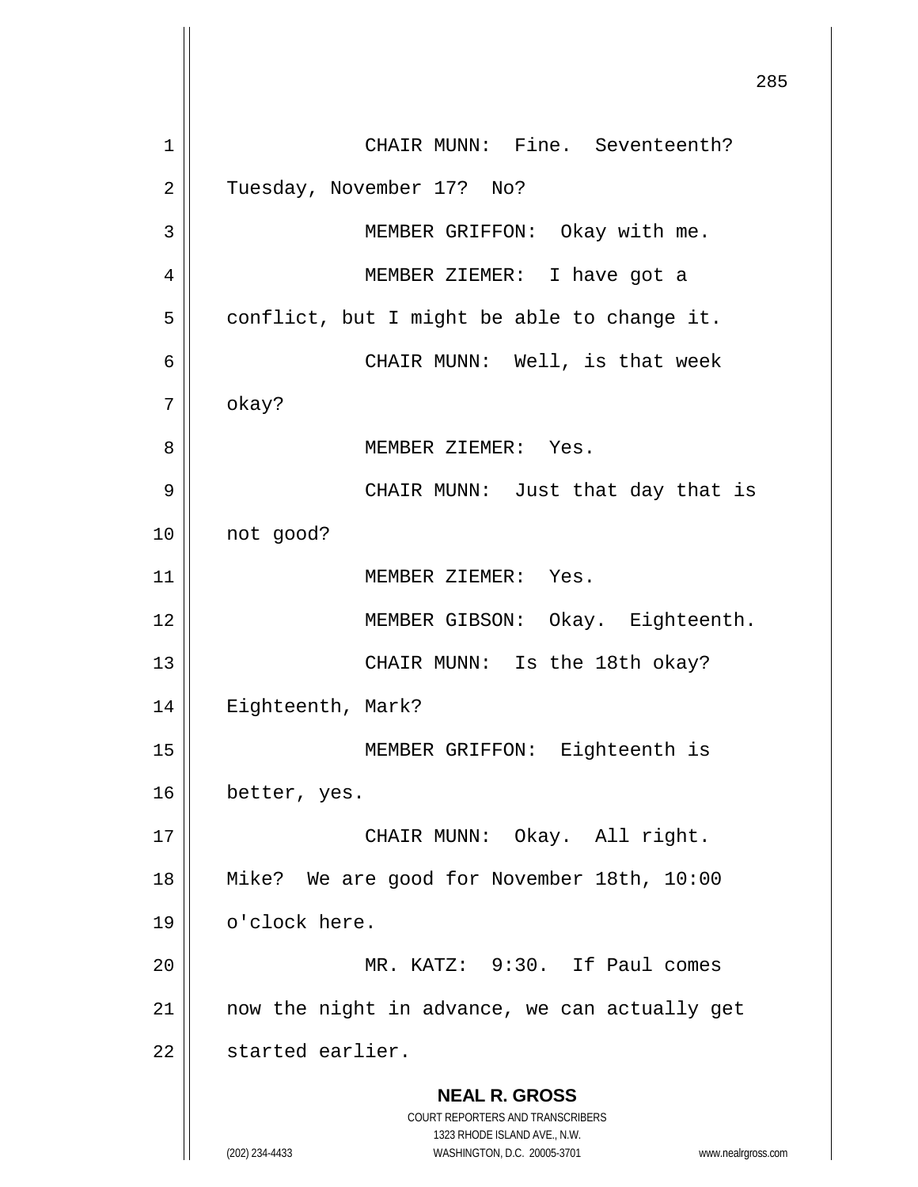CHAIR MUNN: Fine. Seventeenth? Tuesday, November 17? No?

MEMBER GRIFFON: Okay with me.

MEMBER ZIEMER: I have got a conflict, but I might be able to change it.

CHAIR MUNN: Well, is that week okay?

MEMBER ZIEMER: Yes.

CHAIR MUNN: Just that day that is not good?

MEMBER ZIEMER: Yes.

MEMBER GIBSON: Okay. Eighteenth.

CHAIR MUNN: Is the 18th okay? Eighteenth, Mark?

MEMBER GRIFFON: Eighteenth is better, yes.

CHAIR MUNN: Okay. All right. Mike? We are good for November 18th, 10:00 o'clock here.

MR. KATZ: 9:30. If Paul comes now the night in advance, we can actually get started earlier.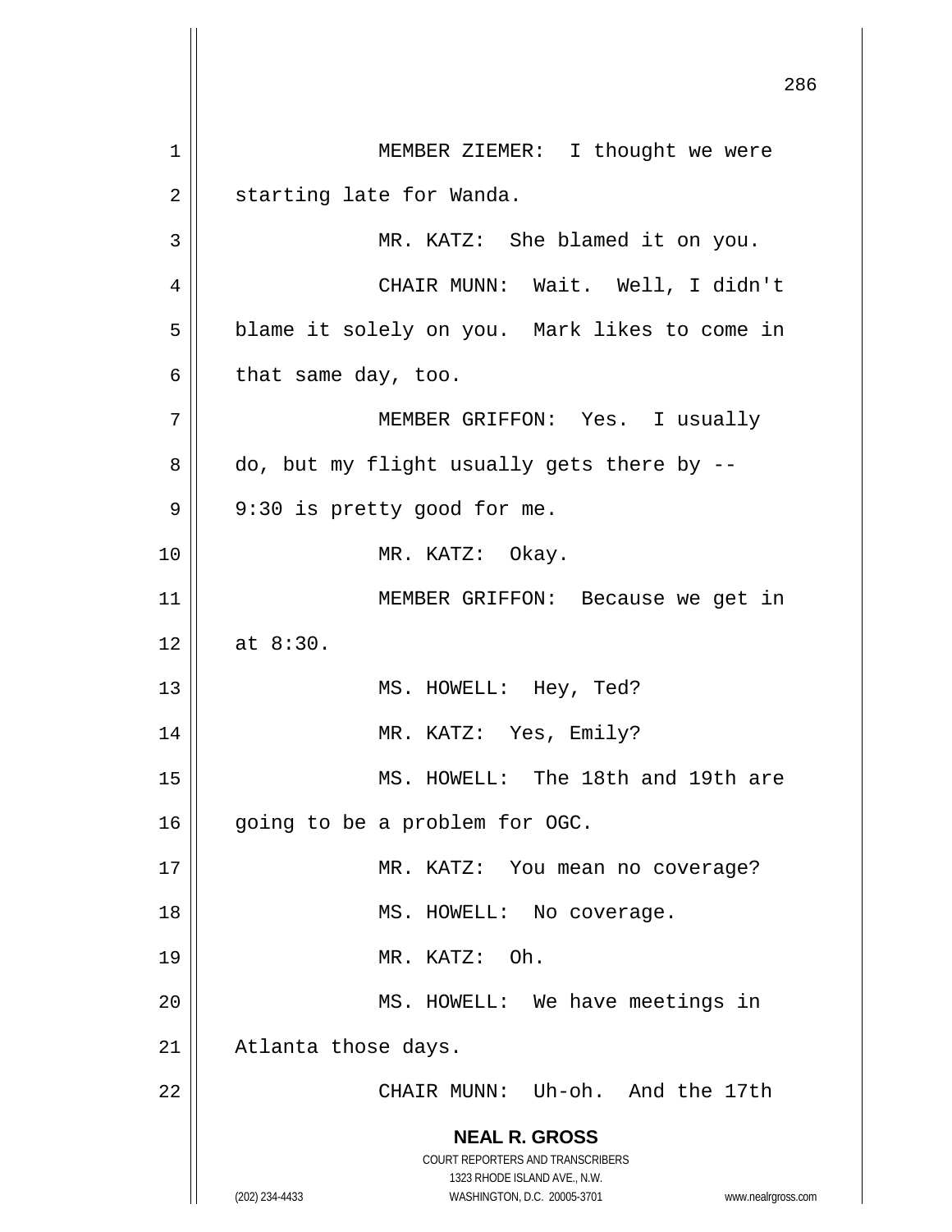MEMBER ZIEMER: I thought we were starting late for Wanda.

MR. KATZ: She blamed it on you.

CHAIR MUNN: Wait. Well, I didn't blame it solely on you. Mark likes to come in that same day, too.

MEMBER GRIFFON: Yes. I usually do, but my flight usually gets there by -- 9:30 is pretty good for me.

MR. KATZ: Okay.

MEMBER GRIFFON: Because we get in at 8:30.

MS. HOWELL: Hey, Ted?

MR. KATZ: Yes, Emily?

MS. HOWELL: The 18th and 19th are going to be a problem for OGC.

MR. KATZ: You mean no coverage?

MS. HOWELL: No coverage.

MR. KATZ: Oh.

MS. HOWELL: We have meetings in Atlanta those days.

CHAIR MUNN: Uh-oh. And the 17th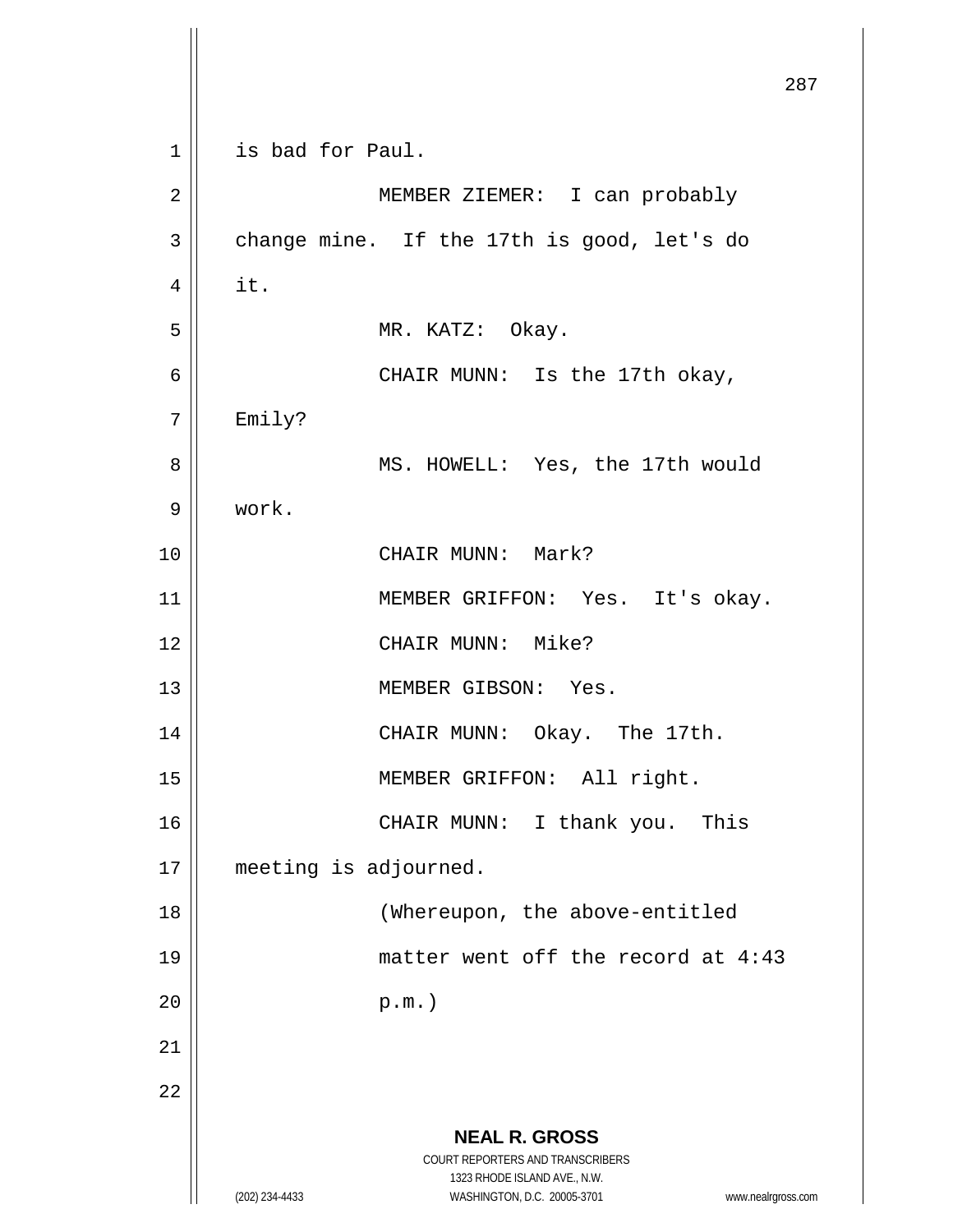is bad for Paul.

MEMBER ZIEMER: I can probably change mine. If the 17th is good, let's do it.

MR. KATZ: Okay.

CHAIR MUNN: Is the 17th okay, Emily?

MS. HOWELL: Yes, the 17th would work.

CHAIR MUNN: Mark?

MEMBER GRIFFON: Yes. It's okay.

CHAIR MUNN: Mike?

MEMBER GIBSON: Yes.

CHAIR MUNN: Okay. The 17th.

MEMBER GRIFFON: All right.

CHAIR MUNN: I thank you. This meeting is adjourned.

(Whereupon, the above-entitled matter went off the record at 4:43 p.m.)